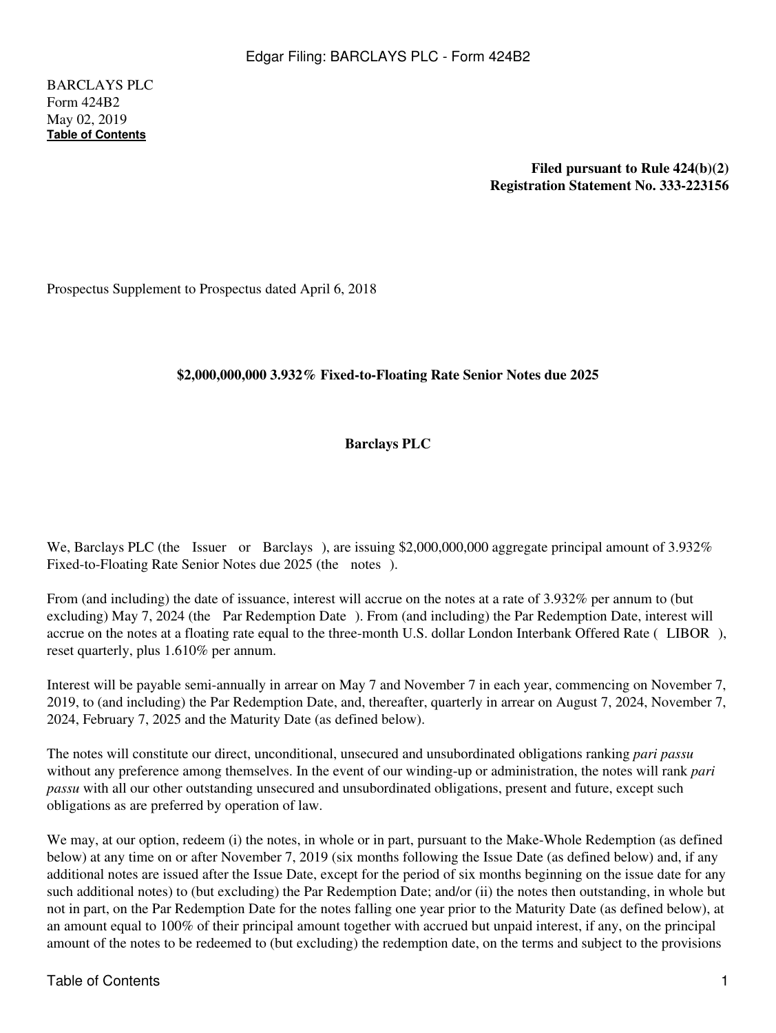BARCLAYS PLC
Form 424B2
May 02, 2019
**Table of Contents**

**Filed pursuant to Rule 424(b)(2)**
**Registration Statement No. 333-223156**

Prospectus Supplement to Prospectus dated April 6, 2018

**$2,000,000,000 3.932% Fixed-to-Floating Rate Senior Notes due 2025**

**Barclays PLC**

We, Barclays PLC (the Issuer or Barclays ), are issuing $2,000,000,000 aggregate principal amount of 3.932% Fixed-to-Floating Rate Senior Notes due 2025 (the notes ).

From (and including) the date of issuance, interest will accrue on the notes at a rate of 3.932% per annum to (but excluding) May 7, 2024 (the Par Redemption Date ). From (and including) the Par Redemption Date, interest will accrue on the notes at a floating rate equal to the three-month U.S. dollar London Interbank Offered Rate ( LIBOR ), reset quarterly, plus 1.610% per annum.

Interest will be payable semi-annually in arrear on May 7 and November 7 in each year, commencing on November 7, 2019, to (and including) the Par Redemption Date, and, thereafter, quarterly in arrear on August 7, 2024, November 7, 2024, February 7, 2025 and the Maturity Date (as defined below).

The notes will constitute our direct, unconditional, unsecured and unsubordinated obligations ranking *pari passu* without any preference among themselves. In the event of our winding-up or administration, the notes will rank *pari passu* with all our other outstanding unsecured and unsubordinated obligations, present and future, except such obligations as are preferred by operation of law.

We may, at our option, redeem (i) the notes, in whole or in part, pursuant to the Make-Whole Redemption (as defined below) at any time on or after November 7, 2019 (six months following the Issue Date (as defined below) and, if any additional notes are issued after the Issue Date, except for the period of six months beginning on the issue date for any such additional notes) to (but excluding) the Par Redemption Date; and/or (ii) the notes then outstanding, in whole but not in part, on the Par Redemption Date for the notes falling one year prior to the Maturity Date (as defined below), at an amount equal to 100% of their principal amount together with accrued but unpaid interest, if any, on the principal amount of the notes to be redeemed to (but excluding) the redemption date, on the terms and subject to the provisions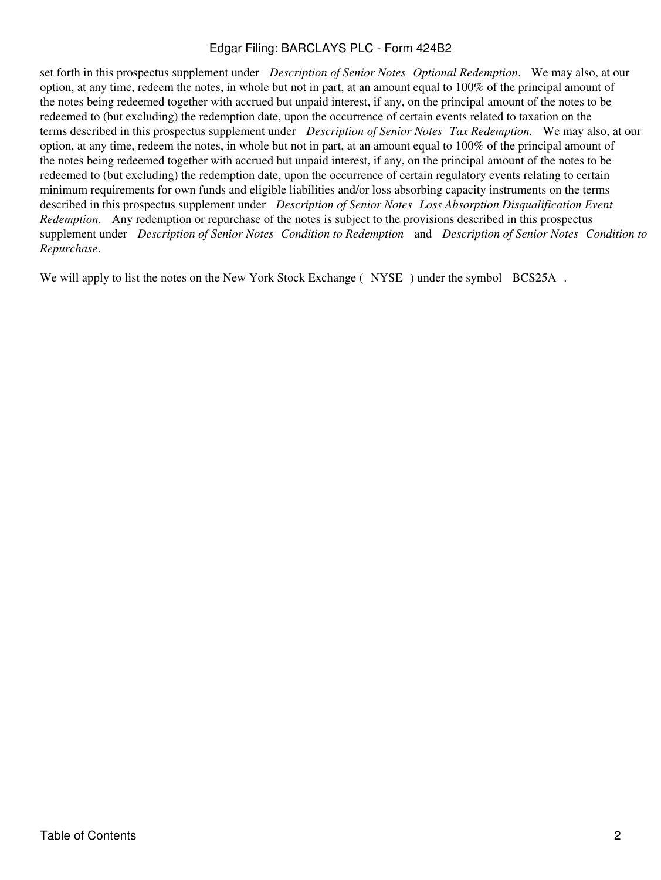set forth in this prospectus supplement under *Description of Senior Notes Optional Redemption*. We may also, at our option, at any time, redeem the notes, in whole but not in part, at an amount equal to 100% of the principal amount of the notes being redeemed together with accrued but unpaid interest, if any, on the principal amount of the notes to be redeemed to (but excluding) the redemption date, upon the occurrence of certain events related to taxation on the terms described in this prospectus supplement under *Description of Senior Notes Tax Redemption.* We may also, at our option, at any time, redeem the notes, in whole but not in part, at an amount equal to 100% of the principal amount of the notes being redeemed together with accrued but unpaid interest, if any, on the principal amount of the notes to be redeemed to (but excluding) the redemption date, upon the occurrence of certain regulatory events relating to certain minimum requirements for own funds and eligible liabilities and/or loss absorbing capacity instruments on the terms described in this prospectus supplement under *Description of Senior Notes Loss Absorption Disqualification Event Redemption*. Any redemption or repurchase of the notes is subject to the provisions described in this prospectus supplement under *Description of Senior Notes Condition to Redemption* and *Description of Senior Notes Condition to Repurchase*.

We will apply to list the notes on the New York Stock Exchange ( NYSE ) under the symbol BCS25A .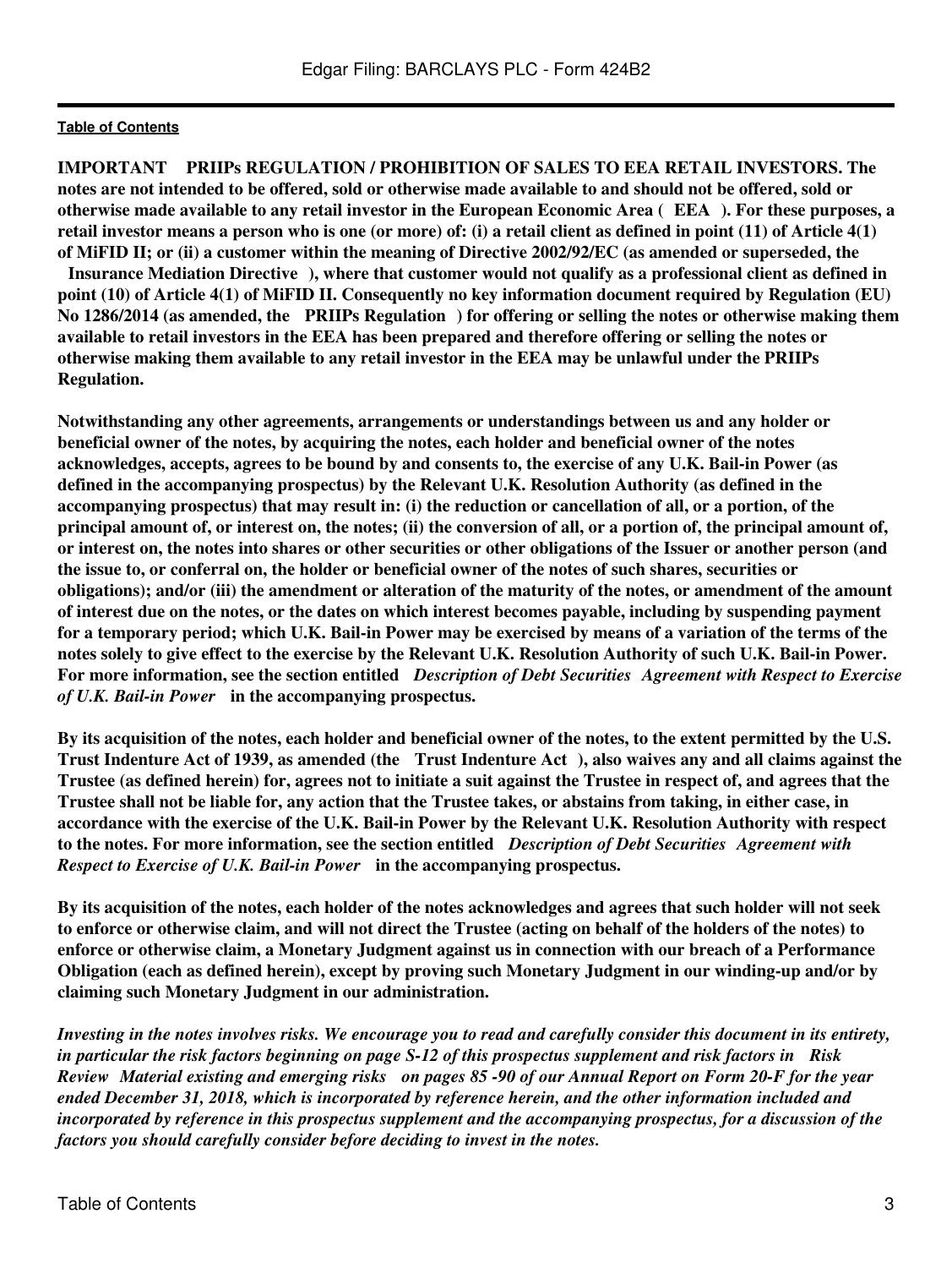**IMPORTANT PRIIPs REGULATION / PROHIBITION OF SALES TO EEA RETAIL INVESTORS. The notes are not intended to be offered, sold or otherwise made available to and should not be offered, sold or otherwise made available to any retail investor in the European Economic Area ( EEA ). For these purposes, a retail investor means a person who is one (or more) of: (i) a retail client as defined in point (11) of Article 4(1) of MiFID II; or (ii) a customer within the meaning of Directive 2002/92/EC (as amended or superseded, the Insurance Mediation Directive ), where that customer would not qualify as a professional client as defined in point (10) of Article 4(1) of MiFID II. Consequently no key information document required by Regulation (EU) No 1286/2014 (as amended, the PRIIPs Regulation ) for offering or selling the notes or otherwise making them available to retail investors in the EEA has been prepared and therefore offering or selling the notes or otherwise making them available to any retail investor in the EEA may be unlawful under the PRIIPs Regulation.**

**Notwithstanding any other agreements, arrangements or understandings between us and any holder or beneficial owner of the notes, by acquiring the notes, each holder and beneficial owner of the notes acknowledges, accepts, agrees to be bound by and consents to, the exercise of any U.K. Bail-in Power (as defined in the accompanying prospectus) by the Relevant U.K. Resolution Authority (as defined in the accompanying prospectus) that may result in: (i) the reduction or cancellation of all, or a portion, of the principal amount of, or interest on, the notes; (ii) the conversion of all, or a portion of, the principal amount of, or interest on, the notes into shares or other securities or other obligations of the Issuer or another person (and the issue to, or conferral on, the holder or beneficial owner of the notes of such shares, securities or obligations); and/or (iii) the amendment or alteration of the maturity of the notes, or amendment of the amount of interest due on the notes, or the dates on which interest becomes payable, including by suspending payment for a temporary period; which U.K. Bail-in Power may be exercised by means of a variation of the terms of the notes solely to give effect to the exercise by the Relevant U.K. Resolution Authority of such U.K. Bail-in Power. For more information, see the section entitled *Description of Debt Securities Agreement with Respect to Exercise of U.K. Bail-in Power* in the accompanying prospectus.**

**By its acquisition of the notes, each holder and beneficial owner of the notes, to the extent permitted by the U.S. Trust Indenture Act of 1939, as amended (the Trust Indenture Act ), also waives any and all claims against the Trustee (as defined herein) for, agrees not to initiate a suit against the Trustee in respect of, and agrees that the Trustee shall not be liable for, any action that the Trustee takes, or abstains from taking, in either case, in accordance with the exercise of the U.K. Bail-in Power by the Relevant U.K. Resolution Authority with respect to the notes. For more information, see the section entitled *Description of Debt Securities Agreement with Respect to Exercise of U.K. Bail-in Power* in the accompanying prospectus.**

**By its acquisition of the notes, each holder of the notes acknowledges and agrees that such holder will not seek to enforce or otherwise claim, and will not direct the Trustee (acting on behalf of the holders of the notes) to enforce or otherwise claim, a Monetary Judgment against us in connection with our breach of a Performance Obligation (each as defined herein), except by proving such Monetary Judgment in our winding-up and/or by claiming such Monetary Judgment in our administration.**

***Investing in the notes involves risks. We encourage you to read and carefully consider this document in its entirety, in particular the risk factors beginning on page S-12 of this prospectus supplement and risk factors in Risk Review Material existing and emerging risks on pages 85 -90 of our Annual Report on Form 20-F for the year ended December 31, 2018, which is incorporated by reference herein, and the other information included and incorporated by reference in this prospectus supplement and the accompanying prospectus, for a discussion of the factors you should carefully consider before deciding to invest in the notes.***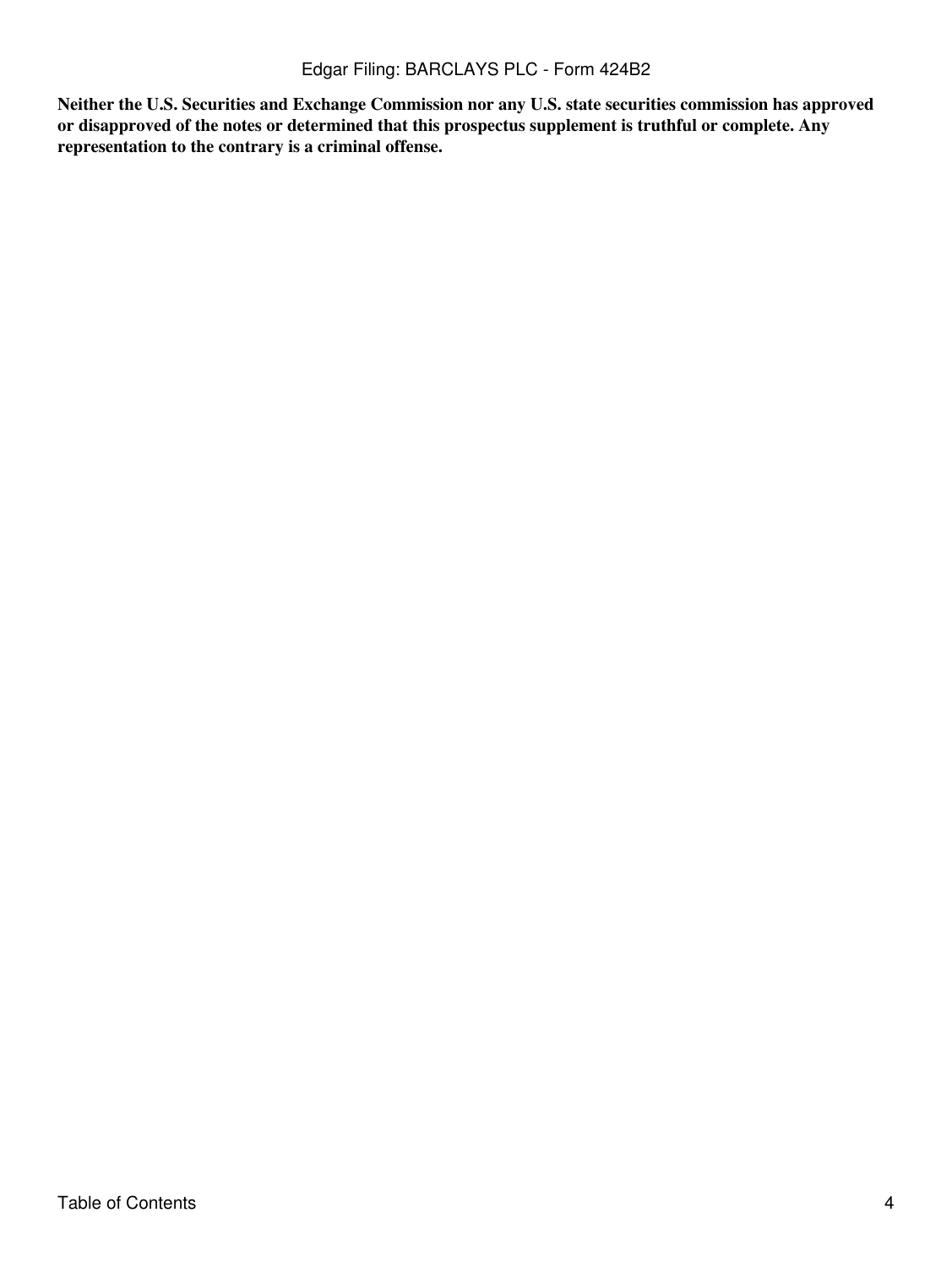**Neither the U.S. Securities and Exchange Commission nor any U.S. state securities commission has approved or disapproved of the notes or determined that this prospectus supplement is truthful or complete. Any representation to the contrary is a criminal offense.**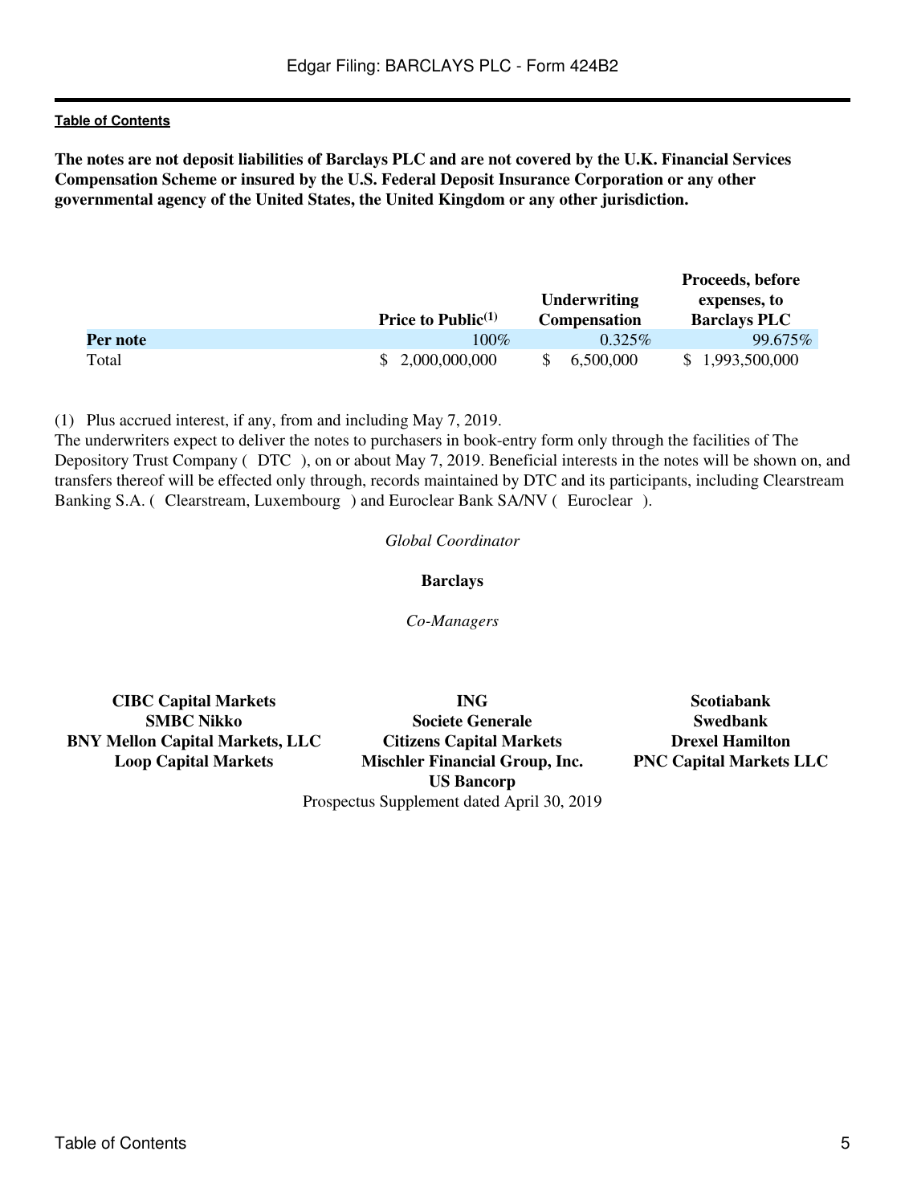**The notes are not deposit liabilities of Barclays PLC and are not covered by the U.K. Financial Services Compensation Scheme or insured by the U.S. Federal Deposit Insurance Corporation or any other governmental agency of the United States, the United Kingdom or any other jurisdiction.**

| | Price to Public(1) | Underwriting Compensation | Proceeds, before expenses, to Barclays PLC |
|---|---|---|---|
| **Per note** | 100% | 0.325% | 99.675% |
| Total | $ 2,000,000,000 | $ 6,500,000 | $ 1,993,500,000 |

(1) Plus accrued interest, if any, from and including May 7, 2019.

The underwriters expect to deliver the notes to purchasers in book-entry form only through the facilities of The Depository Trust Company ( DTC ), on or about May 7, 2019. Beneficial interests in the notes will be shown on, and transfers thereof will be effected only through, records maintained by DTC and its participants, including Clearstream Banking S.A. ( Clearstream, Luxembourg ) and Euroclear Bank SA/NV ( Euroclear ).

*Global Coordinator*

**Barclays**

*Co-Managers*

**CIBC Capital Markets**
**ING**
**Scotiabank**
**SMBC Nikko**
**Societe Generale**
**Swedbank**
**BNY Mellon Capital Markets, LLC**
**Citizens Capital Markets**
**Drexel Hamilton**
**Loop Capital Markets**
**Mischler Financial Group, Inc.**
**PNC Capital Markets LLC**
**US Bancorp**

Prospectus Supplement dated April 30, 2019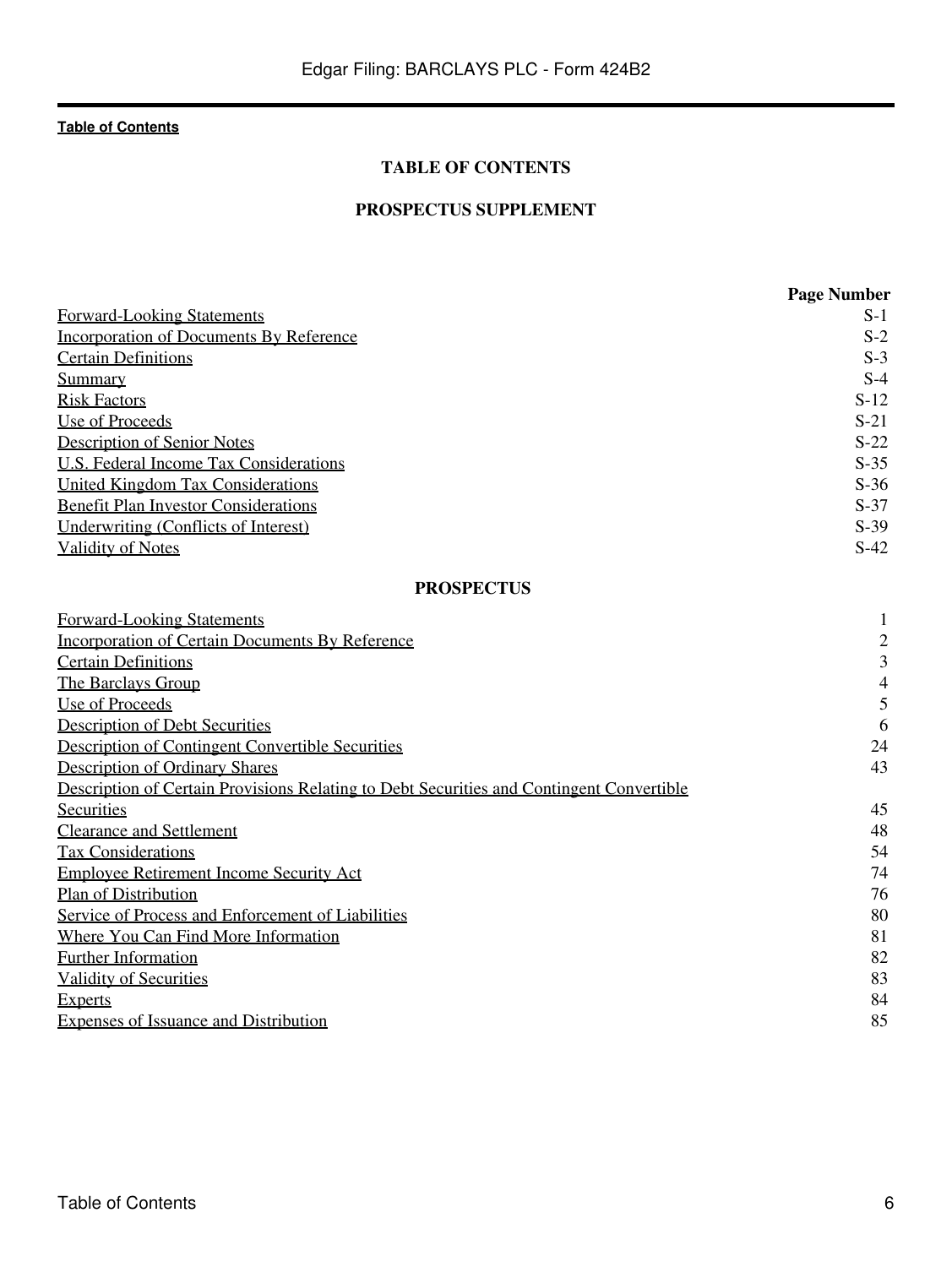**Table of Contents**

## TABLE OF CONTENTS

### PROSPECTUS SUPPLEMENT

| | Page Number |
|---|---|
| Forward-Looking Statements | S-1 |
| Incorporation of Documents By Reference | S-2 |
| Certain Definitions | S-3 |
| Summary | S-4 |
| Risk Factors | S-12 |
| Use of Proceeds | S-21 |
| Description of Senior Notes | S-22 |
| U.S. Federal Income Tax Considerations | S-35 |
| United Kingdom Tax Considerations | S-36 |
| Benefit Plan Investor Considerations | S-37 |
| Underwriting (Conflicts of Interest) | S-39 |
| Validity of Notes | S-42 |

### PROSPECTUS

| | |
|---|---|
| Forward-Looking Statements | 1 |
| Incorporation of Certain Documents By Reference | 2 |
| Certain Definitions | 3 |
| The Barclays Group | 4 |
| Use of Proceeds | 5 |
| Description of Debt Securities | 6 |
| Description of Contingent Convertible Securities | 24 |
| Description of Ordinary Shares | 43 |
| Description of Certain Provisions Relating to Debt Securities and Contingent Convertible Securities | 45 |
| Clearance and Settlement | 48 |
| Tax Considerations | 54 |
| Employee Retirement Income Security Act | 74 |
| Plan of Distribution | 76 |
| Service of Process and Enforcement of Liabilities | 80 |
| Where You Can Find More Information | 81 |
| Further Information | 82 |
| Validity of Securities | 83 |
| Experts | 84 |
| Expenses of Issuance and Distribution | 85 |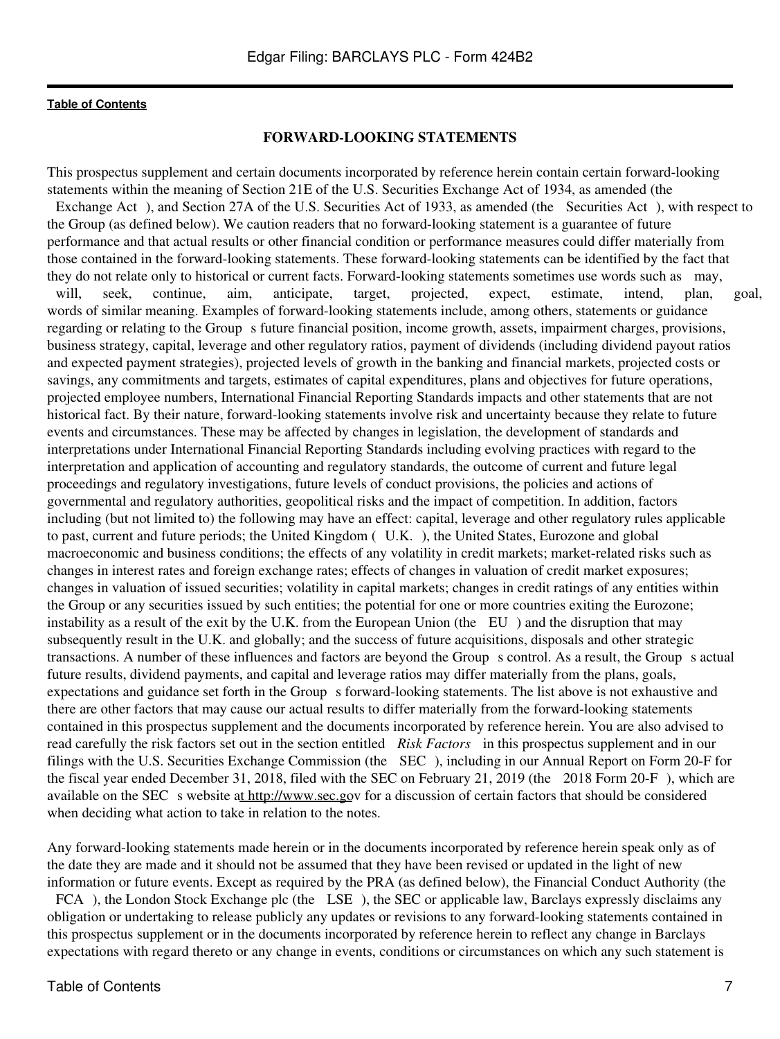## FORWARD-LOOKING STATEMENTS

This prospectus supplement and certain documents incorporated by reference herein contain certain forward-looking statements within the meaning of Section 21E of the U.S. Securities Exchange Act of 1934, as amended (the Exchange Act ), and Section 27A of the U.S. Securities Act of 1933, as amended (the Securities Act ), with respect to the Group (as defined below). We caution readers that no forward-looking statement is a guarantee of future performance and that actual results or other financial condition or performance measures could differ materially from those contained in the forward-looking statements. These forward-looking statements can be identified by the fact that they do not relate only to historical or current facts. Forward-looking statements sometimes use words such as may, will, seek, continue, aim, anticipate, target, projected, expect, estimate, intend, plan, goal, words of similar meaning. Examples of forward-looking statements include, among others, statements or guidance regarding or relating to the Group s future financial position, income growth, assets, impairment charges, provisions, business strategy, capital, leverage and other regulatory ratios, payment of dividends (including dividend payout ratios and expected payment strategies), projected levels of growth in the banking and financial markets, projected costs or savings, any commitments and targets, estimates of capital expenditures, plans and objectives for future operations, projected employee numbers, International Financial Reporting Standards impacts and other statements that are not historical fact. By their nature, forward-looking statements involve risk and uncertainty because they relate to future events and circumstances. These may be affected by changes in legislation, the development of standards and interpretations under International Financial Reporting Standards including evolving practices with regard to the interpretation and application of accounting and regulatory standards, the outcome of current and future legal proceedings and regulatory investigations, future levels of conduct provisions, the policies and actions of governmental and regulatory authorities, geopolitical risks and the impact of competition. In addition, factors including (but not limited to) the following may have an effect: capital, leverage and other regulatory rules applicable to past, current and future periods; the United Kingdom ( U.K. ), the United States, Eurozone and global macroeconomic and business conditions; the effects of any volatility in credit markets; market-related risks such as changes in interest rates and foreign exchange rates; effects of changes in valuation of credit market exposures; changes in valuation of issued securities; volatility in capital markets; changes in credit ratings of any entities within the Group or any securities issued by such entities; the potential for one or more countries exiting the Eurozone; instability as a result of the exit by the U.K. from the European Union (the EU ) and the disruption that may subsequently result in the U.K. and globally; and the success of future acquisitions, disposals and other strategic transactions. A number of these influences and factors are beyond the Group s control. As a result, the Group s actual future results, dividend payments, and capital and leverage ratios may differ materially from the plans, goals, expectations and guidance set forth in the Group s forward-looking statements. The list above is not exhaustive and there are other factors that may cause our actual results to differ materially from the forward-looking statements contained in this prospectus supplement and the documents incorporated by reference herein. You are also advised to read carefully the risk factors set out in the section entitled *Risk Factors* in this prospectus supplement and in our filings with the U.S. Securities Exchange Commission (the SEC ), including in our Annual Report on Form 20-F for the fiscal year ended December 31, 2018, filed with the SEC on February 21, 2019 (the 2018 Form 20-F ), which are available on the SEC s website at http://www.sec.gov for a discussion of certain factors that should be considered when deciding what action to take in relation to the notes.

Any forward-looking statements made herein or in the documents incorporated by reference herein speak only as of the date they are made and it should not be assumed that they have been revised or updated in the light of new information or future events. Except as required by the PRA (as defined below), the Financial Conduct Authority (the FCA ), the London Stock Exchange plc (the LSE ), the SEC or applicable law, Barclays expressly disclaims any obligation or undertaking to release publicly any updates or revisions to any forward-looking statements contained in this prospectus supplement or in the documents incorporated by reference herein to reflect any change in Barclays expectations with regard thereto or any change in events, conditions or circumstances on which any such statement is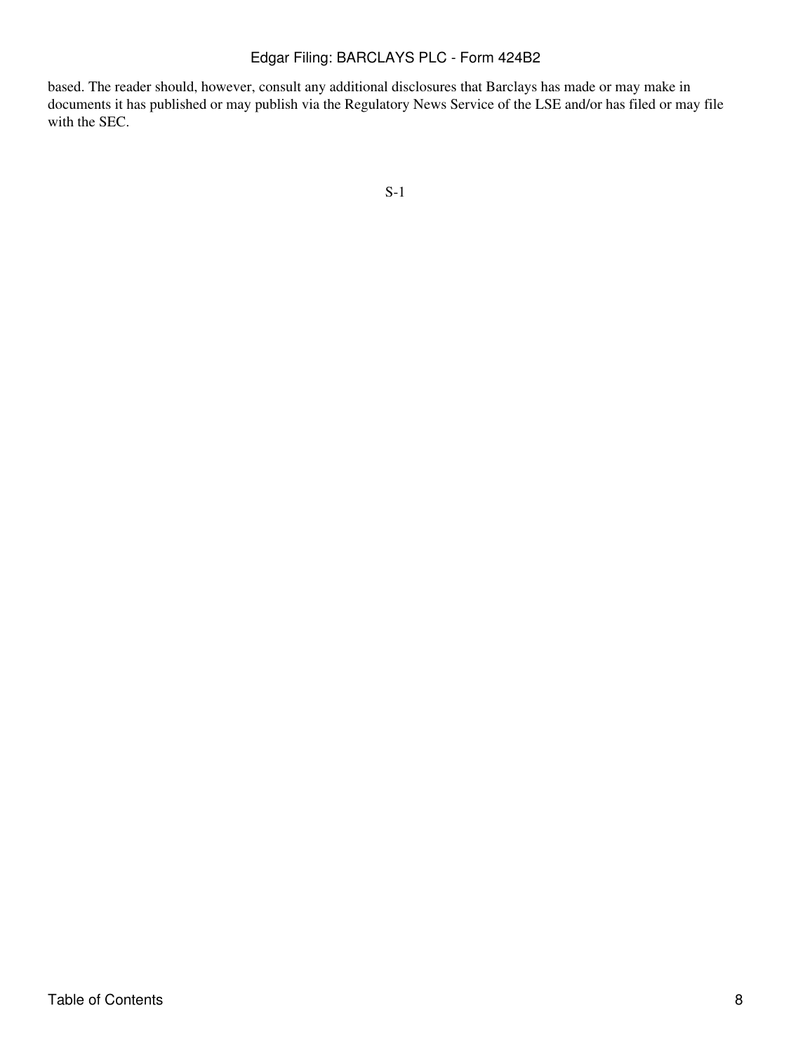based. The reader should, however, consult any additional disclosures that Barclays has made or may make in documents it has published or may publish via the Regulatory News Service of the LSE and/or has filed or may file with the SEC.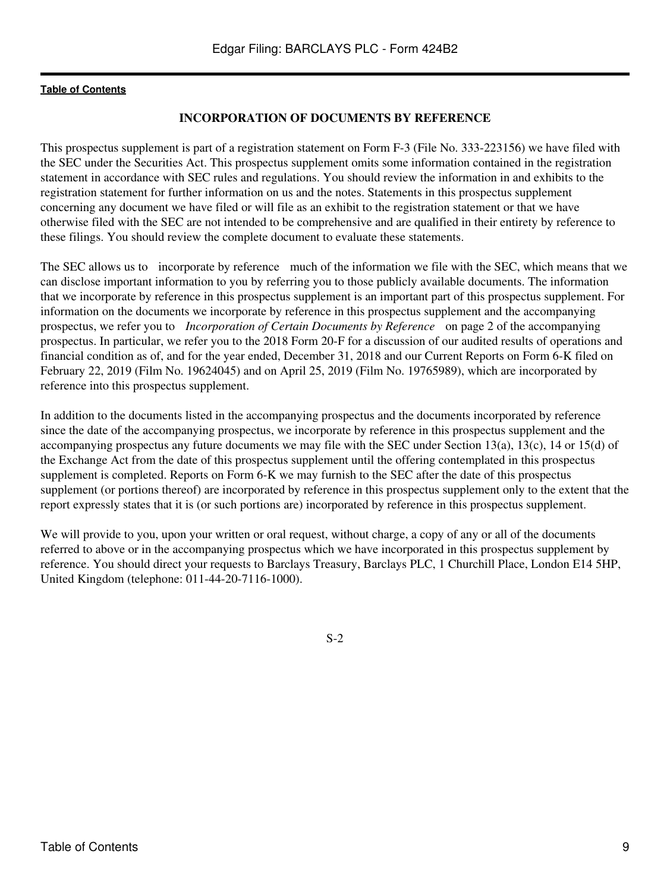[Table of Contents](#)

## INCORPORATION OF DOCUMENTS BY REFERENCE

This prospectus supplement is part of a registration statement on Form F-3 (File No. 333-223156) we have filed with the SEC under the Securities Act. This prospectus supplement omits some information contained in the registration statement in accordance with SEC rules and regulations. You should review the information in and exhibits to the registration statement for further information on us and the notes. Statements in this prospectus supplement concerning any document we have filed or will file as an exhibit to the registration statement or that we have otherwise filed with the SEC are not intended to be comprehensive and are qualified in their entirety by reference to these filings. You should review the complete document to evaluate these statements.

The SEC allows us to incorporate by reference much of the information we file with the SEC, which means that we can disclose important information to you by referring you to those publicly available documents. The information that we incorporate by reference in this prospectus supplement is an important part of this prospectus supplement. For information on the documents we incorporate by reference in this prospectus supplement and the accompanying prospectus, we refer you to *Incorporation of Certain Documents by Reference* on page 2 of the accompanying prospectus. In particular, we refer you to the 2018 Form 20-F for a discussion of our audited results of operations and financial condition as of, and for the year ended, December 31, 2018 and our Current Reports on Form 6-K filed on February 22, 2019 (Film No. 19624045) and on April 25, 2019 (Film No. 19765989), which are incorporated by reference into this prospectus supplement.

In addition to the documents listed in the accompanying prospectus and the documents incorporated by reference since the date of the accompanying prospectus, we incorporate by reference in this prospectus supplement and the accompanying prospectus any future documents we may file with the SEC under Section 13(a), 13(c), 14 or 15(d) of the Exchange Act from the date of this prospectus supplement until the offering contemplated in this prospectus supplement is completed. Reports on Form 6-K we may furnish to the SEC after the date of this prospectus supplement (or portions thereof) are incorporated by reference in this prospectus supplement only to the extent that the report expressly states that it is (or such portions are) incorporated by reference in this prospectus supplement.

We will provide to you, upon your written or oral request, without charge, a copy of any or all of the documents referred to above or in the accompanying prospectus which we have incorporated in this prospectus supplement by reference. You should direct your requests to Barclays Treasury, Barclays PLC, 1 Churchill Place, London E14 5HP, United Kingdom (telephone: 011-44-20-7116-1000).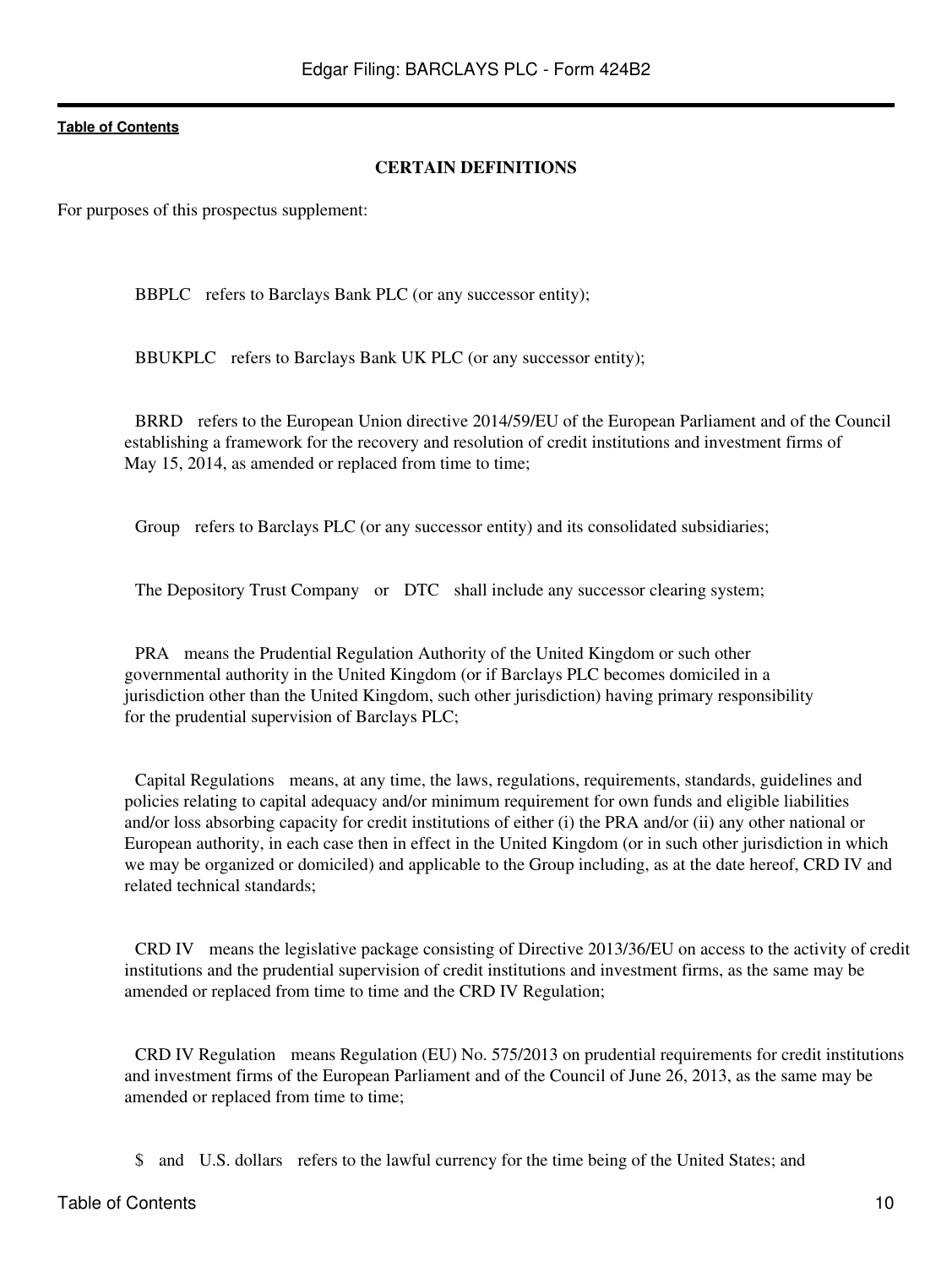## CERTAIN DEFINITIONS

For purposes of this prospectus supplement:

- BBPLC refers to Barclays Bank PLC (or any successor entity);
- BBUKPLC refers to Barclays Bank UK PLC (or any successor entity);
- BRRD refers to the European Union directive 2014/59/EU of the European Parliament and of the Council establishing a framework for the recovery and resolution of credit institutions and investment firms of May 15, 2014, as amended or replaced from time to time;
- Group refers to Barclays PLC (or any successor entity) and its consolidated subsidiaries;
- The Depository Trust Company or DTC shall include any successor clearing system;
- PRA means the Prudential Regulation Authority of the United Kingdom or such other governmental authority in the United Kingdom (or if Barclays PLC becomes domiciled in a jurisdiction other than the United Kingdom, such other jurisdiction) having primary responsibility for the prudential supervision of Barclays PLC;
- Capital Regulations means, at any time, the laws, regulations, requirements, standards, guidelines and policies relating to capital adequacy and/or minimum requirement for own funds and eligible liabilities and/or loss absorbing capacity for credit institutions of either (i) the PRA and/or (ii) any other national or European authority, in each case then in effect in the United Kingdom (or in such other jurisdiction in which we may be organized or domiciled) and applicable to the Group including, as at the date hereof, CRD IV and related technical standards;
- CRD IV means the legislative package consisting of Directive 2013/36/EU on access to the activity of credit institutions and the prudential supervision of credit institutions and investment firms, as the same may be amended or replaced from time to time and the CRD IV Regulation;
- CRD IV Regulation means Regulation (EU) No. 575/2013 on prudential requirements for credit institutions and investment firms of the European Parliament and of the Council of June 26, 2013, as the same may be amended or replaced from time to time;
- $ and U.S. dollars refers to the lawful currency for the time being of the United States; and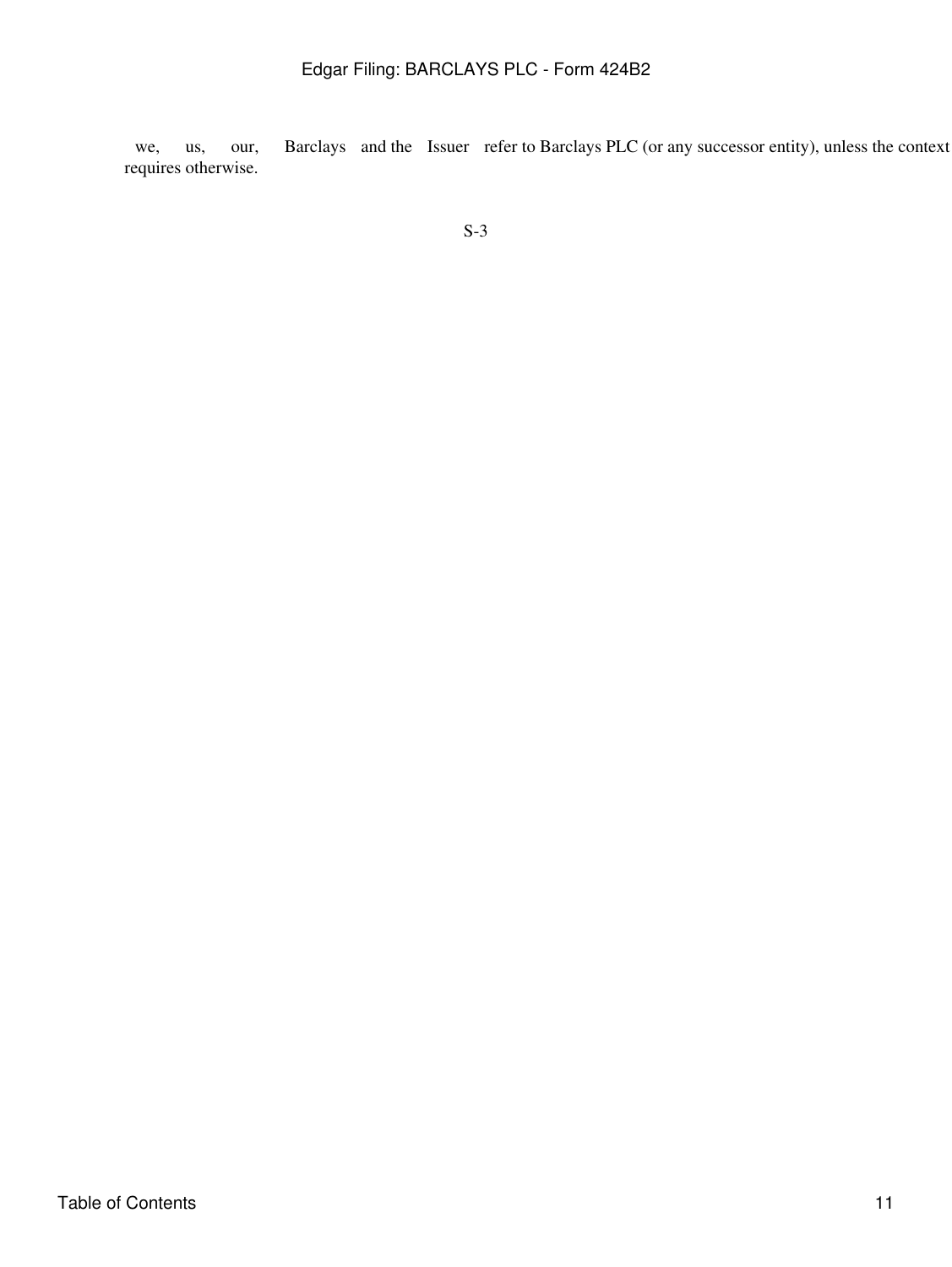we, us, our, Barclays and the Issuer refer to Barclays PLC (or any successor entity), unless the context requires otherwise.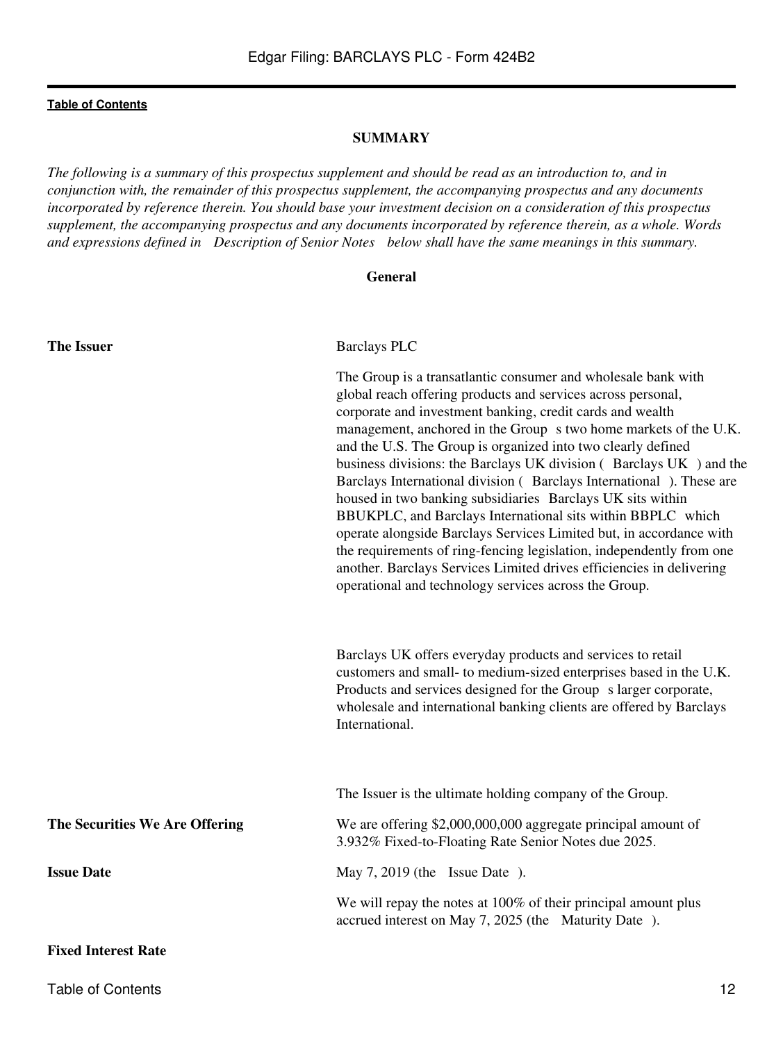## SUMMARY

*The following is a summary of this prospectus supplement and should be read as an introduction to, and in conjunction with, the remainder of this prospectus supplement, the accompanying prospectus and any documents incorporated by reference therein. You should base your investment decision on a consideration of this prospectus supplement, the accompanying prospectus and any documents incorporated by reference therein, as a whole. Words and expressions defined in Description of Senior Notes below shall have the same meanings in this summary.*

### General

**The Issuer**

Barclays PLC

The Group is a transatlantic consumer and wholesale bank with global reach offering products and services across personal, corporate and investment banking, credit cards and wealth management, anchored in the Group s two home markets of the U.K. and the U.S. The Group is organized into two clearly defined business divisions: the Barclays UK division ( Barclays UK ) and the Barclays International division ( Barclays International ). These are housed in two banking subsidiaries Barclays UK sits within BBUKPLC, and Barclays International sits within BBPLC which operate alongside Barclays Services Limited but, in accordance with the requirements of ring-fencing legislation, independently from one another. Barclays Services Limited drives efficiencies in delivering operational and technology services across the Group.

Barclays UK offers everyday products and services to retail customers and small- to medium-sized enterprises based in the U.K. Products and services designed for the Group s larger corporate, wholesale and international banking clients are offered by Barclays International.

The Issuer is the ultimate holding company of the Group.

**The Securities We Are Offering**

We are offering $2,000,000,000 aggregate principal amount of 3.932% Fixed-to-Floating Rate Senior Notes due 2025.

**Issue Date**

May 7, 2019 (the Issue Date ).

We will repay the notes at 100% of their principal amount plus accrued interest on May 7, 2025 (the Maturity Date ).

**Fixed Interest Rate**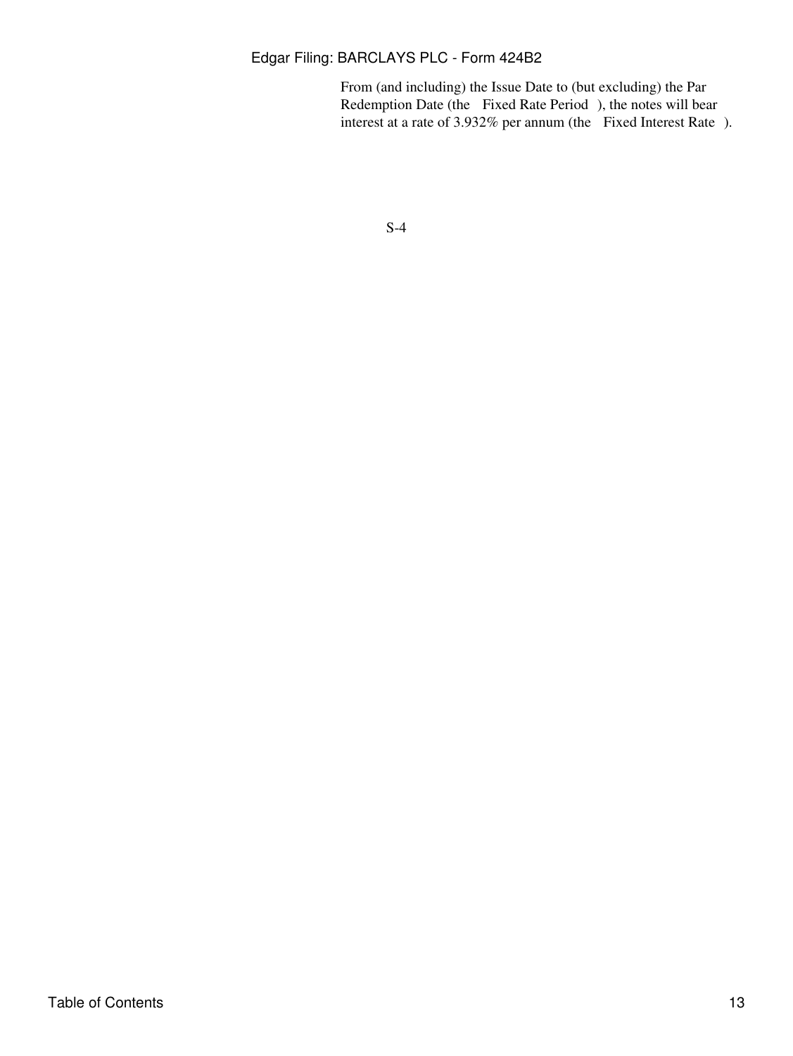From (and including) the Issue Date to (but excluding) the Par Redemption Date (the "Fixed Rate Period"), the notes will bear interest at a rate of 3.932% per annum (the "Fixed Interest Rate").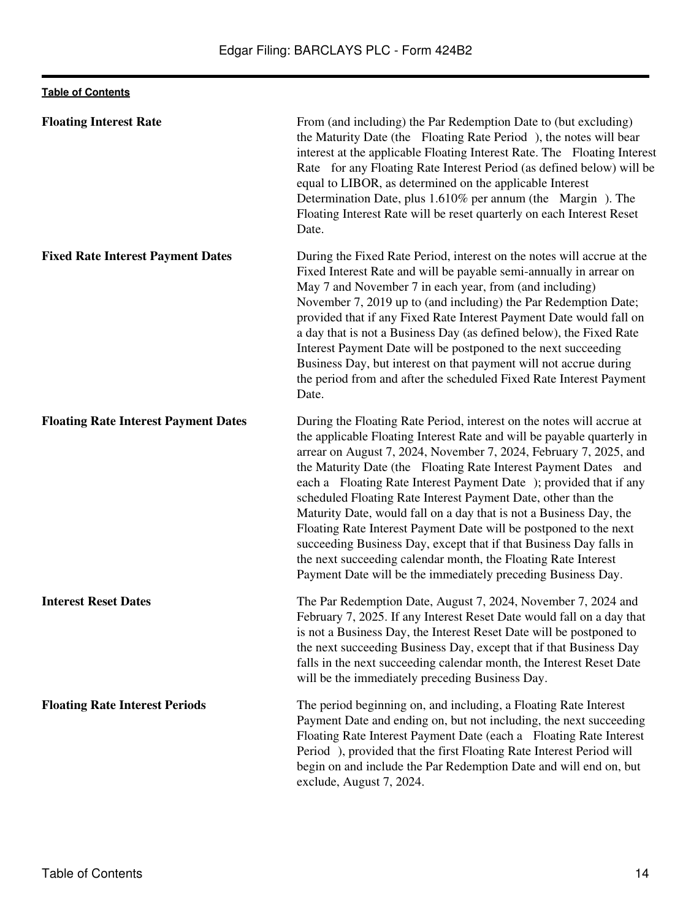| | |
|---|---|
| **Floating Interest Rate** | From (and including) the Par Redemption Date to (but excluding) the Maturity Date (the "Floating Rate Period"), the notes will bear interest at the applicable Floating Interest Rate. The "Floating Interest Rate" for any Floating Rate Interest Period (as defined below) will be equal to LIBOR, as determined on the applicable Interest Determination Date, plus 1.610% per annum (the "Margin"). The Floating Interest Rate will be reset quarterly on each Interest Reset Date. |
| **Fixed Rate Interest Payment Dates** | During the Fixed Rate Period, interest on the notes will accrue at the Fixed Interest Rate and will be payable semi-annually in arrear on May 7 and November 7 in each year, from (and including) November 7, 2019 up to (and including) the Par Redemption Date; provided that if any Fixed Rate Interest Payment Date would fall on a day that is not a Business Day (as defined below), the Fixed Rate Interest Payment Date will be postponed to the next succeeding Business Day, but interest on that payment will not accrue during the period from and after the scheduled Fixed Rate Interest Payment Date. |
| **Floating Rate Interest Payment Dates** | During the Floating Rate Period, interest on the notes will accrue at the applicable Floating Interest Rate and will be payable quarterly in arrear on August 7, 2024, November 7, 2024, February 7, 2025, and the Maturity Date (the "Floating Rate Interest Payment Dates" and each a "Floating Rate Interest Payment Date"); provided that if any scheduled Floating Rate Interest Payment Date, other than the Maturity Date, would fall on a day that is not a Business Day, the Floating Rate Interest Payment Date will be postponed to the next succeeding Business Day, except that if that Business Day falls in the next succeeding calendar month, the Floating Rate Interest Payment Date will be the immediately preceding Business Day. |
| **Interest Reset Dates** | The Par Redemption Date, August 7, 2024, November 7, 2024 and February 7, 2025. If any Interest Reset Date would fall on a day that is not a Business Day, the Interest Reset Date will be postponed to the next succeeding Business Day, except that if that Business Day falls in the next succeeding calendar month, the Interest Reset Date will be the immediately preceding Business Day. |
| **Floating Rate Interest Periods** | The period beginning on, and including, a Floating Rate Interest Payment Date and ending on, but not including, the next succeeding Floating Rate Interest Payment Date (each a "Floating Rate Interest Period"), provided that the first Floating Rate Interest Period will begin on and include the Par Redemption Date and will end on, but exclude, August 7, 2024. |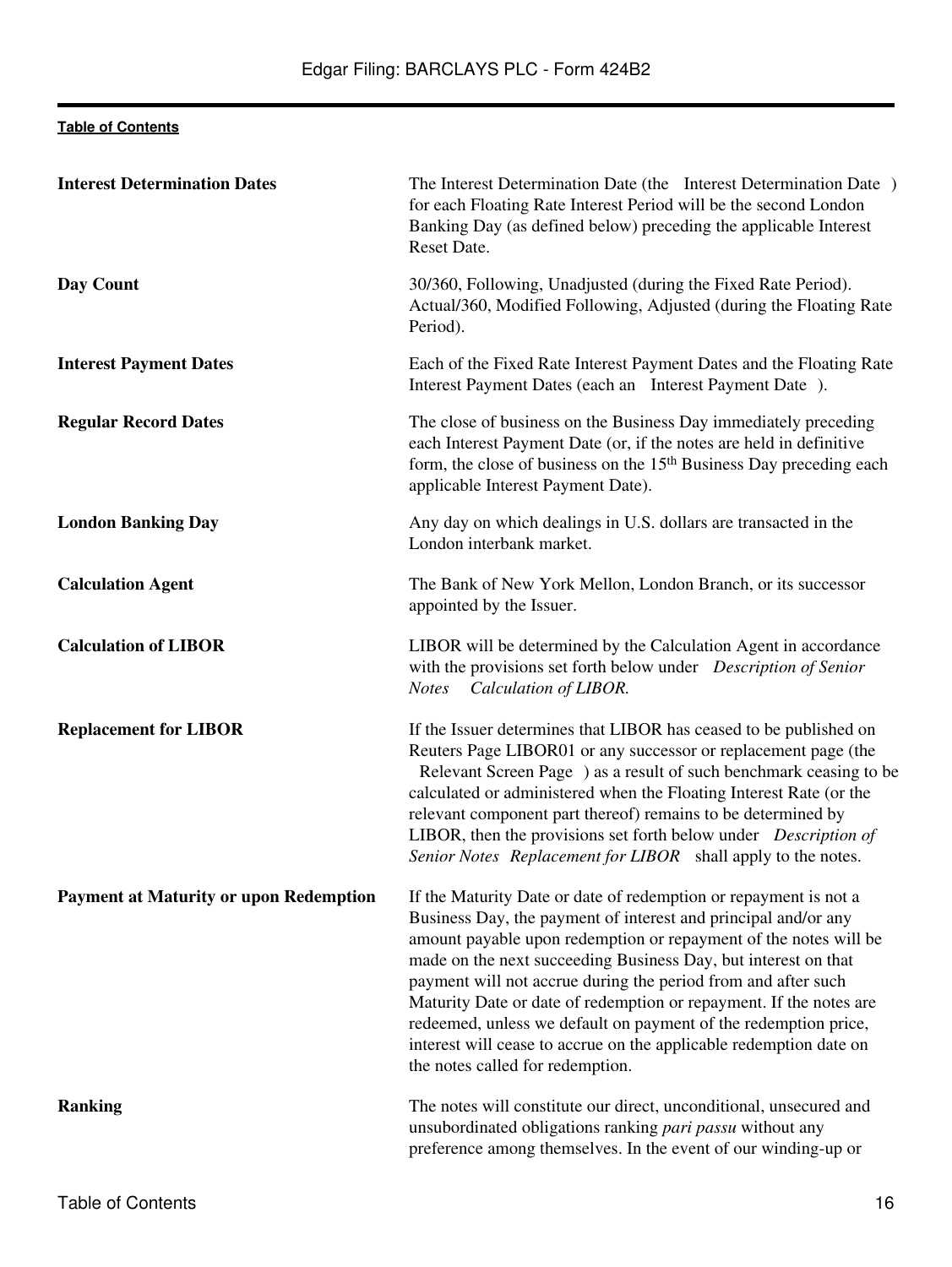| | |
|---|---|
| **Interest Determination Dates** | The Interest Determination Date (the Interest Determination Date ) for each Floating Rate Interest Period will be the second London Banking Day (as defined below) preceding the applicable Interest Reset Date. |
| **Day Count** | 30/360, Following, Unadjusted (during the Fixed Rate Period). Actual/360, Modified Following, Adjusted (during the Floating Rate Period). |
| **Interest Payment Dates** | Each of the Fixed Rate Interest Payment Dates and the Floating Rate Interest Payment Dates (each an Interest Payment Date ). |
| **Regular Record Dates** | The close of business on the Business Day immediately preceding each Interest Payment Date (or, if the notes are held in definitive form, the close of business on the 15th Business Day preceding each applicable Interest Payment Date). |
| **London Banking Day** | Any day on which dealings in U.S. dollars are transacted in the London interbank market. |
| **Calculation Agent** | The Bank of New York Mellon, London Branch, or its successor appointed by the Issuer. |
| **Calculation of LIBOR** | LIBOR will be determined by the Calculation Agent in accordance with the provisions set forth below under *Description of Senior Notes Calculation of LIBOR.* |
| **Replacement for LIBOR** | If the Issuer determines that LIBOR has ceased to be published on Reuters Page LIBOR01 or any successor or replacement page (the Relevant Screen Page ) as a result of such benchmark ceasing to be calculated or administered when the Floating Interest Rate (or the relevant component part thereof) remains to be determined by LIBOR, then the provisions set forth below under *Description of Senior Notes Replacement for LIBOR* shall apply to the notes. |
| **Payment at Maturity or upon Redemption** | If the Maturity Date or date of redemption or repayment is not a Business Day, the payment of interest and principal and/or any amount payable upon redemption or repayment of the notes will be made on the next succeeding Business Day, but interest on that payment will not accrue during the period from and after such Maturity Date or date of redemption or repayment. If the notes are redeemed, unless we default on payment of the redemption price, interest will cease to accrue on the applicable redemption date on the notes called for redemption. |
| **Ranking** | The notes will constitute our direct, unconditional, unsecured and unsubordinated obligations ranking *pari passu* without any preference among themselves. In the event of our winding-up or |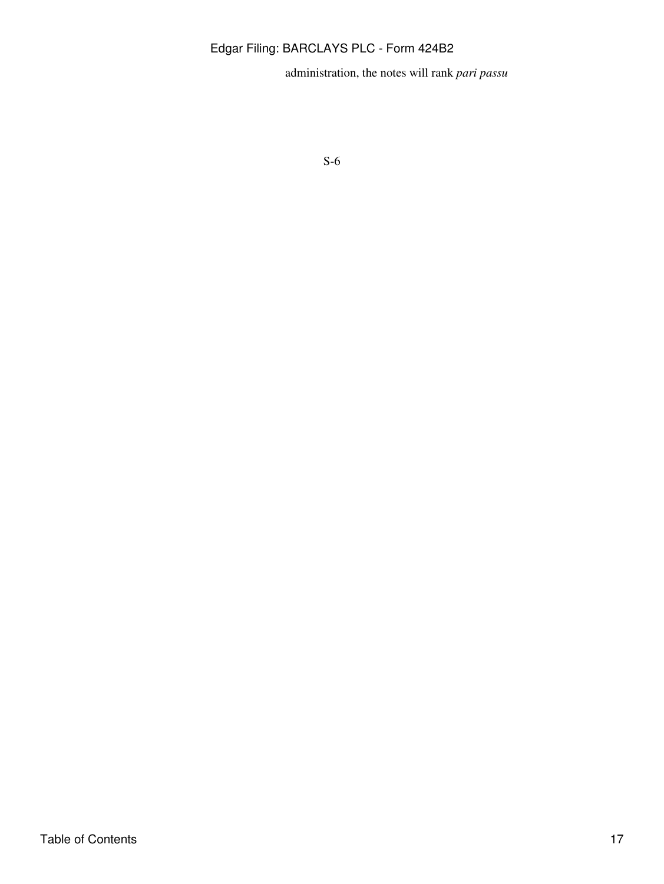administration, the notes will rank *pari passu*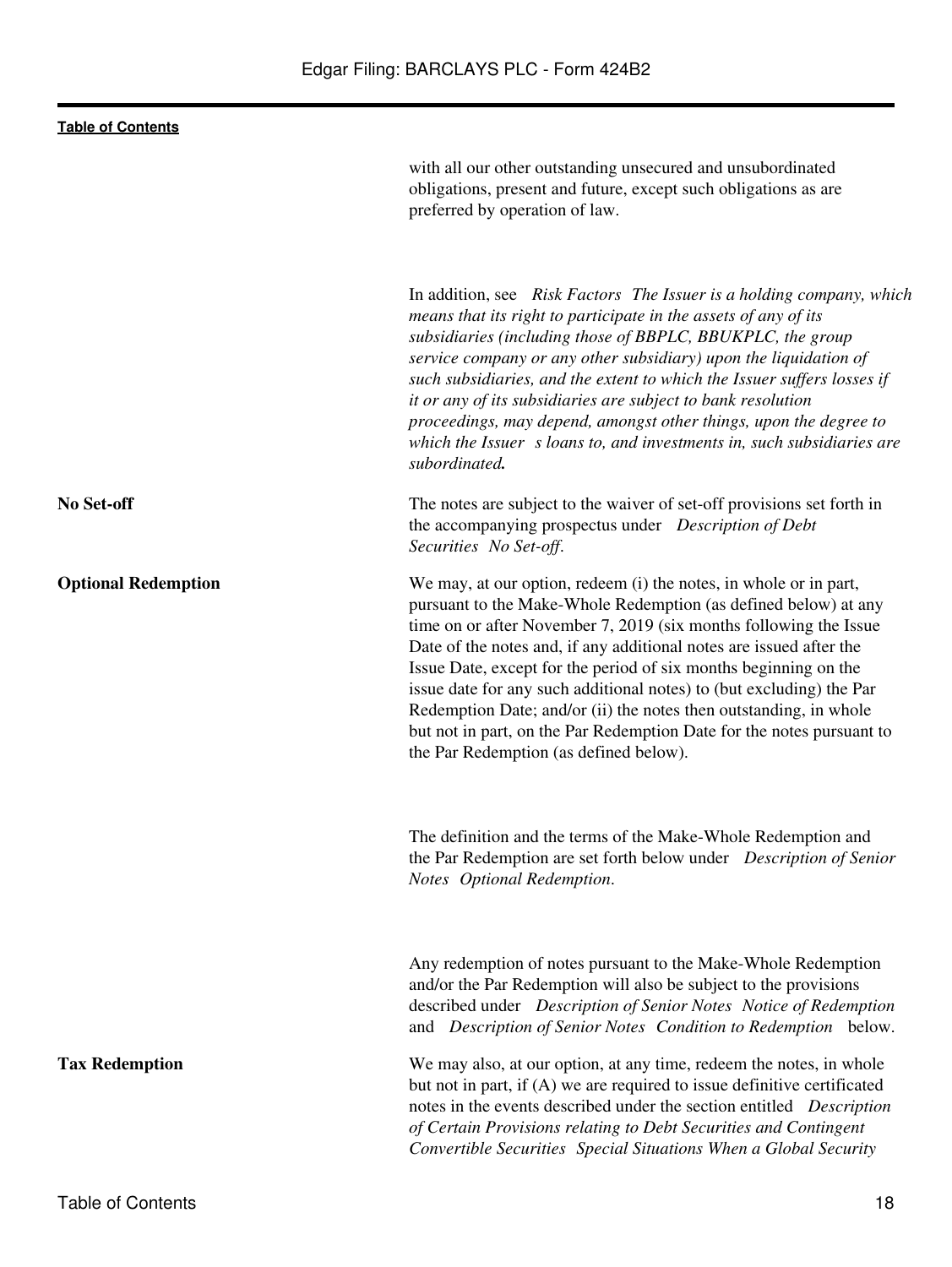with all our other outstanding unsecured and unsubordinated obligations, present and future, except such obligations as are preferred by operation of law.

In addition, see *Risk Factors The Issuer is a holding company, which means that its right to participate in the assets of any of its subsidiaries (including those of BBPLC, BBUKPLC, the group service company or any other subsidiary) upon the liquidation of such subsidiaries, and the extent to which the Issuer s loans to, and investments in, such subsidiaries are subordinated.*

**No Set-off**

The notes are subject to the waiver of set-off provisions set forth in the accompanying prospectus under *Description of Debt Securities No Set-off*.

**Optional Redemption**

We may, at our option, redeem (i) the notes, in whole or in part, pursuant to the Make-Whole Redemption (as defined below) at any time on or after November 7, 2019 (six months following the Issue Date of the notes and, if any additional notes are issued after the Issue Date, except for the period of six months beginning on the issue date for any such additional notes) to (but excluding) the Par Redemption Date; and/or (ii) the notes then outstanding, in whole but not in part, on the Par Redemption Date for the notes pursuant to the Par Redemption (as defined below).

The definition and the terms of the Make-Whole Redemption and the Par Redemption are set forth below under *Description of Senior Notes Optional Redemption*.

Any redemption of notes pursuant to the Make-Whole Redemption and/or the Par Redemption will also be subject to the provisions described under *Description of Senior Notes Notice of Redemption* and *Description of Senior Notes Condition to Redemption* below.

**Tax Redemption**

We may also, at our option, at any time, redeem the notes, in whole but not in part, if (A) we are required to issue definitive certificated notes in the events described under the section entitled *Description of Certain Provisions relating to Debt Securities and Contingent Convertible Securities Special Situations When a Global Security*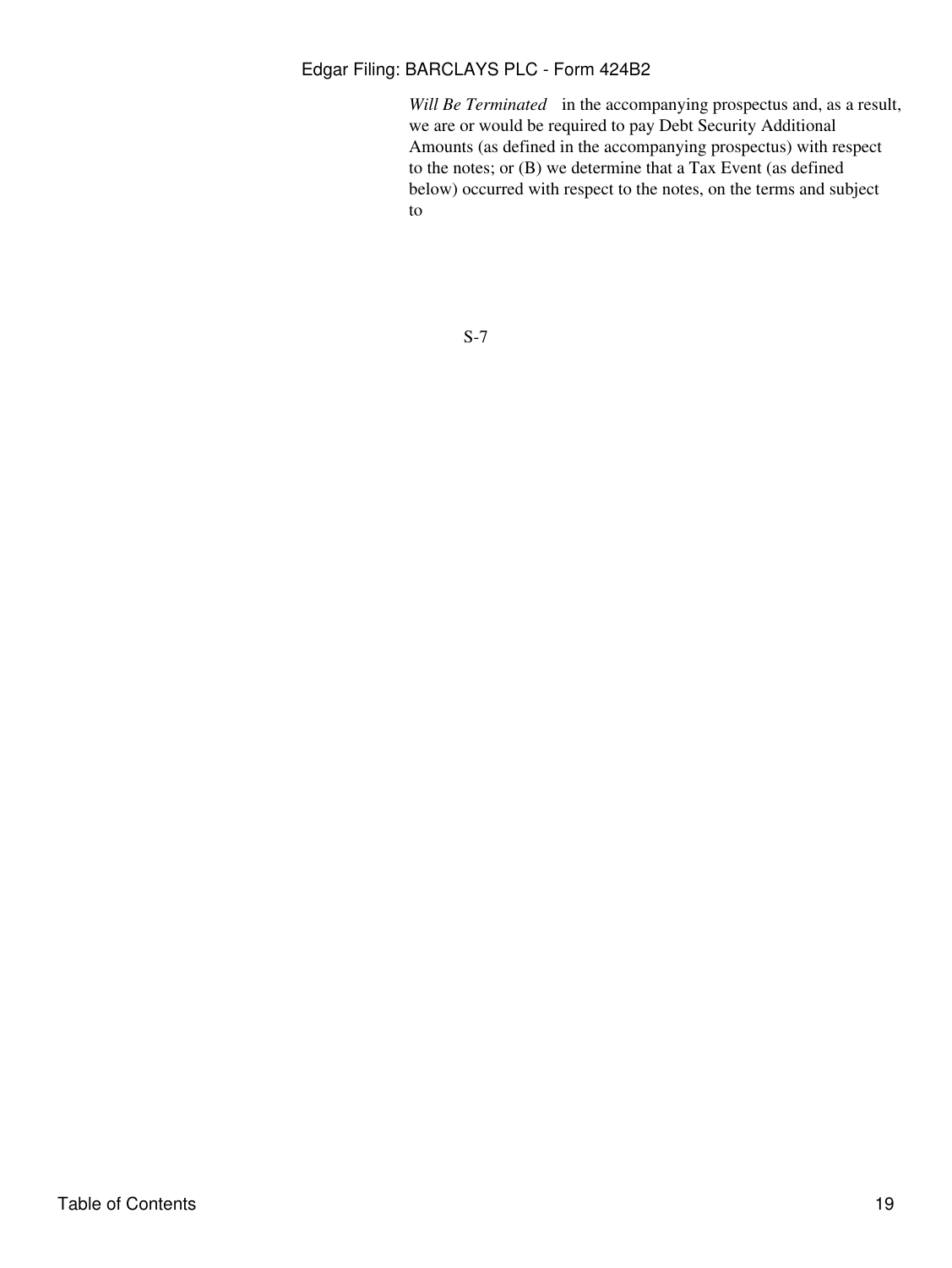*Will Be Terminated* in the accompanying prospectus and, as a result, we are or would be required to pay Debt Security Additional Amounts (as defined in the accompanying prospectus) with respect to the notes; or (B) we determine that a Tax Event (as defined below) occurred with respect to the notes, on the terms and subject to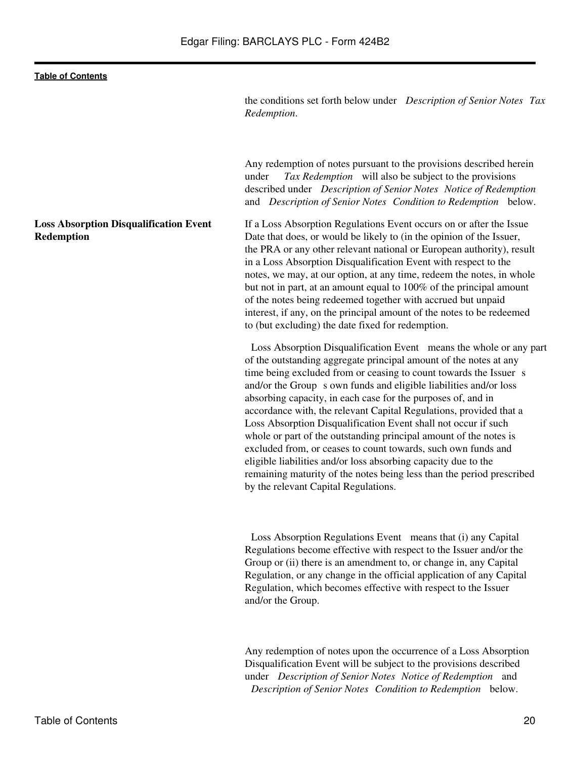the conditions set forth below under *Description of Senior Notes Tax Redemption*.

Any redemption of notes pursuant to the provisions described herein under *Tax Redemption* will also be subject to the provisions described under *Description of Senior Notes Notice of Redemption* and *Description of Senior Notes Condition to Redemption* below.

**Loss Absorption Disqualification Event Redemption**

If a Loss Absorption Regulations Event occurs on or after the Issue Date that does, or would be likely to (in the opinion of the Issuer, the PRA or any other relevant national or European authority), result in a Loss Absorption Disqualification Event with respect to the notes, we may, at our option, at any time, redeem the notes, in whole but not in part, at an amount equal to 100% of the principal amount of the notes being redeemed together with accrued but unpaid interest, if any, on the principal amount of the notes to be redeemed to (but excluding) the date fixed for redemption.

Loss Absorption Disqualification Event means the whole or any part of the outstanding aggregate principal amount of the notes at any time being excluded from or ceasing to count towards the Issuer s and/or the Group s own funds and eligible liabilities and/or loss absorbing capacity, in each case for the purposes of, and in accordance with, the relevant Capital Regulations, provided that a Loss Absorption Disqualification Event shall not occur if such whole or part of the outstanding principal amount of the notes is excluded from, or ceases to count towards, such own funds and eligible liabilities and/or loss absorbing capacity due to the remaining maturity of the notes being less than the period prescribed by the relevant Capital Regulations.

Loss Absorption Regulations Event means that (i) any Capital Regulations become effective with respect to the Issuer and/or the Group or (ii) there is an amendment to, or change in, any Capital Regulation, or any change in the official application of any Capital Regulation, which becomes effective with respect to the Issuer and/or the Group.

Any redemption of notes upon the occurrence of a Loss Absorption Disqualification Event will be subject to the provisions described under *Description of Senior Notes Notice of Redemption* and *Description of Senior Notes Condition to Redemption* below.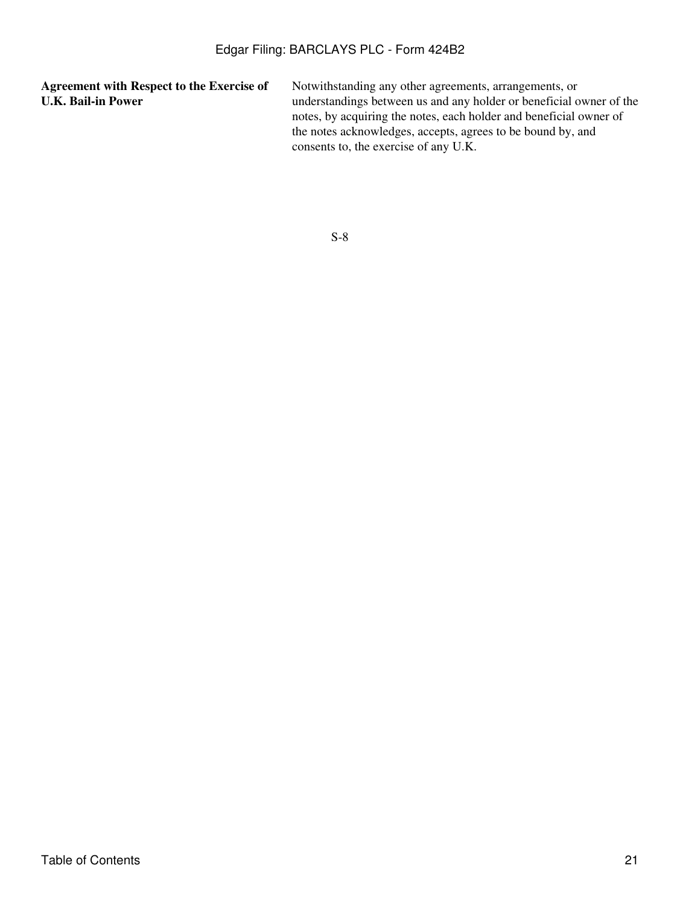| | |
|---|---|
| **Agreement with Respect to the Exercise of U.K. Bail-in Power** | Notwithstanding any other agreements, arrangements, or understandings between us and any holder or beneficial owner of the notes, by acquiring the notes, each holder and beneficial owner of the notes acknowledges, accepts, agrees to be bound by, and consents to, the exercise of any U.K. |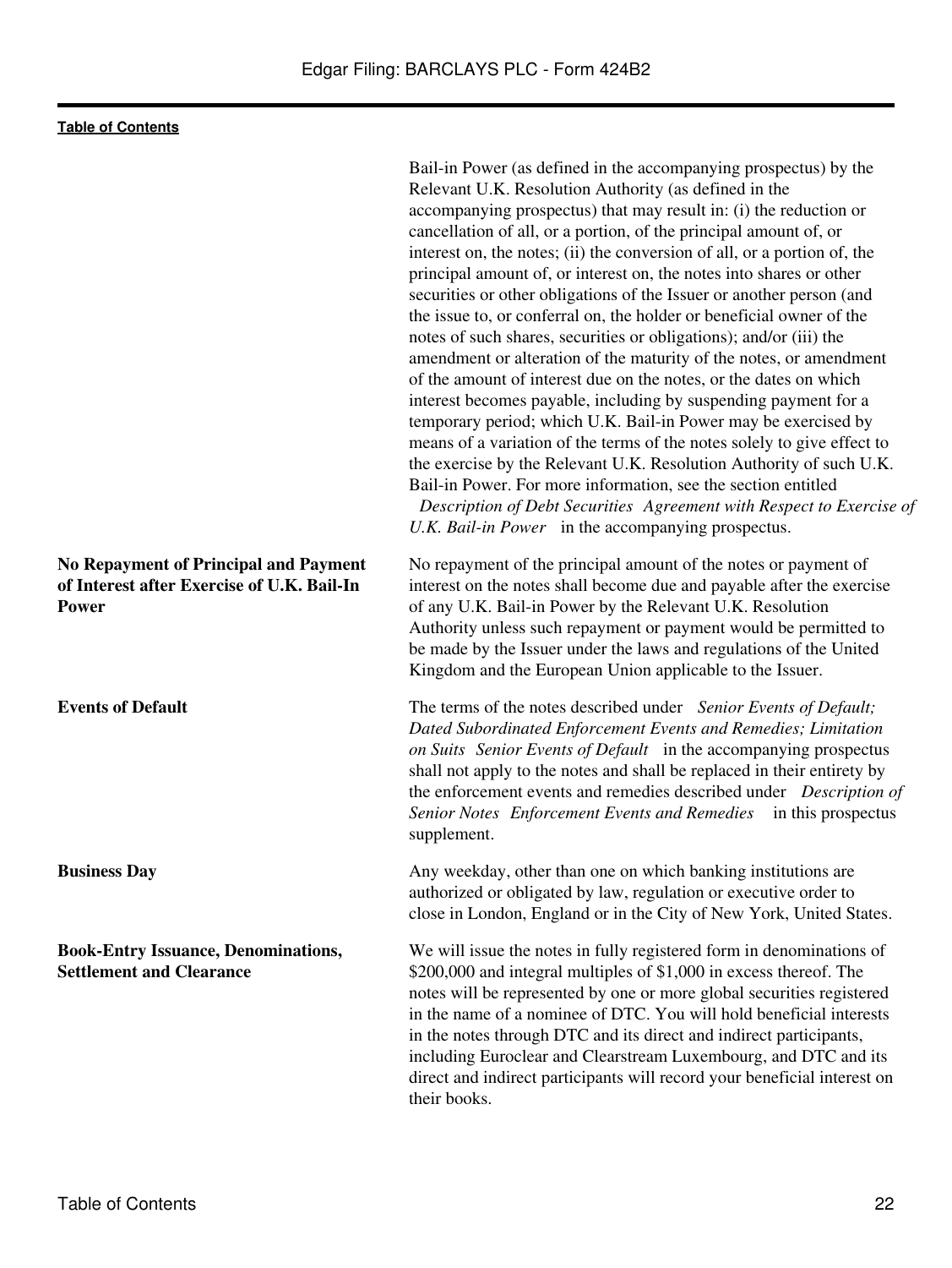| | |
|---|---|
| | Bail-in Power (as defined in the accompanying prospectus) by the Relevant U.K. Resolution Authority (as defined in the accompanying prospectus) that may result in: (i) the reduction or cancellation of all, or a portion, of the principal amount of, or interest on, the notes; (ii) the conversion of all, or a portion of, the principal amount of, or interest on, the notes into shares or other securities or other obligations of the Issuer or another person (and the issue to, or conferral on, the holder or beneficial owner of the notes of such shares, securities or obligations); and/or (iii) the amendment or alteration of the maturity of the notes, or amendment of the amount of interest due on the notes, or the dates on which interest becomes payable, including by suspending payment for a temporary period; which U.K. Bail-in Power may be exercised by means of a variation of the terms of the notes solely to give effect to the exercise by the Relevant U.K. Resolution Authority of such U.K. Bail-in Power. For more information, see the section entitled *Description of Debt Securities Agreement with Respect to Exercise of U.K. Bail-in Power* in the accompanying prospectus. |
| **No Repayment of Principal and Payment of Interest after Exercise of U.K. Bail-In Power** | No repayment of the principal amount of the notes or payment of interest on the notes shall become due and payable after the exercise of any U.K. Bail-in Power by the Relevant U.K. Resolution Authority unless such repayment or payment would be permitted to be made by the Issuer under the laws and regulations of the United Kingdom and the European Union applicable to the Issuer. |
| **Events of Default** | The terms of the notes described under *Senior Events of Default; Dated Subordinated Enforcement Events and Remedies; Limitation on Suits Senior Events of Default* in the accompanying prospectus shall not apply to the notes and shall be replaced in their entirety by the enforcement events and remedies described under *Description of Senior Notes Enforcement Events and Remedies* in this prospectus supplement. |
| **Business Day** | Any weekday, other than one on which banking institutions are authorized or obligated by law, regulation or executive order to close in London, England or in the City of New York, United States. |
| **Book-Entry Issuance, Denominations, Settlement and Clearance** | We will issue the notes in fully registered form in denominations of $200,000 and integral multiples of $1,000 in excess thereof. The notes will be represented by one or more global securities registered in the name of a nominee of DTC. You will hold beneficial interests in the notes through DTC and its direct and indirect participants, including Euroclear and Clearstream Luxembourg, and DTC and its direct and indirect participants will record your beneficial interest on their books. |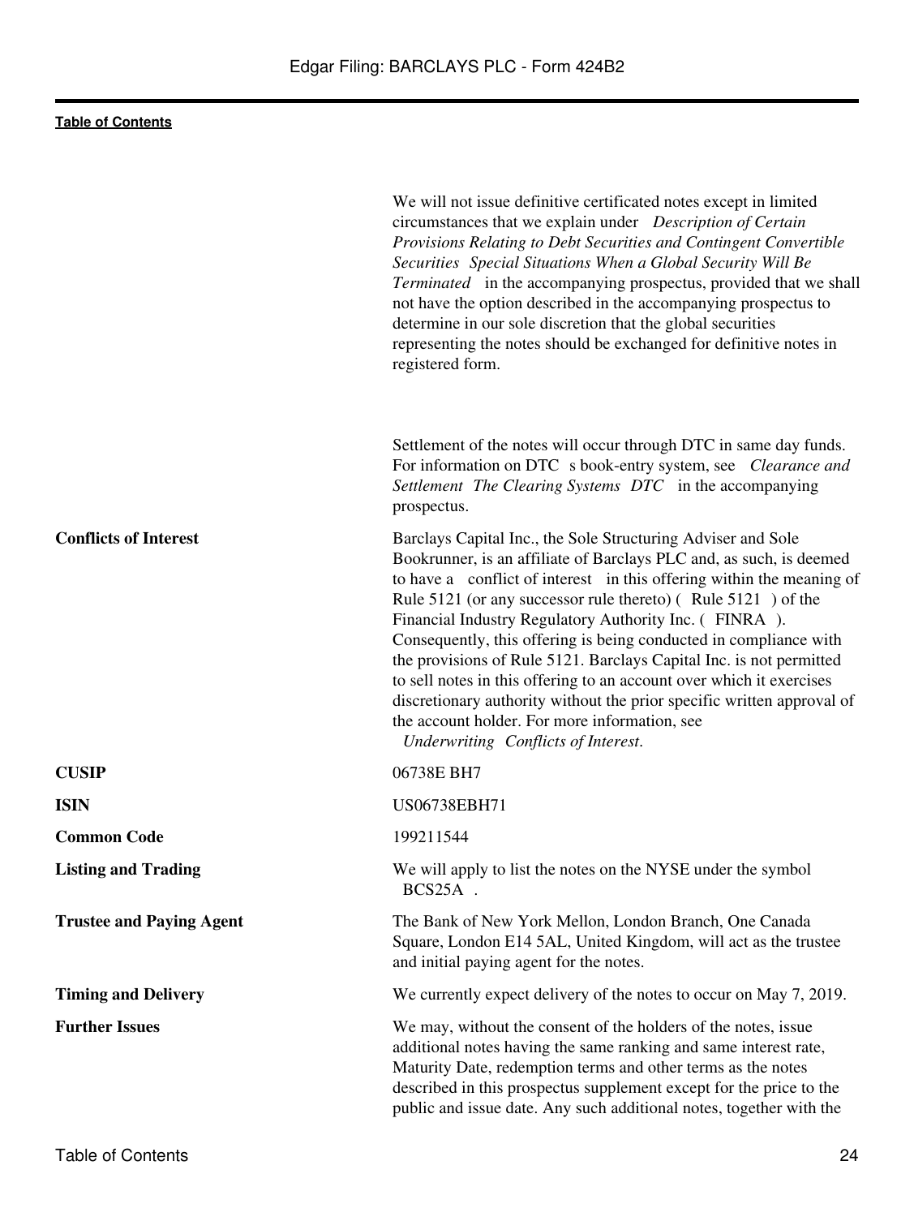| | |
|---|---|
| | We will not issue definitive certificated notes except in limited circumstances that we explain under *Description of Certain Provisions Relating to Debt Securities and Contingent Convertible Securities Special Situations When a Global Security Will Be Terminated* in the accompanying prospectus, provided that we shall not have the option described in the accompanying prospectus to determine in our sole discretion that the global securities representing the notes should be exchanged for definitive notes in registered form. |
| | Settlement of the notes will occur through DTC in same day funds. For information on DTC s book-entry system, see *Clearance and Settlement The Clearing Systems DTC* in the accompanying prospectus. |
| **Conflicts of Interest** | Barclays Capital Inc., the Sole Structuring Adviser and Sole Bookrunner, is an affiliate of Barclays PLC and, as such, is deemed to have a conflict of interest in this offering within the meaning of Rule 5121 (or any successor rule thereto) ( Rule 5121 ) of the Financial Industry Regulatory Authority Inc. ( FINRA ). Consequently, this offering is being conducted in compliance with the provisions of Rule 5121. Barclays Capital Inc. is not permitted to sell notes in this offering to an account over which it exercises discretionary authority without the prior specific written approval of the account holder. For more information, see *Underwriting Conflicts of Interest*. |
| **CUSIP** | 06738E BH7 |
| **ISIN** | US06738EBH71 |
| **Common Code** | 199211544 |
| **Listing and Trading** | We will apply to list the notes on the NYSE under the symbol BCS25A . |
| **Trustee and Paying Agent** | The Bank of New York Mellon, London Branch, One Canada Square, London E14 5AL, United Kingdom, will act as the trustee and initial paying agent for the notes. |
| **Timing and Delivery** | We currently expect delivery of the notes to occur on May 7, 2019. |
| **Further Issues** | We may, without the consent of the holders of the notes, issue additional notes having the same ranking and same interest rate, Maturity Date, redemption terms and other terms as the notes described in this prospectus supplement except for the price to the public and issue date. Any such additional notes, together with the |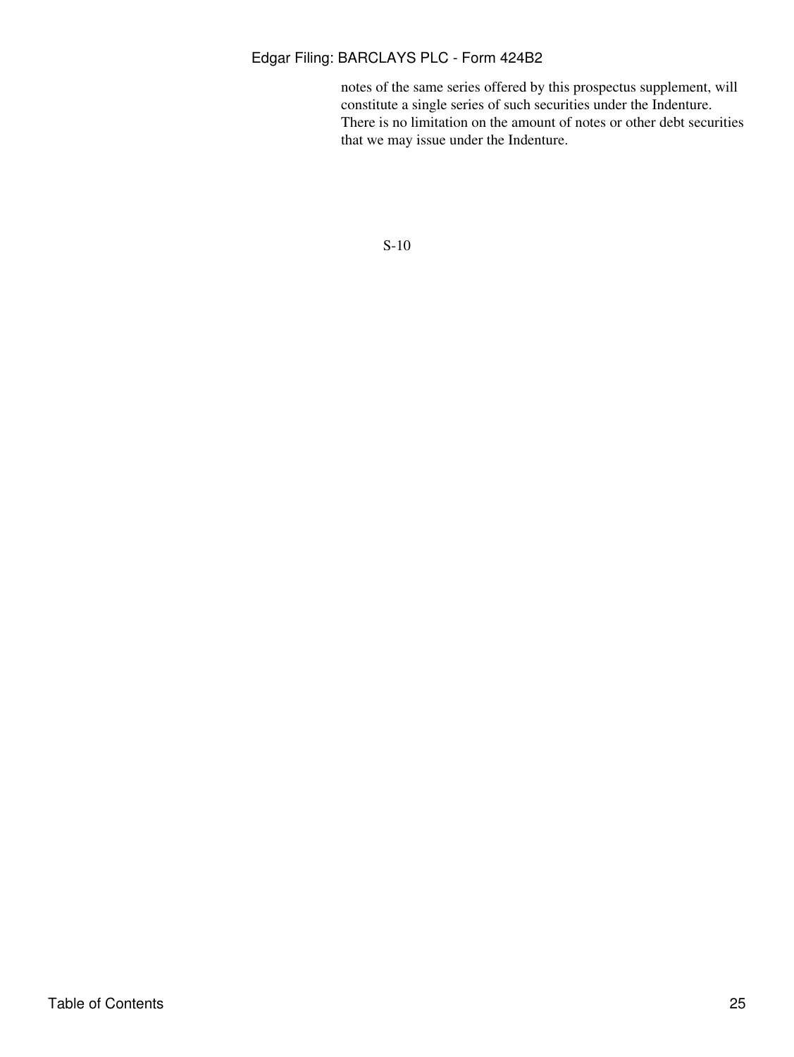notes of the same series offered by this prospectus supplement, will constitute a single series of such securities under the Indenture. There is no limitation on the amount of notes or other debt securities that we may issue under the Indenture.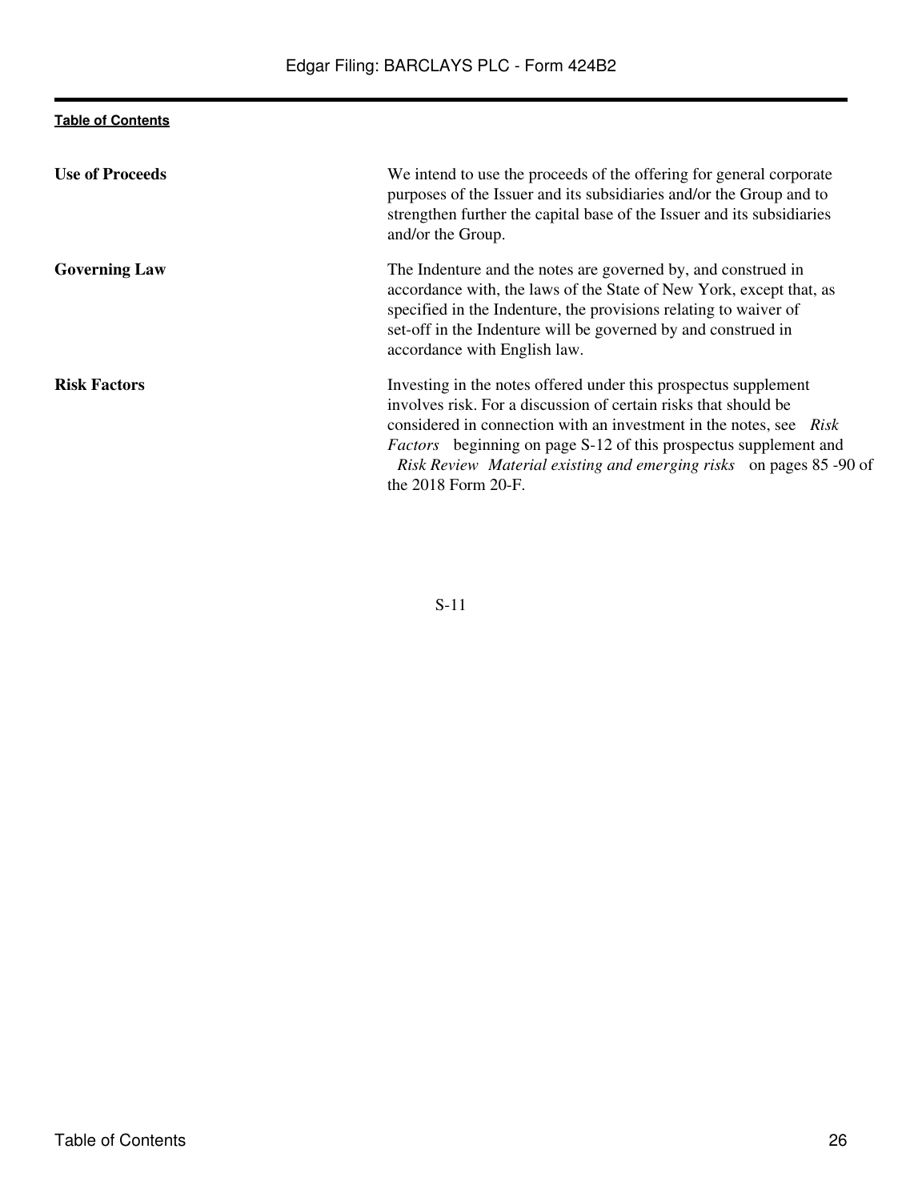| | |
|---|---|
| **Use of Proceeds** | We intend to use the proceeds of the offering for general corporate purposes of the Issuer and its subsidiaries and/or the Group and to strengthen further the capital base of the Issuer and its subsidiaries and/or the Group. |
| **Governing Law** | The Indenture and the notes are governed by, and construed in accordance with, the laws of the State of New York, except that, as specified in the Indenture, the provisions relating to waiver of set-off in the Indenture will be governed by and construed in accordance with English law. |
| **Risk Factors** | Investing in the notes offered under this prospectus supplement involves risk. For a discussion of certain risks that should be considered in connection with an investment in the notes, see *Risk Factors* beginning on page S-12 of this prospectus supplement and *Risk Review Material existing and emerging risks* on pages 85 -90 of the 2018 Form 20-F. |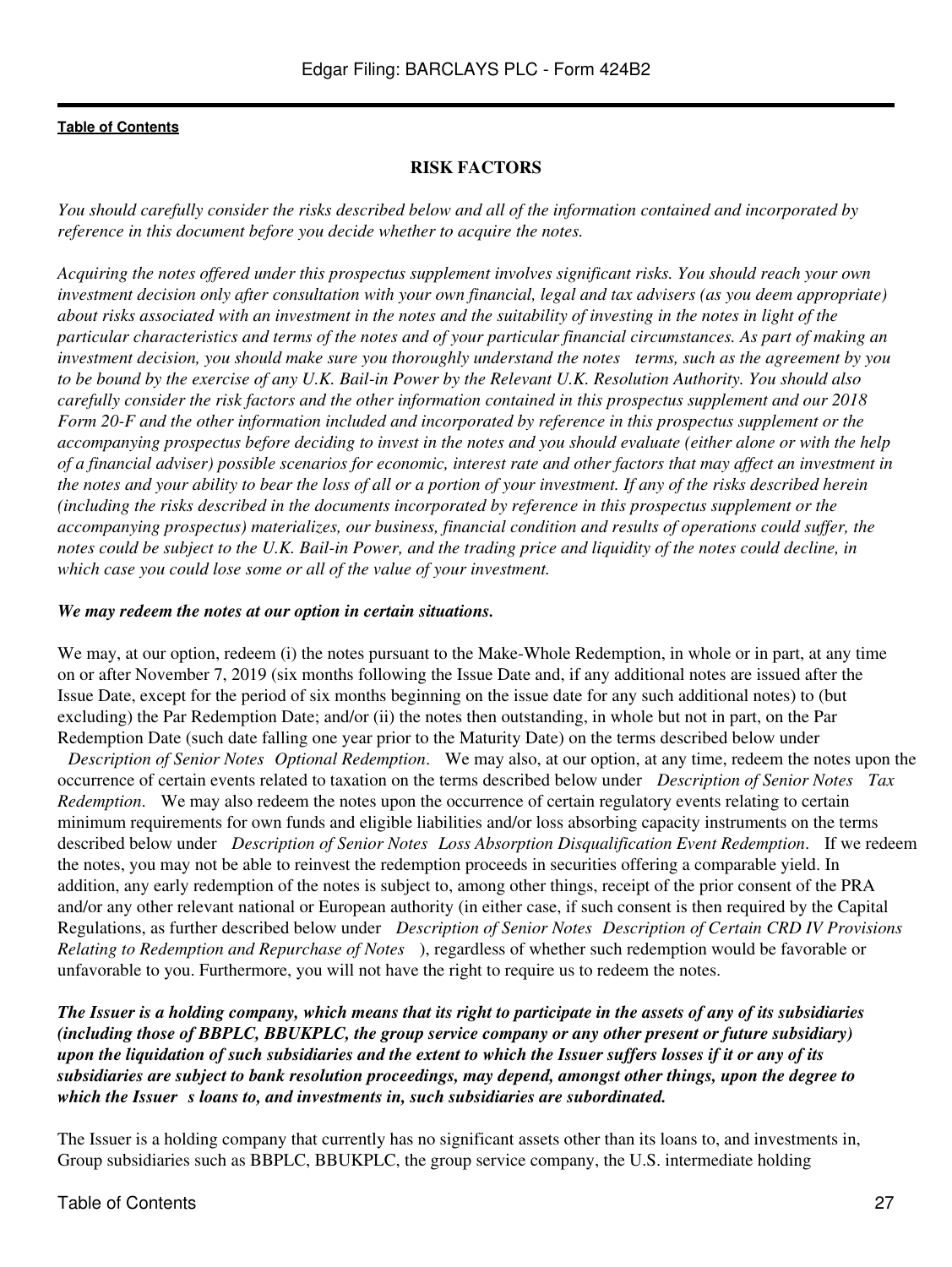## RISK FACTORS

*You should carefully consider the risks described below and all of the information contained and incorporated by reference in this document before you decide whether to acquire the notes.*

*Acquiring the notes offered under this prospectus supplement involves significant risks. You should reach your own investment decision only after consultation with your own financial, legal and tax advisers (as you deem appropriate) about risks associated with an investment in the notes and the suitability of investing in the notes in light of the particular characteristics and terms of the notes and of your particular financial circumstances. As part of making an investment decision, you should make sure you thoroughly understand the notes terms, such as the agreement by you to be bound by the exercise of any U.K. Bail-in Power by the Relevant U.K. Resolution Authority. You should also carefully consider the risk factors and the other information contained in this prospectus supplement and our 2018 Form 20-F and the other information included and incorporated by reference in this prospectus supplement or the accompanying prospectus before deciding to invest in the notes and you should evaluate (either alone or with the help of a financial adviser) possible scenarios for economic, interest rate and other factors that may affect an investment in the notes and your ability to bear the loss of all or a portion of your investment. If any of the risks described herein (including the risks described in the documents incorporated by reference in this prospectus supplement or the accompanying prospectus) materializes, our business, financial condition and results of operations could suffer, the notes could be subject to the U.K. Bail-in Power, and the trading price and liquidity of the notes could decline, in which case you could lose some or all of the value of your investment.*

***We may redeem the notes at our option in certain situations.***

We may, at our option, redeem (i) the notes pursuant to the Make-Whole Redemption, in whole or in part, at any time on or after November 7, 2019 (six months following the Issue Date and, if any additional notes are issued after the Issue Date, except for the period of six months beginning on the issue date for any such additional notes) to (but excluding) the Par Redemption Date; and/or (ii) the notes then outstanding, in whole but not in part, on the Par Redemption Date (such date falling one year prior to the Maturity Date) on the terms described below under *Description of Senior Notes Optional Redemption*. We may also, at our option, at any time, redeem the notes upon the occurrence of certain events related to taxation on the terms described below under *Description of Senior Notes Tax Redemption*. We may also redeem the notes upon the occurrence of certain regulatory events relating to certain minimum requirements for own funds and eligible liabilities and/or loss absorbing capacity instruments on the terms described below under *Description of Senior Notes Loss Absorption Disqualification Event Redemption*. If we redeem the notes, you may not be able to reinvest the redemption proceeds in securities offering a comparable yield. In addition, any early redemption of the notes is subject to, among other things, receipt of the prior consent of the PRA and/or any other relevant national or European authority (in either case, if such consent is then required by the Capital Regulations, as further described below under *Description of Senior Notes Description of Certain CRD IV Provisions Relating to Redemption and Repurchase of Notes* ), regardless of whether such redemption would be favorable or unfavorable to you. Furthermore, you will not have the right to require us to redeem the notes.

***The Issuer is a holding company, which means that its right to participate in the assets of any of its subsidiaries (including those of BBPLC, BBUKPLC, the group service company or any other present or future subsidiary) upon the liquidation of such subsidiaries and the extent to which the Issuer suffers losses if it or any of its subsidiaries are subject to bank resolution proceedings, may depend, amongst other things, upon the degree to which the Issuer s loans to, and investments in, such subsidiaries are subordinated.***

The Issuer is a holding company that currently has no significant assets other than its loans to, and investments in, Group subsidiaries such as BBPLC, BBUKPLC, the group service company, the U.S. intermediate holding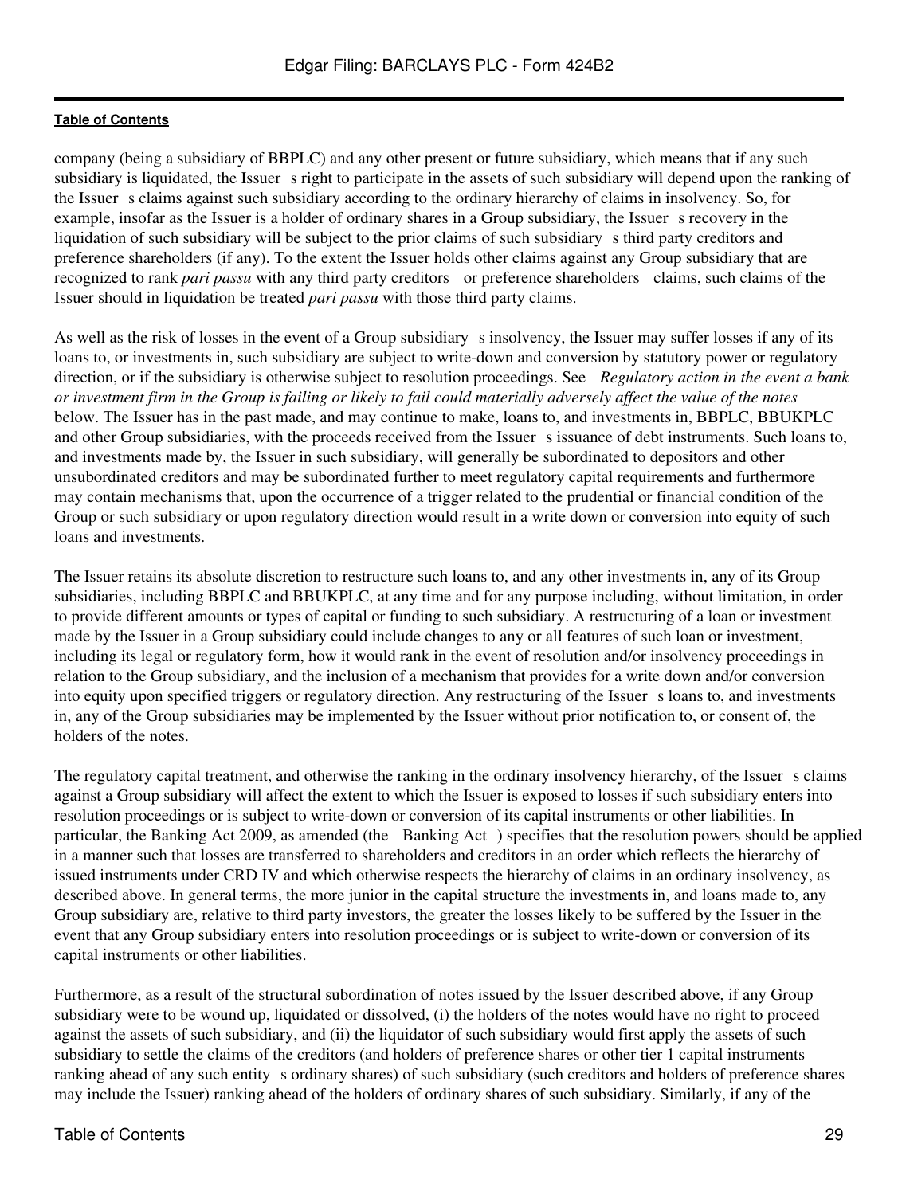company (being a subsidiary of BBPLC) and any other present or future subsidiary, which means that if any such subsidiary is liquidated, the Issuer s right to participate in the assets of such subsidiary will depend upon the ranking of the Issuer s claims against such subsidiary according to the ordinary hierarchy of claims in insolvency. So, for example, insofar as the Issuer is a holder of ordinary shares in a Group subsidiary, the Issuer s recovery in the liquidation of such subsidiary will be subject to the prior claims of such subsidiary s third party creditors and preference shareholders (if any). To the extent the Issuer holds other claims against any Group subsidiary that are recognized to rank *pari passu* with any third party creditors or preference shareholders claims, such claims of the Issuer should in liquidation be treated *pari passu* with those third party claims.

As well as the risk of losses in the event of a Group subsidiary s insolvency, the Issuer may suffer losses if any of its loans to, or investments in, such subsidiary are subject to write-down and conversion by statutory power or regulatory direction, or if the subsidiary is otherwise subject to resolution proceedings. See *Regulatory action in the event a bank or investment firm in the Group is failing or likely to fail could materially adversely affect the value of the notes* below. The Issuer has in the past made, and may continue to make, loans to, and investments in, BBPLC, BBUKPLC and other Group subsidiaries, with the proceeds received from the Issuer s issuance of debt instruments. Such loans to, and investments made by, the Issuer in such subsidiary, will generally be subordinated to depositors and other unsubordinated creditors and may be subordinated further to meet regulatory capital requirements and furthermore may contain mechanisms that, upon the occurrence of a trigger related to the prudential or financial condition of the Group or such subsidiary or upon regulatory direction would result in a write down or conversion into equity of such loans and investments.

The Issuer retains its absolute discretion to restructure such loans to, and any other investments in, any of its Group subsidiaries, including BBPLC and BBUKPLC, at any time and for any purpose including, without limitation, in order to provide different amounts or types of capital or funding to such subsidiary. A restructuring of a loan or investment made by the Issuer in a Group subsidiary could include changes to any or all features of such loan or investment, including its legal or regulatory form, how it would rank in the event of resolution and/or insolvency proceedings in relation to the Group subsidiary, and the inclusion of a mechanism that provides for a write down and/or conversion into equity upon specified triggers or regulatory direction. Any restructuring of the Issuer s loans to, and investments in, any of the Group subsidiaries may be implemented by the Issuer without prior notification to, or consent of, the holders of the notes.

The regulatory capital treatment, and otherwise the ranking in the ordinary insolvency hierarchy, of the Issuer s claims against a Group subsidiary will affect the extent to which the Issuer is exposed to losses if such subsidiary enters into resolution proceedings or is subject to write-down or conversion of its capital instruments or other liabilities. In particular, the Banking Act 2009, as amended (the Banking Act ) specifies that the resolution powers should be applied in a manner such that losses are transferred to shareholders and creditors in an order which reflects the hierarchy of issued instruments under CRD IV and which otherwise respects the hierarchy of claims in an ordinary insolvency, as described above. In general terms, the more junior in the capital structure the investments in, and loans made to, any Group subsidiary are, relative to third party investors, the greater the losses likely to be suffered by the Issuer in the event that any Group subsidiary enters into resolution proceedings or is subject to write-down or conversion of its capital instruments or other liabilities.

Furthermore, as a result of the structural subordination of notes issued by the Issuer described above, if any Group subsidiary were to be wound up, liquidated or dissolved, (i) the holders of the notes would have no right to proceed against the assets of such subsidiary, and (ii) the liquidator of such subsidiary would first apply the assets of such subsidiary to settle the claims of the creditors (and holders of preference shares or other tier 1 capital instruments ranking ahead of any such entity s ordinary shares) of such subsidiary (such creditors and holders of preference shares may include the Issuer) ranking ahead of the holders of ordinary shares of such subsidiary. Similarly, if any of the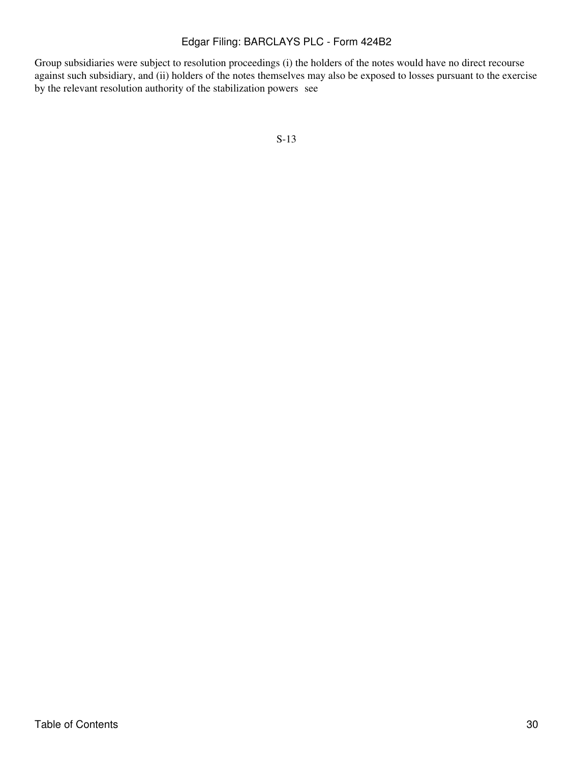Group subsidiaries were subject to resolution proceedings (i) the holders of the notes would have no direct recourse against such subsidiary, and (ii) holders of the notes themselves may also be exposed to losses pursuant to the exercise by the relevant resolution authority of the stabilization powers see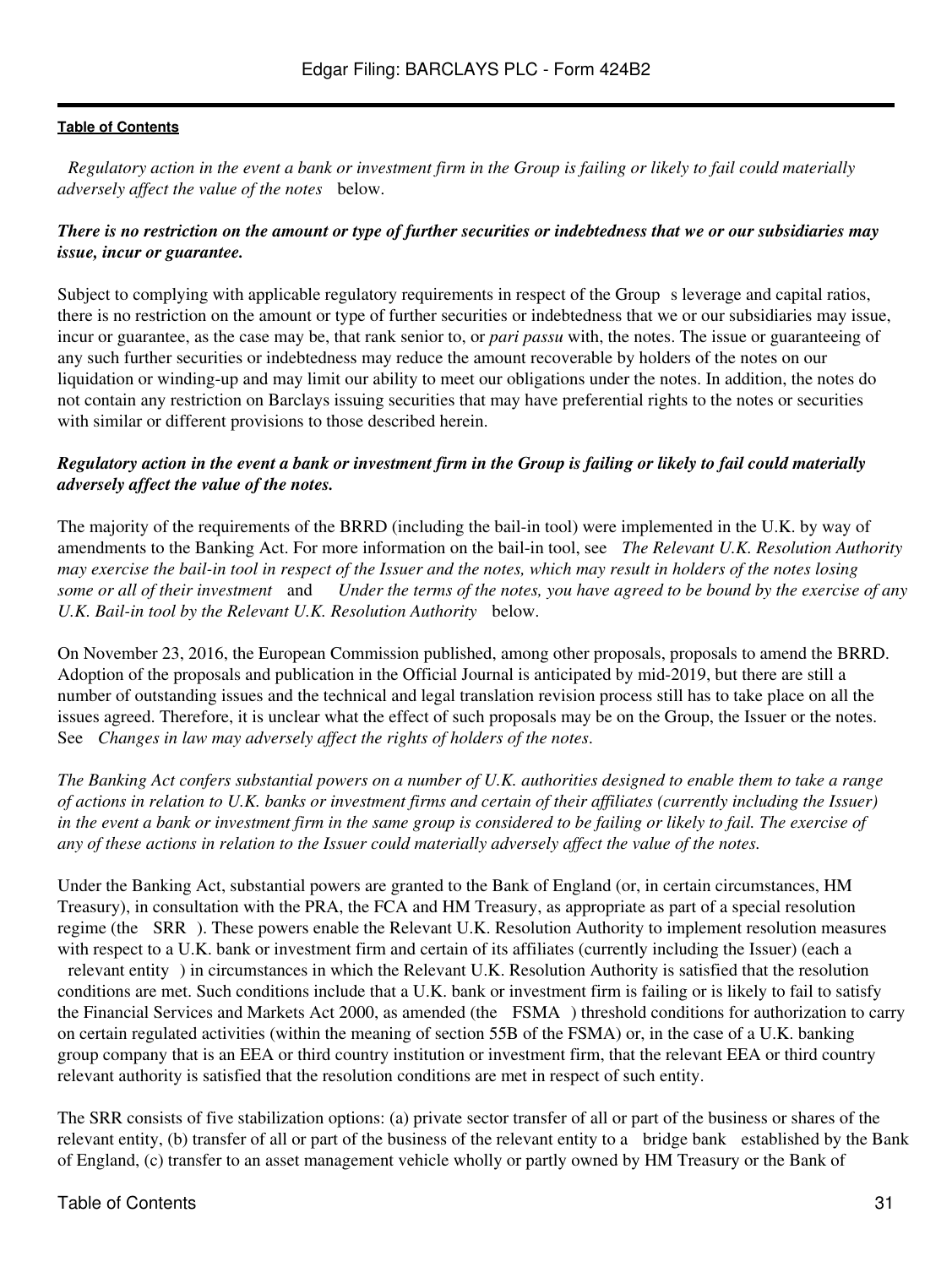"*Regulatory action in the event a bank or investment firm in the Group is failing or likely to fail could materially adversely affect the value of the notes*" below.

***There is no restriction on the amount or type of further securities or indebtedness that we or our subsidiaries may issue, incur or guarantee.***

Subject to complying with applicable regulatory requirements in respect of the Group's leverage and capital ratios, there is no restriction on the amount or type of further securities or indebtedness that we or our subsidiaries may issue, incur or guarantee, as the case may be, that rank senior to, or *pari passu* with, the notes. The issue or guaranteeing of any such further securities or indebtedness may reduce the amount recoverable by holders of the notes on our liquidation or winding-up and may limit our ability to meet our obligations under the notes. In addition, the notes do not contain any restriction on Barclays issuing securities that may have preferential rights to the notes or securities with similar or different provisions to those described herein.

***Regulatory action in the event a bank or investment firm in the Group is failing or likely to fail could materially adversely affect the value of the notes.***

The majority of the requirements of the BRRD (including the bail-in tool) were implemented in the U.K. by way of amendments to the Banking Act. For more information on the bail-in tool, see "*The Relevant U.K. Resolution Authority may exercise the bail-in tool in respect of the Issuer and the notes, which may result in holders of the notes losing some or all of their investment*" and "*Under the terms of the notes, you have agreed to be bound by the exercise of any U.K. Bail-in tool by the Relevant U.K. Resolution Authority*" below.

On November 23, 2016, the European Commission published, among other proposals, proposals to amend the BRRD. Adoption of the proposals and publication in the Official Journal is anticipated by mid-2019, but there are still a number of outstanding issues and the technical and legal translation revision process still has to take place on all the issues agreed. Therefore, it is unclear what the effect of such proposals may be on the Group, the Issuer or the notes. See "*Changes in law may adversely affect the rights of holders of the notes*".

*The Banking Act confers substantial powers on a number of U.K. authorities designed to enable them to take a range of actions in relation to U.K. banks or investment firms and certain of their affiliates (currently including the Issuer) in the event a bank or investment firm in the same group is considered to be failing or likely to fail. The exercise of any of these actions in relation to the Issuer could materially adversely affect the value of the notes.*

Under the Banking Act, substantial powers are granted to the Bank of England (or, in certain circumstances, HM Treasury), in consultation with the PRA, the FCA and HM Treasury, as appropriate as part of a special resolution regime (the "SRR"). These powers enable the Relevant U.K. Resolution Authority to implement resolution measures with respect to a U.K. bank or investment firm and certain of its affiliates (currently including the Issuer) (each a "relevant entity") in circumstances in which the Relevant U.K. Resolution Authority is satisfied that the resolution conditions are met. Such conditions include that a U.K. bank or investment firm is failing or is likely to fail to satisfy the Financial Services and Markets Act 2000, as amended (the "FSMA") threshold conditions for authorization to carry on certain regulated activities (within the meaning of section 55B of the FSMA) or, in the case of a U.K. banking group company that is an EEA or third country institution or investment firm, that the relevant EEA or third country relevant authority is satisfied that the resolution conditions are met in respect of such entity.

The SRR consists of five stabilization options: (a) private sector transfer of all or part of the business or shares of the relevant entity, (b) transfer of all or part of the business of the relevant entity to a "bridge bank" established by the Bank of England, (c) transfer to an asset management vehicle wholly or partly owned by HM Treasury or the Bank of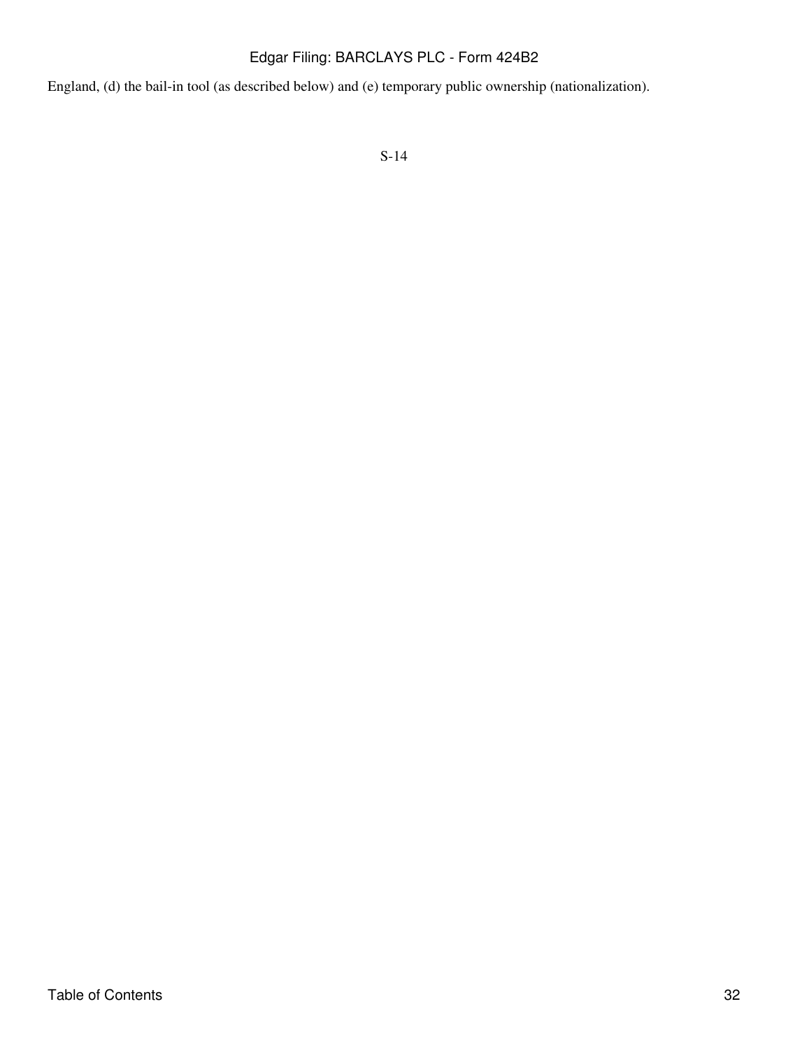England, (d) the bail-in tool (as described below) and (e) temporary public ownership (nationalization).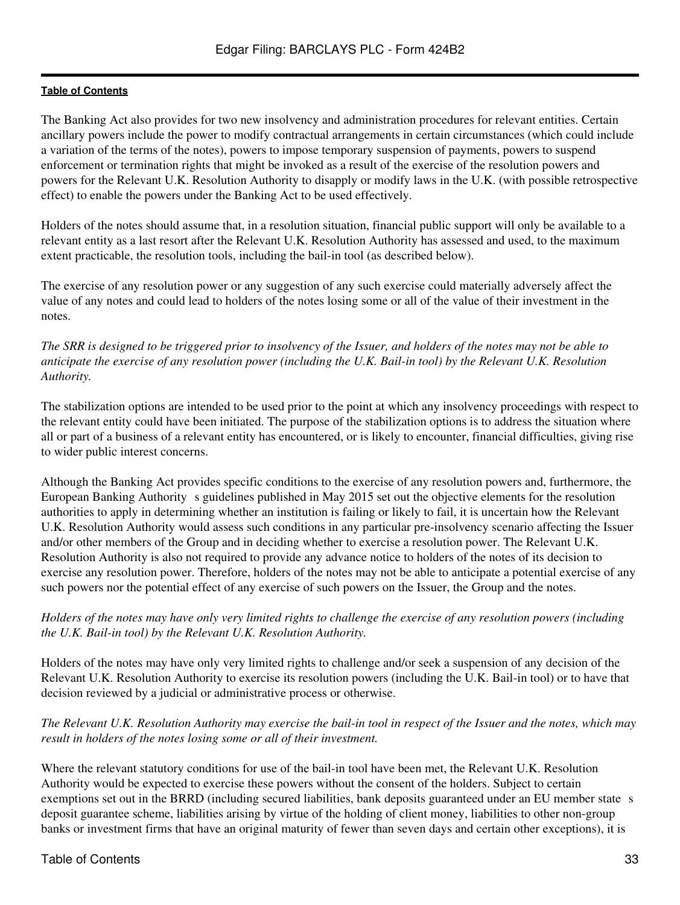The Banking Act also provides for two new insolvency and administration procedures for relevant entities. Certain ancillary powers include the power to modify contractual arrangements in certain circumstances (which could include a variation of the terms of the notes), powers to impose temporary suspension of payments, powers to suspend enforcement or termination rights that might be invoked as a result of the exercise of the resolution powers and powers for the Relevant U.K. Resolution Authority to disapply or modify laws in the U.K. (with possible retrospective effect) to enable the powers under the Banking Act to be used effectively.

Holders of the notes should assume that, in a resolution situation, financial public support will only be available to a relevant entity as a last resort after the Relevant U.K. Resolution Authority has assessed and used, to the maximum extent practicable, the resolution tools, including the bail-in tool (as described below).

The exercise of any resolution power or any suggestion of any such exercise could materially adversely affect the value of any notes and could lead to holders of the notes losing some or all of the value of their investment in the notes.

*The SRR is designed to be triggered prior to insolvency of the Issuer, and holders of the notes may not be able to anticipate the exercise of any resolution power (including the U.K. Bail-in tool) by the Relevant U.K. Resolution Authority.*

The stabilization options are intended to be used prior to the point at which any insolvency proceedings with respect to the relevant entity could have been initiated. The purpose of the stabilization options is to address the situation where all or part of a business of a relevant entity has encountered, or is likely to encounter, financial difficulties, giving rise to wider public interest concerns.

Although the Banking Act provides specific conditions to the exercise of any resolution powers and, furthermore, the European Banking Authority s guidelines published in May 2015 set out the objective elements for the resolution authorities to apply in determining whether an institution is failing or likely to fail, it is uncertain how the Relevant U.K. Resolution Authority would assess such conditions in any particular pre-insolvency scenario affecting the Issuer and/or other members of the Group and in deciding whether to exercise a resolution power. The Relevant U.K. Resolution Authority is also not required to provide any advance notice to holders of the notes of its decision to exercise any resolution power. Therefore, holders of the notes may not be able to anticipate a potential exercise of any such powers nor the potential effect of any exercise of such powers on the Issuer, the Group and the notes.

*Holders of the notes may have only very limited rights to challenge the exercise of any resolution powers (including the U.K. Bail-in tool) by the Relevant U.K. Resolution Authority.*

Holders of the notes may have only very limited rights to challenge and/or seek a suspension of any decision of the Relevant U.K. Resolution Authority to exercise its resolution powers (including the U.K. Bail-in tool) or to have that decision reviewed by a judicial or administrative process or otherwise.

*The Relevant U.K. Resolution Authority may exercise the bail-in tool in respect of the Issuer and the notes, which may result in holders of the notes losing some or all of their investment.*

Where the relevant statutory conditions for use of the bail-in tool have been met, the Relevant U.K. Resolution Authority would be expected to exercise these powers without the consent of the holders. Subject to certain exemptions set out in the BRRD (including secured liabilities, bank deposits guaranteed under an EU member state s deposit guarantee scheme, liabilities arising by virtue of the holding of client money, liabilities to other non-group banks or investment firms that have an original maturity of fewer than seven days and certain other exceptions), it is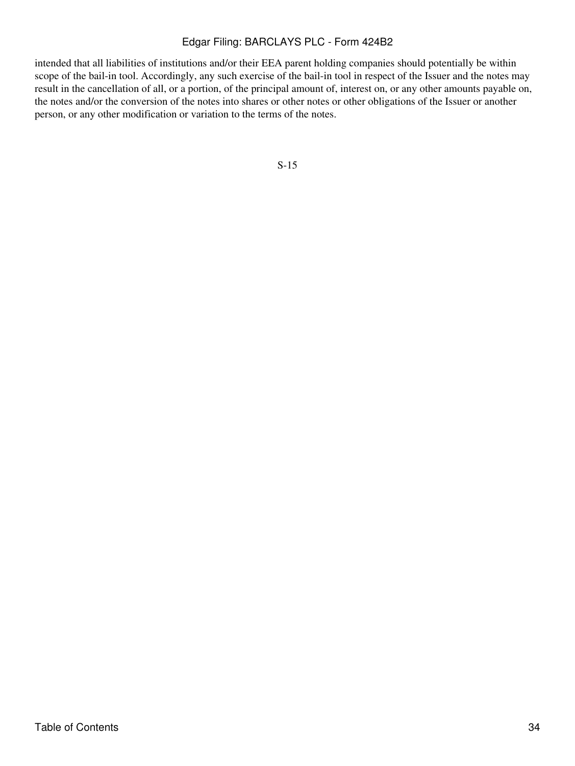intended that all liabilities of institutions and/or their EEA parent holding companies should potentially be within scope of the bail-in tool. Accordingly, any such exercise of the bail-in tool in respect of the Issuer and the notes may result in the cancellation of all, or a portion, of the principal amount of, interest on, or any other amounts payable on, the notes and/or the conversion of the notes into shares or other notes or other obligations of the Issuer or another person, or any other modification or variation to the terms of the notes.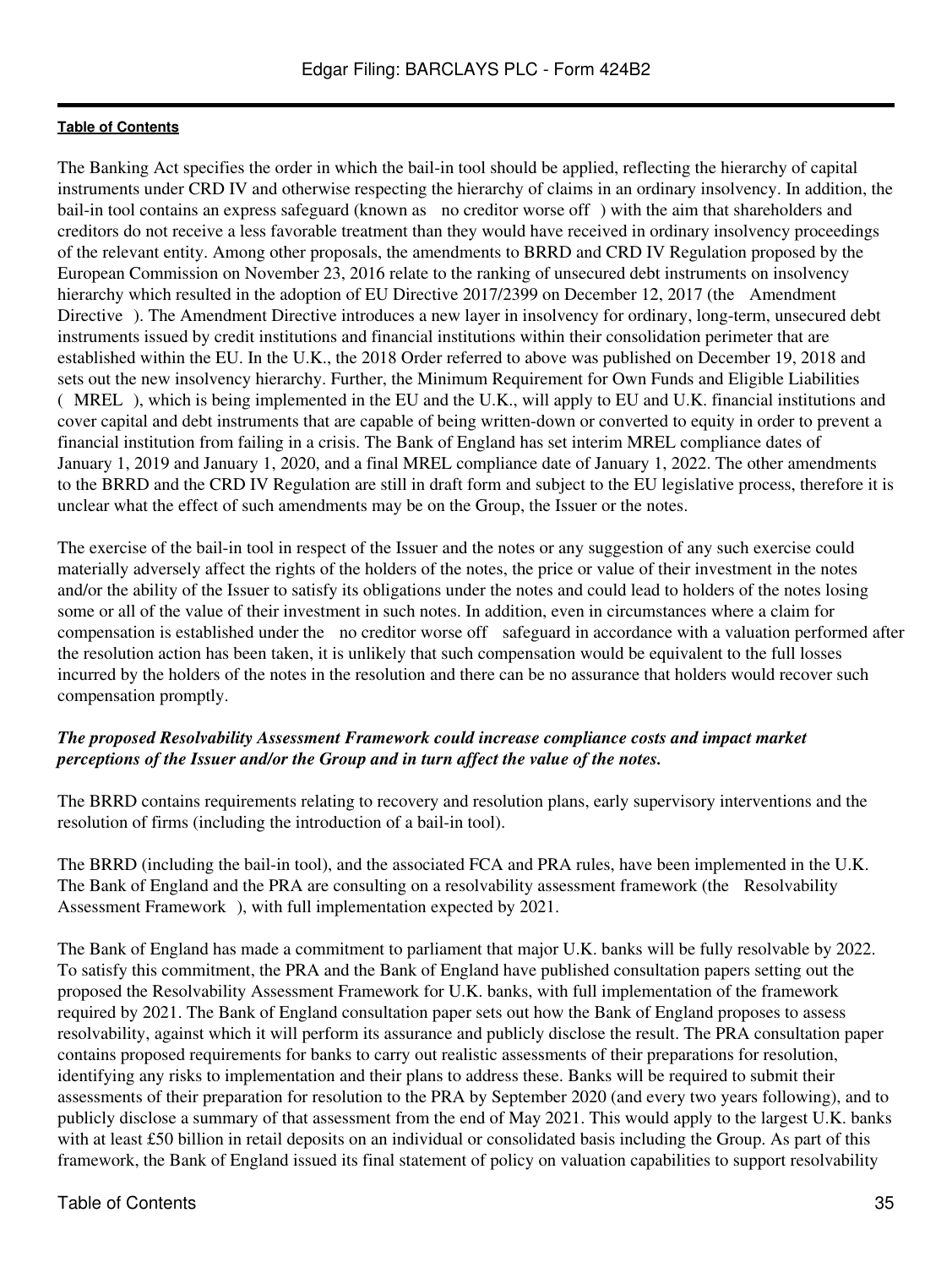The Banking Act specifies the order in which the bail-in tool should be applied, reflecting the hierarchy of capital instruments under CRD IV and otherwise respecting the hierarchy of claims in an ordinary insolvency. In addition, the bail-in tool contains an express safeguard (known as no creditor worse off ) with the aim that shareholders and creditors do not receive a less favorable treatment than they would have received in ordinary insolvency proceedings of the relevant entity. Among other proposals, the amendments to BRRD and CRD IV Regulation proposed by the European Commission on November 23, 2016 relate to the ranking of unsecured debt instruments on insolvency hierarchy which resulted in the adoption of EU Directive 2017/2399 on December 12, 2017 (the Amendment Directive ). The Amendment Directive introduces a new layer in insolvency for ordinary, long-term, unsecured debt instruments issued by credit institutions and financial institutions within their consolidation perimeter that are established within the EU. In the U.K., the 2018 Order referred to above was published on December 19, 2018 and sets out the new insolvency hierarchy. Further, the Minimum Requirement for Own Funds and Eligible Liabilities ( MREL ), which is being implemented in the EU and the U.K., will apply to EU and U.K. financial institutions and cover capital and debt instruments that are capable of being written-down or converted to equity in order to prevent a financial institution from failing in a crisis. The Bank of England has set interim MREL compliance dates of January 1, 2019 and January 1, 2020, and a final MREL compliance date of January 1, 2022. The other amendments to the BRRD and the CRD IV Regulation are still in draft form and subject to the EU legislative process, therefore it is unclear what the effect of such amendments may be on the Group, the Issuer or the notes.

The exercise of the bail-in tool in respect of the Issuer and the notes or any suggestion of any such exercise could materially adversely affect the rights of the holders of the notes, the price or value of their investment in the notes and/or the ability of the Issuer to satisfy its obligations under the notes and could lead to holders of the notes losing some or all of the value of their investment in such notes. In addition, even in circumstances where a claim for compensation is established under the no creditor worse off safeguard in accordance with a valuation performed after the resolution action has been taken, it is unlikely that such compensation would be equivalent to the full losses incurred by the holders of the notes in the resolution and there can be no assurance that holders would recover such compensation promptly.

***The proposed Resolvability Assessment Framework could increase compliance costs and impact market perceptions of the Issuer and/or the Group and in turn affect the value of the notes.***

The BRRD contains requirements relating to recovery and resolution plans, early supervisory interventions and the resolution of firms (including the introduction of a bail-in tool).

The BRRD (including the bail-in tool), and the associated FCA and PRA rules, have been implemented in the U.K. The Bank of England and the PRA are consulting on a resolvability assessment framework (the Resolvability Assessment Framework ), with full implementation expected by 2021.

The Bank of England has made a commitment to parliament that major U.K. banks will be fully resolvable by 2022. To satisfy this commitment, the PRA and the Bank of England have published consultation papers setting out the proposed the Resolvability Assessment Framework for U.K. banks, with full implementation of the framework required by 2021. The Bank of England consultation paper sets out how the Bank of England proposes to assess resolvability, against which it will perform its assurance and publicly disclose the result. The PRA consultation paper contains proposed requirements for banks to carry out realistic assessments of their preparations for resolution, identifying any risks to implementation and their plans to address these. Banks will be required to submit their assessments of their preparation for resolution to the PRA by September 2020 (and every two years following), and to publicly disclose a summary of that assessment from the end of May 2021. This would apply to the largest U.K. banks with at least £50 billion in retail deposits on an individual or consolidated basis including the Group. As part of this framework, the Bank of England issued its final statement of policy on valuation capabilities to support resolvability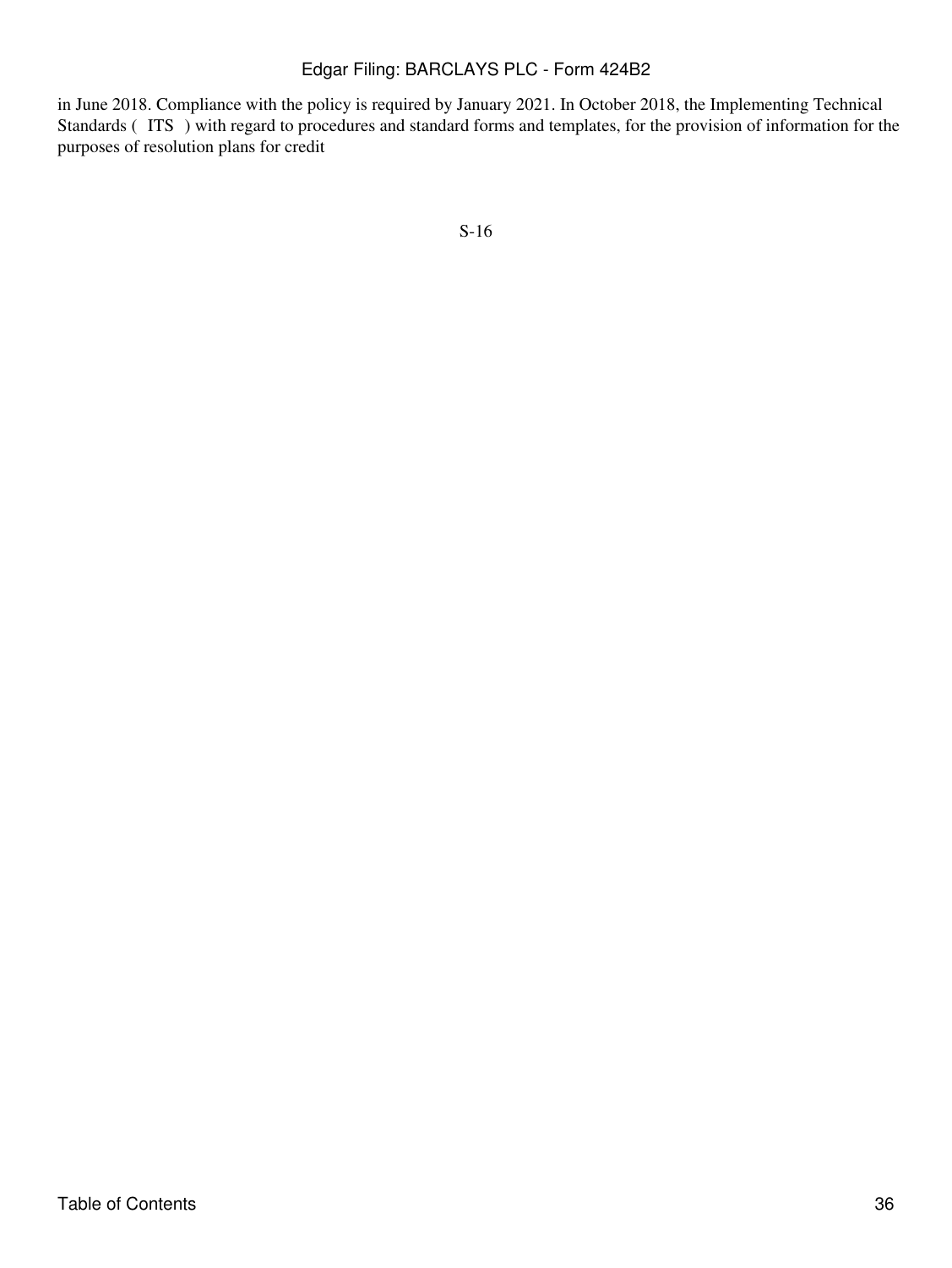in June 2018. Compliance with the policy is required by January 2021. In October 2018, the Implementing Technical Standards ( ITS ) with regard to procedures and standard forms and templates, for the provision of information for the purposes of resolution plans for credit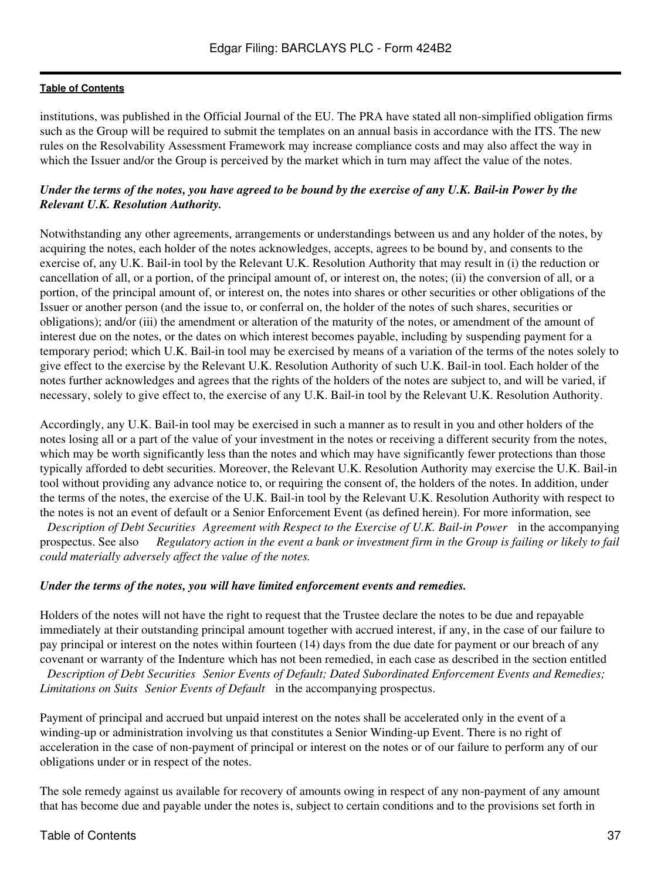institutions, was published in the Official Journal of the EU. The PRA have stated all non-simplified obligation firms such as the Group will be required to submit the templates on an annual basis in accordance with the ITS. The new rules on the Resolvability Assessment Framework may increase compliance costs and may also affect the way in which the Issuer and/or the Group is perceived by the market which in turn may affect the value of the notes.

***Under the terms of the notes, you have agreed to be bound by the exercise of any U.K. Bail-in Power by the Relevant U.K. Resolution Authority.***

Notwithstanding any other agreements, arrangements or understandings between us and any holder of the notes, by acquiring the notes, each holder of the notes acknowledges, accepts, agrees to be bound by, and consents to the exercise of, any U.K. Bail-in tool by the Relevant U.K. Resolution Authority that may result in (i) the reduction or cancellation of all, or a portion, of the principal amount of, or interest on, the notes; (ii) the conversion of all, or a portion, of the principal amount of, or interest on, the notes into shares or other securities or other obligations of the Issuer or another person (and the issue to, or conferral on, the holder of the notes of such shares, securities or obligations); and/or (iii) the amendment or alteration of the maturity of the notes, or amendment of the amount of interest due on the notes, or the dates on which interest becomes payable, including by suspending payment for a temporary period; which U.K. Bail-in tool may be exercised by means of a variation of the terms of the notes solely to give effect to the exercise by the Relevant U.K. Resolution Authority of such U.K. Bail-in tool. Each holder of the notes further acknowledges and agrees that the rights of the holders of the notes are subject to, and will be varied, if necessary, solely to give effect to, the exercise of any U.K. Bail-in tool by the Relevant U.K. Resolution Authority.

Accordingly, any U.K. Bail-in tool may be exercised in such a manner as to result in you and other holders of the notes losing all or a part of the value of your investment in the notes or receiving a different security from the notes, which may be worth significantly less than the notes and which may have significantly fewer protections than those typically afforded to debt securities. Moreover, the Relevant U.K. Resolution Authority may exercise the U.K. Bail-in tool without providing any advance notice to, or requiring the consent of, the holders of the notes. In addition, under the terms of the notes, the exercise of the U.K. Bail-in tool by the Relevant U.K. Resolution Authority with respect to the notes is not an event of default or a Senior Enforcement Event (as defined herein). For more information, see *Description of Debt Securities Agreement with Respect to the Exercise of U.K. Bail-in Power* in the accompanying prospectus. See also *Regulatory action in the event a bank or investment firm in the Group is failing or likely to fail could materially adversely affect the value of the notes.*

***Under the terms of the notes, you will have limited enforcement events and remedies.***

Holders of the notes will not have the right to request that the Trustee declare the notes to be due and repayable immediately at their outstanding principal amount together with accrued interest, if any, in the case of our failure to pay principal or interest on the notes within fourteen (14) days from the due date for payment or our breach of any covenant or warranty of the Indenture which has not been remedied, in each case as described in the section entitled *Description of Debt Securities Senior Events of Default; Dated Subordinated Enforcement Events and Remedies; Limitations on Suits Senior Events of Default* in the accompanying prospectus.

Payment of principal and accrued but unpaid interest on the notes shall be accelerated only in the event of a winding-up or administration involving us that constitutes a Senior Winding-up Event. There is no right of acceleration in the case of non-payment of principal or interest on the notes or of our failure to perform any of our obligations under or in respect of the notes.

The sole remedy against us available for recovery of amounts owing in respect of any non-payment of any amount that has become due and payable under the notes is, subject to certain conditions and to the provisions set forth in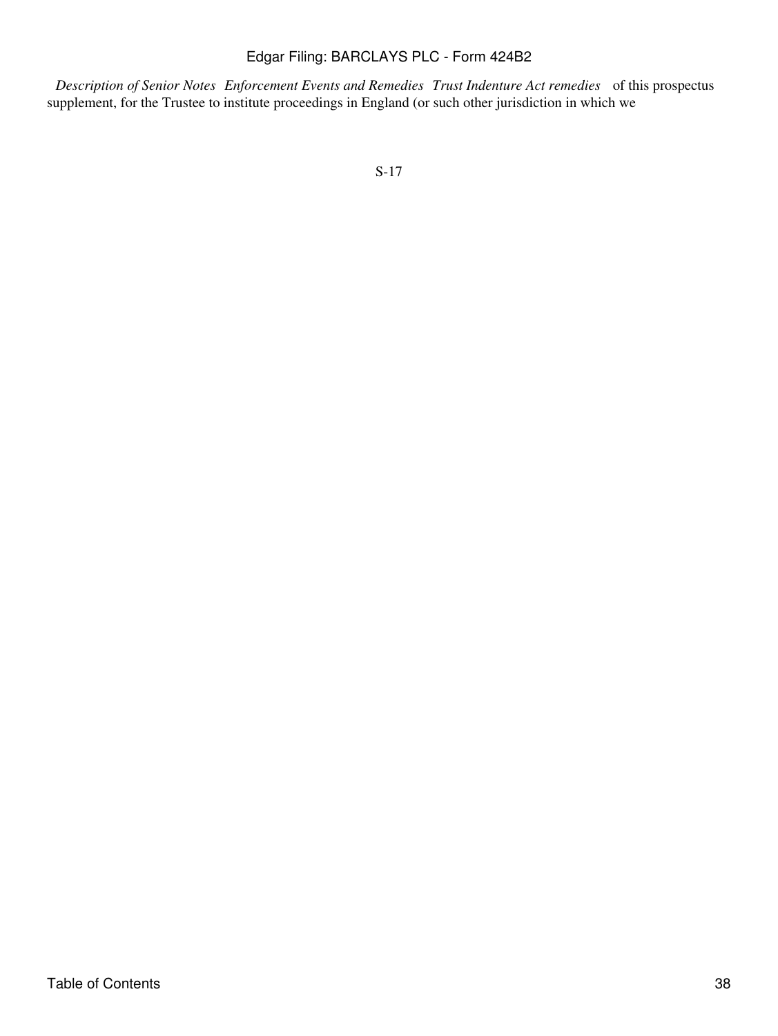*Description of Senior Notes Enforcement Events and Remedies Trust Indenture Act remedies* of this prospectus supplement, for the Trustee to institute proceedings in England (or such other jurisdiction in which we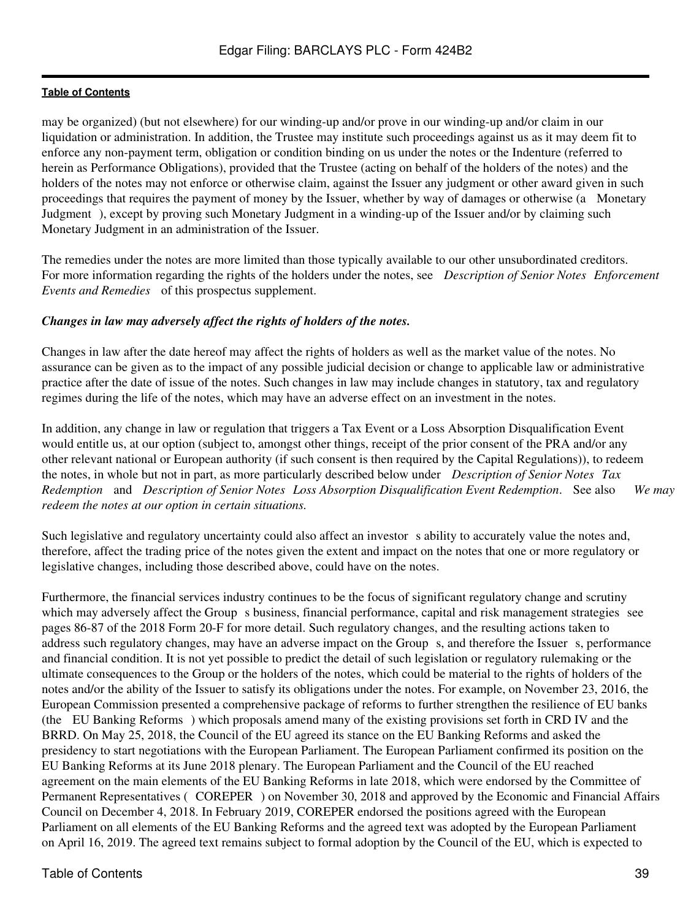may be organized) (but not elsewhere) for our winding-up and/or prove in our winding-up and/or claim in our liquidation or administration. In addition, the Trustee may institute such proceedings against us as it may deem fit to enforce any non-payment term, obligation or condition binding on us under the notes or the Indenture (referred to herein as Performance Obligations), provided that the Trustee (acting on behalf of the holders of the notes) and the holders of the notes may not enforce or otherwise claim, against the Issuer any judgment or other award given in such proceedings that requires the payment of money by the Issuer, whether by way of damages or otherwise (a Monetary Judgment ), except by proving such Monetary Judgment in a winding-up of the Issuer and/or by claiming such Monetary Judgment in an administration of the Issuer.

The remedies under the notes are more limited than those typically available to our other unsubordinated creditors. For more information regarding the rights of the holders under the notes, see *Description of Senior Notes Enforcement Events and Remedies* of this prospectus supplement.

***Changes in law may adversely affect the rights of holders of the notes.***

Changes in law after the date hereof may affect the rights of holders as well as the market value of the notes. No assurance can be given as to the impact of any possible judicial decision or change to applicable law or administrative practice after the date of issue of the notes. Such changes in law may include changes in statutory, tax and regulatory regimes during the life of the notes, which may have an adverse effect on an investment in the notes.

In addition, any change in law or regulation that triggers a Tax Event or a Loss Absorption Disqualification Event would entitle us, at our option (subject to, amongst other things, receipt of the prior consent of the PRA and/or any other relevant national or European authority (if such consent is then required by the Capital Regulations)), to redeem the notes, in whole but not in part, as more particularly described below under *Description of Senior Notes Tax Redemption* and *Description of Senior Notes Loss Absorption Disqualification Event Redemption*. See also *We may redeem the notes at our option in certain situations.*

Such legislative and regulatory uncertainty could also affect an investor s ability to accurately value the notes and, therefore, affect the trading price of the notes given the extent and impact on the notes that one or more regulatory or legislative changes, including those described above, could have on the notes.

Furthermore, the financial services industry continues to be the focus of significant regulatory change and scrutiny which may adversely affect the Group s business, financial performance, capital and risk management strategies see pages 86-87 of the 2018 Form 20-F for more detail. Such regulatory changes, and the resulting actions taken to address such regulatory changes, may have an adverse impact on the Group s, and therefore the Issuer s, performance and financial condition. It is not yet possible to predict the detail of such legislation or regulatory rulemaking or the ultimate consequences to the Group or the holders of the notes, which could be material to the rights of holders of the notes and/or the ability of the Issuer to satisfy its obligations under the notes. For example, on November 23, 2016, the European Commission presented a comprehensive package of reforms to further strengthen the resilience of EU banks (the EU Banking Reforms ) which proposals amend many of the existing provisions set forth in CRD IV and the BRRD. On May 25, 2018, the Council of the EU agreed its stance on the EU Banking Reforms and asked the presidency to start negotiations with the European Parliament. The European Parliament confirmed its position on the EU Banking Reforms at its June 2018 plenary. The European Parliament and the Council of the EU reached agreement on the main elements of the EU Banking Reforms in late 2018, which were endorsed by the Committee of Permanent Representatives ( COREPER ) on November 30, 2018 and approved by the Economic and Financial Affairs Council on December 4, 2018. In February 2019, COREPER endorsed the positions agreed with the European Parliament on all elements of the EU Banking Reforms and the agreed text was adopted by the European Parliament on April 16, 2019. The agreed text remains subject to formal adoption by the Council of the EU, which is expected to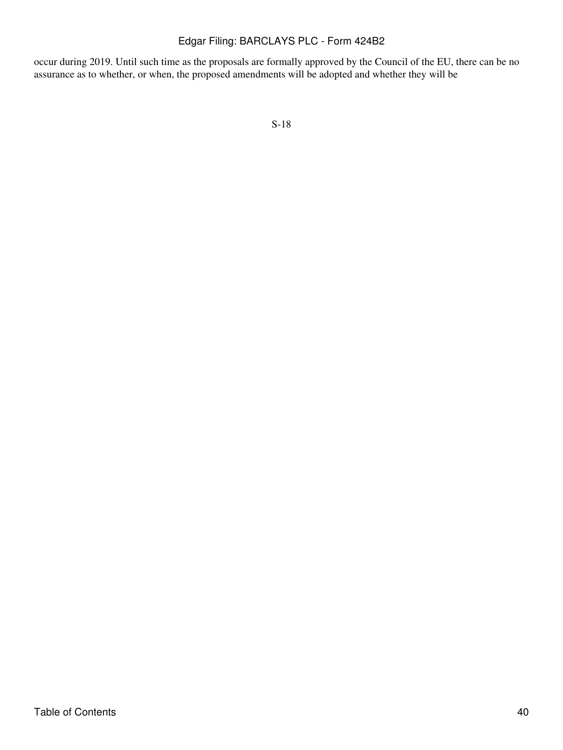occur during 2019. Until such time as the proposals are formally approved by the Council of the EU, there can be no assurance as to whether, or when, the proposed amendments will be adopted and whether they will be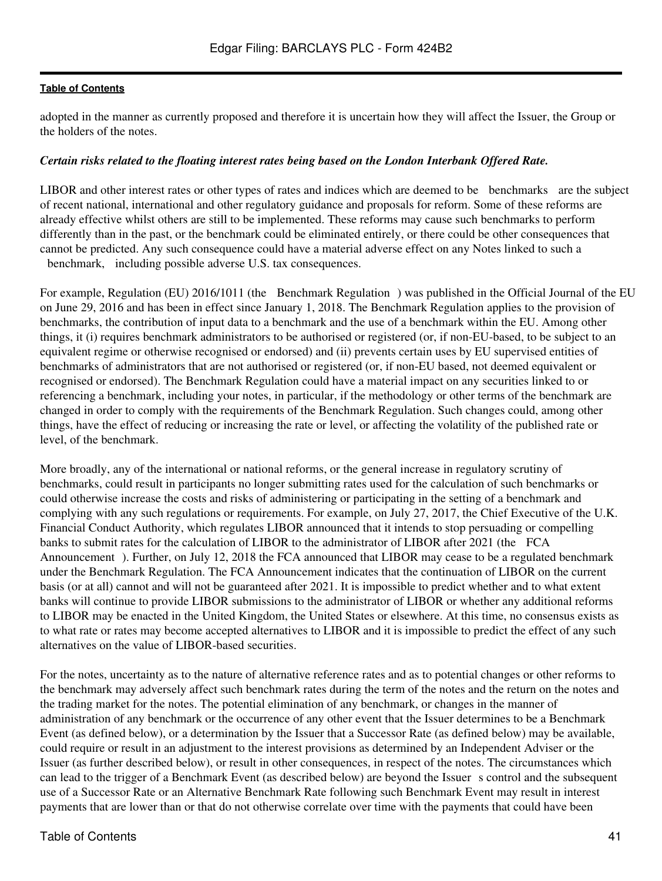adopted in the manner as currently proposed and therefore it is uncertain how they will affect the Issuer, the Group or the holders of the notes.

***Certain risks related to the floating interest rates being based on the London Interbank Offered Rate.***

LIBOR and other interest rates or other types of rates and indices which are deemed to be "benchmarks" are the subject of recent national, international and other regulatory guidance and proposals for reform. Some of these reforms are already effective whilst others are still to be implemented. These reforms may cause such benchmarks to perform differently than in the past, or the benchmark could be eliminated entirely, or there could be other consequences that cannot be predicted. Any such consequence could have a material adverse effect on any Notes linked to such a "benchmark," including possible adverse U.S. tax consequences.

For example, Regulation (EU) 2016/1011 (the "Benchmark Regulation") was published in the Official Journal of the EU on June 29, 2016 and has been in effect since January 1, 2018. The Benchmark Regulation applies to the provision of benchmarks, the contribution of input data to a benchmark and the use of a benchmark within the EU. Among other things, it (i) requires benchmark administrators to be authorised or registered (or, if non-EU-based, to be subject to an equivalent regime or otherwise recognised or endorsed) and (ii) prevents certain uses by EU supervised entities of benchmarks of administrators that are not authorised or registered (or, if non-EU based, not deemed equivalent or recognised or endorsed). The Benchmark Regulation could have a material impact on any securities linked to or referencing a benchmark, including your notes, in particular, if the methodology or other terms of the benchmark are changed in order to comply with the requirements of the Benchmark Regulation. Such changes could, among other things, have the effect of reducing or increasing the rate or level, or affecting the volatility of the published rate or level, of the benchmark.

More broadly, any of the international or national reforms, or the general increase in regulatory scrutiny of benchmarks, could result in participants no longer submitting rates used for the calculation of such benchmarks or could otherwise increase the costs and risks of administering or participating in the setting of a benchmark and complying with any such regulations or requirements. For example, on July 27, 2017, the Chief Executive of the U.K. Financial Conduct Authority, which regulates LIBOR announced that it intends to stop persuading or compelling banks to submit rates for the calculation of LIBOR to the administrator of LIBOR after 2021 (the "FCA Announcement"). Further, on July 12, 2018 the FCA announced that LIBOR may cease to be a regulated benchmark under the Benchmark Regulation. The FCA Announcement indicates that the continuation of LIBOR on the current basis (or at all) cannot and will not be guaranteed after 2021. It is impossible to predict whether and to what extent banks will continue to provide LIBOR submissions to the administrator of LIBOR or whether any additional reforms to LIBOR may be enacted in the United Kingdom, the United States or elsewhere. At this time, no consensus exists as to what rate or rates may become accepted alternatives to LIBOR and it is impossible to predict the effect of any such alternatives on the value of LIBOR-based securities.

For the notes, uncertainty as to the nature of alternative reference rates and as to potential changes or other reforms to the benchmark may adversely affect such benchmark rates during the term of the notes and the return on the notes and the trading market for the notes. The potential elimination of any benchmark, or changes in the manner of administration of any benchmark or the occurrence of any other event that the Issuer determines to be a Benchmark Event (as defined below), or a determination by the Issuer that a Successor Rate (as defined below) may be available, could require or result in an adjustment to the interest provisions as determined by an Independent Adviser or the Issuer (as further described below), or result in other consequences, in respect of the notes. The circumstances which can lead to the trigger of a Benchmark Event (as described below) are beyond the Issuer's control and the subsequent use of a Successor Rate or an Alternative Benchmark Rate following such Benchmark Event may result in interest payments that are lower than or that do not otherwise correlate over time with the payments that could have been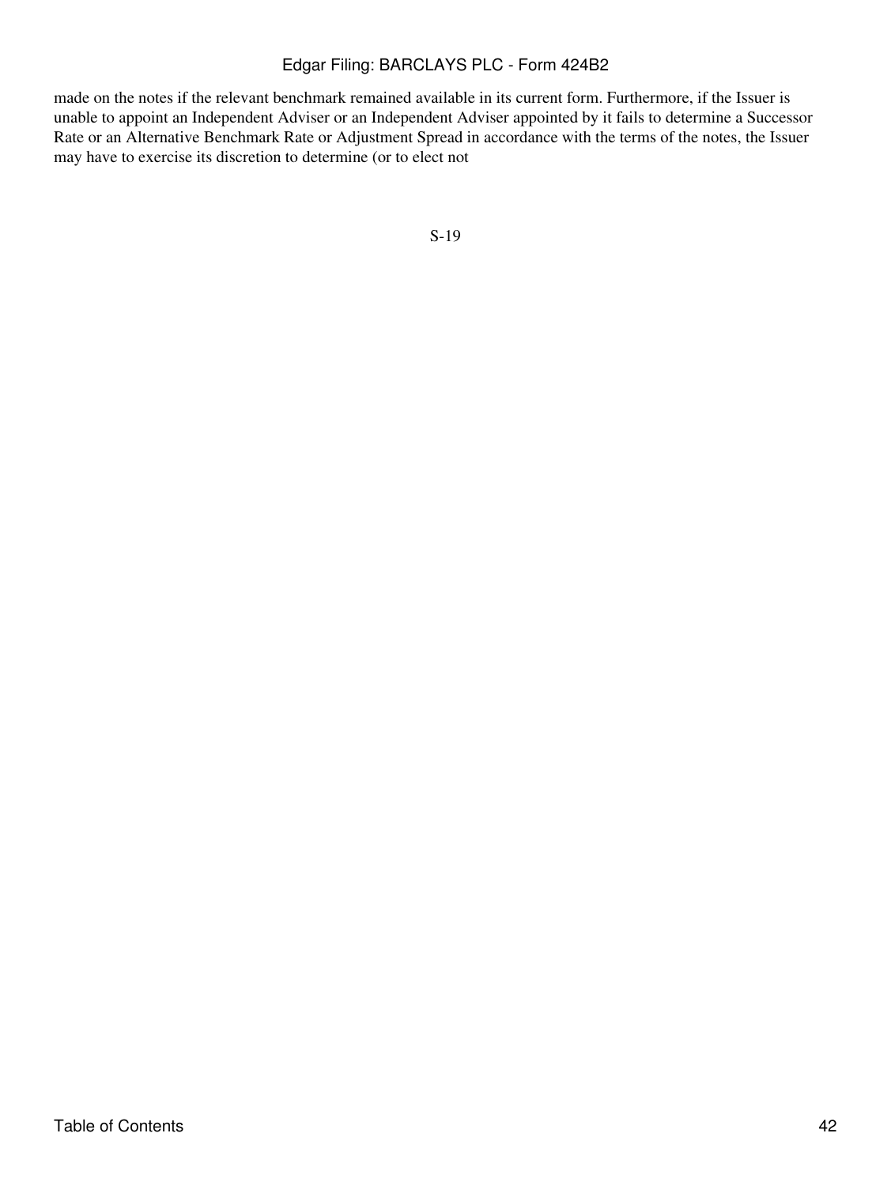made on the notes if the relevant benchmark remained available in its current form. Furthermore, if the Issuer is unable to appoint an Independent Adviser or an Independent Adviser appointed by it fails to determine a Successor Rate or an Alternative Benchmark Rate or Adjustment Spread in accordance with the terms of the notes, the Issuer may have to exercise its discretion to determine (or to elect not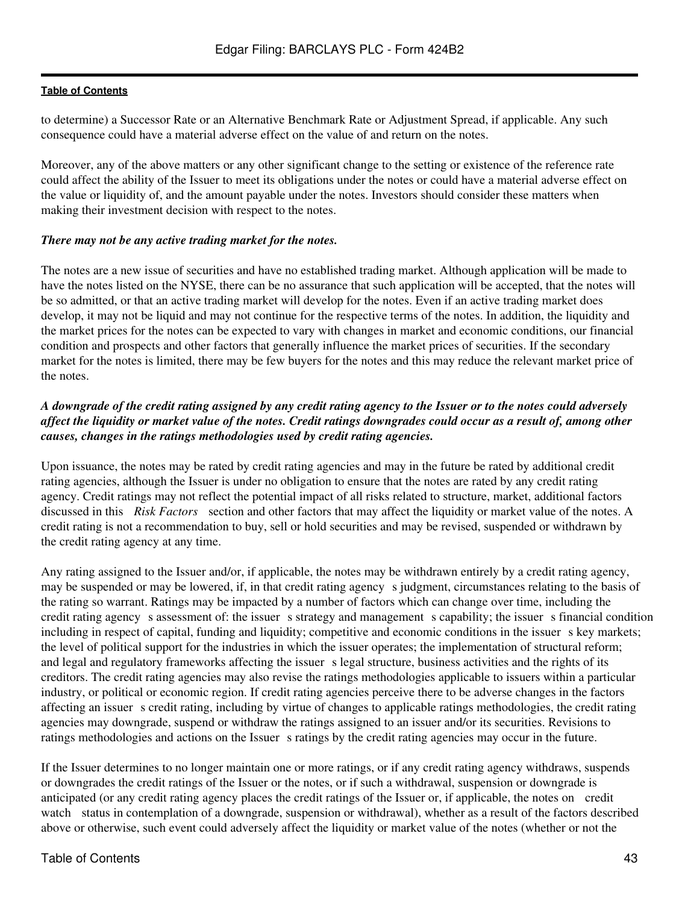to determine) a Successor Rate or an Alternative Benchmark Rate or Adjustment Spread, if applicable. Any such consequence could have a material adverse effect on the value of and return on the notes.

Moreover, any of the above matters or any other significant change to the setting or existence of the reference rate could affect the ability of the Issuer to meet its obligations under the notes or could have a material adverse effect on the value or liquidity of, and the amount payable under the notes. Investors should consider these matters when making their investment decision with respect to the notes.

***There may not be any active trading market for the notes.***

The notes are a new issue of securities and have no established trading market. Although application will be made to have the notes listed on the NYSE, there can be no assurance that such application will be accepted, that the notes will be so admitted, or that an active trading market will develop for the notes. Even if an active trading market does develop, it may not be liquid and may not continue for the respective terms of the notes. In addition, the liquidity and the market prices for the notes can be expected to vary with changes in market and economic conditions, our financial condition and prospects and other factors that generally influence the market prices of securities. If the secondary market for the notes is limited, there may be few buyers for the notes and this may reduce the relevant market price of the notes.

***A downgrade of the credit rating assigned by any credit rating agency to the Issuer or to the notes could adversely affect the liquidity or market value of the notes. Credit ratings downgrades could occur as a result of, among other causes, changes in the ratings methodologies used by credit rating agencies.***

Upon issuance, the notes may be rated by credit rating agencies and may in the future be rated by additional credit rating agencies, although the Issuer is under no obligation to ensure that the notes are rated by any credit rating agency. Credit ratings may not reflect the potential impact of all risks related to structure, market, additional factors discussed in this *Risk Factors* section and other factors that may affect the liquidity or market value of the notes. A credit rating is not a recommendation to buy, sell or hold securities and may be revised, suspended or withdrawn by the credit rating agency at any time.

Any rating assigned to the Issuer and/or, if applicable, the notes may be withdrawn entirely by a credit rating agency, may be suspended or may be lowered, if, in that credit rating agency s judgment, circumstances relating to the basis of the rating so warrant. Ratings may be impacted by a number of factors which can change over time, including the credit rating agency s assessment of: the issuer s strategy and management s capability; the issuer s financial condition including in respect of capital, funding and liquidity; competitive and economic conditions in the issuer s key markets; the level of political support for the industries in which the issuer operates; the implementation of structural reform; and legal and regulatory frameworks affecting the issuer s legal structure, business activities and the rights of its creditors. The credit rating agencies may also revise the ratings methodologies applicable to issuers within a particular industry, or political or economic region. If credit rating agencies perceive there to be adverse changes in the factors affecting an issuer s credit rating, including by virtue of changes to applicable ratings methodologies, the credit rating agencies may downgrade, suspend or withdraw the ratings assigned to an issuer and/or its securities. Revisions to ratings methodologies and actions on the Issuer s ratings by the credit rating agencies may occur in the future.

If the Issuer determines to no longer maintain one or more ratings, or if any credit rating agency withdraws, suspends or downgrades the credit ratings of the Issuer or the notes, or if such a withdrawal, suspension or downgrade is anticipated (or any credit rating agency places the credit ratings of the Issuer or, if applicable, the notes on credit watch status in contemplation of a downgrade, suspension or withdrawal), whether as a result of the factors described above or otherwise, such event could adversely affect the liquidity or market value of the notes (whether or not the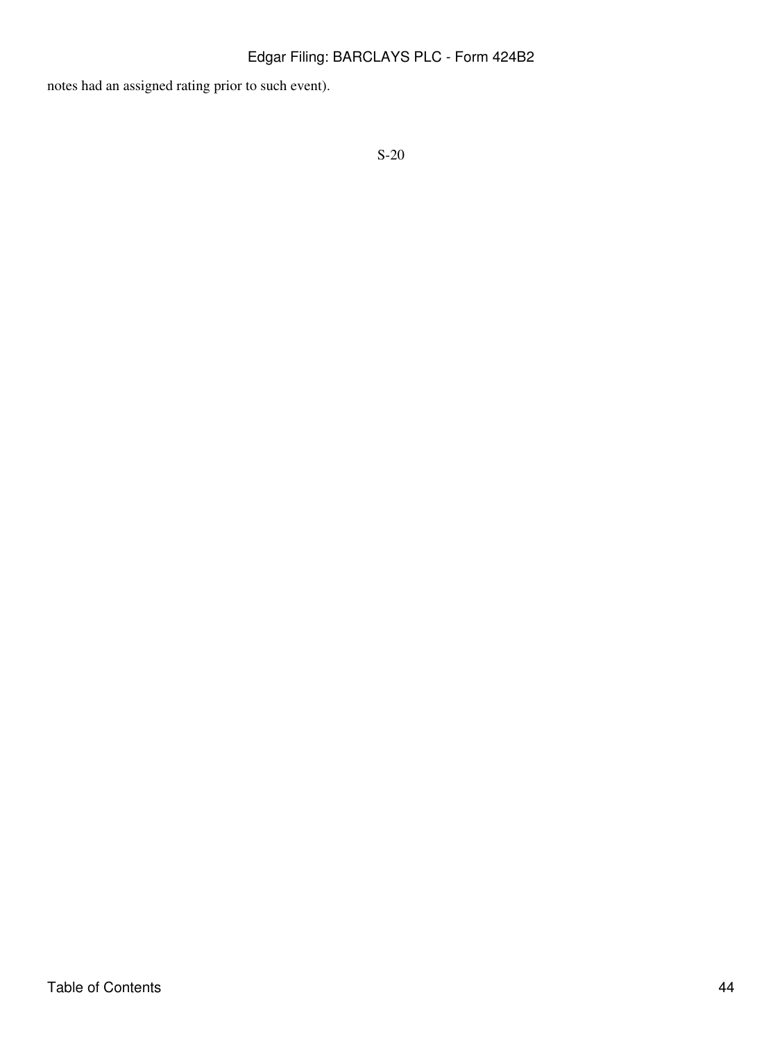notes had an assigned rating prior to such event).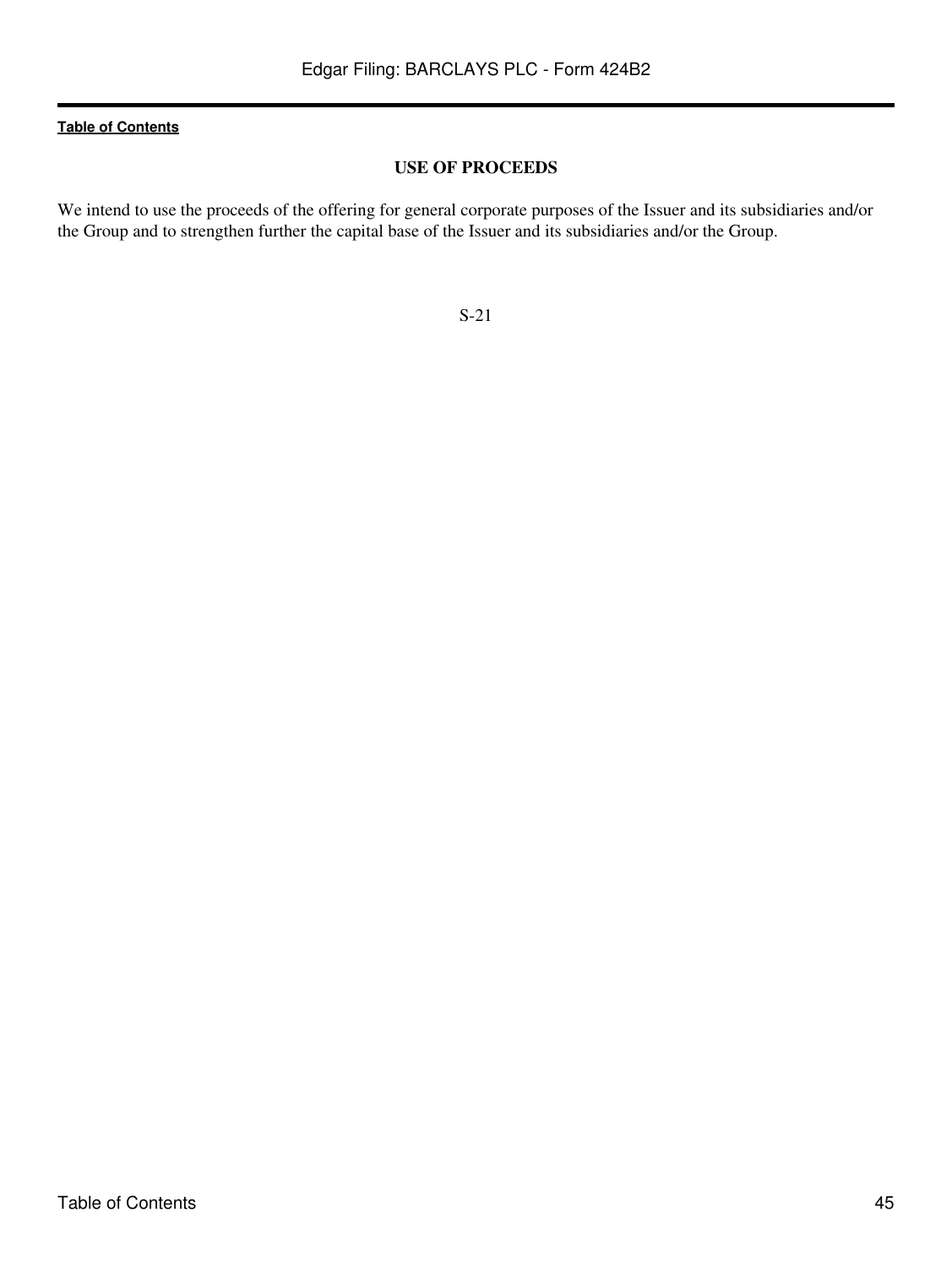## USE OF PROCEEDS

We intend to use the proceeds of the offering for general corporate purposes of the Issuer and its subsidiaries and/or the Group and to strengthen further the capital base of the Issuer and its subsidiaries and/or the Group.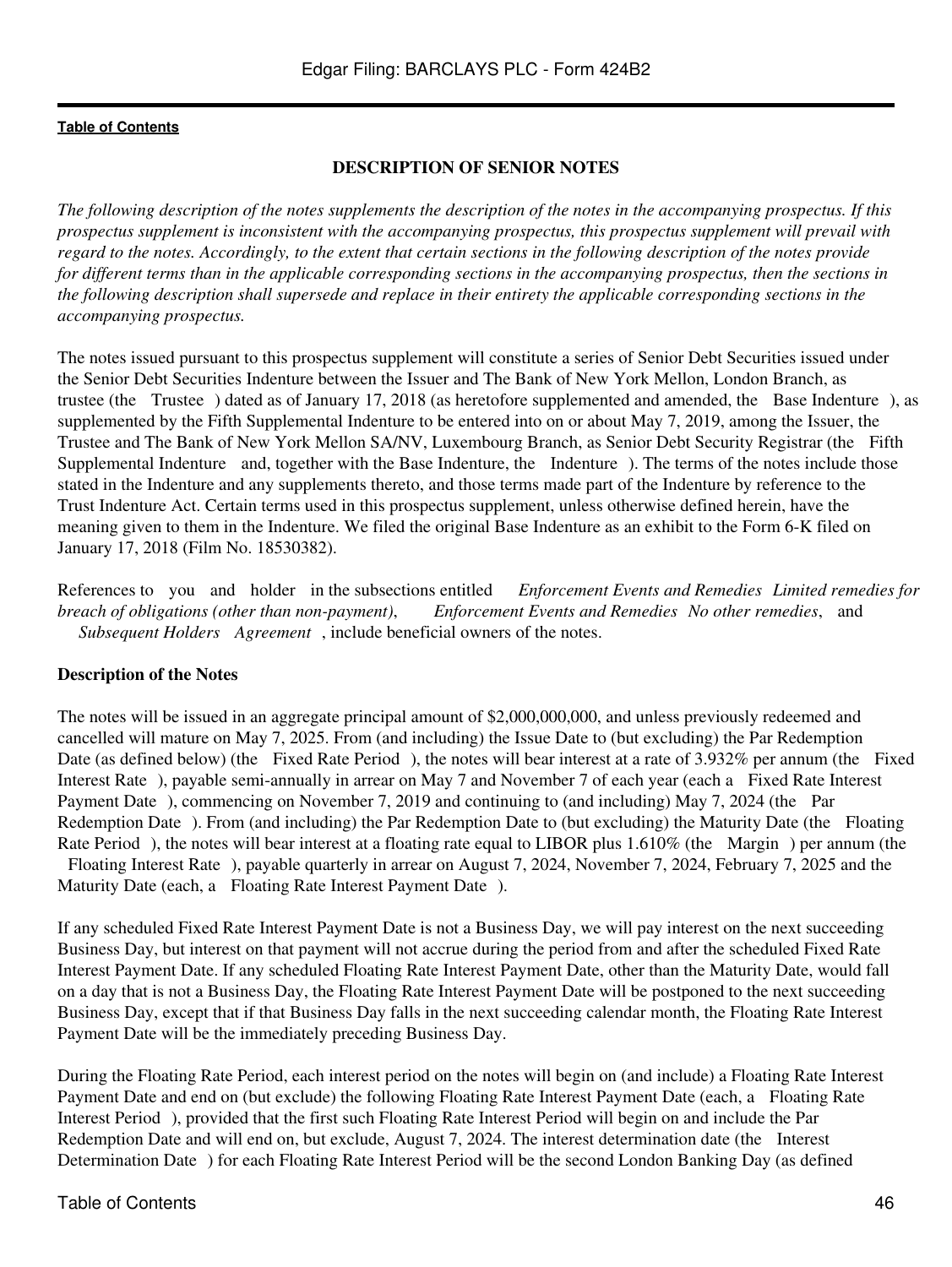## DESCRIPTION OF SENIOR NOTES

*The following description of the notes supplements the description of the notes in the accompanying prospectus. If this prospectus supplement is inconsistent with the accompanying prospectus, this prospectus supplement will prevail with regard to the notes. Accordingly, to the extent that certain sections in the following description of the notes provide for different terms than in the applicable corresponding sections in the accompanying prospectus, then the sections in the following description shall supersede and replace in their entirety the applicable corresponding sections in the accompanying prospectus.*

The notes issued pursuant to this prospectus supplement will constitute a series of Senior Debt Securities issued under the Senior Debt Securities Indenture between the Issuer and The Bank of New York Mellon, London Branch, as trustee (the Trustee ) dated as of January 17, 2018 (as heretofore supplemented and amended, the Base Indenture ), as supplemented by the Fifth Supplemental Indenture to be entered into on or about May 7, 2019, among the Issuer, the Trustee and The Bank of New York Mellon SA/NV, Luxembourg Branch, as Senior Debt Security Registrar (the Fifth Supplemental Indenture and, together with the Base Indenture, the Indenture ). The terms of the notes include those stated in the Indenture and any supplements thereto, and those terms made part of the Indenture by reference to the Trust Indenture Act. Certain terms used in this prospectus supplement, unless otherwise defined herein, have the meaning given to them in the Indenture. We filed the original Base Indenture as an exhibit to the Form 6-K filed on January 17, 2018 (Film No. 18530382).

References to you and holder in the subsections entitled *Enforcement Events and Remedies Limited remedies for breach of obligations (other than non-payment)*, *Enforcement Events and Remedies No other remedies*, and *Subsequent Holders Agreement* , include beneficial owners of the notes.

### Description of the Notes

The notes will be issued in an aggregate principal amount of $2,000,000,000, and unless previously redeemed and cancelled will mature on May 7, 2025. From (and including) the Issue Date to (but excluding) the Par Redemption Date (as defined below) (the Fixed Rate Period ), the notes will bear interest at a rate of 3.932% per annum (the Fixed Interest Rate ), payable semi-annually in arrear on May 7 and November 7 of each year (each a Fixed Rate Interest Payment Date ), commencing on November 7, 2019 and continuing to (and including) May 7, 2024 (the Par Redemption Date ). From (and including) the Par Redemption Date to (but excluding) the Maturity Date (the Floating Rate Period ), the notes will bear interest at a floating rate equal to LIBOR plus 1.610% (the Margin ) per annum (the Floating Interest Rate ), payable quarterly in arrear on August 7, 2024, November 7, 2024, February 7, 2025 and the Maturity Date (each, a Floating Rate Interest Payment Date ).

If any scheduled Fixed Rate Interest Payment Date is not a Business Day, we will pay interest on the next succeeding Business Day, but interest on that payment will not accrue during the period from and after the scheduled Fixed Rate Interest Payment Date. If any scheduled Floating Rate Interest Payment Date, other than the Maturity Date, would fall on a day that is not a Business Day, the Floating Rate Interest Payment Date will be postponed to the next succeeding Business Day, except that if that Business Day falls in the next succeeding calendar month, the Floating Rate Interest Payment Date will be the immediately preceding Business Day.

During the Floating Rate Period, each interest period on the notes will begin on (and include) a Floating Rate Interest Payment Date and end on (but exclude) the following Floating Rate Interest Payment Date (each, a Floating Rate Interest Period ), provided that the first such Floating Rate Interest Period will begin on and include the Par Redemption Date and will end on, but exclude, August 7, 2024. The interest determination date (the Interest Determination Date ) for each Floating Rate Interest Period will be the second London Banking Day (as defined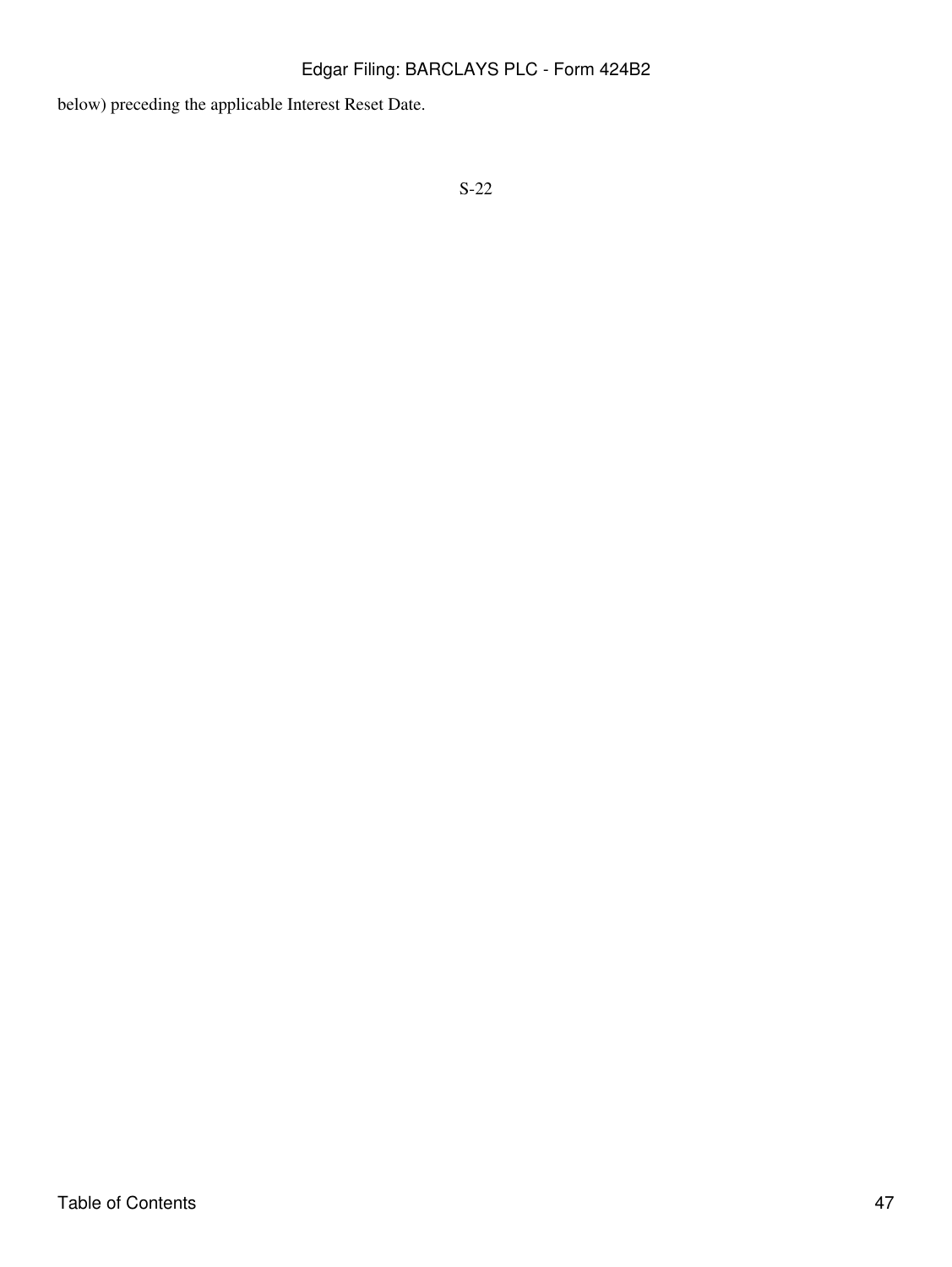below) preceding the applicable Interest Reset Date.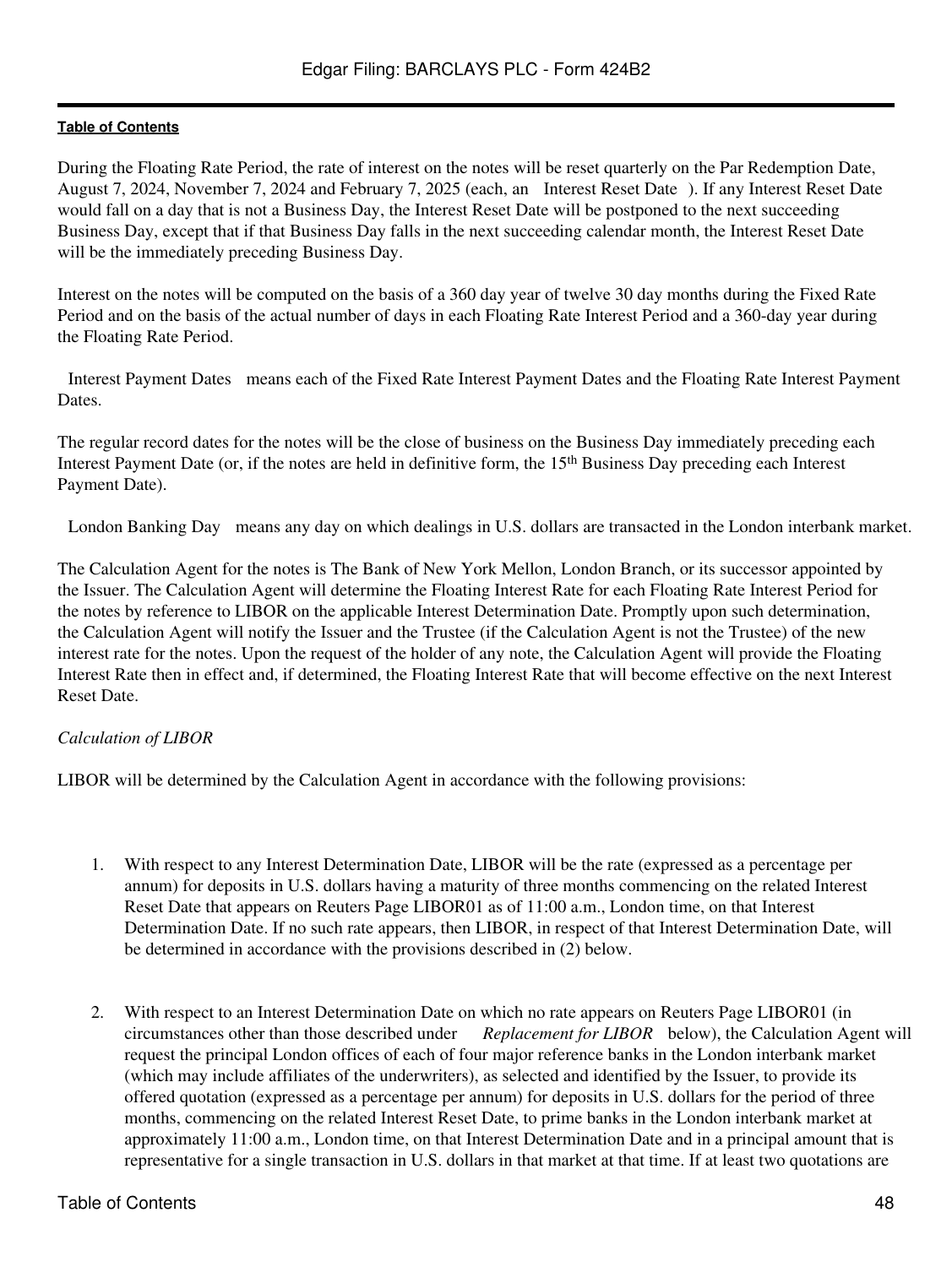**Table of Contents**

During the Floating Rate Period, the rate of interest on the notes will be reset quarterly on the Par Redemption Date, August 7, 2024, November 7, 2024 and February 7, 2025 (each, an Interest Reset Date ). If any Interest Reset Date would fall on a day that is not a Business Day, the Interest Reset Date will be postponed to the next succeeding Business Day, except that if that Business Day falls in the next succeeding calendar month, the Interest Reset Date will be the immediately preceding Business Day.

Interest on the notes will be computed on the basis of a 360 day year of twelve 30 day months during the Fixed Rate Period and on the basis of the actual number of days in each Floating Rate Interest Period and a 360-day year during the Floating Rate Period.

Interest Payment Dates means each of the Fixed Rate Interest Payment Dates and the Floating Rate Interest Payment Dates.

The regular record dates for the notes will be the close of business on the Business Day immediately preceding each Interest Payment Date (or, if the notes are held in definitive form, the 15th Business Day preceding each Interest Payment Date).

London Banking Day means any day on which dealings in U.S. dollars are transacted in the London interbank market.

The Calculation Agent for the notes is The Bank of New York Mellon, London Branch, or its successor appointed by the Issuer. The Calculation Agent will determine the Floating Interest Rate for each Floating Rate Interest Period for the notes by reference to LIBOR on the applicable Interest Determination Date. Promptly upon such determination, the Calculation Agent will notify the Issuer and the Trustee (if the Calculation Agent is not the Trustee) of the new interest rate for the notes. Upon the request of the holder of any note, the Calculation Agent will provide the Floating Interest Rate then in effect and, if determined, the Floating Interest Rate that will become effective on the next Interest Reset Date.

*Calculation of LIBOR*

LIBOR will be determined by the Calculation Agent in accordance with the following provisions:

1. With respect to any Interest Determination Date, LIBOR will be the rate (expressed as a percentage per annum) for deposits in U.S. dollars having a maturity of three months commencing on the related Interest Reset Date that appears on Reuters Page LIBOR01 as of 11:00 a.m., London time, on that Interest Determination Date. If no such rate appears, then LIBOR, in respect of that Interest Determination Date, will be determined in accordance with the provisions described in (2) below.

2. With respect to an Interest Determination Date on which no rate appears on Reuters Page LIBOR01 (in circumstances other than those described under *Replacement for LIBOR* below), the Calculation Agent will request the principal London offices of each of four major reference banks in the London interbank market (which may include affiliates of the underwriters), as selected and identified by the Issuer, to provide its offered quotation (expressed as a percentage per annum) for deposits in U.S. dollars for the period of three months, commencing on the related Interest Reset Date, to prime banks in the London interbank market at approximately 11:00 a.m., London time, on that Interest Determination Date and in a principal amount that is representative for a single transaction in U.S. dollars in that market at that time. If at least two quotations are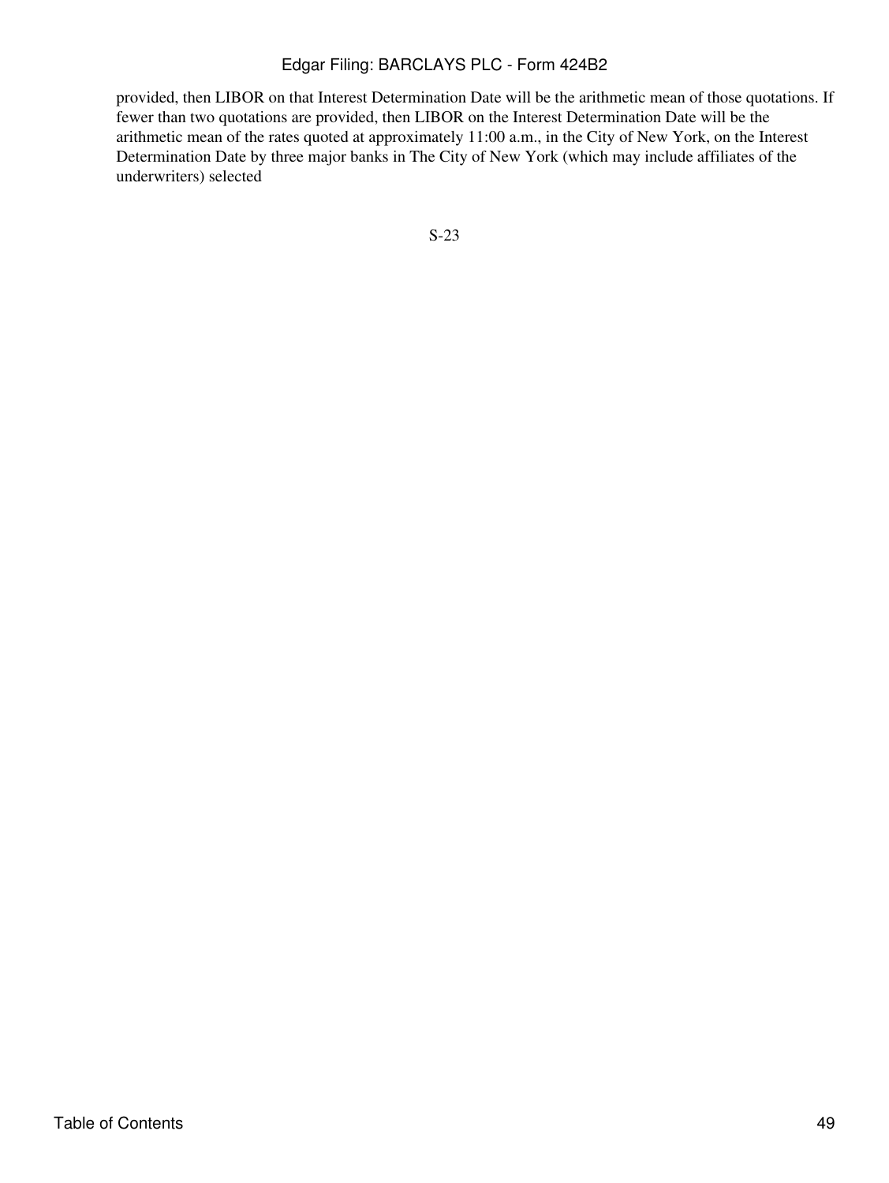provided, then LIBOR on that Interest Determination Date will be the arithmetic mean of those quotations. If fewer than two quotations are provided, then LIBOR on the Interest Determination Date will be the arithmetic mean of the rates quoted at approximately 11:00 a.m., in the City of New York, on the Interest Determination Date by three major banks in The City of New York (which may include affiliates of the underwriters) selected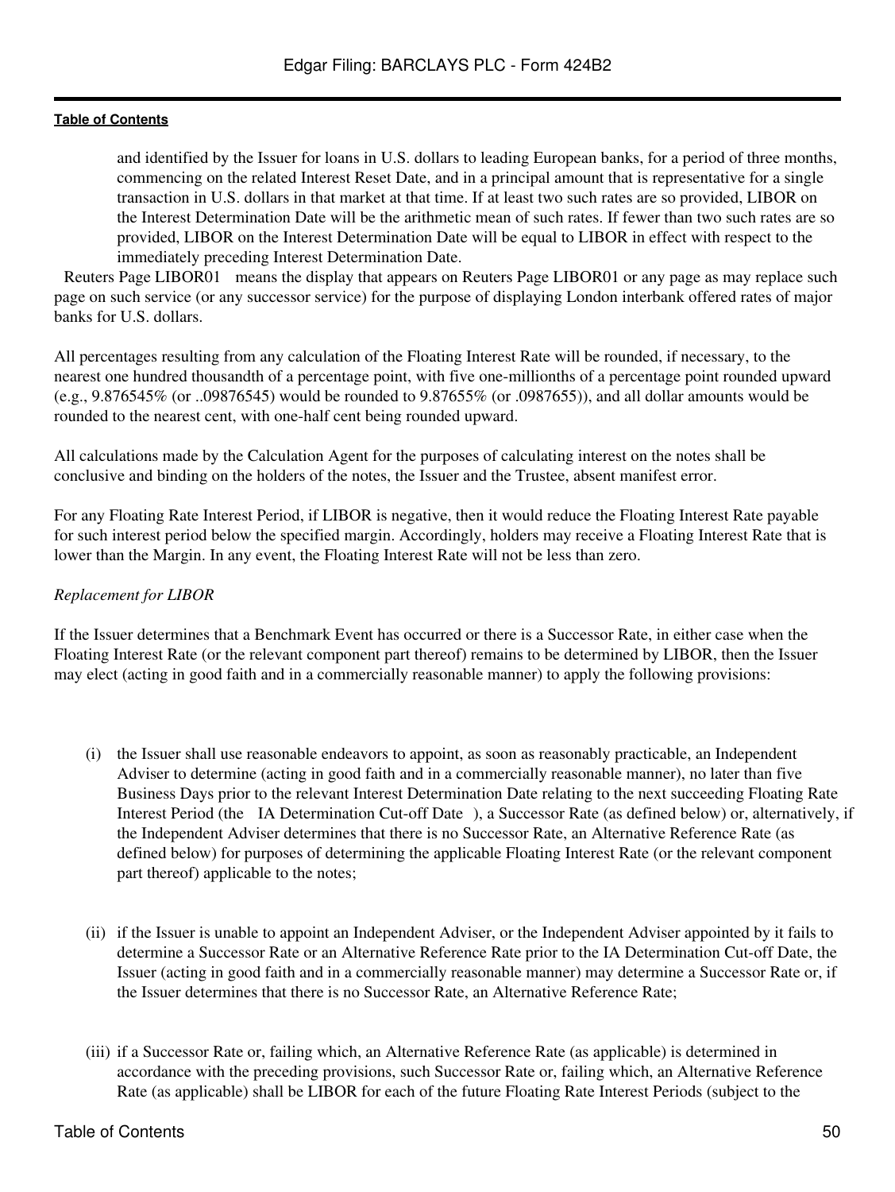and identified by the Issuer for loans in U.S. dollars to leading European banks, for a period of three months, commencing on the related Interest Reset Date, and in a principal amount that is representative for a single transaction in U.S. dollars in that market at that time. If at least two such rates are so provided, LIBOR on the Interest Determination Date will be the arithmetic mean of such rates. If fewer than two such rates are so provided, LIBOR on the Interest Determination Date will be equal to LIBOR in effect with respect to the immediately preceding Interest Determination Date.

Reuters Page LIBOR01 means the display that appears on Reuters Page LIBOR01 or any page as may replace such page on such service (or any successor service) for the purpose of displaying London interbank offered rates of major banks for U.S. dollars.

All percentages resulting from any calculation of the Floating Interest Rate will be rounded, if necessary, to the nearest one hundred thousandth of a percentage point, with five one-millionths of a percentage point rounded upward (e.g., 9.876545% (or ..09876545) would be rounded to 9.87655% (or .0987655)), and all dollar amounts would be rounded to the nearest cent, with one-half cent being rounded upward.

All calculations made by the Calculation Agent for the purposes of calculating interest on the notes shall be conclusive and binding on the holders of the notes, the Issuer and the Trustee, absent manifest error.

For any Floating Rate Interest Period, if LIBOR is negative, then it would reduce the Floating Interest Rate payable for such interest period below the specified margin. Accordingly, holders may receive a Floating Interest Rate that is lower than the Margin. In any event, the Floating Interest Rate will not be less than zero.

*Replacement for LIBOR*

If the Issuer determines that a Benchmark Event has occurred or there is a Successor Rate, in either case when the Floating Interest Rate (or the relevant component part thereof) remains to be determined by LIBOR, then the Issuer may elect (acting in good faith and in a commercially reasonable manner) to apply the following provisions:

(i) the Issuer shall use reasonable endeavors to appoint, as soon as reasonably practicable, an Independent Adviser to determine (acting in good faith and in a commercially reasonable manner), no later than five Business Days prior to the relevant Interest Determination Date relating to the next succeeding Floating Rate Interest Period (the IA Determination Cut-off Date ), a Successor Rate (as defined below) or, alternatively, if the Independent Adviser determines that there is no Successor Rate, an Alternative Reference Rate (as defined below) for purposes of determining the applicable Floating Interest Rate (or the relevant component part thereof) applicable to the notes;

(ii) if the Issuer is unable to appoint an Independent Adviser, or the Independent Adviser appointed by it fails to determine a Successor Rate or an Alternative Reference Rate prior to the IA Determination Cut-off Date, the Issuer (acting in good faith and in a commercially reasonable manner) may determine a Successor Rate or, if the Issuer determines that there is no Successor Rate, an Alternative Reference Rate;

(iii) if a Successor Rate or, failing which, an Alternative Reference Rate (as applicable) is determined in accordance with the preceding provisions, such Successor Rate or, failing which, an Alternative Reference Rate (as applicable) shall be LIBOR for each of the future Floating Rate Interest Periods (subject to the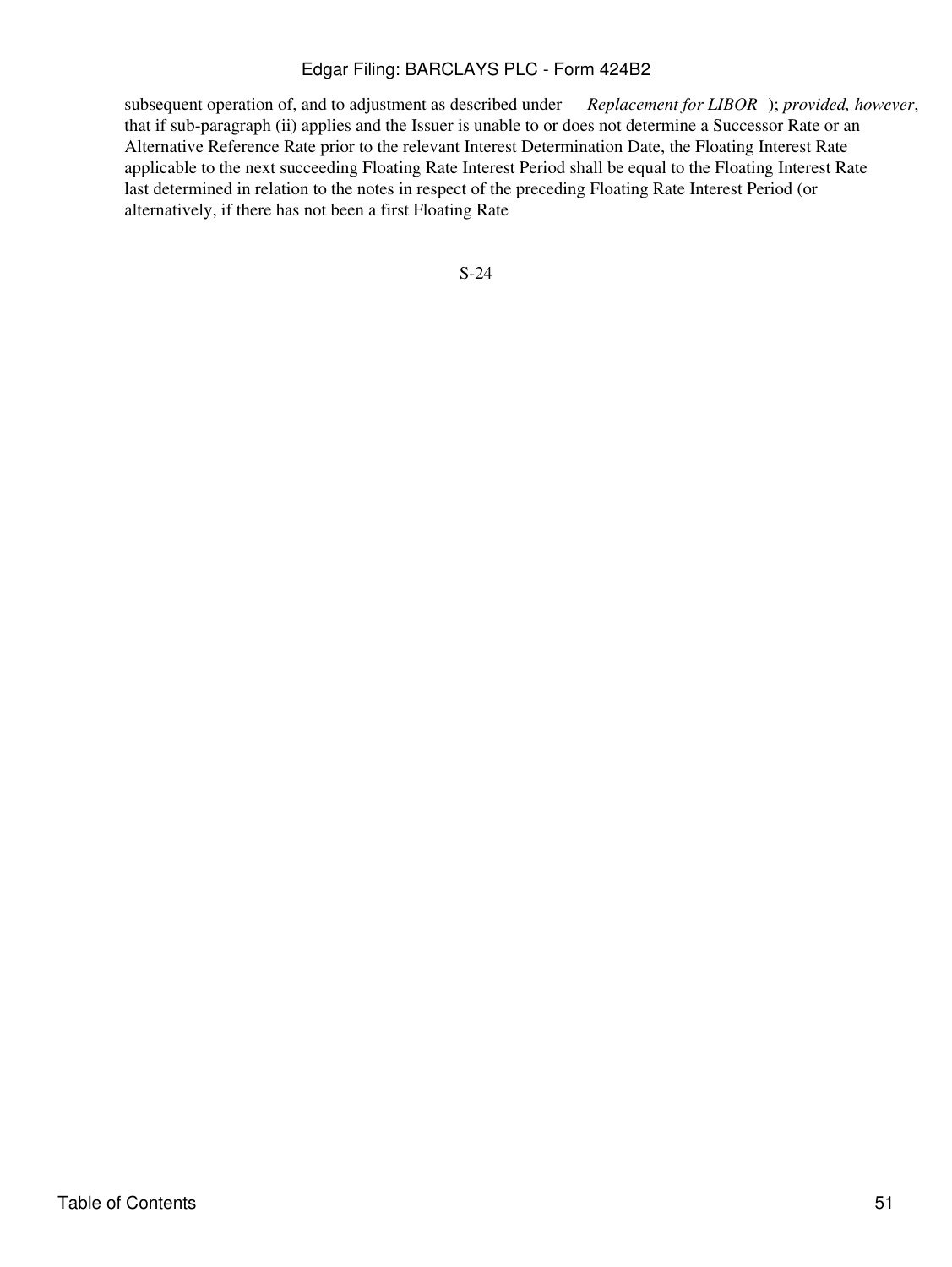subsequent operation of, and to adjustment as described under *Replacement for LIBOR*); *provided, however*, that if sub-paragraph (ii) applies and the Issuer is unable to or does not determine a Successor Rate or an Alternative Reference Rate prior to the relevant Interest Determination Date, the Floating Interest Rate applicable to the next succeeding Floating Rate Interest Period shall be equal to the Floating Interest Rate last determined in relation to the notes in respect of the preceding Floating Rate Interest Period (or alternatively, if there has not been a first Floating Rate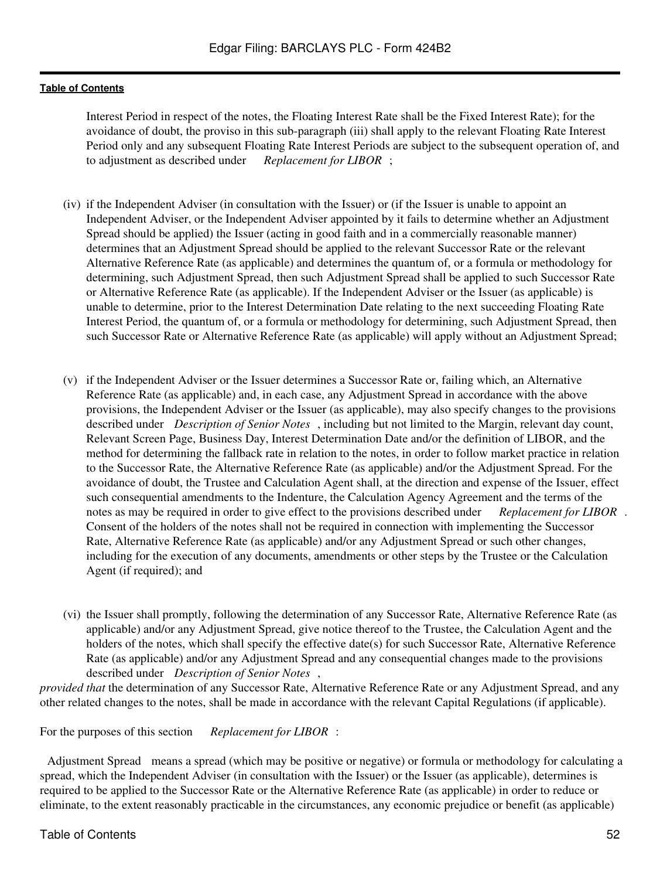Interest Period in respect of the notes, the Floating Interest Rate shall be the Fixed Interest Rate); for the avoidance of doubt, the proviso in this sub-paragraph (iii) shall apply to the relevant Floating Rate Interest Period only and any subsequent Floating Rate Interest Periods are subject to the subsequent operation of, and to adjustment as described under *Replacement for LIBOR* ;

(iv) if the Independent Adviser (in consultation with the Issuer) or (if the Issuer is unable to appoint an Independent Adviser, or the Independent Adviser appointed by it fails to determine whether an Adjustment Spread should be applied) the Issuer (acting in good faith and in a commercially reasonable manner) determines that an Adjustment Spread should be applied to the relevant Successor Rate or the relevant Alternative Reference Rate (as applicable) and determines the quantum of, or a formula or methodology for determining, such Adjustment Spread, then such Adjustment Spread shall be applied to such Successor Rate or Alternative Reference Rate (as applicable). If the Independent Adviser or the Issuer (as applicable) is unable to determine, prior to the Interest Determination Date relating to the next succeeding Floating Rate Interest Period, the quantum of, or a formula or methodology for determining, such Adjustment Spread, then such Successor Rate or Alternative Reference Rate (as applicable) will apply without an Adjustment Spread;

(v) if the Independent Adviser or the Issuer determines a Successor Rate or, failing which, an Alternative Reference Rate (as applicable) and, in each case, any Adjustment Spread in accordance with the above provisions, the Independent Adviser or the Issuer (as applicable), may also specify changes to the provisions described under *Description of Senior Notes* , including but not limited to the Margin, relevant day count, Relevant Screen Page, Business Day, Interest Determination Date and/or the definition of LIBOR, and the method for determining the fallback rate in relation to the notes, in order to follow market practice in relation to the Successor Rate, the Alternative Reference Rate (as applicable) and/or the Adjustment Spread. For the avoidance of doubt, the Trustee and Calculation Agent shall, at the direction and expense of the Issuer, effect such consequential amendments to the Indenture, the Calculation Agency Agreement and the terms of the notes as may be required in order to give effect to the provisions described under *Replacement for LIBOR* . Consent of the holders of the notes shall not be required in connection with implementing the Successor Rate, Alternative Reference Rate (as applicable) and/or any Adjustment Spread or such other changes, including for the execution of any documents, amendments or other steps by the Trustee or the Calculation Agent (if required); and

(vi) the Issuer shall promptly, following the determination of any Successor Rate, Alternative Reference Rate (as applicable) and/or any Adjustment Spread, give notice thereof to the Trustee, the Calculation Agent and the holders of the notes, which shall specify the effective date(s) for such Successor Rate, Alternative Reference Rate (as applicable) and/or any Adjustment Spread and any consequential changes made to the provisions described under *Description of Senior Notes* ,

*provided that* the determination of any Successor Rate, Alternative Reference Rate or any Adjustment Spread, and any other related changes to the notes, shall be made in accordance with the relevant Capital Regulations (if applicable).

For the purposes of this section *Replacement for LIBOR* :

Adjustment Spread means a spread (which may be positive or negative) or formula or methodology for calculating a spread, which the Independent Adviser (in consultation with the Issuer) or the Issuer (as applicable), determines is required to be applied to the Successor Rate or the Alternative Reference Rate (as applicable) in order to reduce or eliminate, to the extent reasonably practicable in the circumstances, any economic prejudice or benefit (as applicable)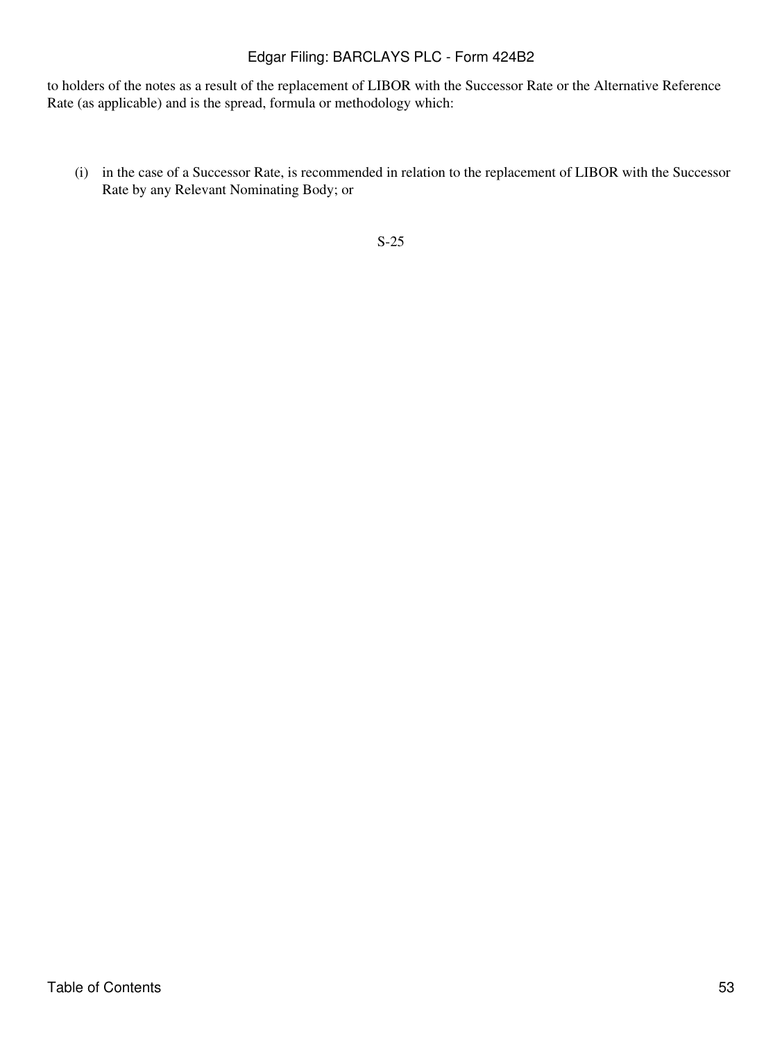to holders of the notes as a result of the replacement of LIBOR with the Successor Rate or the Alternative Reference Rate (as applicable) and is the spread, formula or methodology which:

(i) in the case of a Successor Rate, is recommended in relation to the replacement of LIBOR with the Successor Rate by any Relevant Nominating Body; or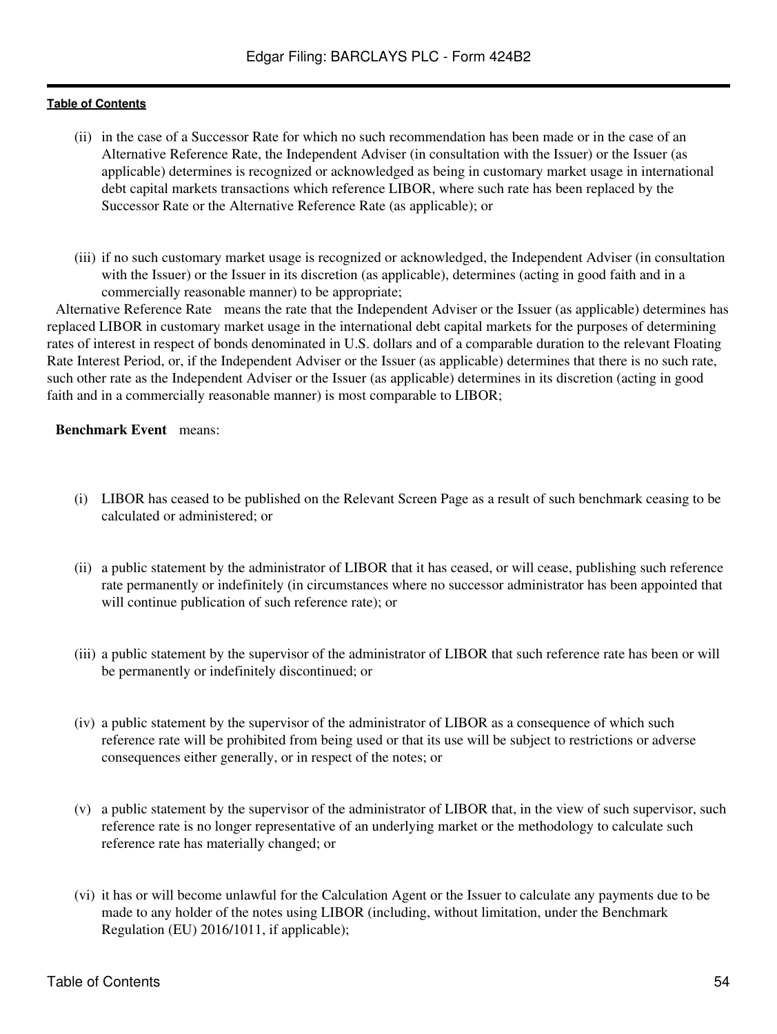(ii) in the case of a Successor Rate for which no such recommendation has been made or in the case of an Alternative Reference Rate, the Independent Adviser (in consultation with the Issuer) or the Issuer (as applicable) determines is recognized or acknowledged as being in customary market usage in international debt capital markets transactions which reference LIBOR, where such rate has been replaced by the Successor Rate or the Alternative Reference Rate (as applicable); or

(iii) if no such customary market usage is recognized or acknowledged, the Independent Adviser (in consultation with the Issuer) or the Issuer in its discretion (as applicable), determines (acting in good faith and in a commercially reasonable manner) to be appropriate;

Alternative Reference Rate means the rate that the Independent Adviser or the Issuer (as applicable) determines has replaced LIBOR in customary market usage in the international debt capital markets for the purposes of determining rates of interest in respect of bonds denominated in U.S. dollars and of a comparable duration to the relevant Floating Rate Interest Period, or, if the Independent Adviser or the Issuer (as applicable) determines that there is no such rate, such other rate as the Independent Adviser or the Issuer (as applicable) determines in its discretion (acting in good faith and in a commercially reasonable manner) is most comparable to LIBOR;

**Benchmark Event** means:

(i) LIBOR has ceased to be published on the Relevant Screen Page as a result of such benchmark ceasing to be calculated or administered; or

(ii) a public statement by the administrator of LIBOR that it has ceased, or will cease, publishing such reference rate permanently or indefinitely (in circumstances where no successor administrator has been appointed that will continue publication of such reference rate); or

(iii) a public statement by the supervisor of the administrator of LIBOR that such reference rate has been or will be permanently or indefinitely discontinued; or

(iv) a public statement by the supervisor of the administrator of LIBOR as a consequence of which such reference rate will be prohibited from being used or that its use will be subject to restrictions or adverse consequences either generally, or in respect of the notes; or

(v) a public statement by the supervisor of the administrator of LIBOR that, in the view of such supervisor, such reference rate is no longer representative of an underlying market or the methodology to calculate such reference rate has materially changed; or

(vi) it has or will become unlawful for the Calculation Agent or the Issuer to calculate any payments due to be made to any holder of the notes using LIBOR (including, without limitation, under the Benchmark Regulation (EU) 2016/1011, if applicable);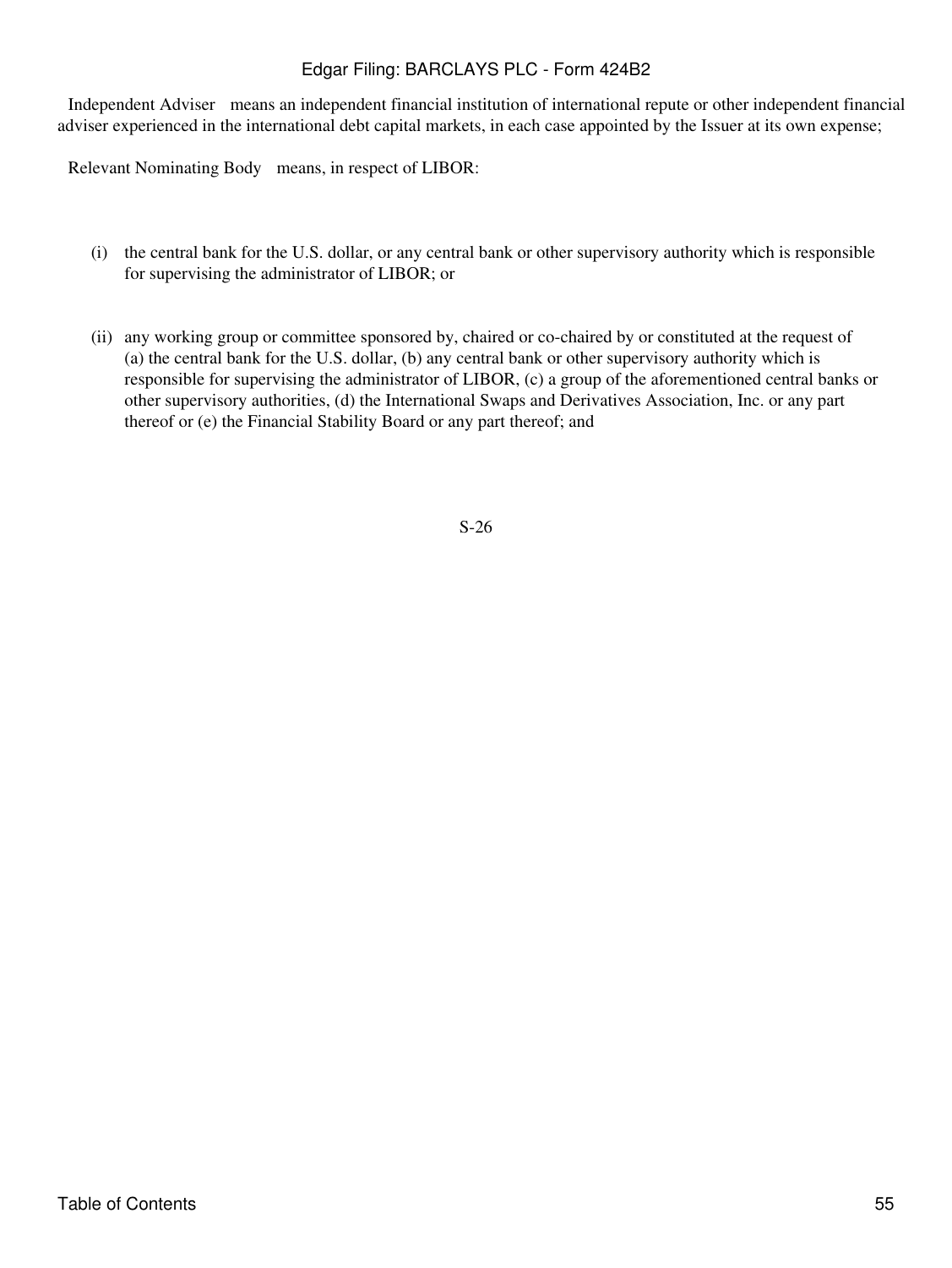Independent Adviser means an independent financial institution of international repute or other independent financial adviser experienced in the international debt capital markets, in each case appointed by the Issuer at its own expense;

Relevant Nominating Body means, in respect of LIBOR:

(i) the central bank for the U.S. dollar, or any central bank or other supervisory authority which is responsible for supervising the administrator of LIBOR; or

(ii) any working group or committee sponsored by, chaired or co-chaired by or constituted at the request of (a) the central bank for the U.S. dollar, (b) any central bank or other supervisory authority which is responsible for supervising the administrator of LIBOR, (c) a group of the aforementioned central banks or other supervisory authorities, (d) the International Swaps and Derivatives Association, Inc. or any part thereof or (e) the Financial Stability Board or any part thereof; and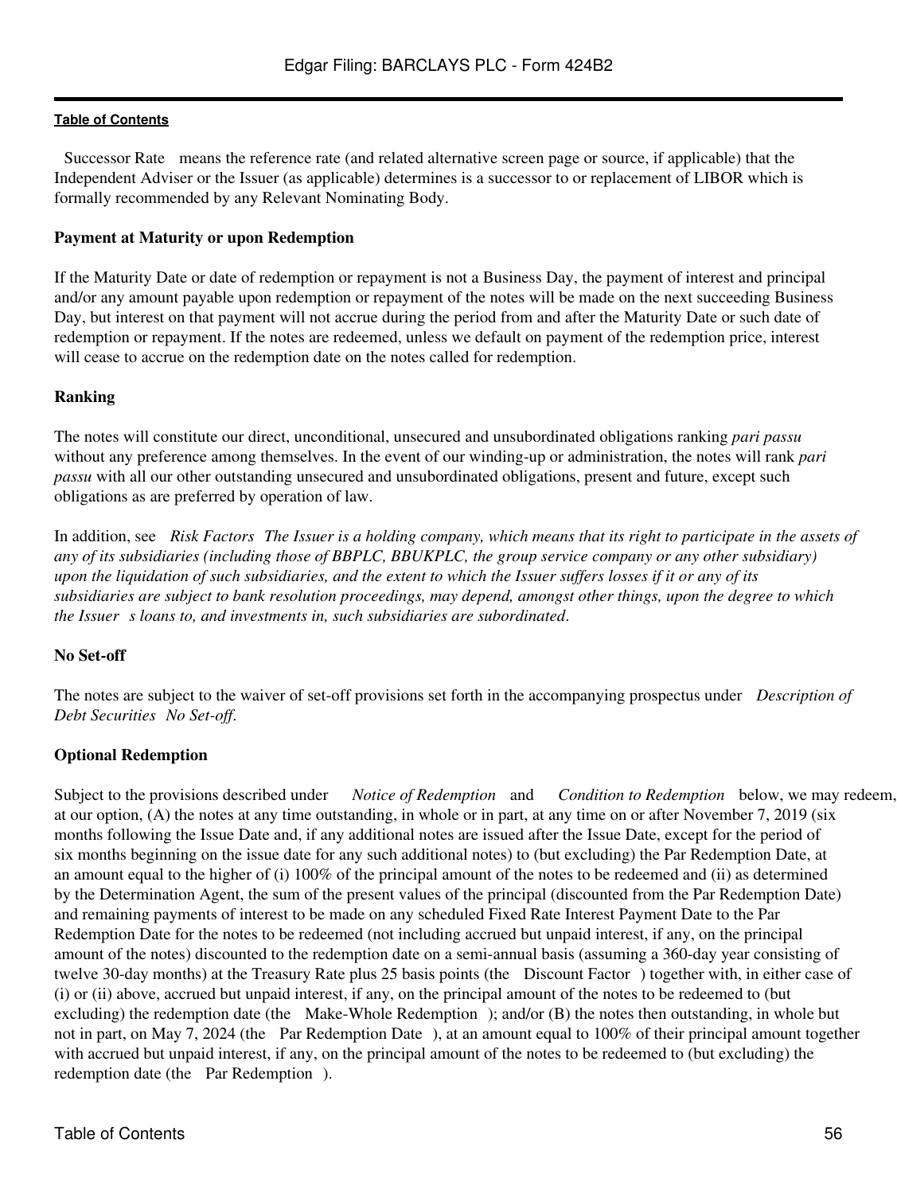"Successor Rate" means the reference rate (and related alternative screen page or source, if applicable) that the Independent Adviser or the Issuer (as applicable) determines is a successor to or replacement of LIBOR which is formally recommended by any Relevant Nominating Body.

**Payment at Maturity or upon Redemption**

If the Maturity Date or date of redemption or repayment is not a Business Day, the payment of interest and principal and/or any amount payable upon redemption or repayment of the notes will be made on the next succeeding Business Day, but interest on that payment will not accrue during the period from and after the Maturity Date or such date of redemption or repayment. If the notes are redeemed, unless we default on payment of the redemption price, interest will cease to accrue on the redemption date on the notes called for redemption.

**Ranking**

The notes will constitute our direct, unconditional, unsecured and unsubordinated obligations ranking *pari passu* without any preference among themselves. In the event of our winding-up or administration, the notes will rank *pari passu* with all our other outstanding unsecured and unsubordinated obligations, present and future, except such obligations as are preferred by operation of law.

In addition, see "*Risk Factors—The Issuer is a holding company, which means that its right to participate in the assets of any of its subsidiaries (including those of BBPLC, BBUKPLC, the group service company or any other subsidiary) upon the liquidation of such subsidiaries, and the extent to which the Issuer suffers losses if it or any of its subsidiaries are subject to bank resolution proceedings, may depend, amongst other things, upon the degree to which the Issuer's loans to, and investments in, such subsidiaries are subordinated*."

**No Set-off**

The notes are subject to the waiver of set-off provisions set forth in the accompanying prospectus under "*Description of Debt Securities—No Set-off*."

**Optional Redemption**

Subject to the provisions described under "—*Notice of Redemption*" and "—*Condition to Redemption*" below, we may redeem, at our option, (A) the notes at any time outstanding, in whole or in part, at any time on or after November 7, 2019 (six months following the Issue Date and, if any additional notes are issued after the Issue Date, except for the period of six months beginning on the issue date for any such additional notes) to (but excluding) the Par Redemption Date, at an amount equal to the higher of (i) 100% of the principal amount of the notes to be redeemed and (ii) as determined by the Determination Agent, the sum of the present values of the principal (discounted from the Par Redemption Date) and remaining payments of interest to be made on any scheduled Fixed Rate Interest Payment Date to the Par Redemption Date for the notes to be redeemed (not including accrued but unpaid interest, if any, on the principal amount of the notes) discounted to the redemption date on a semi-annual basis (assuming a 360-day year consisting of twelve 30-day months) at the Treasury Rate plus 25 basis points (the "Discount Factor") together with, in either case of (i) or (ii) above, accrued but unpaid interest, if any, on the principal amount of the notes to be redeemed to (but excluding) the redemption date (the "Make-Whole Redemption"); and/or (B) the notes then outstanding, in whole but not in part, on May 7, 2024 (the "Par Redemption Date"), at an amount equal to 100% of their principal amount together with accrued but unpaid interest, if any, on the principal amount of the notes to be redeemed to (but excluding) the redemption date (the "Par Redemption").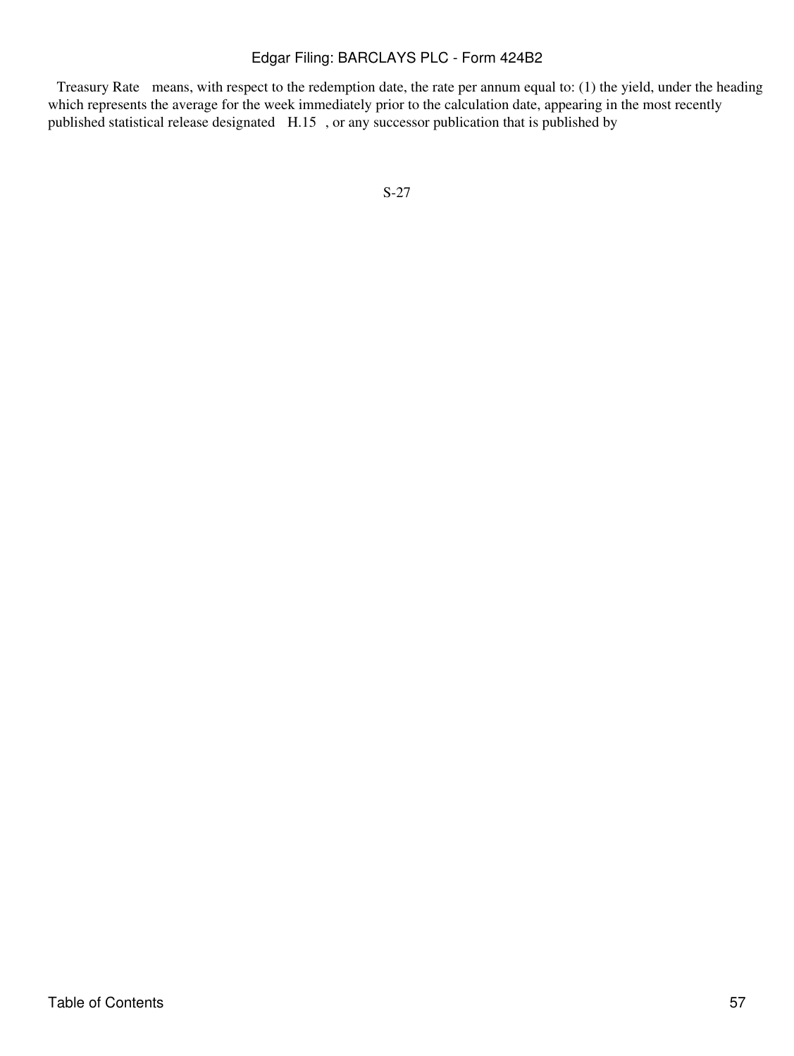Treasury Rate means, with respect to the redemption date, the rate per annum equal to: (1) the yield, under the heading which represents the average for the week immediately prior to the calculation date, appearing in the most recently published statistical release designated H.15 , or any successor publication that is published by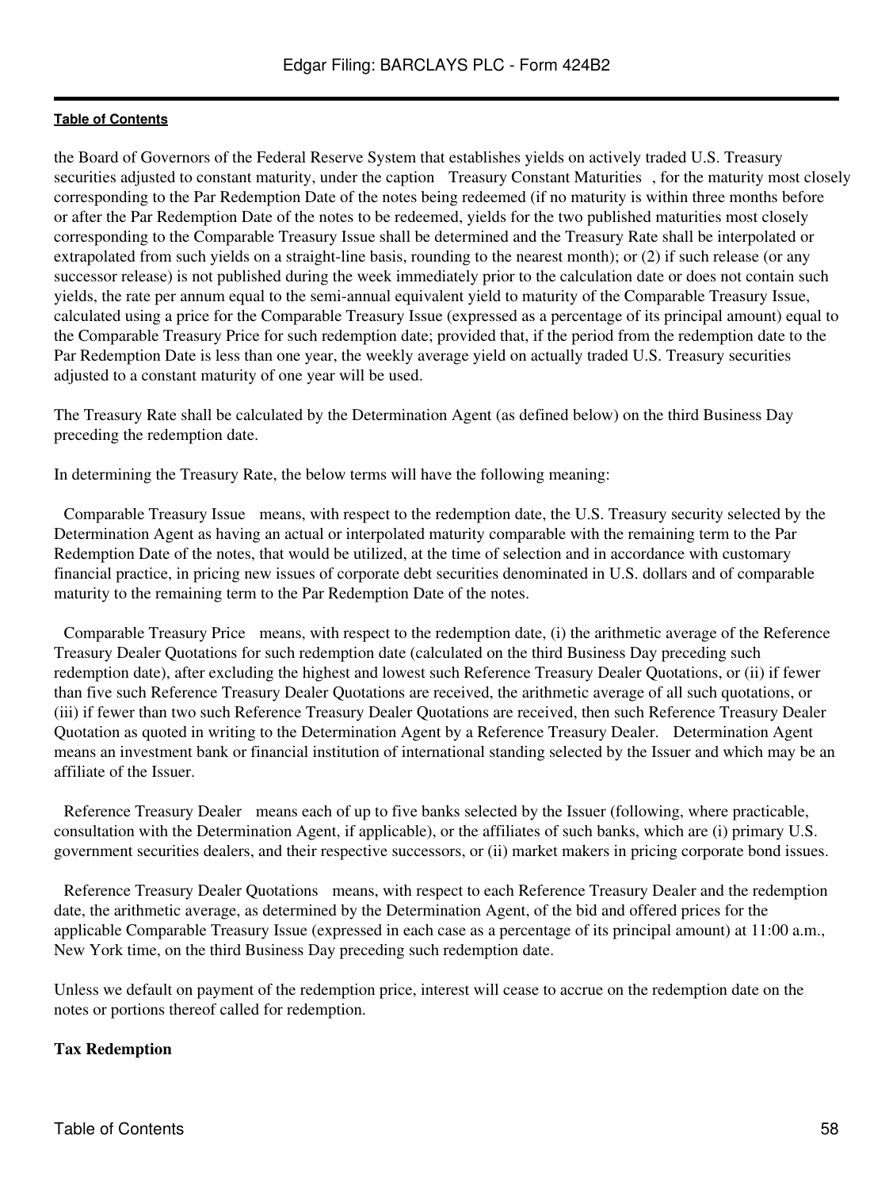the Board of Governors of the Federal Reserve System that establishes yields on actively traded U.S. Treasury securities adjusted to constant maturity, under the caption Treasury Constant Maturities , for the maturity most closely corresponding to the Par Redemption Date of the notes being redeemed (if no maturity is within three months before or after the Par Redemption Date of the notes to be redeemed, yields for the two published maturities most closely corresponding to the Comparable Treasury Issue shall be determined and the Treasury Rate shall be interpolated or extrapolated from such yields on a straight-line basis, rounding to the nearest month); or (2) if such release (or any successor release) is not published during the week immediately prior to the calculation date or does not contain such yields, the rate per annum equal to the semi-annual equivalent yield to maturity of the Comparable Treasury Issue, calculated using a price for the Comparable Treasury Issue (expressed as a percentage of its principal amount) equal to the Comparable Treasury Price for such redemption date; provided that, if the period from the redemption date to the Par Redemption Date is less than one year, the weekly average yield on actually traded U.S. Treasury securities adjusted to a constant maturity of one year will be used.

The Treasury Rate shall be calculated by the Determination Agent (as defined below) on the third Business Day preceding the redemption date.

In determining the Treasury Rate, the below terms will have the following meaning:

Comparable Treasury Issue means, with respect to the redemption date, the U.S. Treasury security selected by the Determination Agent as having an actual or interpolated maturity comparable with the remaining term to the Par Redemption Date of the notes, that would be utilized, at the time of selection and in accordance with customary financial practice, in pricing new issues of corporate debt securities denominated in U.S. dollars and of comparable maturity to the remaining term to the Par Redemption Date of the notes.

Comparable Treasury Price means, with respect to the redemption date, (i) the arithmetic average of the Reference Treasury Dealer Quotations for such redemption date (calculated on the third Business Day preceding such redemption date), after excluding the highest and lowest such Reference Treasury Dealer Quotations, or (ii) if fewer than five such Reference Treasury Dealer Quotations are received, the arithmetic average of all such quotations, or (iii) if fewer than two such Reference Treasury Dealer Quotations are received, then such Reference Treasury Dealer Quotation as quoted in writing to the Determination Agent by a Reference Treasury Dealer. Determination Agent means an investment bank or financial institution of international standing selected by the Issuer and which may be an affiliate of the Issuer.

Reference Treasury Dealer means each of up to five banks selected by the Issuer (following, where practicable, consultation with the Determination Agent, if applicable), or the affiliates of such banks, which are (i) primary U.S. government securities dealers, and their respective successors, or (ii) market makers in pricing corporate bond issues.

Reference Treasury Dealer Quotations means, with respect to each Reference Treasury Dealer and the redemption date, the arithmetic average, as determined by the Determination Agent, of the bid and offered prices for the applicable Comparable Treasury Issue (expressed in each case as a percentage of its principal amount) at 11:00 a.m., New York time, on the third Business Day preceding such redemption date.

Unless we default on payment of the redemption price, interest will cease to accrue on the redemption date on the notes or portions thereof called for redemption.

**Tax Redemption**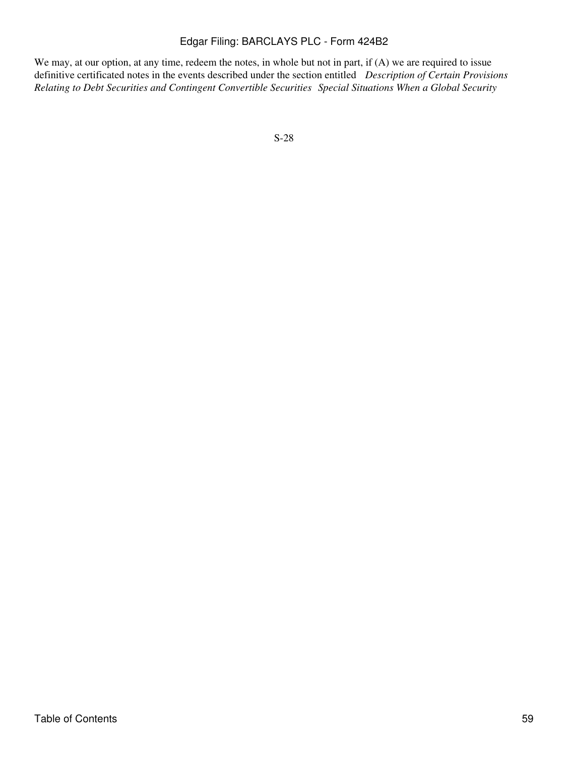We may, at our option, at any time, redeem the notes, in whole but not in part, if (A) we are required to issue definitive certificated notes in the events described under the section entitled *Description of Certain Provisions Relating to Debt Securities and Contingent Convertible Securities Special Situations When a Global Security*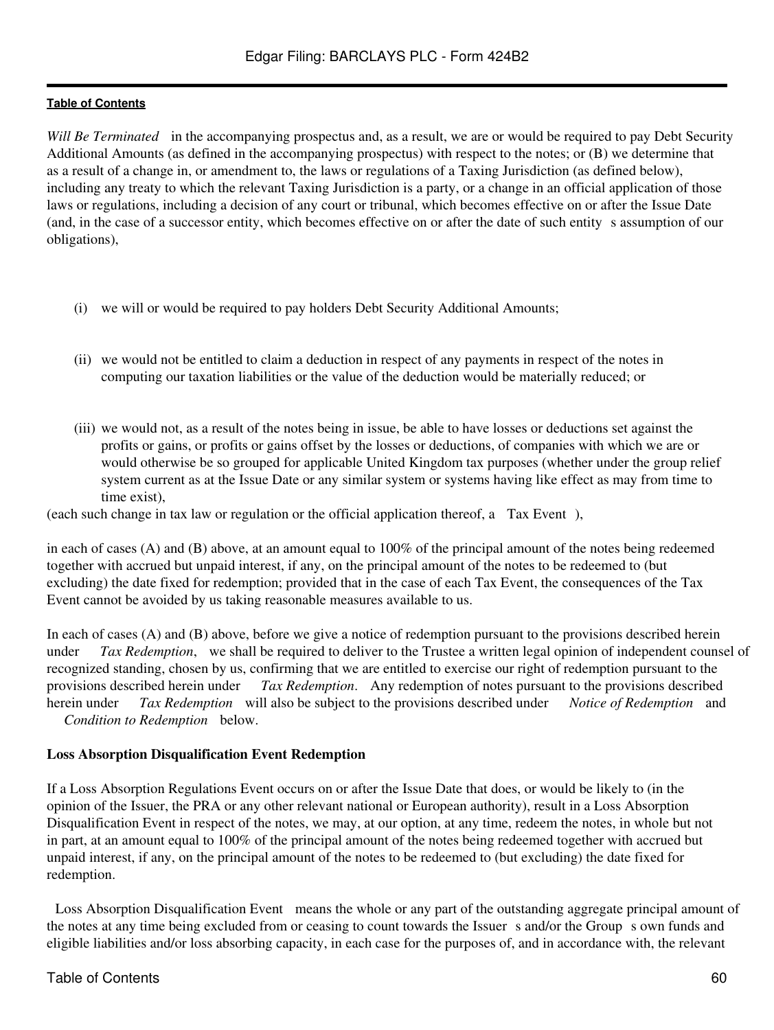*Will Be Terminated* in the accompanying prospectus and, as a result, we are or would be required to pay Debt Security Additional Amounts (as defined in the accompanying prospectus) with respect to the notes; or (B) we determine that as a result of a change in, or amendment to, the laws or regulations of a Taxing Jurisdiction (as defined below), including any treaty to which the relevant Taxing Jurisdiction is a party, or a change in an official application of those laws or regulations, including a decision of any court or tribunal, which becomes effective on or after the Issue Date (and, in the case of a successor entity, which becomes effective on or after the date of such entity s assumption of our obligations),

(i) we will or would be required to pay holders Debt Security Additional Amounts;

(ii) we would not be entitled to claim a deduction in respect of any payments in respect of the notes in computing our taxation liabilities or the value of the deduction would be materially reduced; or

(iii) we would not, as a result of the notes being in issue, be able to have losses or deductions set against the profits or gains, or profits or gains offset by the losses or deductions, of companies with which we are or would otherwise be so grouped for applicable United Kingdom tax purposes (whether under the group relief system current as at the Issue Date or any similar system or systems having like effect as may from time to time exist),

(each such change in tax law or regulation or the official application thereof, a Tax Event ),

in each of cases (A) and (B) above, at an amount equal to 100% of the principal amount of the notes being redeemed together with accrued but unpaid interest, if any, on the principal amount of the notes to be redeemed to (but excluding) the date fixed for redemption; provided that in the case of each Tax Event, the consequences of the Tax Event cannot be avoided by us taking reasonable measures available to us.

In each of cases (A) and (B) above, before we give a notice of redemption pursuant to the provisions described herein under *Tax Redemption*, we shall be required to deliver to the Trustee a written legal opinion of independent counsel of recognized standing, chosen by us, confirming that we are entitled to exercise our right of redemption pursuant to the provisions described herein under *Tax Redemption*. Any redemption of notes pursuant to the provisions described herein under *Tax Redemption* will also be subject to the provisions described under *Notice of Redemption* and *Condition to Redemption* below.

**Loss Absorption Disqualification Event Redemption**

If a Loss Absorption Regulations Event occurs on or after the Issue Date that does, or would be likely to (in the opinion of the Issuer, the PRA or any other relevant national or European authority), result in a Loss Absorption Disqualification Event in respect of the notes, we may, at our option, at any time, redeem the notes, in whole but not in part, at an amount equal to 100% of the principal amount of the notes being redeemed together with accrued but unpaid interest, if any, on the principal amount of the notes to be redeemed to (but excluding) the date fixed for redemption.

Loss Absorption Disqualification Event means the whole or any part of the outstanding aggregate principal amount of the notes at any time being excluded from or ceasing to count towards the Issuer s and/or the Group s own funds and eligible liabilities and/or loss absorbing capacity, in each case for the purposes of, and in accordance with, the relevant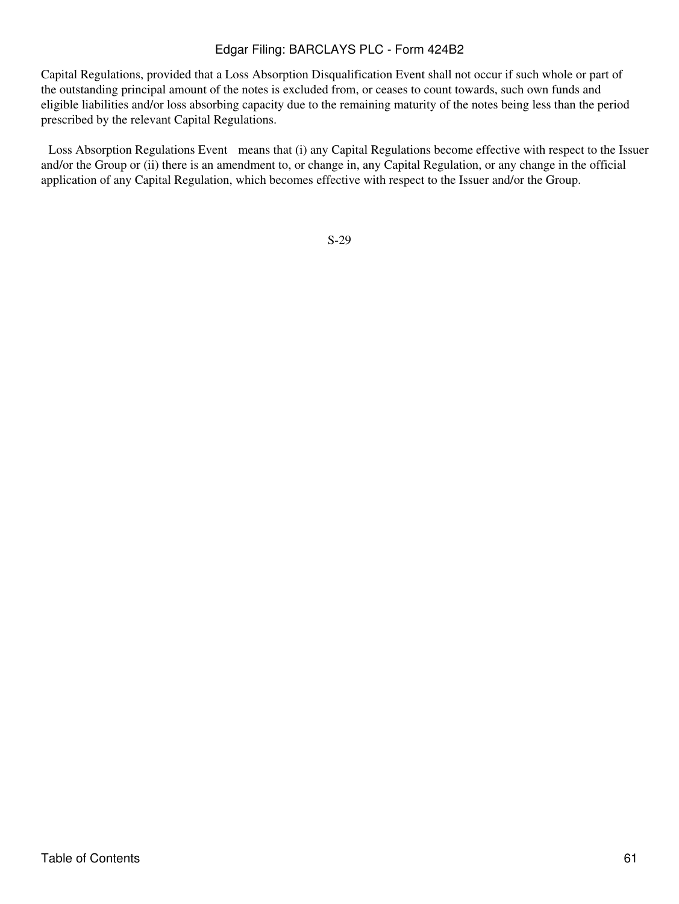Capital Regulations, provided that a Loss Absorption Disqualification Event shall not occur if such whole or part of the outstanding principal amount of the notes is excluded from, or ceases to count towards, such own funds and eligible liabilities and/or loss absorbing capacity due to the remaining maturity of the notes being less than the period prescribed by the relevant Capital Regulations.

Loss Absorption Regulations Event means that (i) any Capital Regulations become effective with respect to the Issuer and/or the Group or (ii) there is an amendment to, or change in, any Capital Regulation, or any change in the official application of any Capital Regulation, which becomes effective with respect to the Issuer and/or the Group.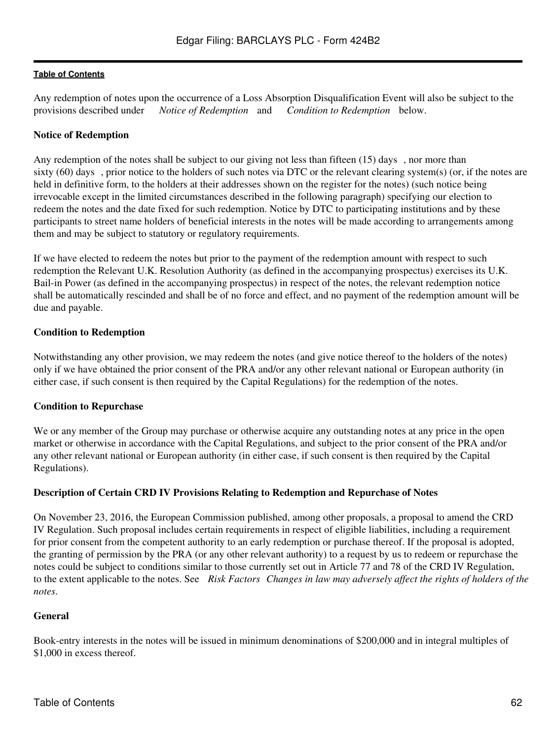Any redemption of notes upon the occurrence of a Loss Absorption Disqualification Event will also be subject to the provisions described under *Notice of Redemption* and *Condition to Redemption* below.

**Notice of Redemption**

Any redemption of the notes shall be subject to our giving not less than fifteen (15) days, nor more than sixty (60) days, prior notice to the holders of such notes via DTC or the relevant clearing system(s) (or, if the notes are held in definitive form, to the holders at their addresses shown on the register for the notes) (such notice being irrevocable except in the limited circumstances described in the following paragraph) specifying our election to redeem the notes and the date fixed for such redemption. Notice by DTC to participating institutions and by these participants to street name holders of beneficial interests in the notes will be made according to arrangements among them and may be subject to statutory or regulatory requirements.

If we have elected to redeem the notes but prior to the payment of the redemption amount with respect to such redemption the Relevant U.K. Resolution Authority (as defined in the accompanying prospectus) exercises its U.K. Bail-in Power (as defined in the accompanying prospectus) in respect of the notes, the relevant redemption notice shall be automatically rescinded and shall be of no force and effect, and no payment of the redemption amount will be due and payable.

**Condition to Redemption**

Notwithstanding any other provision, we may redeem the notes (and give notice thereof to the holders of the notes) only if we have obtained the prior consent of the PRA and/or any other relevant national or European authority (in either case, if such consent is then required by the Capital Regulations) for the redemption of the notes.

**Condition to Repurchase**

We or any member of the Group may purchase or otherwise acquire any outstanding notes at any price in the open market or otherwise in accordance with the Capital Regulations, and subject to the prior consent of the PRA and/or any other relevant national or European authority (in either case, if such consent is then required by the Capital Regulations).

**Description of Certain CRD IV Provisions Relating to Redemption and Repurchase of Notes**

On November 23, 2016, the European Commission published, among other proposals, a proposal to amend the CRD IV Regulation. Such proposal includes certain requirements in respect of eligible liabilities, including a requirement for prior consent from the competent authority to an early redemption or purchase thereof. If the proposal is adopted, the granting of permission by the PRA (or any other relevant authority) to a request by us to redeem or repurchase the notes could be subject to conditions similar to those currently set out in Article 77 and 78 of the CRD IV Regulation, to the extent applicable to the notes. See *Risk Factors Changes in law may adversely affect the rights of holders of the notes*.

**General**

Book-entry interests in the notes will be issued in minimum denominations of $200,000 and in integral multiples of $1,000 in excess thereof.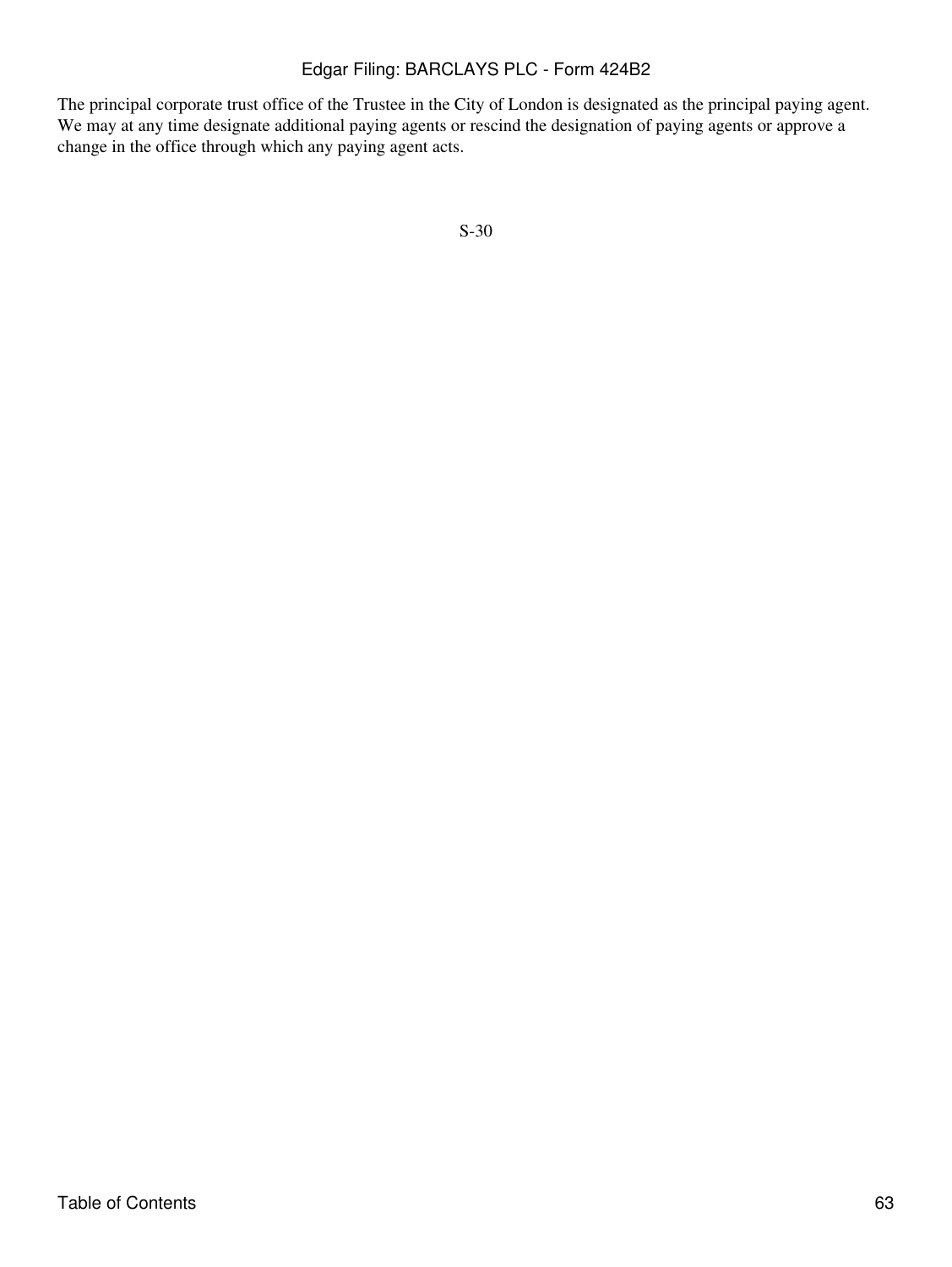The principal corporate trust office of the Trustee in the City of London is designated as the principal paying agent. We may at any time designate additional paying agents or rescind the designation of paying agents or approve a change in the office through which any paying agent acts.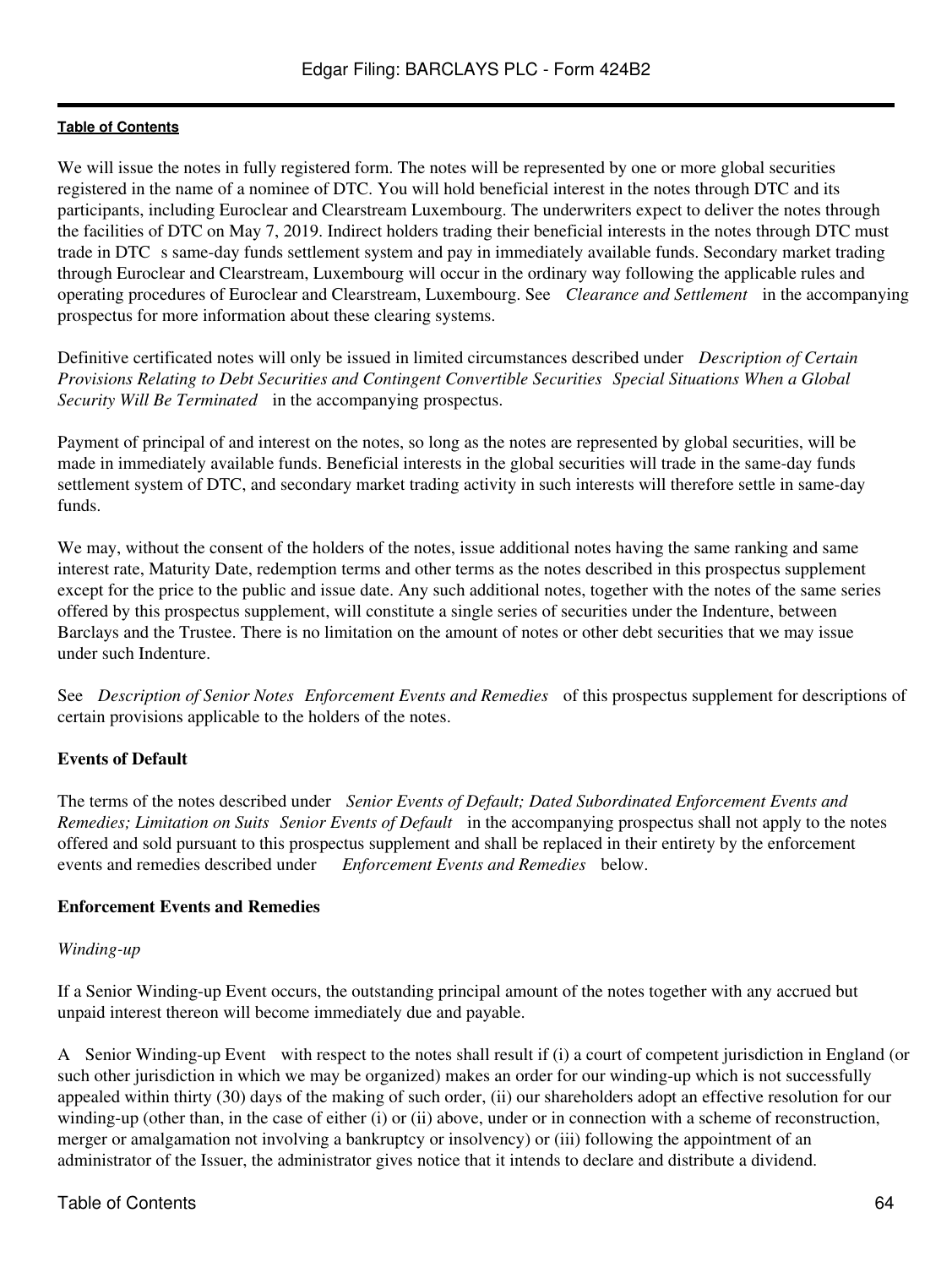We will issue the notes in fully registered form. The notes will be represented by one or more global securities registered in the name of a nominee of DTC. You will hold beneficial interest in the notes through DTC and its participants, including Euroclear and Clearstream Luxembourg. The underwriters expect to deliver the notes through the facilities of DTC on May 7, 2019. Indirect holders trading their beneficial interests in the notes through DTC must trade in DTC s same-day funds settlement system and pay in immediately available funds. Secondary market trading through Euroclear and Clearstream, Luxembourg will occur in the ordinary way following the applicable rules and operating procedures of Euroclear and Clearstream, Luxembourg. See *Clearance and Settlement* in the accompanying prospectus for more information about these clearing systems.

Definitive certificated notes will only be issued in limited circumstances described under *Description of Certain Provisions Relating to Debt Securities and Contingent Convertible Securities Special Situations When a Global Security Will Be Terminated* in the accompanying prospectus.

Payment of principal of and interest on the notes, so long as the notes are represented by global securities, will be made in immediately available funds. Beneficial interests in the global securities will trade in the same-day funds settlement system of DTC, and secondary market trading activity in such interests will therefore settle in same-day funds.

We may, without the consent of the holders of the notes, issue additional notes having the same ranking and same interest rate, Maturity Date, redemption terms and other terms as the notes described in this prospectus supplement except for the price to the public and issue date. Any such additional notes, together with the notes of the same series offered by this prospectus supplement, will constitute a single series of securities under the Indenture, between Barclays and the Trustee. There is no limitation on the amount of notes or other debt securities that we may issue under such Indenture.

See *Description of Senior Notes Enforcement Events and Remedies* of this prospectus supplement for descriptions of certain provisions applicable to the holders of the notes.

**Events of Default**

The terms of the notes described under *Senior Events of Default; Dated Subordinated Enforcement Events and Remedies; Limitation on Suits Senior Events of Default* in the accompanying prospectus shall not apply to the notes offered and sold pursuant to this prospectus supplement and shall be replaced in their entirety by the enforcement events and remedies described under *Enforcement Events and Remedies* below.

**Enforcement Events and Remedies**

*Winding-up*

If a Senior Winding-up Event occurs, the outstanding principal amount of the notes together with any accrued but unpaid interest thereon will become immediately due and payable.

A Senior Winding-up Event with respect to the notes shall result if (i) a court of competent jurisdiction in England (or such other jurisdiction in which we may be organized) makes an order for our winding-up which is not successfully appealed within thirty (30) days of the making of such order, (ii) our shareholders adopt an effective resolution for our winding-up (other than, in the case of either (i) or (ii) above, under or in connection with a scheme of reconstruction, merger or amalgamation not involving a bankruptcy or insolvency) or (iii) following the appointment of an administrator of the Issuer, the administrator gives notice that it intends to declare and distribute a dividend.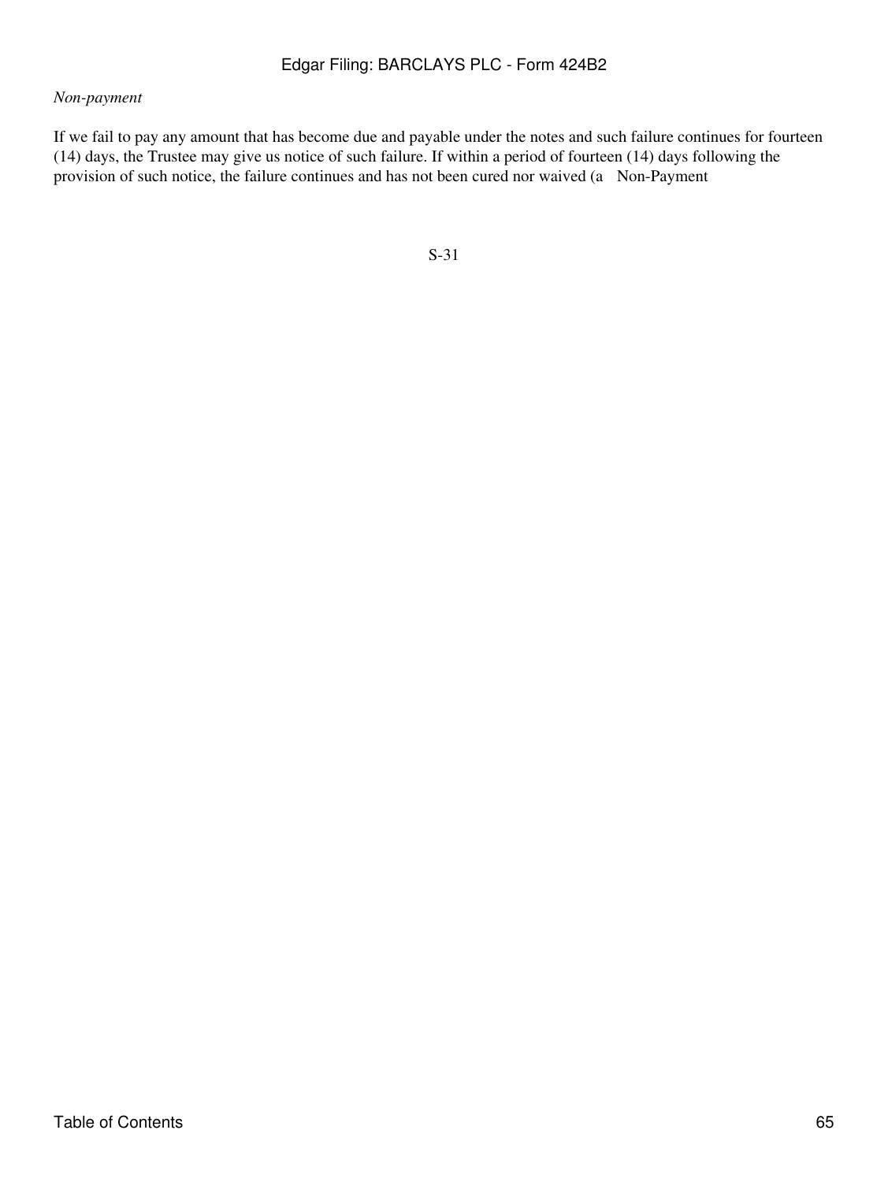*Non-payment*

If we fail to pay any amount that has become due and payable under the notes and such failure continues for fourteen (14) days, the Trustee may give us notice of such failure. If within a period of fourteen (14) days following the provision of such notice, the failure continues and has not been cured nor waived (a Non-Payment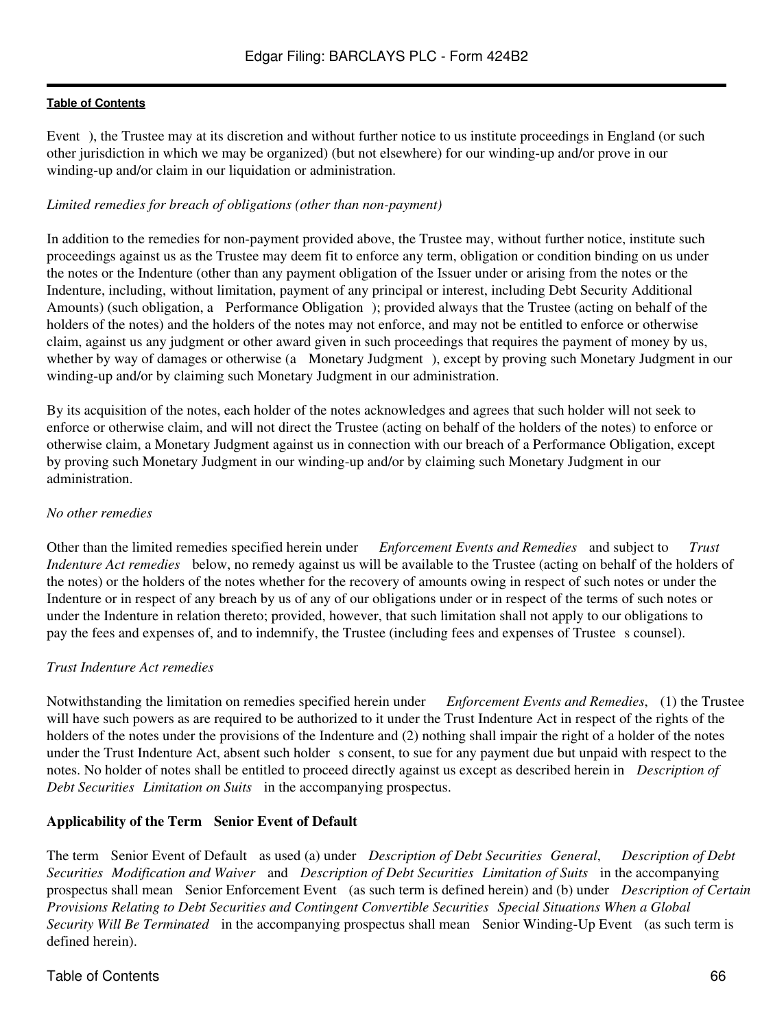Event ), the Trustee may at its discretion and without further notice to us institute proceedings in England (or such other jurisdiction in which we may be organized) (but not elsewhere) for our winding-up and/or prove in our winding-up and/or claim in our liquidation or administration.

*Limited remedies for breach of obligations (other than non-payment)*

In addition to the remedies for non-payment provided above, the Trustee may, without further notice, institute such proceedings against us as the Trustee may deem fit to enforce any term, obligation or condition binding on us under the notes or the Indenture (other than any payment obligation of the Issuer under or arising from the notes or the Indenture, including, without limitation, payment of any principal or interest, including Debt Security Additional Amounts) (such obligation, a Performance Obligation ); provided always that the Trustee (acting on behalf of the holders of the notes) and the holders of the notes may not enforce, and may not be entitled to enforce or otherwise claim, against us any judgment or other award given in such proceedings that requires the payment of money by us, whether by way of damages or otherwise (a Monetary Judgment ), except by proving such Monetary Judgment in our winding-up and/or by claiming such Monetary Judgment in our administration.

By its acquisition of the notes, each holder of the notes acknowledges and agrees that such holder will not seek to enforce or otherwise claim, and will not direct the Trustee (acting on behalf of the holders of the notes) to enforce or otherwise claim, a Monetary Judgment against us in connection with our breach of a Performance Obligation, except by proving such Monetary Judgment in our winding-up and/or by claiming such Monetary Judgment in our administration.

*No other remedies*

Other than the limited remedies specified herein under *Enforcement Events and Remedies* and subject to *Trust Indenture Act remedies* below, no remedy against us will be available to the Trustee (acting on behalf of the holders of the notes) or the holders of the notes whether for the recovery of amounts owing in respect of such notes or under the Indenture or in respect of any breach by us of any of our obligations under or in respect of the terms of such notes or under the Indenture in relation thereto; provided, however, that such limitation shall not apply to our obligations to pay the fees and expenses of, and to indemnify, the Trustee (including fees and expenses of Trustee s counsel).

*Trust Indenture Act remedies*

Notwithstanding the limitation on remedies specified herein under *Enforcement Events and Remedies*, (1) the Trustee will have such powers as are required to be authorized to it under the Trust Indenture Act in respect of the rights of the holders of the notes under the provisions of the Indenture and (2) nothing shall impair the right of a holder of the notes under the Trust Indenture Act, absent such holder s consent, to sue for any payment due but unpaid with respect to the notes. No holder of notes shall be entitled to proceed directly against us except as described herein in *Description of Debt Securities Limitation on Suits* in the accompanying prospectus.

**Applicability of the Term Senior Event of Default**

The term Senior Event of Default as used (a) under *Description of Debt Securities General*, *Description of Debt Securities Modification and Waiver* and *Description of Debt Securities Limitation of Suits* in the accompanying prospectus shall mean Senior Enforcement Event (as such term is defined herein) and (b) under *Description of Certain Provisions Relating to Debt Securities and Contingent Convertible Securities Special Situations When a Global Security Will Be Terminated* in the accompanying prospectus shall mean Senior Winding-Up Event (as such term is defined herein).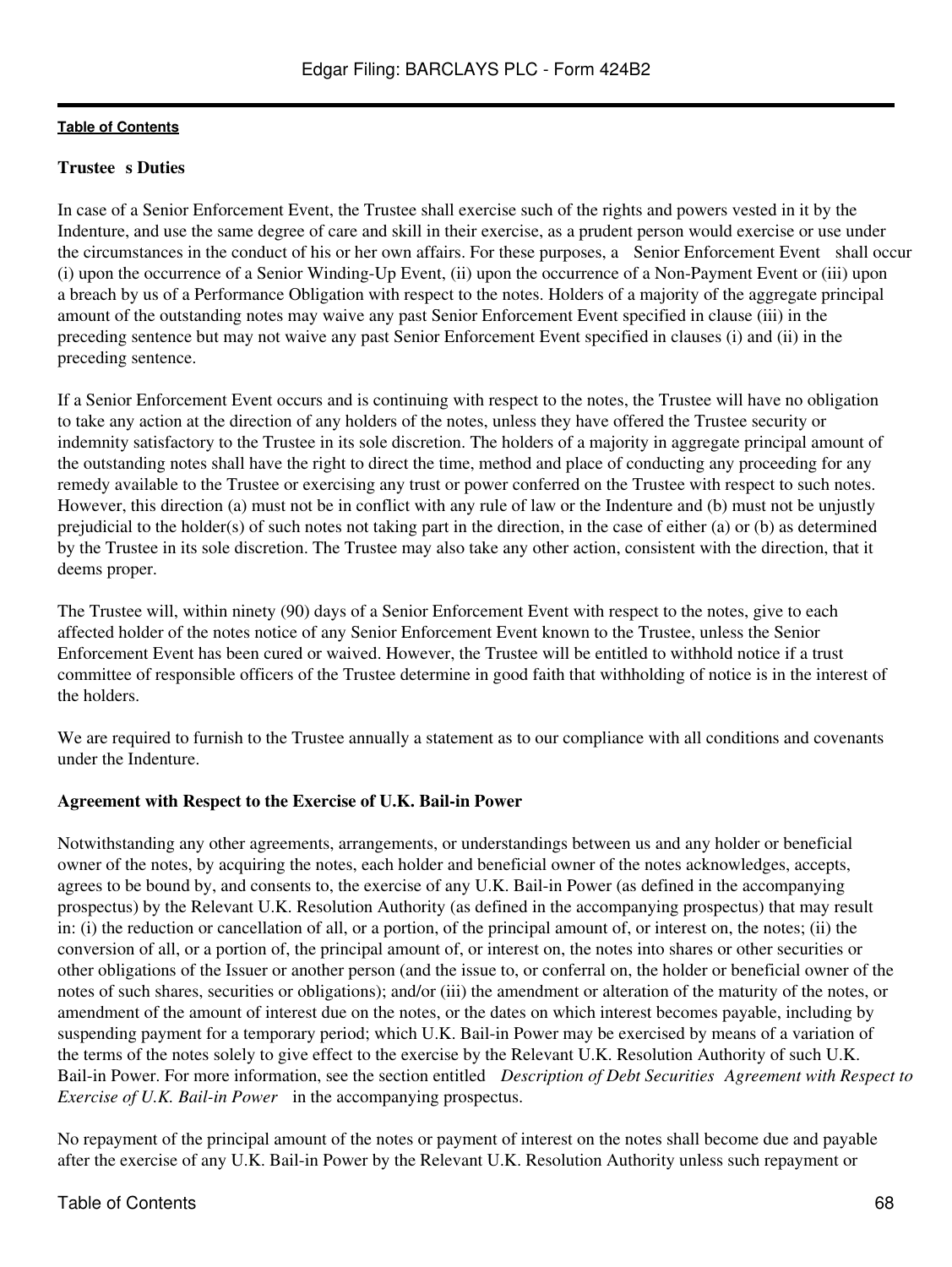**Trustee s Duties**

In case of a Senior Enforcement Event, the Trustee shall exercise such of the rights and powers vested in it by the Indenture, and use the same degree of care and skill in their exercise, as a prudent person would exercise or use under the circumstances in the conduct of his or her own affairs. For these purposes, a Senior Enforcement Event shall occur (i) upon the occurrence of a Senior Winding-Up Event, (ii) upon the occurrence of a Non-Payment Event or (iii) upon a breach by us of a Performance Obligation with respect to the notes. Holders of a majority of the aggregate principal amount of the outstanding notes may waive any past Senior Enforcement Event specified in clause (iii) in the preceding sentence but may not waive any past Senior Enforcement Event specified in clauses (i) and (ii) in the preceding sentence.

If a Senior Enforcement Event occurs and is continuing with respect to the notes, the Trustee will have no obligation to take any action at the direction of any holders of the notes, unless they have offered the Trustee security or indemnity satisfactory to the Trustee in its sole discretion. The holders of a majority in aggregate principal amount of the outstanding notes shall have the right to direct the time, method and place of conducting any proceeding for any remedy available to the Trustee or exercising any trust or power conferred on the Trustee with respect to such notes. However, this direction (a) must not be in conflict with any rule of law or the Indenture and (b) must not be unjustly prejudicial to the holder(s) of such notes not taking part in the direction, in the case of either (a) or (b) as determined by the Trustee in its sole discretion. The Trustee may also take any other action, consistent with the direction, that it deems proper.

The Trustee will, within ninety (90) days of a Senior Enforcement Event with respect to the notes, give to each affected holder of the notes notice of any Senior Enforcement Event known to the Trustee, unless the Senior Enforcement Event has been cured or waived. However, the Trustee will be entitled to withhold notice if a trust committee of responsible officers of the Trustee determine in good faith that withholding of notice is in the interest of the holders.

We are required to furnish to the Trustee annually a statement as to our compliance with all conditions and covenants under the Indenture.

**Agreement with Respect to the Exercise of U.K. Bail-in Power**

Notwithstanding any other agreements, arrangements, or understandings between us and any holder or beneficial owner of the notes, by acquiring the notes, each holder and beneficial owner of the notes acknowledges, accepts, agrees to be bound by, and consents to, the exercise of any U.K. Bail-in Power (as defined in the accompanying prospectus) by the Relevant U.K. Resolution Authority (as defined in the accompanying prospectus) that may result in: (i) the reduction or cancellation of all, or a portion, of the principal amount of, or interest on, the notes; (ii) the conversion of all, or a portion of, the principal amount of, or interest on, the notes into shares or other securities or other obligations of the Issuer or another person (and the issue to, or conferral on, the holder or beneficial owner of the notes of such shares, securities or obligations); and/or (iii) the amendment or alteration of the maturity of the notes, or amendment of the amount of interest due on the notes, or the dates on which interest becomes payable, including by suspending payment for a temporary period; which U.K. Bail-in Power may be exercised by means of a variation of the terms of the notes solely to give effect to the exercise by the Relevant U.K. Resolution Authority of such U.K. Bail-in Power. For more information, see the section entitled *Description of Debt Securities Agreement with Respect to Exercise of U.K. Bail-in Power* in the accompanying prospectus.

No repayment of the principal amount of the notes or payment of interest on the notes shall become due and payable after the exercise of any U.K. Bail-in Power by the Relevant U.K. Resolution Authority unless such repayment or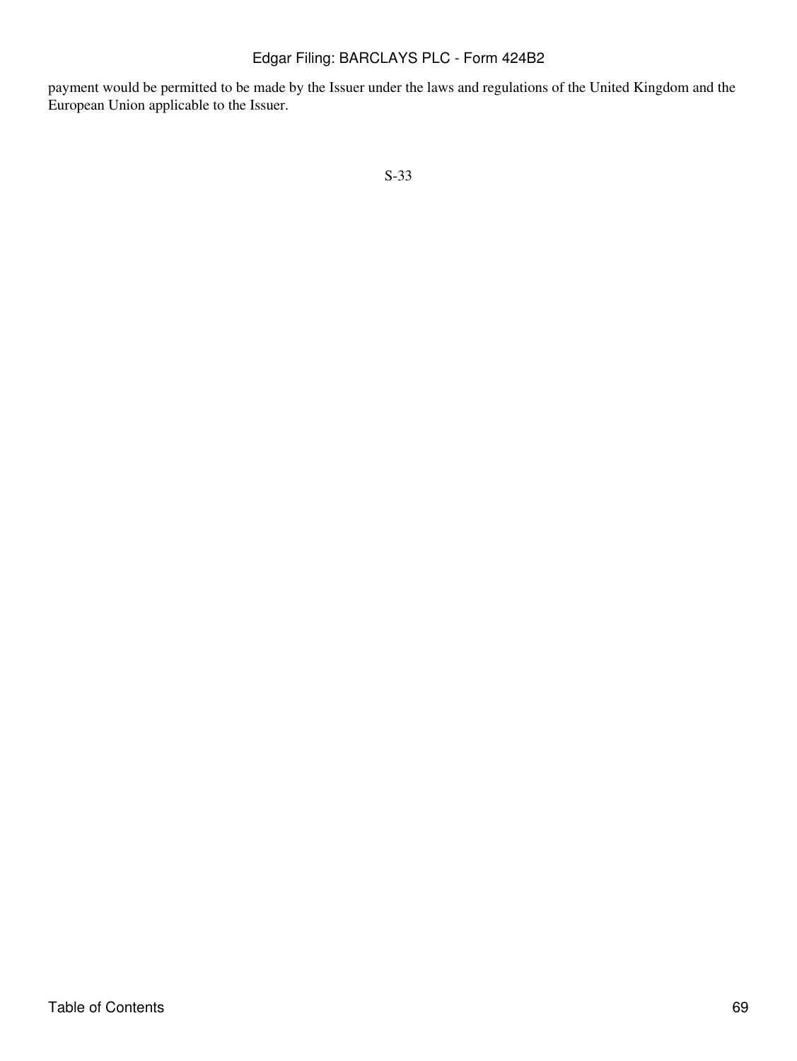payment would be permitted to be made by the Issuer under the laws and regulations of the United Kingdom and the European Union applicable to the Issuer.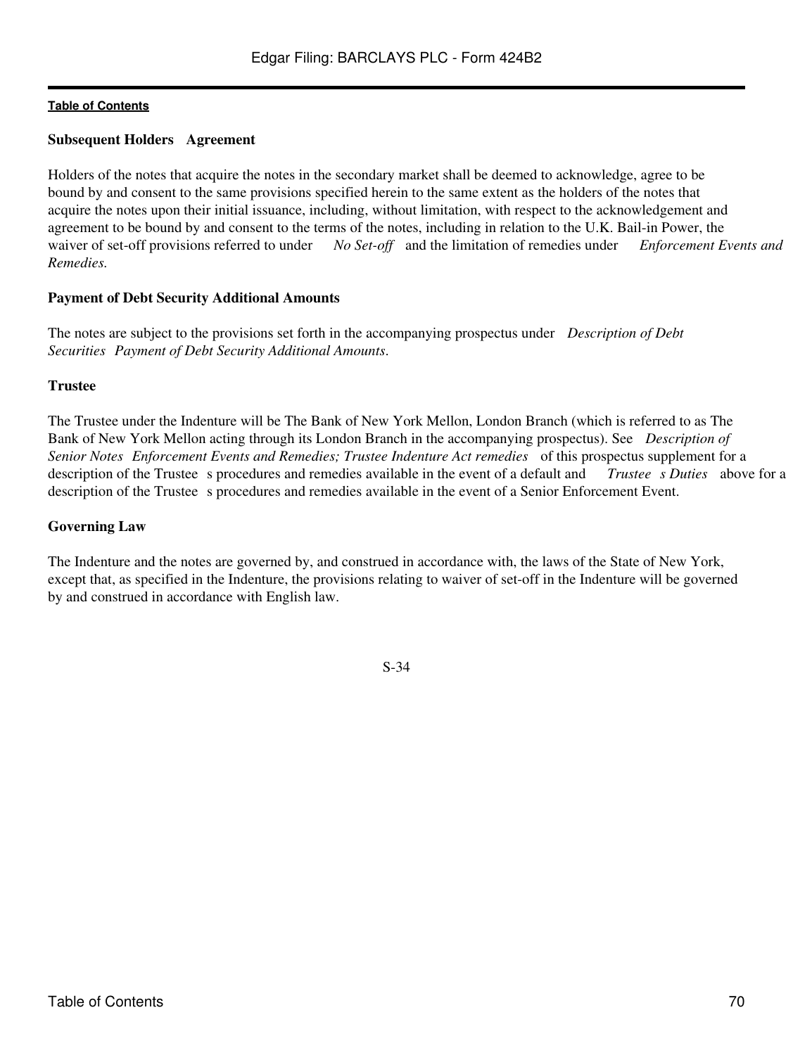**Subsequent Holders Agreement**

Holders of the notes that acquire the notes in the secondary market shall be deemed to acknowledge, agree to be bound by and consent to the same provisions specified herein to the same extent as the holders of the notes that acquire the notes upon their initial issuance, including, without limitation, with respect to the acknowledgement and agreement to be bound by and consent to the terms of the notes, including in relation to the U.K. Bail-in Power, the waiver of set-off provisions referred to under *No Set-off* and the limitation of remedies under *Enforcement Events and Remedies.*

**Payment of Debt Security Additional Amounts**

The notes are subject to the provisions set forth in the accompanying prospectus under *Description of Debt Securities Payment of Debt Security Additional Amounts*.

**Trustee**

The Trustee under the Indenture will be The Bank of New York Mellon, London Branch (which is referred to as The Bank of New York Mellon acting through its London Branch in the accompanying prospectus). See *Description of Senior Notes Enforcement Events and Remedies; Trustee Indenture Act remedies* of this prospectus supplement for a description of the Trustee s procedures and remedies available in the event of a default and *Trustee s Duties* above for a description of the Trustee s procedures and remedies available in the event of a Senior Enforcement Event.

**Governing Law**

The Indenture and the notes are governed by, and construed in accordance with, the laws of the State of New York, except that, as specified in the Indenture, the provisions relating to waiver of set-off in the Indenture will be governed by and construed in accordance with English law.

S-34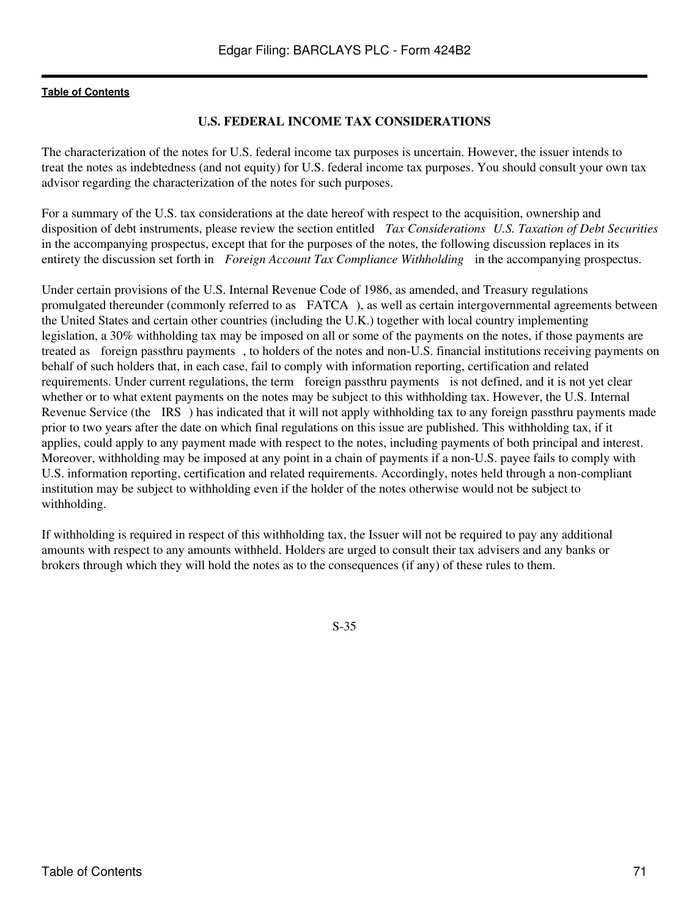## U.S. FEDERAL INCOME TAX CONSIDERATIONS

The characterization of the notes for U.S. federal income tax purposes is uncertain. However, the issuer intends to treat the notes as indebtedness (and not equity) for U.S. federal income tax purposes. You should consult your own tax advisor regarding the characterization of the notes for such purposes.

For a summary of the U.S. tax considerations at the date hereof with respect to the acquisition, ownership and disposition of debt instruments, please review the section entitled *Tax Considerations U.S. Taxation of Debt Securities* in the accompanying prospectus, except that for the purposes of the notes, the following discussion replaces in its entirety the discussion set forth in *Foreign Account Tax Compliance Withholding* in the accompanying prospectus.

Under certain provisions of the U.S. Internal Revenue Code of 1986, as amended, and Treasury regulations promulgated thereunder (commonly referred to as FATCA ), as well as certain intergovernmental agreements between the United States and certain other countries (including the U.K.) together with local country implementing legislation, a 30% withholding tax may be imposed on all or some of the payments on the notes, if those payments are treated as foreign passthru payments , to holders of the notes and non-U.S. financial institutions receiving payments on behalf of such holders that, in each case, fail to comply with information reporting, certification and related requirements. Under current regulations, the term foreign passthru payments is not defined, and it is not yet clear whether or to what extent payments on the notes may be subject to this withholding tax. However, the U.S. Internal Revenue Service (the IRS ) has indicated that it will not apply withholding tax to any foreign passthru payments made prior to two years after the date on which final regulations on this issue are published. This withholding tax, if it applies, could apply to any payment made with respect to the notes, including payments of both principal and interest. Moreover, withholding may be imposed at any point in a chain of payments if a non-U.S. payee fails to comply with U.S. information reporting, certification and related requirements. Accordingly, notes held through a non-compliant institution may be subject to withholding even if the holder of the notes otherwise would not be subject to withholding.

If withholding is required in respect of this withholding tax, the Issuer will not be required to pay any additional amounts with respect to any amounts withheld. Holders are urged to consult their tax advisers and any banks or brokers through which they will hold the notes as to the consequences (if any) of these rules to them.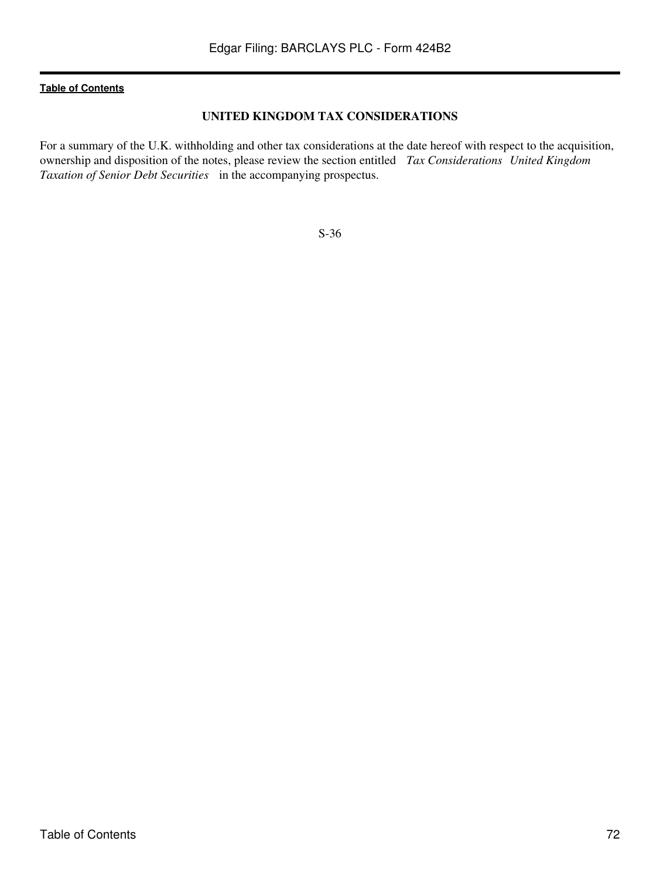## UNITED KINGDOM TAX CONSIDERATIONS

For a summary of the U.K. withholding and other tax considerations at the date hereof with respect to the acquisition, ownership and disposition of the notes, please review the section entitled *Tax Considerations United Kingdom Taxation of Senior Debt Securities* in the accompanying prospectus.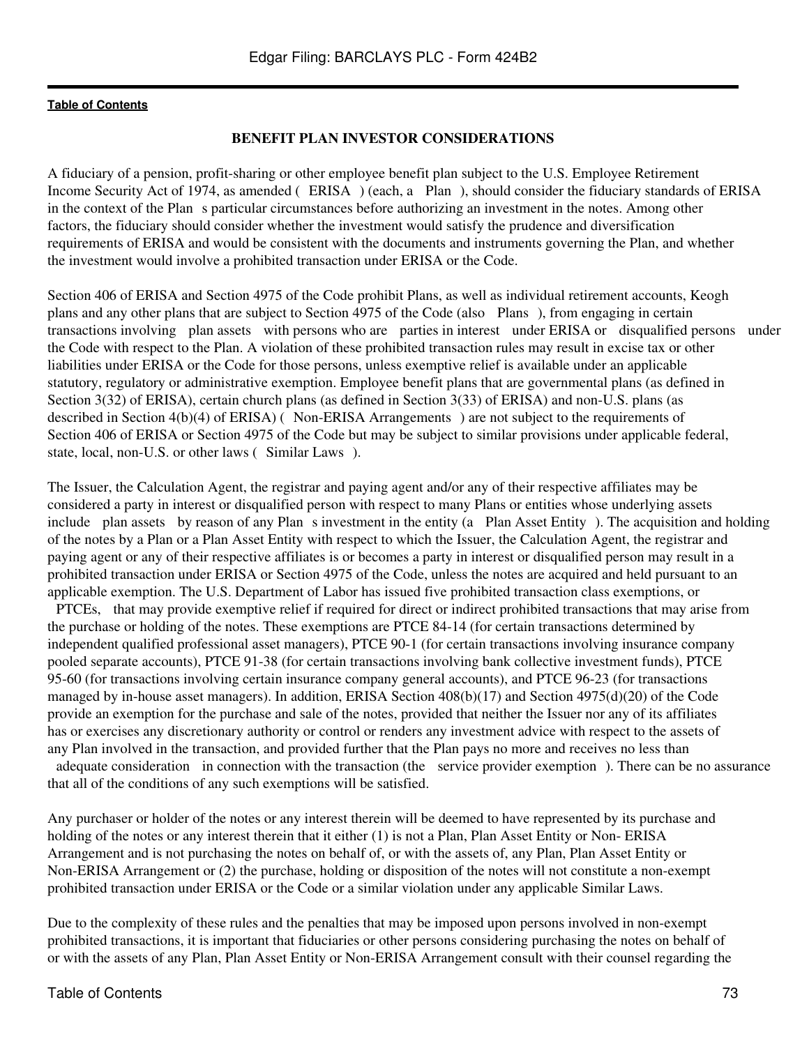## BENEFIT PLAN INVESTOR CONSIDERATIONS

A fiduciary of a pension, profit-sharing or other employee benefit plan subject to the U.S. Employee Retirement Income Security Act of 1974, as amended ( ERISA ) (each, a Plan ), should consider the fiduciary standards of ERISA in the context of the Plan s particular circumstances before authorizing an investment in the notes. Among other factors, the fiduciary should consider whether the investment would satisfy the prudence and diversification requirements of ERISA and would be consistent with the documents and instruments governing the Plan, and whether the investment would involve a prohibited transaction under ERISA or the Code.

Section 406 of ERISA and Section 4975 of the Code prohibit Plans, as well as individual retirement accounts, Keogh plans and any other plans that are subject to Section 4975 of the Code (also Plans ), from engaging in certain transactions involving plan assets with persons who are parties in interest under ERISA or disqualified persons under the Code with respect to the Plan. A violation of these prohibited transaction rules may result in excise tax or other liabilities under ERISA or the Code for those persons, unless exemptive relief is available under an applicable statutory, regulatory or administrative exemption. Employee benefit plans that are governmental plans (as defined in Section 3(32) of ERISA), certain church plans (as defined in Section 3(33) of ERISA) and non-U.S. plans (as described in Section 4(b)(4) of ERISA) ( Non-ERISA Arrangements ) are not subject to the requirements of Section 406 of ERISA or Section 4975 of the Code but may be subject to similar provisions under applicable federal, state, local, non-U.S. or other laws ( Similar Laws ).

The Issuer, the Calculation Agent, the registrar and paying agent and/or any of their respective affiliates may be considered a party in interest or disqualified person with respect to many Plans or entities whose underlying assets include plan assets by reason of any Plan s investment in the entity (a Plan Asset Entity ). The acquisition and holding of the notes by a Plan or a Plan Asset Entity with respect to which the Issuer, the Calculation Agent, the registrar and paying agent or any of their respective affiliates is or becomes a party in interest or disqualified person may result in a prohibited transaction under ERISA or Section 4975 of the Code, unless the notes are acquired and held pursuant to an applicable exemption. The U.S. Department of Labor has issued five prohibited transaction class exemptions, or PTCEs, that may provide exemptive relief if required for direct or indirect prohibited transactions that may arise from the purchase or holding of the notes. These exemptions are PTCE 84-14 (for certain transactions determined by independent qualified professional asset managers), PTCE 90-1 (for certain transactions involving insurance company pooled separate accounts), PTCE 91-38 (for certain transactions involving bank collective investment funds), PTCE 95-60 (for transactions involving certain insurance company general accounts), and PTCE 96-23 (for transactions managed by in-house asset managers). In addition, ERISA Section 408(b)(17) and Section 4975(d)(20) of the Code provide an exemption for the purchase and sale of the notes, provided that neither the Issuer nor any of its affiliates has or exercises any discretionary authority or control or renders any investment advice with respect to the assets of any Plan involved in the transaction, and provided further that the Plan pays no more and receives no less than adequate consideration in connection with the transaction (the service provider exemption ). There can be no assurance that all of the conditions of any such exemptions will be satisfied.

Any purchaser or holder of the notes or any interest therein will be deemed to have represented by its purchase and holding of the notes or any interest therein that it either (1) is not a Plan, Plan Asset Entity or Non- ERISA Arrangement and is not purchasing the notes on behalf of, or with the assets of, any Plan, Plan Asset Entity or Non-ERISA Arrangement or (2) the purchase, holding or disposition of the notes will not constitute a non-exempt prohibited transaction under ERISA or the Code or a similar violation under any applicable Similar Laws.

Due to the complexity of these rules and the penalties that may be imposed upon persons involved in non-exempt prohibited transactions, it is important that fiduciaries or other persons considering purchasing the notes on behalf of or with the assets of any Plan, Plan Asset Entity or Non-ERISA Arrangement consult with their counsel regarding the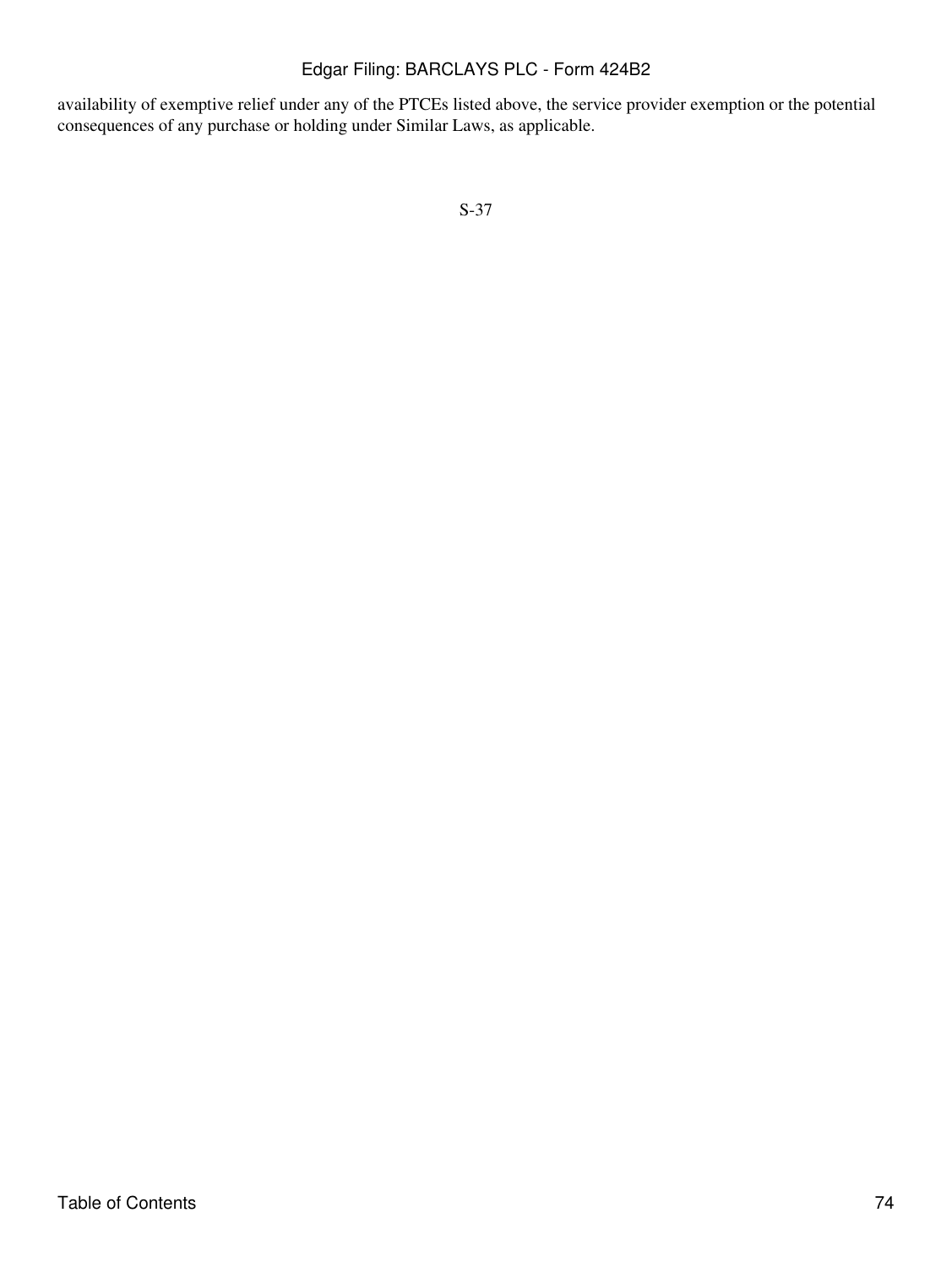availability of exemptive relief under any of the PTCEs listed above, the service provider exemption or the potential consequences of any purchase or holding under Similar Laws, as applicable.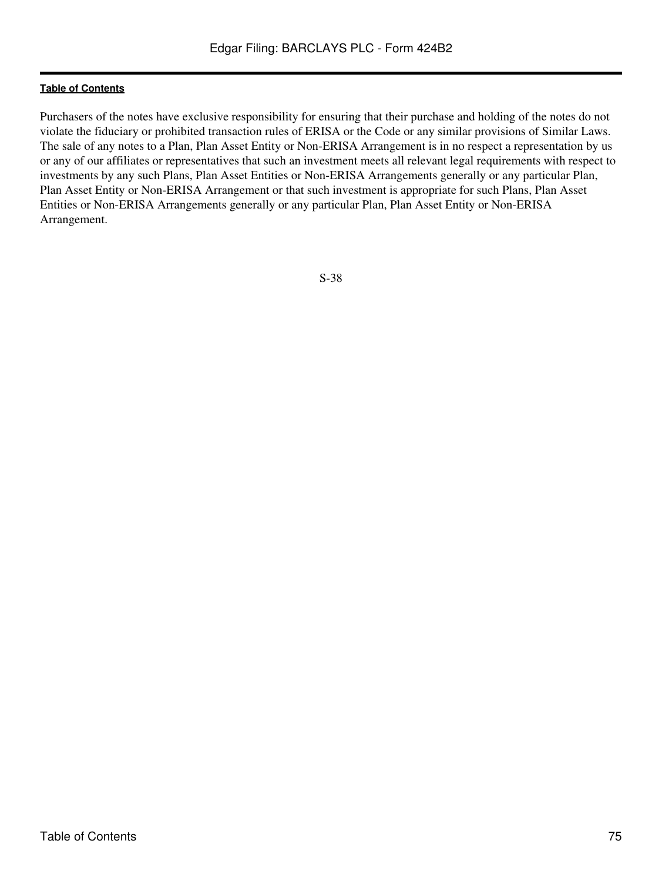Purchasers of the notes have exclusive responsibility for ensuring that their purchase and holding of the notes do not violate the fiduciary or prohibited transaction rules of ERISA or the Code or any similar provisions of Similar Laws. The sale of any notes to a Plan, Plan Asset Entity or Non-ERISA Arrangement is in no respect a representation by us or any of our affiliates or representatives that such an investment meets all relevant legal requirements with respect to investments by any such Plans, Plan Asset Entities or Non-ERISA Arrangements generally or any particular Plan, Plan Asset Entity or Non-ERISA Arrangement or that such investment is appropriate for such Plans, Plan Asset Entities or Non-ERISA Arrangements generally or any particular Plan, Plan Asset Entity or Non-ERISA Arrangement.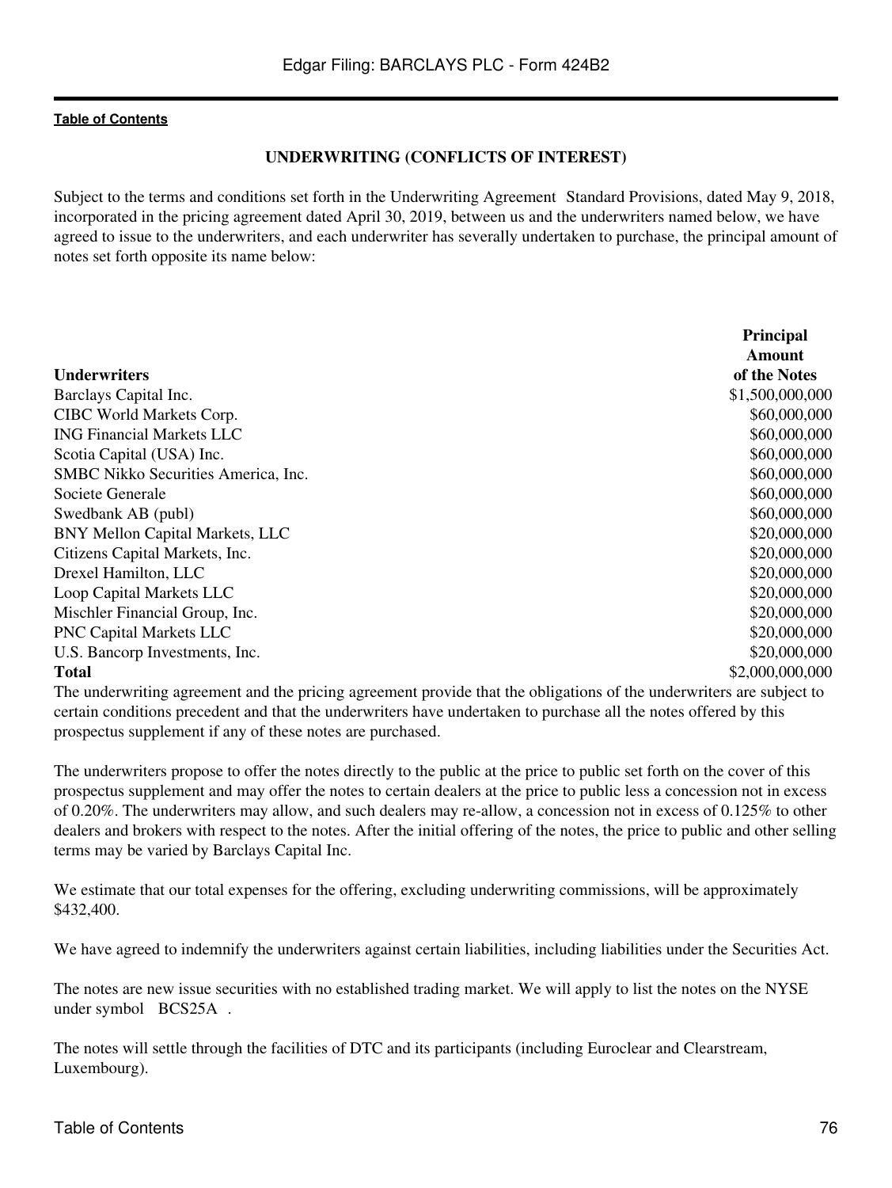[Table of Contents](#)

## UNDERWRITING (CONFLICTS OF INTEREST)

Subject to the terms and conditions set forth in the Underwriting Agreement Standard Provisions, dated May 9, 2018, incorporated in the pricing agreement dated April 30, 2019, between us and the underwriters named below, we have agreed to issue to the underwriters, and each underwriter has severally undertaken to purchase, the principal amount of notes set forth opposite its name below:

| Underwriters | Principal Amount of the Notes |
|---|---|
| Barclays Capital Inc. | $1,500,000,000 |
| CIBC World Markets Corp. | $60,000,000 |
| ING Financial Markets LLC | $60,000,000 |
| Scotia Capital (USA) Inc. | $60,000,000 |
| SMBC Nikko Securities America, Inc. | $60,000,000 |
| Societe Generale | $60,000,000 |
| Swedbank AB (publ) | $60,000,000 |
| BNY Mellon Capital Markets, LLC | $20,000,000 |
| Citizens Capital Markets, Inc. | $20,000,000 |
| Drexel Hamilton, LLC | $20,000,000 |
| Loop Capital Markets LLC | $20,000,000 |
| Mischler Financial Group, Inc. | $20,000,000 |
| PNC Capital Markets LLC | $20,000,000 |
| U.S. Bancorp Investments, Inc. | $20,000,000 |
| **Total** | $2,000,000,000 |

The underwriting agreement and the pricing agreement provide that the obligations of the underwriters are subject to certain conditions precedent and that the underwriters have undertaken to purchase all the notes offered by this prospectus supplement if any of these notes are purchased.

The underwriters propose to offer the notes directly to the public at the price to public set forth on the cover of this prospectus supplement and may offer the notes to certain dealers at the price to public less a concession not in excess of 0.20%. The underwriters may allow, and such dealers may re-allow, a concession not in excess of 0.125% to other dealers and brokers with respect to the notes. After the initial offering of the notes, the price to public and other selling terms may be varied by Barclays Capital Inc.

We estimate that our total expenses for the offering, excluding underwriting commissions, will be approximately $432,400.

We have agreed to indemnify the underwriters against certain liabilities, including liabilities under the Securities Act.

The notes are new issue securities with no established trading market. We will apply to list the notes on the NYSE under symbol BCS25A .

The notes will settle through the facilities of DTC and its participants (including Euroclear and Clearstream, Luxembourg).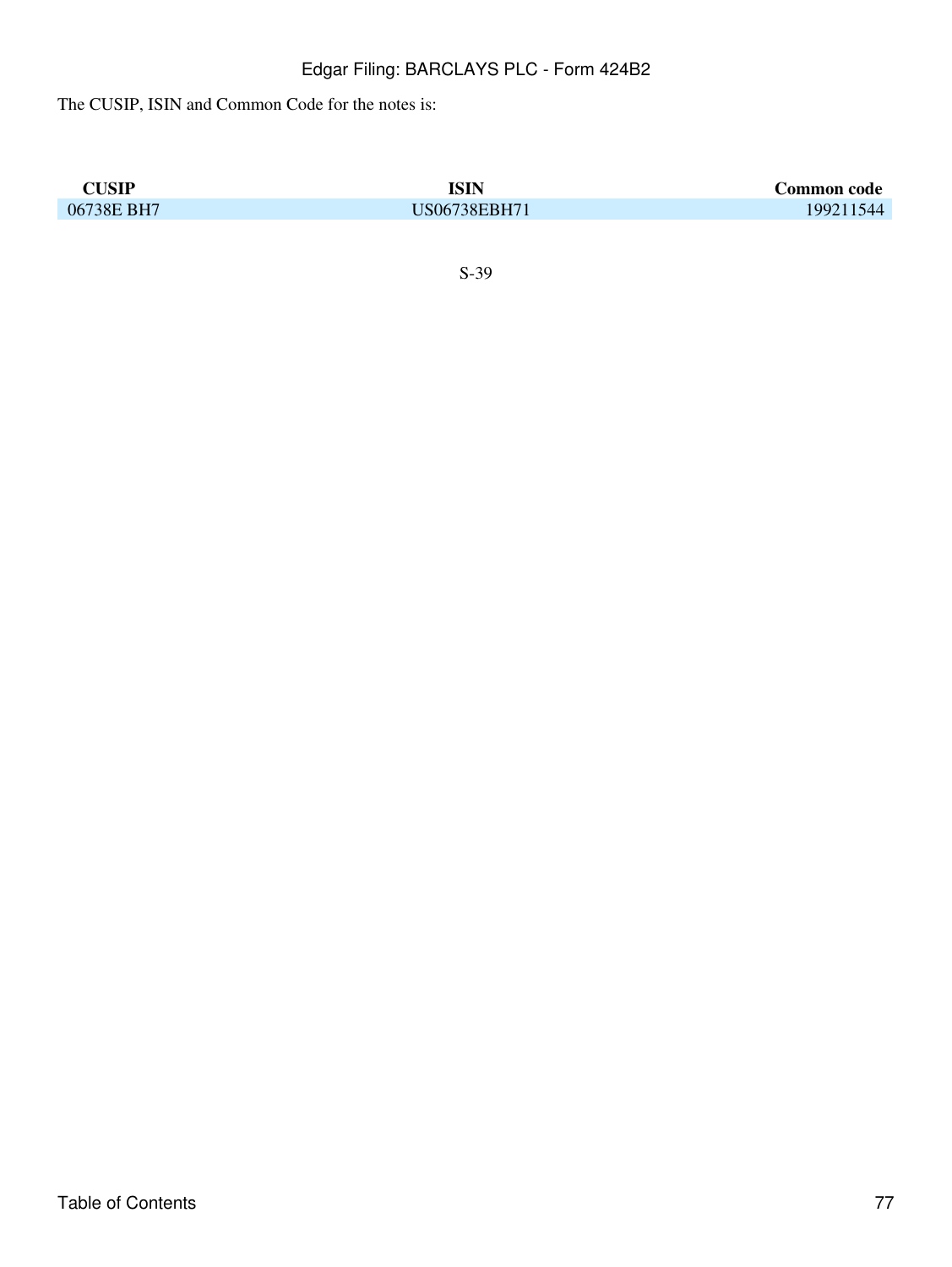The CUSIP, ISIN and Common Code for the notes is:

| CUSIP | ISIN | Common code |
| --- | --- | --- |
| 06738E BH7 | US06738EBH71 | 199211544 |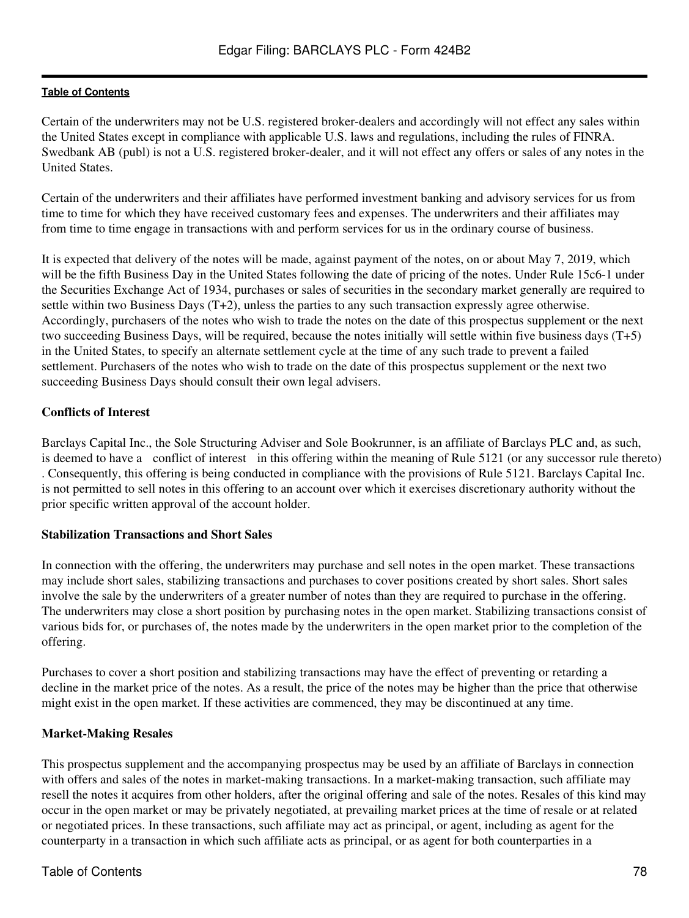Certain of the underwriters may not be U.S. registered broker-dealers and accordingly will not effect any sales within the United States except in compliance with applicable U.S. laws and regulations, including the rules of FINRA. Swedbank AB (publ) is not a U.S. registered broker-dealer, and it will not effect any offers or sales of any notes in the United States.

Certain of the underwriters and their affiliates have performed investment banking and advisory services for us from time to time for which they have received customary fees and expenses. The underwriters and their affiliates may from time to time engage in transactions with and perform services for us in the ordinary course of business.

It is expected that delivery of the notes will be made, against payment of the notes, on or about May 7, 2019, which will be the fifth Business Day in the United States following the date of pricing of the notes. Under Rule 15c6-1 under the Securities Exchange Act of 1934, purchases or sales of securities in the secondary market generally are required to settle within two Business Days (T+2), unless the parties to any such transaction expressly agree otherwise. Accordingly, purchasers of the notes who wish to trade the notes on the date of this prospectus supplement or the next two succeeding Business Days, will be required, because the notes initially will settle within five business days (T+5) in the United States, to specify an alternate settlement cycle at the time of any such trade to prevent a failed settlement. Purchasers of the notes who wish to trade on the date of this prospectus supplement or the next two succeeding Business Days should consult their own legal advisers.

**Conflicts of Interest**

Barclays Capital Inc., the Sole Structuring Adviser and Sole Bookrunner, is an affiliate of Barclays PLC and, as such, is deemed to have a conflict of interest in this offering within the meaning of Rule 5121 (or any successor rule thereto) . Consequently, this offering is being conducted in compliance with the provisions of Rule 5121. Barclays Capital Inc. is not permitted to sell notes in this offering to an account over which it exercises discretionary authority without the prior specific written approval of the account holder.

**Stabilization Transactions and Short Sales**

In connection with the offering, the underwriters may purchase and sell notes in the open market. These transactions may include short sales, stabilizing transactions and purchases to cover positions created by short sales. Short sales involve the sale by the underwriters of a greater number of notes than they are required to purchase in the offering. The underwriters may close a short position by purchasing notes in the open market. Stabilizing transactions consist of various bids for, or purchases of, the notes made by the underwriters in the open market prior to the completion of the offering.

Purchases to cover a short position and stabilizing transactions may have the effect of preventing or retarding a decline in the market price of the notes. As a result, the price of the notes may be higher than the price that otherwise might exist in the open market. If these activities are commenced, they may be discontinued at any time.

**Market-Making Resales**

This prospectus supplement and the accompanying prospectus may be used by an affiliate of Barclays in connection with offers and sales of the notes in market-making transactions. In a market-making transaction, such affiliate may resell the notes it acquires from other holders, after the original offering and sale of the notes. Resales of this kind may occur in the open market or may be privately negotiated, at prevailing market prices at the time of resale or at related or negotiated prices. In these transactions, such affiliate may act as principal, or agent, including as agent for the counterparty in a transaction in which such affiliate acts as principal, or as agent for both counterparties in a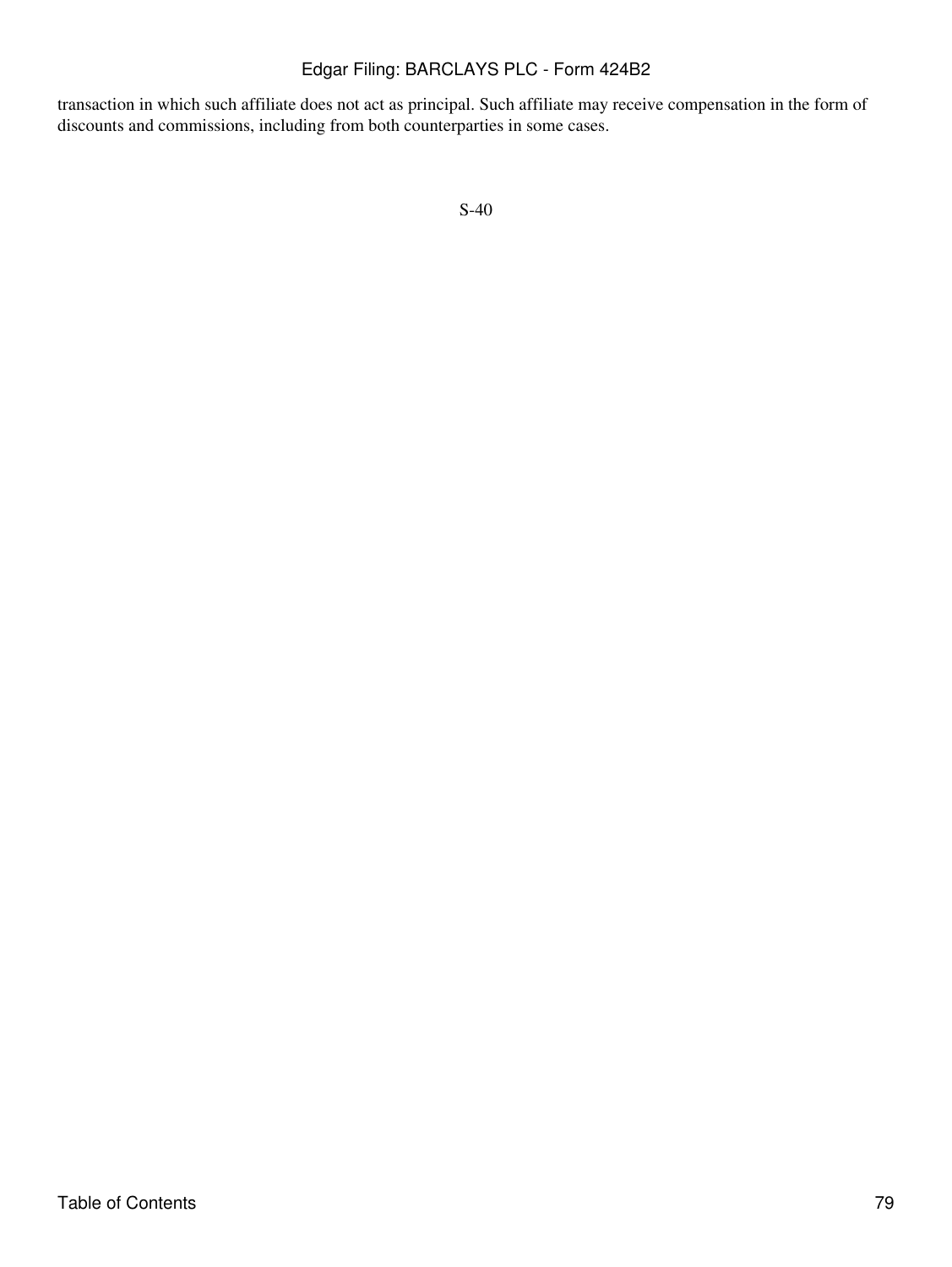transaction in which such affiliate does not act as principal. Such affiliate may receive compensation in the form of discounts and commissions, including from both counterparties in some cases.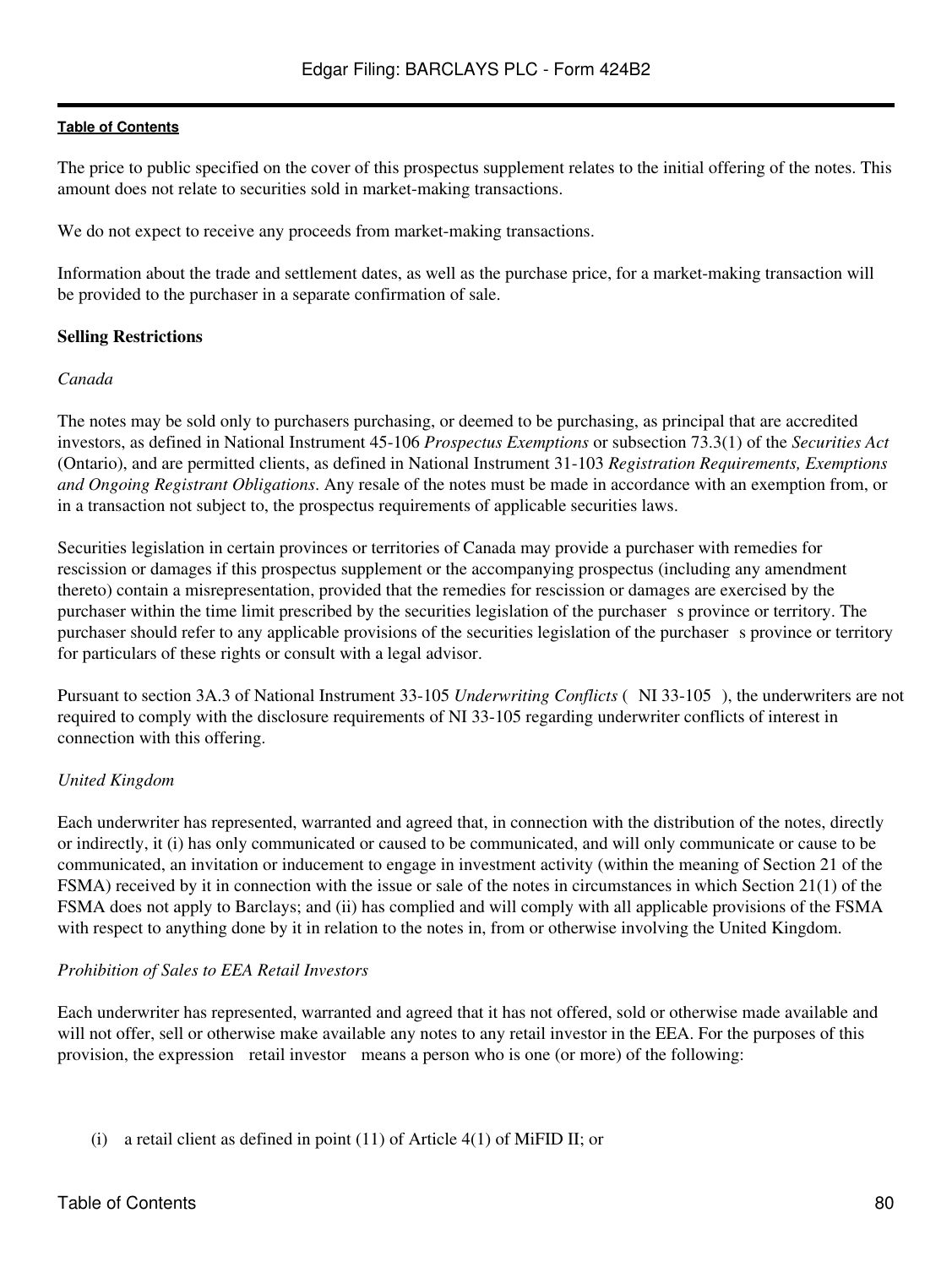The price to public specified on the cover of this prospectus supplement relates to the initial offering of the notes. This amount does not relate to securities sold in market-making transactions.

We do not expect to receive any proceeds from market-making transactions.

Information about the trade and settlement dates, as well as the purchase price, for a market-making transaction will be provided to the purchaser in a separate confirmation of sale.

**Selling Restrictions**

*Canada*

The notes may be sold only to purchasers purchasing, or deemed to be purchasing, as principal that are accredited investors, as defined in National Instrument 45-106 *Prospectus Exemptions* or subsection 73.3(1) of the *Securities Act* (Ontario), and are permitted clients, as defined in National Instrument 31-103 *Registration Requirements, Exemptions and Ongoing Registrant Obligations*. Any resale of the notes must be made in accordance with an exemption from, or in a transaction not subject to, the prospectus requirements of applicable securities laws.

Securities legislation in certain provinces or territories of Canada may provide a purchaser with remedies for rescission or damages if this prospectus supplement or the accompanying prospectus (including any amendment thereto) contain a misrepresentation, provided that the remedies for rescission or damages are exercised by the purchaser within the time limit prescribed by the securities legislation of the purchaser s province or territory. The purchaser should refer to any applicable provisions of the securities legislation of the purchaser s province or territory for particulars of these rights or consult with a legal advisor.

Pursuant to section 3A.3 of National Instrument 33-105 *Underwriting Conflicts* ( NI 33-105 ), the underwriters are not required to comply with the disclosure requirements of NI 33-105 regarding underwriter conflicts of interest in connection with this offering.

*United Kingdom*

Each underwriter has represented, warranted and agreed that, in connection with the distribution of the notes, directly or indirectly, it (i) has only communicated or caused to be communicated, and will only communicate or cause to be communicated, an invitation or inducement to engage in investment activity (within the meaning of Section 21 of the FSMA) received by it in connection with the issue or sale of the notes in circumstances in which Section 21(1) of the FSMA does not apply to Barclays; and (ii) has complied and will comply with all applicable provisions of the FSMA with respect to anything done by it in relation to the notes in, from or otherwise involving the United Kingdom.

*Prohibition of Sales to EEA Retail Investors*

Each underwriter has represented, warranted and agreed that it has not offered, sold or otherwise made available and will not offer, sell or otherwise make available any notes to any retail investor in the EEA. For the purposes of this provision, the expression retail investor means a person who is one (or more) of the following:

(i) a retail client as defined in point (11) of Article 4(1) of MiFID II; or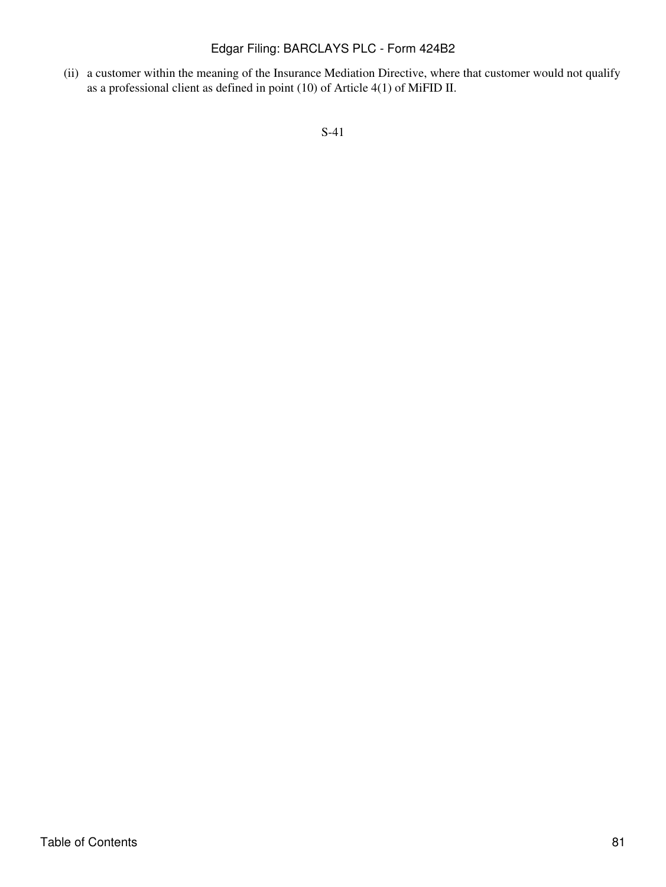(ii) a customer within the meaning of the Insurance Mediation Directive, where that customer would not qualify as a professional client as defined in point (10) of Article 4(1) of MiFID II.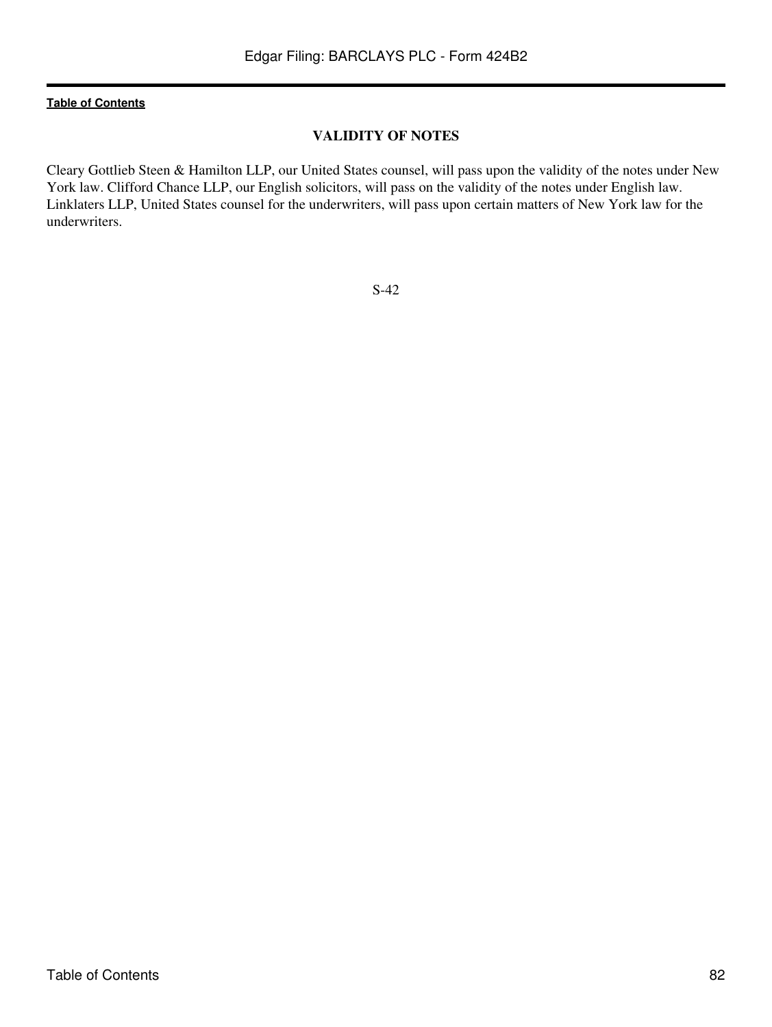## VALIDITY OF NOTES

Cleary Gottlieb Steen & Hamilton LLP, our United States counsel, will pass upon the validity of the notes under New York law. Clifford Chance LLP, our English solicitors, will pass on the validity of the notes under English law. Linklaters LLP, United States counsel for the underwriters, will pass upon certain matters of New York law for the underwriters.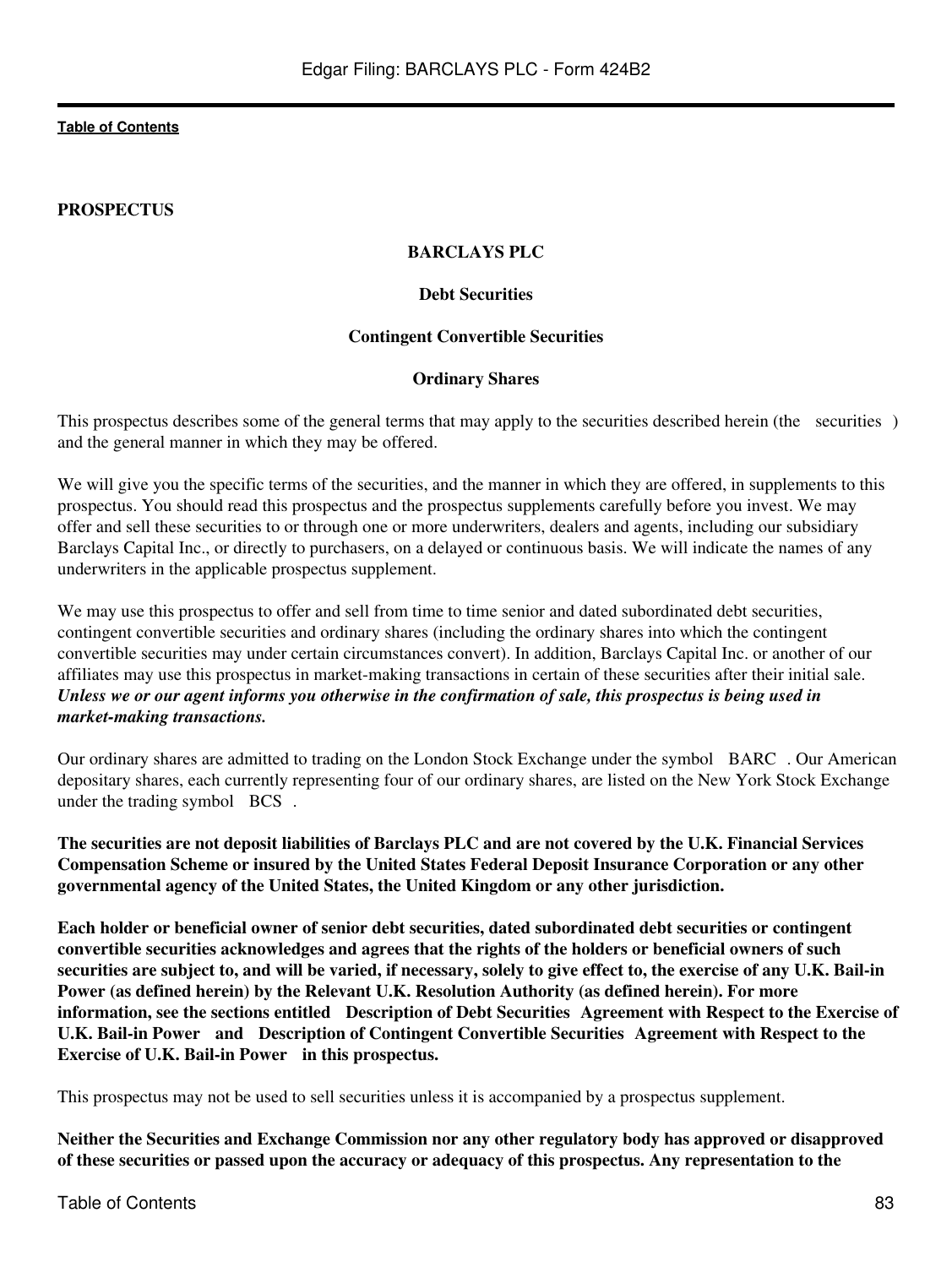**PROSPECTUS**

**BARCLAYS PLC**

**Debt Securities**

**Contingent Convertible Securities**

**Ordinary Shares**

This prospectus describes some of the general terms that may apply to the securities described herein (the securities ) and the general manner in which they may be offered.

We will give you the specific terms of the securities, and the manner in which they are offered, in supplements to this prospectus. You should read this prospectus and the prospectus supplements carefully before you invest. We may offer and sell these securities to or through one or more underwriters, dealers and agents, including our subsidiary Barclays Capital Inc., or directly to purchasers, on a delayed or continuous basis. We will indicate the names of any underwriters in the applicable prospectus supplement.

We may use this prospectus to offer and sell from time to time senior and dated subordinated debt securities, contingent convertible securities and ordinary shares (including the ordinary shares into which the contingent convertible securities may under certain circumstances convert). In addition, Barclays Capital Inc. or another of our affiliates may use this prospectus in market-making transactions in certain of these securities after their initial sale. ***Unless we or our agent informs you otherwise in the confirmation of sale, this prospectus is being used in market-making transactions.***

Our ordinary shares are admitted to trading on the London Stock Exchange under the symbol BARC . Our American depositary shares, each currently representing four of our ordinary shares, are listed on the New York Stock Exchange under the trading symbol BCS .

**The securities are not deposit liabilities of Barclays PLC and are not covered by the U.K. Financial Services Compensation Scheme or insured by the United States Federal Deposit Insurance Corporation or any other governmental agency of the United States, the United Kingdom or any other jurisdiction.**

**Each holder or beneficial owner of senior debt securities, dated subordinated debt securities or contingent convertible securities acknowledges and agrees that the rights of the holders or beneficial owners of such securities are subject to, and will be varied, if necessary, solely to give effect to, the exercise of any U.K. Bail-in Power (as defined herein) by the Relevant U.K. Resolution Authority (as defined herein). For more information, see the sections entitled Description of Debt Securities Agreement with Respect to the Exercise of U.K. Bail-in Power and Description of Contingent Convertible Securities Agreement with Respect to the Exercise of U.K. Bail-in Power in this prospectus.**

This prospectus may not be used to sell securities unless it is accompanied by a prospectus supplement.

**Neither the Securities and Exchange Commission nor any other regulatory body has approved or disapproved of these securities or passed upon the accuracy or adequacy of this prospectus. Any representation to the**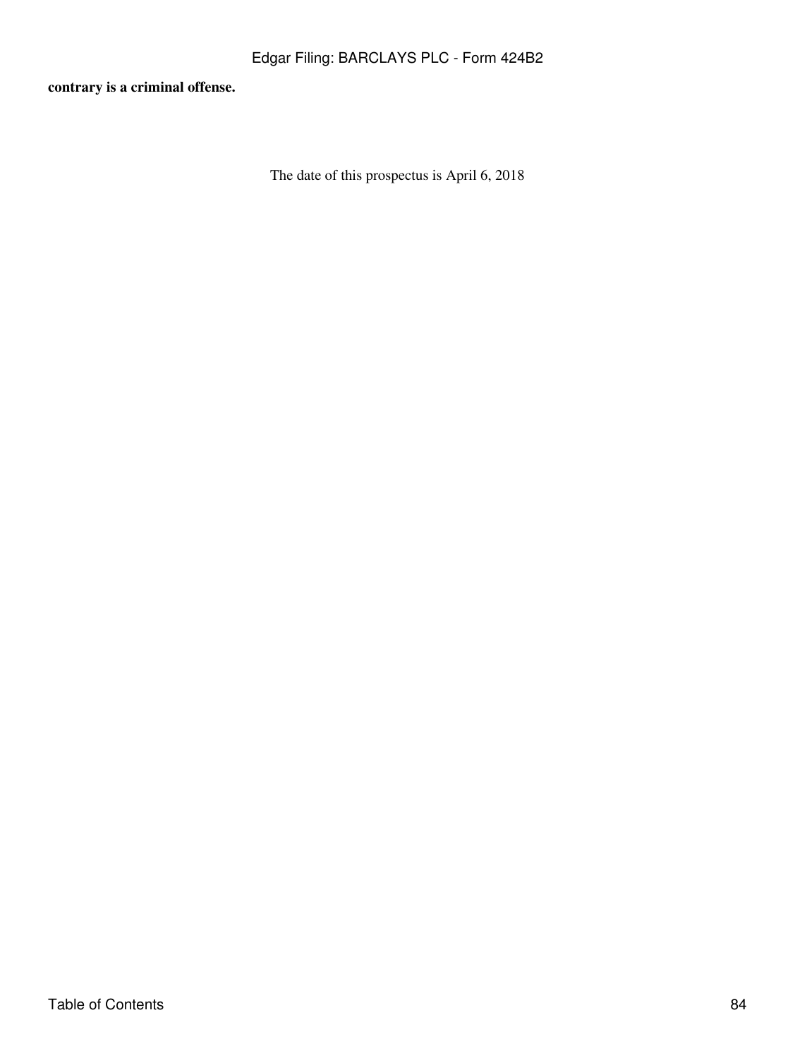**contrary is a criminal offense.**

The date of this prospectus is April 6, 2018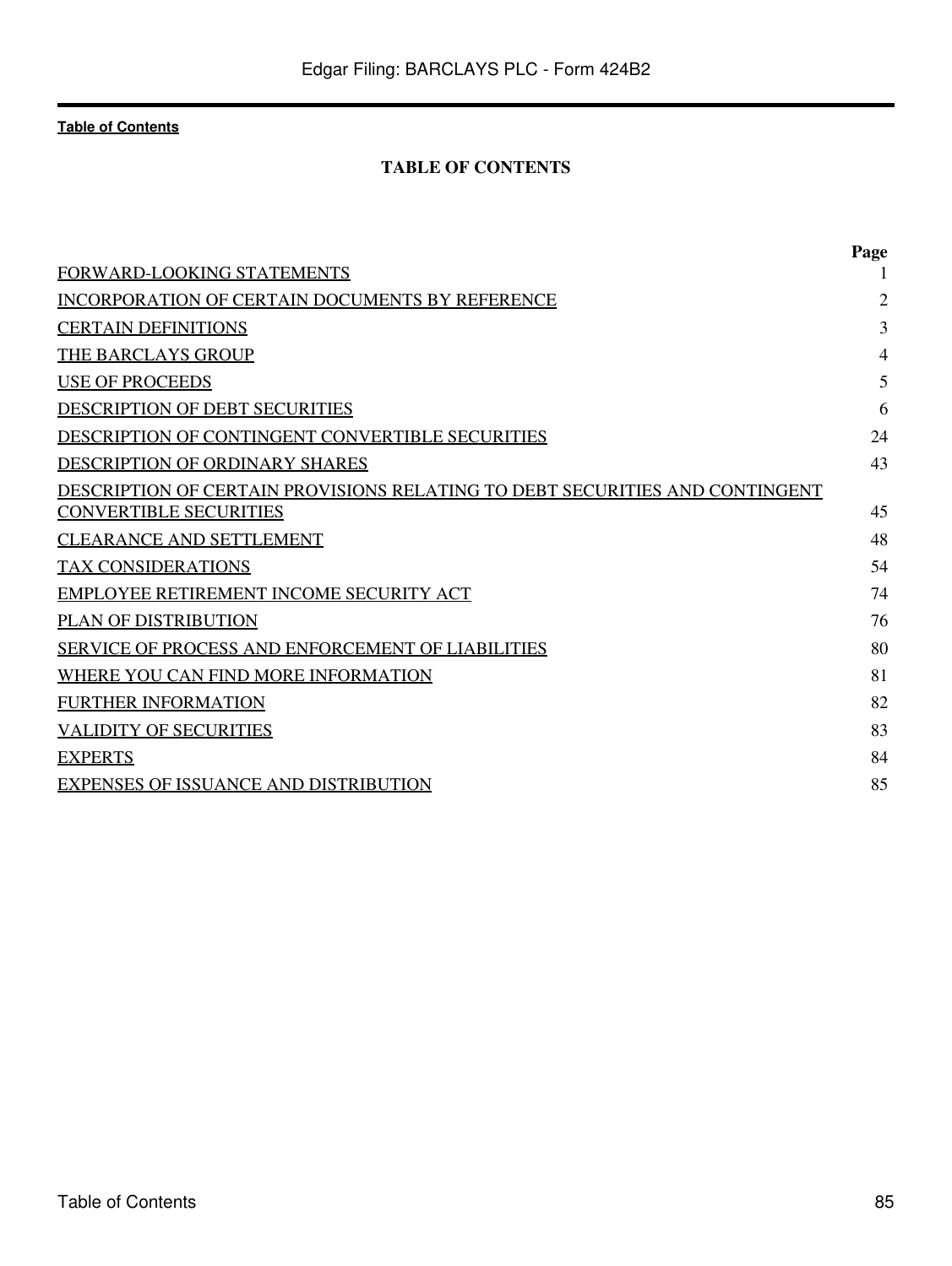# TABLE OF CONTENTS

| | Page |
|---|---|
| FORWARD-LOOKING STATEMENTS | 1 |
| INCORPORATION OF CERTAIN DOCUMENTS BY REFERENCE | 2 |
| CERTAIN DEFINITIONS | 3 |
| THE BARCLAYS GROUP | 4 |
| USE OF PROCEEDS | 5 |
| DESCRIPTION OF DEBT SECURITIES | 6 |
| DESCRIPTION OF CONTINGENT CONVERTIBLE SECURITIES | 24 |
| DESCRIPTION OF ORDINARY SHARES | 43 |
| DESCRIPTION OF CERTAIN PROVISIONS RELATING TO DEBT SECURITIES AND CONTINGENT CONVERTIBLE SECURITIES | 45 |
| CLEARANCE AND SETTLEMENT | 48 |
| TAX CONSIDERATIONS | 54 |
| EMPLOYEE RETIREMENT INCOME SECURITY ACT | 74 |
| PLAN OF DISTRIBUTION | 76 |
| SERVICE OF PROCESS AND ENFORCEMENT OF LIABILITIES | 80 |
| WHERE YOU CAN FIND MORE INFORMATION | 81 |
| FURTHER INFORMATION | 82 |
| VALIDITY OF SECURITIES | 83 |
| EXPERTS | 84 |
| EXPENSES OF ISSUANCE AND DISTRIBUTION | 85 |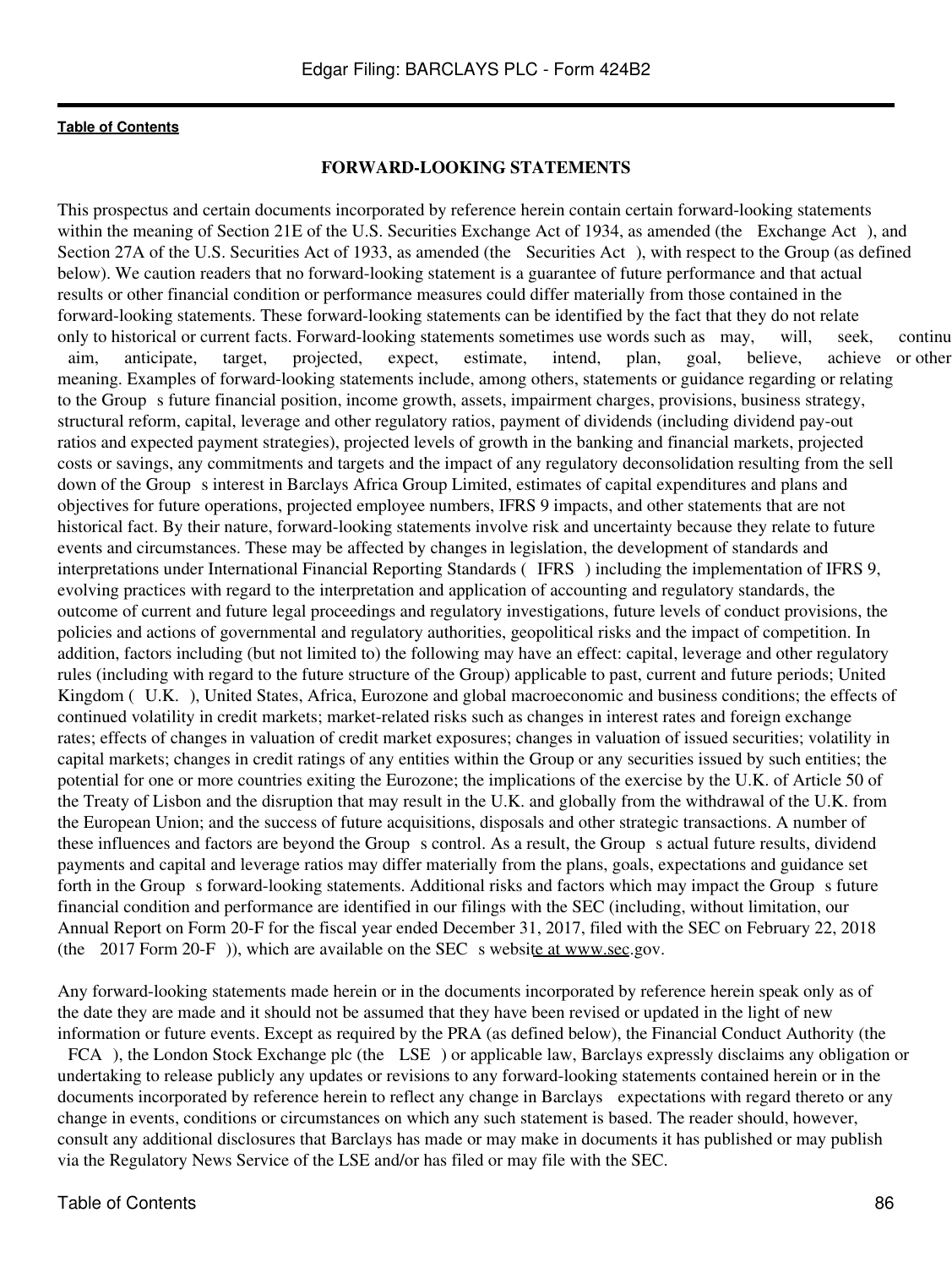# FORWARD-LOOKING STATEMENTS

This prospectus and certain documents incorporated by reference herein contain certain forward-looking statements within the meaning of Section 21E of the U.S. Securities Exchange Act of 1934, as amended (the Exchange Act ), and Section 27A of the U.S. Securities Act of 1933, as amended (the Securities Act ), with respect to the Group (as defined below). We caution readers that no forward-looking statement is a guarantee of future performance and that actual results or other financial condition or performance measures could differ materially from those contained in the forward-looking statements. These forward-looking statements can be identified by the fact that they do not relate only to historical or current facts. Forward-looking statements sometimes use words such as may, will, seek, continu aim, anticipate, target, projected, expect, estimate, intend, plan, goal, believe, achieve or other meaning. Examples of forward-looking statements include, among others, statements or guidance regarding or relating to the Group s future financial position, income growth, assets, impairment charges, provisions, business strategy, structural reform, capital, leverage and other regulatory ratios, payment of dividends (including dividend pay-out ratios and expected payment strategies), projected levels of growth in the banking and financial markets, projected costs or savings, any commitments and targets and the impact of any regulatory deconsolidation resulting from the sell down of the Group s interest in Barclays Africa Group Limited, estimates of capital expenditures and plans and objectives for future operations, projected employee numbers, IFRS 9 impacts, and other statements that are not historical fact. By their nature, forward-looking statements involve risk and uncertainty because they relate to future events and circumstances. These may be affected by changes in legislation, the development of standards and interpretations under International Financial Reporting Standards ( IFRS ) including the implementation of IFRS 9, evolving practices with regard to the interpretation and application of accounting and regulatory standards, the outcome of current and future legal proceedings and regulatory investigations, future levels of conduct provisions, the policies and actions of governmental and regulatory authorities, geopolitical risks and the impact of competition. In addition, factors including (but not limited to) the following may have an effect: capital, leverage and other regulatory rules (including with regard to the future structure of the Group) applicable to past, current and future periods; United Kingdom ( U.K. ), United States, Africa, Eurozone and global macroeconomic and business conditions; the effects of continued volatility in credit markets; market-related risks such as changes in interest rates and foreign exchange rates; effects of changes in valuation of credit market exposures; changes in valuation of issued securities; volatility in capital markets; changes in credit ratings of any entities within the Group or any securities issued by such entities; the potential for one or more countries exiting the Eurozone; the implications of the exercise by the U.K. of Article 50 of the Treaty of Lisbon and the disruption that may result in the U.K. and globally from the withdrawal of the U.K. from the European Union; and the success of future acquisitions, disposals and other strategic transactions. A number of these influences and factors are beyond the Group s control. As a result, the Group s actual future results, dividend payments and capital and leverage ratios may differ materially from the plans, goals, expectations and guidance set forth in the Group s forward-looking statements. Additional risks and factors which may impact the Group s future financial condition and performance are identified in our filings with the SEC (including, without limitation, our Annual Report on Form 20-F for the fiscal year ended December 31, 2017, filed with the SEC on February 22, 2018 (the 2017 Form 20-F )), which are available on the SEC s website at www.sec.gov.

Any forward-looking statements made herein or in the documents incorporated by reference herein speak only as of the date they are made and it should not be assumed that they have been revised or updated in the light of new information or future events. Except as required by the PRA (as defined below), the Financial Conduct Authority (the FCA ), the London Stock Exchange plc (the LSE ) or applicable law, Barclays expressly disclaims any obligation or undertaking to release publicly any updates or revisions to any forward-looking statements contained herein or in the documents incorporated by reference herein to reflect any change in Barclays expectations with regard thereto or any change in events, conditions or circumstances on which any such statement is based. The reader should, however, consult any additional disclosures that Barclays has made or may make in documents it has published or may publish via the Regulatory News Service of the LSE and/or has filed or may file with the SEC.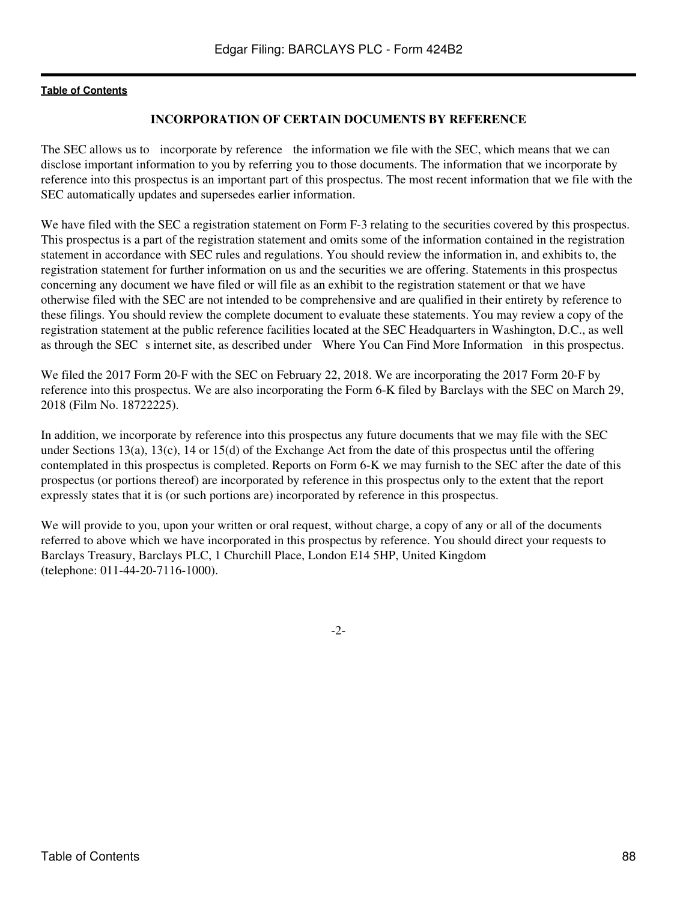## INCORPORATION OF CERTAIN DOCUMENTS BY REFERENCE

The SEC allows us to incorporate by reference the information we file with the SEC, which means that we can disclose important information to you by referring you to those documents. The information that we incorporate by reference into this prospectus is an important part of this prospectus. The most recent information that we file with the SEC automatically updates and supersedes earlier information.

We have filed with the SEC a registration statement on Form F-3 relating to the securities covered by this prospectus. This prospectus is a part of the registration statement and omits some of the information contained in the registration statement in accordance with SEC rules and regulations. You should review the information in, and exhibits to, the registration statement for further information on us and the securities we are offering. Statements in this prospectus concerning any document we have filed or will file as an exhibit to the registration statement or that we have otherwise filed with the SEC are not intended to be comprehensive and are qualified in their entirety by reference to these filings. You should review the complete document to evaluate these statements. You may review a copy of the registration statement at the public reference facilities located at the SEC Headquarters in Washington, D.C., as well as through the SEC s internet site, as described under Where You Can Find More Information in this prospectus.

We filed the 2017 Form 20-F with the SEC on February 22, 2018. We are incorporating the 2017 Form 20-F by reference into this prospectus. We are also incorporating the Form 6-K filed by Barclays with the SEC on March 29, 2018 (Film No. 18722225).

In addition, we incorporate by reference into this prospectus any future documents that we may file with the SEC under Sections 13(a), 13(c), 14 or 15(d) of the Exchange Act from the date of this prospectus until the offering contemplated in this prospectus is completed. Reports on Form 6-K we may furnish to the SEC after the date of this prospectus (or portions thereof) are incorporated by reference in this prospectus only to the extent that the report expressly states that it is (or such portions are) incorporated by reference in this prospectus.

We will provide to you, upon your written or oral request, without charge, a copy of any or all of the documents referred to above which we have incorporated in this prospectus by reference. You should direct your requests to Barclays Treasury, Barclays PLC, 1 Churchill Place, London E14 5HP, United Kingdom (telephone: 011-44-20-7116-1000).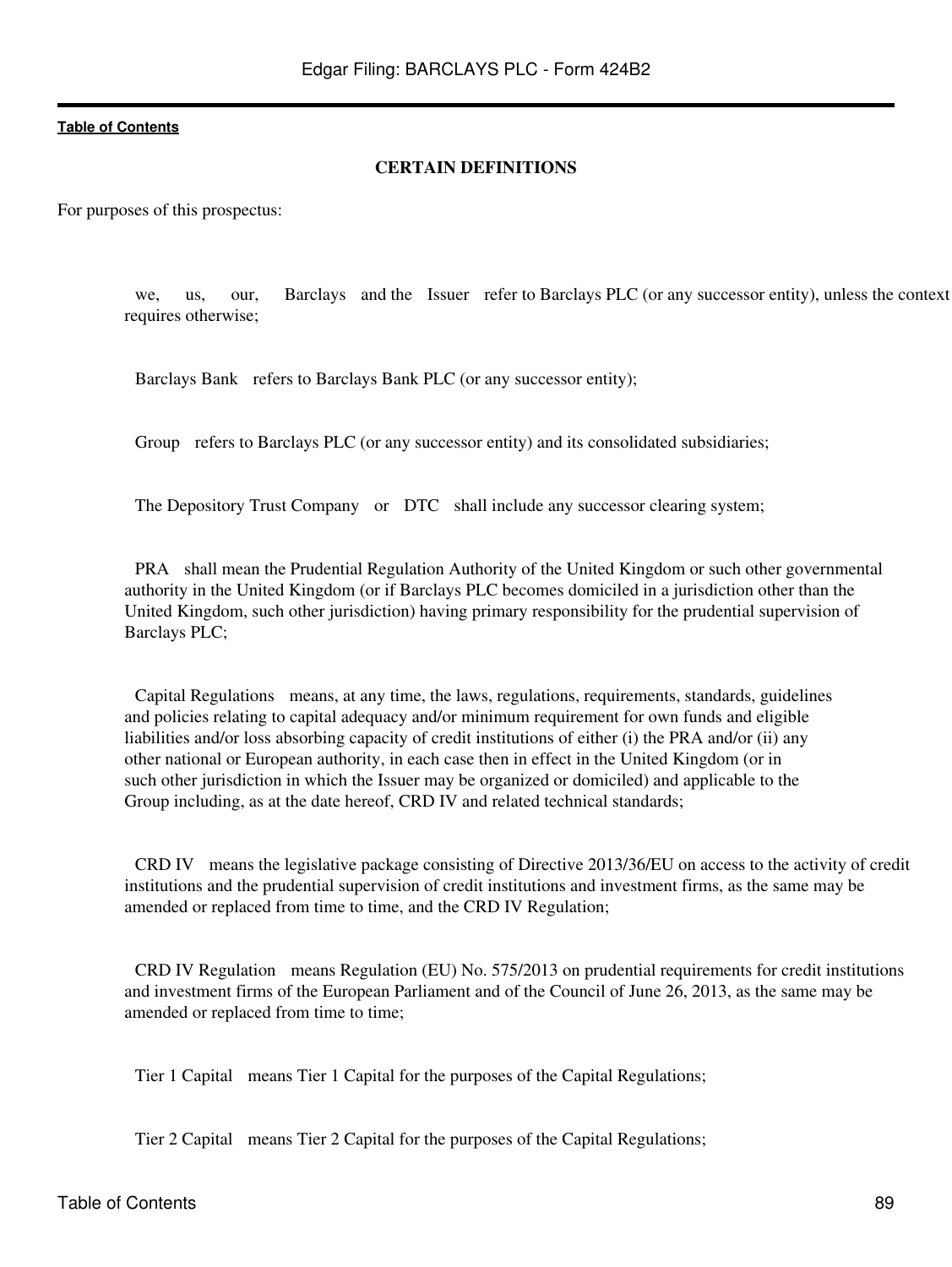## CERTAIN DEFINITIONS

For purposes of this prospectus:

we, us, our, Barclays and the Issuer refer to Barclays PLC (or any successor entity), unless the context requires otherwise;

Barclays Bank refers to Barclays Bank PLC (or any successor entity);

Group refers to Barclays PLC (or any successor entity) and its consolidated subsidiaries;

The Depository Trust Company or DTC shall include any successor clearing system;

PRA shall mean the Prudential Regulation Authority of the United Kingdom or such other governmental authority in the United Kingdom (or if Barclays PLC becomes domiciled in a jurisdiction other than the United Kingdom, such other jurisdiction) having primary responsibility for the prudential supervision of Barclays PLC;

Capital Regulations means, at any time, the laws, regulations, requirements, standards, guidelines and policies relating to capital adequacy and/or minimum requirement for own funds and eligible liabilities and/or loss absorbing capacity of credit institutions of either (i) the PRA and/or (ii) any other national or European authority, in each case then in effect in the United Kingdom (or in such other jurisdiction in which the Issuer may be organized or domiciled) and applicable to the Group including, as at the date hereof, CRD IV and related technical standards;

CRD IV means the legislative package consisting of Directive 2013/36/EU on access to the activity of credit institutions and the prudential supervision of credit institutions and investment firms, as the same may be amended or replaced from time to time, and the CRD IV Regulation;

CRD IV Regulation means Regulation (EU) No. 575/2013 on prudential requirements for credit institutions and investment firms of the European Parliament and of the Council of June 26, 2013, as the same may be amended or replaced from time to time;

Tier 1 Capital means Tier 1 Capital for the purposes of the Capital Regulations;

Tier 2 Capital means Tier 2 Capital for the purposes of the Capital Regulations;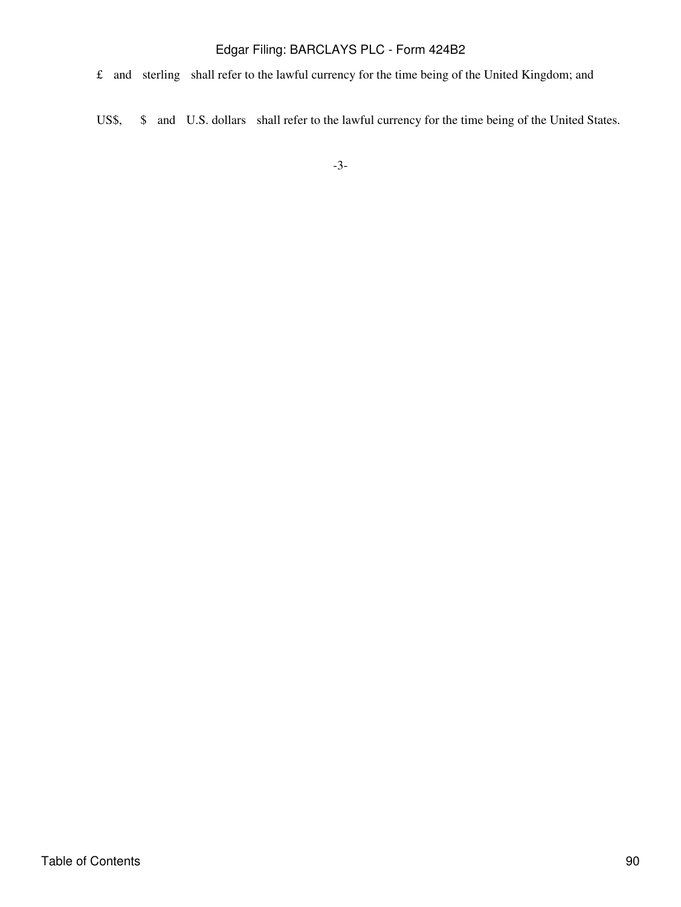£ and sterling shall refer to the lawful currency for the time being of the United Kingdom; and

US$, $ and U.S. dollars shall refer to the lawful currency for the time being of the United States.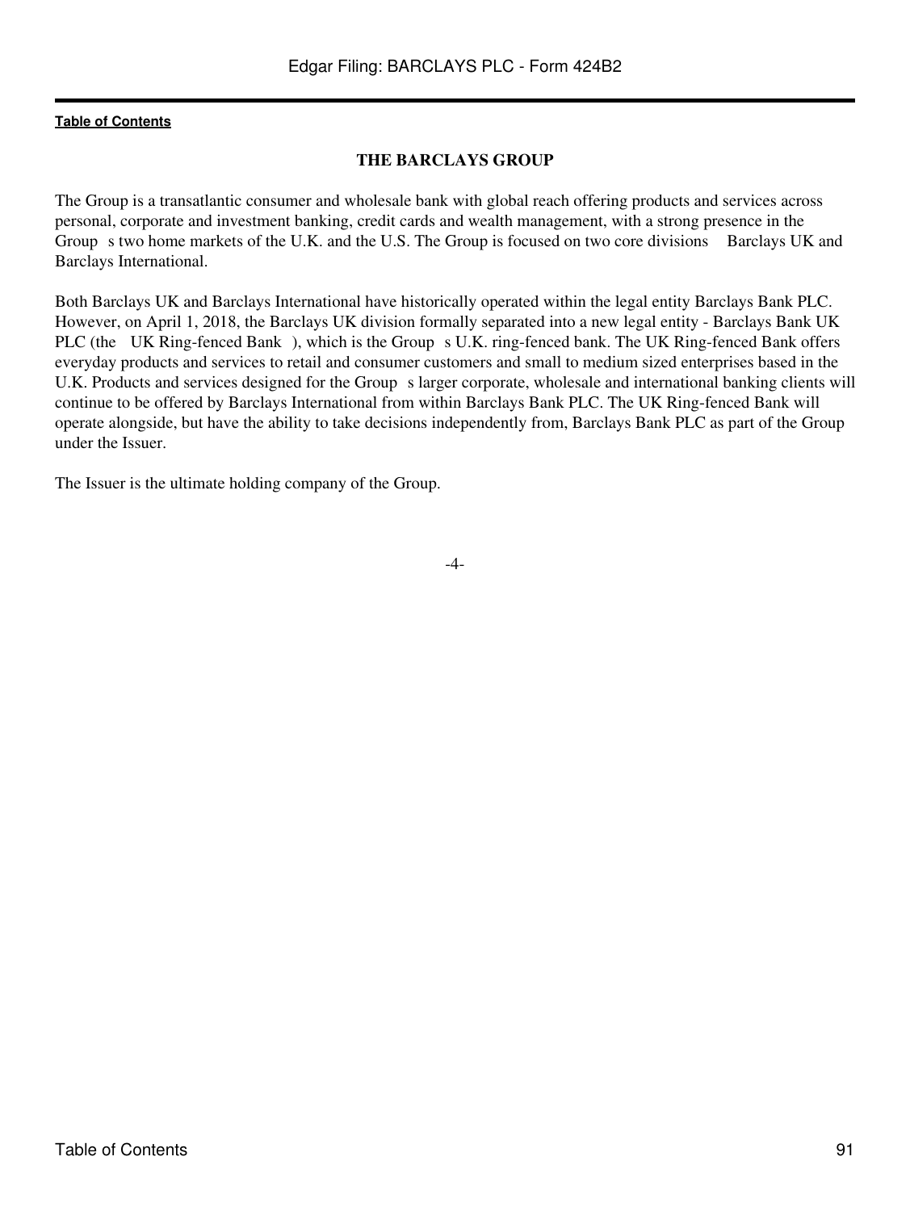## THE BARCLAYS GROUP

The Group is a transatlantic consumer and wholesale bank with global reach offering products and services across personal, corporate and investment banking, credit cards and wealth management, with a strong presence in the Group s two home markets of the U.K. and the U.S. The Group is focused on two core divisions Barclays UK and Barclays International.

Both Barclays UK and Barclays International have historically operated within the legal entity Barclays Bank PLC. However, on April 1, 2018, the Barclays UK division formally separated into a new legal entity - Barclays Bank UK PLC (the UK Ring-fenced Bank ), which is the Group s U.K. ring-fenced bank. The UK Ring-fenced Bank offers everyday products and services to retail and consumer customers and small to medium sized enterprises based in the U.K. Products and services designed for the Group s larger corporate, wholesale and international banking clients will continue to be offered by Barclays International from within Barclays Bank PLC. The UK Ring-fenced Bank will operate alongside, but have the ability to take decisions independently from, Barclays Bank PLC as part of the Group under the Issuer.

The Issuer is the ultimate holding company of the Group.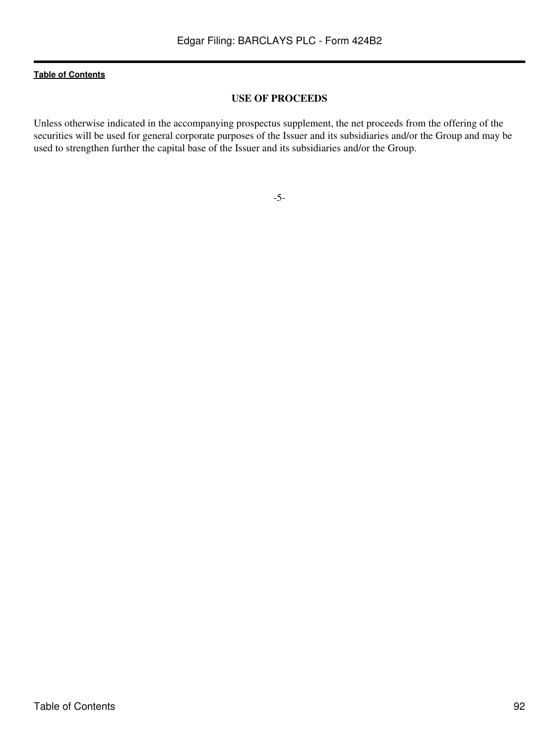## USE OF PROCEEDS

Unless otherwise indicated in the accompanying prospectus supplement, the net proceeds from the offering of the securities will be used for general corporate purposes of the Issuer and its subsidiaries and/or the Group and may be used to strengthen further the capital base of the Issuer and its subsidiaries and/or the Group.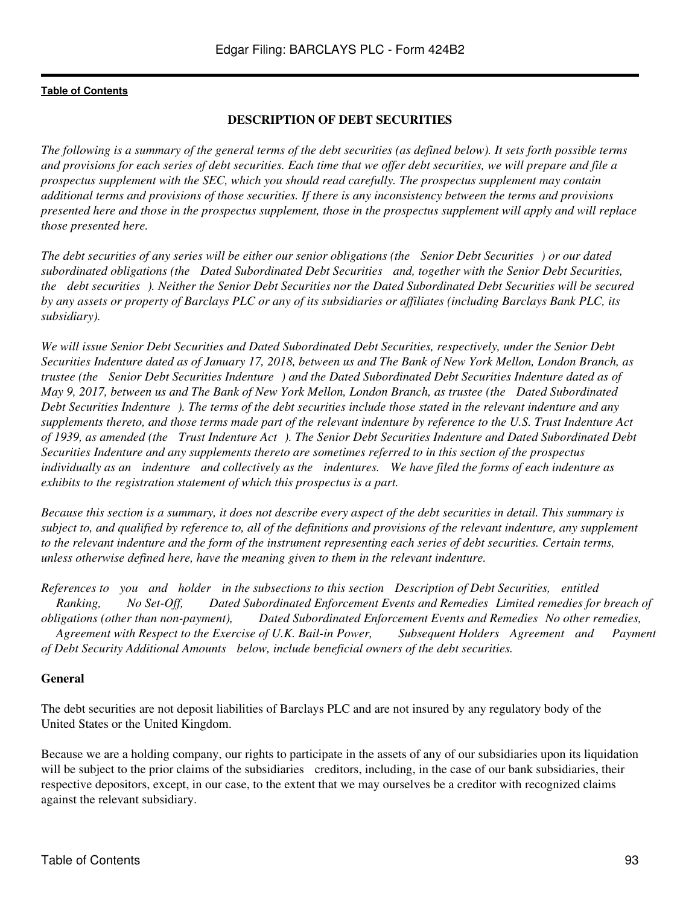## DESCRIPTION OF DEBT SECURITIES

*The following is a summary of the general terms of the debt securities (as defined below). It sets forth possible terms and provisions for each series of debt securities. Each time that we offer debt securities, we will prepare and file a prospectus supplement with the SEC, which you should read carefully. The prospectus supplement may contain additional terms and provisions of those securities. If there is any inconsistency between the terms and provisions presented here and those in the prospectus supplement, those in the prospectus supplement will apply and will replace those presented here.*

*The debt securities of any series will be either our senior obligations (the Senior Debt Securities ) or our dated subordinated obligations (the Dated Subordinated Debt Securities and, together with the Senior Debt Securities, the debt securities ). Neither the Senior Debt Securities nor the Dated Subordinated Debt Securities will be secured by any assets or property of Barclays PLC or any of its subsidiaries or affiliates (including Barclays Bank PLC, its subsidiary).*

*We will issue Senior Debt Securities and Dated Subordinated Debt Securities, respectively, under the Senior Debt Securities Indenture dated as of January 17, 2018, between us and The Bank of New York Mellon, London Branch, as trustee (the Senior Debt Securities Indenture ) and the Dated Subordinated Debt Securities Indenture dated as of May 9, 2017, between us and The Bank of New York Mellon, London Branch, as trustee (the Dated Subordinated Debt Securities Indenture ). The terms of the debt securities include those stated in the relevant indenture and any supplements thereto, and those terms made part of the relevant indenture by reference to the U.S. Trust Indenture Act of 1939, as amended (the Trust Indenture Act ). The Senior Debt Securities Indenture and Dated Subordinated Debt Securities Indenture and any supplements thereto are sometimes referred to in this section of the prospectus individually as an indenture and collectively as the indentures. We have filed the forms of each indenture as exhibits to the registration statement of which this prospectus is a part.*

*Because this section is a summary, it does not describe every aspect of the debt securities in detail. This summary is subject to, and qualified by reference to, all of the definitions and provisions of the relevant indenture, any supplement to the relevant indenture and the form of the instrument representing each series of debt securities. Certain terms, unless otherwise defined here, have the meaning given to them in the relevant indenture.*

*References to you and holder in the subsections to this section Description of Debt Securities, entitled Ranking, No Set-Off, Dated Subordinated Enforcement Events and Remedies Limited remedies for breach of obligations (other than non-payment), Dated Subordinated Enforcement Events and Remedies No other remedies, Agreement with Respect to the Exercise of U.K. Bail-in Power, Subsequent Holders Agreement and Payment of Debt Security Additional Amounts below, include beneficial owners of the debt securities.*

### General

The debt securities are not deposit liabilities of Barclays PLC and are not insured by any regulatory body of the United States or the United Kingdom.

Because we are a holding company, our rights to participate in the assets of any of our subsidiaries upon its liquidation will be subject to the prior claims of the subsidiaries creditors, including, in the case of our bank subsidiaries, their respective depositors, except, in our case, to the extent that we may ourselves be a creditor with recognized claims against the relevant subsidiary.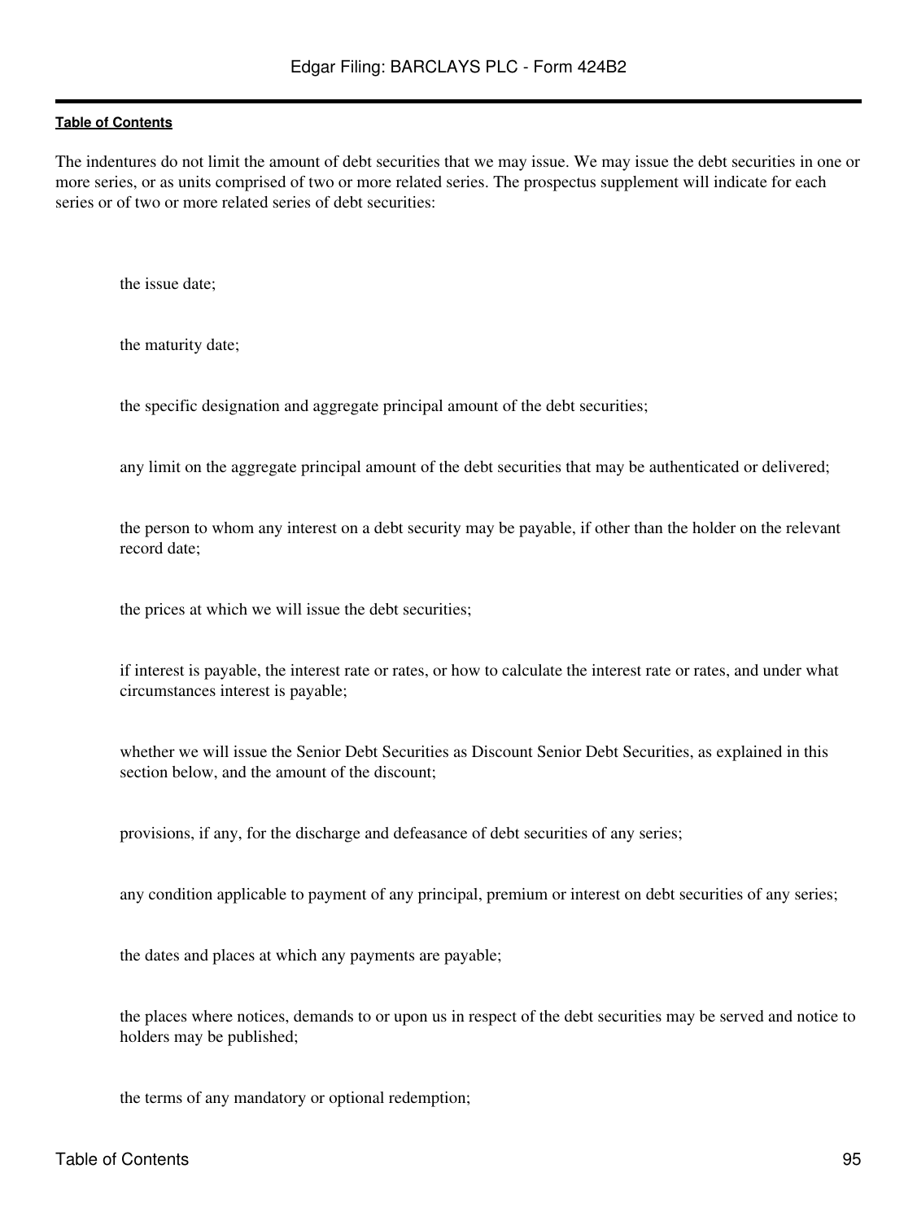The indentures do not limit the amount of debt securities that we may issue. We may issue the debt securities in one or more series, or as units comprised of two or more related series. The prospectus supplement will indicate for each series or of two or more related series of debt securities:

- the issue date;
- the maturity date;
- the specific designation and aggregate principal amount of the debt securities;
- any limit on the aggregate principal amount of the debt securities that may be authenticated or delivered;
- the person to whom any interest on a debt security may be payable, if other than the holder on the relevant record date;
- the prices at which we will issue the debt securities;
- if interest is payable, the interest rate or rates, or how to calculate the interest rate or rates, and under what circumstances interest is payable;
- whether we will issue the Senior Debt Securities as Discount Senior Debt Securities, as explained in this section below, and the amount of the discount;
- provisions, if any, for the discharge and defeasance of debt securities of any series;
- any condition applicable to payment of any principal, premium or interest on debt securities of any series;
- the dates and places at which any payments are payable;
- the places where notices, demands to or upon us in respect of the debt securities may be served and notice to holders may be published;
- the terms of any mandatory or optional redemption;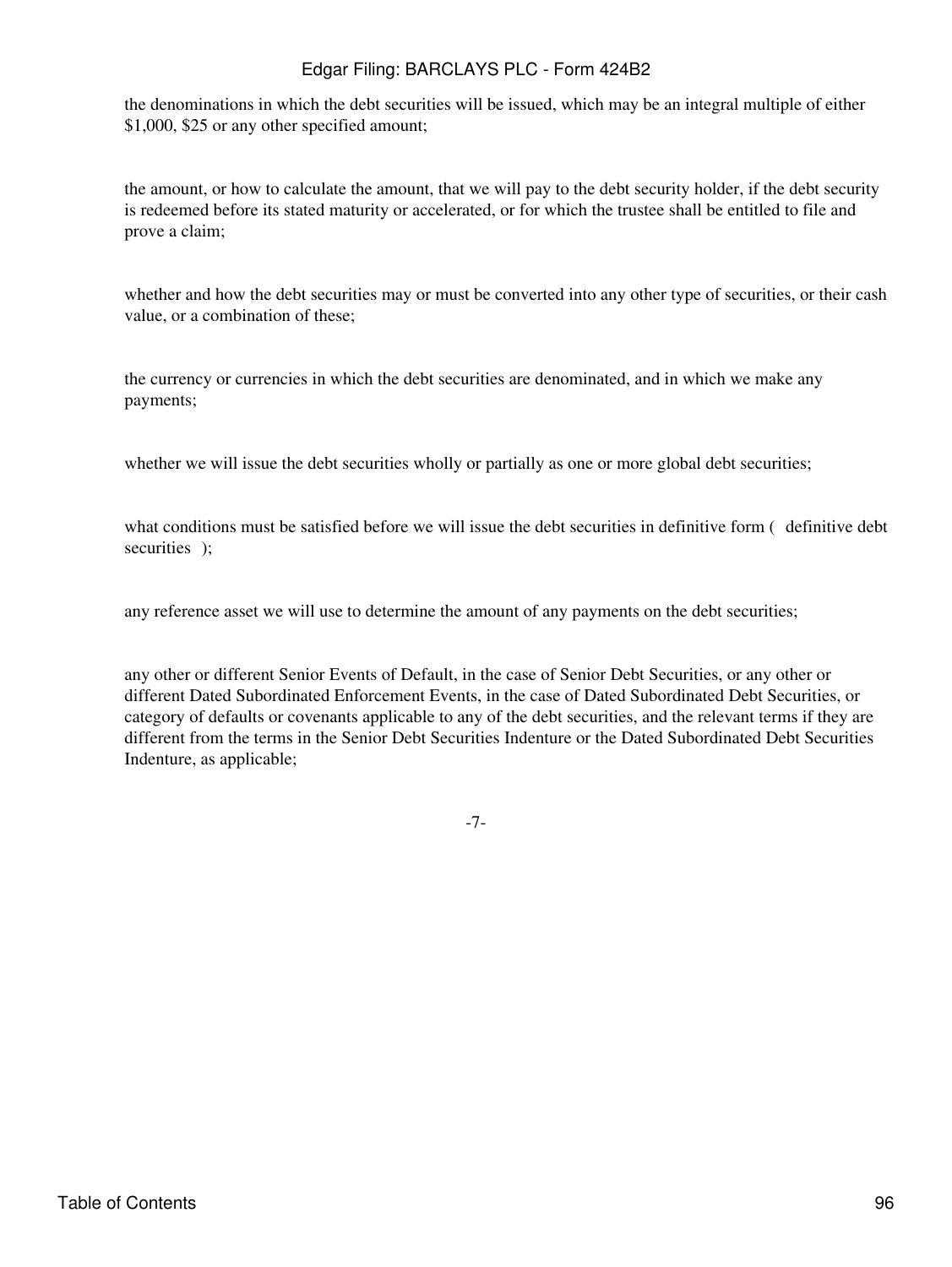- the denominations in which the debt securities will be issued, which may be an integral multiple of either $1,000, $25 or any other specified amount;

- the amount, or how to calculate the amount, that we will pay to the debt security holder, if the debt security is redeemed before its stated maturity or accelerated, or for which the trustee shall be entitled to file and prove a claim;

- whether and how the debt securities may or must be converted into any other type of securities, or their cash value, or a combination of these;

- the currency or currencies in which the debt securities are denominated, and in which we make any payments;

- whether we will issue the debt securities wholly or partially as one or more global debt securities;

- what conditions must be satisfied before we will issue the debt securities in definitive form ( definitive debt securities );

- any reference asset we will use to determine the amount of any payments on the debt securities;

- any other or different Senior Events of Default, in the case of Senior Debt Securities, or any other or different Dated Subordinated Enforcement Events, in the case of Dated Subordinated Debt Securities, or category of defaults or covenants applicable to any of the debt securities, and the relevant terms if they are different from the terms in the Senior Debt Securities Indenture or the Dated Subordinated Debt Securities Indenture, as applicable;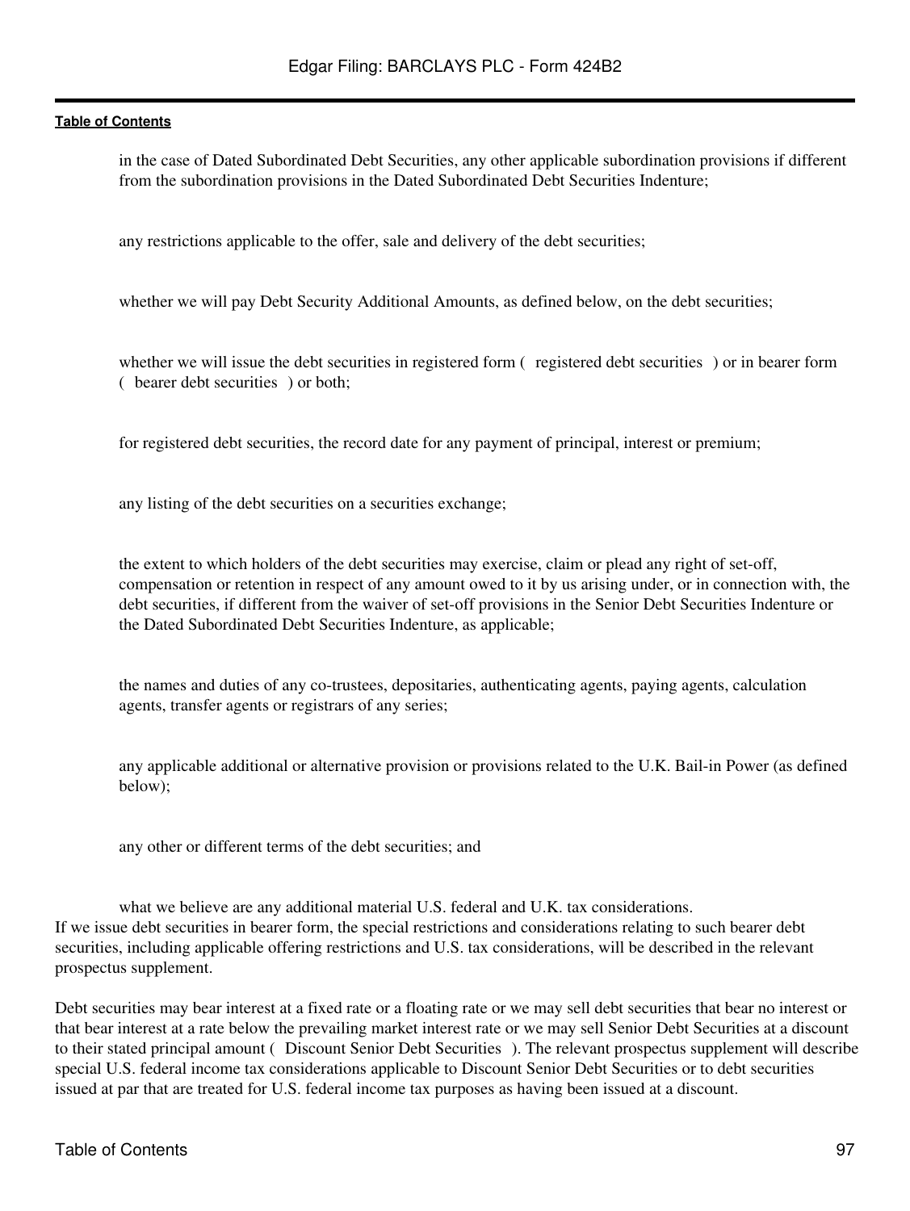- in the case of Dated Subordinated Debt Securities, any other applicable subordination provisions if different from the subordination provisions in the Dated Subordinated Debt Securities Indenture;
- any restrictions applicable to the offer, sale and delivery of the debt securities;
- whether we will pay Debt Security Additional Amounts, as defined below, on the debt securities;
- whether we will issue the debt securities in registered form ( registered debt securities ) or in bearer form ( bearer debt securities ) or both;
- for registered debt securities, the record date for any payment of principal, interest or premium;
- any listing of the debt securities on a securities exchange;
- the extent to which holders of the debt securities may exercise, claim or plead any right of set-off, compensation or retention in respect of any amount owed to it by us arising under, or in connection with, the debt securities, if different from the waiver of set-off provisions in the Senior Debt Securities Indenture or the Dated Subordinated Debt Securities Indenture, as applicable;
- the names and duties of any co-trustees, depositaries, authenticating agents, paying agents, calculation agents, transfer agents or registrars of any series;
- any applicable additional or alternative provision or provisions related to the U.K. Bail-in Power (as defined below);
- any other or different terms of the debt securities; and
- what we believe are any additional material U.S. federal and U.K. tax considerations.

If we issue debt securities in bearer form, the special restrictions and considerations relating to such bearer debt securities, including applicable offering restrictions and U.S. tax considerations, will be described in the relevant prospectus supplement.

Debt securities may bear interest at a fixed rate or a floating rate or we may sell debt securities that bear no interest or that bear interest at a rate below the prevailing market interest rate or we may sell Senior Debt Securities at a discount to their stated principal amount ( Discount Senior Debt Securities ). The relevant prospectus supplement will describe special U.S. federal income tax considerations applicable to Discount Senior Debt Securities or to debt securities issued at par that are treated for U.S. federal income tax purposes as having been issued at a discount.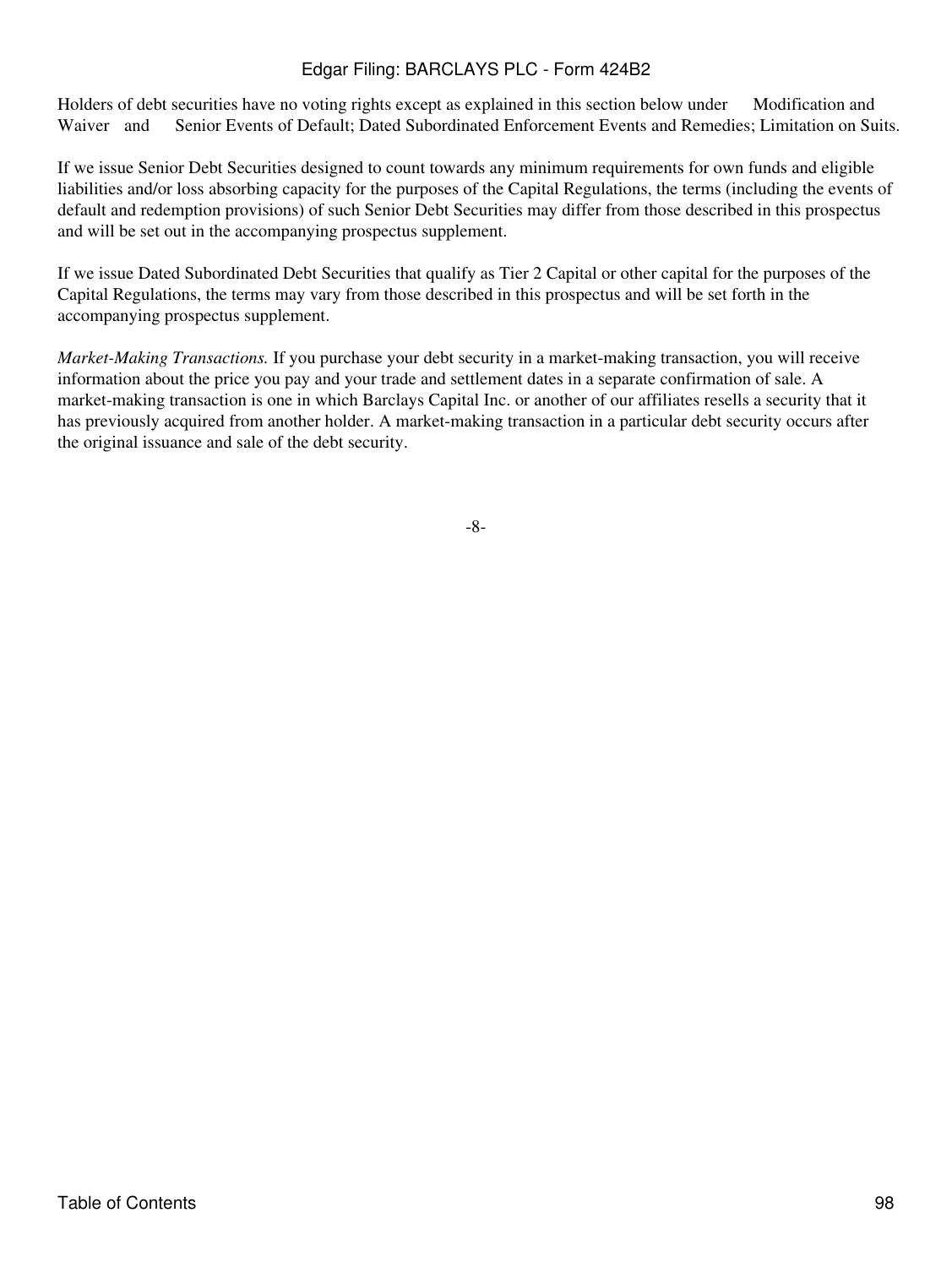Holders of debt securities have no voting rights except as explained in this section below under Modification and Waiver and Senior Events of Default; Dated Subordinated Enforcement Events and Remedies; Limitation on Suits.

If we issue Senior Debt Securities designed to count towards any minimum requirements for own funds and eligible liabilities and/or loss absorbing capacity for the purposes of the Capital Regulations, the terms (including the events of default and redemption provisions) of such Senior Debt Securities may differ from those described in this prospectus and will be set out in the accompanying prospectus supplement.

If we issue Dated Subordinated Debt Securities that qualify as Tier 2 Capital or other capital for the purposes of the Capital Regulations, the terms may vary from those described in this prospectus and will be set forth in the accompanying prospectus supplement.

*Market-Making Transactions.* If you purchase your debt security in a market-making transaction, you will receive information about the price you pay and your trade and settlement dates in a separate confirmation of sale. A market-making transaction is one in which Barclays Capital Inc. or another of our affiliates resells a security that it has previously acquired from another holder. A market-making transaction in a particular debt security occurs after the original issuance and sale of the debt security.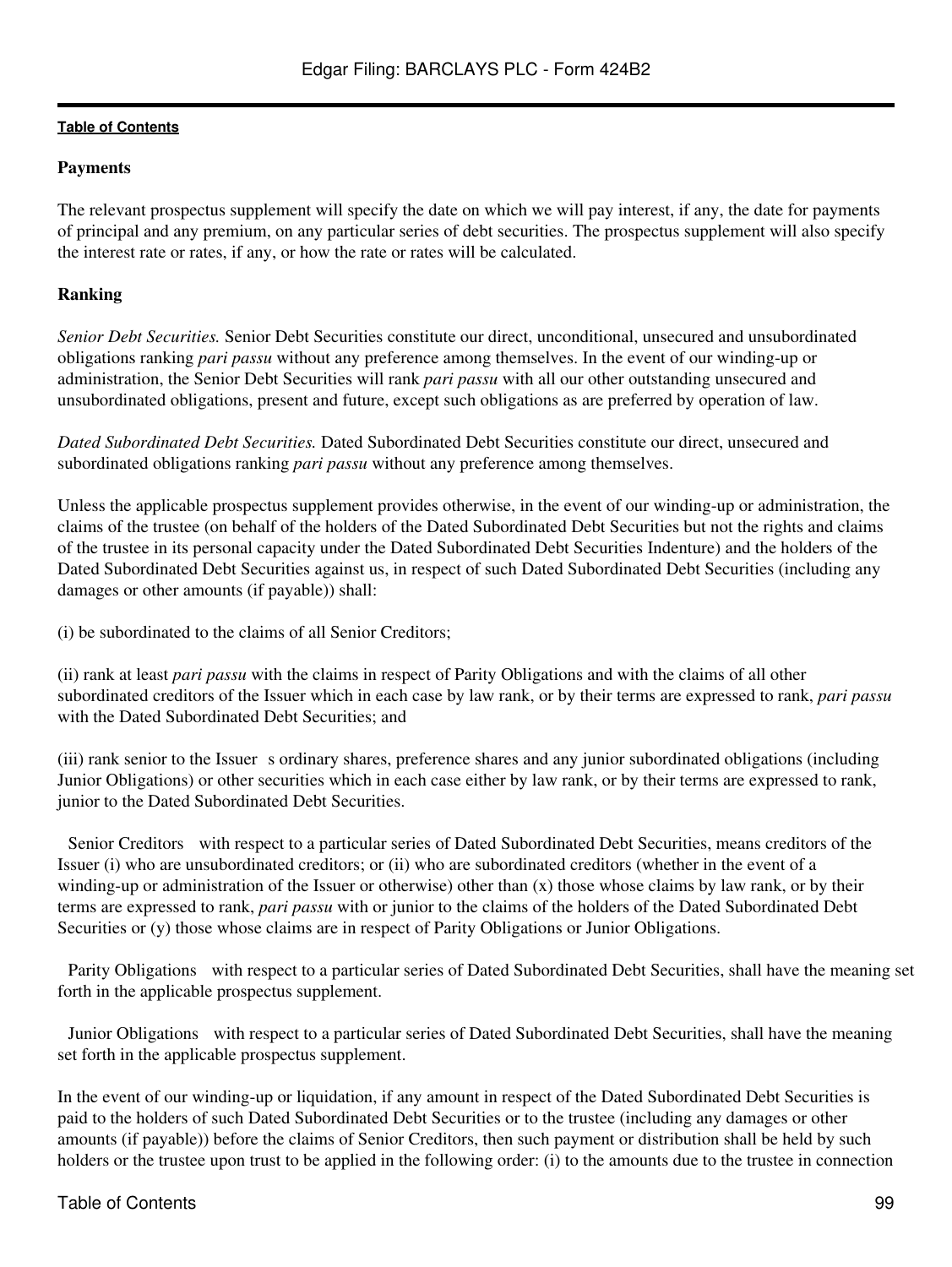**Payments**

The relevant prospectus supplement will specify the date on which we will pay interest, if any, the date for payments of principal and any premium, on any particular series of debt securities. The prospectus supplement will also specify the interest rate or rates, if any, or how the rate or rates will be calculated.

**Ranking**

*Senior Debt Securities.* Senior Debt Securities constitute our direct, unconditional, unsecured and unsubordinated obligations ranking *pari passu* without any preference among themselves. In the event of our winding-up or administration, the Senior Debt Securities will rank *pari passu* with all our other outstanding unsecured and unsubordinated obligations, present and future, except such obligations as are preferred by operation of law.

*Dated Subordinated Debt Securities.* Dated Subordinated Debt Securities constitute our direct, unsecured and subordinated obligations ranking *pari passu* without any preference among themselves.

Unless the applicable prospectus supplement provides otherwise, in the event of our winding-up or administration, the claims of the trustee (on behalf of the holders of the Dated Subordinated Debt Securities but not the rights and claims of the trustee in its personal capacity under the Dated Subordinated Debt Securities Indenture) and the holders of the Dated Subordinated Debt Securities against us, in respect of such Dated Subordinated Debt Securities (including any damages or other amounts (if payable)) shall:

(i) be subordinated to the claims of all Senior Creditors;

(ii) rank at least *pari passu* with the claims in respect of Parity Obligations and with the claims of all other subordinated creditors of the Issuer which in each case by law rank, or by their terms are expressed to rank, *pari passu* with the Dated Subordinated Debt Securities; and

(iii) rank senior to the Issuer s ordinary shares, preference shares and any junior subordinated obligations (including Junior Obligations) or other securities which in each case either by law rank, or by their terms are expressed to rank, junior to the Dated Subordinated Debt Securities.

Senior Creditors with respect to a particular series of Dated Subordinated Debt Securities, means creditors of the Issuer (i) who are unsubordinated creditors; or (ii) who are subordinated creditors (whether in the event of a winding-up or administration of the Issuer or otherwise) other than (x) those whose claims by law rank, or by their terms are expressed to rank, *pari passu* with or junior to the claims of the holders of the Dated Subordinated Debt Securities or (y) those whose claims are in respect of Parity Obligations or Junior Obligations.

Parity Obligations with respect to a particular series of Dated Subordinated Debt Securities, shall have the meaning set forth in the applicable prospectus supplement.

Junior Obligations with respect to a particular series of Dated Subordinated Debt Securities, shall have the meaning set forth in the applicable prospectus supplement.

In the event of our winding-up or liquidation, if any amount in respect of the Dated Subordinated Debt Securities is paid to the holders of such Dated Subordinated Debt Securities or to the trustee (including any damages or other amounts (if payable)) before the claims of Senior Creditors, then such payment or distribution shall be held by such holders or the trustee upon trust to be applied in the following order: (i) to the amounts due to the trustee in connection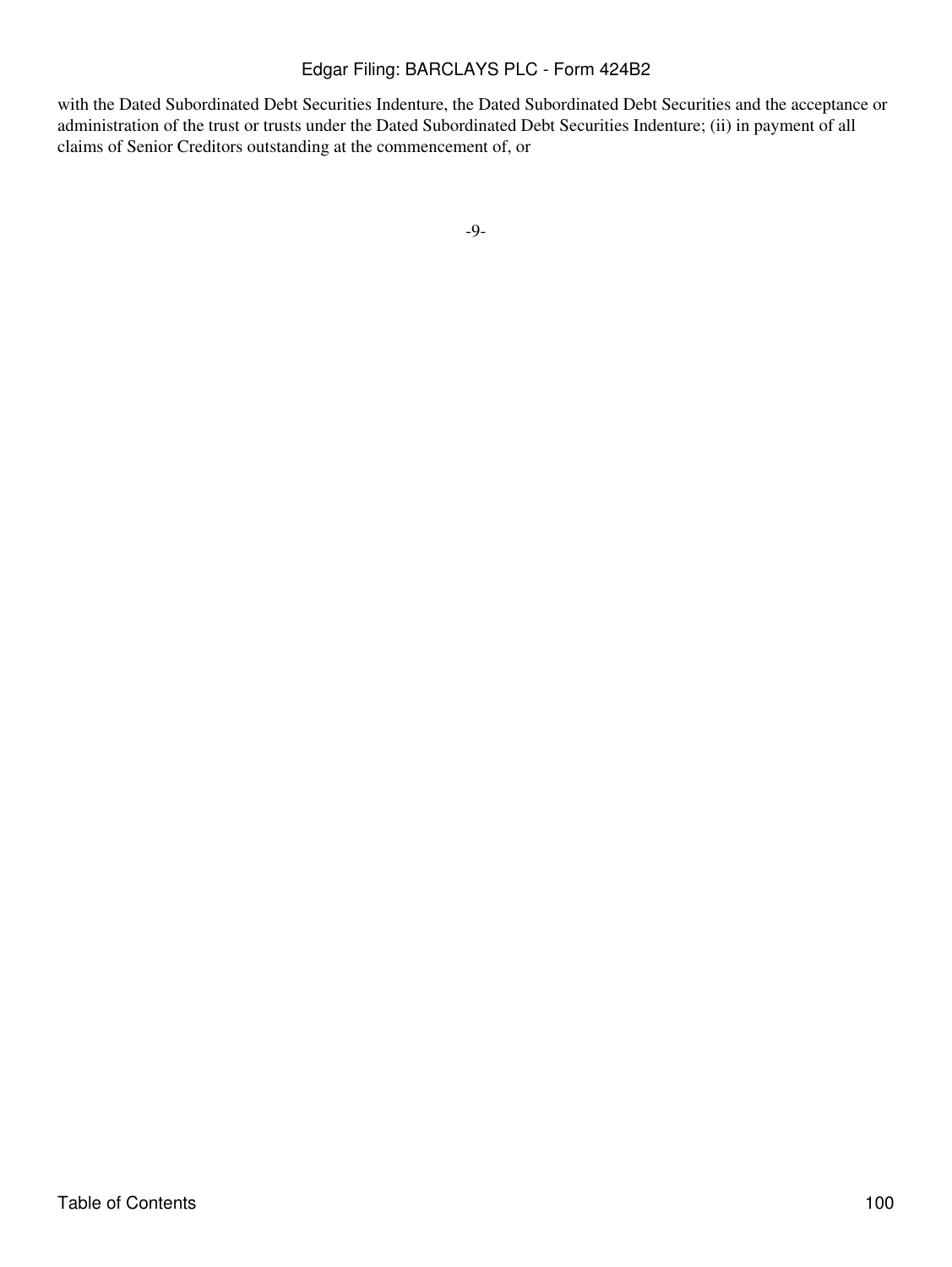with the Dated Subordinated Debt Securities Indenture, the Dated Subordinated Debt Securities and the acceptance or administration of the trust or trusts under the Dated Subordinated Debt Securities Indenture; (ii) in payment of all claims of Senior Creditors outstanding at the commencement of, or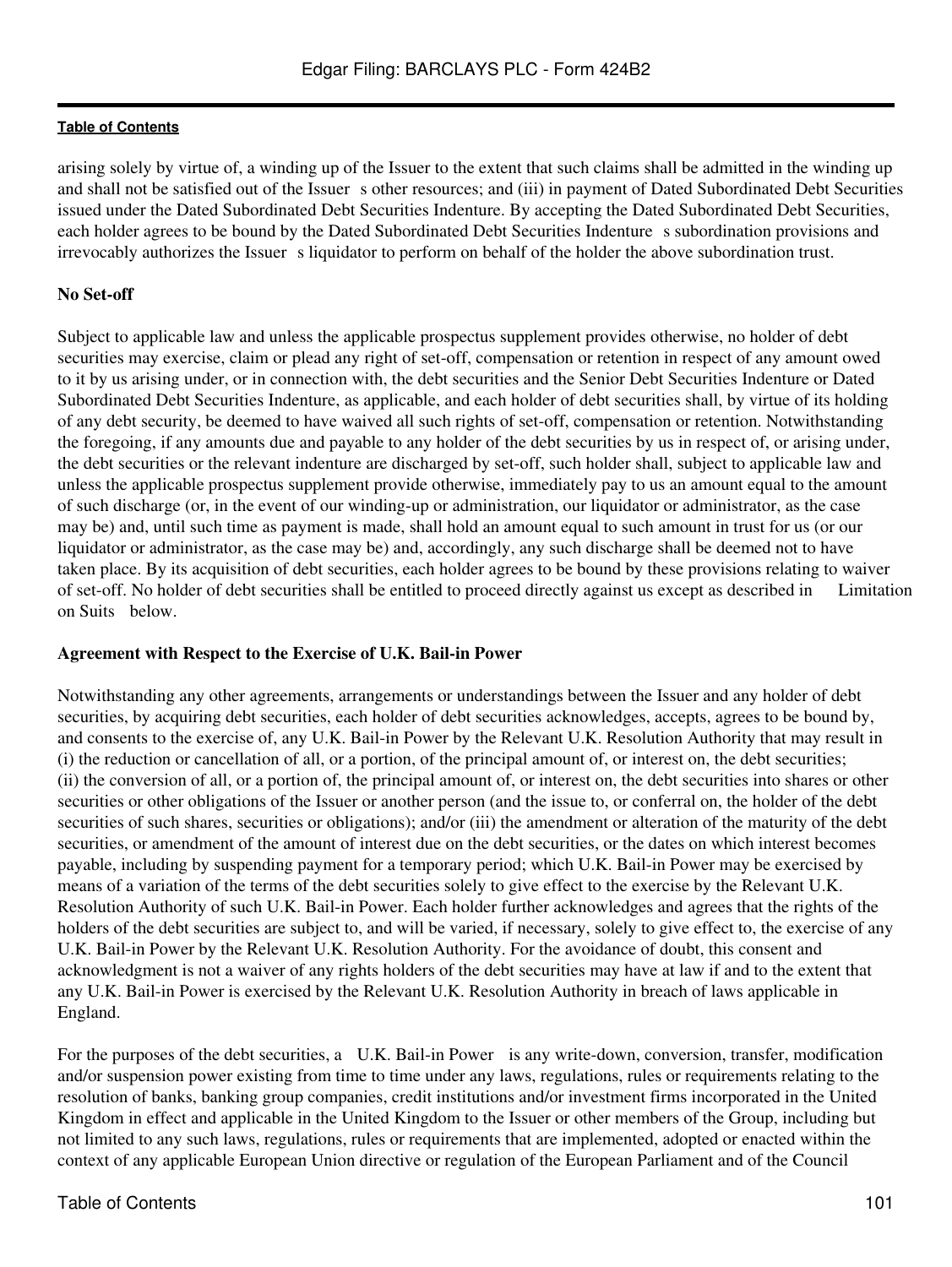arising solely by virtue of, a winding up of the Issuer to the extent that such claims shall be admitted in the winding up and shall not be satisfied out of the Issuer s other resources; and (iii) in payment of Dated Subordinated Debt Securities issued under the Dated Subordinated Debt Securities Indenture. By accepting the Dated Subordinated Debt Securities, each holder agrees to be bound by the Dated Subordinated Debt Securities Indenture s subordination provisions and irrevocably authorizes the Issuer s liquidator to perform on behalf of the holder the above subordination trust.

**No Set-off**

Subject to applicable law and unless the applicable prospectus supplement provides otherwise, no holder of debt securities may exercise, claim or plead any right of set-off, compensation or retention in respect of any amount owed to it by us arising under, or in connection with, the debt securities and the Senior Debt Securities Indenture or Dated Subordinated Debt Securities Indenture, as applicable, and each holder of debt securities shall, by virtue of its holding of any debt security, be deemed to have waived all such rights of set-off, compensation or retention. Notwithstanding the foregoing, if any amounts due and payable to any holder of the debt securities by us in respect of, or arising under, the debt securities or the relevant indenture are discharged by set-off, such holder shall, subject to applicable law and unless the applicable prospectus supplement provide otherwise, immediately pay to us an amount equal to the amount of such discharge (or, in the event of our winding-up or administration, our liquidator or administrator, as the case may be) and, until such time as payment is made, shall hold an amount equal to such amount in trust for us (or our liquidator or administrator, as the case may be) and, accordingly, any such discharge shall be deemed not to have taken place. By its acquisition of debt securities, each holder agrees to be bound by these provisions relating to waiver of set-off. No holder of debt securities shall be entitled to proceed directly against us except as described in Limitation on Suits below.

**Agreement with Respect to the Exercise of U.K. Bail-in Power**

Notwithstanding any other agreements, arrangements or understandings between the Issuer and any holder of debt securities, by acquiring debt securities, each holder of debt securities acknowledges, accepts, agrees to be bound by, and consents to the exercise of, any U.K. Bail-in Power by the Relevant U.K. Resolution Authority that may result in (i) the reduction or cancellation of all, or a portion, of the principal amount of, or interest on, the debt securities; (ii) the conversion of all, or a portion of, the principal amount of, or interest on, the debt securities into shares or other securities or other obligations of the Issuer or another person (and the issue to, or conferral on, the holder of the debt securities of such shares, securities or obligations); and/or (iii) the amendment or alteration of the maturity of the debt securities, or amendment of the amount of interest due on the debt securities, or the dates on which interest becomes payable, including by suspending payment for a temporary period; which U.K. Bail-in Power may be exercised by means of a variation of the terms of the debt securities solely to give effect to the exercise by the Relevant U.K. Resolution Authority of such U.K. Bail-in Power. Each holder further acknowledges and agrees that the rights of the holders of the debt securities are subject to, and will be varied, if necessary, solely to give effect to, the exercise of any U.K. Bail-in Power by the Relevant U.K. Resolution Authority. For the avoidance of doubt, this consent and acknowledgment is not a waiver of any rights holders of the debt securities may have at law if and to the extent that any U.K. Bail-in Power is exercised by the Relevant U.K. Resolution Authority in breach of laws applicable in England.

For the purposes of the debt securities, a U.K. Bail-in Power is any write-down, conversion, transfer, modification and/or suspension power existing from time to time under any laws, regulations, rules or requirements relating to the resolution of banks, banking group companies, credit institutions and/or investment firms incorporated in the United Kingdom in effect and applicable in the United Kingdom to the Issuer or other members of the Group, including but not limited to any such laws, regulations, rules or requirements that are implemented, adopted or enacted within the context of any applicable European Union directive or regulation of the European Parliament and of the Council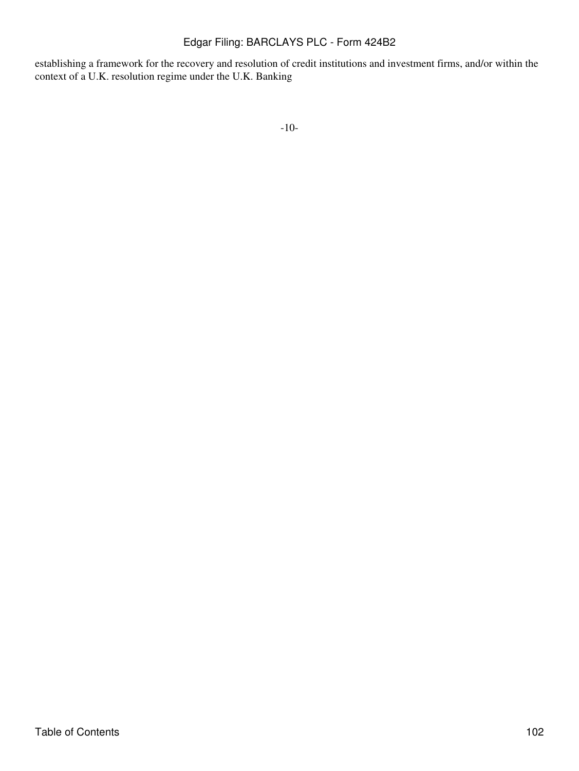establishing a framework for the recovery and resolution of credit institutions and investment firms, and/or within the context of a U.K. resolution regime under the U.K. Banking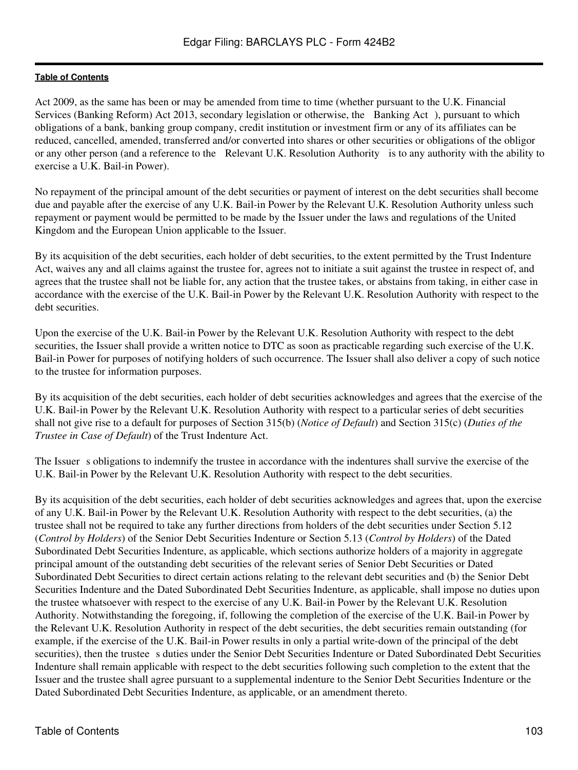Act 2009, as the same has been or may be amended from time to time (whether pursuant to the U.K. Financial Services (Banking Reform) Act 2013, secondary legislation or otherwise, the Banking Act ), pursuant to which obligations of a bank, banking group company, credit institution or investment firm or any of its affiliates can be reduced, cancelled, amended, transferred and/or converted into shares or other securities or obligations of the obligor or any other person (and a reference to the Relevant U.K. Resolution Authority is to any authority with the ability to exercise a U.K. Bail-in Power).

No repayment of the principal amount of the debt securities or payment of interest on the debt securities shall become due and payable after the exercise of any U.K. Bail-in Power by the Relevant U.K. Resolution Authority unless such repayment or payment would be permitted to be made by the Issuer under the laws and regulations of the United Kingdom and the European Union applicable to the Issuer.

By its acquisition of the debt securities, each holder of debt securities, to the extent permitted by the Trust Indenture Act, waives any and all claims against the trustee for, agrees not to initiate a suit against the trustee in respect of, and agrees that the trustee shall not be liable for, any action that the trustee takes, or abstains from taking, in either case in accordance with the exercise of the U.K. Bail-in Power by the Relevant U.K. Resolution Authority with respect to the debt securities.

Upon the exercise of the U.K. Bail-in Power by the Relevant U.K. Resolution Authority with respect to the debt securities, the Issuer shall provide a written notice to DTC as soon as practicable regarding such exercise of the U.K. Bail-in Power for purposes of notifying holders of such occurrence. The Issuer shall also deliver a copy of such notice to the trustee for information purposes.

By its acquisition of the debt securities, each holder of debt securities acknowledges and agrees that the exercise of the U.K. Bail-in Power by the Relevant U.K. Resolution Authority with respect to a particular series of debt securities shall not give rise to a default for purposes of Section 315(b) (*Notice of Default*) and Section 315(c) (*Duties of the Trustee in Case of Default*) of the Trust Indenture Act.

The Issuer s obligations to indemnify the trustee in accordance with the indentures shall survive the exercise of the U.K. Bail-in Power by the Relevant U.K. Resolution Authority with respect to the debt securities.

By its acquisition of the debt securities, each holder of debt securities acknowledges and agrees that, upon the exercise of any U.K. Bail-in Power by the Relevant U.K. Resolution Authority with respect to the debt securities, (a) the trustee shall not be required to take any further directions from holders of the debt securities under Section 5.12 (*Control by Holders*) of the Senior Debt Securities Indenture or Section 5.13 (*Control by Holders*) of the Dated Subordinated Debt Securities Indenture, as applicable, which sections authorize holders of a majority in aggregate principal amount of the outstanding debt securities of the relevant series of Senior Debt Securities or Dated Subordinated Debt Securities to direct certain actions relating to the relevant debt securities and (b) the Senior Debt Securities Indenture and the Dated Subordinated Debt Securities Indenture, as applicable, shall impose no duties upon the trustee whatsoever with respect to the exercise of any U.K. Bail-in Power by the Relevant U.K. Resolution Authority. Notwithstanding the foregoing, if, following the completion of the exercise of the U.K. Bail-in Power by the Relevant U.K. Resolution Authority in respect of the debt securities, the debt securities remain outstanding (for example, if the exercise of the U.K. Bail-in Power results in only a partial write-down of the principal of the debt securities), then the trustee s duties under the Senior Debt Securities Indenture or Dated Subordinated Debt Securities Indenture shall remain applicable with respect to the debt securities following such completion to the extent that the Issuer and the trustee shall agree pursuant to a supplemental indenture to the Senior Debt Securities Indenture or the Dated Subordinated Debt Securities Indenture, as applicable, or an amendment thereto.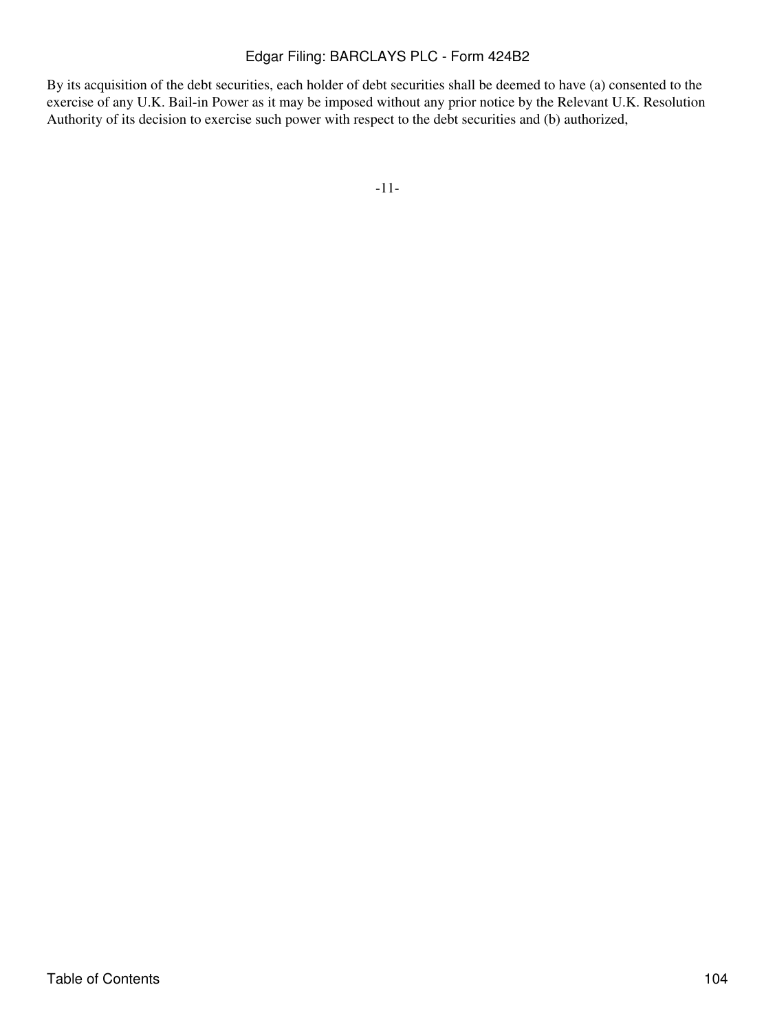By its acquisition of the debt securities, each holder of debt securities shall be deemed to have (a) consented to the exercise of any U.K. Bail-in Power as it may be imposed without any prior notice by the Relevant U.K. Resolution Authority of its decision to exercise such power with respect to the debt securities and (b) authorized,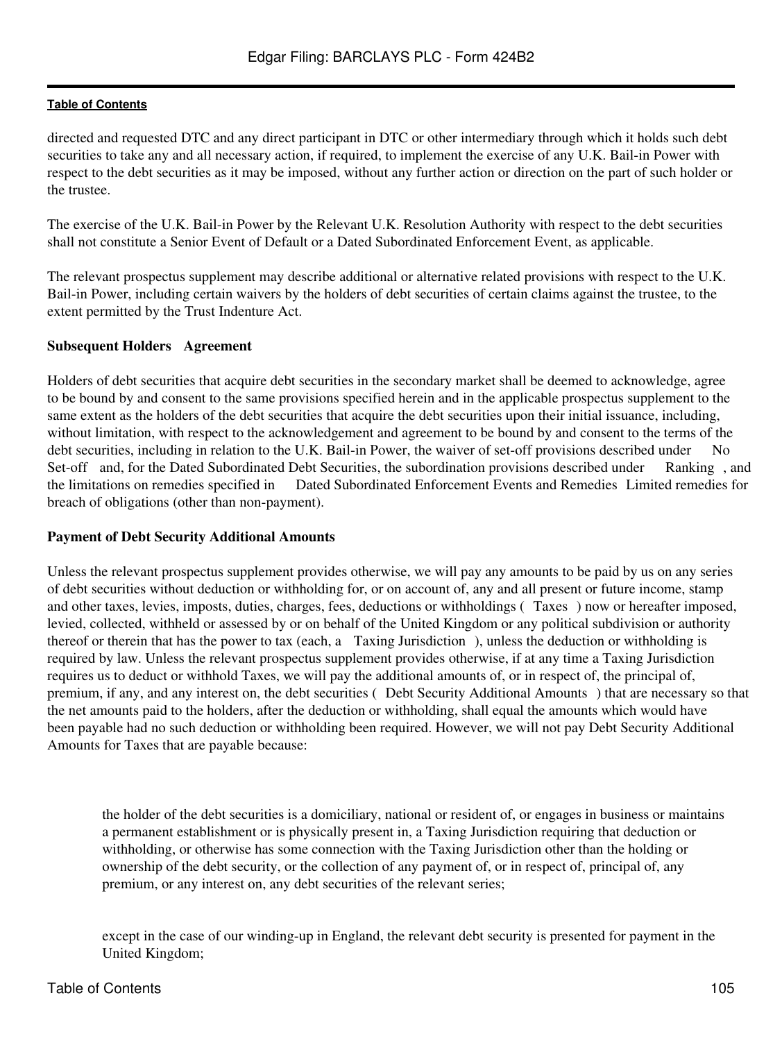directed and requested DTC and any direct participant in DTC or other intermediary through which it holds such debt securities to take any and all necessary action, if required, to implement the exercise of any U.K. Bail-in Power with respect to the debt securities as it may be imposed, without any further action or direction on the part of such holder or the trustee.

The exercise of the U.K. Bail-in Power by the Relevant U.K. Resolution Authority with respect to the debt securities shall not constitute a Senior Event of Default or a Dated Subordinated Enforcement Event, as applicable.

The relevant prospectus supplement may describe additional or alternative related provisions with respect to the U.K. Bail-in Power, including certain waivers by the holders of debt securities of certain claims against the trustee, to the extent permitted by the Trust Indenture Act.

**Subsequent Holders Agreement**

Holders of debt securities that acquire debt securities in the secondary market shall be deemed to acknowledge, agree to be bound by and consent to the same provisions specified herein and in the applicable prospectus supplement to the same extent as the holders of the debt securities that acquire the debt securities upon their initial issuance, including, without limitation, with respect to the acknowledgement and agreement to be bound by and consent to the terms of the debt securities, including in relation to the U.K. Bail-in Power, the waiver of set-off provisions described under No Set-off and, for the Dated Subordinated Debt Securities, the subordination provisions described under Ranking, and the limitations on remedies specified in Dated Subordinated Enforcement Events and Remedies Limited remedies for breach of obligations (other than non-payment).

**Payment of Debt Security Additional Amounts**

Unless the relevant prospectus supplement provides otherwise, we will pay any amounts to be paid by us on any series of debt securities without deduction or withholding for, or on account of, any and all present or future income, stamp and other taxes, levies, imposts, duties, charges, fees, deductions or withholdings ( Taxes ) now or hereafter imposed, levied, collected, withheld or assessed by or on behalf of the United Kingdom or any political subdivision or authority thereof or therein that has the power to tax (each, a Taxing Jurisdiction ), unless the deduction or withholding is required by law. Unless the relevant prospectus supplement provides otherwise, if at any time a Taxing Jurisdiction requires us to deduct or withhold Taxes, we will pay the additional amounts of, or in respect of, the principal of, premium, if any, and any interest on, the debt securities ( Debt Security Additional Amounts ) that are necessary so that the net amounts paid to the holders, after the deduction or withholding, shall equal the amounts which would have been payable had no such deduction or withholding been required. However, we will not pay Debt Security Additional Amounts for Taxes that are payable because:

- the holder of the debt securities is a domiciliary, national or resident of, or engages in business or maintains a permanent establishment or is physically present in, a Taxing Jurisdiction requiring that deduction or withholding, or otherwise has some connection with the Taxing Jurisdiction other than the holding or ownership of the debt security, or the collection of any payment of, or in respect of, principal of, any premium, or any interest on, any debt securities of the relevant series;

- except in the case of our winding-up in England, the relevant debt security is presented for payment in the United Kingdom;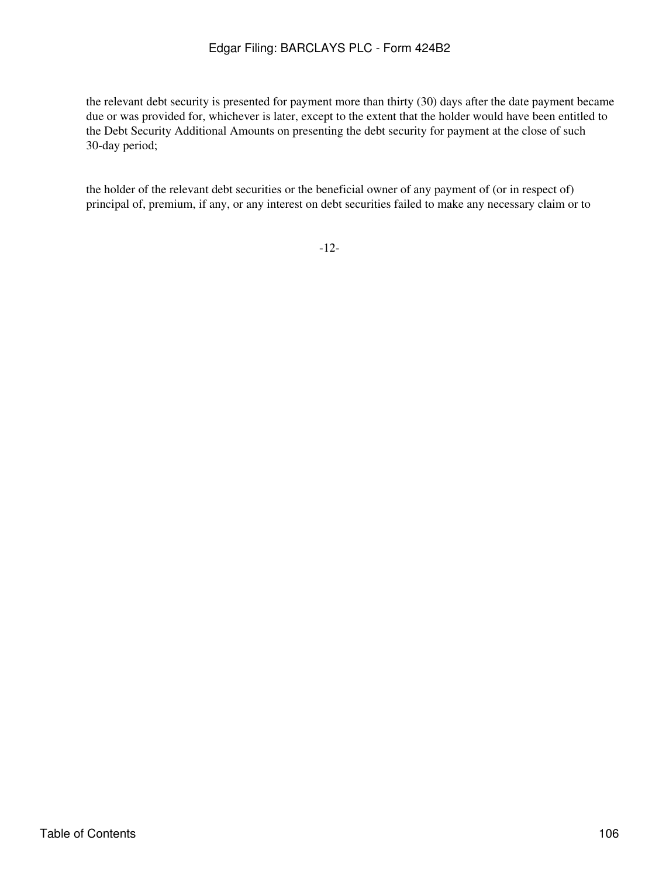the relevant debt security is presented for payment more than thirty (30) days after the date payment became due or was provided for, whichever is later, except to the extent that the holder would have been entitled to the Debt Security Additional Amounts on presenting the debt security for payment at the close of such 30-day period;

the holder of the relevant debt securities or the beneficial owner of any payment of (or in respect of) principal of, premium, if any, or any interest on debt securities failed to make any necessary claim or to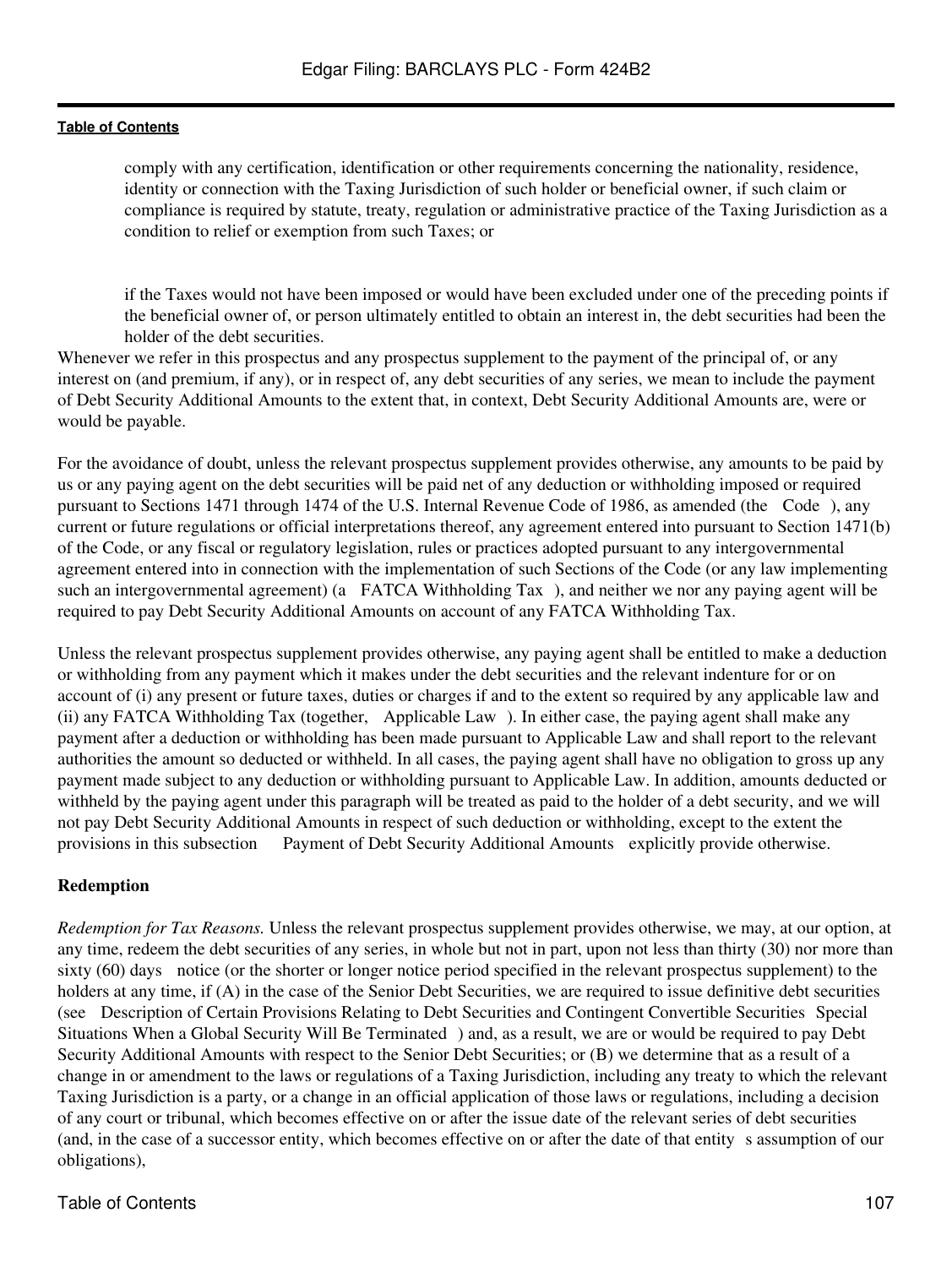comply with any certification, identification or other requirements concerning the nationality, residence, identity or connection with the Taxing Jurisdiction of such holder or beneficial owner, if such claim or compliance is required by statute, treaty, regulation or administrative practice of the Taxing Jurisdiction as a condition to relief or exemption from such Taxes; or

if the Taxes would not have been imposed or would have been excluded under one of the preceding points if the beneficial owner of, or person ultimately entitled to obtain an interest in, the debt securities had been the holder of the debt securities.

Whenever we refer in this prospectus and any prospectus supplement to the payment of the principal of, or any interest on (and premium, if any), or in respect of, any debt securities of any series, we mean to include the payment of Debt Security Additional Amounts to the extent that, in context, Debt Security Additional Amounts are, were or would be payable.

For the avoidance of doubt, unless the relevant prospectus supplement provides otherwise, any amounts to be paid by us or any paying agent on the debt securities will be paid net of any deduction or withholding imposed or required pursuant to Sections 1471 through 1474 of the U.S. Internal Revenue Code of 1986, as amended (the Code ), any current or future regulations or official interpretations thereof, any agreement entered into pursuant to Section 1471(b) of the Code, or any fiscal or regulatory legislation, rules or practices adopted pursuant to any intergovernmental agreement entered into in connection with the implementation of such Sections of the Code (or any law implementing such an intergovernmental agreement) (a FATCA Withholding Tax ), and neither we nor any paying agent will be required to pay Debt Security Additional Amounts on account of any FATCA Withholding Tax.

Unless the relevant prospectus supplement provides otherwise, any paying agent shall be entitled to make a deduction or withholding from any payment which it makes under the debt securities and the relevant indenture for or on account of (i) any present or future taxes, duties or charges if and to the extent so required by any applicable law and (ii) any FATCA Withholding Tax (together, Applicable Law ). In either case, the paying agent shall make any payment after a deduction or withholding has been made pursuant to Applicable Law and shall report to the relevant authorities the amount so deducted or withheld. In all cases, the paying agent shall have no obligation to gross up any payment made subject to any deduction or withholding pursuant to Applicable Law. In addition, amounts deducted or withheld by the paying agent under this paragraph will be treated as paid to the holder of a debt security, and we will not pay Debt Security Additional Amounts in respect of such deduction or withholding, except to the extent the provisions in this subsection Payment of Debt Security Additional Amounts explicitly provide otherwise.

### Redemption

*Redemption for Tax Reasons.* Unless the relevant prospectus supplement provides otherwise, we may, at our option, at any time, redeem the debt securities of any series, in whole but not in part, upon not less than thirty (30) nor more than sixty (60) days notice (or the shorter or longer notice period specified in the relevant prospectus supplement) to the holders at any time, if (A) in the case of the Senior Debt Securities, we are required to issue definitive debt securities (see Description of Certain Provisions Relating to Debt Securities and Contingent Convertible Securities Special Situations When a Global Security Will Be Terminated ) and, as a result, we are or would be required to pay Debt Security Additional Amounts with respect to the Senior Debt Securities; or (B) we determine that as a result of a change in or amendment to the laws or regulations of a Taxing Jurisdiction, including any treaty to which the relevant Taxing Jurisdiction is a party, or a change in an official application of those laws or regulations, including a decision of any court or tribunal, which becomes effective on or after the issue date of the relevant series of debt securities (and, in the case of a successor entity, which becomes effective on or after the date of that entity s assumption of our obligations),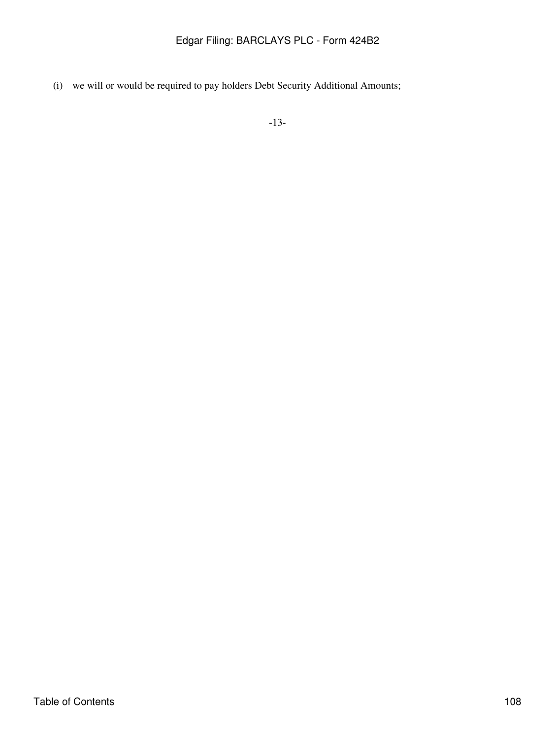(i) we will or would be required to pay holders Debt Security Additional Amounts;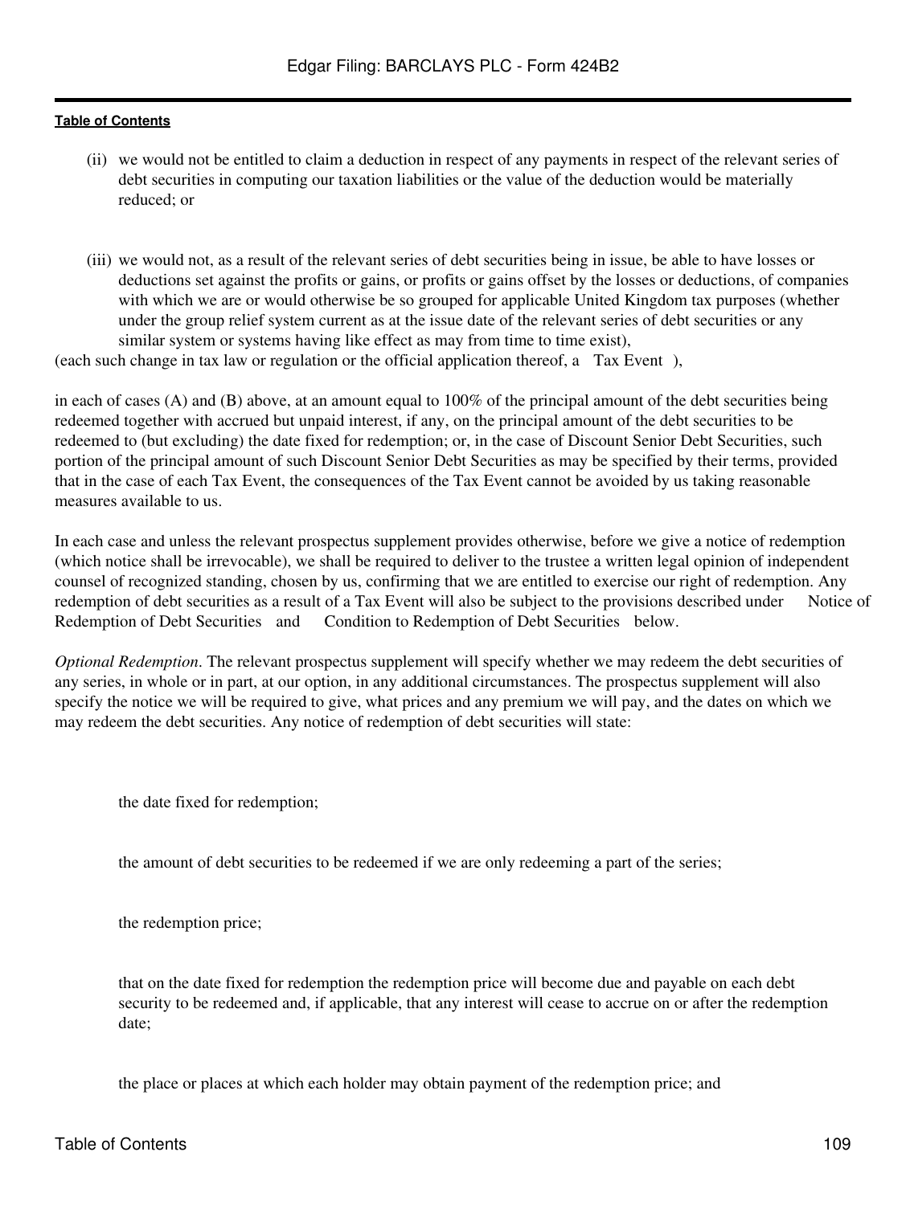(ii) we would not be entitled to claim a deduction in respect of any payments in respect of the relevant series of debt securities in computing our taxation liabilities or the value of the deduction would be materially reduced; or

(iii) we would not, as a result of the relevant series of debt securities being in issue, be able to have losses or deductions set against the profits or gains, or profits or gains offset by the losses or deductions, of companies with which we are or would otherwise be so grouped for applicable United Kingdom tax purposes (whether under the group relief system current as at the issue date of the relevant series of debt securities or any similar system or systems having like effect as may from time to time exist),

(each such change in tax law or regulation or the official application thereof, a Tax Event ),

in each of cases (A) and (B) above, at an amount equal to 100% of the principal amount of the debt securities being redeemed together with accrued but unpaid interest, if any, on the principal amount of the debt securities to be redeemed to (but excluding) the date fixed for redemption; or, in the case of Discount Senior Debt Securities, such portion of the principal amount of such Discount Senior Debt Securities as may be specified by their terms, provided that in the case of each Tax Event, the consequences of the Tax Event cannot be avoided by us taking reasonable measures available to us.

In each case and unless the relevant prospectus supplement provides otherwise, before we give a notice of redemption (which notice shall be irrevocable), we shall be required to deliver to the trustee a written legal opinion of independent counsel of recognized standing, chosen by us, confirming that we are entitled to exercise our right of redemption. Any redemption of debt securities as a result of a Tax Event will also be subject to the provisions described under Notice of Redemption of Debt Securities and Condition to Redemption of Debt Securities below.

*Optional Redemption*. The relevant prospectus supplement will specify whether we may redeem the debt securities of any series, in whole or in part, at our option, in any additional circumstances. The prospectus supplement will also specify the notice we will be required to give, what prices and any premium we will pay, and the dates on which we may redeem the debt securities. Any notice of redemption of debt securities will state:

- the date fixed for redemption;
- the amount of debt securities to be redeemed if we are only redeeming a part of the series;
- the redemption price;
- that on the date fixed for redemption the redemption price will become due and payable on each debt security to be redeemed and, if applicable, that any interest will cease to accrue on or after the redemption date;
- the place or places at which each holder may obtain payment of the redemption price; and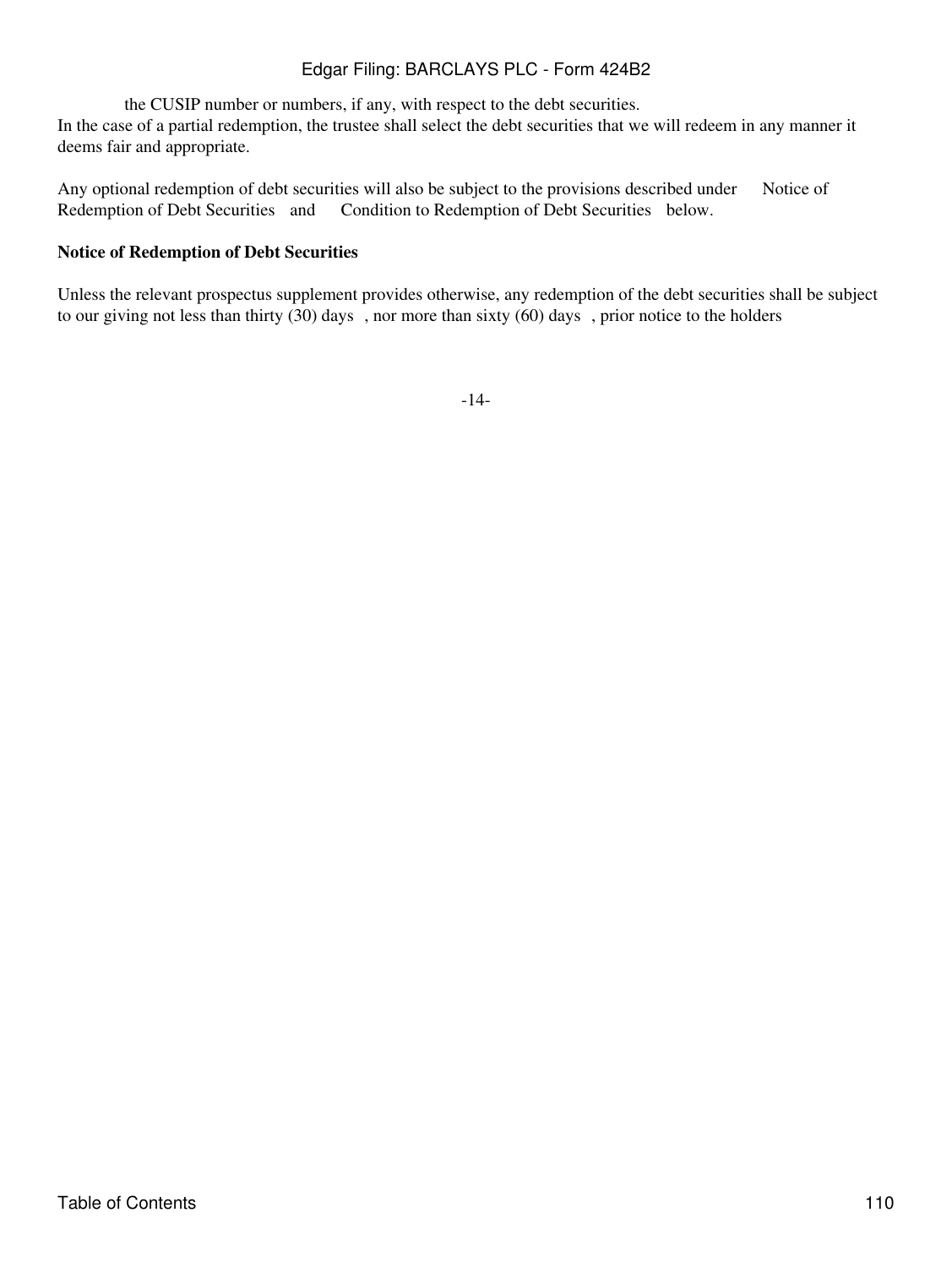the CUSIP number or numbers, if any, with respect to the debt securities.

In the case of a partial redemption, the trustee shall select the debt securities that we will redeem in any manner it deems fair and appropriate.

Any optional redemption of debt securities will also be subject to the provisions described under Notice of Redemption of Debt Securities and Condition to Redemption of Debt Securities below.

**Notice of Redemption of Debt Securities**

Unless the relevant prospectus supplement provides otherwise, any redemption of the debt securities shall be subject to our giving not less than thirty (30) days , nor more than sixty (60) days , prior notice to the holders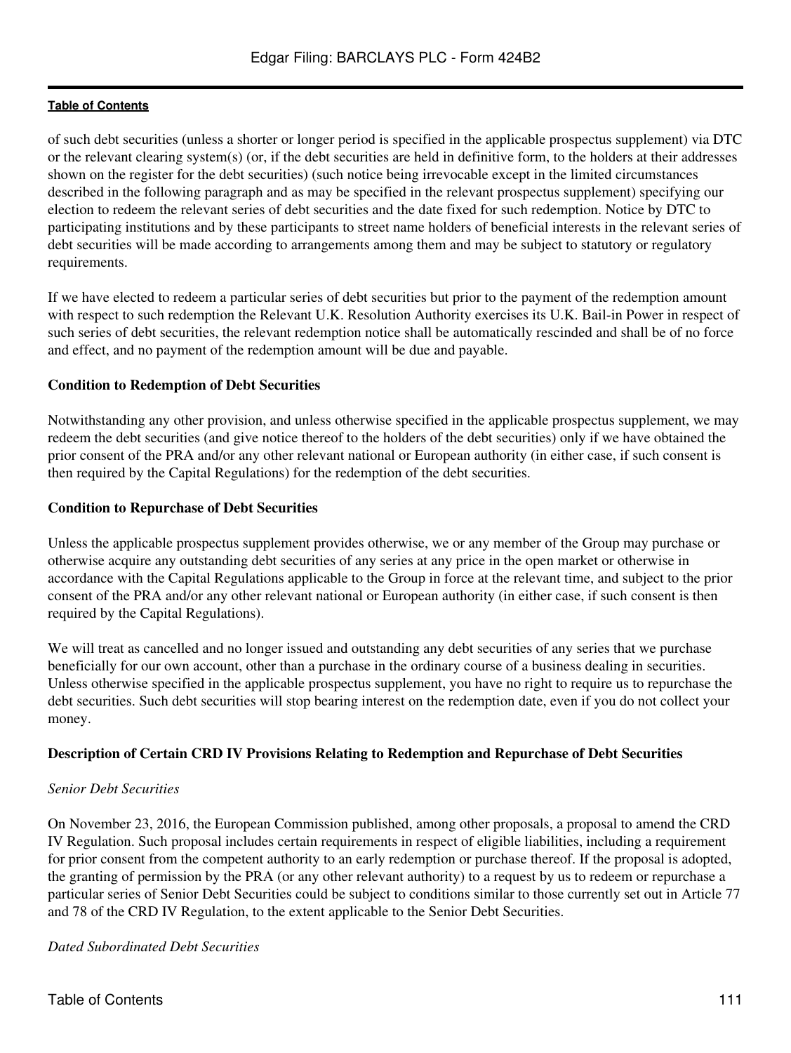of such debt securities (unless a shorter or longer period is specified in the applicable prospectus supplement) via DTC or the relevant clearing system(s) (or, if the debt securities are held in definitive form, to the holders at their addresses shown on the register for the debt securities) (such notice being irrevocable except in the limited circumstances described in the following paragraph and as may be specified in the relevant prospectus supplement) specifying our election to redeem the relevant series of debt securities and the date fixed for such redemption. Notice by DTC to participating institutions and by these participants to street name holders of beneficial interests in the relevant series of debt securities will be made according to arrangements among them and may be subject to statutory or regulatory requirements.

If we have elected to redeem a particular series of debt securities but prior to the payment of the redemption amount with respect to such redemption the Relevant U.K. Resolution Authority exercises its U.K. Bail-in Power in respect of such series of debt securities, the relevant redemption notice shall be automatically rescinded and shall be of no force and effect, and no payment of the redemption amount will be due and payable.

**Condition to Redemption of Debt Securities**

Notwithstanding any other provision, and unless otherwise specified in the applicable prospectus supplement, we may redeem the debt securities (and give notice thereof to the holders of the debt securities) only if we have obtained the prior consent of the PRA and/or any other relevant national or European authority (in either case, if such consent is then required by the Capital Regulations) for the redemption of the debt securities.

**Condition to Repurchase of Debt Securities**

Unless the applicable prospectus supplement provides otherwise, we or any member of the Group may purchase or otherwise acquire any outstanding debt securities of any series at any price in the open market or otherwise in accordance with the Capital Regulations applicable to the Group in force at the relevant time, and subject to the prior consent of the PRA and/or any other relevant national or European authority (in either case, if such consent is then required by the Capital Regulations).

We will treat as cancelled and no longer issued and outstanding any debt securities of any series that we purchase beneficially for our own account, other than a purchase in the ordinary course of a business dealing in securities. Unless otherwise specified in the applicable prospectus supplement, you have no right to require us to repurchase the debt securities. Such debt securities will stop bearing interest on the redemption date, even if you do not collect your money.

**Description of Certain CRD IV Provisions Relating to Redemption and Repurchase of Debt Securities**

*Senior Debt Securities*

On November 23, 2016, the European Commission published, among other proposals, a proposal to amend the CRD IV Regulation. Such proposal includes certain requirements in respect of eligible liabilities, including a requirement for prior consent from the competent authority to an early redemption or purchase thereof. If the proposal is adopted, the granting of permission by the PRA (or any other relevant authority) to a request by us to redeem or repurchase a particular series of Senior Debt Securities could be subject to conditions similar to those currently set out in Article 77 and 78 of the CRD IV Regulation, to the extent applicable to the Senior Debt Securities.

*Dated Subordinated Debt Securities*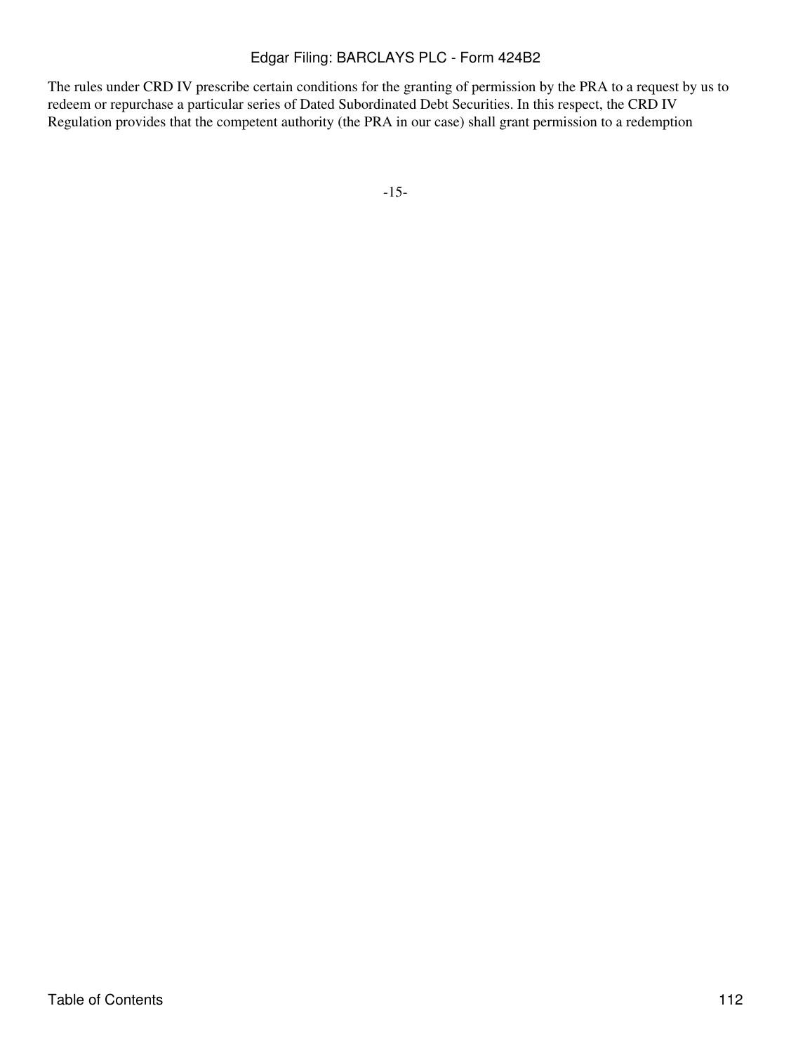The rules under CRD IV prescribe certain conditions for the granting of permission by the PRA to a request by us to redeem or repurchase a particular series of Dated Subordinated Debt Securities. In this respect, the CRD IV Regulation provides that the competent authority (the PRA in our case) shall grant permission to a redemption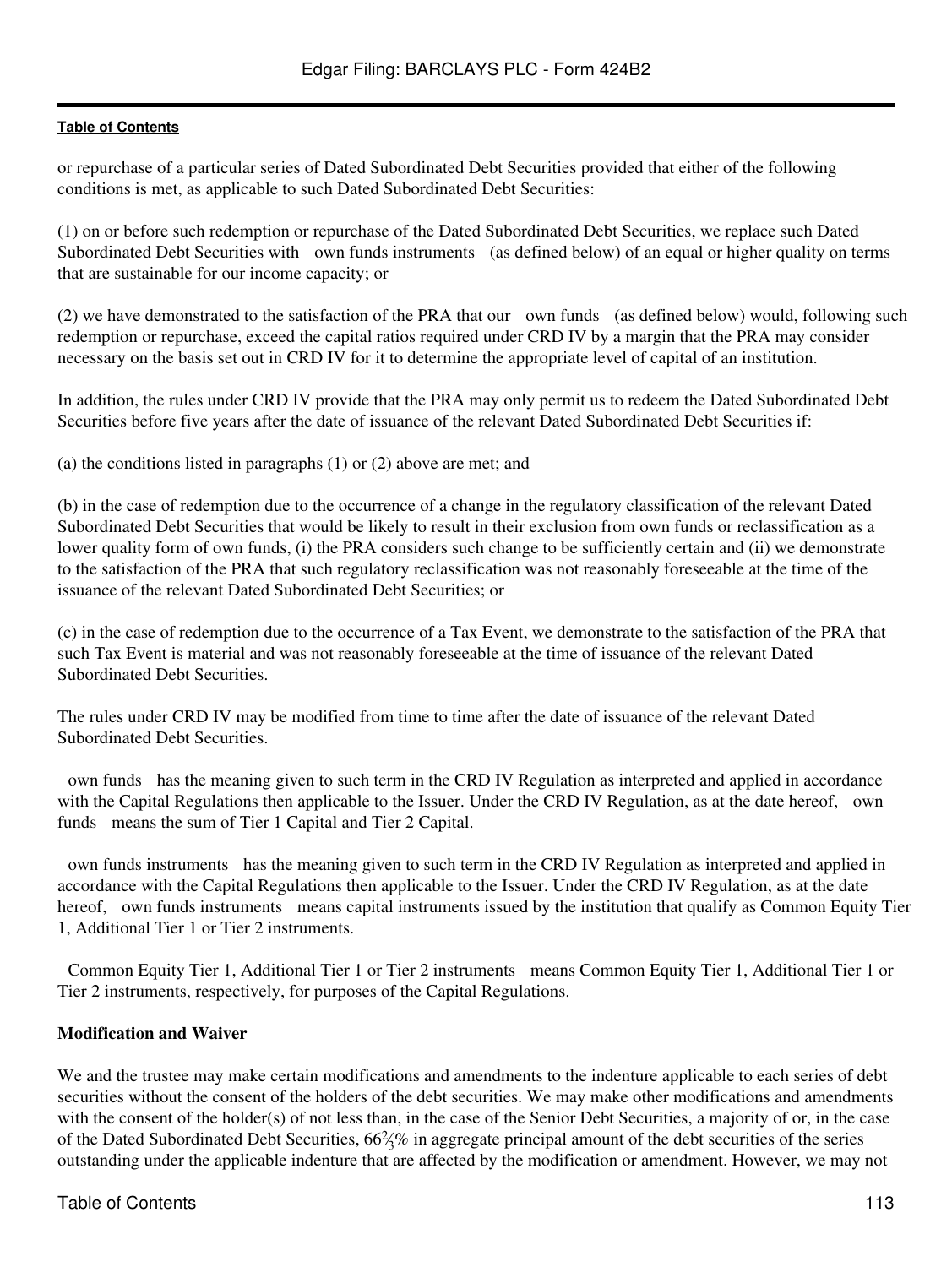or repurchase of a particular series of Dated Subordinated Debt Securities provided that either of the following conditions is met, as applicable to such Dated Subordinated Debt Securities:

(1) on or before such redemption or repurchase of the Dated Subordinated Debt Securities, we replace such Dated Subordinated Debt Securities with own funds instruments (as defined below) of an equal or higher quality on terms that are sustainable for our income capacity; or

(2) we have demonstrated to the satisfaction of the PRA that our own funds (as defined below) would, following such redemption or repurchase, exceed the capital ratios required under CRD IV by a margin that the PRA may consider necessary on the basis set out in CRD IV for it to determine the appropriate level of capital of an institution.

In addition, the rules under CRD IV provide that the PRA may only permit us to redeem the Dated Subordinated Debt Securities before five years after the date of issuance of the relevant Dated Subordinated Debt Securities if:

(a) the conditions listed in paragraphs (1) or (2) above are met; and

(b) in the case of redemption due to the occurrence of a change in the regulatory classification of the relevant Dated Subordinated Debt Securities that would be likely to result in their exclusion from own funds or reclassification as a lower quality form of own funds, (i) the PRA considers such change to be sufficiently certain and (ii) we demonstrate to the satisfaction of the PRA that such regulatory reclassification was not reasonably foreseeable at the time of the issuance of the relevant Dated Subordinated Debt Securities; or

(c) in the case of redemption due to the occurrence of a Tax Event, we demonstrate to the satisfaction of the PRA that such Tax Event is material and was not reasonably foreseeable at the time of issuance of the relevant Dated Subordinated Debt Securities.

The rules under CRD IV may be modified from time to time after the date of issuance of the relevant Dated Subordinated Debt Securities.

own funds has the meaning given to such term in the CRD IV Regulation as interpreted and applied in accordance with the Capital Regulations then applicable to the Issuer. Under the CRD IV Regulation, as at the date hereof, own funds means the sum of Tier 1 Capital and Tier 2 Capital.

own funds instruments has the meaning given to such term in the CRD IV Regulation as interpreted and applied in accordance with the Capital Regulations then applicable to the Issuer. Under the CRD IV Regulation, as at the date hereof, own funds instruments means capital instruments issued by the institution that qualify as Common Equity Tier 1, Additional Tier 1 or Tier 2 instruments.

Common Equity Tier 1, Additional Tier 1 or Tier 2 instruments means Common Equity Tier 1, Additional Tier 1 or Tier 2 instruments, respectively, for purposes of the Capital Regulations.

**Modification and Waiver**

We and the trustee may make certain modifications and amendments to the indenture applicable to each series of debt securities without the consent of the holders of the debt securities. We may make other modifications and amendments with the consent of the holder(s) of not less than, in the case of the Senior Debt Securities, a majority of or, in the case of the Dated Subordinated Debt Securities, 66⅔% in aggregate principal amount of the debt securities of the series outstanding under the applicable indenture that are affected by the modification or amendment. However, we may not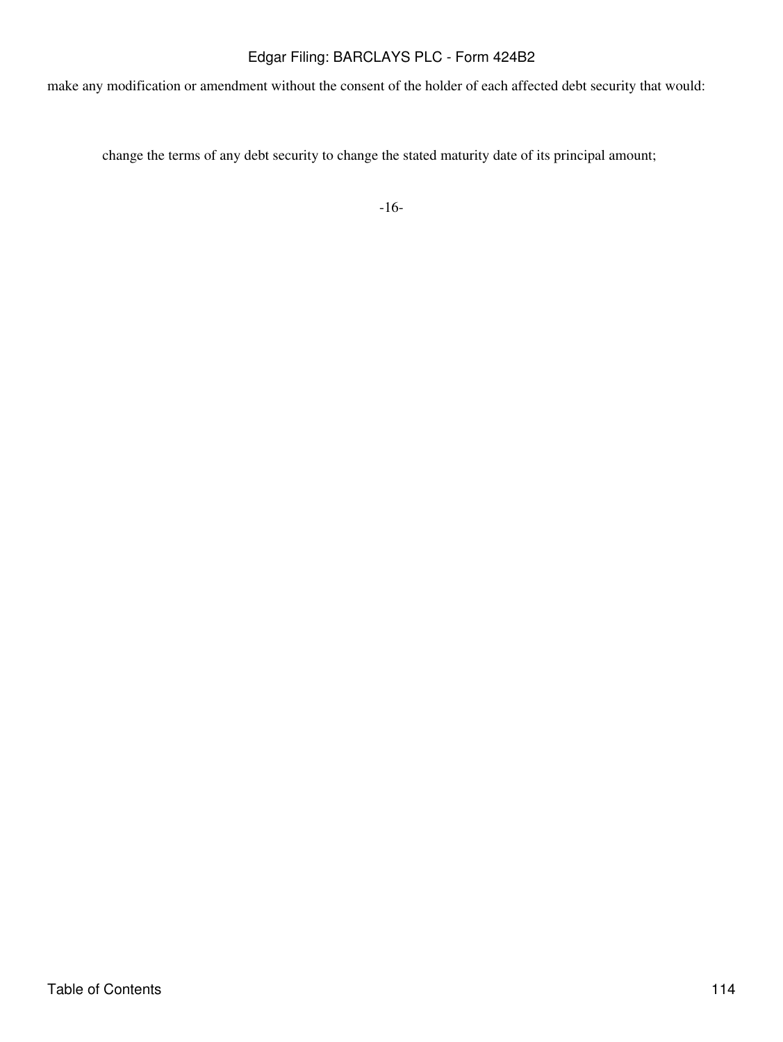make any modification or amendment without the consent of the holder of each affected debt security that would:

- change the terms of any debt security to change the stated maturity date of its principal amount;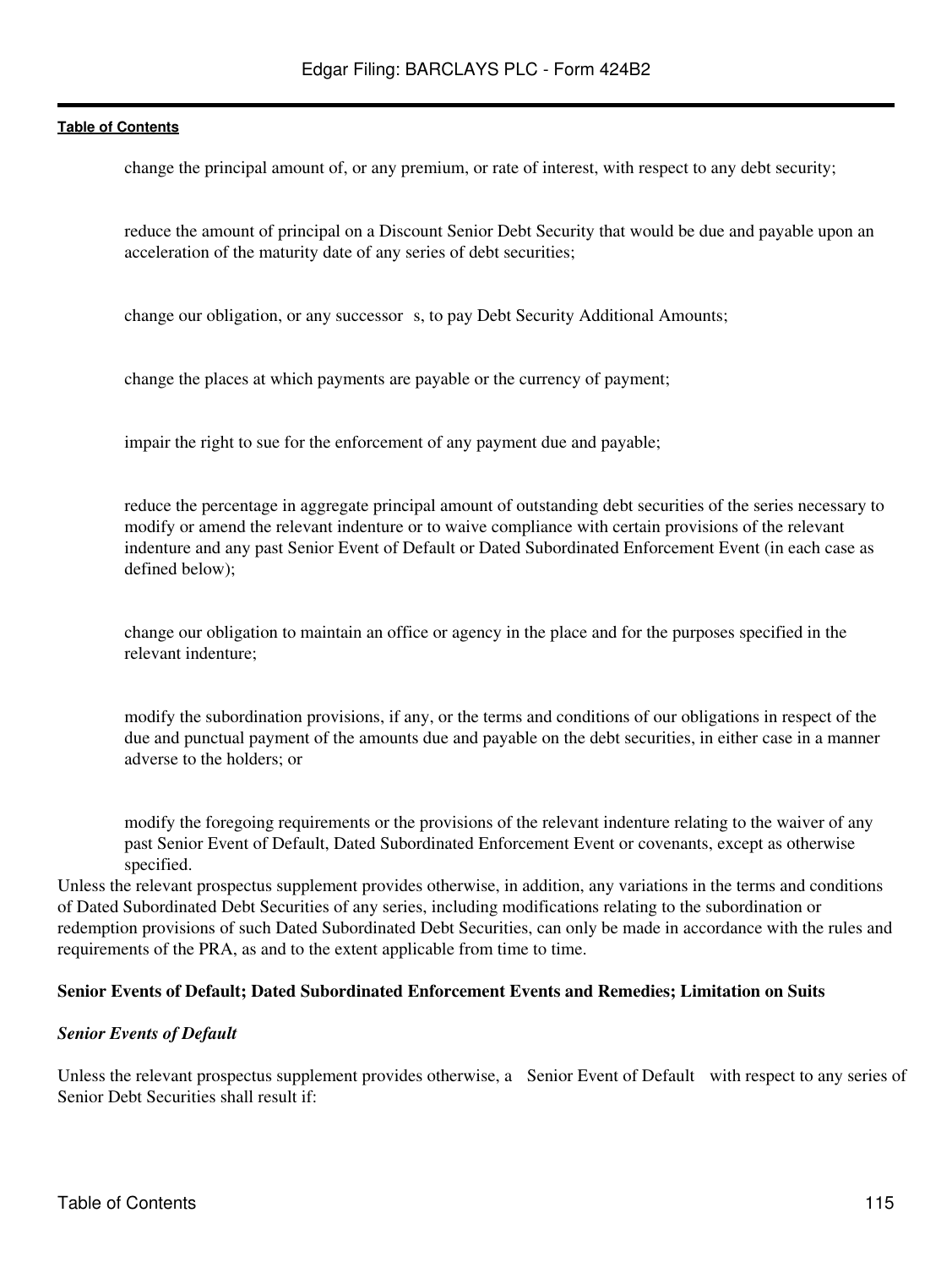- change the principal amount of, or any premium, or rate of interest, with respect to any debt security;
- reduce the amount of principal on a Discount Senior Debt Security that would be due and payable upon an acceleration of the maturity date of any series of debt securities;
- change our obligation, or any successor s, to pay Debt Security Additional Amounts;
- change the places at which payments are payable or the currency of payment;
- impair the right to sue for the enforcement of any payment due and payable;
- reduce the percentage in aggregate principal amount of outstanding debt securities of the series necessary to modify or amend the relevant indenture or to waive compliance with certain provisions of the relevant indenture and any past Senior Event of Default or Dated Subordinated Enforcement Event (in each case as defined below);
- change our obligation to maintain an office or agency in the place and for the purposes specified in the relevant indenture;
- modify the subordination provisions, if any, or the terms and conditions of our obligations in respect of the due and punctual payment of the amounts due and payable on the debt securities, in either case in a manner adverse to the holders; or
- modify the foregoing requirements or the provisions of the relevant indenture relating to the waiver of any past Senior Event of Default, Dated Subordinated Enforcement Event or covenants, except as otherwise specified.

Unless the relevant prospectus supplement provides otherwise, in addition, any variations in the terms and conditions of Dated Subordinated Debt Securities of any series, including modifications relating to the subordination or redemption provisions of such Dated Subordinated Debt Securities, can only be made in accordance with the rules and requirements of the PRA, as and to the extent applicable from time to time.

**Senior Events of Default; Dated Subordinated Enforcement Events and Remedies; Limitation on Suits**

***Senior Events of Default***

Unless the relevant prospectus supplement provides otherwise, a Senior Event of Default with respect to any series of Senior Debt Securities shall result if: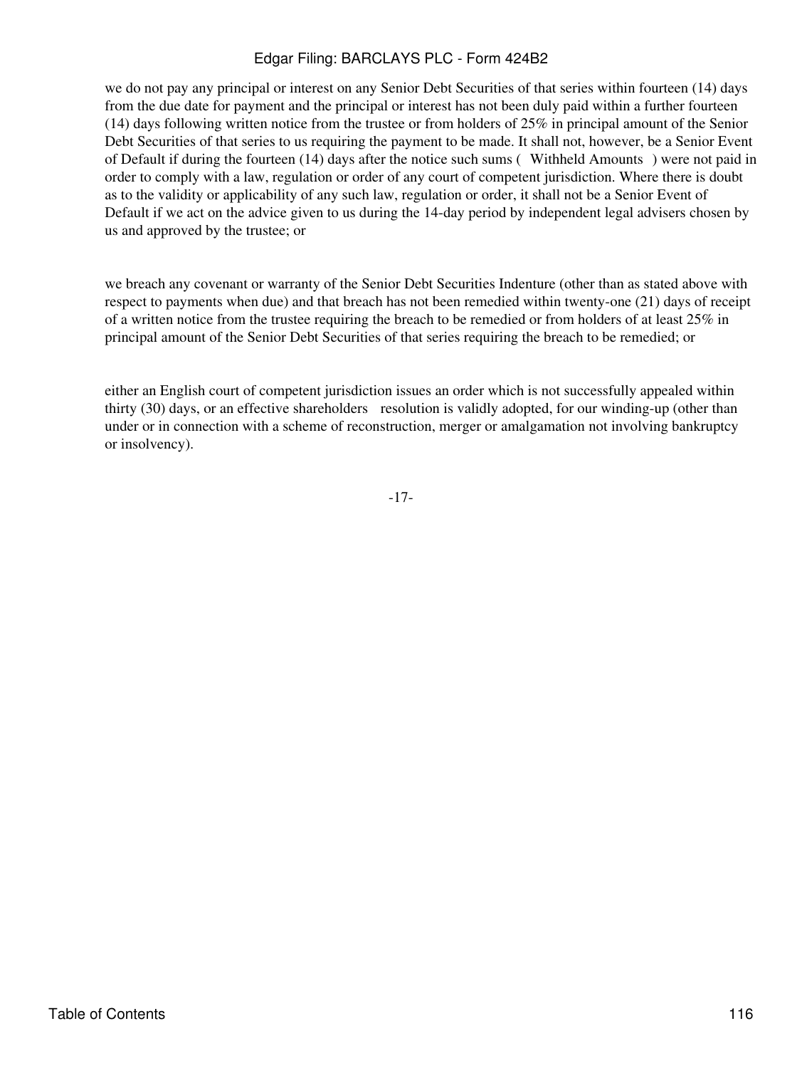we do not pay any principal or interest on any Senior Debt Securities of that series within fourteen (14) days from the due date for payment and the principal or interest has not been duly paid within a further fourteen (14) days following written notice from the trustee or from holders of 25% in principal amount of the Senior Debt Securities of that series to us requiring the payment to be made. It shall not, however, be a Senior Event of Default if during the fourteen (14) days after the notice such sums ( Withheld Amounts ) were not paid in order to comply with a law, regulation or order of any court of competent jurisdiction. Where there is doubt as to the validity or applicability of any such law, regulation or order, it shall not be a Senior Event of Default if we act on the advice given to us during the 14-day period by independent legal advisers chosen by us and approved by the trustee; or

we breach any covenant or warranty of the Senior Debt Securities Indenture (other than as stated above with respect to payments when due) and that breach has not been remedied within twenty-one (21) days of receipt of a written notice from the trustee requiring the breach to be remedied or from holders of at least 25% in principal amount of the Senior Debt Securities of that series requiring the breach to be remedied; or

either an English court of competent jurisdiction issues an order which is not successfully appealed within thirty (30) days, or an effective shareholders resolution is validly adopted, for our winding-up (other than under or in connection with a scheme of reconstruction, merger or amalgamation not involving bankruptcy or insolvency).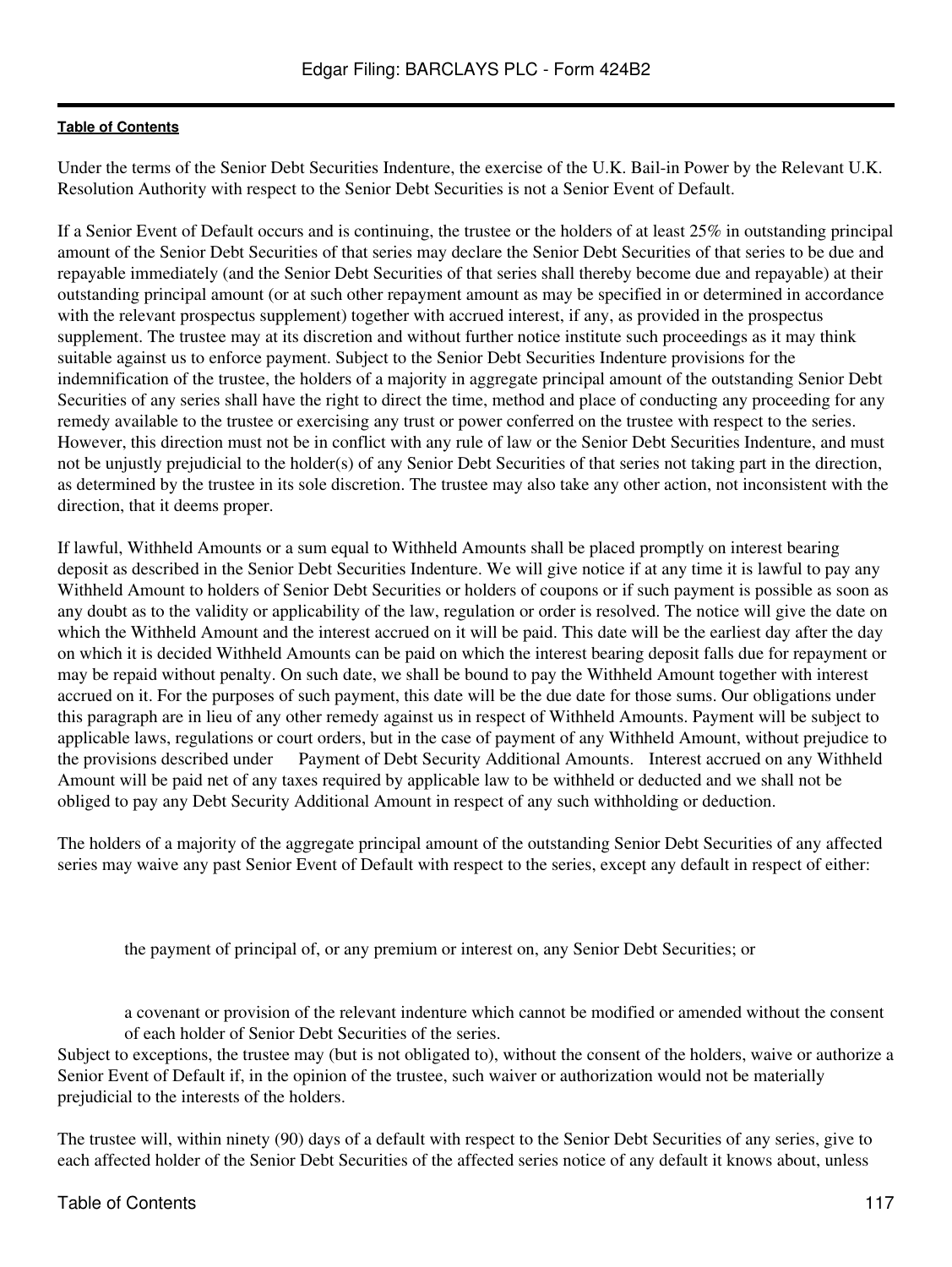Under the terms of the Senior Debt Securities Indenture, the exercise of the U.K. Bail-in Power by the Relevant U.K. Resolution Authority with respect to the Senior Debt Securities is not a Senior Event of Default.

If a Senior Event of Default occurs and is continuing, the trustee or the holders of at least 25% in outstanding principal amount of the Senior Debt Securities of that series may declare the Senior Debt Securities of that series to be due and repayable immediately (and the Senior Debt Securities of that series shall thereby become due and repayable) at their outstanding principal amount (or at such other repayment amount as may be specified in or determined in accordance with the relevant prospectus supplement) together with accrued interest, if any, as provided in the prospectus supplement. The trustee may at its discretion and without further notice institute such proceedings as it may think suitable against us to enforce payment. Subject to the Senior Debt Securities Indenture provisions for the indemnification of the trustee, the holders of a majority in aggregate principal amount of the outstanding Senior Debt Securities of any series shall have the right to direct the time, method and place of conducting any proceeding for any remedy available to the trustee or exercising any trust or power conferred on the trustee with respect to the series. However, this direction must not be in conflict with any rule of law or the Senior Debt Securities Indenture, and must not be unjustly prejudicial to the holder(s) of any Senior Debt Securities of that series not taking part in the direction, as determined by the trustee in its sole discretion. The trustee may also take any other action, not inconsistent with the direction, that it deems proper.

If lawful, Withheld Amounts or a sum equal to Withheld Amounts shall be placed promptly on interest bearing deposit as described in the Senior Debt Securities Indenture. We will give notice if at any time it is lawful to pay any Withheld Amount to holders of Senior Debt Securities or holders of coupons or if such payment is possible as soon as any doubt as to the validity or applicability of the law, regulation or order is resolved. The notice will give the date on which the Withheld Amount and the interest accrued on it will be paid. This date will be the earliest day after the day on which it is decided Withheld Amounts can be paid on which the interest bearing deposit falls due for repayment or may be repaid without penalty. On such date, we shall be bound to pay the Withheld Amount together with interest accrued on it. For the purposes of such payment, this date will be the due date for those sums. Our obligations under this paragraph are in lieu of any other remedy against us in respect of Withheld Amounts. Payment will be subject to applicable laws, regulations or court orders, but in the case of payment of any Withheld Amount, without prejudice to the provisions described under Payment of Debt Security Additional Amounts. Interest accrued on any Withheld Amount will be paid net of any taxes required by applicable law to be withheld or deducted and we shall not be obliged to pay any Debt Security Additional Amount in respect of any such withholding or deduction.

The holders of a majority of the aggregate principal amount of the outstanding Senior Debt Securities of any affected series may waive any past Senior Event of Default with respect to the series, except any default in respect of either:

- the payment of principal of, or any premium or interest on, any Senior Debt Securities; or
- a covenant or provision of the relevant indenture which cannot be modified or amended without the consent of each holder of Senior Debt Securities of the series.

Subject to exceptions, the trustee may (but is not obligated to), without the consent of the holders, waive or authorize a Senior Event of Default if, in the opinion of the trustee, such waiver or authorization would not be materially prejudicial to the interests of the holders.

The trustee will, within ninety (90) days of a default with respect to the Senior Debt Securities of any series, give to each affected holder of the Senior Debt Securities of the affected series notice of any default it knows about, unless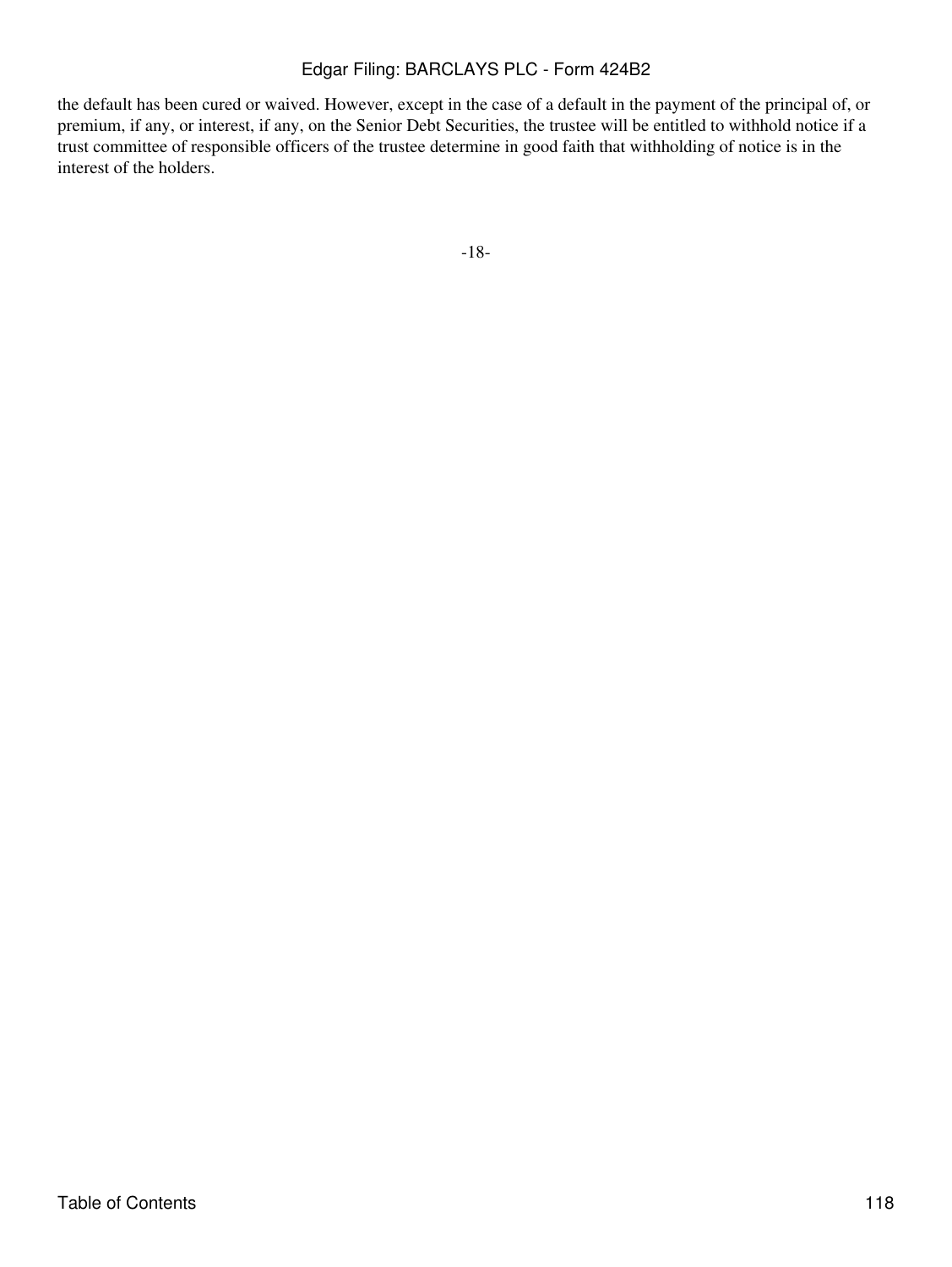the default has been cured or waived. However, except in the case of a default in the payment of the principal of, or premium, if any, or interest, if any, on the Senior Debt Securities, the trustee will be entitled to withhold notice if a trust committee of responsible officers of the trustee determine in good faith that withholding of notice is in the interest of the holders.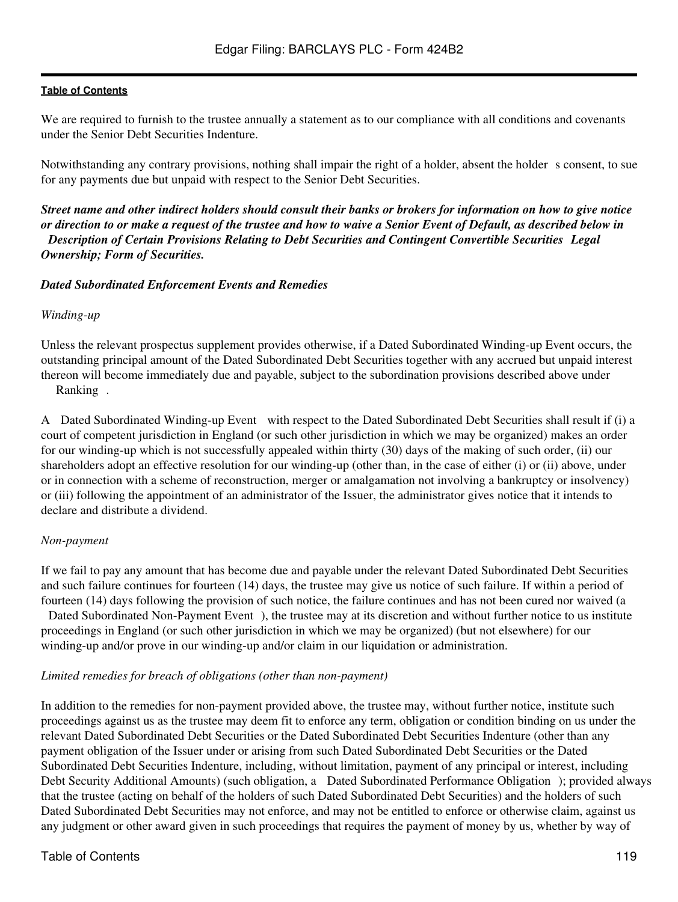We are required to furnish to the trustee annually a statement as to our compliance with all conditions and covenants under the Senior Debt Securities Indenture.

Notwithstanding any contrary provisions, nothing shall impair the right of a holder, absent the holder s consent, to sue for any payments due but unpaid with respect to the Senior Debt Securities.

***Street name and other indirect holders should consult their banks or brokers for information on how to give notice or direction to or make a request of the trustee and how to waive a Senior Event of Default, as described below in Description of Certain Provisions Relating to Debt Securities and Contingent Convertible Securities Legal Ownership; Form of Securities.***

***Dated Subordinated Enforcement Events and Remedies***

*Winding-up*

Unless the relevant prospectus supplement provides otherwise, if a Dated Subordinated Winding-up Event occurs, the outstanding principal amount of the Dated Subordinated Debt Securities together with any accrued but unpaid interest thereon will become immediately due and payable, subject to the subordination provisions described above under Ranking .

A Dated Subordinated Winding-up Event with respect to the Dated Subordinated Debt Securities shall result if (i) a court of competent jurisdiction in England (or such other jurisdiction in which we may be organized) makes an order for our winding-up which is not successfully appealed within thirty (30) days of the making of such order, (ii) our shareholders adopt an effective resolution for our winding-up (other than, in the case of either (i) or (ii) above, under or in connection with a scheme of reconstruction, merger or amalgamation not involving a bankruptcy or insolvency) or (iii) following the appointment of an administrator of the Issuer, the administrator gives notice that it intends to declare and distribute a dividend.

*Non-payment*

If we fail to pay any amount that has become due and payable under the relevant Dated Subordinated Debt Securities and such failure continues for fourteen (14) days, the trustee may give us notice of such failure. If within a period of fourteen (14) days following the provision of such notice, the failure continues and has not been cured nor waived (a Dated Subordinated Non-Payment Event ), the trustee may at its discretion and without further notice to us institute proceedings in England (or such other jurisdiction in which we may be organized) (but not elsewhere) for our winding-up and/or prove in our winding-up and/or claim in our liquidation or administration.

*Limited remedies for breach of obligations (other than non-payment)*

In addition to the remedies for non-payment provided above, the trustee may, without further notice, institute such proceedings against us as the trustee may deem fit to enforce any term, obligation or condition binding on us under the relevant Dated Subordinated Debt Securities or the Dated Subordinated Debt Securities Indenture (other than any payment obligation of the Issuer under or arising from such Dated Subordinated Debt Securities or the Dated Subordinated Debt Securities Indenture, including, without limitation, payment of any principal or interest, including Debt Security Additional Amounts) (such obligation, a Dated Subordinated Performance Obligation ); provided always that the trustee (acting on behalf of the holders of such Dated Subordinated Debt Securities) and the holders of such Dated Subordinated Debt Securities may not enforce, and may not be entitled to enforce or otherwise claim, against us any judgment or other award given in such proceedings that requires the payment of money by us, whether by way of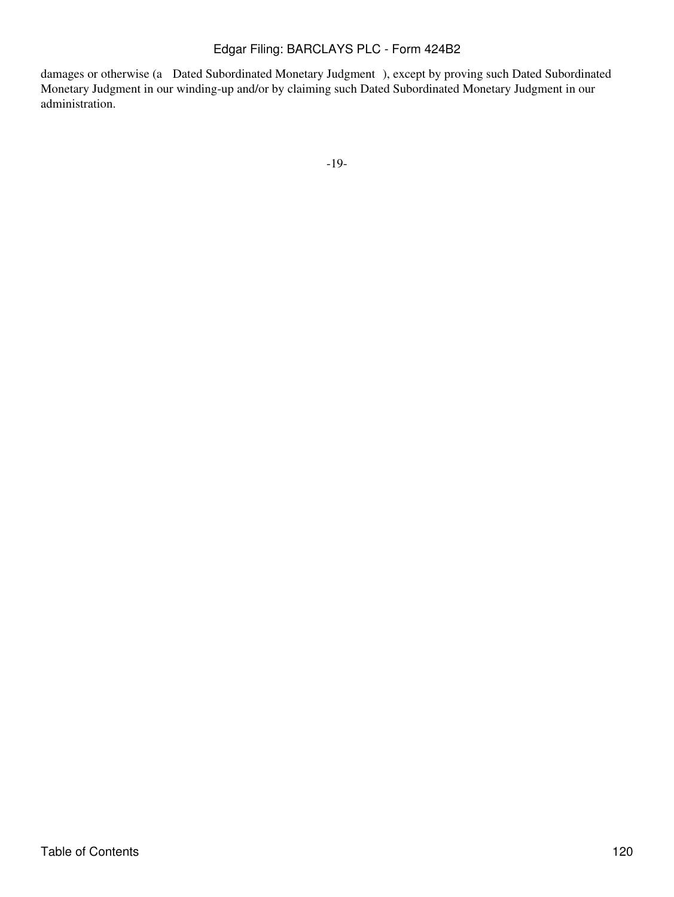damages or otherwise (a "Dated Subordinated Monetary Judgment"), except by proving such Dated Subordinated Monetary Judgment in our winding-up and/or by claiming such Dated Subordinated Monetary Judgment in our administration.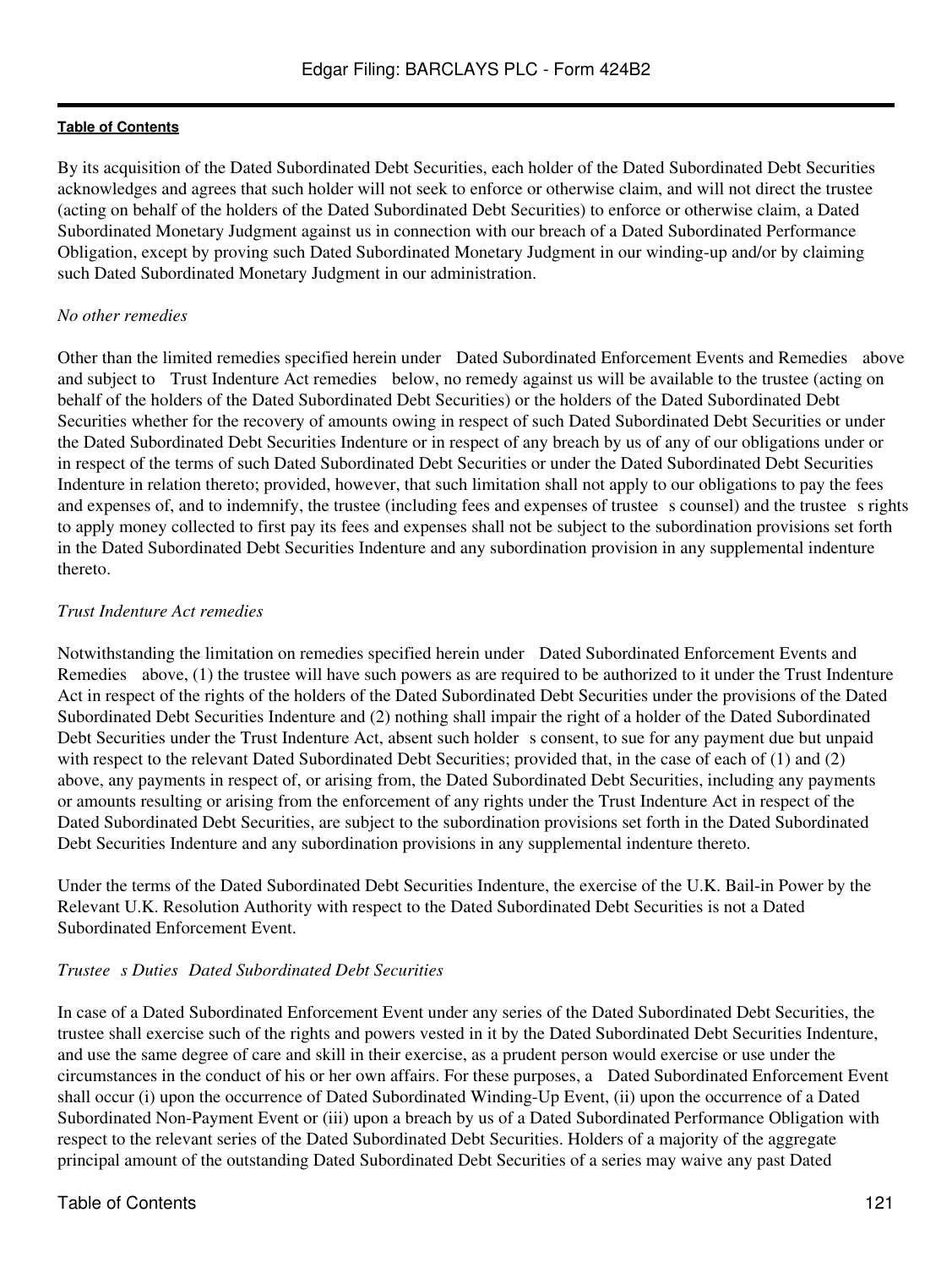By its acquisition of the Dated Subordinated Debt Securities, each holder of the Dated Subordinated Debt Securities acknowledges and agrees that such holder will not seek to enforce or otherwise claim, and will not direct the trustee (acting on behalf of the holders of the Dated Subordinated Debt Securities) to enforce or otherwise claim, a Dated Subordinated Monetary Judgment against us in connection with our breach of a Dated Subordinated Performance Obligation, except by proving such Dated Subordinated Monetary Judgment in our winding-up and/or by claiming such Dated Subordinated Monetary Judgment in our administration.

*No other remedies*

Other than the limited remedies specified herein under Dated Subordinated Enforcement Events and Remedies above and subject to Trust Indenture Act remedies below, no remedy against us will be available to the trustee (acting on behalf of the holders of the Dated Subordinated Debt Securities) or the holders of the Dated Subordinated Debt Securities whether for the recovery of amounts owing in respect of such Dated Subordinated Debt Securities or under the Dated Subordinated Debt Securities Indenture or in respect of any breach by us of any of our obligations under or in respect of the terms of such Dated Subordinated Debt Securities or under the Dated Subordinated Debt Securities Indenture in relation thereto; provided, however, that such limitation shall not apply to our obligations to pay the fees and expenses of, and to indemnify, the trustee (including fees and expenses of trustee s counsel) and the trustee s rights to apply money collected to first pay its fees and expenses shall not be subject to the subordination provisions set forth in the Dated Subordinated Debt Securities Indenture and any subordination provision in any supplemental indenture thereto.

*Trust Indenture Act remedies*

Notwithstanding the limitation on remedies specified herein under Dated Subordinated Enforcement Events and Remedies above, (1) the trustee will have such powers as are required to be authorized to it under the Trust Indenture Act in respect of the rights of the holders of the Dated Subordinated Debt Securities under the provisions of the Dated Subordinated Debt Securities Indenture and (2) nothing shall impair the right of a holder of the Dated Subordinated Debt Securities under the Trust Indenture Act, absent such holder s consent, to sue for any payment due but unpaid with respect to the relevant Dated Subordinated Debt Securities; provided that, in the case of each of (1) and (2) above, any payments in respect of, or arising from, the Dated Subordinated Debt Securities, including any payments or amounts resulting or arising from the enforcement of any rights under the Trust Indenture Act in respect of the Dated Subordinated Debt Securities, are subject to the subordination provisions set forth in the Dated Subordinated Debt Securities Indenture and any subordination provisions in any supplemental indenture thereto.

Under the terms of the Dated Subordinated Debt Securities Indenture, the exercise of the U.K. Bail-in Power by the Relevant U.K. Resolution Authority with respect to the Dated Subordinated Debt Securities is not a Dated Subordinated Enforcement Event.

*Trustee s Duties Dated Subordinated Debt Securities*

In case of a Dated Subordinated Enforcement Event under any series of the Dated Subordinated Debt Securities, the trustee shall exercise such of the rights and powers vested in it by the Dated Subordinated Debt Securities Indenture, and use the same degree of care and skill in their exercise, as a prudent person would exercise or use under the circumstances in the conduct of his or her own affairs. For these purposes, a Dated Subordinated Enforcement Event shall occur (i) upon the occurrence of Dated Subordinated Winding-Up Event, (ii) upon the occurrence of a Dated Subordinated Non-Payment Event or (iii) upon a breach by us of a Dated Subordinated Performance Obligation with respect to the relevant series of the Dated Subordinated Debt Securities. Holders of a majority of the aggregate principal amount of the outstanding Dated Subordinated Debt Securities of a series may waive any past Dated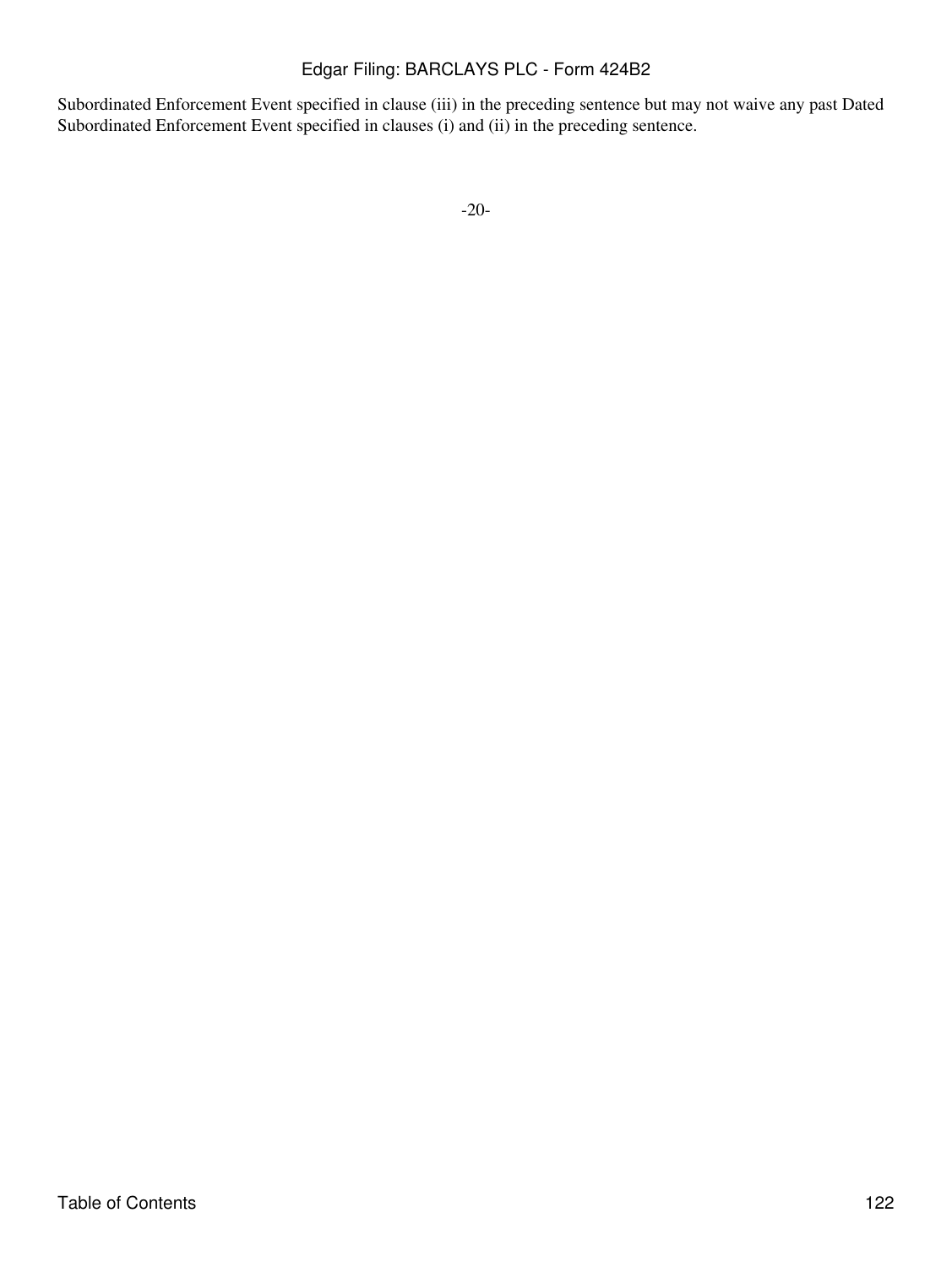Subordinated Enforcement Event specified in clause (iii) in the preceding sentence but may not waive any past Dated Subordinated Enforcement Event specified in clauses (i) and (ii) in the preceding sentence.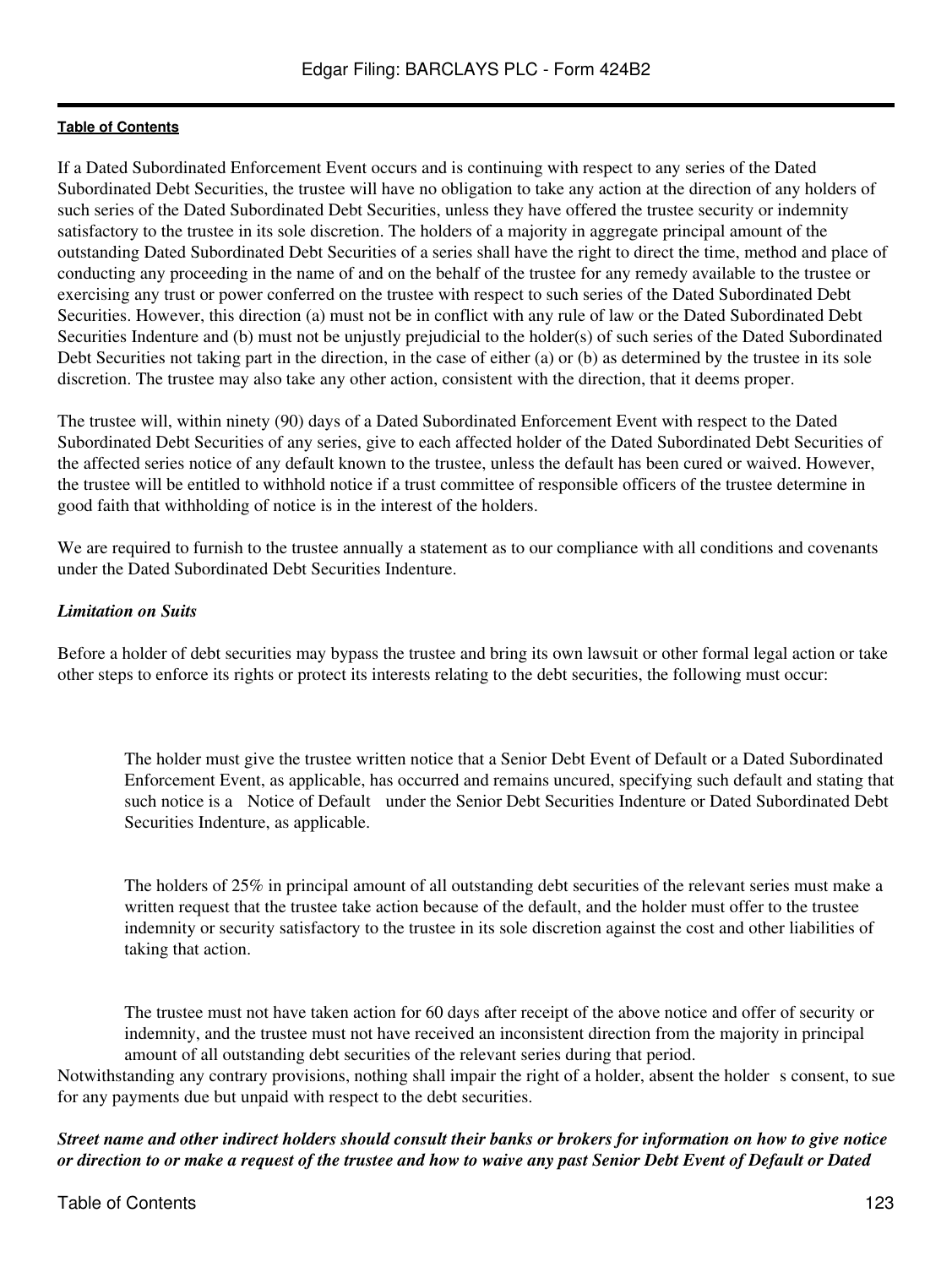If a Dated Subordinated Enforcement Event occurs and is continuing with respect to any series of the Dated Subordinated Debt Securities, the trustee will have no obligation to take any action at the direction of any holders of such series of the Dated Subordinated Debt Securities, unless they have offered the trustee security or indemnity satisfactory to the trustee in its sole discretion. The holders of a majority in aggregate principal amount of the outstanding Dated Subordinated Debt Securities of a series shall have the right to direct the time, method and place of conducting any proceeding in the name of and on the behalf of the trustee for any remedy available to the trustee or exercising any trust or power conferred on the trustee with respect to such series of the Dated Subordinated Debt Securities. However, this direction (a) must not be in conflict with any rule of law or the Dated Subordinated Debt Securities Indenture and (b) must not be unjustly prejudicial to the holder(s) of such series of the Dated Subordinated Debt Securities not taking part in the direction, in the case of either (a) or (b) as determined by the trustee in its sole discretion. The trustee may also take any other action, consistent with the direction, that it deems proper.

The trustee will, within ninety (90) days of a Dated Subordinated Enforcement Event with respect to the Dated Subordinated Debt Securities of any series, give to each affected holder of the Dated Subordinated Debt Securities of the affected series notice of any default known to the trustee, unless the default has been cured or waived. However, the trustee will be entitled to withhold notice if a trust committee of responsible officers of the trustee determine in good faith that withholding of notice is in the interest of the holders.

We are required to furnish to the trustee annually a statement as to our compliance with all conditions and covenants under the Dated Subordinated Debt Securities Indenture.

*Limitation on Suits*

Before a holder of debt securities may bypass the trustee and bring its own lawsuit or other formal legal action or take other steps to enforce its rights or protect its interests relating to the debt securities, the following must occur:

- The holder must give the trustee written notice that a Senior Debt Event of Default or a Dated Subordinated Enforcement Event, as applicable, has occurred and remains uncured, specifying such default and stating that such notice is a Notice of Default under the Senior Debt Securities Indenture or Dated Subordinated Debt Securities Indenture, as applicable.

- The holders of 25% in principal amount of all outstanding debt securities of the relevant series must make a written request that the trustee take action because of the default, and the holder must offer to the trustee indemnity or security satisfactory to the trustee in its sole discretion against the cost and other liabilities of taking that action.

- The trustee must not have taken action for 60 days after receipt of the above notice and offer of security or indemnity, and the trustee must not have received an inconsistent direction from the majority in principal amount of all outstanding debt securities of the relevant series during that period.

Notwithstanding any contrary provisions, nothing shall impair the right of a holder, absent the holder s consent, to sue for any payments due but unpaid with respect to the debt securities.

***Street name and other indirect holders should consult their banks or brokers for information on how to give notice or direction to or make a request of the trustee and how to waive any past Senior Debt Event of Default or Dated***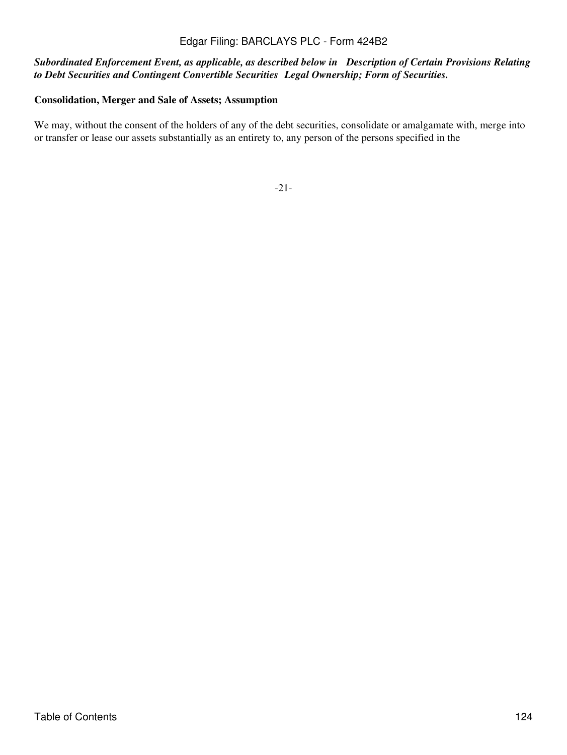*Subordinated Enforcement Event, as applicable, as described below in Description of Certain Provisions Relating to Debt Securities and Contingent Convertible Securities Legal Ownership; Form of Securities.*

**Consolidation, Merger and Sale of Assets; Assumption**

We may, without the consent of the holders of any of the debt securities, consolidate or amalgamate with, merge into or transfer or lease our assets substantially as an entirety to, any person of the persons specified in the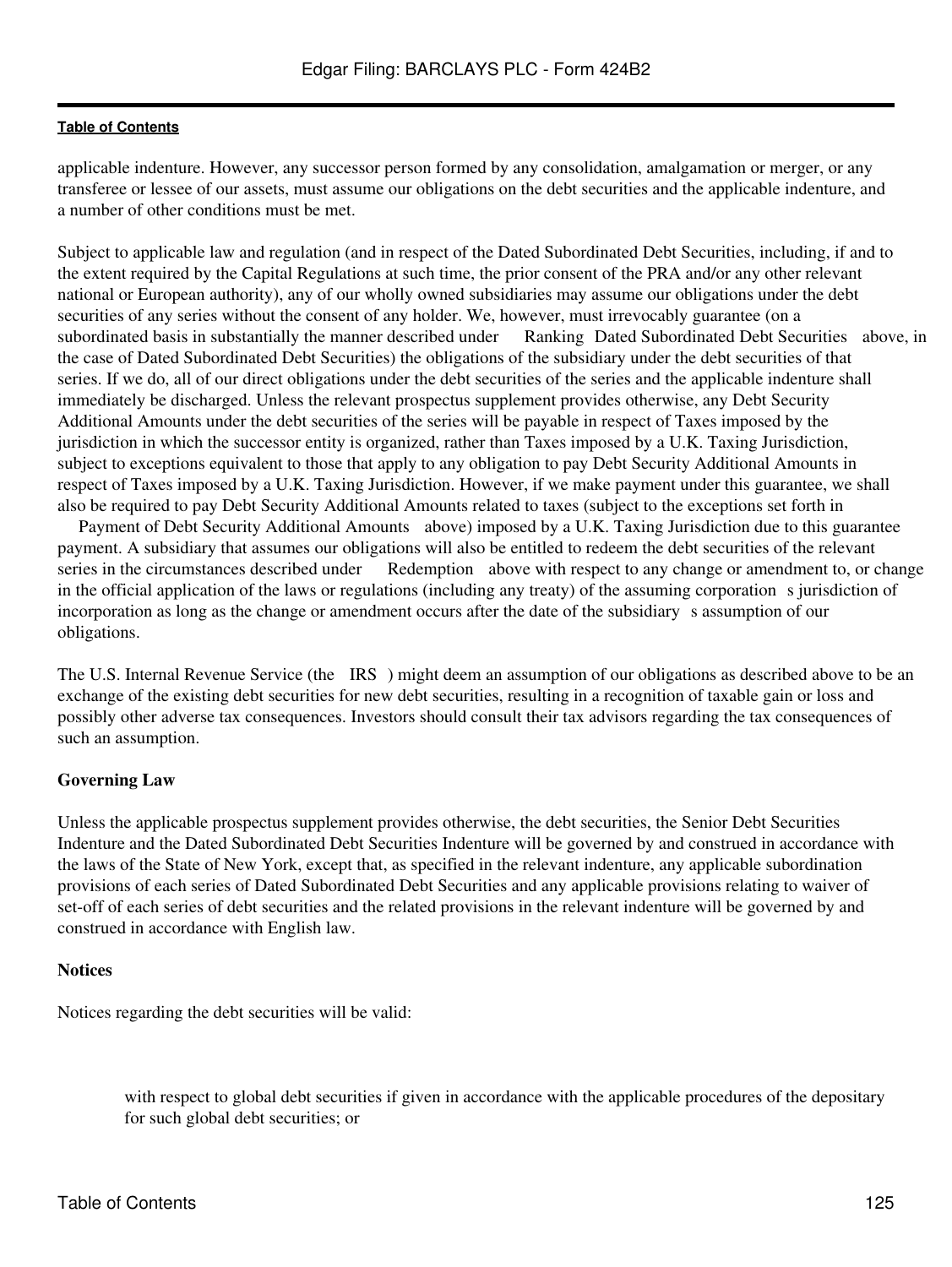applicable indenture. However, any successor person formed by any consolidation, amalgamation or merger, or any transferee or lessee of our assets, must assume our obligations on the debt securities and the applicable indenture, and a number of other conditions must be met.

Subject to applicable law and regulation (and in respect of the Dated Subordinated Debt Securities, including, if and to the extent required by the Capital Regulations at such time, the prior consent of the PRA and/or any other relevant national or European authority), any of our wholly owned subsidiaries may assume our obligations under the debt securities of any series without the consent of any holder. We, however, must irrevocably guarantee (on a subordinated basis in substantially the manner described under "Ranking Dated Subordinated Debt Securities" above, in the case of Dated Subordinated Debt Securities) the obligations of the subsidiary under the debt securities of that series. If we do, all of our direct obligations under the debt securities of the series and the applicable indenture shall immediately be discharged. Unless the relevant prospectus supplement provides otherwise, any Debt Security Additional Amounts under the debt securities of the series will be payable in respect of Taxes imposed by the jurisdiction in which the successor entity is organized, rather than Taxes imposed by a U.K. Taxing Jurisdiction, subject to exceptions equivalent to those that apply to any obligation to pay Debt Security Additional Amounts in respect of Taxes imposed by a U.K. Taxing Jurisdiction. However, if we make payment under this guarantee, we shall also be required to pay Debt Security Additional Amounts related to taxes (subject to the exceptions set forth in "Payment of Debt Security Additional Amounts" above) imposed by a U.K. Taxing Jurisdiction due to this guarantee payment. A subsidiary that assumes our obligations will also be entitled to redeem the debt securities of the relevant series in the circumstances described under "Redemption" above with respect to any change or amendment to, or change in the official application of the laws or regulations (including any treaty) of the assuming corporation's jurisdiction of incorporation as long as the change or amendment occurs after the date of the subsidiary's assumption of our obligations.

The U.S. Internal Revenue Service (the "IRS") might deem an assumption of our obligations as described above to be an exchange of the existing debt securities for new debt securities, resulting in a recognition of taxable gain or loss and possibly other adverse tax consequences. Investors should consult their tax advisors regarding the tax consequences of such an assumption.

**Governing Law**

Unless the applicable prospectus supplement provides otherwise, the debt securities, the Senior Debt Securities Indenture and the Dated Subordinated Debt Securities Indenture will be governed by and construed in accordance with the laws of the State of New York, except that, as specified in the relevant indenture, any applicable subordination provisions of each series of Dated Subordinated Debt Securities and any applicable provisions relating to waiver of set-off of each series of debt securities and the related provisions in the relevant indenture will be governed by and construed in accordance with English law.

**Notices**

Notices regarding the debt securities will be valid:

- with respect to global debt securities if given in accordance with the applicable procedures of the depositary for such global debt securities; or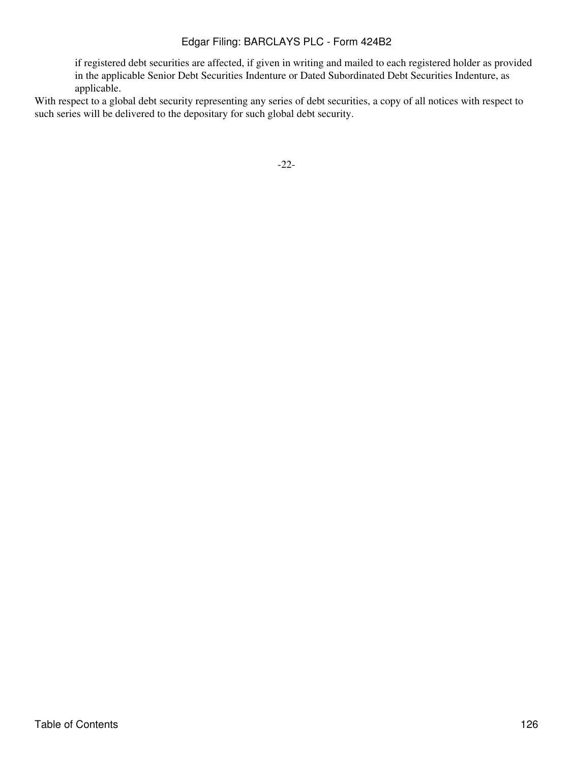if registered debt securities are affected, if given in writing and mailed to each registered holder as provided in the applicable Senior Debt Securities Indenture or Dated Subordinated Debt Securities Indenture, as applicable.

With respect to a global debt security representing any series of debt securities, a copy of all notices with respect to such series will be delivered to the depositary for such global debt security.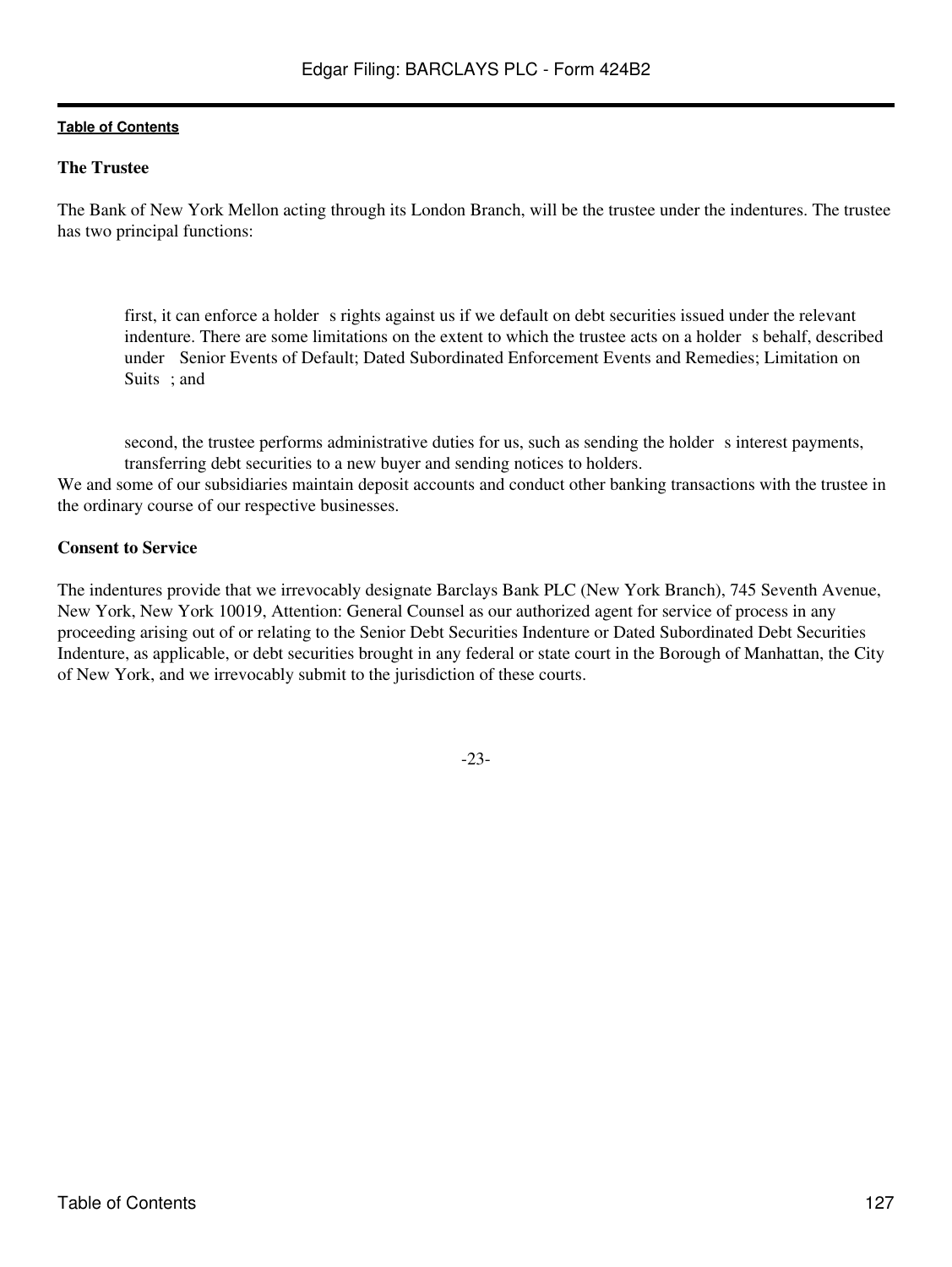### The Trustee

The Bank of New York Mellon acting through its London Branch, will be the trustee under the indentures. The trustee has two principal functions:

- first, it can enforce a holder s rights against us if we default on debt securities issued under the relevant indenture. There are some limitations on the extent to which the trustee acts on a holder s behalf, described under Senior Events of Default; Dated Subordinated Enforcement Events and Remedies; Limitation on Suits ; and

- second, the trustee performs administrative duties for us, such as sending the holder s interest payments, transferring debt securities to a new buyer and sending notices to holders.

We and some of our subsidiaries maintain deposit accounts and conduct other banking transactions with the trustee in the ordinary course of our respective businesses.

### Consent to Service

The indentures provide that we irrevocably designate Barclays Bank PLC (New York Branch), 745 Seventh Avenue, New York, New York 10019, Attention: General Counsel as our authorized agent for service of process in any proceeding arising out of or relating to the Senior Debt Securities Indenture or Dated Subordinated Debt Securities Indenture, as applicable, or debt securities brought in any federal or state court in the Borough of Manhattan, the City of New York, and we irrevocably submit to the jurisdiction of these courts.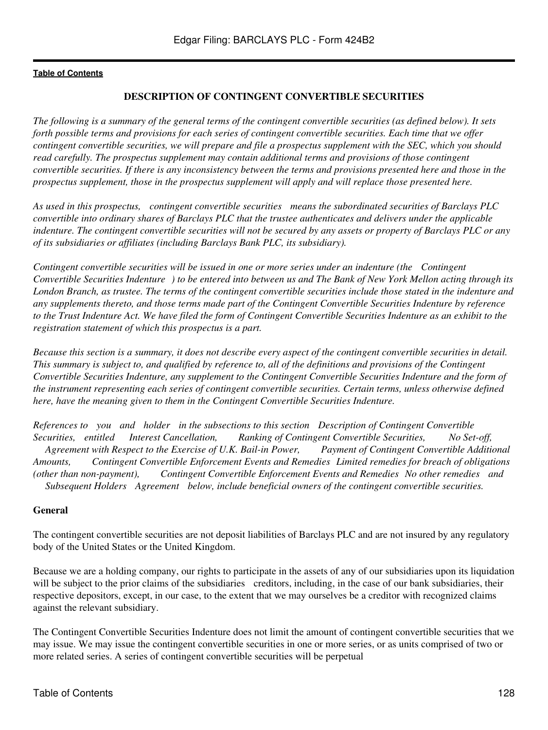## DESCRIPTION OF CONTINGENT CONVERTIBLE SECURITIES

*The following is a summary of the general terms of the contingent convertible securities (as defined below). It sets forth possible terms and provisions for each series of contingent convertible securities. Each time that we offer contingent convertible securities, we will prepare and file a prospectus supplement with the SEC, which you should read carefully. The prospectus supplement may contain additional terms and provisions of those contingent convertible securities. If there is any inconsistency between the terms and provisions presented here and those in the prospectus supplement, those in the prospectus supplement will apply and will replace those presented here.*

*As used in this prospectus, "contingent convertible securities" means the subordinated securities of Barclays PLC convertible into ordinary shares of Barclays PLC that the trustee authenticates and delivers under the applicable indenture. The contingent convertible securities will not be secured by any assets or property of Barclays PLC or any of its subsidiaries or affiliates (including Barclays Bank PLC, its subsidiary).*

*Contingent convertible securities will be issued in one or more series under an indenture (the "Contingent Convertible Securities Indenture") to be entered into between us and The Bank of New York Mellon acting through its London Branch, as trustee. The terms of the contingent convertible securities include those stated in the indenture and any supplements thereto, and those terms made part of the Contingent Convertible Securities Indenture by reference to the Trust Indenture Act. We have filed the form of Contingent Convertible Securities Indenture as an exhibit to the registration statement of which this prospectus is a part.*

*Because this section is a summary, it does not describe every aspect of the contingent convertible securities in detail. This summary is subject to, and qualified by reference to, all of the definitions and provisions of the Contingent Convertible Securities Indenture, any supplement to the Contingent Convertible Securities Indenture and the form of the instrument representing each series of contingent convertible securities. Certain terms, unless otherwise defined here, have the meaning given to them in the Contingent Convertible Securities Indenture.*

*References to "you" and "holder" in the subsections to this section "Description of Contingent Convertible Securities," entitled "Interest Cancellation," "Ranking of Contingent Convertible Securities," "No Set-off," "Agreement with Respect to the Exercise of U.K. Bail-in Power," "Payment of Contingent Convertible Additional Amounts," "Contingent Convertible Enforcement Events and Remedies—Limited remedies for breach of obligations (other than non-payment)," "Contingent Convertible Enforcement Events and Remedies—No other remedies" and "Subsequent Holders' Agreement" below, include beneficial owners of the contingent convertible securities.*

### General

The contingent convertible securities are not deposit liabilities of Barclays PLC and are not insured by any regulatory body of the United States or the United Kingdom.

Because we are a holding company, our rights to participate in the assets of any of our subsidiaries upon its liquidation will be subject to the prior claims of the subsidiaries' creditors, including, in the case of our bank subsidiaries, their respective depositors, except, in our case, to the extent that we may ourselves be a creditor with recognized claims against the relevant subsidiary.

The Contingent Convertible Securities Indenture does not limit the amount of contingent convertible securities that we may issue. We may issue the contingent convertible securities in one or more series, or as units comprised of two or more related series. A series of contingent convertible securities will be perpetual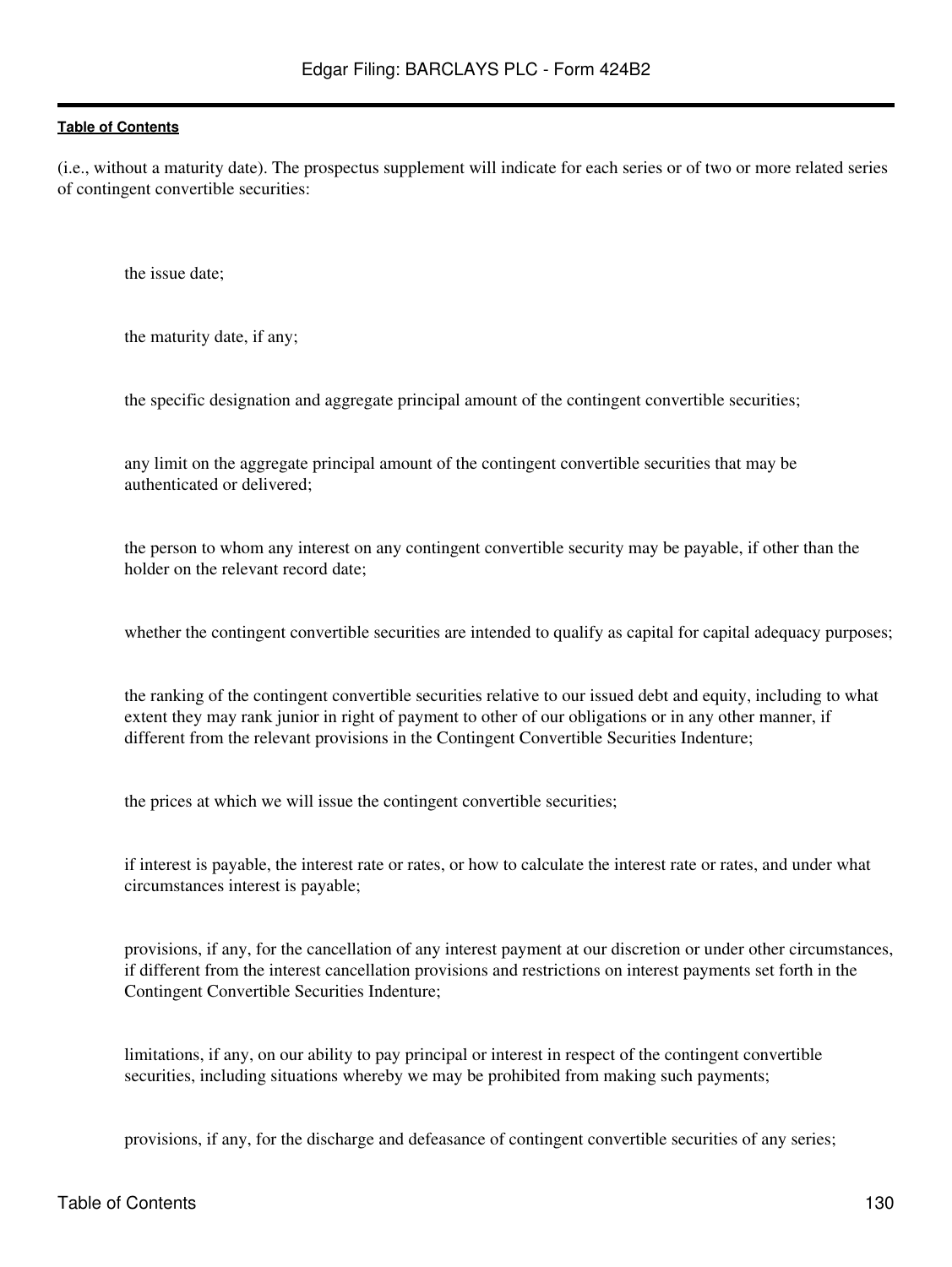(i.e., without a maturity date). The prospectus supplement will indicate for each series or of two or more related series of contingent convertible securities:

- the issue date;
- the maturity date, if any;
- the specific designation and aggregate principal amount of the contingent convertible securities;
- any limit on the aggregate principal amount of the contingent convertible securities that may be authenticated or delivered;
- the person to whom any interest on any contingent convertible security may be payable, if other than the holder on the relevant record date;
- whether the contingent convertible securities are intended to qualify as capital for capital adequacy purposes;
- the ranking of the contingent convertible securities relative to our issued debt and equity, including to what extent they may rank junior in right of payment to other of our obligations or in any other manner, if different from the relevant provisions in the Contingent Convertible Securities Indenture;
- the prices at which we will issue the contingent convertible securities;
- if interest is payable, the interest rate or rates, or how to calculate the interest rate or rates, and under what circumstances interest is payable;
- provisions, if any, for the cancellation of any interest payment at our discretion or under other circumstances, if different from the interest cancellation provisions and restrictions on interest payments set forth in the Contingent Convertible Securities Indenture;
- limitations, if any, on our ability to pay principal or interest in respect of the contingent convertible securities, including situations whereby we may be prohibited from making such payments;
- provisions, if any, for the discharge and defeasance of contingent convertible securities of any series;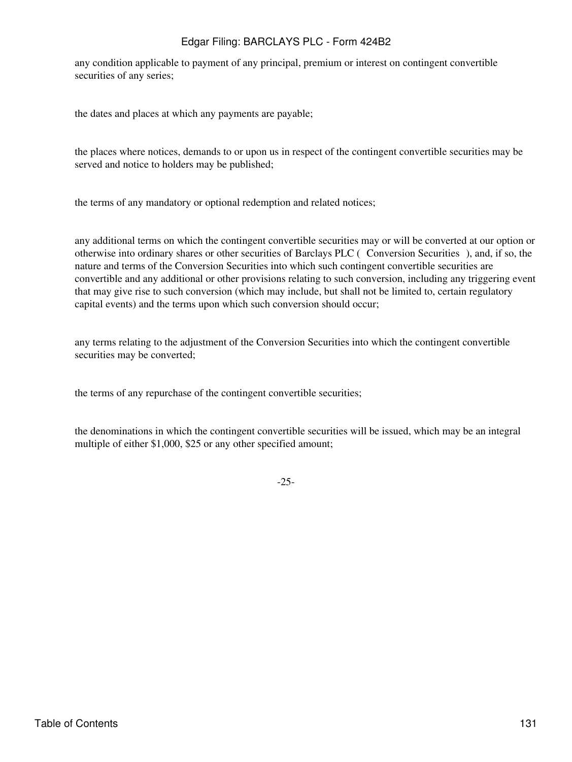any condition applicable to payment of any principal, premium or interest on contingent convertible securities of any series;

the dates and places at which any payments are payable;

the places where notices, demands to or upon us in respect of the contingent convertible securities may be served and notice to holders may be published;

the terms of any mandatory or optional redemption and related notices;

any additional terms on which the contingent convertible securities may or will be converted at our option or otherwise into ordinary shares or other securities of Barclays PLC ( Conversion Securities ), and, if so, the nature and terms of the Conversion Securities into which such contingent convertible securities are convertible and any additional or other provisions relating to such conversion, including any triggering event that may give rise to such conversion (which may include, but shall not be limited to, certain regulatory capital events) and the terms upon which such conversion should occur;

any terms relating to the adjustment of the Conversion Securities into which the contingent convertible securities may be converted;

the terms of any repurchase of the contingent convertible securities;

the denominations in which the contingent convertible securities will be issued, which may be an integral multiple of either $1,000, $25 or any other specified amount;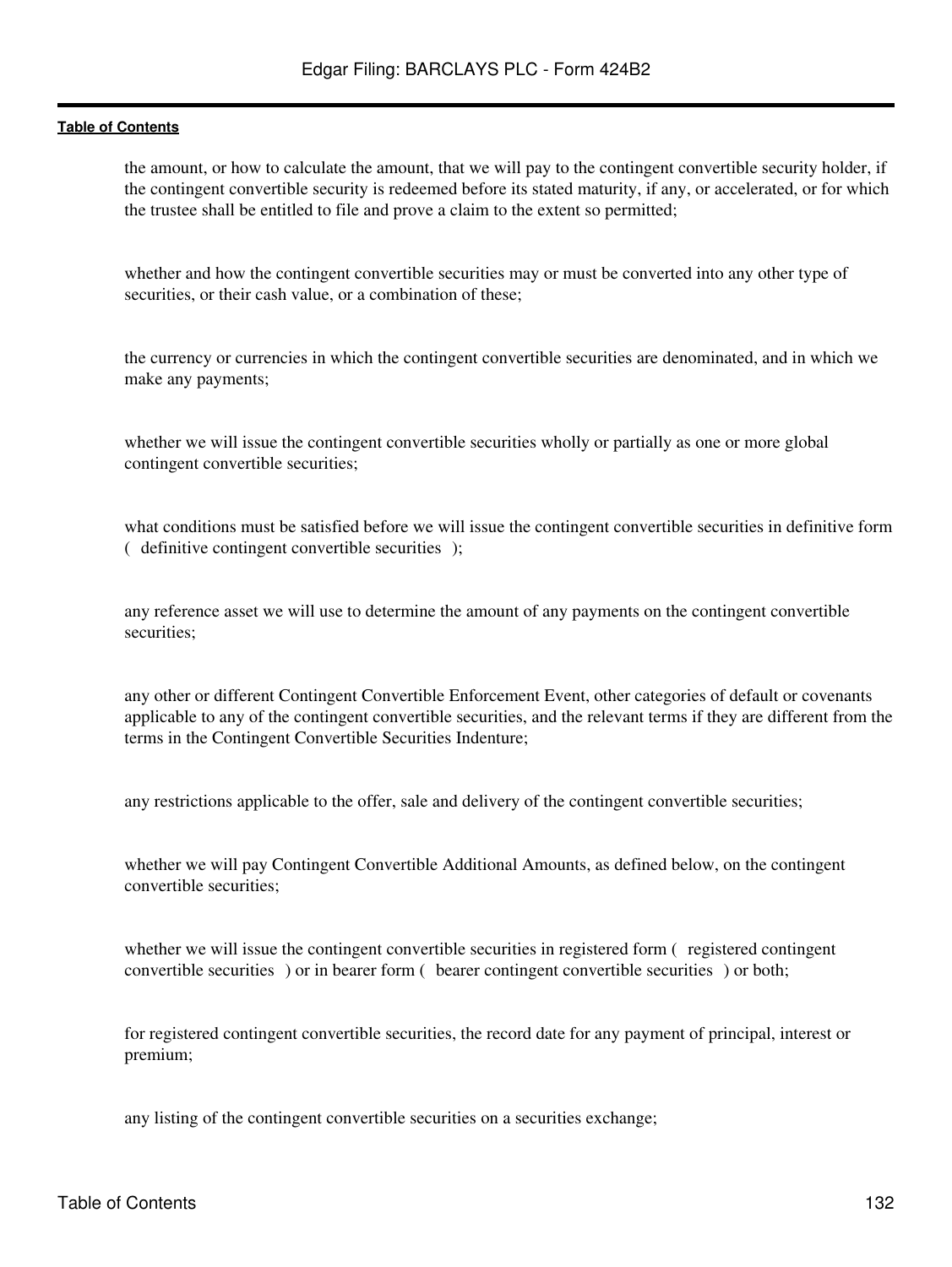- the amount, or how to calculate the amount, that we will pay to the contingent convertible security holder, if the contingent convertible security is redeemed before its stated maturity, if any, or accelerated, or for which the trustee shall be entitled to file and prove a claim to the extent so permitted;

- whether and how the contingent convertible securities may or must be converted into any other type of securities, or their cash value, or a combination of these;

- the currency or currencies in which the contingent convertible securities are denominated, and in which we make any payments;

- whether we will issue the contingent convertible securities wholly or partially as one or more global contingent convertible securities;

- what conditions must be satisfied before we will issue the contingent convertible securities in definitive form ( definitive contingent convertible securities );

- any reference asset we will use to determine the amount of any payments on the contingent convertible securities;

- any other or different Contingent Convertible Enforcement Event, other categories of default or covenants applicable to any of the contingent convertible securities, and the relevant terms if they are different from the terms in the Contingent Convertible Securities Indenture;

- any restrictions applicable to the offer, sale and delivery of the contingent convertible securities;

- whether we will pay Contingent Convertible Additional Amounts, as defined below, on the contingent convertible securities;

- whether we will issue the contingent convertible securities in registered form ( registered contingent convertible securities ) or in bearer form ( bearer contingent convertible securities ) or both;

- for registered contingent convertible securities, the record date for any payment of principal, interest or premium;

- any listing of the contingent convertible securities on a securities exchange;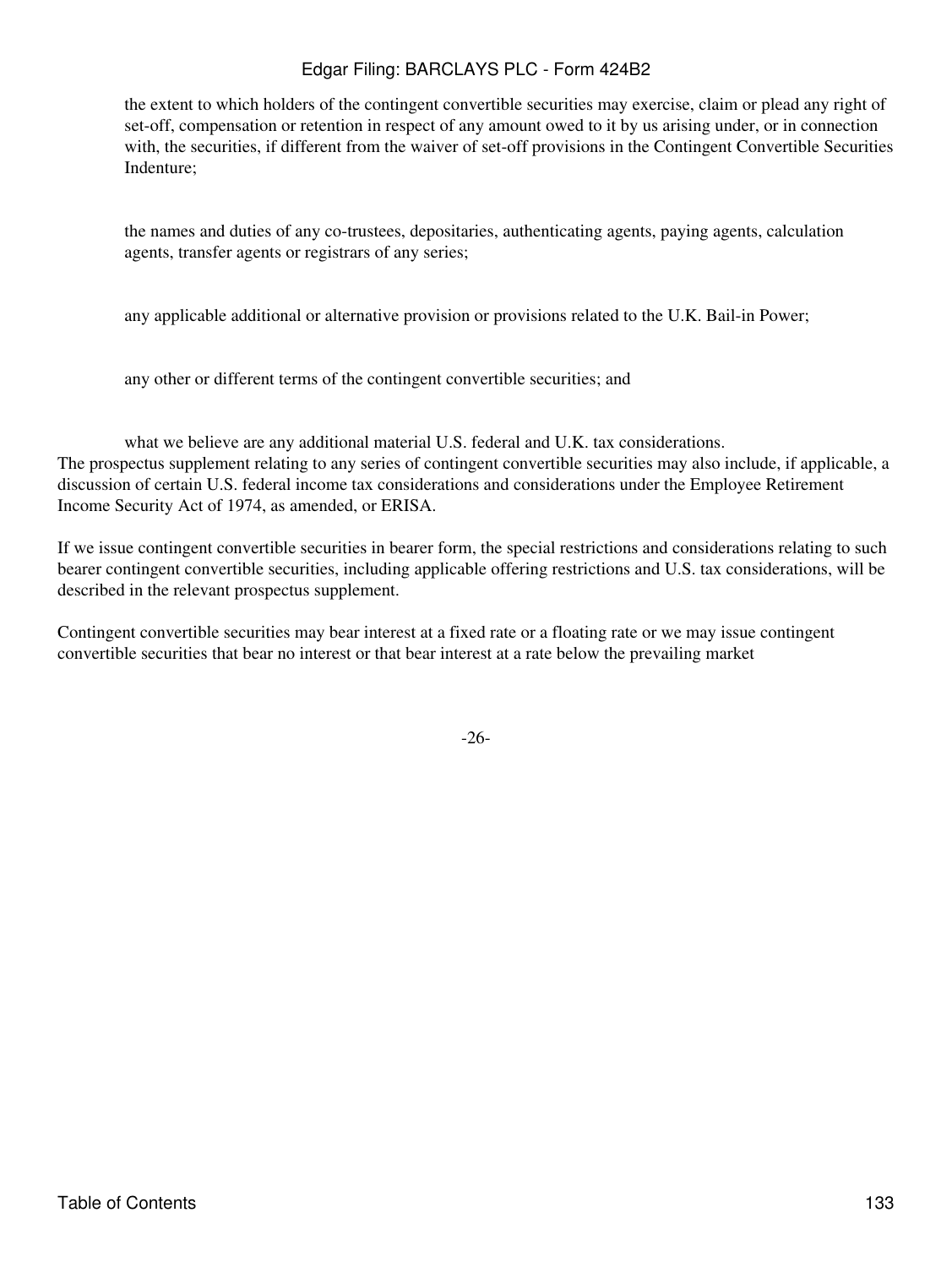- the extent to which holders of the contingent convertible securities may exercise, claim or plead any right of set-off, compensation or retention in respect of any amount owed to it by us arising under, or in connection with, the securities, if different from the waiver of set-off provisions in the Contingent Convertible Securities Indenture;

- the names and duties of any co-trustees, depositaries, authenticating agents, paying agents, calculation agents, transfer agents or registrars of any series;

- any applicable additional or alternative provision or provisions related to the U.K. Bail-in Power;

- any other or different terms of the contingent convertible securities; and

- what we believe are any additional material U.S. federal and U.K. tax considerations.

The prospectus supplement relating to any series of contingent convertible securities may also include, if applicable, a discussion of certain U.S. federal income tax considerations and considerations under the Employee Retirement Income Security Act of 1974, as amended, or ERISA.

If we issue contingent convertible securities in bearer form, the special restrictions and considerations relating to such bearer contingent convertible securities, including applicable offering restrictions and U.S. tax considerations, will be described in the relevant prospectus supplement.

Contingent convertible securities may bear interest at a fixed rate or a floating rate or we may issue contingent convertible securities that bear no interest or that bear interest at a rate below the prevailing market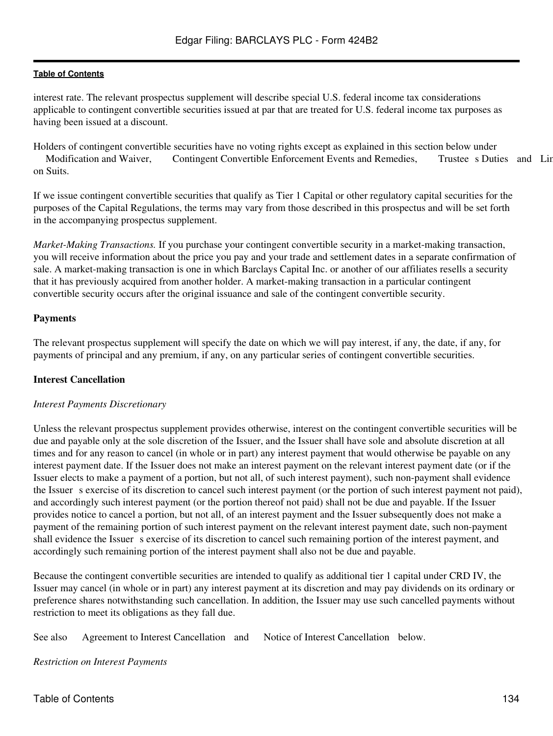interest rate. The relevant prospectus supplement will describe special U.S. federal income tax considerations applicable to contingent convertible securities issued at par that are treated for U.S. federal income tax purposes as having been issued at a discount.

Holders of contingent convertible securities have no voting rights except as explained in this section below under Modification and Waiver, Contingent Convertible Enforcement Events and Remedies, Trustee s Duties and Limitation on Suits.

If we issue contingent convertible securities that qualify as Tier 1 Capital or other regulatory capital securities for the purposes of the Capital Regulations, the terms may vary from those described in this prospectus and will be set forth in the accompanying prospectus supplement.

*Market-Making Transactions.* If you purchase your contingent convertible security in a market-making transaction, you will receive information about the price you pay and your trade and settlement dates in a separate confirmation of sale. A market-making transaction is one in which Barclays Capital Inc. or another of our affiliates resells a security that it has previously acquired from another holder. A market-making transaction in a particular contingent convertible security occurs after the original issuance and sale of the contingent convertible security.

**Payments**

The relevant prospectus supplement will specify the date on which we will pay interest, if any, the date, if any, for payments of principal and any premium, if any, on any particular series of contingent convertible securities.

**Interest Cancellation**

*Interest Payments Discretionary*

Unless the relevant prospectus supplement provides otherwise, interest on the contingent convertible securities will be due and payable only at the sole discretion of the Issuer, and the Issuer shall have sole and absolute discretion at all times and for any reason to cancel (in whole or in part) any interest payment that would otherwise be payable on any interest payment date. If the Issuer does not make an interest payment on the relevant interest payment date (or if the Issuer elects to make a payment of a portion, but not all, of such interest payment), such non-payment shall evidence the Issuer s exercise of its discretion to cancel such interest payment (or the portion of such interest payment not paid), and accordingly such interest payment (or the portion thereof not paid) shall not be due and payable. If the Issuer provides notice to cancel a portion, but not all, of an interest payment and the Issuer subsequently does not make a payment of the remaining portion of such interest payment on the relevant interest payment date, such non-payment shall evidence the Issuer s exercise of its discretion to cancel such remaining portion of the interest payment, and accordingly such remaining portion of the interest payment shall also not be due and payable.

Because the contingent convertible securities are intended to qualify as additional tier 1 capital under CRD IV, the Issuer may cancel (in whole or in part) any interest payment at its discretion and may pay dividends on its ordinary or preference shares notwithstanding such cancellation. In addition, the Issuer may use such cancelled payments without restriction to meet its obligations as they fall due.

See also Agreement to Interest Cancellation and Notice of Interest Cancellation below.

*Restriction on Interest Payments*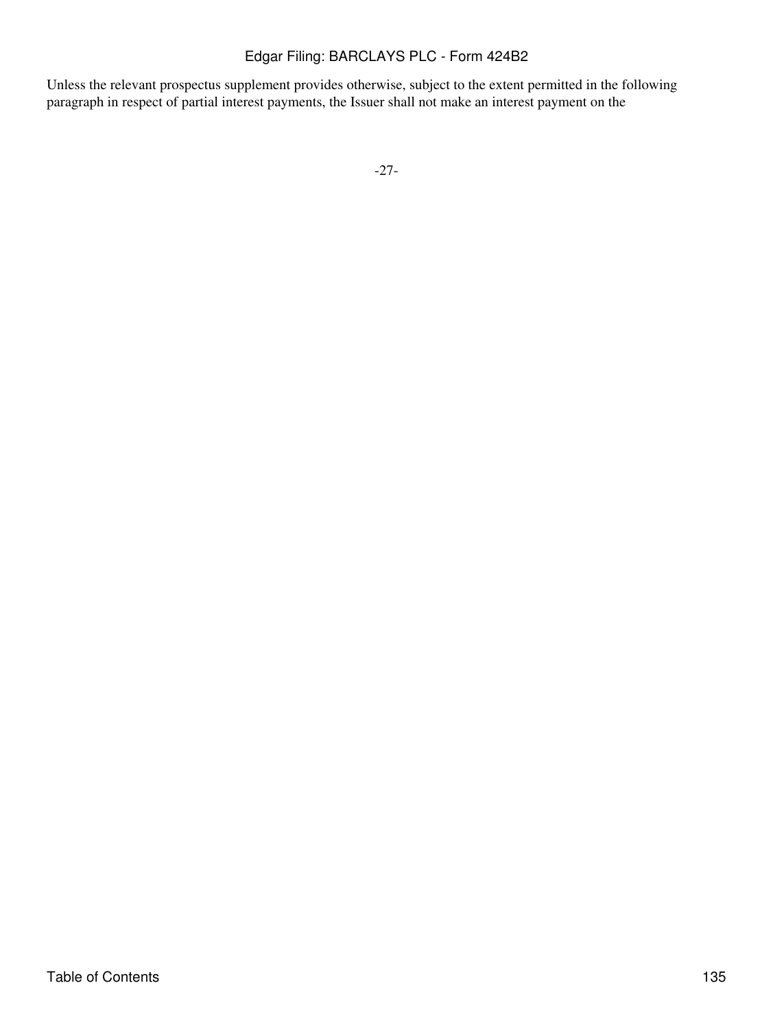Unless the relevant prospectus supplement provides otherwise, subject to the extent permitted in the following paragraph in respect of partial interest payments, the Issuer shall not make an interest payment on the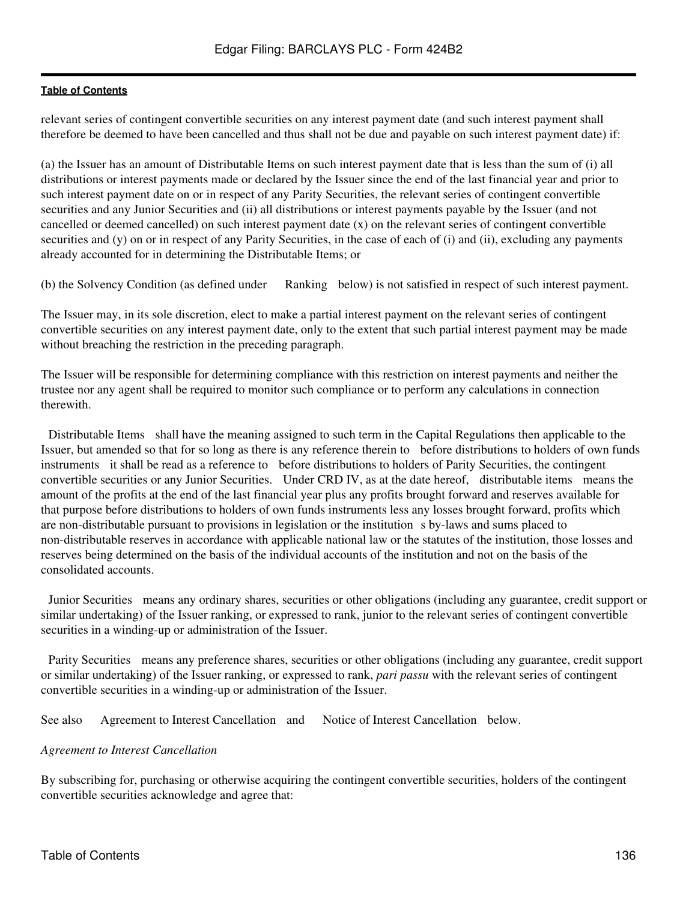relevant series of contingent convertible securities on any interest payment date (and such interest payment shall therefore be deemed to have been cancelled and thus shall not be due and payable on such interest payment date) if:

(a) the Issuer has an amount of Distributable Items on such interest payment date that is less than the sum of (i) all distributions or interest payments made or declared by the Issuer since the end of the last financial year and prior to such interest payment date on or in respect of any Parity Securities, the relevant series of contingent convertible securities and any Junior Securities and (ii) all distributions or interest payments payable by the Issuer (and not cancelled or deemed cancelled) on such interest payment date (x) on the relevant series of contingent convertible securities and (y) on or in respect of any Parity Securities, in the case of each of (i) and (ii), excluding any payments already accounted for in determining the Distributable Items; or

(b) the Solvency Condition (as defined under "Ranking" below) is not satisfied in respect of such interest payment.

The Issuer may, in its sole discretion, elect to make a partial interest payment on the relevant series of contingent convertible securities on any interest payment date, only to the extent that such partial interest payment may be made without breaching the restriction in the preceding paragraph.

The Issuer will be responsible for determining compliance with this restriction on interest payments and neither the trustee nor any agent shall be required to monitor such compliance or to perform any calculations in connection therewith.

"Distributable Items" shall have the meaning assigned to such term in the Capital Regulations then applicable to the Issuer, but amended so that for so long as there is any reference therein to "before distributions to holders of own funds instruments" it shall be read as a reference to "before distributions to holders of Parity Securities, the contingent convertible securities or any Junior Securities." Under CRD IV, as at the date hereof, "distributable items" means the amount of the profits at the end of the last financial year plus any profits brought forward and reserves available for that purpose before distributions to holders of own funds instruments less any losses brought forward, profits which are non-distributable pursuant to provisions in legislation or the institution's by-laws and sums placed to non-distributable reserves in accordance with applicable national law or the statutes of the institution, those losses and reserves being determined on the basis of the individual accounts of the institution and not on the basis of the consolidated accounts.

"Junior Securities" means any ordinary shares, securities or other obligations (including any guarantee, credit support or similar undertaking) of the Issuer ranking, or expressed to rank, junior to the relevant series of contingent convertible securities in a winding-up or administration of the Issuer.

"Parity Securities" means any preference shares, securities or other obligations (including any guarantee, credit support or similar undertaking) of the Issuer ranking, or expressed to rank, *pari passu* with the relevant series of contingent convertible securities in a winding-up or administration of the Issuer.

See also "Agreement to Interest Cancellation" and "Notice of Interest Cancellation" below.

*Agreement to Interest Cancellation*

By subscribing for, purchasing or otherwise acquiring the contingent convertible securities, holders of the contingent convertible securities acknowledge and agree that: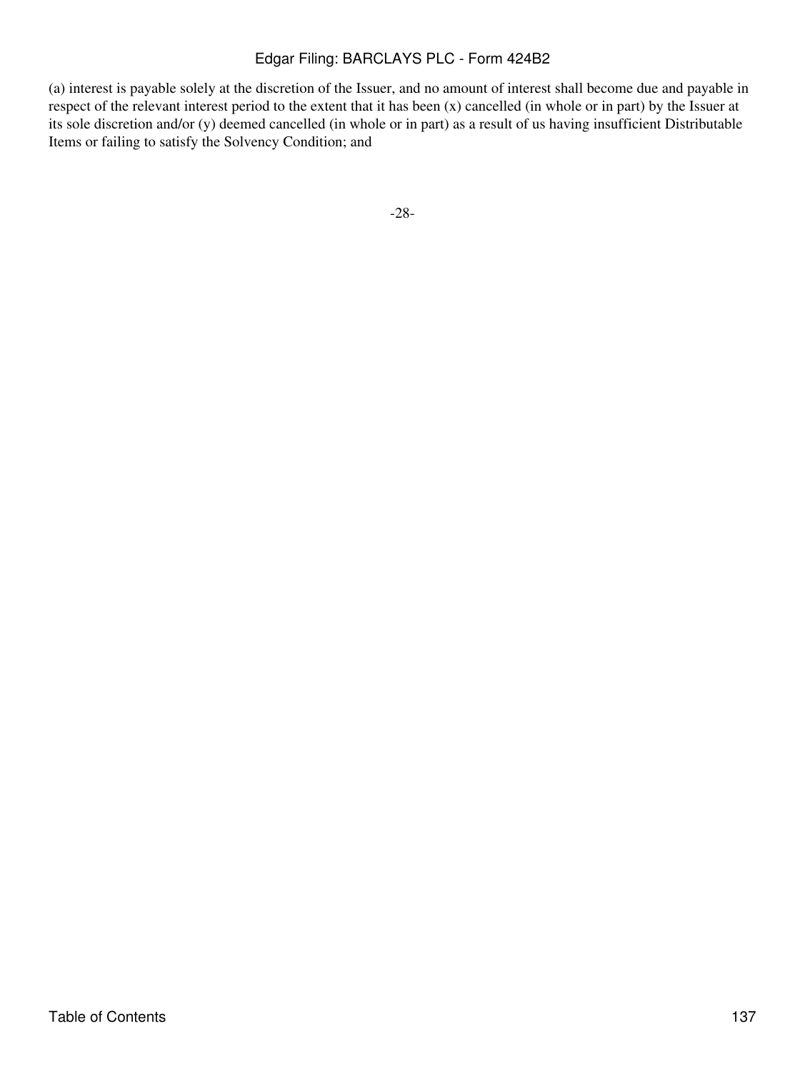(a) interest is payable solely at the discretion of the Issuer, and no amount of interest shall become due and payable in respect of the relevant interest period to the extent that it has been (x) cancelled (in whole or in part) by the Issuer at its sole discretion and/or (y) deemed cancelled (in whole or in part) as a result of us having insufficient Distributable Items or failing to satisfy the Solvency Condition; and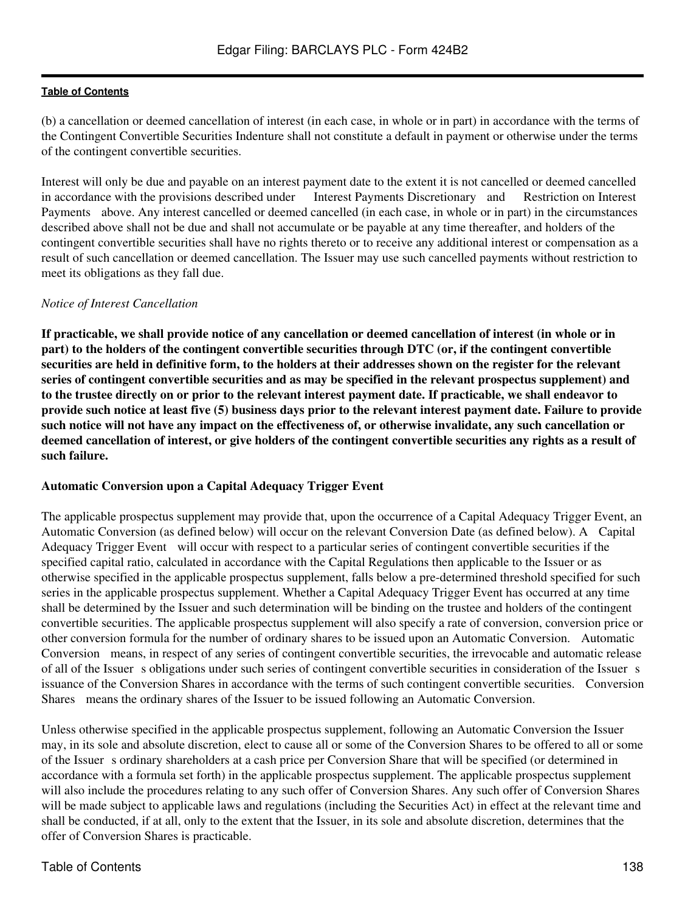(b) a cancellation or deemed cancellation of interest (in each case, in whole or in part) in accordance with the terms of the Contingent Convertible Securities Indenture shall not constitute a default in payment or otherwise under the terms of the contingent convertible securities.

Interest will only be due and payable on an interest payment date to the extent it is not cancelled or deemed cancelled in accordance with the provisions described under  Interest Payments Discretionary  and  Restriction on Interest Payments  above. Any interest cancelled or deemed cancelled (in each case, in whole or in part) in the circumstances described above shall not be due and shall not accumulate or be payable at any time thereafter, and holders of the contingent convertible securities shall have no rights thereto or to receive any additional interest or compensation as a result of such cancellation or deemed cancellation. The Issuer may use such cancelled payments without restriction to meet its obligations as they fall due.

*Notice of Interest Cancellation*

**If practicable, we shall provide notice of any cancellation or deemed cancellation of interest (in whole or in part) to the holders of the contingent convertible securities through DTC (or, if the contingent convertible securities are held in definitive form, to the holders at their addresses shown on the register for the relevant series of contingent convertible securities and as may be specified in the relevant prospectus supplement) and to the trustee directly on or prior to the relevant interest payment date. If practicable, we shall endeavor to provide such notice at least five (5) business days prior to the relevant interest payment date. Failure to provide such notice will not have any impact on the effectiveness of, or otherwise invalidate, any such cancellation or deemed cancellation of interest, or give holders of the contingent convertible securities any rights as a result of such failure.**

**Automatic Conversion upon a Capital Adequacy Trigger Event**

The applicable prospectus supplement may provide that, upon the occurrence of a Capital Adequacy Trigger Event, an Automatic Conversion (as defined below) will occur on the relevant Conversion Date (as defined below). A  Capital Adequacy Trigger Event  will occur with respect to a particular series of contingent convertible securities if the specified capital ratio, calculated in accordance with the Capital Regulations then applicable to the Issuer or as otherwise specified in the applicable prospectus supplement, falls below a pre-determined threshold specified for such series in the applicable prospectus supplement. Whether a Capital Adequacy Trigger Event has occurred at any time shall be determined by the Issuer and such determination will be binding on the trustee and holders of the contingent convertible securities. The applicable prospectus supplement will also specify a rate of conversion, conversion price or other conversion formula for the number of ordinary shares to be issued upon an Automatic Conversion.  Automatic Conversion  means, in respect of any series of contingent convertible securities, the irrevocable and automatic release of all of the Issuer s obligations under such series of contingent convertible securities in consideration of the Issuer s issuance of the Conversion Shares in accordance with the terms of such contingent convertible securities.  Conversion Shares  means the ordinary shares of the Issuer to be issued following an Automatic Conversion.

Unless otherwise specified in the applicable prospectus supplement, following an Automatic Conversion the Issuer may, in its sole and absolute discretion, elect to cause all or some of the Conversion Shares to be offered to all or some of the Issuer s ordinary shareholders at a cash price per Conversion Share that will be specified (or determined in accordance with a formula set forth) in the applicable prospectus supplement. The applicable prospectus supplement will also include the procedures relating to any such offer of Conversion Shares. Any such offer of Conversion Shares will be made subject to applicable laws and regulations (including the Securities Act) in effect at the relevant time and shall be conducted, if at all, only to the extent that the Issuer, in its sole and absolute discretion, determines that the offer of Conversion Shares is practicable.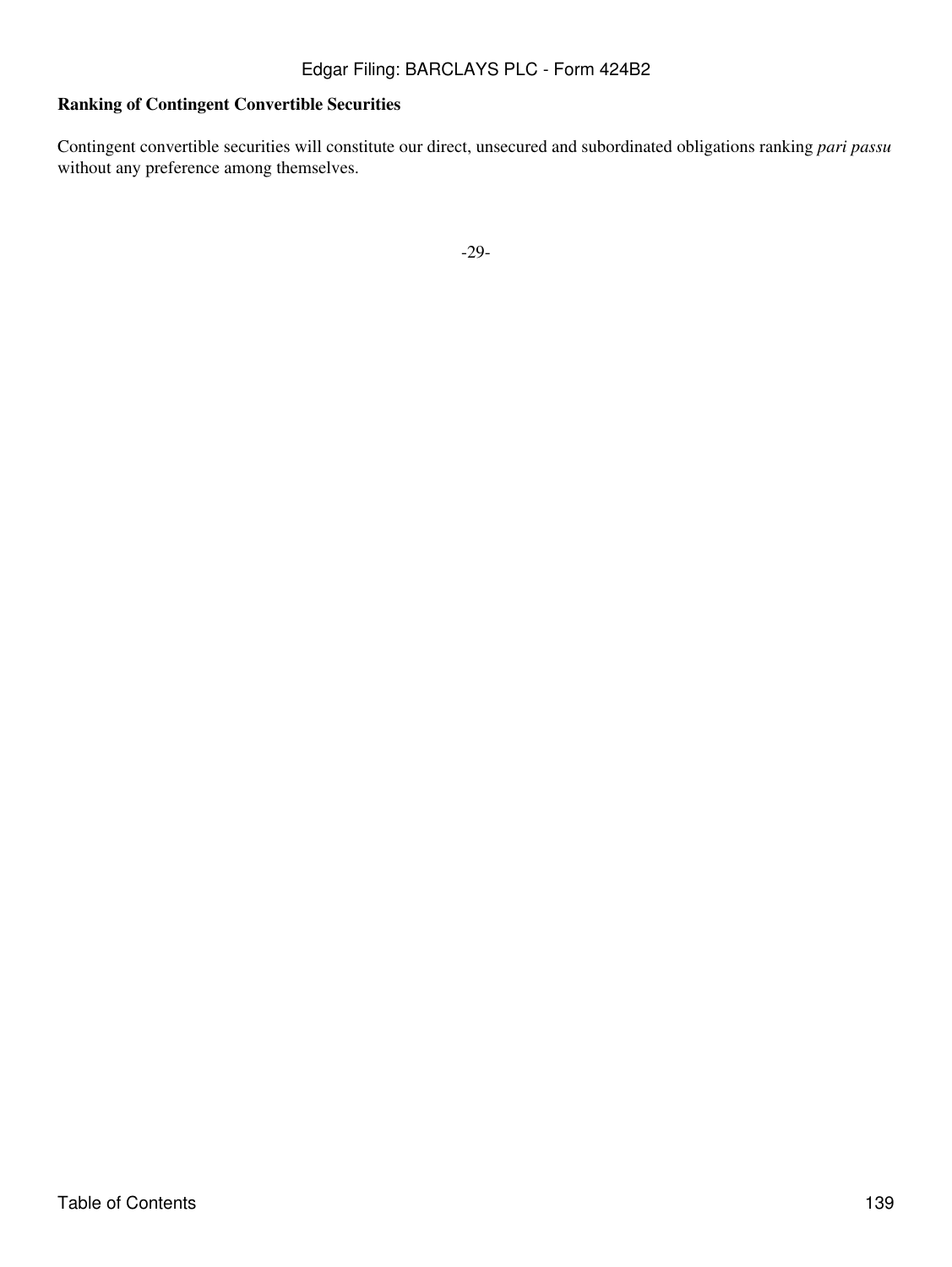**Ranking of Contingent Convertible Securities**

Contingent convertible securities will constitute our direct, unsecured and subordinated obligations ranking *pari passu* without any preference among themselves.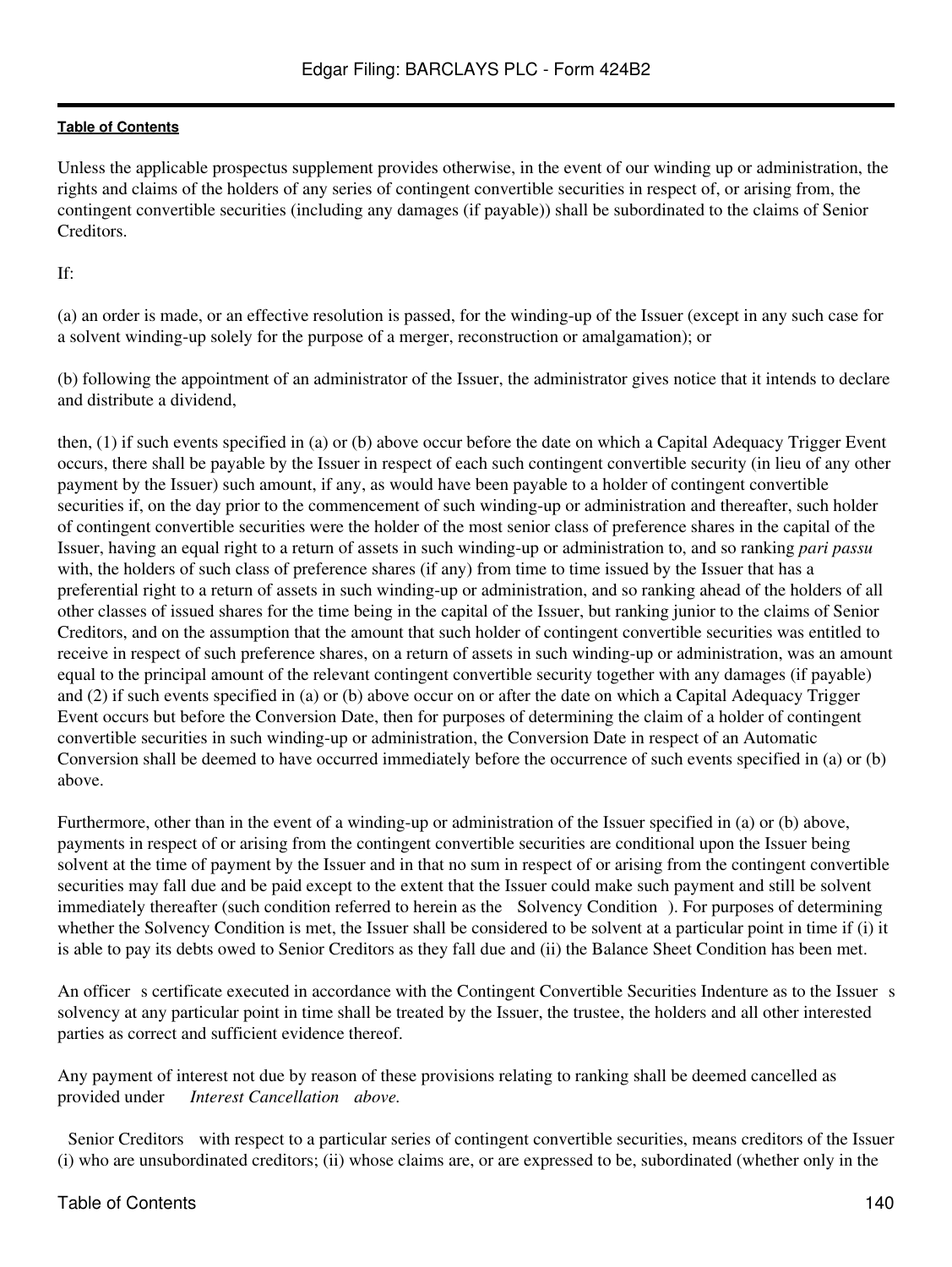Unless the applicable prospectus supplement provides otherwise, in the event of our winding up or administration, the rights and claims of the holders of any series of contingent convertible securities in respect of, or arising from, the contingent convertible securities (including any damages (if payable)) shall be subordinated to the claims of Senior Creditors.

If:

(a) an order is made, or an effective resolution is passed, for the winding-up of the Issuer (except in any such case for a solvent winding-up solely for the purpose of a merger, reconstruction or amalgamation); or

(b) following the appointment of an administrator of the Issuer, the administrator gives notice that it intends to declare and distribute a dividend,

then, (1) if such events specified in (a) or (b) above occur before the date on which a Capital Adequacy Trigger Event occurs, there shall be payable by the Issuer in respect of each such contingent convertible security (in lieu of any other payment by the Issuer) such amount, if any, as would have been payable to a holder of contingent convertible securities if, on the day prior to the commencement of such winding-up or administration and thereafter, such holder of contingent convertible securities were the holder of the most senior class of preference shares in the capital of the Issuer, having an equal right to a return of assets in such winding-up or administration to, and so ranking *pari passu* with, the holders of such class of preference shares (if any) from time to time issued by the Issuer that has a preferential right to a return of assets in such winding-up or administration, and so ranking ahead of the holders of all other classes of issued shares for the time being in the capital of the Issuer, but ranking junior to the claims of Senior Creditors, and on the assumption that the amount that such holder of contingent convertible securities was entitled to receive in respect of such preference shares, on a return of assets in such winding-up or administration, was an amount equal to the principal amount of the relevant contingent convertible security together with any damages (if payable) and (2) if such events specified in (a) or (b) above occur on or after the date on which a Capital Adequacy Trigger Event occurs but before the Conversion Date, then for purposes of determining the claim of a holder of contingent convertible securities in such winding-up or administration, the Conversion Date in respect of an Automatic Conversion shall be deemed to have occurred immediately before the occurrence of such events specified in (a) or (b) above.

Furthermore, other than in the event of a winding-up or administration of the Issuer specified in (a) or (b) above, payments in respect of or arising from the contingent convertible securities are conditional upon the Issuer being solvent at the time of payment by the Issuer and in that no sum in respect of or arising from the contingent convertible securities may fall due and be paid except to the extent that the Issuer could make such payment and still be solvent immediately thereafter (such condition referred to herein as the "Solvency Condition"). For purposes of determining whether the Solvency Condition is met, the Issuer shall be considered to be solvent at a particular point in time if (i) it is able to pay its debts owed to Senior Creditors as they fall due and (ii) the Balance Sheet Condition has been met.

An officer's certificate executed in accordance with the Contingent Convertible Securities Indenture as to the Issuer's solvency at any particular point in time shall be treated by the Issuer, the trustee, the holders and all other interested parties as correct and sufficient evidence thereof.

Any payment of interest not due by reason of these provisions relating to ranking shall be deemed cancelled as provided under "*Interest Cancellation*" *above.*

"Senior Creditors" with respect to a particular series of contingent convertible securities, means creditors of the Issuer (i) who are unsubordinated creditors; (ii) whose claims are, or are expressed to be, subordinated (whether only in the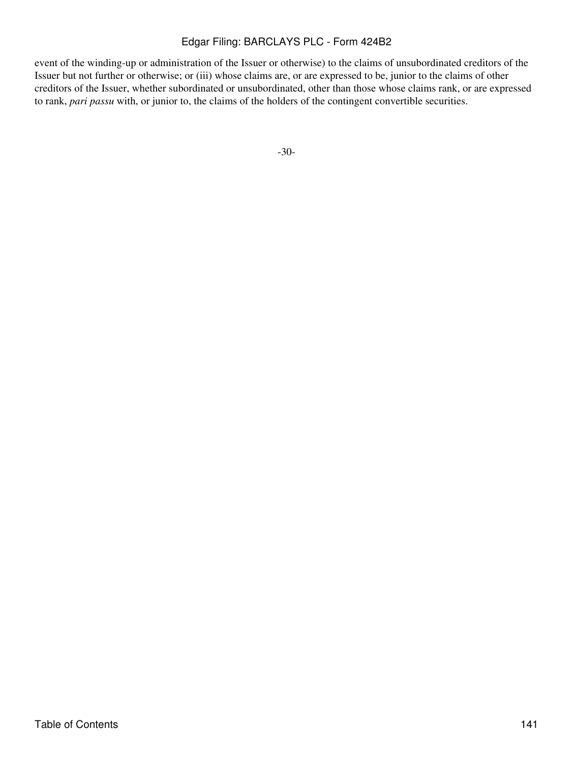event of the winding-up or administration of the Issuer or otherwise) to the claims of unsubordinated creditors of the Issuer but not further or otherwise; or (iii) whose claims are, or are expressed to be, junior to the claims of other creditors of the Issuer, whether subordinated or unsubordinated, other than those whose claims rank, or are expressed to rank, *pari passu* with, or junior to, the claims of the holders of the contingent convertible securities.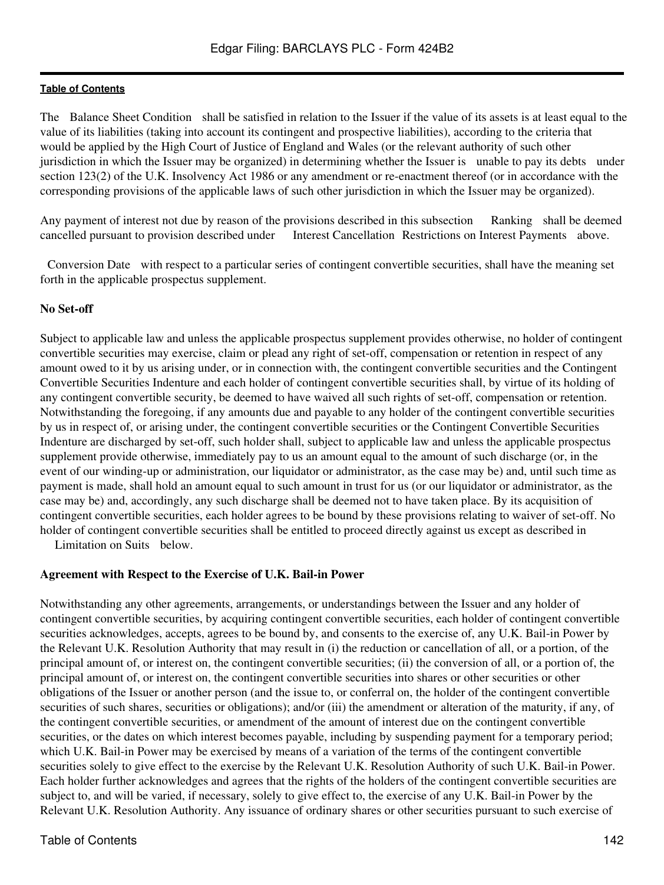The "Balance Sheet Condition" shall be satisfied in relation to the Issuer if the value of its assets is at least equal to the value of its liabilities (taking into account its contingent and prospective liabilities), according to the criteria that would be applied by the High Court of Justice of England and Wales (or the relevant authority of such other jurisdiction in which the Issuer may be organized) in determining whether the Issuer is "unable to pay its debts" under section 123(2) of the U.K. Insolvency Act 1986 or any amendment or re-enactment thereof (or in accordance with the corresponding provisions of the applicable laws of such other jurisdiction in which the Issuer may be organized).

Any payment of interest not due by reason of the provisions described in this subsection "—Ranking" shall be deemed cancelled pursuant to provision described under "—Interest Cancellation—Restrictions on Interest Payments" above.

"Conversion Date" with respect to a particular series of contingent convertible securities, shall have the meaning set forth in the applicable prospectus supplement.

**No Set-off**

Subject to applicable law and unless the applicable prospectus supplement provides otherwise, no holder of contingent convertible securities may exercise, claim or plead any right of set-off, compensation or retention in respect of any amount owed to it by us arising under, or in connection with, the contingent convertible securities and the Contingent Convertible Securities Indenture and each holder of contingent convertible securities shall, by virtue of its holding of any contingent convertible security, be deemed to have waived all such rights of set-off, compensation or retention. Notwithstanding the foregoing, if any amounts due and payable to any holder of the contingent convertible securities by us in respect of, or arising under, the contingent convertible securities or the Contingent Convertible Securities Indenture are discharged by set-off, such holder shall, subject to applicable law and unless the applicable prospectus supplement provide otherwise, immediately pay to us an amount equal to the amount of such discharge (or, in the event of our winding-up or administration, our liquidator or administrator, as the case may be) and, until such time as payment is made, shall hold an amount equal to such amount in trust for us (or our liquidator or administrator, as the case may be) and, accordingly, any such discharge shall be deemed not to have taken place. By its acquisition of contingent convertible securities, each holder agrees to be bound by these provisions relating to waiver of set-off. No holder of contingent convertible securities shall be entitled to proceed directly against us except as described in "—Limitation on Suits" below.

**Agreement with Respect to the Exercise of U.K. Bail-in Power**

Notwithstanding any other agreements, arrangements, or understandings between the Issuer and any holder of contingent convertible securities, by acquiring contingent convertible securities, each holder of contingent convertible securities acknowledges, accepts, agrees to be bound by, and consents to the exercise of, any U.K. Bail-in Power by the Relevant U.K. Resolution Authority that may result in (i) the reduction or cancellation of all, or a portion, of the principal amount of, or interest on, the contingent convertible securities; (ii) the conversion of all, or a portion of, the principal amount of, or interest on, the contingent convertible securities into shares or other securities or other obligations of the Issuer or another person (and the issue to, or conferral on, the holder of the contingent convertible securities of such shares, securities or obligations); and/or (iii) the amendment or alteration of the maturity, if any, of the contingent convertible securities, or amendment of the amount of interest due on the contingent convertible securities, or the dates on which interest becomes payable, including by suspending payment for a temporary period; which U.K. Bail-in Power may be exercised by means of a variation of the terms of the contingent convertible securities solely to give effect to the exercise by the Relevant U.K. Resolution Authority of such U.K. Bail-in Power. Each holder further acknowledges and agrees that the rights of the holders of the contingent convertible securities are subject to, and will be varied, if necessary, solely to give effect to, the exercise of any U.K. Bail-in Power by the Relevant U.K. Resolution Authority. Any issuance of ordinary shares or other securities pursuant to such exercise of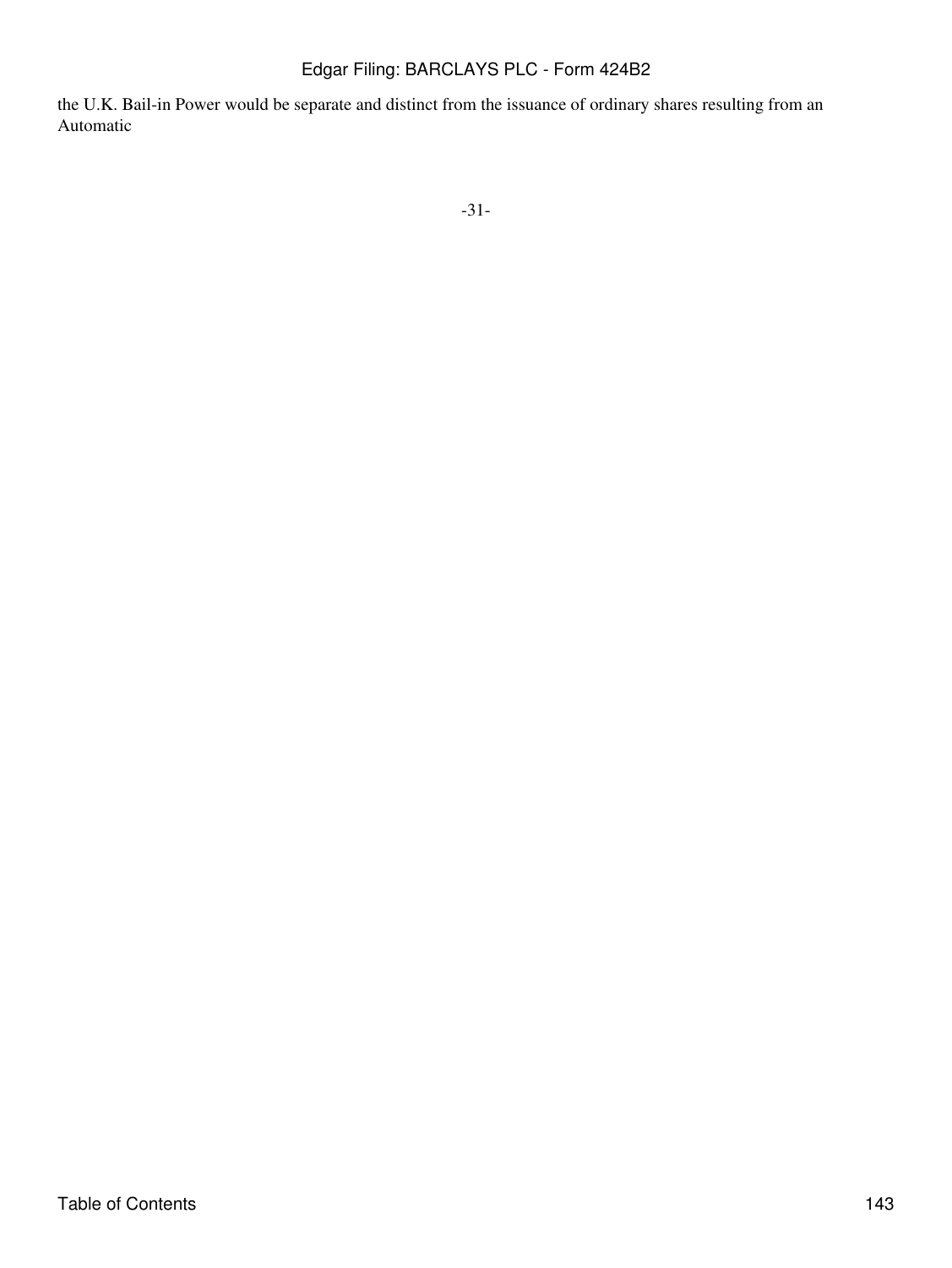the U.K. Bail-in Power would be separate and distinct from the issuance of ordinary shares resulting from an Automatic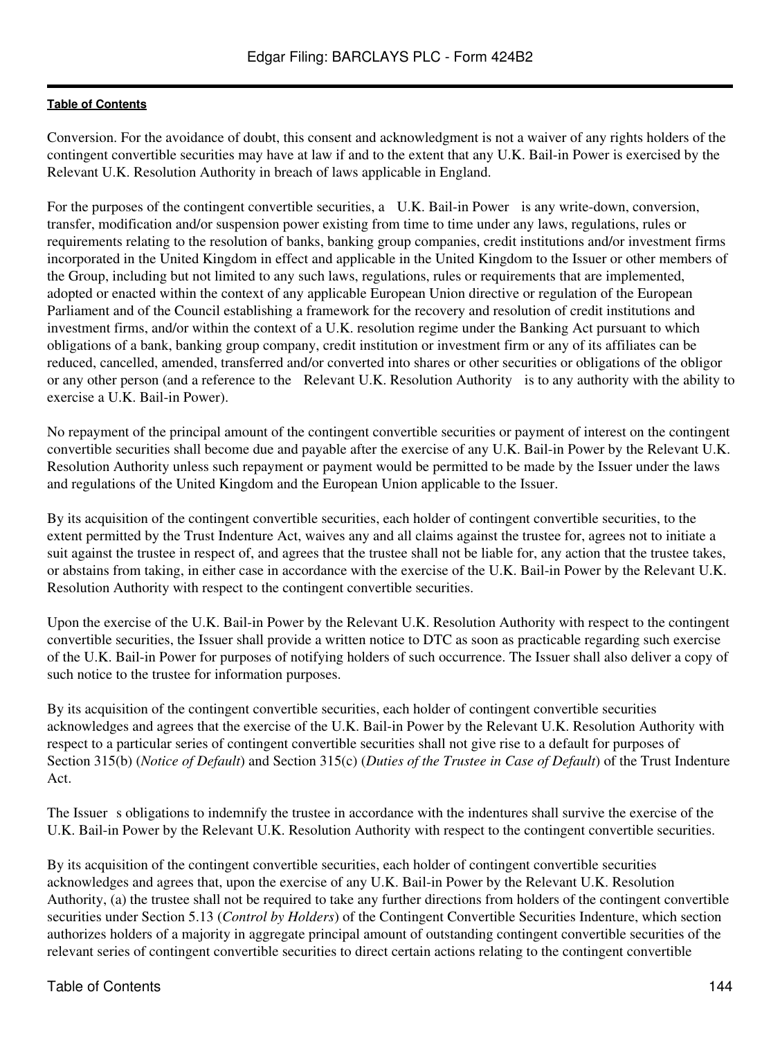Conversion. For the avoidance of doubt, this consent and acknowledgment is not a waiver of any rights holders of the contingent convertible securities may have at law if and to the extent that any U.K. Bail-in Power is exercised by the Relevant U.K. Resolution Authority in breach of laws applicable in England.

For the purposes of the contingent convertible securities, a U.K. Bail-in Power is any write-down, conversion, transfer, modification and/or suspension power existing from time to time under any laws, regulations, rules or requirements relating to the resolution of banks, banking group companies, credit institutions and/or investment firms incorporated in the United Kingdom in effect and applicable in the United Kingdom to the Issuer or other members of the Group, including but not limited to any such laws, regulations, rules or requirements that are implemented, adopted or enacted within the context of any applicable European Union directive or regulation of the European Parliament and of the Council establishing a framework for the recovery and resolution of credit institutions and investment firms, and/or within the context of a U.K. resolution regime under the Banking Act pursuant to which obligations of a bank, banking group company, credit institution or investment firm or any of its affiliates can be reduced, cancelled, amended, transferred and/or converted into shares or other securities or obligations of the obligor or any other person (and a reference to the Relevant U.K. Resolution Authority is to any authority with the ability to exercise a U.K. Bail-in Power).

No repayment of the principal amount of the contingent convertible securities or payment of interest on the contingent convertible securities shall become due and payable after the exercise of any U.K. Bail-in Power by the Relevant U.K. Resolution Authority unless such repayment or payment would be permitted to be made by the Issuer under the laws and regulations of the United Kingdom and the European Union applicable to the Issuer.

By its acquisition of the contingent convertible securities, each holder of contingent convertible securities, to the extent permitted by the Trust Indenture Act, waives any and all claims against the trustee for, agrees not to initiate a suit against the trustee in respect of, and agrees that the trustee shall not be liable for, any action that the trustee takes, or abstains from taking, in either case in accordance with the exercise of the U.K. Bail-in Power by the Relevant U.K. Resolution Authority with respect to the contingent convertible securities.

Upon the exercise of the U.K. Bail-in Power by the Relevant U.K. Resolution Authority with respect to the contingent convertible securities, the Issuer shall provide a written notice to DTC as soon as practicable regarding such exercise of the U.K. Bail-in Power for purposes of notifying holders of such occurrence. The Issuer shall also deliver a copy of such notice to the trustee for information purposes.

By its acquisition of the contingent convertible securities, each holder of contingent convertible securities acknowledges and agrees that the exercise of the U.K. Bail-in Power by the Relevant U.K. Resolution Authority with respect to a particular series of contingent convertible securities shall not give rise to a default for purposes of Section 315(b) (*Notice of Default*) and Section 315(c) (*Duties of the Trustee in Case of Default*) of the Trust Indenture Act.

The Issuer s obligations to indemnify the trustee in accordance with the indentures shall survive the exercise of the U.K. Bail-in Power by the Relevant U.K. Resolution Authority with respect to the contingent convertible securities.

By its acquisition of the contingent convertible securities, each holder of contingent convertible securities acknowledges and agrees that, upon the exercise of any U.K. Bail-in Power by the Relevant U.K. Resolution Authority, (a) the trustee shall not be required to take any further directions from holders of the contingent convertible securities under Section 5.13 (*Control by Holders*) of the Contingent Convertible Securities Indenture, which section authorizes holders of a majority in aggregate principal amount of outstanding contingent convertible securities of the relevant series of contingent convertible securities to direct certain actions relating to the contingent convertible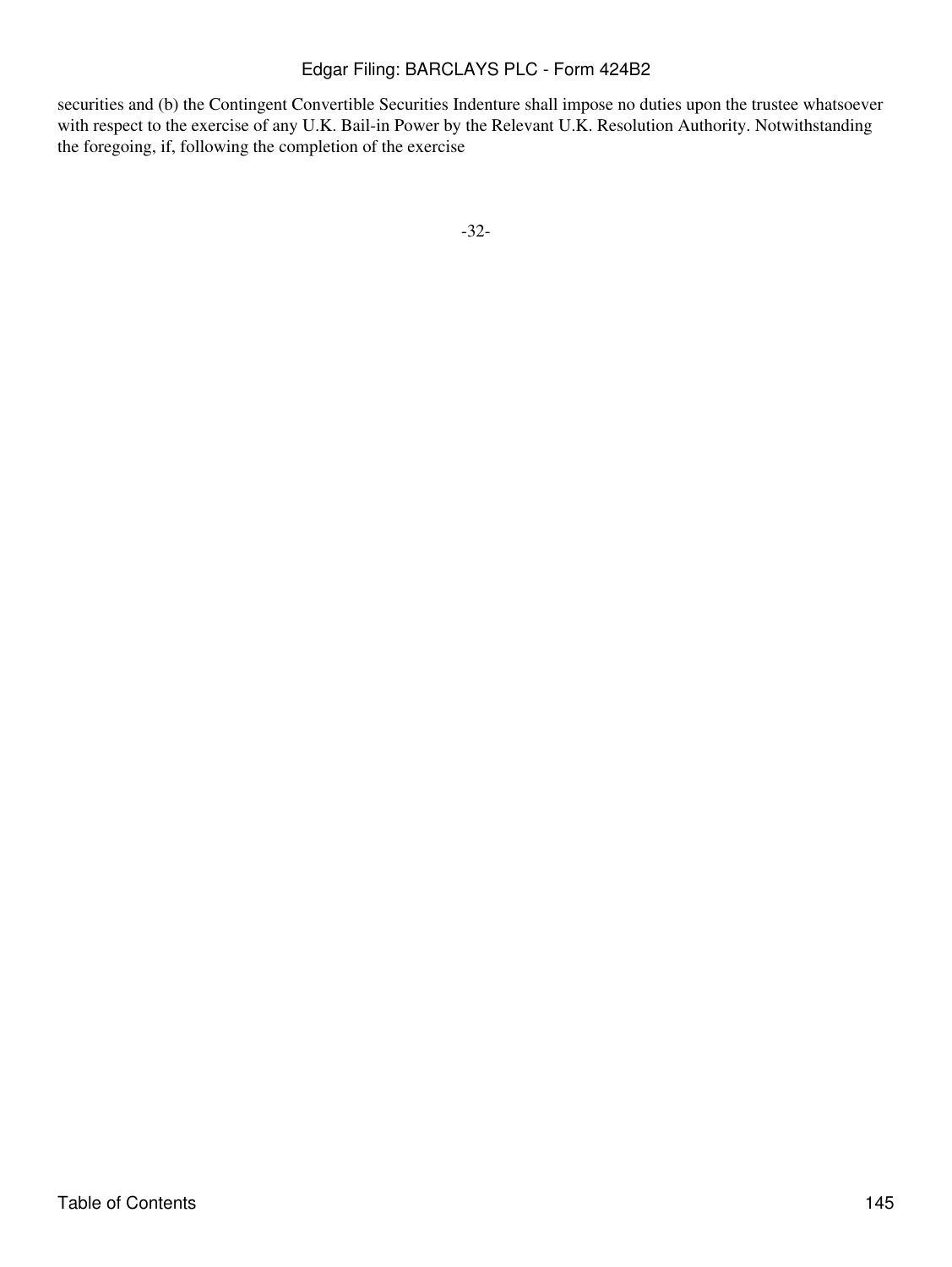securities and (b) the Contingent Convertible Securities Indenture shall impose no duties upon the trustee whatsoever with respect to the exercise of any U.K. Bail-in Power by the Relevant U.K. Resolution Authority. Notwithstanding the foregoing, if, following the completion of the exercise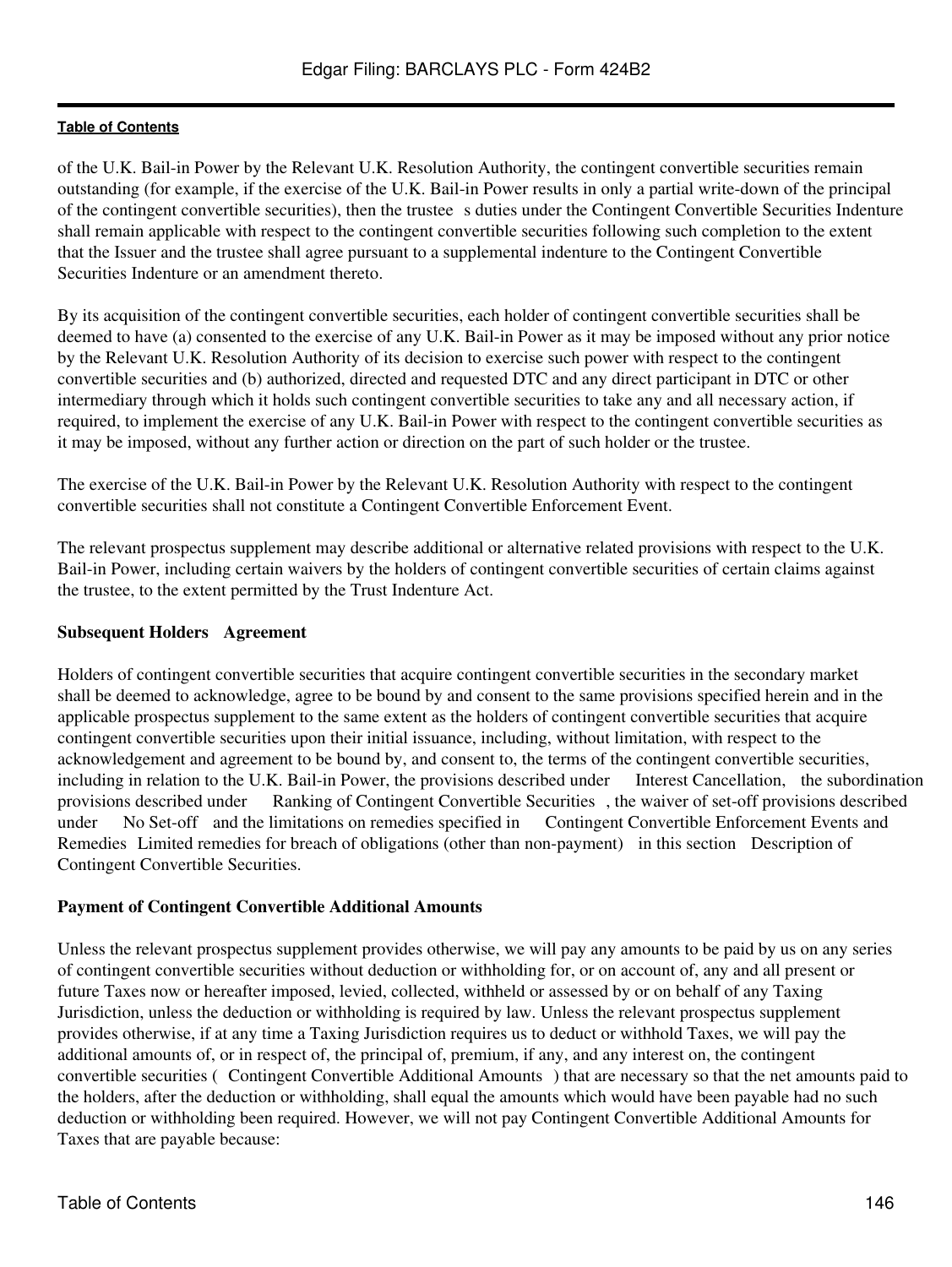of the U.K. Bail-in Power by the Relevant U.K. Resolution Authority, the contingent convertible securities remain outstanding (for example, if the exercise of the U.K. Bail-in Power results in only a partial write-down of the principal of the contingent convertible securities), then the trustee s duties under the Contingent Convertible Securities Indenture shall remain applicable with respect to the contingent convertible securities following such completion to the extent that the Issuer and the trustee shall agree pursuant to a supplemental indenture to the Contingent Convertible Securities Indenture or an amendment thereto.

By its acquisition of the contingent convertible securities, each holder of contingent convertible securities shall be deemed to have (a) consented to the exercise of any U.K. Bail-in Power as it may be imposed without any prior notice by the Relevant U.K. Resolution Authority of its decision to exercise such power with respect to the contingent convertible securities and (b) authorized, directed and requested DTC and any direct participant in DTC or other intermediary through which it holds such contingent convertible securities to take any and all necessary action, if required, to implement the exercise of any U.K. Bail-in Power with respect to the contingent convertible securities as it may be imposed, without any further action or direction on the part of such holder or the trustee.

The exercise of the U.K. Bail-in Power by the Relevant U.K. Resolution Authority with respect to the contingent convertible securities shall not constitute a Contingent Convertible Enforcement Event.

The relevant prospectus supplement may describe additional or alternative related provisions with respect to the U.K. Bail-in Power, including certain waivers by the holders of contingent convertible securities of certain claims against the trustee, to the extent permitted by the Trust Indenture Act.

**Subsequent Holders Agreement**

Holders of contingent convertible securities that acquire contingent convertible securities in the secondary market shall be deemed to acknowledge, agree to be bound by and consent to the same provisions specified herein and in the applicable prospectus supplement to the same extent as the holders of contingent convertible securities that acquire contingent convertible securities upon their initial issuance, including, without limitation, with respect to the acknowledgement and agreement to be bound by, and consent to, the terms of the contingent convertible securities, including in relation to the U.K. Bail-in Power, the provisions described under Interest Cancellation, the subordination provisions described under Ranking of Contingent Convertible Securities , the waiver of set-off provisions described under No Set-off and the limitations on remedies specified in Contingent Convertible Enforcement Events and Remedies Limited remedies for breach of obligations (other than non-payment) in this section Description of Contingent Convertible Securities.

**Payment of Contingent Convertible Additional Amounts**

Unless the relevant prospectus supplement provides otherwise, we will pay any amounts to be paid by us on any series of contingent convertible securities without deduction or withholding for, or on account of, any and all present or future Taxes now or hereafter imposed, levied, collected, withheld or assessed by or on behalf of any Taxing Jurisdiction, unless the deduction or withholding is required by law. Unless the relevant prospectus supplement provides otherwise, if at any time a Taxing Jurisdiction requires us to deduct or withhold Taxes, we will pay the additional amounts of, or in respect of, the principal of, premium, if any, and any interest on, the contingent convertible securities ( Contingent Convertible Additional Amounts ) that are necessary so that the net amounts paid to the holders, after the deduction or withholding, shall equal the amounts which would have been payable had no such deduction or withholding been required. However, we will not pay Contingent Convertible Additional Amounts for Taxes that are payable because: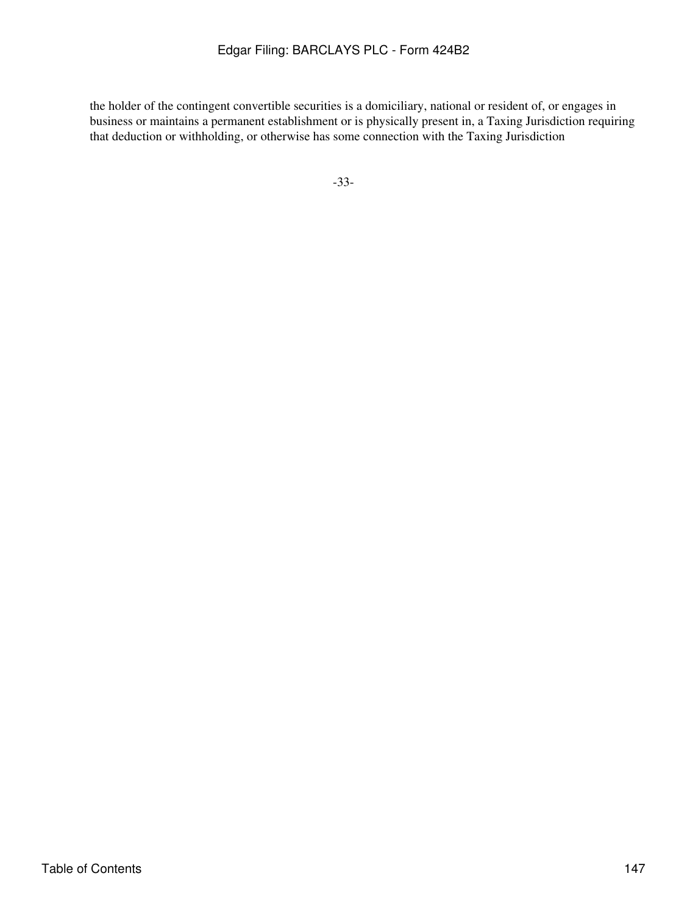the holder of the contingent convertible securities is a domiciliary, national or resident of, or engages in business or maintains a permanent establishment or is physically present in, a Taxing Jurisdiction requiring that deduction or withholding, or otherwise has some connection with the Taxing Jurisdiction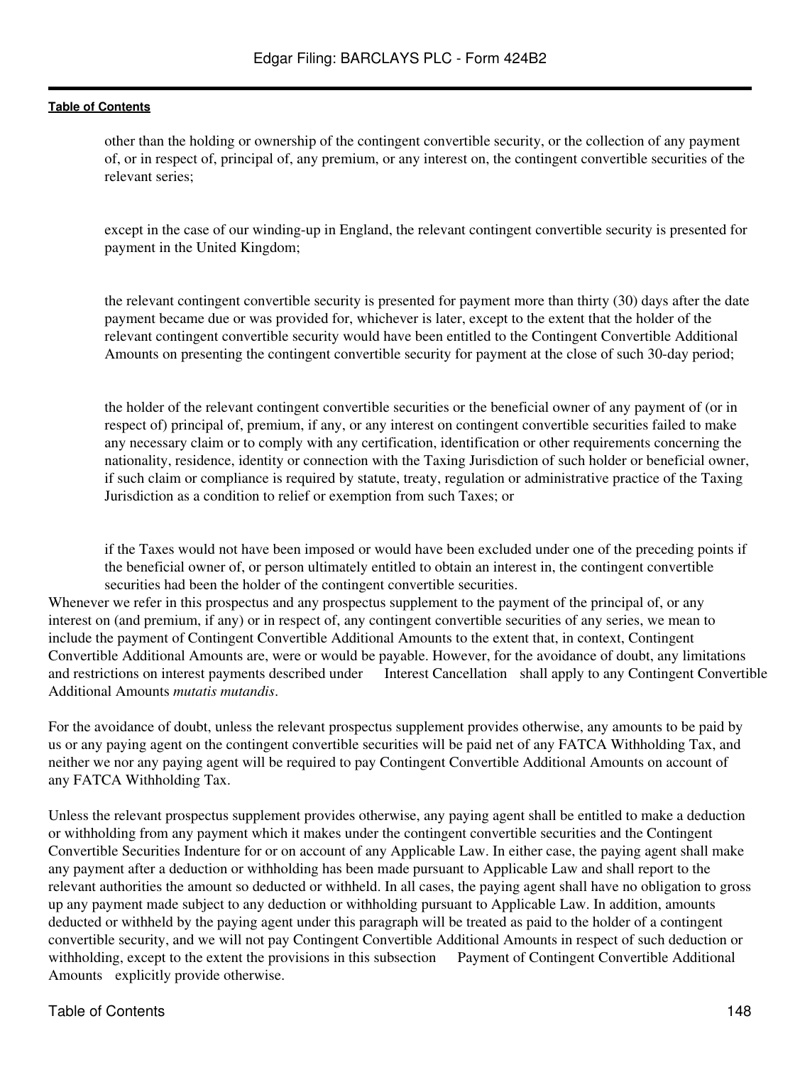other than the holding or ownership of the contingent convertible security, or the collection of any payment of, or in respect of, principal of, any premium, or any interest on, the contingent convertible securities of the relevant series;

except in the case of our winding-up in England, the relevant contingent convertible security is presented for payment in the United Kingdom;

the relevant contingent convertible security is presented for payment more than thirty (30) days after the date payment became due or was provided for, whichever is later, except to the extent that the holder of the relevant contingent convertible security would have been entitled to the Contingent Convertible Additional Amounts on presenting the contingent convertible security for payment at the close of such 30-day period;

the holder of the relevant contingent convertible securities or the beneficial owner of any payment of (or in respect of) principal of, premium, if any, or any interest on contingent convertible securities failed to make any necessary claim or to comply with any certification, identification or other requirements concerning the nationality, residence, identity or connection with the Taxing Jurisdiction of such holder or beneficial owner, if such claim or compliance is required by statute, treaty, regulation or administrative practice of the Taxing Jurisdiction as a condition to relief or exemption from such Taxes; or

if the Taxes would not have been imposed or would have been excluded under one of the preceding points if the beneficial owner of, or person ultimately entitled to obtain an interest in, the contingent convertible securities had been the holder of the contingent convertible securities.

Whenever we refer in this prospectus and any prospectus supplement to the payment of the principal of, or any interest on (and premium, if any) or in respect of, any contingent convertible securities of any series, we mean to include the payment of Contingent Convertible Additional Amounts to the extent that, in context, Contingent Convertible Additional Amounts are, were or would be payable. However, for the avoidance of doubt, any limitations and restrictions on interest payments described under Interest Cancellation shall apply to any Contingent Convertible Additional Amounts *mutatis mutandis*.

For the avoidance of doubt, unless the relevant prospectus supplement provides otherwise, any amounts to be paid by us or any paying agent on the contingent convertible securities will be paid net of any FATCA Withholding Tax, and neither we nor any paying agent will be required to pay Contingent Convertible Additional Amounts on account of any FATCA Withholding Tax.

Unless the relevant prospectus supplement provides otherwise, any paying agent shall be entitled to make a deduction or withholding from any payment which it makes under the contingent convertible securities and the Contingent Convertible Securities Indenture for or on account of any Applicable Law. In either case, the paying agent shall make any payment after a deduction or withholding has been made pursuant to Applicable Law and shall report to the relevant authorities the amount so deducted or withheld. In all cases, the paying agent shall have no obligation to gross up any payment made subject to any deduction or withholding pursuant to Applicable Law. In addition, amounts deducted or withheld by the paying agent under this paragraph will be treated as paid to the holder of a contingent convertible security, and we will not pay Contingent Convertible Additional Amounts in respect of such deduction or withholding, except to the extent the provisions in this subsection Payment of Contingent Convertible Additional Amounts explicitly provide otherwise.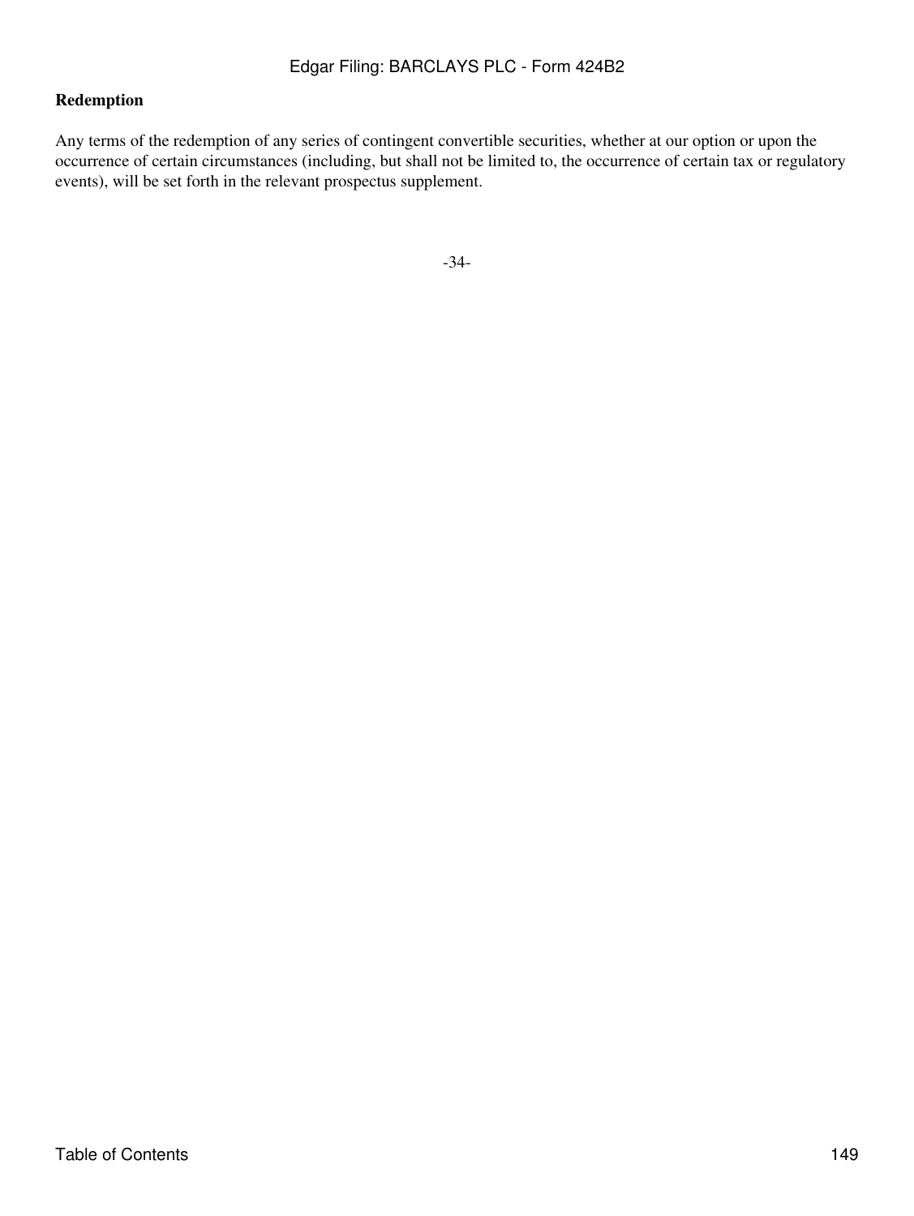**Redemption**

Any terms of the redemption of any series of contingent convertible securities, whether at our option or upon the occurrence of certain circumstances (including, but shall not be limited to, the occurrence of certain tax or regulatory events), will be set forth in the relevant prospectus supplement.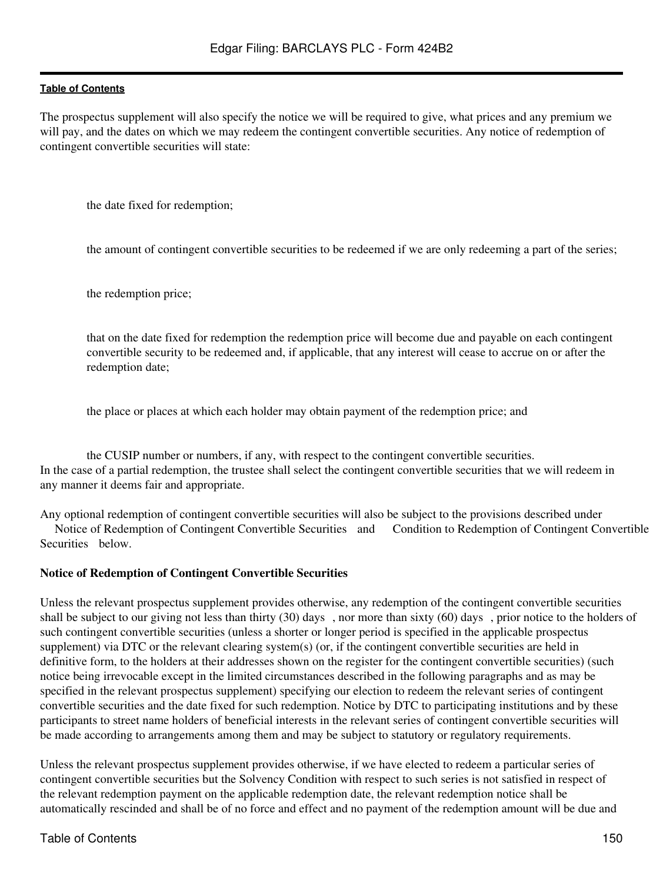The prospectus supplement will also specify the notice we will be required to give, what prices and any premium we will pay, and the dates on which we may redeem the contingent convertible securities. Any notice of redemption of contingent convertible securities will state:

- the date fixed for redemption;
- the amount of contingent convertible securities to be redeemed if we are only redeeming a part of the series;
- the redemption price;
- that on the date fixed for redemption the redemption price will become due and payable on each contingent convertible security to be redeemed and, if applicable, that any interest will cease to accrue on or after the redemption date;
- the place or places at which each holder may obtain payment of the redemption price; and
- the CUSIP number or numbers, if any, with respect to the contingent convertible securities.

In the case of a partial redemption, the trustee shall select the contingent convertible securities that we will redeem in any manner it deems fair and appropriate.

Any optional redemption of contingent convertible securities will also be subject to the provisions described under "Notice of Redemption of Contingent Convertible Securities" and "Condition to Redemption of Contingent Convertible Securities" below.

**Notice of Redemption of Contingent Convertible Securities**

Unless the relevant prospectus supplement provides otherwise, any redemption of the contingent convertible securities shall be subject to our giving not less than thirty (30) days', nor more than sixty (60) days', prior notice to the holders of such contingent convertible securities (unless a shorter or longer period is specified in the applicable prospectus supplement) via DTC or the relevant clearing system(s) (or, if the contingent convertible securities are held in definitive form, to the holders at their addresses shown on the register for the contingent convertible securities) (such notice being irrevocable except in the limited circumstances described in the following paragraphs and as may be specified in the relevant prospectus supplement) specifying our election to redeem the relevant series of contingent convertible securities and the date fixed for such redemption. Notice by DTC to participating institutions and by these participants to street name holders of beneficial interests in the relevant series of contingent convertible securities will be made according to arrangements among them and may be subject to statutory or regulatory requirements.

Unless the relevant prospectus supplement provides otherwise, if we have elected to redeem a particular series of contingent convertible securities but the Solvency Condition with respect to such series is not satisfied in respect of the relevant redemption payment on the applicable redemption date, the relevant redemption notice shall be automatically rescinded and shall be of no force and effect and no payment of the redemption amount will be due and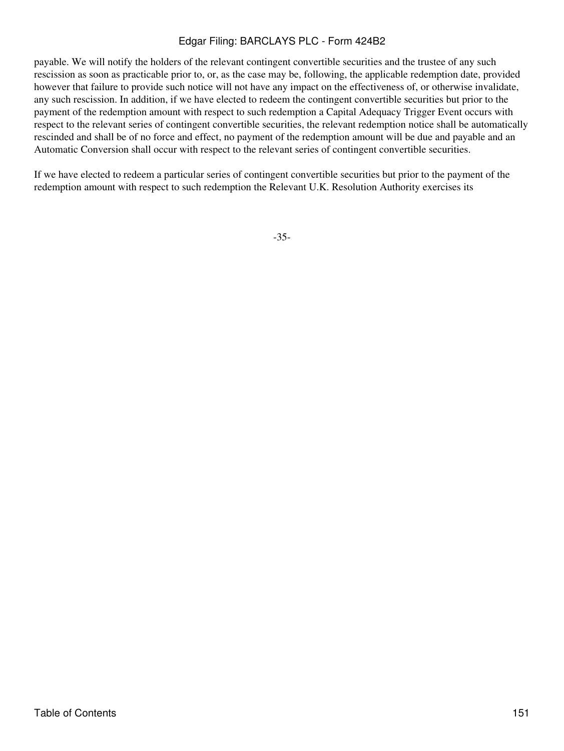payable. We will notify the holders of the relevant contingent convertible securities and the trustee of any such rescission as soon as practicable prior to, or, as the case may be, following, the applicable redemption date, provided however that failure to provide such notice will not have any impact on the effectiveness of, or otherwise invalidate, any such rescission. In addition, if we have elected to redeem the contingent convertible securities but prior to the payment of the redemption amount with respect to such redemption a Capital Adequacy Trigger Event occurs with respect to the relevant series of contingent convertible securities, the relevant redemption notice shall be automatically rescinded and shall be of no force and effect, no payment of the redemption amount will be due and payable and an Automatic Conversion shall occur with respect to the relevant series of contingent convertible securities.

If we have elected to redeem a particular series of contingent convertible securities but prior to the payment of the redemption amount with respect to such redemption the Relevant U.K. Resolution Authority exercises its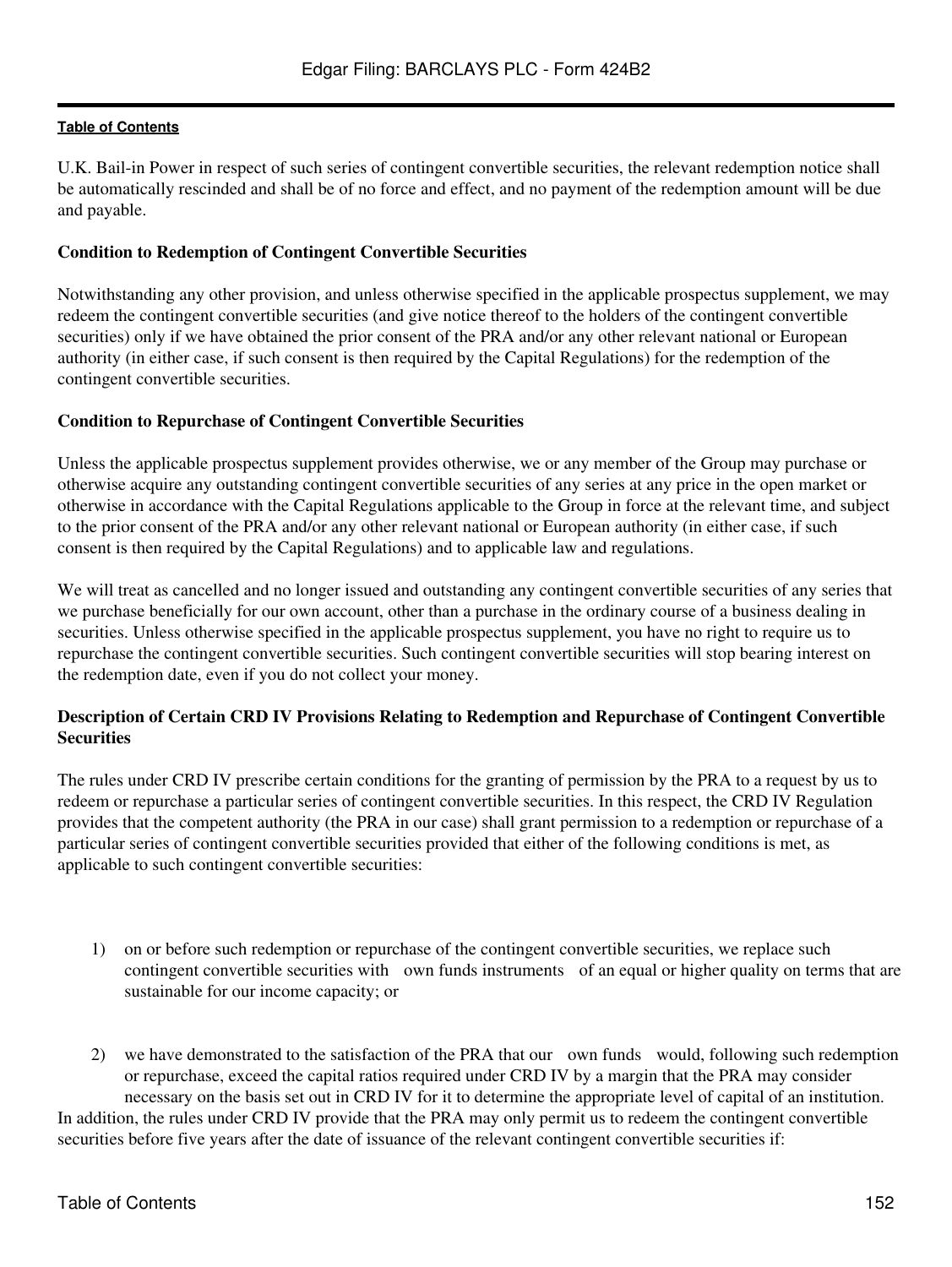U.K. Bail-in Power in respect of such series of contingent convertible securities, the relevant redemption notice shall be automatically rescinded and shall be of no force and effect, and no payment of the redemption amount will be due and payable.

### Condition to Redemption of Contingent Convertible Securities

Notwithstanding any other provision, and unless otherwise specified in the applicable prospectus supplement, we may redeem the contingent convertible securities (and give notice thereof to the holders of the contingent convertible securities) only if we have obtained the prior consent of the PRA and/or any other relevant national or European authority (in either case, if such consent is then required by the Capital Regulations) for the redemption of the contingent convertible securities.

### Condition to Repurchase of Contingent Convertible Securities

Unless the applicable prospectus supplement provides otherwise, we or any member of the Group may purchase or otherwise acquire any outstanding contingent convertible securities of any series at any price in the open market or otherwise in accordance with the Capital Regulations applicable to the Group in force at the relevant time, and subject to the prior consent of the PRA and/or any other relevant national or European authority (in either case, if such consent is then required by the Capital Regulations) and to applicable law and regulations.

We will treat as cancelled and no longer issued and outstanding any contingent convertible securities of any series that we purchase beneficially for our own account, other than a purchase in the ordinary course of a business dealing in securities. Unless otherwise specified in the applicable prospectus supplement, you have no right to require us to repurchase the contingent convertible securities. Such contingent convertible securities will stop bearing interest on the redemption date, even if you do not collect your money.

### Description of Certain CRD IV Provisions Relating to Redemption and Repurchase of Contingent Convertible Securities

The rules under CRD IV prescribe certain conditions for the granting of permission by the PRA to a request by us to redeem or repurchase a particular series of contingent convertible securities. In this respect, the CRD IV Regulation provides that the competent authority (the PRA in our case) shall grant permission to a redemption or repurchase of a particular series of contingent convertible securities provided that either of the following conditions is met, as applicable to such contingent convertible securities:

1) on or before such redemption or repurchase of the contingent convertible securities, we replace such contingent convertible securities with own funds instruments of an equal or higher quality on terms that are sustainable for our income capacity; or

2) we have demonstrated to the satisfaction of the PRA that our own funds would, following such redemption or repurchase, exceed the capital ratios required under CRD IV by a margin that the PRA may consider necessary on the basis set out in CRD IV for it to determine the appropriate level of capital of an institution.

In addition, the rules under CRD IV provide that the PRA may only permit us to redeem the contingent convertible securities before five years after the date of issuance of the relevant contingent convertible securities if: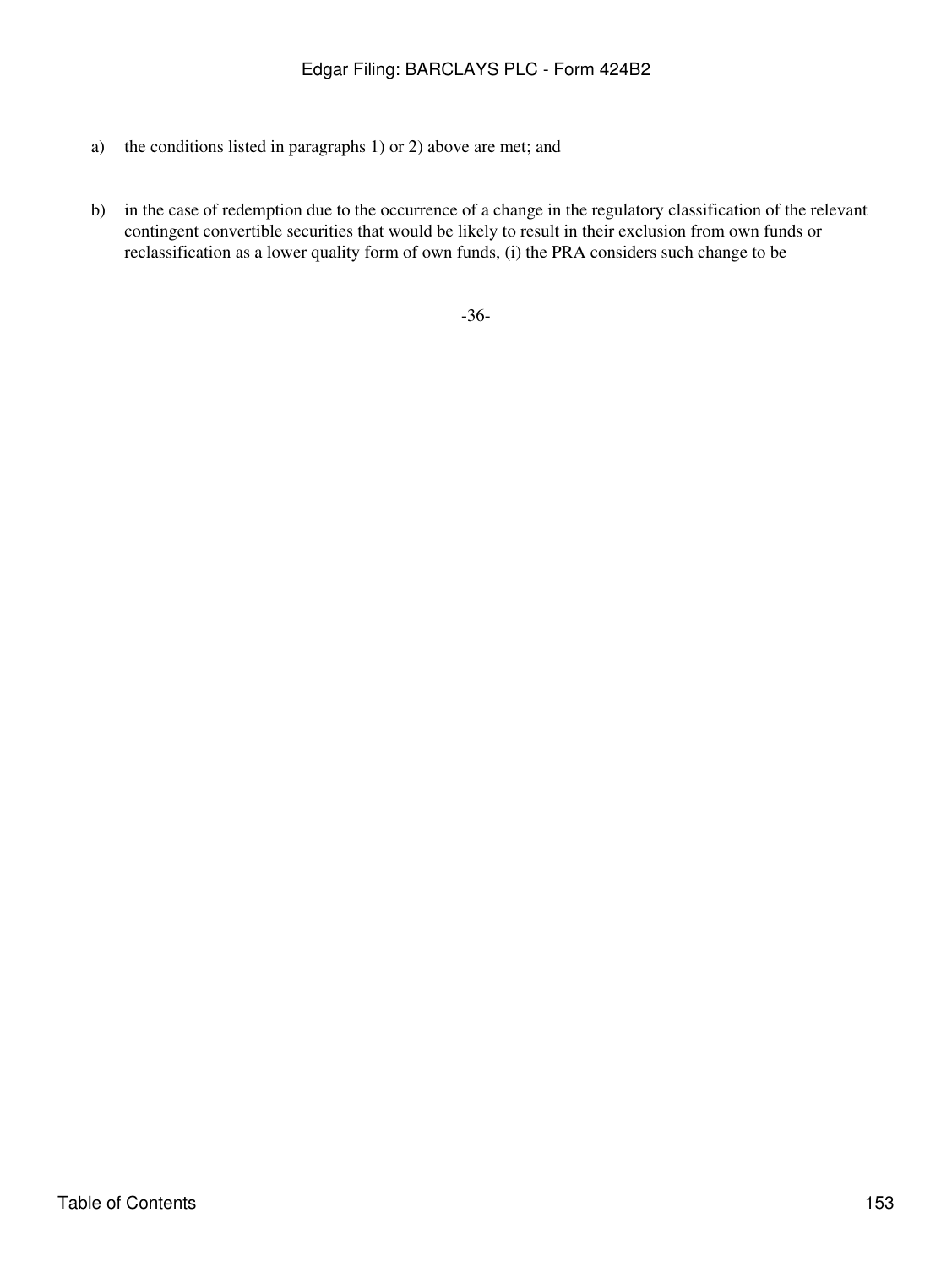a) the conditions listed in paragraphs 1) or 2) above are met; and

b) in the case of redemption due to the occurrence of a change in the regulatory classification of the relevant contingent convertible securities that would be likely to result in their exclusion from own funds or reclassification as a lower quality form of own funds, (i) the PRA considers such change to be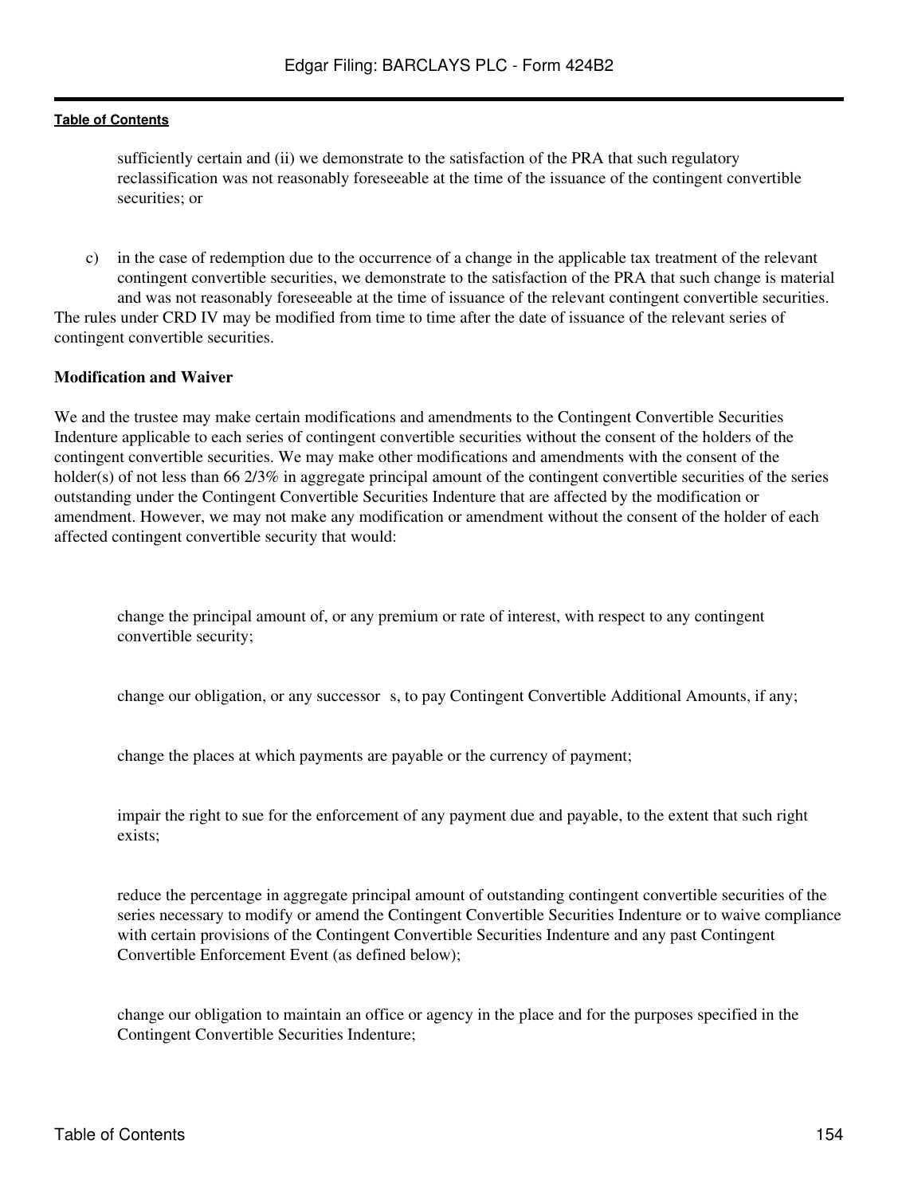sufficiently certain and (ii) we demonstrate to the satisfaction of the PRA that such regulatory reclassification was not reasonably foreseeable at the time of the issuance of the contingent convertible securities; or

c) in the case of redemption due to the occurrence of a change in the applicable tax treatment of the relevant contingent convertible securities, we demonstrate to the satisfaction of the PRA that such change is material and was not reasonably foreseeable at the time of issuance of the relevant contingent convertible securities.

The rules under CRD IV may be modified from time to time after the date of issuance of the relevant series of contingent convertible securities.

**Modification and Waiver**

We and the trustee may make certain modifications and amendments to the Contingent Convertible Securities Indenture applicable to each series of contingent convertible securities without the consent of the holders of the contingent convertible securities. We may make other modifications and amendments with the consent of the holder(s) of not less than 66 2/3% in aggregate principal amount of the contingent convertible securities of the series outstanding under the Contingent Convertible Securities Indenture that are affected by the modification or amendment. However, we may not make any modification or amendment without the consent of the holder of each affected contingent convertible security that would:

- change the principal amount of, or any premium or rate of interest, with respect to any contingent convertible security;
- change our obligation, or any successor s, to pay Contingent Convertible Additional Amounts, if any;
- change the places at which payments are payable or the currency of payment;
- impair the right to sue for the enforcement of any payment due and payable, to the extent that such right exists;
- reduce the percentage in aggregate principal amount of outstanding contingent convertible securities of the series necessary to modify or amend the Contingent Convertible Securities Indenture or to waive compliance with certain provisions of the Contingent Convertible Securities Indenture and any past Contingent Convertible Enforcement Event (as defined below);
- change our obligation to maintain an office or agency in the place and for the purposes specified in the Contingent Convertible Securities Indenture;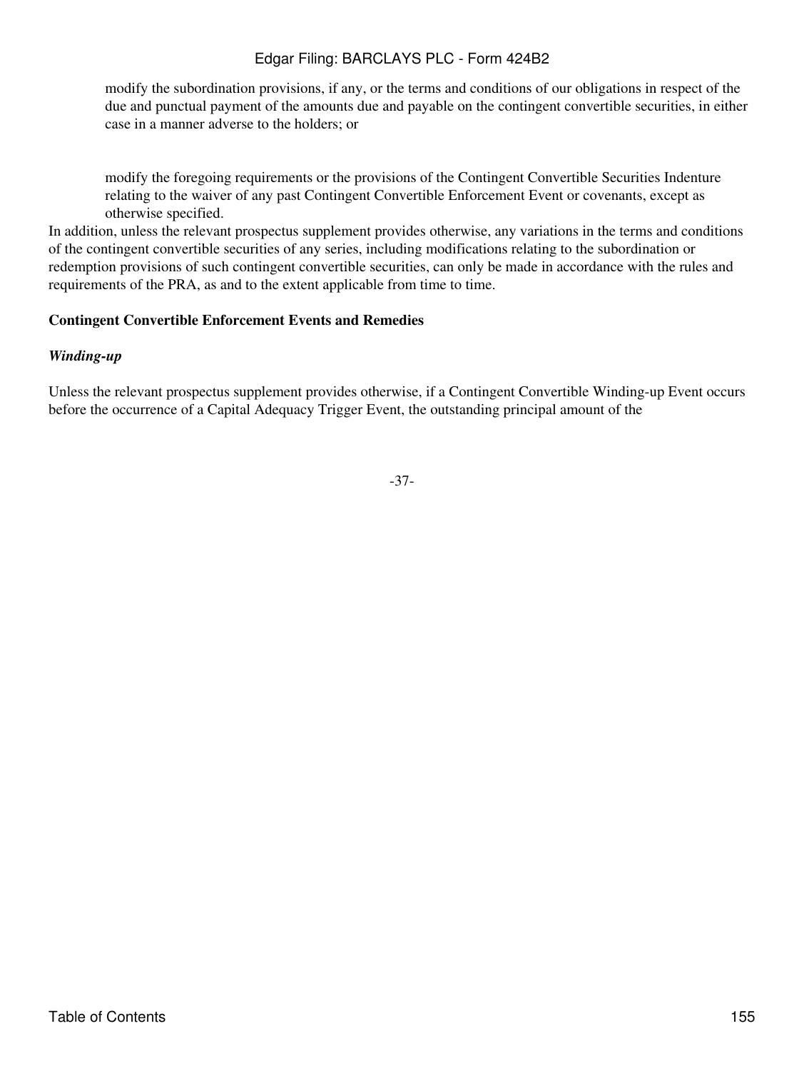- modify the subordination provisions, if any, or the terms and conditions of our obligations in respect of the due and punctual payment of the amounts due and payable on the contingent convertible securities, in either case in a manner adverse to the holders; or

- modify the foregoing requirements or the provisions of the Contingent Convertible Securities Indenture relating to the waiver of any past Contingent Convertible Enforcement Event or covenants, except as otherwise specified.

In addition, unless the relevant prospectus supplement provides otherwise, any variations in the terms and conditions of the contingent convertible securities of any series, including modifications relating to the subordination or redemption provisions of such contingent convertible securities, can only be made in accordance with the rules and requirements of the PRA, as and to the extent applicable from time to time.

**Contingent Convertible Enforcement Events and Remedies**

***Winding-up***

Unless the relevant prospectus supplement provides otherwise, if a Contingent Convertible Winding-up Event occurs before the occurrence of a Capital Adequacy Trigger Event, the outstanding principal amount of the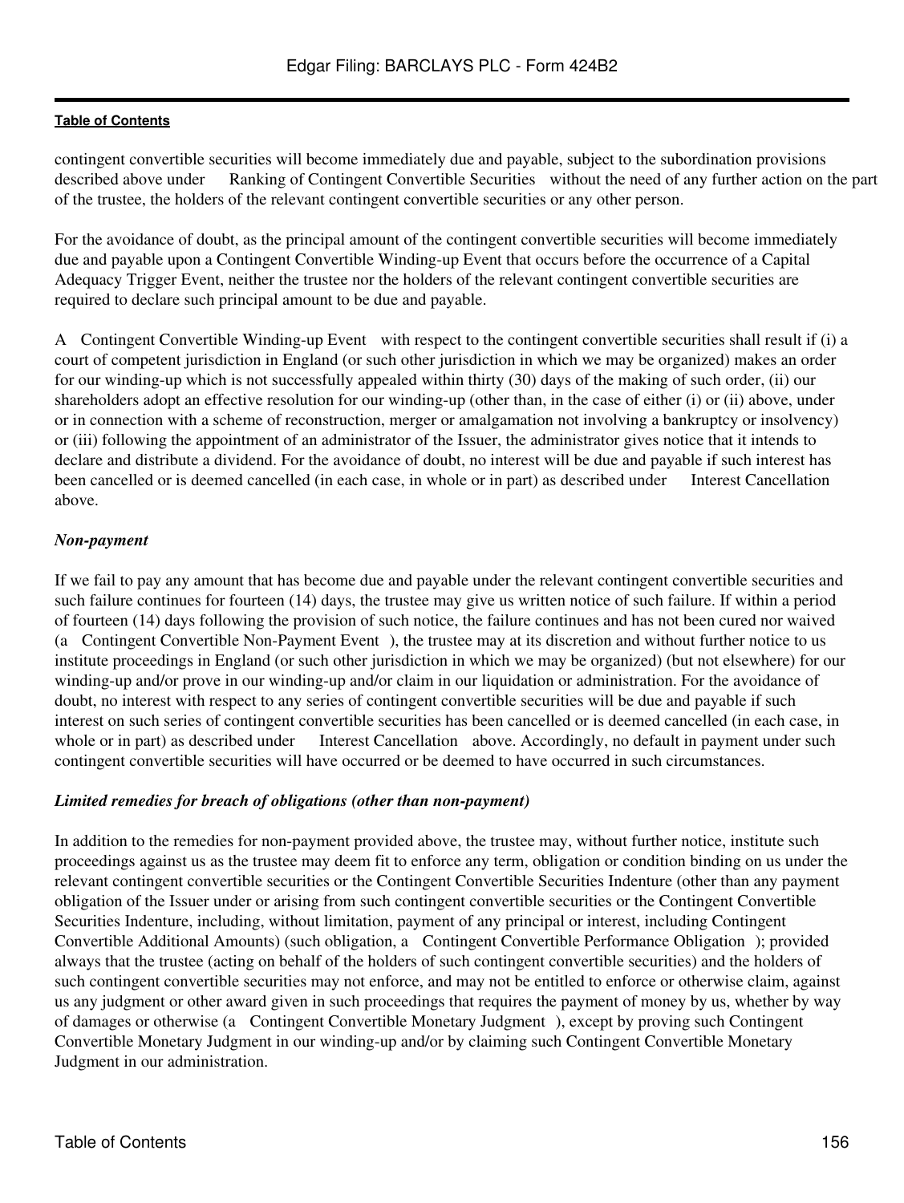contingent convertible securities will become immediately due and payable, subject to the subordination provisions described above under "Ranking of Contingent Convertible Securities" without the need of any further action on the part of the trustee, the holders of the relevant contingent convertible securities or any other person.

For the avoidance of doubt, as the principal amount of the contingent convertible securities will become immediately due and payable upon a Contingent Convertible Winding-up Event that occurs before the occurrence of a Capital Adequacy Trigger Event, neither the trustee nor the holders of the relevant contingent convertible securities are required to declare such principal amount to be due and payable.

A "Contingent Convertible Winding-up Event" with respect to the contingent convertible securities shall result if (i) a court of competent jurisdiction in England (or such other jurisdiction in which we may be organized) makes an order for our winding-up which is not successfully appealed within thirty (30) days of the making of such order, (ii) our shareholders adopt an effective resolution for our winding-up (other than, in the case of either (i) or (ii) above, under or in connection with a scheme of reconstruction, merger or amalgamation not involving a bankruptcy or insolvency) or (iii) following the appointment of an administrator of the Issuer, the administrator gives notice that it intends to declare and distribute a dividend. For the avoidance of doubt, no interest will be due and payable if such interest has been cancelled or is deemed cancelled (in each case, in whole or in part) as described under "Interest Cancellation" above.

### *Non-payment*

If we fail to pay any amount that has become due and payable under the relevant contingent convertible securities and such failure continues for fourteen (14) days, the trustee may give us written notice of such failure. If within a period of fourteen (14) days following the provision of such notice, the failure continues and has not been cured nor waived (a "Contingent Convertible Non-Payment Event"), the trustee may at its discretion and without further notice to us institute proceedings in England (or such other jurisdiction in which we may be organized) (but not elsewhere) for our winding-up and/or prove in our winding-up and/or claim in our liquidation or administration. For the avoidance of doubt, no interest with respect to any series of contingent convertible securities will be due and payable if such interest on such series of contingent convertible securities has been cancelled or is deemed cancelled (in each case, in whole or in part) as described under "Interest Cancellation" above. Accordingly, no default in payment under such contingent convertible securities will have occurred or be deemed to have occurred in such circumstances.

### *Limited remedies for breach of obligations (other than non-payment)*

In addition to the remedies for non-payment provided above, the trustee may, without further notice, institute such proceedings against us as the trustee may deem fit to enforce any term, obligation or condition binding on us under the relevant contingent convertible securities or the Contingent Convertible Securities Indenture (other than any payment obligation of the Issuer under or arising from such contingent convertible securities or the Contingent Convertible Securities Indenture, including, without limitation, payment of any principal or interest, including Contingent Convertible Additional Amounts) (such obligation, a "Contingent Convertible Performance Obligation"); provided always that the trustee (acting on behalf of the holders of such contingent convertible securities) and the holders of such contingent convertible securities may not enforce, and may not be entitled to enforce or otherwise claim, against us any judgment or other award given in such proceedings that requires the payment of money by us, whether by way of damages or otherwise (a "Contingent Convertible Monetary Judgment"), except by proving such Contingent Convertible Monetary Judgment in our winding-up and/or by claiming such Contingent Convertible Monetary Judgment in our administration.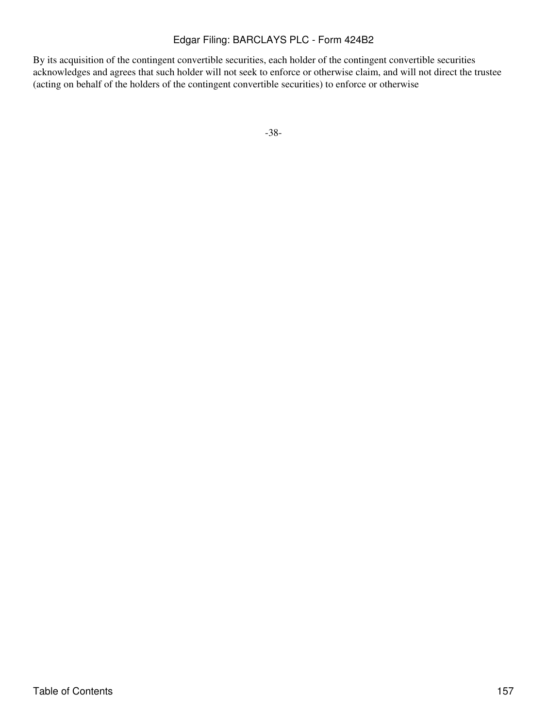By its acquisition of the contingent convertible securities, each holder of the contingent convertible securities acknowledges and agrees that such holder will not seek to enforce or otherwise claim, and will not direct the trustee (acting on behalf of the holders of the contingent convertible securities) to enforce or otherwise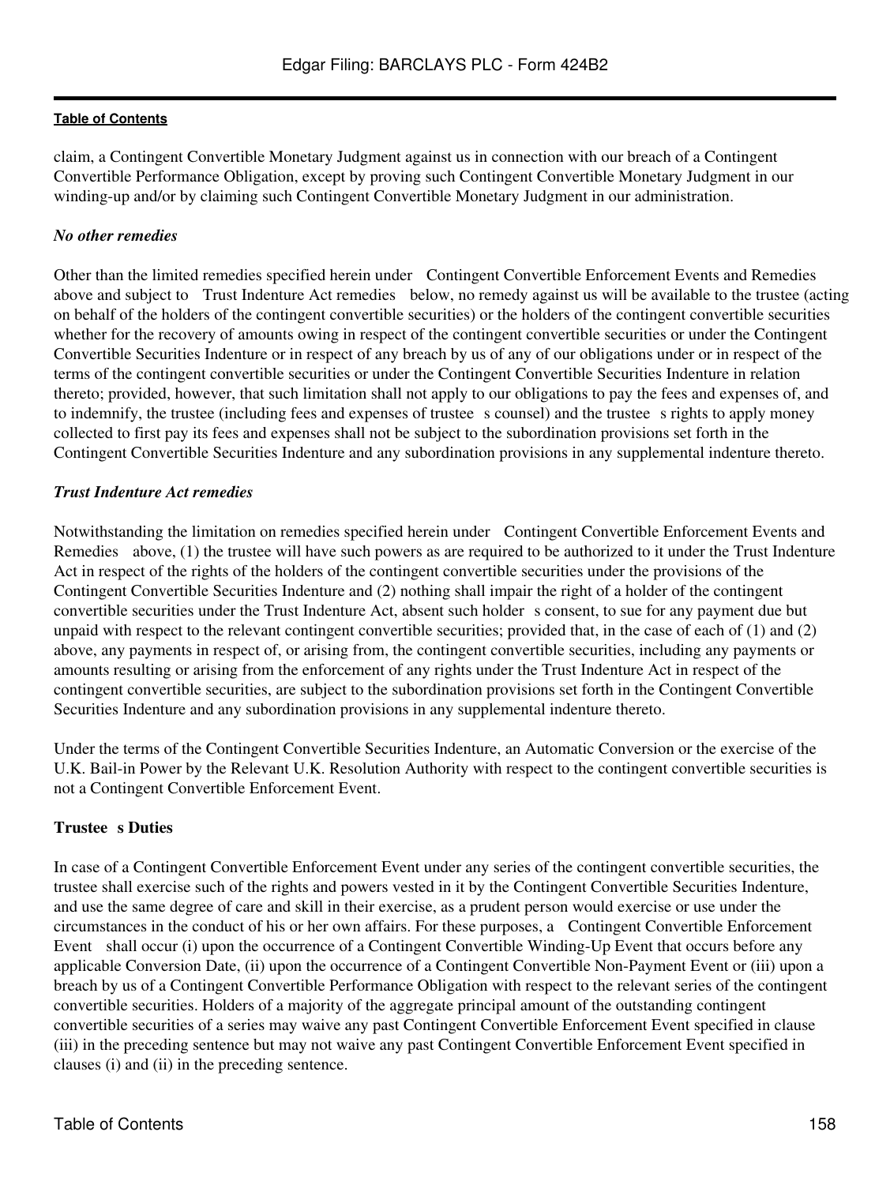claim, a Contingent Convertible Monetary Judgment against us in connection with our breach of a Contingent Convertible Performance Obligation, except by proving such Contingent Convertible Monetary Judgment in our winding-up and/or by claiming such Contingent Convertible Monetary Judgment in our administration.

*No other remedies*

Other than the limited remedies specified herein under Contingent Convertible Enforcement Events and Remedies above and subject to Trust Indenture Act remedies below, no remedy against us will be available to the trustee (acting on behalf of the holders of the contingent convertible securities) or the holders of the contingent convertible securities whether for the recovery of amounts owing in respect of the contingent convertible securities or under the Contingent Convertible Securities Indenture or in respect of any breach by us of any of our obligations under or in respect of the terms of the contingent convertible securities or under the Contingent Convertible Securities Indenture in relation thereto; provided, however, that such limitation shall not apply to our obligations to pay the fees and expenses of, and to indemnify, the trustee (including fees and expenses of trustee s counsel) and the trustee s rights to apply money collected to first pay its fees and expenses shall not be subject to the subordination provisions set forth in the Contingent Convertible Securities Indenture and any subordination provisions in any supplemental indenture thereto.

*Trust Indenture Act remedies*

Notwithstanding the limitation on remedies specified herein under Contingent Convertible Enforcement Events and Remedies above, (1) the trustee will have such powers as are required to be authorized to it under the Trust Indenture Act in respect of the rights of the holders of the contingent convertible securities under the provisions of the Contingent Convertible Securities Indenture and (2) nothing shall impair the right of a holder of the contingent convertible securities under the Trust Indenture Act, absent such holder s consent, to sue for any payment due but unpaid with respect to the relevant contingent convertible securities; provided that, in the case of each of (1) and (2) above, any payments in respect of, or arising from, the contingent convertible securities, including any payments or amounts resulting or arising from the enforcement of any rights under the Trust Indenture Act in respect of the contingent convertible securities, are subject to the subordination provisions set forth in the Contingent Convertible Securities Indenture and any subordination provisions in any supplemental indenture thereto.

Under the terms of the Contingent Convertible Securities Indenture, an Automatic Conversion or the exercise of the U.K. Bail-in Power by the Relevant U.K. Resolution Authority with respect to the contingent convertible securities is not a Contingent Convertible Enforcement Event.

**Trustee s Duties**

In case of a Contingent Convertible Enforcement Event under any series of the contingent convertible securities, the trustee shall exercise such of the rights and powers vested in it by the Contingent Convertible Securities Indenture, and use the same degree of care and skill in their exercise, as a prudent person would exercise or use under the circumstances in the conduct of his or her own affairs. For these purposes, a Contingent Convertible Enforcement Event shall occur (i) upon the occurrence of a Contingent Convertible Winding-Up Event that occurs before any applicable Conversion Date, (ii) upon the occurrence of a Contingent Convertible Non-Payment Event or (iii) upon a breach by us of a Contingent Convertible Performance Obligation with respect to the relevant series of the contingent convertible securities. Holders of a majority of the aggregate principal amount of the outstanding contingent convertible securities of a series may waive any past Contingent Convertible Enforcement Event specified in clause (iii) in the preceding sentence but may not waive any past Contingent Convertible Enforcement Event specified in clauses (i) and (ii) in the preceding sentence.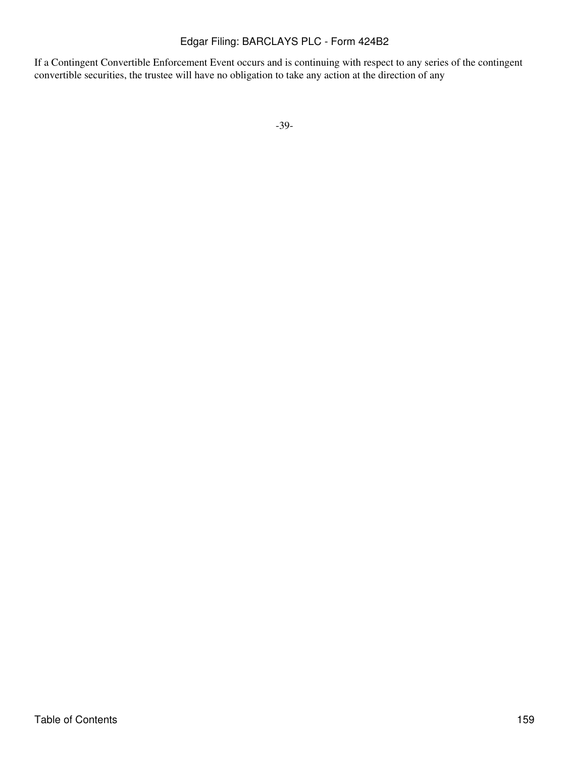If a Contingent Convertible Enforcement Event occurs and is continuing with respect to any series of the contingent convertible securities, the trustee will have no obligation to take any action at the direction of any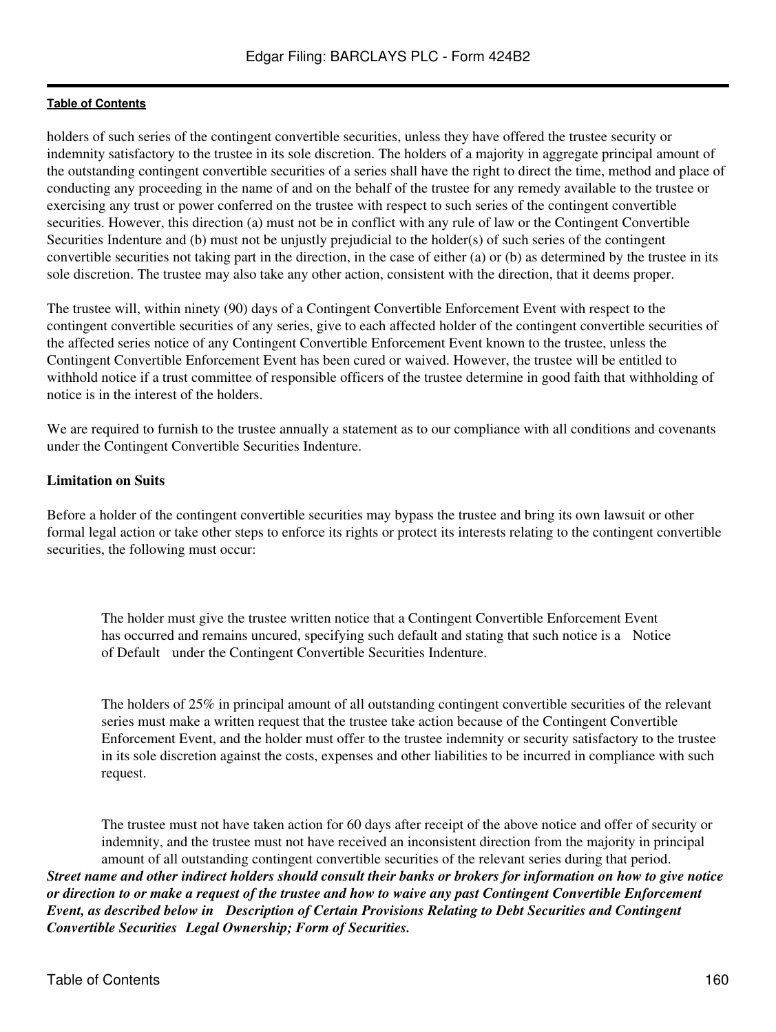holders of such series of the contingent convertible securities, unless they have offered the trustee security or indemnity satisfactory to the trustee in its sole discretion. The holders of a majority in aggregate principal amount of the outstanding contingent convertible securities of a series shall have the right to direct the time, method and place of conducting any proceeding in the name of and on the behalf of the trustee for any remedy available to the trustee or exercising any trust or power conferred on the trustee with respect to such series of the contingent convertible securities. However, this direction (a) must not be in conflict with any rule of law or the Contingent Convertible Securities Indenture and (b) must not be unjustly prejudicial to the holder(s) of such series of the contingent convertible securities not taking part in the direction, in the case of either (a) or (b) as determined by the trustee in its sole discretion. The trustee may also take any other action, consistent with the direction, that it deems proper.

The trustee will, within ninety (90) days of a Contingent Convertible Enforcement Event with respect to the contingent convertible securities of any series, give to each affected holder of the contingent convertible securities of the affected series notice of any Contingent Convertible Enforcement Event known to the trustee, unless the Contingent Convertible Enforcement Event has been cured or waived. However, the trustee will be entitled to withhold notice if a trust committee of responsible officers of the trustee determine in good faith that withholding of notice is in the interest of the holders.

We are required to furnish to the trustee annually a statement as to our compliance with all conditions and covenants under the Contingent Convertible Securities Indenture.

**Limitation on Suits**

Before a holder of the contingent convertible securities may bypass the trustee and bring its own lawsuit or other formal legal action or take other steps to enforce its rights or protect its interests relating to the contingent convertible securities, the following must occur:

- The holder must give the trustee written notice that a Contingent Convertible Enforcement Event has occurred and remains uncured, specifying such default and stating that such notice is a Notice of Default under the Contingent Convertible Securities Indenture.

- The holders of 25% in principal amount of all outstanding contingent convertible securities of the relevant series must make a written request that the trustee take action because of the Contingent Convertible Enforcement Event, and the holder must offer to the trustee indemnity or security satisfactory to the trustee in its sole discretion against the costs, expenses and other liabilities to be incurred in compliance with such request.

- The trustee must not have taken action for 60 days after receipt of the above notice and offer of security or indemnity, and the trustee must not have received an inconsistent direction from the majority in principal amount of all outstanding contingent convertible securities of the relevant series during that period.

***Street name and other indirect holders should consult their banks or brokers for information on how to give notice or direction to or make a request of the trustee and how to waive any past Contingent Convertible Enforcement Event, as described below in Description of Certain Provisions Relating to Debt Securities and Contingent Convertible Securities Legal Ownership; Form of Securities.***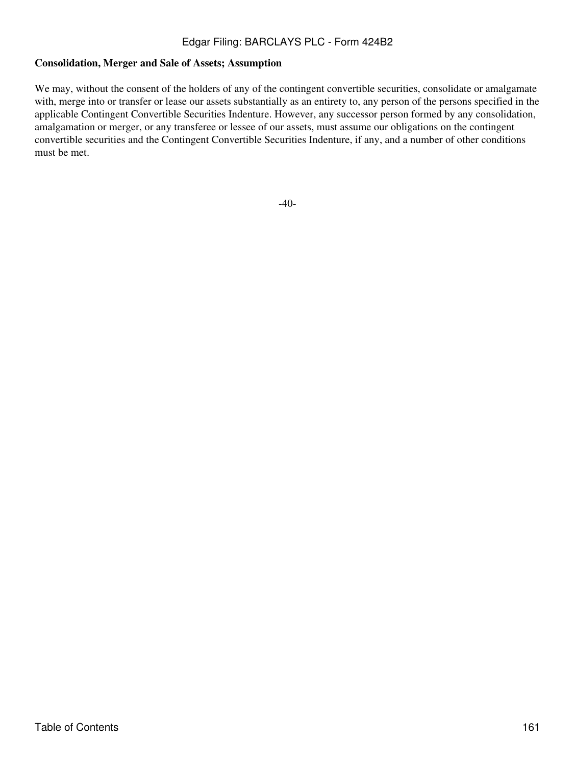**Consolidation, Merger and Sale of Assets; Assumption**

We may, without the consent of the holders of any of the contingent convertible securities, consolidate or amalgamate with, merge into or transfer or lease our assets substantially as an entirety to, any person of the persons specified in the applicable Contingent Convertible Securities Indenture. However, any successor person formed by any consolidation, amalgamation or merger, or any transferee or lessee of our assets, must assume our obligations on the contingent convertible securities and the Contingent Convertible Securities Indenture, if any, and a number of other conditions must be met.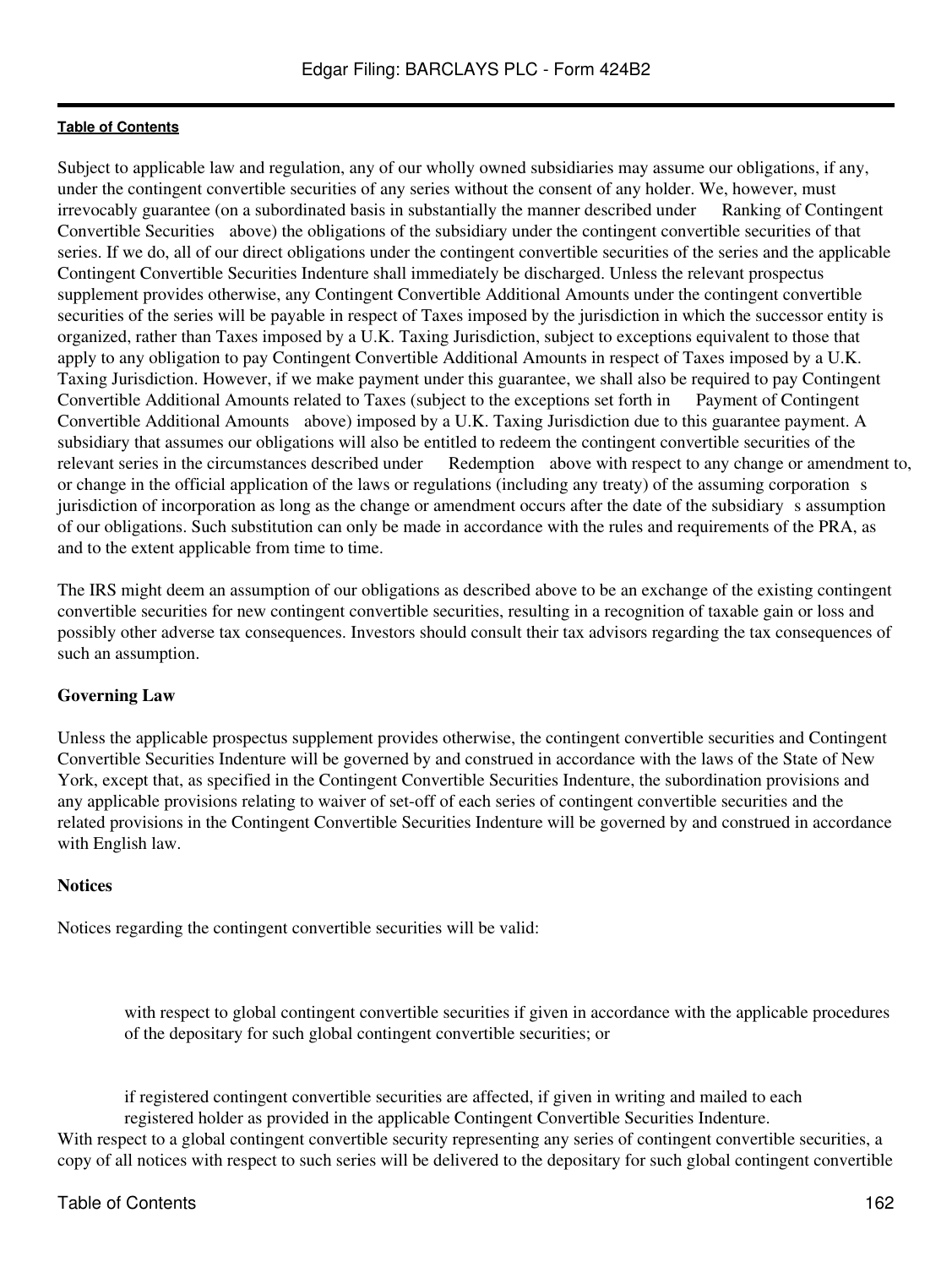Subject to applicable law and regulation, any of our wholly owned subsidiaries may assume our obligations, if any, under the contingent convertible securities of any series without the consent of any holder. We, however, must irrevocably guarantee (on a subordinated basis in substantially the manner described under Ranking of Contingent Convertible Securities above) the obligations of the subsidiary under the contingent convertible securities of that series. If we do, all of our direct obligations under the contingent convertible securities of the series and the applicable Contingent Convertible Securities Indenture shall immediately be discharged. Unless the relevant prospectus supplement provides otherwise, any Contingent Convertible Additional Amounts under the contingent convertible securities of the series will be payable in respect of Taxes imposed by the jurisdiction in which the successor entity is organized, rather than Taxes imposed by a U.K. Taxing Jurisdiction, subject to exceptions equivalent to those that apply to any obligation to pay Contingent Convertible Additional Amounts in respect of Taxes imposed by a U.K. Taxing Jurisdiction. However, if we make payment under this guarantee, we shall also be required to pay Contingent Convertible Additional Amounts related to Taxes (subject to the exceptions set forth in Payment of Contingent Convertible Additional Amounts above) imposed by a U.K. Taxing Jurisdiction due to this guarantee payment. A subsidiary that assumes our obligations will also be entitled to redeem the contingent convertible securities of the relevant series in the circumstances described under Redemption above with respect to any change or amendment to, or change in the official application of the laws or regulations (including any treaty) of the assuming corporation s jurisdiction of incorporation as long as the change or amendment occurs after the date of the subsidiary s assumption of our obligations. Such substitution can only be made in accordance with the rules and requirements of the PRA, as and to the extent applicable from time to time.

The IRS might deem an assumption of our obligations as described above to be an exchange of the existing contingent convertible securities for new contingent convertible securities, resulting in a recognition of taxable gain or loss and possibly other adverse tax consequences. Investors should consult their tax advisors regarding the tax consequences of such an assumption.

**Governing Law**

Unless the applicable prospectus supplement provides otherwise, the contingent convertible securities and Contingent Convertible Securities Indenture will be governed by and construed in accordance with the laws of the State of New York, except that, as specified in the Contingent Convertible Securities Indenture, the subordination provisions and any applicable provisions relating to waiver of set-off of each series of contingent convertible securities and the related provisions in the Contingent Convertible Securities Indenture will be governed by and construed in accordance with English law.

**Notices**

Notices regarding the contingent convertible securities will be valid:

- with respect to global contingent convertible securities if given in accordance with the applicable procedures of the depositary for such global contingent convertible securities; or

- if registered contingent convertible securities are affected, if given in writing and mailed to each registered holder as provided in the applicable Contingent Convertible Securities Indenture.

With respect to a global contingent convertible security representing any series of contingent convertible securities, a copy of all notices with respect to such series will be delivered to the depositary for such global contingent convertible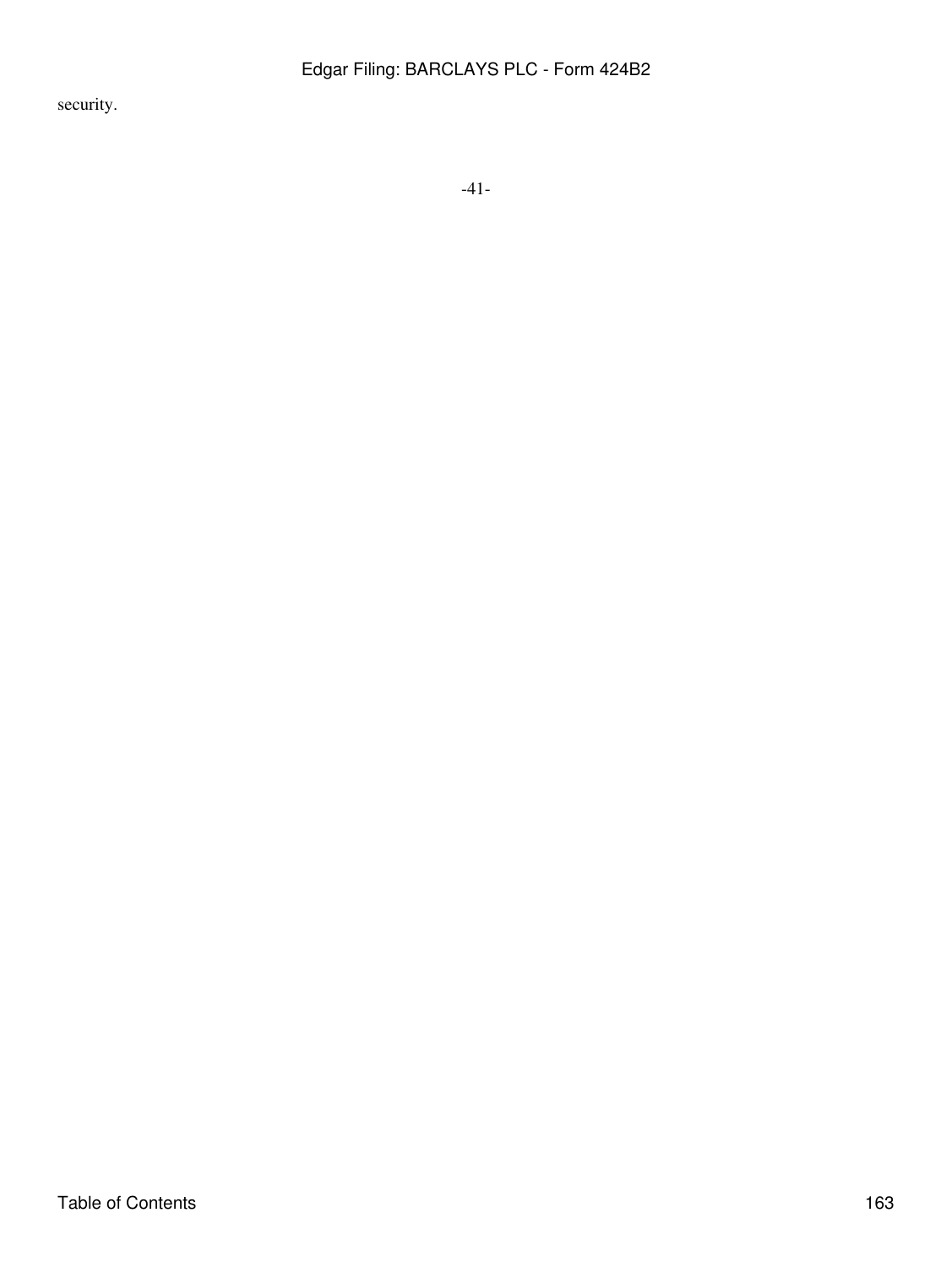security.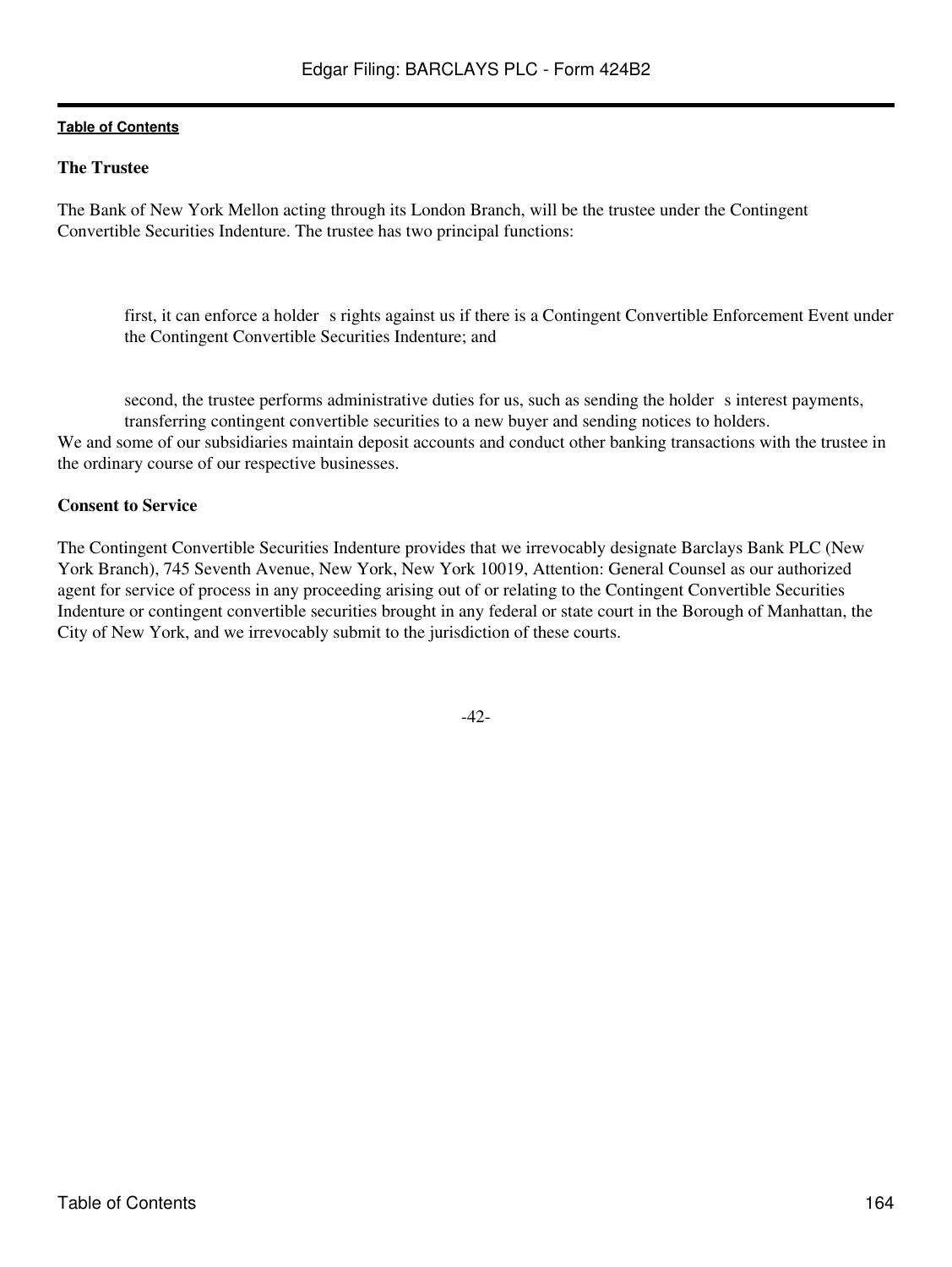### The Trustee

The Bank of New York Mellon acting through its London Branch, will be the trustee under the Contingent Convertible Securities Indenture. The trustee has two principal functions:

- first, it can enforce a holder s rights against us if there is a Contingent Convertible Enforcement Event under the Contingent Convertible Securities Indenture; and
- second, the trustee performs administrative duties for us, such as sending the holder s interest payments, transferring contingent convertible securities to a new buyer and sending notices to holders.

We and some of our subsidiaries maintain deposit accounts and conduct other banking transactions with the trustee in the ordinary course of our respective businesses.

### Consent to Service

The Contingent Convertible Securities Indenture provides that we irrevocably designate Barclays Bank PLC (New York Branch), 745 Seventh Avenue, New York, New York 10019, Attention: General Counsel as our authorized agent for service of process in any proceeding arising out of or relating to the Contingent Convertible Securities Indenture or contingent convertible securities brought in any federal or state court in the Borough of Manhattan, the City of New York, and we irrevocably submit to the jurisdiction of these courts.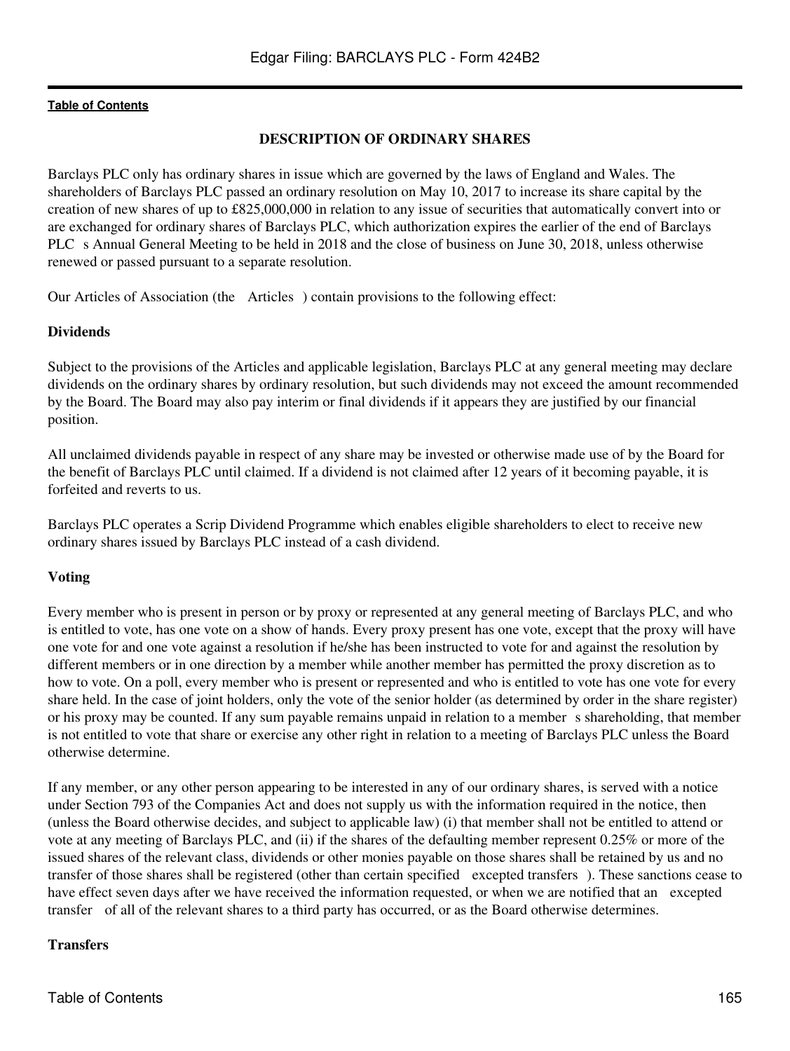## DESCRIPTION OF ORDINARY SHARES

Barclays PLC only has ordinary shares in issue which are governed by the laws of England and Wales. The shareholders of Barclays PLC passed an ordinary resolution on May 10, 2017 to increase its share capital by the creation of new shares of up to £825,000,000 in relation to any issue of securities that automatically convert into or are exchanged for ordinary shares of Barclays PLC, which authorization expires the earlier of the end of Barclays PLC s Annual General Meeting to be held in 2018 and the close of business on June 30, 2018, unless otherwise renewed or passed pursuant to a separate resolution.

Our Articles of Association (the Articles ) contain provisions to the following effect:

### Dividends

Subject to the provisions of the Articles and applicable legislation, Barclays PLC at any general meeting may declare dividends on the ordinary shares by ordinary resolution, but such dividends may not exceed the amount recommended by the Board. The Board may also pay interim or final dividends if it appears they are justified by our financial position.

All unclaimed dividends payable in respect of any share may be invested or otherwise made use of by the Board for the benefit of Barclays PLC until claimed. If a dividend is not claimed after 12 years of it becoming payable, it is forfeited and reverts to us.

Barclays PLC operates a Scrip Dividend Programme which enables eligible shareholders to elect to receive new ordinary shares issued by Barclays PLC instead of a cash dividend.

### Voting

Every member who is present in person or by proxy or represented at any general meeting of Barclays PLC, and who is entitled to vote, has one vote on a show of hands. Every proxy present has one vote, except that the proxy will have one vote for and one vote against a resolution if he/she has been instructed to vote for and against the resolution by different members or in one direction by a member while another member has permitted the proxy discretion as to how to vote. On a poll, every member who is present or represented and who is entitled to vote has one vote for every share held. In the case of joint holders, only the vote of the senior holder (as determined by order in the share register) or his proxy may be counted. If any sum payable remains unpaid in relation to a member s shareholding, that member is not entitled to vote that share or exercise any other right in relation to a meeting of Barclays PLC unless the Board otherwise determine.

If any member, or any other person appearing to be interested in any of our ordinary shares, is served with a notice under Section 793 of the Companies Act and does not supply us with the information required in the notice, then (unless the Board otherwise decides, and subject to applicable law) (i) that member shall not be entitled to attend or vote at any meeting of Barclays PLC, and (ii) if the shares of the defaulting member represent 0.25% or more of the issued shares of the relevant class, dividends or other monies payable on those shares shall be retained by us and no transfer of those shares shall be registered (other than certain specified excepted transfers ). These sanctions cease to have effect seven days after we have received the information requested, or when we are notified that an excepted transfer of all of the relevant shares to a third party has occurred, or as the Board otherwise determines.

### Transfers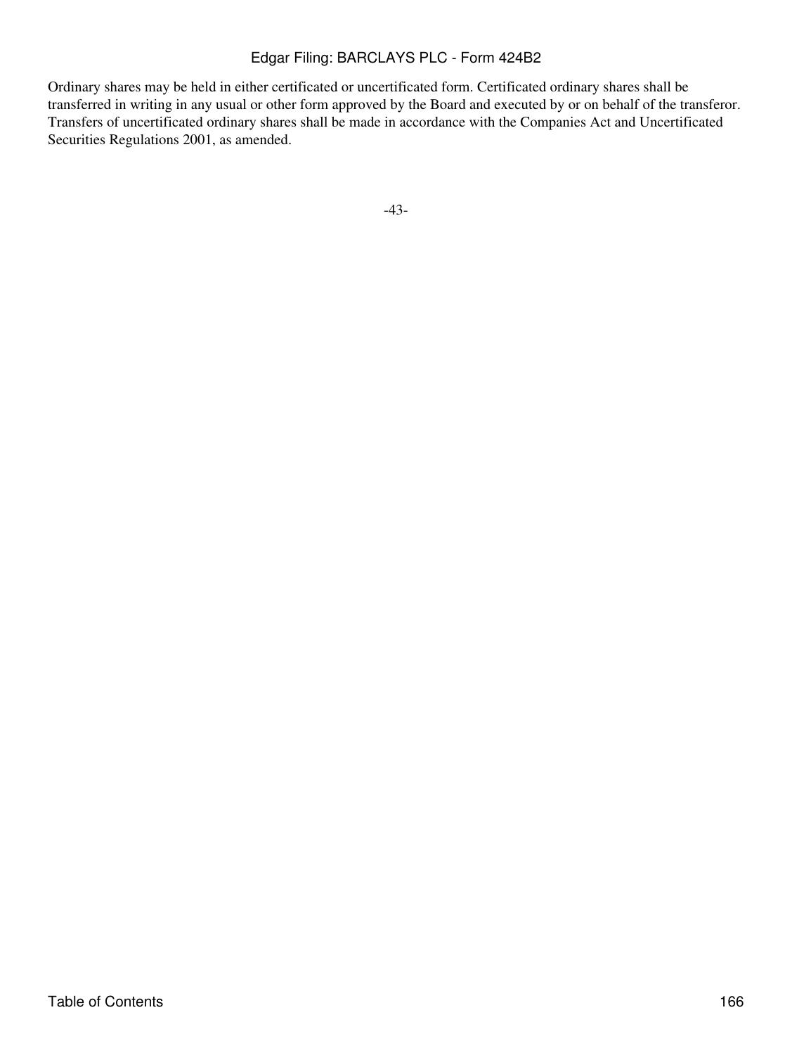Ordinary shares may be held in either certificated or uncertificated form. Certificated ordinary shares shall be transferred in writing in any usual or other form approved by the Board and executed by or on behalf of the transferor. Transfers of uncertificated ordinary shares shall be made in accordance with the Companies Act and Uncertificated Securities Regulations 2001, as amended.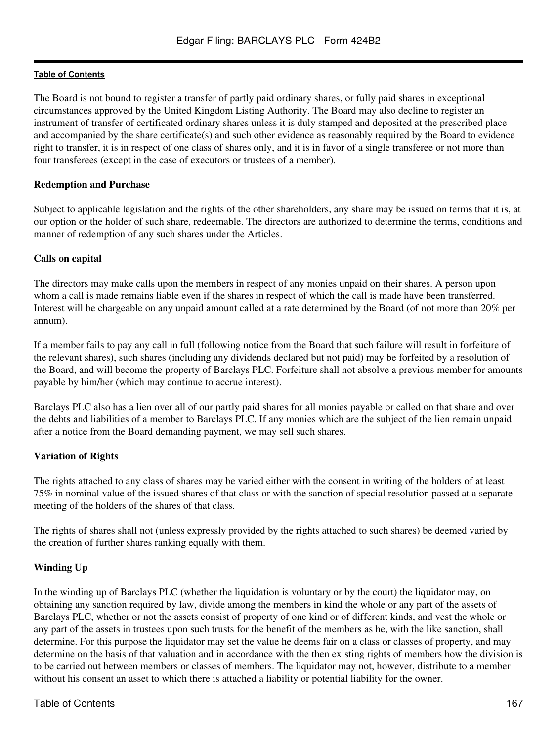The Board is not bound to register a transfer of partly paid ordinary shares, or fully paid shares in exceptional circumstances approved by the United Kingdom Listing Authority. The Board may also decline to register an instrument of transfer of certificated ordinary shares unless it is duly stamped and deposited at the prescribed place and accompanied by the share certificate(s) and such other evidence as reasonably required by the Board to evidence right to transfer, it is in respect of one class of shares only, and it is in favor of a single transferee or not more than four transferees (except in the case of executors or trustees of a member).

**Redemption and Purchase**

Subject to applicable legislation and the rights of the other shareholders, any share may be issued on terms that it is, at our option or the holder of such share, redeemable. The directors are authorized to determine the terms, conditions and manner of redemption of any such shares under the Articles.

**Calls on capital**

The directors may make calls upon the members in respect of any monies unpaid on their shares. A person upon whom a call is made remains liable even if the shares in respect of which the call is made have been transferred. Interest will be chargeable on any unpaid amount called at a rate determined by the Board (of not more than 20% per annum).

If a member fails to pay any call in full (following notice from the Board that such failure will result in forfeiture of the relevant shares), such shares (including any dividends declared but not paid) may be forfeited by a resolution of the Board, and will become the property of Barclays PLC. Forfeiture shall not absolve a previous member for amounts payable by him/her (which may continue to accrue interest).

Barclays PLC also has a lien over all of our partly paid shares for all monies payable or called on that share and over the debts and liabilities of a member to Barclays PLC. If any monies which are the subject of the lien remain unpaid after a notice from the Board demanding payment, we may sell such shares.

**Variation of Rights**

The rights attached to any class of shares may be varied either with the consent in writing of the holders of at least 75% in nominal value of the issued shares of that class or with the sanction of special resolution passed at a separate meeting of the holders of the shares of that class.

The rights of shares shall not (unless expressly provided by the rights attached to such shares) be deemed varied by the creation of further shares ranking equally with them.

**Winding Up**

In the winding up of Barclays PLC (whether the liquidation is voluntary or by the court) the liquidator may, on obtaining any sanction required by law, divide among the members in kind the whole or any part of the assets of Barclays PLC, whether or not the assets consist of property of one kind or of different kinds, and vest the whole or any part of the assets in trustees upon such trusts for the benefit of the members as he, with the like sanction, shall determine. For this purpose the liquidator may set the value he deems fair on a class or classes of property, and may determine on the basis of that valuation and in accordance with the then existing rights of members how the division is to be carried out between members or classes of members. The liquidator may not, however, distribute to a member without his consent an asset to which there is attached a liability or potential liability for the owner.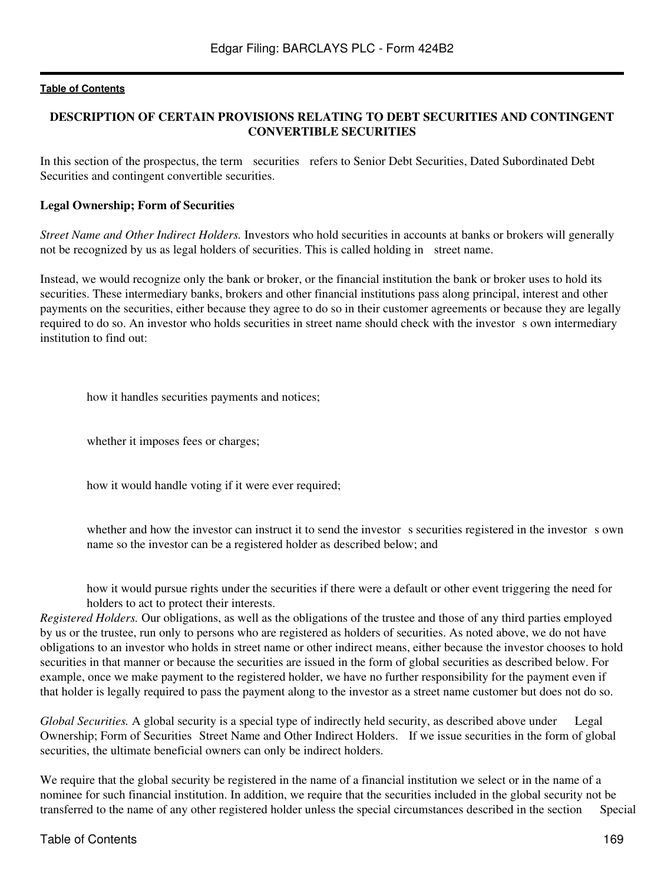## DESCRIPTION OF CERTAIN PROVISIONS RELATING TO DEBT SECURITIES AND CONTINGENT CONVERTIBLE SECURITIES

In this section of the prospectus, the term securities refers to Senior Debt Securities, Dated Subordinated Debt Securities and contingent convertible securities.

### Legal Ownership; Form of Securities

*Street Name and Other Indirect Holders.* Investors who hold securities in accounts at banks or brokers will generally not be recognized by us as legal holders of securities. This is called holding in street name.

Instead, we would recognize only the bank or broker, or the financial institution the bank or broker uses to hold its securities. These intermediary banks, brokers and other financial institutions pass along principal, interest and other payments on the securities, either because they agree to do so in their customer agreements or because they are legally required to do so. An investor who holds securities in street name should check with the investor s own intermediary institution to find out:

- how it handles securities payments and notices;
- whether it imposes fees or charges;
- how it would handle voting if it were ever required;
- whether and how the investor can instruct it to send the investor s securities registered in the investor s own name so the investor can be a registered holder as described below; and
- how it would pursue rights under the securities if there were a default or other event triggering the need for holders to act to protect their interests.

*Registered Holders.* Our obligations, as well as the obligations of the trustee and those of any third parties employed by us or the trustee, run only to persons who are registered as holders of securities. As noted above, we do not have obligations to an investor who holds in street name or other indirect means, either because the investor chooses to hold securities in that manner or because the securities are issued in the form of global securities as described below. For example, once we make payment to the registered holder, we have no further responsibility for the payment even if that holder is legally required to pass the payment along to the investor as a street name customer but does not do so.

*Global Securities.* A global security is a special type of indirectly held security, as described above under Legal Ownership; Form of Securities Street Name and Other Indirect Holders. If we issue securities in the form of global securities, the ultimate beneficial owners can only be indirect holders.

We require that the global security be registered in the name of a financial institution we select or in the name of a nominee for such financial institution. In addition, we require that the securities included in the global security not be transferred to the name of any other registered holder unless the special circumstances described in the section Special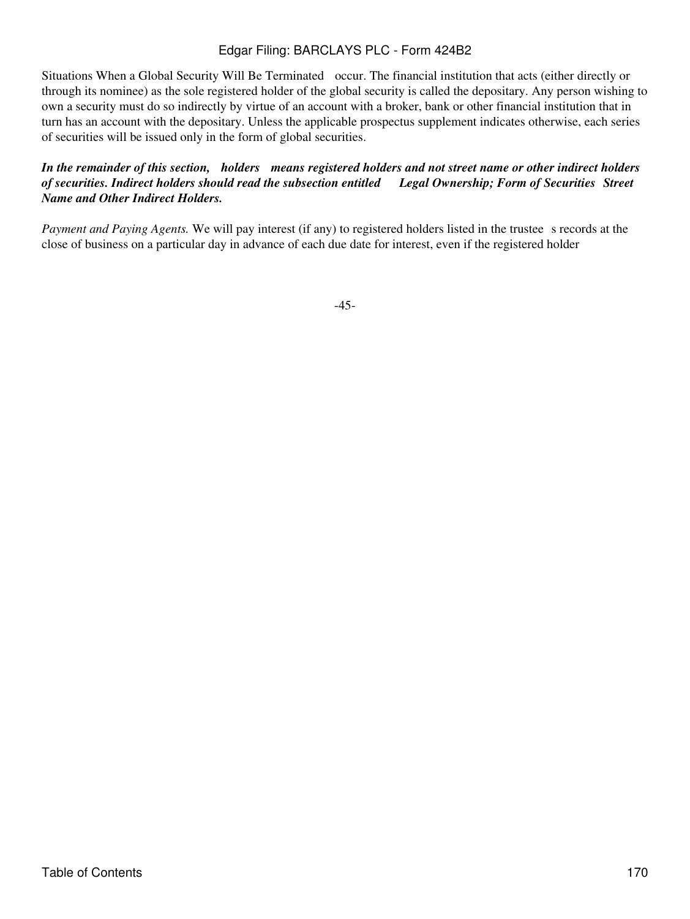Situations When a Global Security Will Be Terminated occur. The financial institution that acts (either directly or through its nominee) as the sole registered holder of the global security is called the depositary. Any person wishing to own a security must do so indirectly by virtue of an account with a broker, bank or other financial institution that in turn has an account with the depositary. Unless the applicable prospectus supplement indicates otherwise, each series of securities will be issued only in the form of global securities.

***In the remainder of this section, holders means registered holders and not street name or other indirect holders of securities. Indirect holders should read the subsection entitled Legal Ownership; Form of Securities Street Name and Other Indirect Holders.***

*Payment and Paying Agents.* We will pay interest (if any) to registered holders listed in the trustee s records at the close of business on a particular day in advance of each due date for interest, even if the registered holder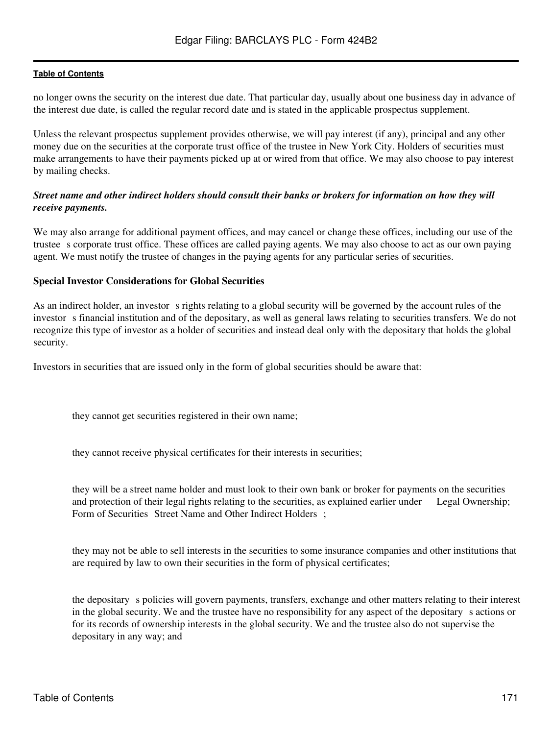no longer owns the security on the interest due date. That particular day, usually about one business day in advance of the interest due date, is called the regular record date and is stated in the applicable prospectus supplement.

Unless the relevant prospectus supplement provides otherwise, we will pay interest (if any), principal and any other money due on the securities at the corporate trust office of the trustee in New York City. Holders of securities must make arrangements to have their payments picked up at or wired from that office. We may also choose to pay interest by mailing checks.

***Street name and other indirect holders should consult their banks or brokers for information on how they will receive payments.***

We may also arrange for additional payment offices, and may cancel or change these offices, including our use of the trustee s corporate trust office. These offices are called paying agents. We may also choose to act as our own paying agent. We must notify the trustee of changes in the paying agents for any particular series of securities.

**Special Investor Considerations for Global Securities**

As an indirect holder, an investor s rights relating to a global security will be governed by the account rules of the investor s financial institution and of the depositary, as well as general laws relating to securities transfers. We do not recognize this type of investor as a holder of securities and instead deal only with the depositary that holds the global security.

Investors in securities that are issued only in the form of global securities should be aware that:

- they cannot get securities registered in their own name;

- they cannot receive physical certificates for their interests in securities;

- they will be a street name holder and must look to their own bank or broker for payments on the securities and protection of their legal rights relating to the securities, as explained earlier under Legal Ownership; Form of Securities Street Name and Other Indirect Holders ;

- they may not be able to sell interests in the securities to some insurance companies and other institutions that are required by law to own their securities in the form of physical certificates;

- the depositary s policies will govern payments, transfers, exchange and other matters relating to their interest in the global security. We and the trustee have no responsibility for any aspect of the depositary s actions or for its records of ownership interests in the global security. We and the trustee also do not supervise the depositary in any way; and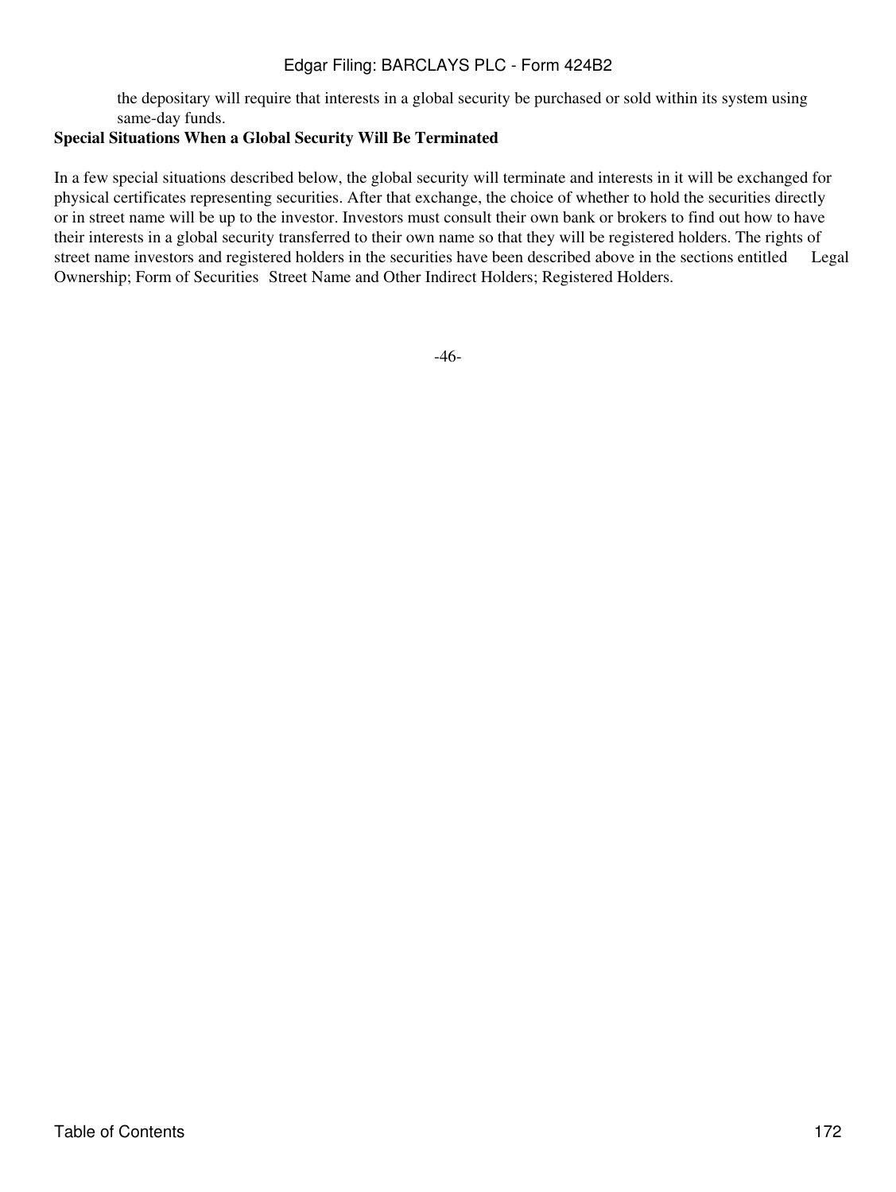the depositary will require that interests in a global security be purchased or sold within its system using same-day funds.

**Special Situations When a Global Security Will Be Terminated**

In a few special situations described below, the global security will terminate and interests in it will be exchanged for physical certificates representing securities. After that exchange, the choice of whether to hold the securities directly or in street name will be up to the investor. Investors must consult their own bank or brokers to find out how to have their interests in a global security transferred to their own name so that they will be registered holders. The rights of street name investors and registered holders in the securities have been described above in the sections entitled Legal Ownership; Form of Securities Street Name and Other Indirect Holders; Registered Holders.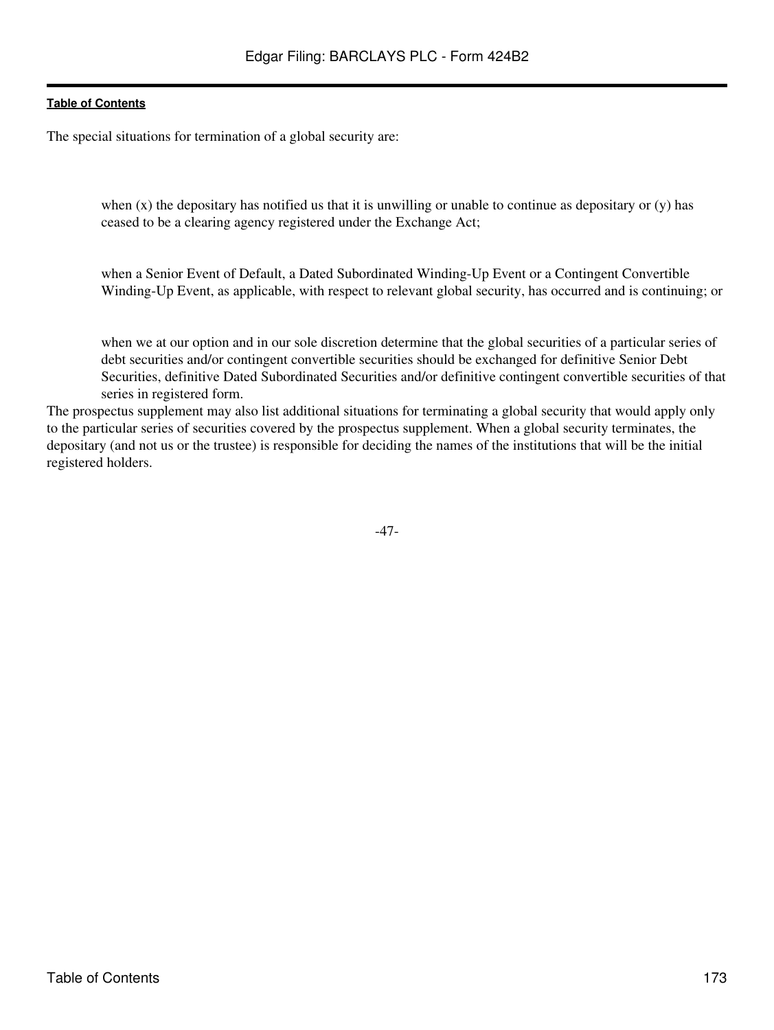The special situations for termination of a global security are:

- when (x) the depositary has notified us that it is unwilling or unable to continue as depositary or (y) has ceased to be a clearing agency registered under the Exchange Act;
- when a Senior Event of Default, a Dated Subordinated Winding-Up Event or a Contingent Convertible Winding-Up Event, as applicable, with respect to relevant global security, has occurred and is continuing; or
- when we at our option and in our sole discretion determine that the global securities of a particular series of debt securities and/or contingent convertible securities should be exchanged for definitive Senior Debt Securities, definitive Dated Subordinated Securities and/or definitive contingent convertible securities of that series in registered form.

The prospectus supplement may also list additional situations for terminating a global security that would apply only to the particular series of securities covered by the prospectus supplement. When a global security terminates, the depositary (and not us or the trustee) is responsible for deciding the names of the institutions that will be the initial registered holders.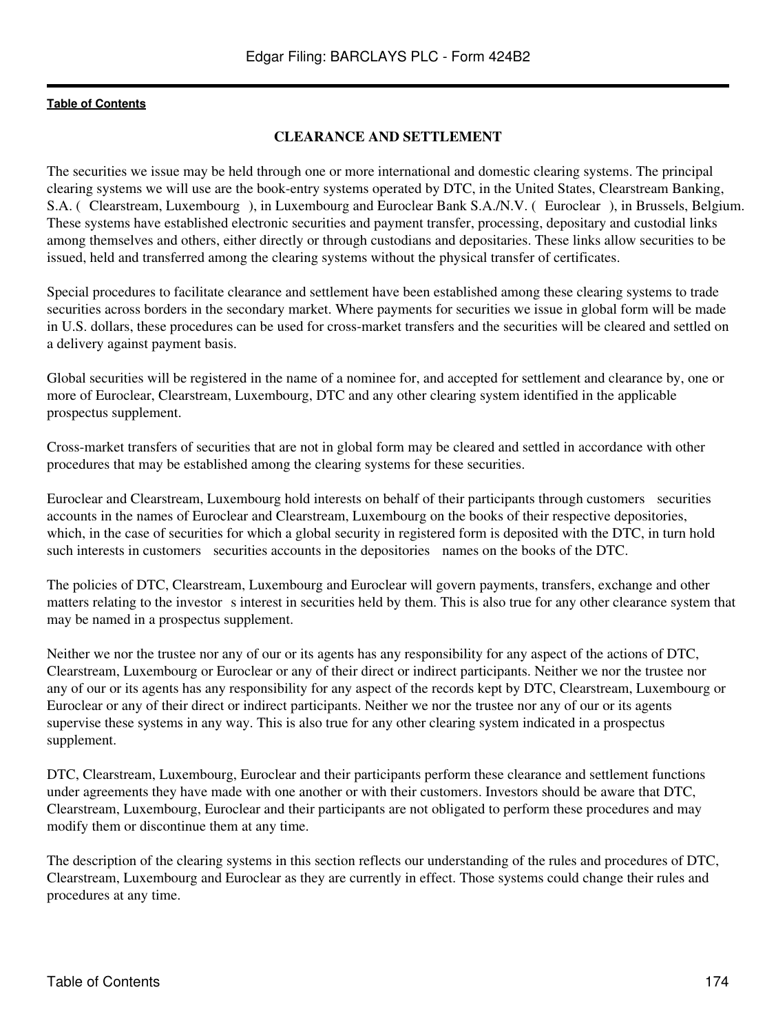## CLEARANCE AND SETTLEMENT

The securities we issue may be held through one or more international and domestic clearing systems. The principal clearing systems we will use are the book-entry systems operated by DTC, in the United States, Clearstream Banking, S.A. ( Clearstream, Luxembourg ), in Luxembourg and Euroclear Bank S.A./N.V. ( Euroclear ), in Brussels, Belgium. These systems have established electronic securities and payment transfer, processing, depositary and custodial links among themselves and others, either directly or through custodians and depositaries. These links allow securities to be issued, held and transferred among the clearing systems without the physical transfer of certificates.

Special procedures to facilitate clearance and settlement have been established among these clearing systems to trade securities across borders in the secondary market. Where payments for securities we issue in global form will be made in U.S. dollars, these procedures can be used for cross-market transfers and the securities will be cleared and settled on a delivery against payment basis.

Global securities will be registered in the name of a nominee for, and accepted for settlement and clearance by, one or more of Euroclear, Clearstream, Luxembourg, DTC and any other clearing system identified in the applicable prospectus supplement.

Cross-market transfers of securities that are not in global form may be cleared and settled in accordance with other procedures that may be established among the clearing systems for these securities.

Euroclear and Clearstream, Luxembourg hold interests on behalf of their participants through customers securities accounts in the names of Euroclear and Clearstream, Luxembourg on the books of their respective depositories, which, in the case of securities for which a global security in registered form is deposited with the DTC, in turn hold such interests in customers securities accounts in the depositories names on the books of the DTC.

The policies of DTC, Clearstream, Luxembourg and Euroclear will govern payments, transfers, exchange and other matters relating to the investor s interest in securities held by them. This is also true for any other clearance system that may be named in a prospectus supplement.

Neither we nor the trustee nor any of our or its agents has any responsibility for any aspect of the actions of DTC, Clearstream, Luxembourg or Euroclear or any of their direct or indirect participants. Neither we nor the trustee nor any of our or its agents has any responsibility for any aspect of the records kept by DTC, Clearstream, Luxembourg or Euroclear or any of their direct or indirect participants. Neither we nor the trustee nor any of our or its agents supervise these systems in any way. This is also true for any other clearing system indicated in a prospectus supplement.

DTC, Clearstream, Luxembourg, Euroclear and their participants perform these clearance and settlement functions under agreements they have made with one another or with their customers. Investors should be aware that DTC, Clearstream, Luxembourg, Euroclear and their participants are not obligated to perform these procedures and may modify them or discontinue them at any time.

The description of the clearing systems in this section reflects our understanding of the rules and procedures of DTC, Clearstream, Luxembourg and Euroclear as they are currently in effect. Those systems could change their rules and procedures at any time.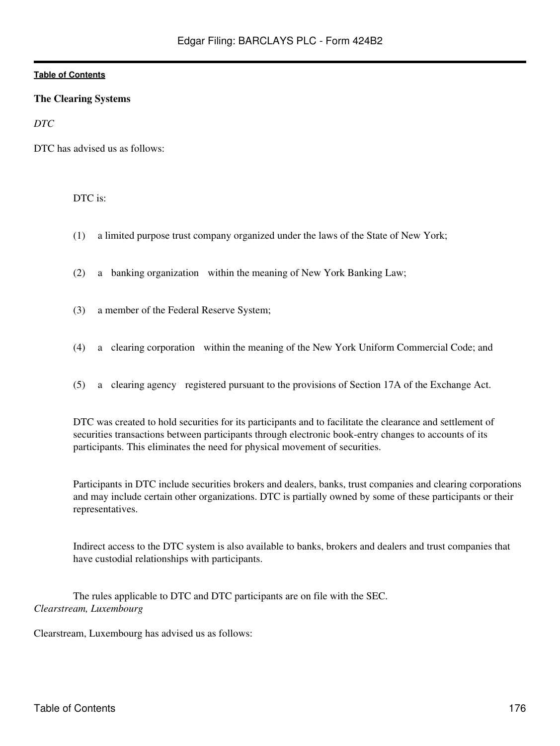**The Clearing Systems**

*DTC*

DTC has advised us as follows:

DTC is:

(1) a limited purpose trust company organized under the laws of the State of New York;

(2) a banking organization within the meaning of New York Banking Law;

(3) a member of the Federal Reserve System;

(4) a clearing corporation within the meaning of the New York Uniform Commercial Code; and

(5) a clearing agency registered pursuant to the provisions of Section 17A of the Exchange Act.

DTC was created to hold securities for its participants and to facilitate the clearance and settlement of securities transactions between participants through electronic book-entry changes to accounts of its participants. This eliminates the need for physical movement of securities.

Participants in DTC include securities brokers and dealers, banks, trust companies and clearing corporations and may include certain other organizations. DTC is partially owned by some of these participants or their representatives.

Indirect access to the DTC system is also available to banks, brokers and dealers and trust companies that have custodial relationships with participants.

The rules applicable to DTC and DTC participants are on file with the SEC.

*Clearstream, Luxembourg*

Clearstream, Luxembourg has advised us as follows: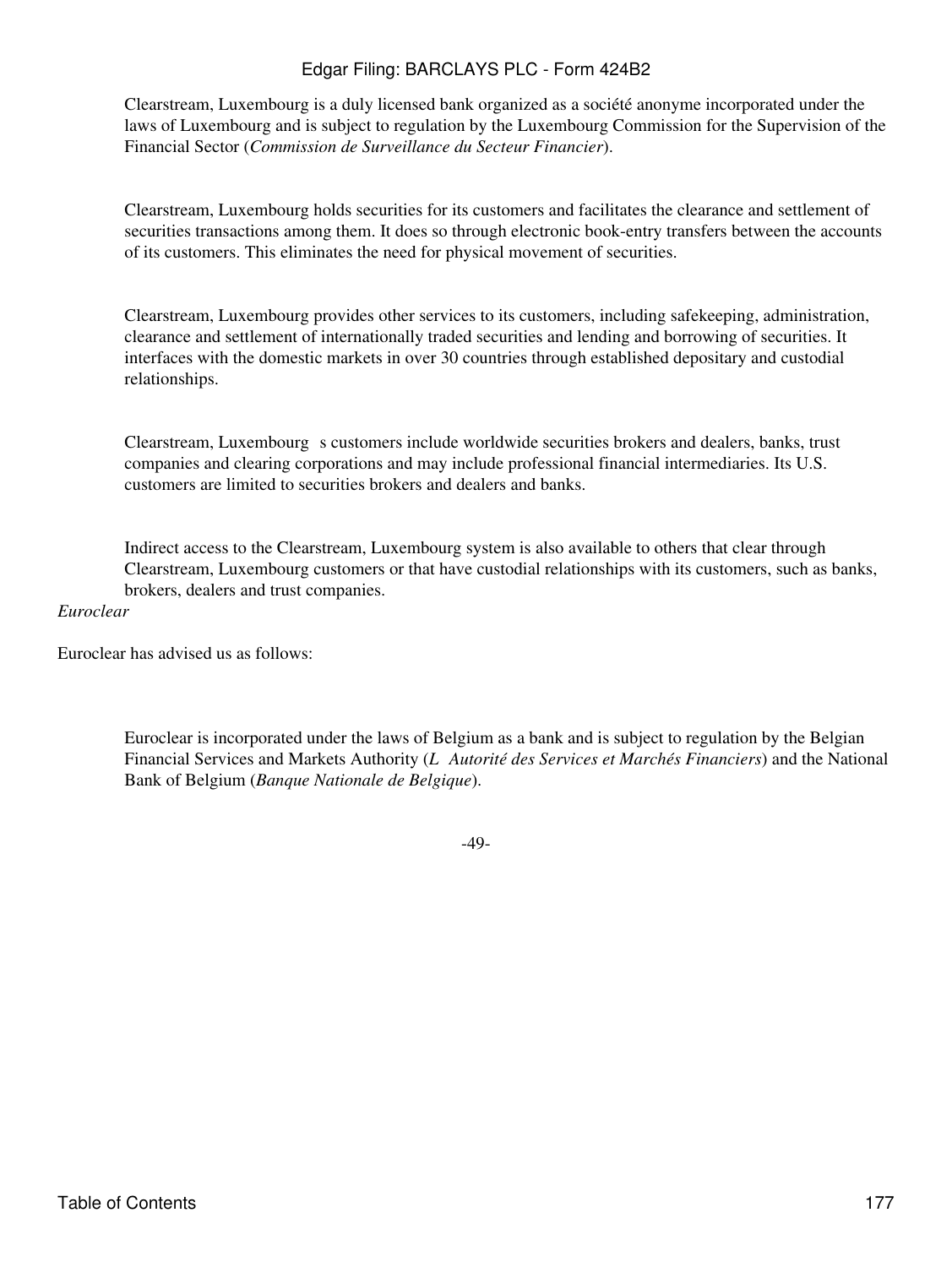Clearstream, Luxembourg is a duly licensed bank organized as a société anonyme incorporated under the laws of Luxembourg and is subject to regulation by the Luxembourg Commission for the Supervision of the Financial Sector (*Commission de Surveillance du Secteur Financier*).

Clearstream, Luxembourg holds securities for its customers and facilitates the clearance and settlement of securities transactions among them. It does so through electronic book-entry transfers between the accounts of its customers. This eliminates the need for physical movement of securities.

Clearstream, Luxembourg provides other services to its customers, including safekeeping, administration, clearance and settlement of internationally traded securities and lending and borrowing of securities. It interfaces with the domestic markets in over 30 countries through established depositary and custodial relationships.

Clearstream, Luxembourg s customers include worldwide securities brokers and dealers, banks, trust companies and clearing corporations and may include professional financial intermediaries. Its U.S. customers are limited to securities brokers and dealers and banks.

Indirect access to the Clearstream, Luxembourg system is also available to others that clear through Clearstream, Luxembourg customers or that have custodial relationships with its customers, such as banks, brokers, dealers and trust companies.

*Euroclear*

Euroclear has advised us as follows:

Euroclear is incorporated under the laws of Belgium as a bank and is subject to regulation by the Belgian Financial Services and Markets Authority (*L Autorité des Services et Marchés Financiers*) and the National Bank of Belgium (*Banque Nationale de Belgique*).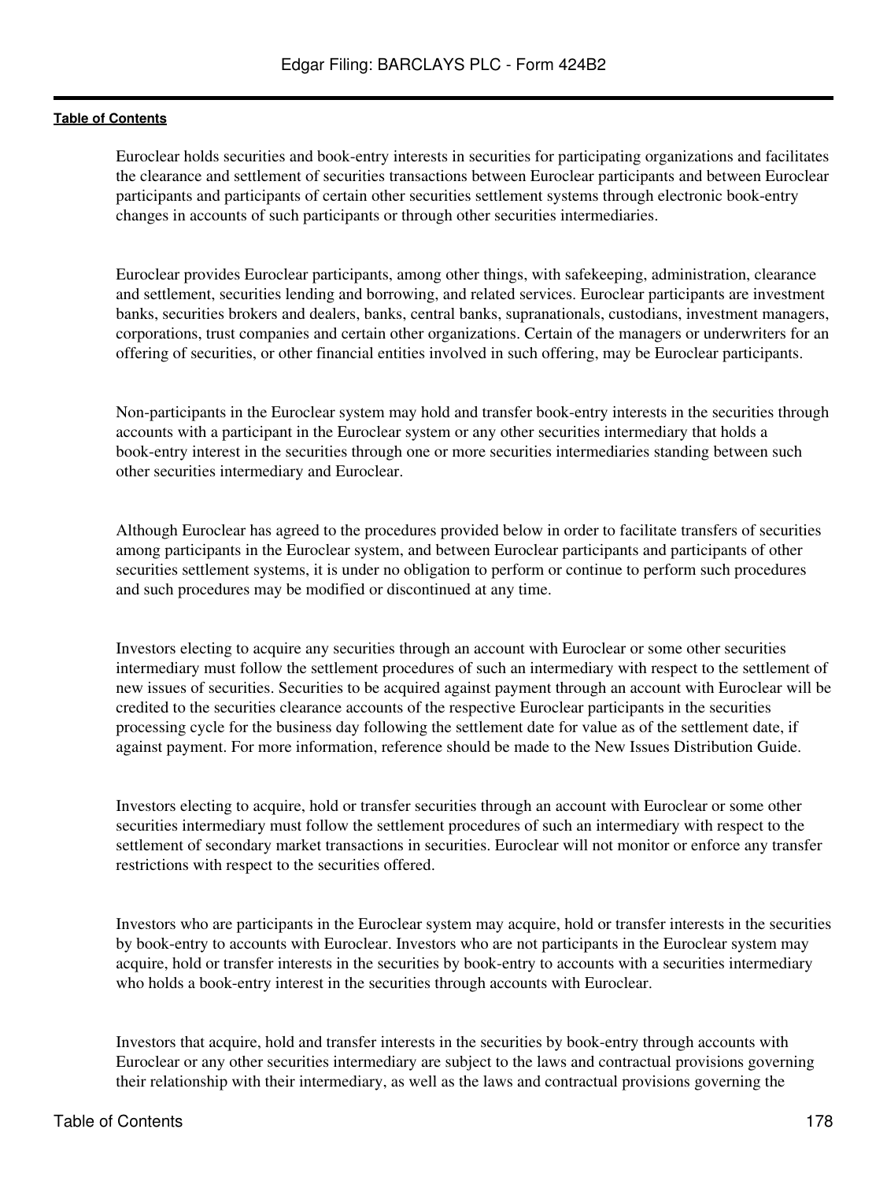Euroclear holds securities and book-entry interests in securities for participating organizations and facilitates the clearance and settlement of securities transactions between Euroclear participants and between Euroclear participants and participants of certain other securities settlement systems through electronic book-entry changes in accounts of such participants or through other securities intermediaries.

Euroclear provides Euroclear participants, among other things, with safekeeping, administration, clearance and settlement, securities lending and borrowing, and related services. Euroclear participants are investment banks, securities brokers and dealers, banks, central banks, supranationals, custodians, investment managers, corporations, trust companies and certain other organizations. Certain of the managers or underwriters for an offering of securities, or other financial entities involved in such offering, may be Euroclear participants.

Non-participants in the Euroclear system may hold and transfer book-entry interests in the securities through accounts with a participant in the Euroclear system or any other securities intermediary that holds a book-entry interest in the securities through one or more securities intermediaries standing between such other securities intermediary and Euroclear.

Although Euroclear has agreed to the procedures provided below in order to facilitate transfers of securities among participants in the Euroclear system, and between Euroclear participants and participants of other securities settlement systems, it is under no obligation to perform or continue to perform such procedures and such procedures may be modified or discontinued at any time.

Investors electing to acquire any securities through an account with Euroclear or some other securities intermediary must follow the settlement procedures of such an intermediary with respect to the settlement of new issues of securities. Securities to be acquired against payment through an account with Euroclear will be credited to the securities clearance accounts of the respective Euroclear participants in the securities processing cycle for the business day following the settlement date for value as of the settlement date, if against payment. For more information, reference should be made to the New Issues Distribution Guide.

Investors electing to acquire, hold or transfer securities through an account with Euroclear or some other securities intermediary must follow the settlement procedures of such an intermediary with respect to the settlement of secondary market transactions in securities. Euroclear will not monitor or enforce any transfer restrictions with respect to the securities offered.

Investors who are participants in the Euroclear system may acquire, hold or transfer interests in the securities by book-entry to accounts with Euroclear. Investors who are not participants in the Euroclear system may acquire, hold or transfer interests in the securities by book-entry to accounts with a securities intermediary who holds a book-entry interest in the securities through accounts with Euroclear.

Investors that acquire, hold and transfer interests in the securities by book-entry through accounts with Euroclear or any other securities intermediary are subject to the laws and contractual provisions governing their relationship with their intermediary, as well as the laws and contractual provisions governing the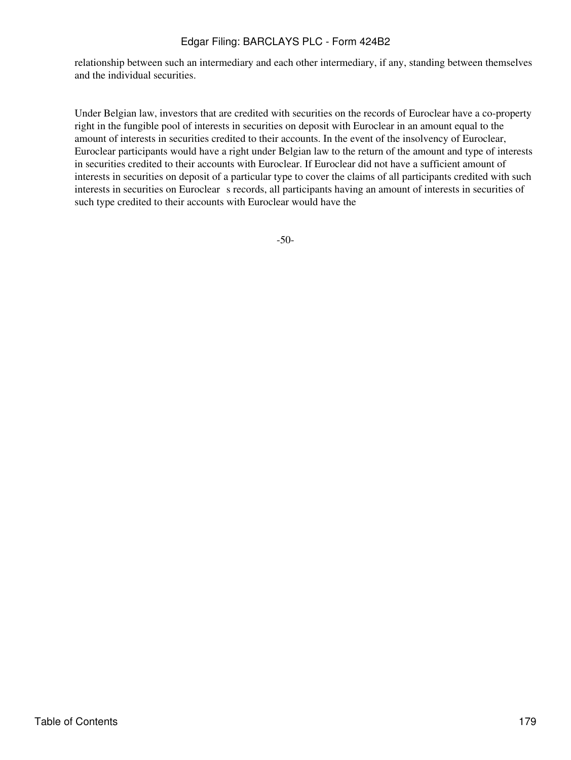relationship between such an intermediary and each other intermediary, if any, standing between themselves and the individual securities.

Under Belgian law, investors that are credited with securities on the records of Euroclear have a co-property right in the fungible pool of interests in securities on deposit with Euroclear in an amount equal to the amount of interests in securities credited to their accounts. In the event of the insolvency of Euroclear, Euroclear participants would have a right under Belgian law to the return of the amount and type of interests in securities credited to their accounts with Euroclear. If Euroclear did not have a sufficient amount of interests in securities on deposit of a particular type to cover the claims of all participants credited with such interests in securities on Euroclear s records, all participants having an amount of interests in securities of such type credited to their accounts with Euroclear would have the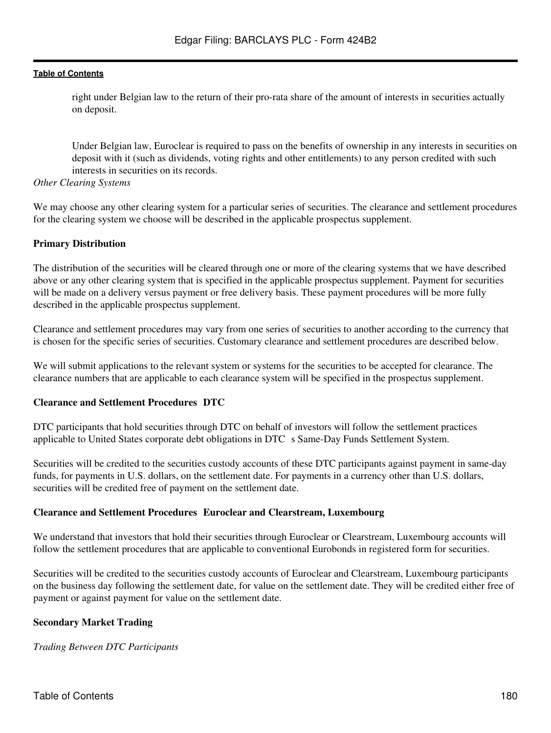right under Belgian law to the return of their pro-rata share of the amount of interests in securities actually on deposit.

Under Belgian law, Euroclear is required to pass on the benefits of ownership in any interests in securities on deposit with it (such as dividends, voting rights and other entitlements) to any person credited with such interests in securities on its records.

*Other Clearing Systems*

We may choose any other clearing system for a particular series of securities. The clearance and settlement procedures for the clearing system we choose will be described in the applicable prospectus supplement.

**Primary Distribution**

The distribution of the securities will be cleared through one or more of the clearing systems that we have described above or any other clearing system that is specified in the applicable prospectus supplement. Payment for securities will be made on a delivery versus payment or free delivery basis. These payment procedures will be more fully described in the applicable prospectus supplement.

Clearance and settlement procedures may vary from one series of securities to another according to the currency that is chosen for the specific series of securities. Customary clearance and settlement procedures are described below.

We will submit applications to the relevant system or systems for the securities to be accepted for clearance. The clearance numbers that are applicable to each clearance system will be specified in the prospectus supplement.

**Clearance and Settlement Procedures DTC**

DTC participants that hold securities through DTC on behalf of investors will follow the settlement practices applicable to United States corporate debt obligations in DTC s Same-Day Funds Settlement System.

Securities will be credited to the securities custody accounts of these DTC participants against payment in same-day funds, for payments in U.S. dollars, on the settlement date. For payments in a currency other than U.S. dollars, securities will be credited free of payment on the settlement date.

**Clearance and Settlement Procedures Euroclear and Clearstream, Luxembourg**

We understand that investors that hold their securities through Euroclear or Clearstream, Luxembourg accounts will follow the settlement procedures that are applicable to conventional Eurobonds in registered form for securities.

Securities will be credited to the securities custody accounts of Euroclear and Clearstream, Luxembourg participants on the business day following the settlement date, for value on the settlement date. They will be credited either free of payment or against payment for value on the settlement date.

**Secondary Market Trading**

*Trading Between DTC Participants*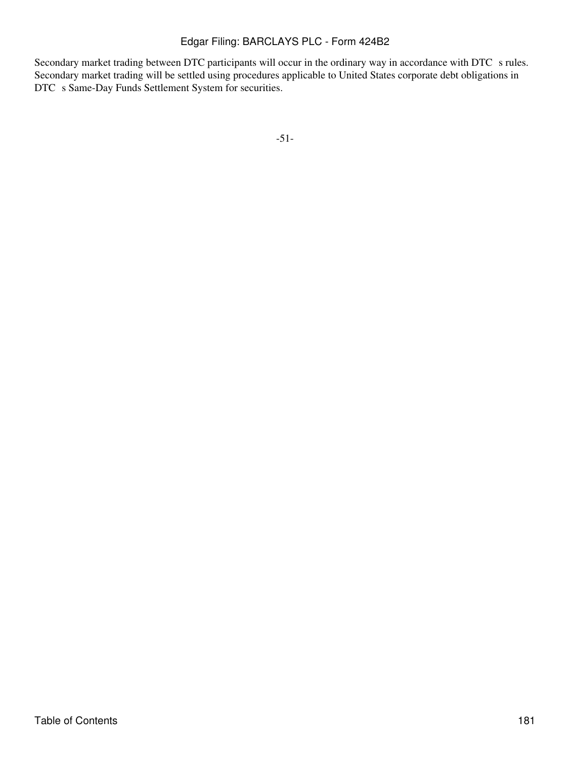Secondary market trading between DTC participants will occur in the ordinary way in accordance with DTC s rules. Secondary market trading will be settled using procedures applicable to United States corporate debt obligations in DTC s Same-Day Funds Settlement System for securities.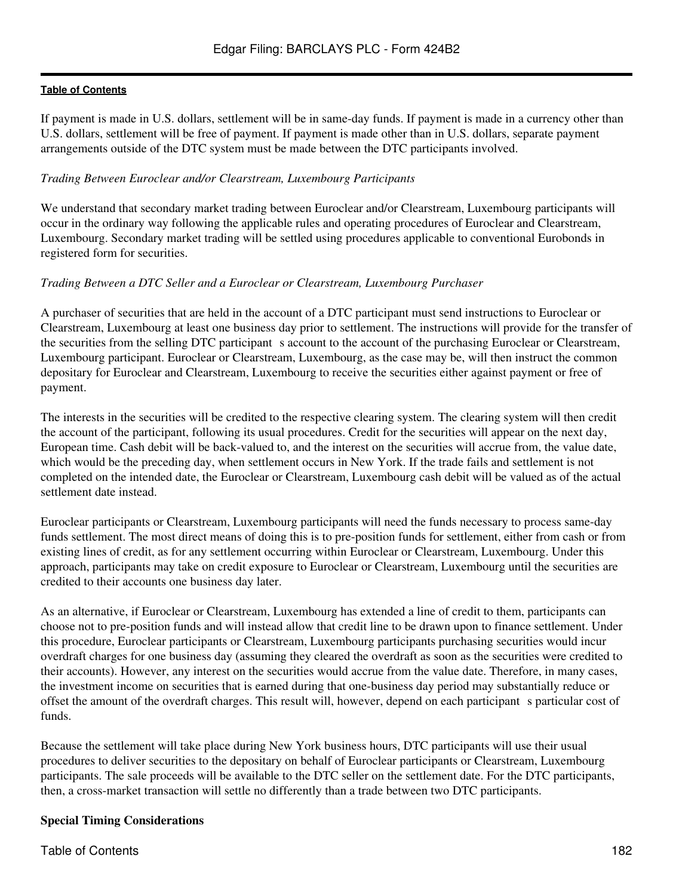If payment is made in U.S. dollars, settlement will be in same-day funds. If payment is made in a currency other than U.S. dollars, settlement will be free of payment. If payment is made other than in U.S. dollars, separate payment arrangements outside of the DTC system must be made between the DTC participants involved.

*Trading Between Euroclear and/or Clearstream, Luxembourg Participants*

We understand that secondary market trading between Euroclear and/or Clearstream, Luxembourg participants will occur in the ordinary way following the applicable rules and operating procedures of Euroclear and Clearstream, Luxembourg. Secondary market trading will be settled using procedures applicable to conventional Eurobonds in registered form for securities.

*Trading Between a DTC Seller and a Euroclear or Clearstream, Luxembourg Purchaser*

A purchaser of securities that are held in the account of a DTC participant must send instructions to Euroclear or Clearstream, Luxembourg at least one business day prior to settlement. The instructions will provide for the transfer of the securities from the selling DTC participant s account to the account of the purchasing Euroclear or Clearstream, Luxembourg participant. Euroclear or Clearstream, Luxembourg, as the case may be, will then instruct the common depositary for Euroclear and Clearstream, Luxembourg to receive the securities either against payment or free of payment.

The interests in the securities will be credited to the respective clearing system. The clearing system will then credit the account of the participant, following its usual procedures. Credit for the securities will appear on the next day, European time. Cash debit will be back-valued to, and the interest on the securities will accrue from, the value date, which would be the preceding day, when settlement occurs in New York. If the trade fails and settlement is not completed on the intended date, the Euroclear or Clearstream, Luxembourg cash debit will be valued as of the actual settlement date instead.

Euroclear participants or Clearstream, Luxembourg participants will need the funds necessary to process same-day funds settlement. The most direct means of doing this is to pre-position funds for settlement, either from cash or from existing lines of credit, as for any settlement occurring within Euroclear or Clearstream, Luxembourg. Under this approach, participants may take on credit exposure to Euroclear or Clearstream, Luxembourg until the securities are credited to their accounts one business day later.

As an alternative, if Euroclear or Clearstream, Luxembourg has extended a line of credit to them, participants can choose not to pre-position funds and will instead allow that credit line to be drawn upon to finance settlement. Under this procedure, Euroclear participants or Clearstream, Luxembourg participants purchasing securities would incur overdraft charges for one business day (assuming they cleared the overdraft as soon as the securities were credited to their accounts). However, any interest on the securities would accrue from the value date. Therefore, in many cases, the investment income on securities that is earned during that one-business day period may substantially reduce or offset the amount of the overdraft charges. This result will, however, depend on each participant s particular cost of funds.

Because the settlement will take place during New York business hours, DTC participants will use their usual procedures to deliver securities to the depositary on behalf of Euroclear participants or Clearstream, Luxembourg participants. The sale proceeds will be available to the DTC seller on the settlement date. For the DTC participants, then, a cross-market transaction will settle no differently than a trade between two DTC participants.

**Special Timing Considerations**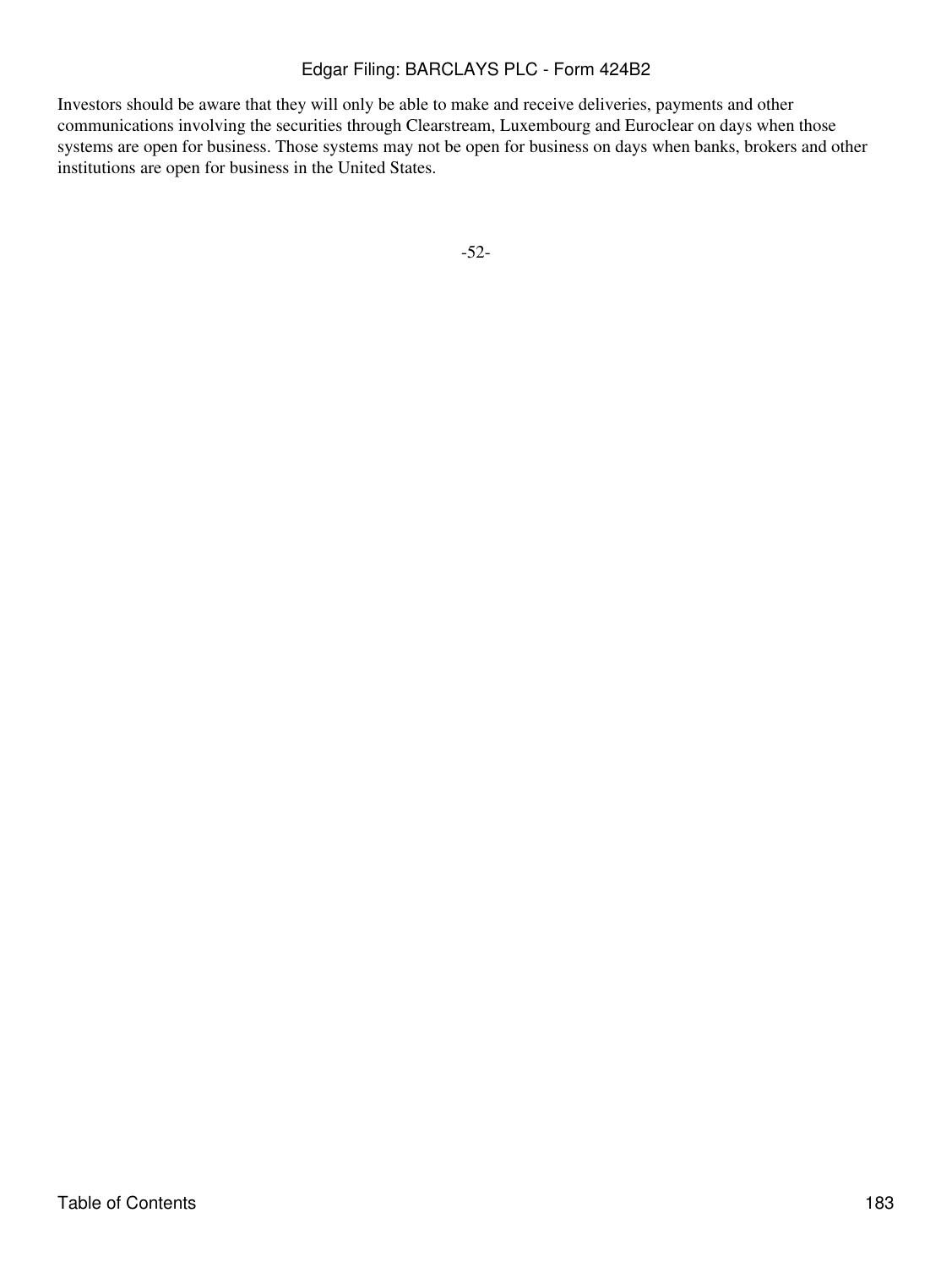Investors should be aware that they will only be able to make and receive deliveries, payments and other communications involving the securities through Clearstream, Luxembourg and Euroclear on days when those systems are open for business. Those systems may not be open for business on days when banks, brokers and other institutions are open for business in the United States.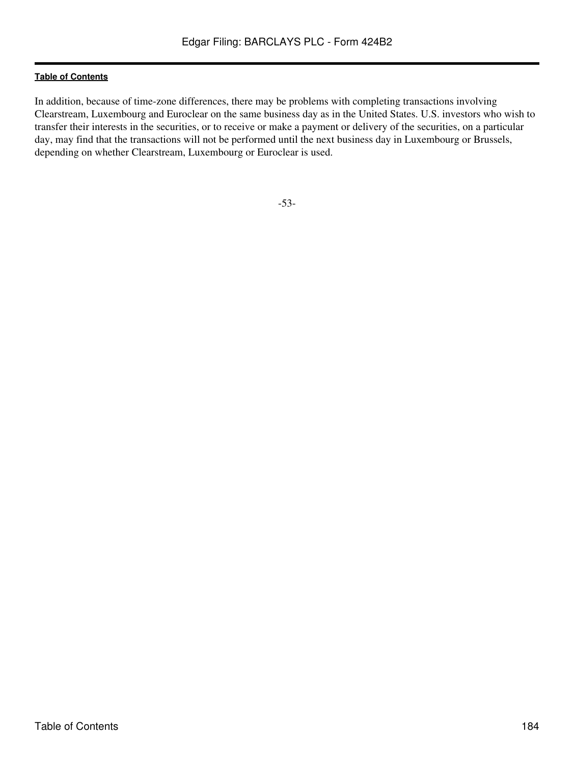In addition, because of time-zone differences, there may be problems with completing transactions involving Clearstream, Luxembourg and Euroclear on the same business day as in the United States. U.S. investors who wish to transfer their interests in the securities, or to receive or make a payment or delivery of the securities, on a particular day, may find that the transactions will not be performed until the next business day in Luxembourg or Brussels, depending on whether Clearstream, Luxembourg or Euroclear is used.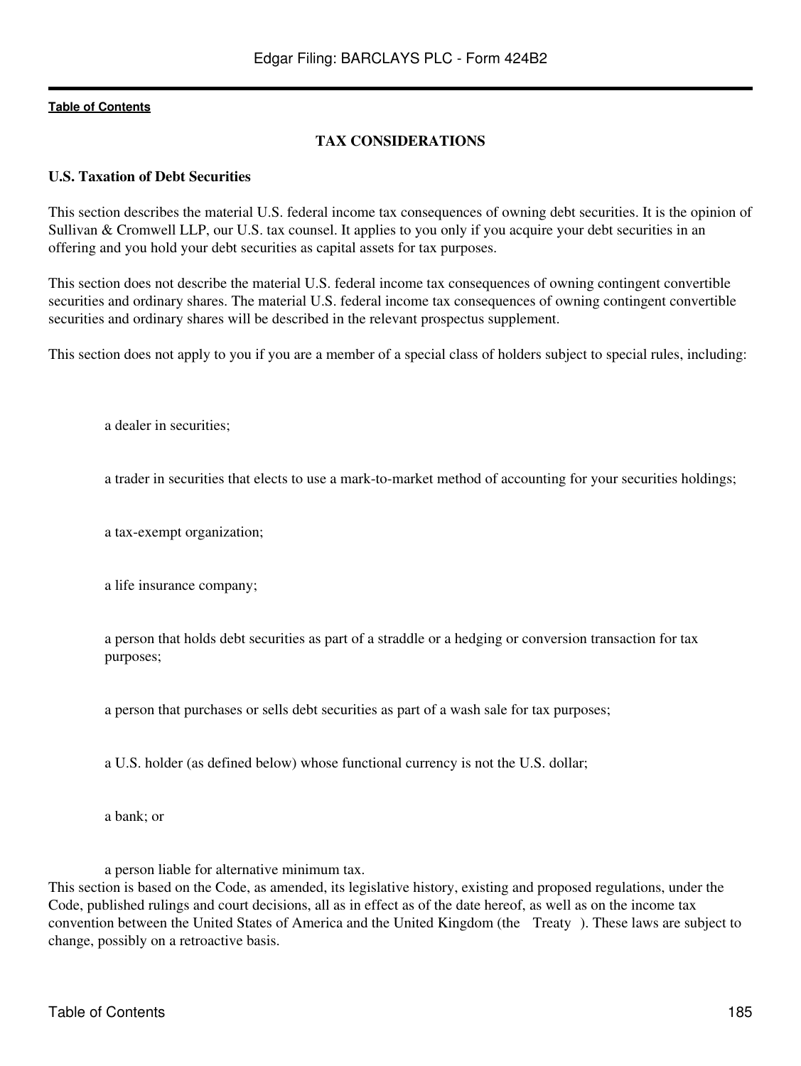## TAX CONSIDERATIONS

### U.S. Taxation of Debt Securities

This section describes the material U.S. federal income tax consequences of owning debt securities. It is the opinion of Sullivan & Cromwell LLP, our U.S. tax counsel. It applies to you only if you acquire your debt securities in an offering and you hold your debt securities as capital assets for tax purposes.

This section does not describe the material U.S. federal income tax consequences of owning contingent convertible securities and ordinary shares. The material U.S. federal income tax consequences of owning contingent convertible securities and ordinary shares will be described in the relevant prospectus supplement.

This section does not apply to you if you are a member of a special class of holders subject to special rules, including:

- a dealer in securities;
- a trader in securities that elects to use a mark-to-market method of accounting for your securities holdings;
- a tax-exempt organization;
- a life insurance company;
- a person that holds debt securities as part of a straddle or a hedging or conversion transaction for tax purposes;
- a person that purchases or sells debt securities as part of a wash sale for tax purposes;
- a U.S. holder (as defined below) whose functional currency is not the U.S. dollar;
- a bank; or
- a person liable for alternative minimum tax.

This section is based on the Code, as amended, its legislative history, existing and proposed regulations, under the Code, published rulings and court decisions, all as in effect as of the date hereof, as well as on the income tax convention between the United States of America and the United Kingdom (the Treaty ). These laws are subject to change, possibly on a retroactive basis.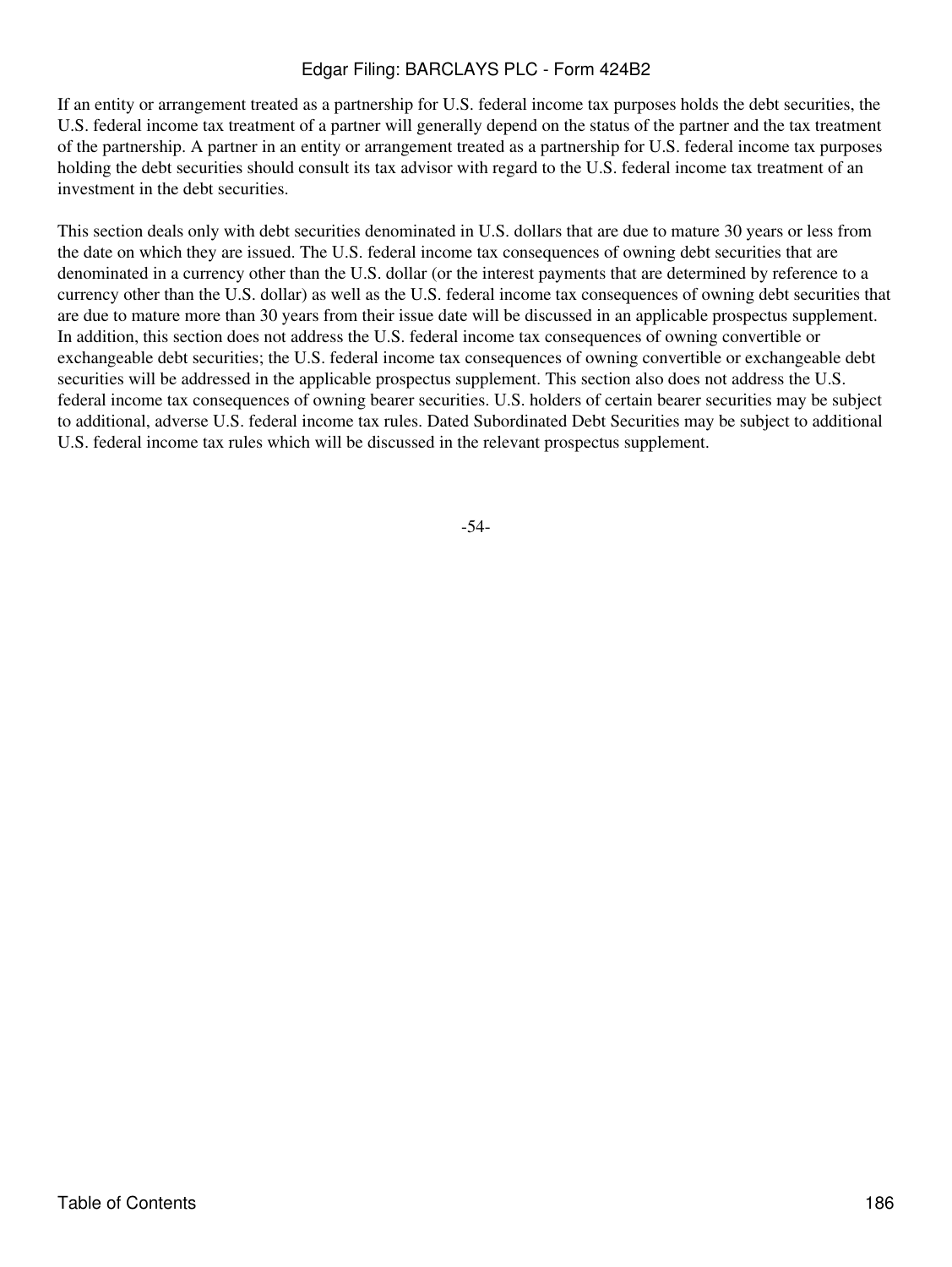If an entity or arrangement treated as a partnership for U.S. federal income tax purposes holds the debt securities, the U.S. federal income tax treatment of a partner will generally depend on the status of the partner and the tax treatment of the partnership. A partner in an entity or arrangement treated as a partnership for U.S. federal income tax purposes holding the debt securities should consult its tax advisor with regard to the U.S. federal income tax treatment of an investment in the debt securities.

This section deals only with debt securities denominated in U.S. dollars that are due to mature 30 years or less from the date on which they are issued. The U.S. federal income tax consequences of owning debt securities that are denominated in a currency other than the U.S. dollar (or the interest payments that are determined by reference to a currency other than the U.S. dollar) as well as the U.S. federal income tax consequences of owning debt securities that are due to mature more than 30 years from their issue date will be discussed in an applicable prospectus supplement. In addition, this section does not address the U.S. federal income tax consequences of owning convertible or exchangeable debt securities; the U.S. federal income tax consequences of owning convertible or exchangeable debt securities will be addressed in the applicable prospectus supplement. This section also does not address the U.S. federal income tax consequences of owning bearer securities. U.S. holders of certain bearer securities may be subject to additional, adverse U.S. federal income tax rules. Dated Subordinated Debt Securities may be subject to additional U.S. federal income tax rules which will be discussed in the relevant prospectus supplement.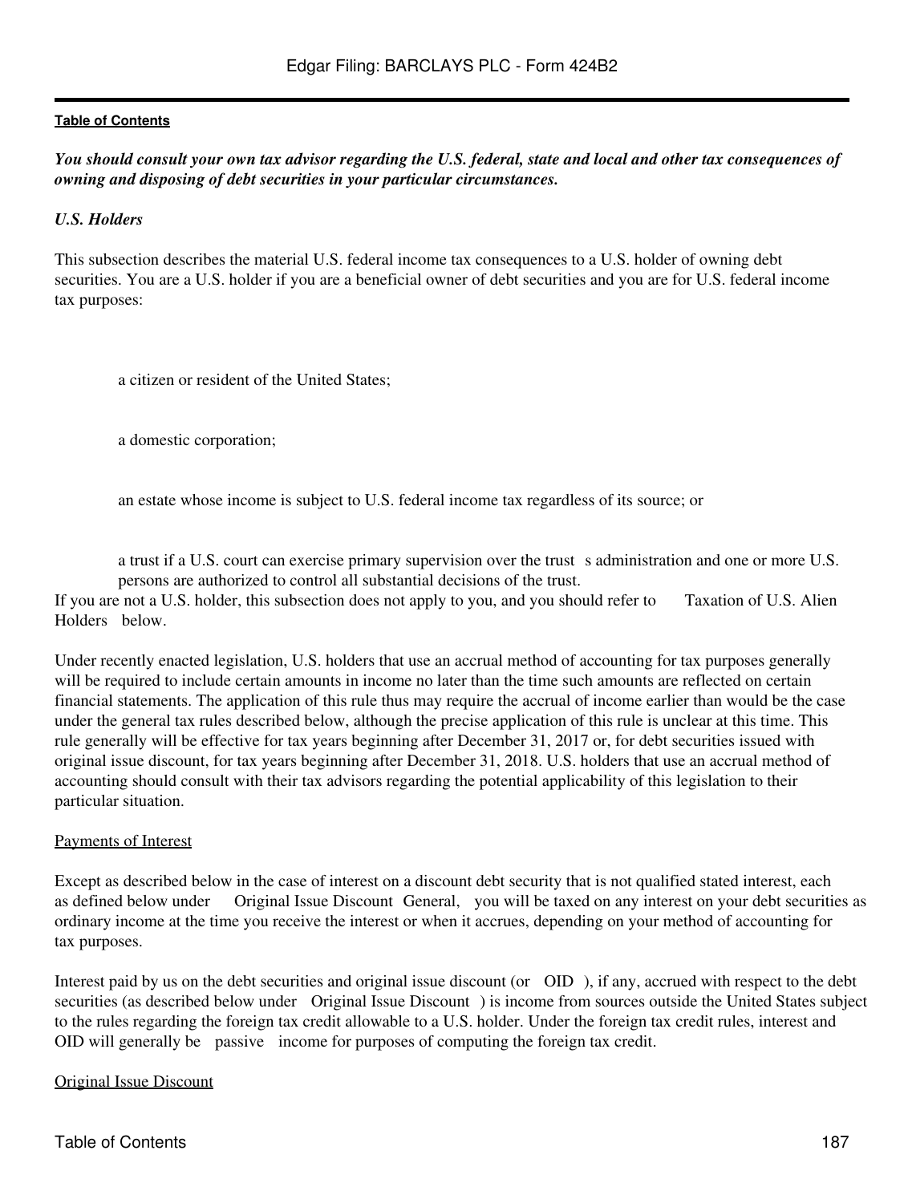*You should consult your own tax advisor regarding the U.S. federal, state and local and other tax consequences of owning and disposing of debt securities in your particular circumstances.*

### *U.S. Holders*

This subsection describes the material U.S. federal income tax consequences to a U.S. holder of owning debt securities. You are a U.S. holder if you are a beneficial owner of debt securities and you are for U.S. federal income tax purposes:

- a citizen or resident of the United States;
- a domestic corporation;
- an estate whose income is subject to U.S. federal income tax regardless of its source; or
- a trust if a U.S. court can exercise primary supervision over the trust s administration and one or more U.S. persons are authorized to control all substantial decisions of the trust.

If you are not a U.S. holder, this subsection does not apply to you, and you should refer to Taxation of U.S. Alien Holders below.

Under recently enacted legislation, U.S. holders that use an accrual method of accounting for tax purposes generally will be required to include certain amounts in income no later than the time such amounts are reflected on certain financial statements. The application of this rule thus may require the accrual of income earlier than would be the case under the general tax rules described below, although the precise application of this rule is unclear at this time. This rule generally will be effective for tax years beginning after December 31, 2017 or, for debt securities issued with original issue discount, for tax years beginning after December 31, 2018. U.S. holders that use an accrual method of accounting should consult with their tax advisors regarding the potential applicability of this legislation to their particular situation.

Payments of Interest

Except as described below in the case of interest on a discount debt security that is not qualified stated interest, each as defined below under Original Issue Discount General, you will be taxed on any interest on your debt securities as ordinary income at the time you receive the interest or when it accrues, depending on your method of accounting for tax purposes.

Interest paid by us on the debt securities and original issue discount (or OID ), if any, accrued with respect to the debt securities (as described below under Original Issue Discount ) is income from sources outside the United States subject to the rules regarding the foreign tax credit allowable to a U.S. holder. Under the foreign tax credit rules, interest and OID will generally be passive income for purposes of computing the foreign tax credit.

Original Issue Discount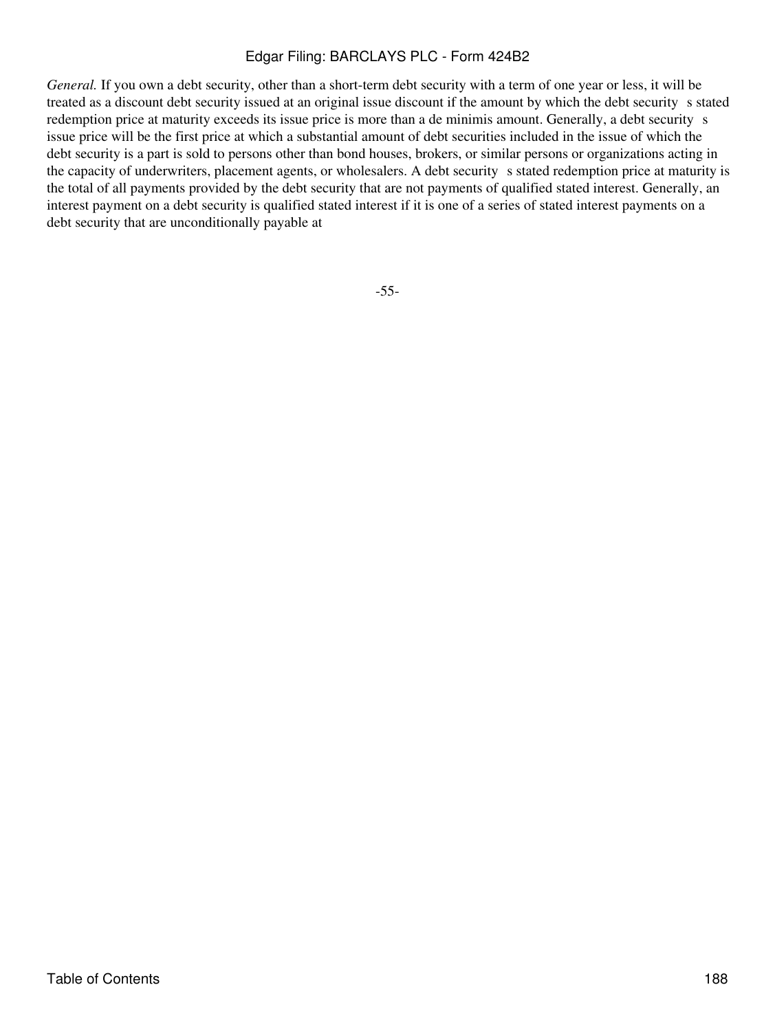*General.* If you own a debt security, other than a short-term debt security with a term of one year or less, it will be treated as a discount debt security issued at an original issue discount if the amount by which the debt security s stated redemption price at maturity exceeds its issue price is more than a de minimis amount. Generally, a debt security s issue price will be the first price at which a substantial amount of debt securities included in the issue of which the debt security is a part is sold to persons other than bond houses, brokers, or similar persons or organizations acting in the capacity of underwriters, placement agents, or wholesalers. A debt security s stated redemption price at maturity is the total of all payments provided by the debt security that are not payments of qualified stated interest. Generally, an interest payment on a debt security is qualified stated interest if it is one of a series of stated interest payments on a debt security that are unconditionally payable at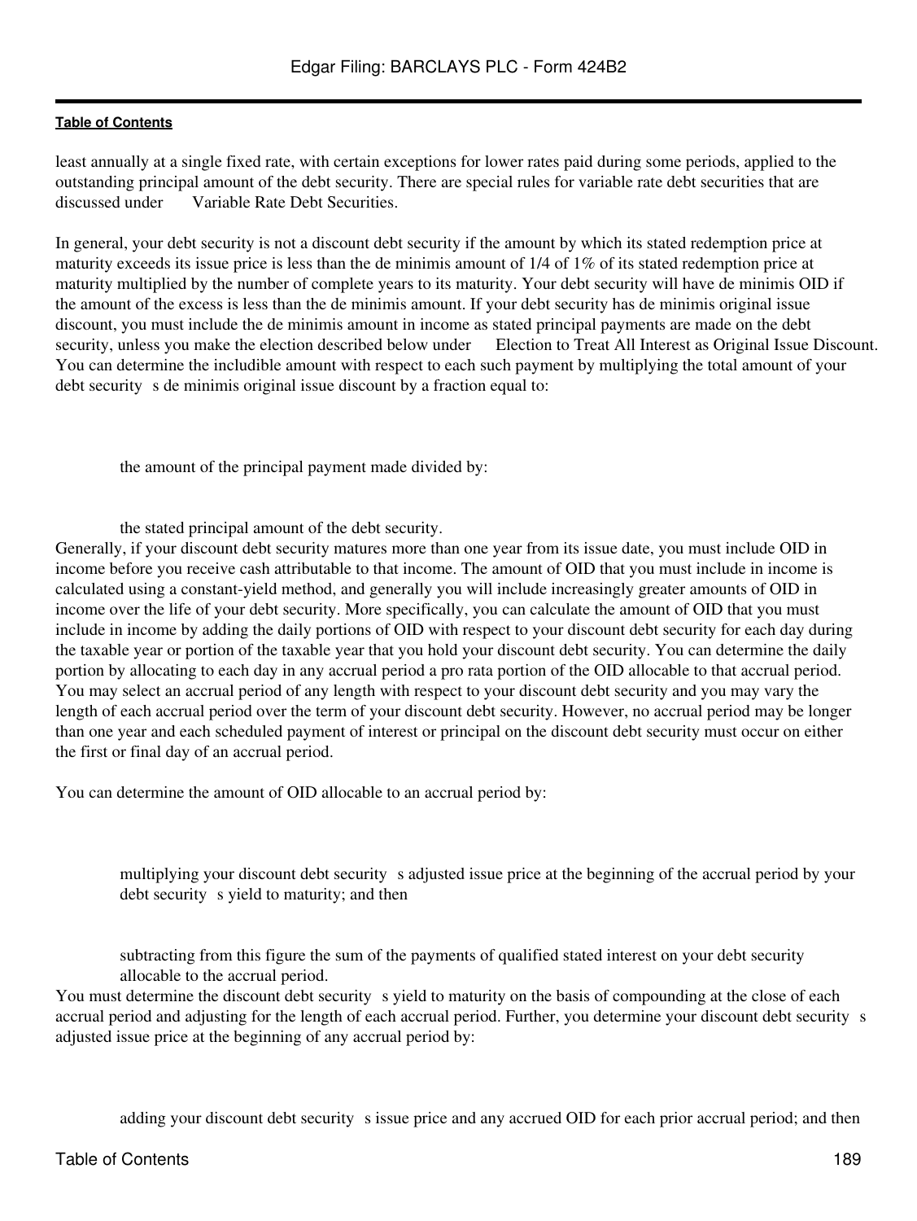least annually at a single fixed rate, with certain exceptions for lower rates paid during some periods, applied to the outstanding principal amount of the debt security. There are special rules for variable rate debt securities that are discussed under  Variable Rate Debt Securities.

In general, your debt security is not a discount debt security if the amount by which its stated redemption price at maturity exceeds its issue price is less than the de minimis amount of 1/4 of 1% of its stated redemption price at maturity multiplied by the number of complete years to its maturity. Your debt security will have de minimis OID if the amount of the excess is less than the de minimis amount. If your debt security has de minimis original issue discount, you must include the de minimis amount in income as stated principal payments are made on the debt security, unless you make the election described below under  Election to Treat All Interest as Original Issue Discount. You can determine the includible amount with respect to each such payment by multiplying the total amount of your debt security s de minimis original issue discount by a fraction equal to:

- the amount of the principal payment made divided by:
- the stated principal amount of the debt security.

Generally, if your discount debt security matures more than one year from its issue date, you must include OID in income before you receive cash attributable to that income. The amount of OID that you must include in income is calculated using a constant-yield method, and generally you will include increasingly greater amounts of OID in income over the life of your debt security. More specifically, you can calculate the amount of OID that you must include in income by adding the daily portions of OID with respect to your discount debt security for each day during the taxable year or portion of the taxable year that you hold your discount debt security. You can determine the daily portion by allocating to each day in any accrual period a pro rata portion of the OID allocable to that accrual period. You may select an accrual period of any length with respect to your discount debt security and you may vary the length of each accrual period over the term of your discount debt security. However, no accrual period may be longer than one year and each scheduled payment of interest or principal on the discount debt security must occur on either the first or final day of an accrual period.

You can determine the amount of OID allocable to an accrual period by:

- multiplying your discount debt security s adjusted issue price at the beginning of the accrual period by your debt security s yield to maturity; and then
- subtracting from this figure the sum of the payments of qualified stated interest on your debt security allocable to the accrual period.

You must determine the discount debt security s yield to maturity on the basis of compounding at the close of each accrual period and adjusting for the length of each accrual period. Further, you determine your discount debt security s adjusted issue price at the beginning of any accrual period by:

- adding your discount debt security s issue price and any accrued OID for each prior accrual period; and then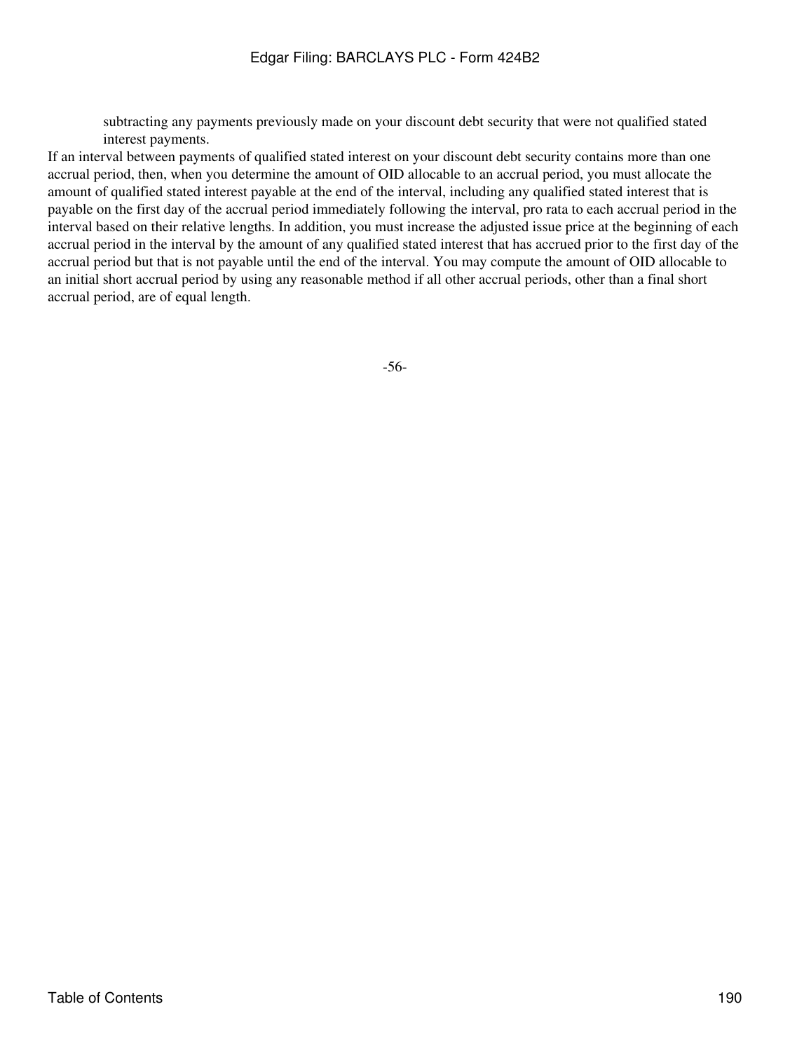subtracting any payments previously made on your discount debt security that were not qualified stated interest payments.

If an interval between payments of qualified stated interest on your discount debt security contains more than one accrual period, then, when you determine the amount of OID allocable to an accrual period, you must allocate the amount of qualified stated interest payable at the end of the interval, including any qualified stated interest that is payable on the first day of the accrual period immediately following the interval, pro rata to each accrual period in the interval based on their relative lengths. In addition, you must increase the adjusted issue price at the beginning of each accrual period in the interval by the amount of any qualified stated interest that has accrued prior to the first day of the accrual period but that is not payable until the end of the interval. You may compute the amount of OID allocable to an initial short accrual period by using any reasonable method if all other accrual periods, other than a final short accrual period, are of equal length.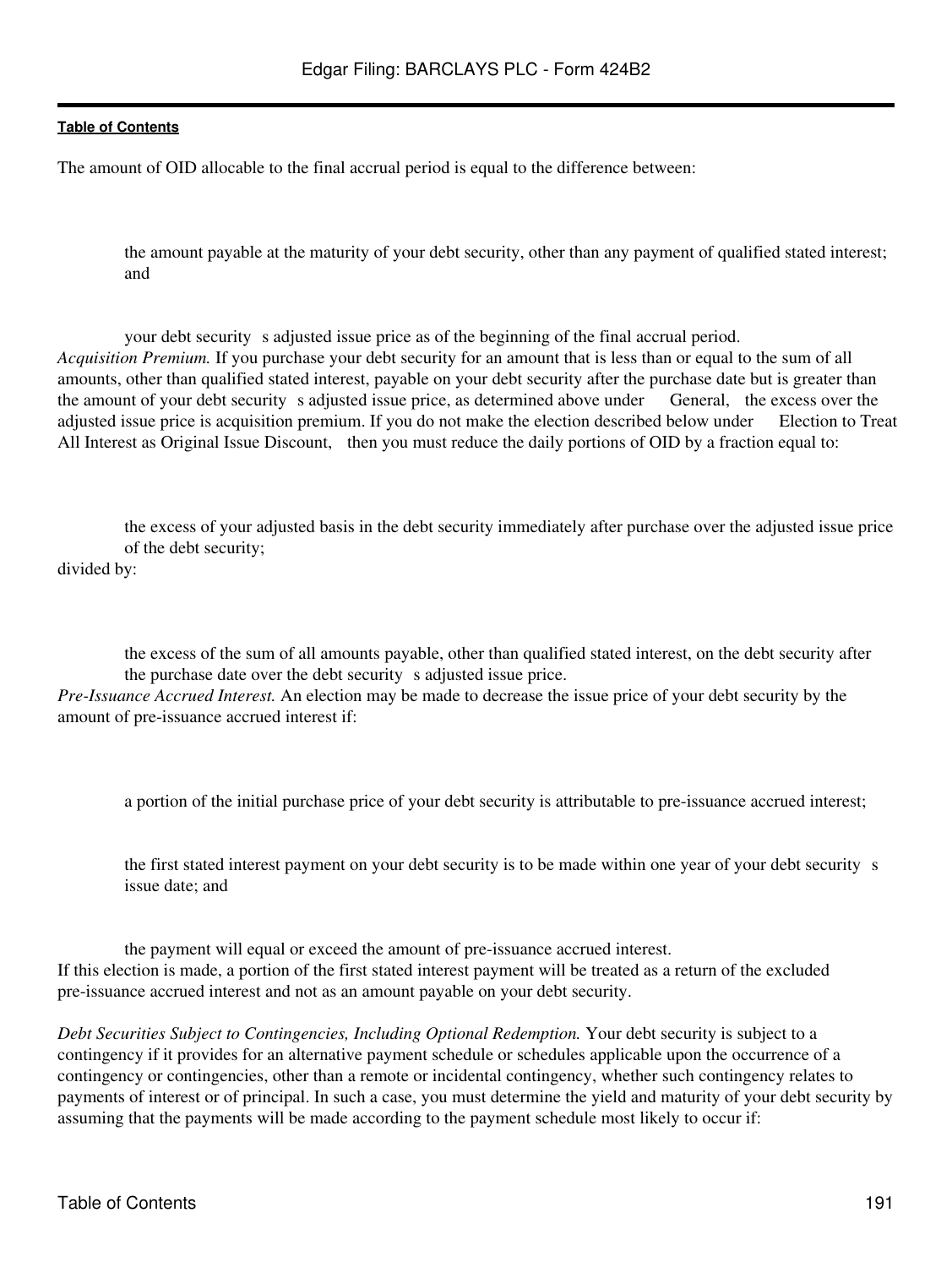The amount of OID allocable to the final accrual period is equal to the difference between:

- the amount payable at the maturity of your debt security, other than any payment of qualified stated interest; and

- your debt security s adjusted issue price as of the beginning of the final accrual period.

*Acquisition Premium.* If you purchase your debt security for an amount that is less than or equal to the sum of all amounts, other than qualified stated interest, payable on your debt security after the purchase date but is greater than the amount of your debt security s adjusted issue price, as determined above under General, the excess over the adjusted issue price is acquisition premium. If you do not make the election described below under Election to Treat All Interest as Original Issue Discount, then you must reduce the daily portions of OID by a fraction equal to:

- the excess of your adjusted basis in the debt security immediately after purchase over the adjusted issue price of the debt security;

divided by:

- the excess of the sum of all amounts payable, other than qualified stated interest, on the debt security after the purchase date over the debt security s adjusted issue price.

*Pre-Issuance Accrued Interest.* An election may be made to decrease the issue price of your debt security by the amount of pre-issuance accrued interest if:

- a portion of the initial purchase price of your debt security is attributable to pre-issuance accrued interest;

- the first stated interest payment on your debt security is to be made within one year of your debt security s issue date; and

- the payment will equal or exceed the amount of pre-issuance accrued interest.

If this election is made, a portion of the first stated interest payment will be treated as a return of the excluded pre-issuance accrued interest and not as an amount payable on your debt security.

*Debt Securities Subject to Contingencies, Including Optional Redemption.* Your debt security is subject to a contingency if it provides for an alternative payment schedule or schedules applicable upon the occurrence of a contingency or contingencies, other than a remote or incidental contingency, whether such contingency relates to payments of interest or of principal. In such a case, you must determine the yield and maturity of your debt security by assuming that the payments will be made according to the payment schedule most likely to occur if: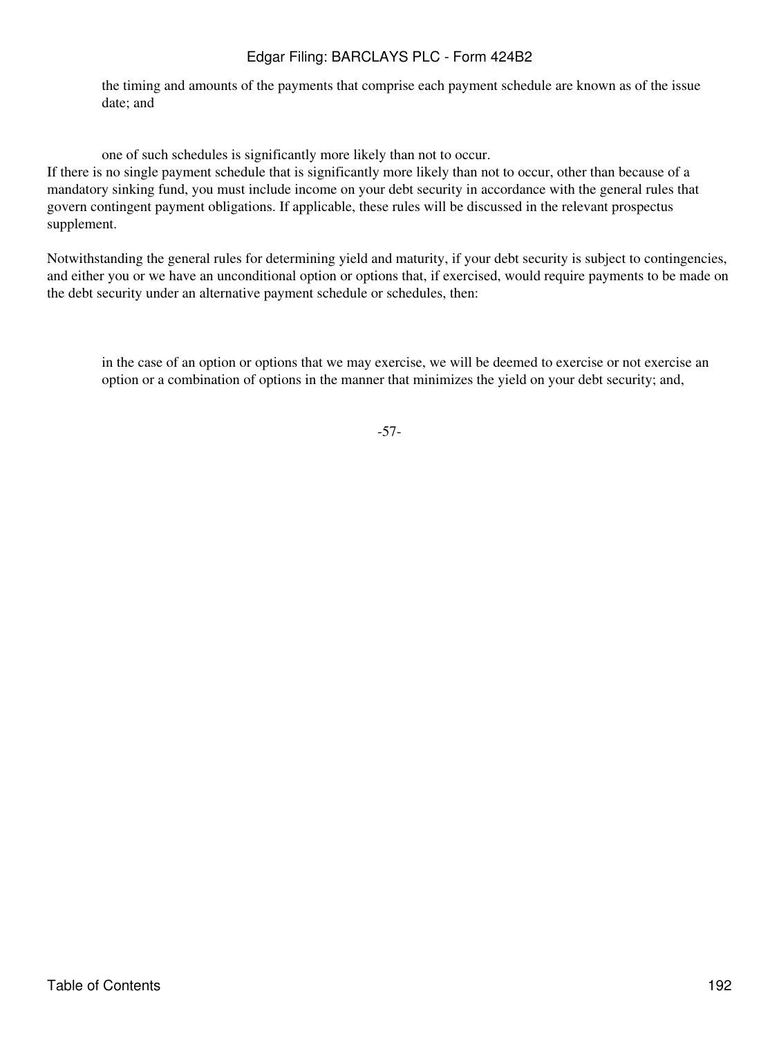- the timing and amounts of the payments that comprise each payment schedule are known as of the issue date; and

- one of such schedules is significantly more likely than not to occur.

If there is no single payment schedule that is significantly more likely than not to occur, other than because of a mandatory sinking fund, you must include income on your debt security in accordance with the general rules that govern contingent payment obligations. If applicable, these rules will be discussed in the relevant prospectus supplement.

Notwithstanding the general rules for determining yield and maturity, if your debt security is subject to contingencies, and either you or we have an unconditional option or options that, if exercised, would require payments to be made on the debt security under an alternative payment schedule or schedules, then:

- in the case of an option or options that we may exercise, we will be deemed to exercise or not exercise an option or a combination of options in the manner that minimizes the yield on your debt security; and,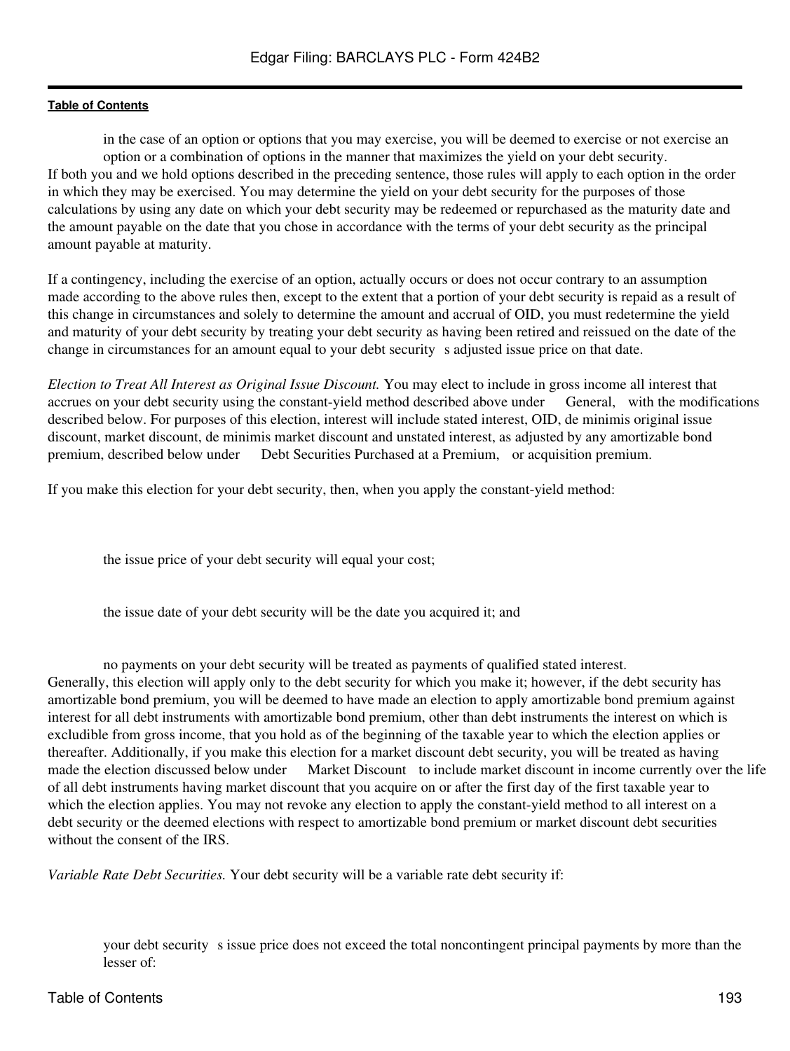- in the case of an option or options that you may exercise, you will be deemed to exercise or not exercise an option or a combination of options in the manner that maximizes the yield on your debt security.

If both you and we hold options described in the preceding sentence, those rules will apply to each option in the order in which they may be exercised. You may determine the yield on your debt security for the purposes of those calculations by using any date on which your debt security may be redeemed or repurchased as the maturity date and the amount payable on the date that you chose in accordance with the terms of your debt security as the principal amount payable at maturity.

If a contingency, including the exercise of an option, actually occurs or does not occur contrary to an assumption made according to the above rules then, except to the extent that a portion of your debt security is repaid as a result of this change in circumstances and solely to determine the amount and accrual of OID, you must redetermine the yield and maturity of your debt security by treating your debt security as having been retired and reissued on the date of the change in circumstances for an amount equal to your debt security s adjusted issue price on that date.

*Election to Treat All Interest as Original Issue Discount.* You may elect to include in gross income all interest that accrues on your debt security using the constant-yield method described above under General, with the modifications described below. For purposes of this election, interest will include stated interest, OID, de minimis original issue discount, market discount, de minimis market discount and unstated interest, as adjusted by any amortizable bond premium, described below under Debt Securities Purchased at a Premium, or acquisition premium.

If you make this election for your debt security, then, when you apply the constant-yield method:

- the issue price of your debt security will equal your cost;
- the issue date of your debt security will be the date you acquired it; and
- no payments on your debt security will be treated as payments of qualified stated interest.

Generally, this election will apply only to the debt security for which you make it; however, if the debt security has amortizable bond premium, you will be deemed to have made an election to apply amortizable bond premium against interest for all debt instruments with amortizable bond premium, other than debt instruments the interest on which is excludible from gross income, that you hold as of the beginning of the taxable year to which the election applies or thereafter. Additionally, if you make this election for a market discount debt security, you will be treated as having made the election discussed below under Market Discount to include market discount in income currently over the life of all debt instruments having market discount that you acquire on or after the first day of the first taxable year to which the election applies. You may not revoke any election to apply the constant-yield method to all interest on a debt security or the deemed elections with respect to amortizable bond premium or market discount debt securities without the consent of the IRS.

*Variable Rate Debt Securities.* Your debt security will be a variable rate debt security if:

- your debt security s issue price does not exceed the total noncontingent principal payments by more than the lesser of: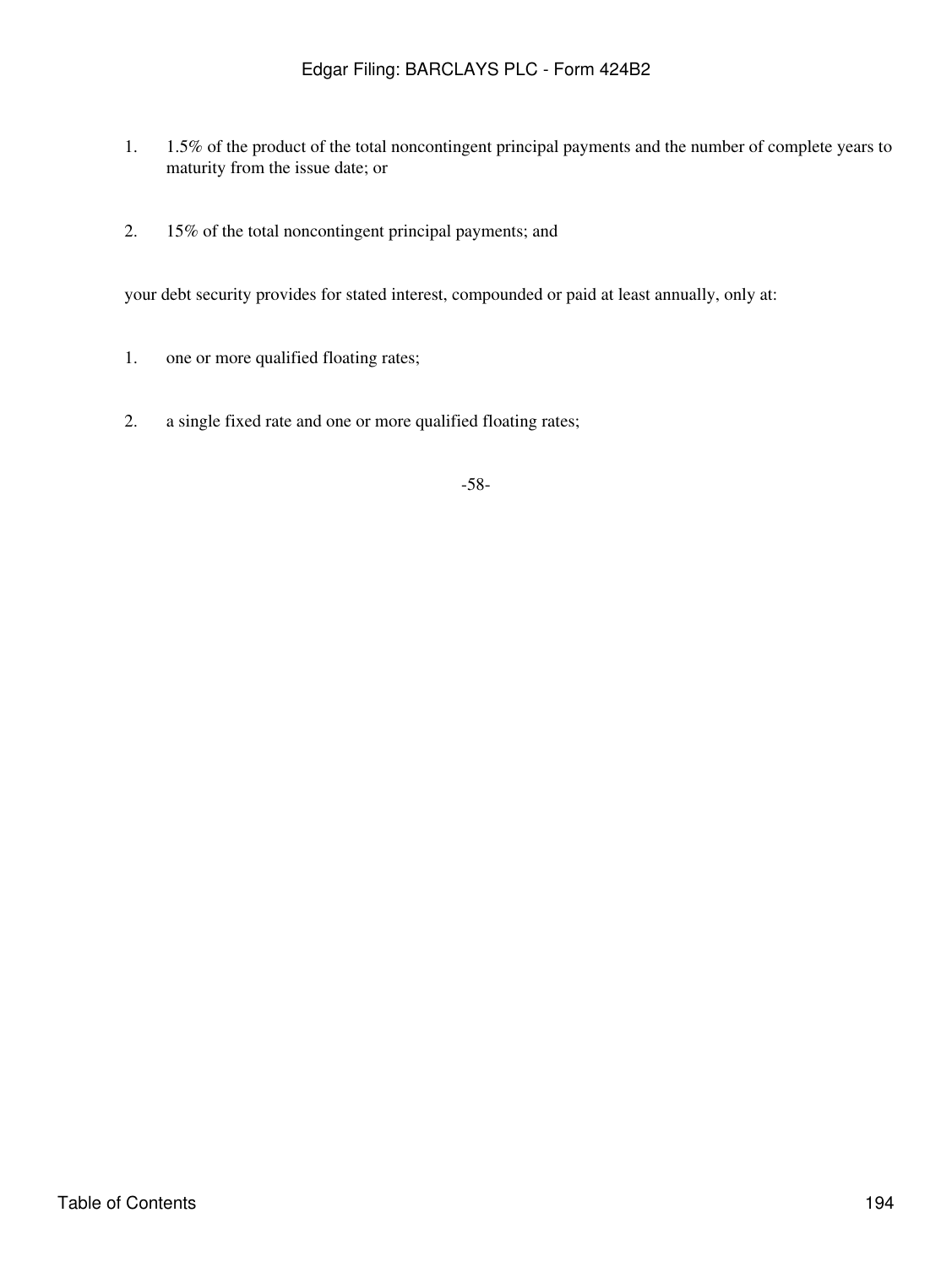1. 1.5% of the product of the total noncontingent principal payments and the number of complete years to maturity from the issue date; or

2. 15% of the total noncontingent principal payments; and

your debt security provides for stated interest, compounded or paid at least annually, only at:

1. one or more qualified floating rates;

2. a single fixed rate and one or more qualified floating rates;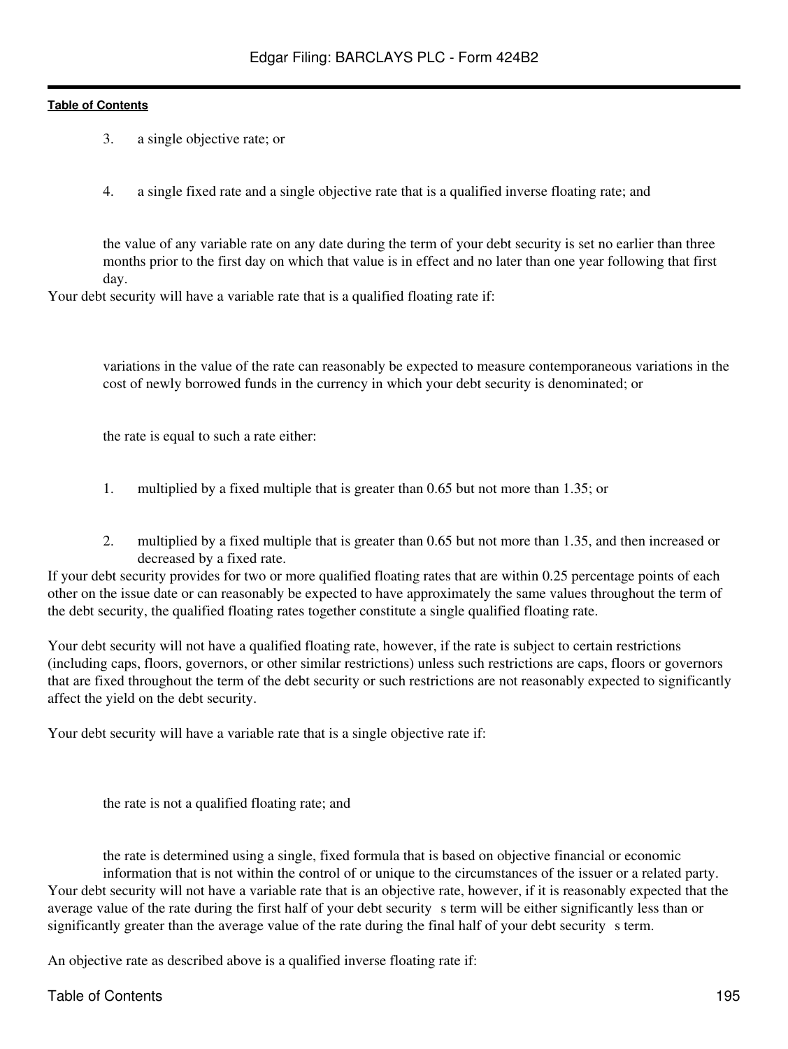3. a single objective rate; or

4. a single fixed rate and a single objective rate that is a qualified inverse floating rate; and

- the value of any variable rate on any date during the term of your debt security is set no earlier than three months prior to the first day on which that value is in effect and no later than one year following that first day.

Your debt security will have a variable rate that is a qualified floating rate if:

- variations in the value of the rate can reasonably be expected to measure contemporaneous variations in the cost of newly borrowed funds in the currency in which your debt security is denominated; or

- the rate is equal to such a rate either:

1. multiplied by a fixed multiple that is greater than 0.65 but not more than 1.35; or

2. multiplied by a fixed multiple that is greater than 0.65 but not more than 1.35, and then increased or decreased by a fixed rate.

If your debt security provides for two or more qualified floating rates that are within 0.25 percentage points of each other on the issue date or can reasonably be expected to have approximately the same values throughout the term of the debt security, the qualified floating rates together constitute a single qualified floating rate.

Your debt security will not have a qualified floating rate, however, if the rate is subject to certain restrictions (including caps, floors, governors, or other similar restrictions) unless such restrictions are caps, floors or governors that are fixed throughout the term of the debt security or such restrictions are not reasonably expected to significantly affect the yield on the debt security.

Your debt security will have a variable rate that is a single objective rate if:

- the rate is not a qualified floating rate; and

- the rate is determined using a single, fixed formula that is based on objective financial or economic information that is not within the control of or unique to the circumstances of the issuer or a related party.

Your debt security will not have a variable rate that is an objective rate, however, if it is reasonably expected that the average value of the rate during the first half of your debt security's term will be either significantly less than or significantly greater than the average value of the rate during the final half of your debt security's term.

An objective rate as described above is a qualified inverse floating rate if: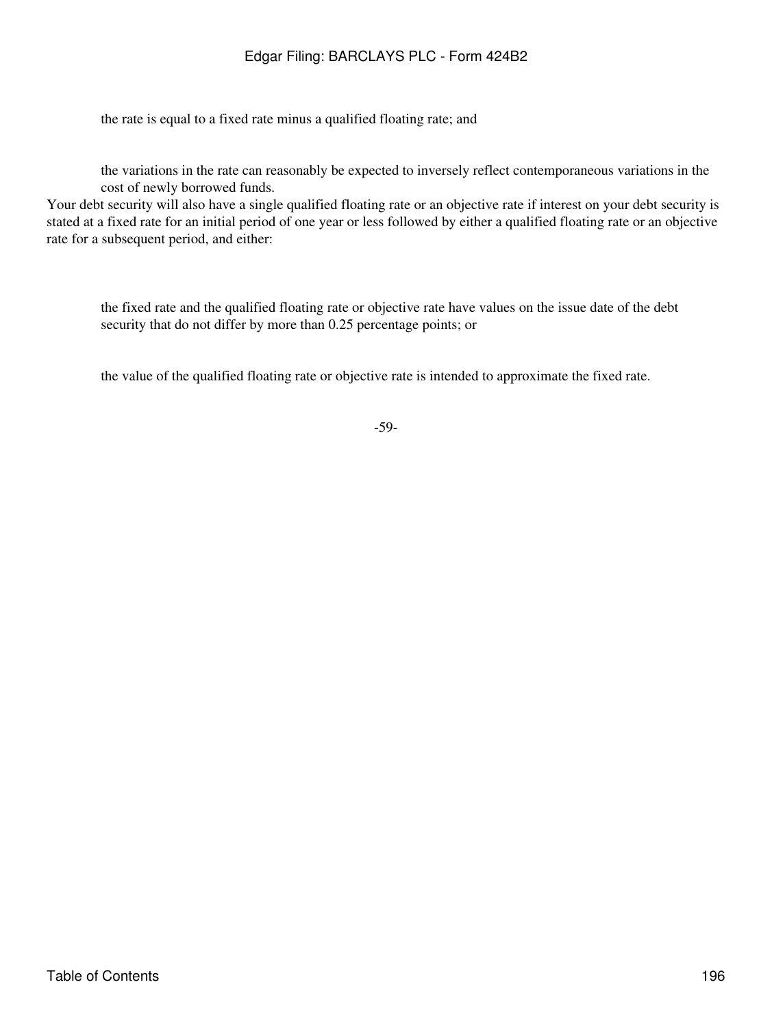- the rate is equal to a fixed rate minus a qualified floating rate; and
- the variations in the rate can reasonably be expected to inversely reflect contemporaneous variations in the cost of newly borrowed funds.

Your debt security will also have a single qualified floating rate or an objective rate if interest on your debt security is stated at a fixed rate for an initial period of one year or less followed by either a qualified floating rate or an objective rate for a subsequent period, and either:

- the fixed rate and the qualified floating rate or objective rate have values on the issue date of the debt security that do not differ by more than 0.25 percentage points; or
- the value of the qualified floating rate or objective rate is intended to approximate the fixed rate.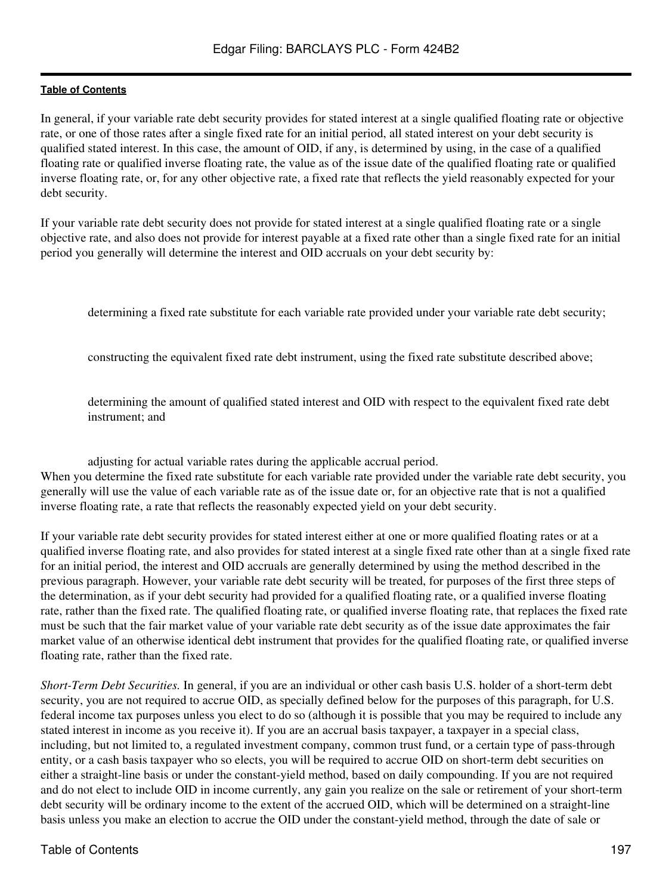In general, if your variable rate debt security provides for stated interest at a single qualified floating rate or objective rate, or one of those rates after a single fixed rate for an initial period, all stated interest on your debt security is qualified stated interest. In this case, the amount of OID, if any, is determined by using, in the case of a qualified floating rate or qualified inverse floating rate, the value as of the issue date of the qualified floating rate or qualified inverse floating rate, or, for any other objective rate, a fixed rate that reflects the yield reasonably expected for your debt security.

If your variable rate debt security does not provide for stated interest at a single qualified floating rate or a single objective rate, and also does not provide for interest payable at a fixed rate other than a single fixed rate for an initial period you generally will determine the interest and OID accruals on your debt security by:

- determining a fixed rate substitute for each variable rate provided under your variable rate debt security;
- constructing the equivalent fixed rate debt instrument, using the fixed rate substitute described above;
- determining the amount of qualified stated interest and OID with respect to the equivalent fixed rate debt instrument; and
- adjusting for actual variable rates during the applicable accrual period.

When you determine the fixed rate substitute for each variable rate provided under the variable rate debt security, you generally will use the value of each variable rate as of the issue date or, for an objective rate that is not a qualified inverse floating rate, a rate that reflects the reasonably expected yield on your debt security.

If your variable rate debt security provides for stated interest either at one or more qualified floating rates or at a qualified inverse floating rate, and also provides for stated interest at a single fixed rate other than at a single fixed rate for an initial period, the interest and OID accruals are generally determined by using the method described in the previous paragraph. However, your variable rate debt security will be treated, for purposes of the first three steps of the determination, as if your debt security had provided for a qualified floating rate, or a qualified inverse floating rate, rather than the fixed rate. The qualified floating rate, or qualified inverse floating rate, that replaces the fixed rate must be such that the fair market value of your variable rate debt security as of the issue date approximates the fair market value of an otherwise identical debt instrument that provides for the qualified floating rate, or qualified inverse floating rate, rather than the fixed rate.

*Short-Term Debt Securities.* In general, if you are an individual or other cash basis U.S. holder of a short-term debt security, you are not required to accrue OID, as specially defined below for the purposes of this paragraph, for U.S. federal income tax purposes unless you elect to do so (although it is possible that you may be required to include any stated interest in income as you receive it). If you are an accrual basis taxpayer, a taxpayer in a special class, including, but not limited to, a regulated investment company, common trust fund, or a certain type of pass-through entity, or a cash basis taxpayer who so elects, you will be required to accrue OID on short-term debt securities on either a straight-line basis or under the constant-yield method, based on daily compounding. If you are not required and do not elect to include OID in income currently, any gain you realize on the sale or retirement of your short-term debt security will be ordinary income to the extent of the accrued OID, which will be determined on a straight-line basis unless you make an election to accrue the OID under the constant-yield method, through the date of sale or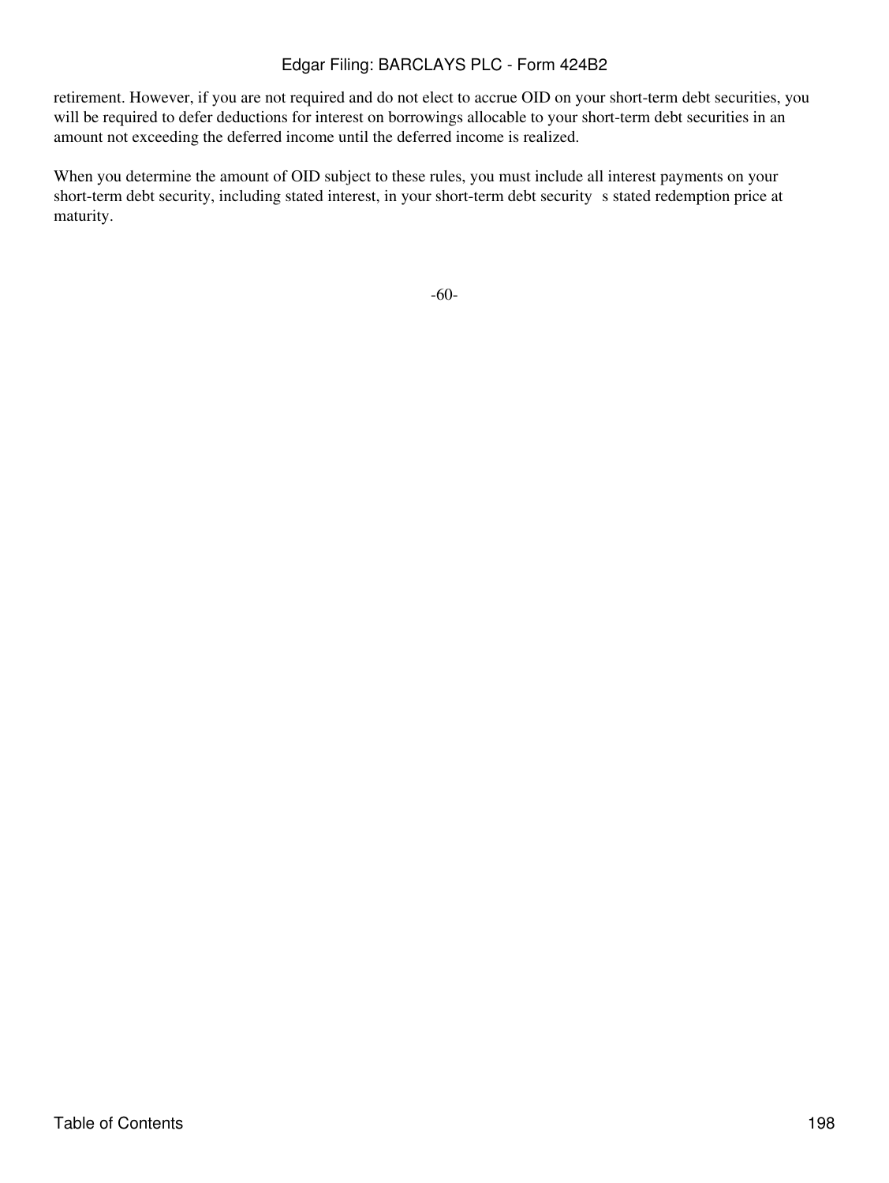retirement. However, if you are not required and do not elect to accrue OID on your short-term debt securities, you will be required to defer deductions for interest on borrowings allocable to your short-term debt securities in an amount not exceeding the deferred income until the deferred income is realized.

When you determine the amount of OID subject to these rules, you must include all interest payments on your short-term debt security, including stated interest, in your short-term debt security s stated redemption price at maturity.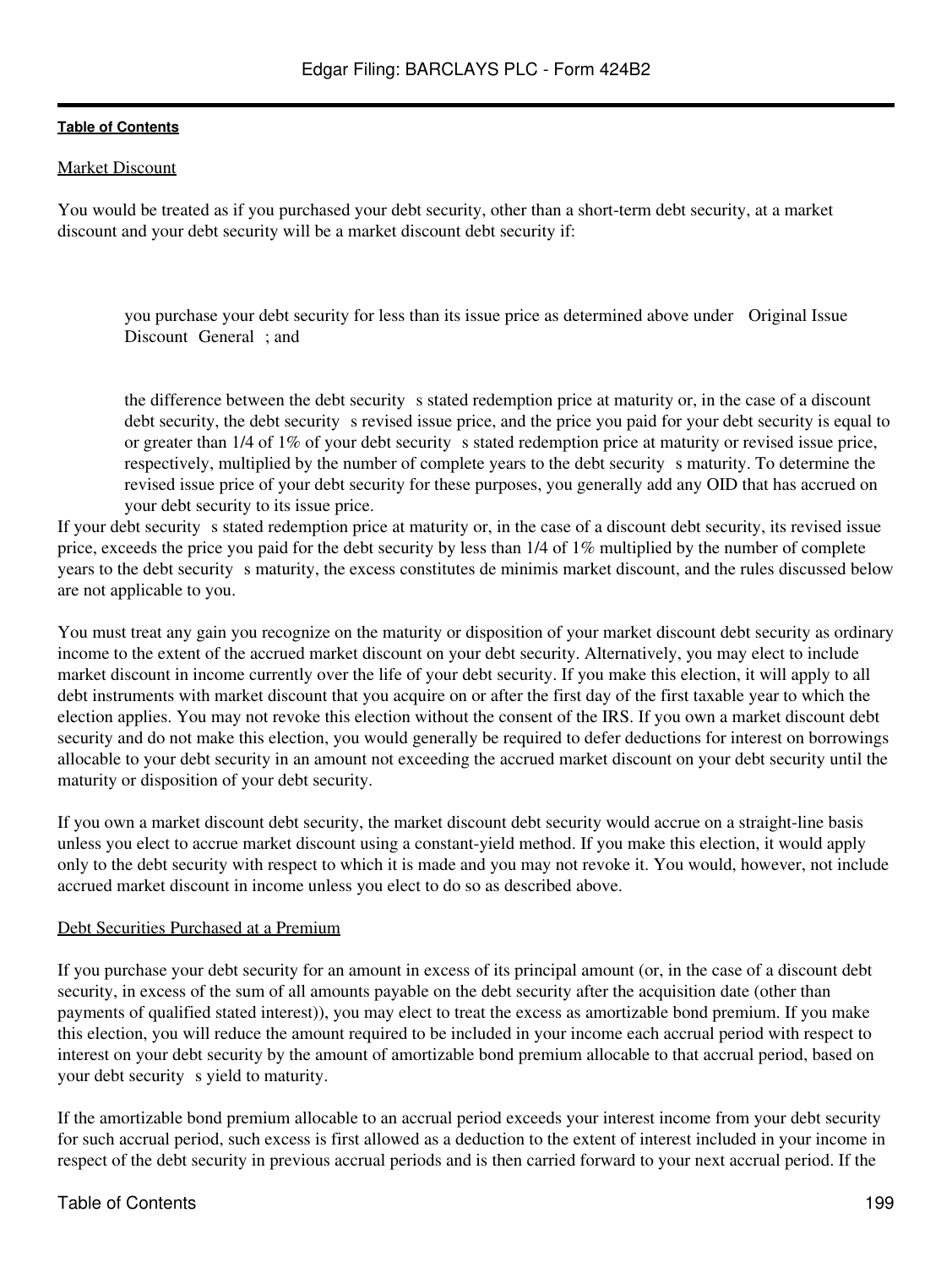Market Discount

You would be treated as if you purchased your debt security, other than a short-term debt security, at a market discount and your debt security will be a market discount debt security if:

- you purchase your debt security for less than its issue price as determined above under Original Issue Discount General ; and

- the difference between the debt security s stated redemption price at maturity or, in the case of a discount debt security, the debt security s revised issue price, and the price you paid for your debt security is equal to or greater than 1/4 of 1% of your debt security s stated redemption price at maturity or revised issue price, respectively, multiplied by the number of complete years to the debt security s maturity. To determine the revised issue price of your debt security for these purposes, you generally add any OID that has accrued on your debt security to its issue price.

If your debt security s stated redemption price at maturity or, in the case of a discount debt security, its revised issue price, exceeds the price you paid for the debt security by less than 1/4 of 1% multiplied by the number of complete years to the debt security s maturity, the excess constitutes de minimis market discount, and the rules discussed below are not applicable to you.

You must treat any gain you recognize on the maturity or disposition of your market discount debt security as ordinary income to the extent of the accrued market discount on your debt security. Alternatively, you may elect to include market discount in income currently over the life of your debt security. If you make this election, it will apply to all debt instruments with market discount that you acquire on or after the first day of the first taxable year to which the election applies. You may not revoke this election without the consent of the IRS. If you own a market discount debt security and do not make this election, you would generally be required to defer deductions for interest on borrowings allocable to your debt security in an amount not exceeding the accrued market discount on your debt security until the maturity or disposition of your debt security.

If you own a market discount debt security, the market discount debt security would accrue on a straight-line basis unless you elect to accrue market discount using a constant-yield method. If you make this election, it would apply only to the debt security with respect to which it is made and you may not revoke it. You would, however, not include accrued market discount in income unless you elect to do so as described above.

Debt Securities Purchased at a Premium

If you purchase your debt security for an amount in excess of its principal amount (or, in the case of a discount debt security, in excess of the sum of all amounts payable on the debt security after the acquisition date (other than payments of qualified stated interest)), you may elect to treat the excess as amortizable bond premium. If you make this election, you will reduce the amount required to be included in your income each accrual period with respect to interest on your debt security by the amount of amortizable bond premium allocable to that accrual period, based on your debt security s yield to maturity.

If the amortizable bond premium allocable to an accrual period exceeds your interest income from your debt security for such accrual period, such excess is first allowed as a deduction to the extent of interest included in your income in respect of the debt security in previous accrual periods and is then carried forward to your next accrual period. If the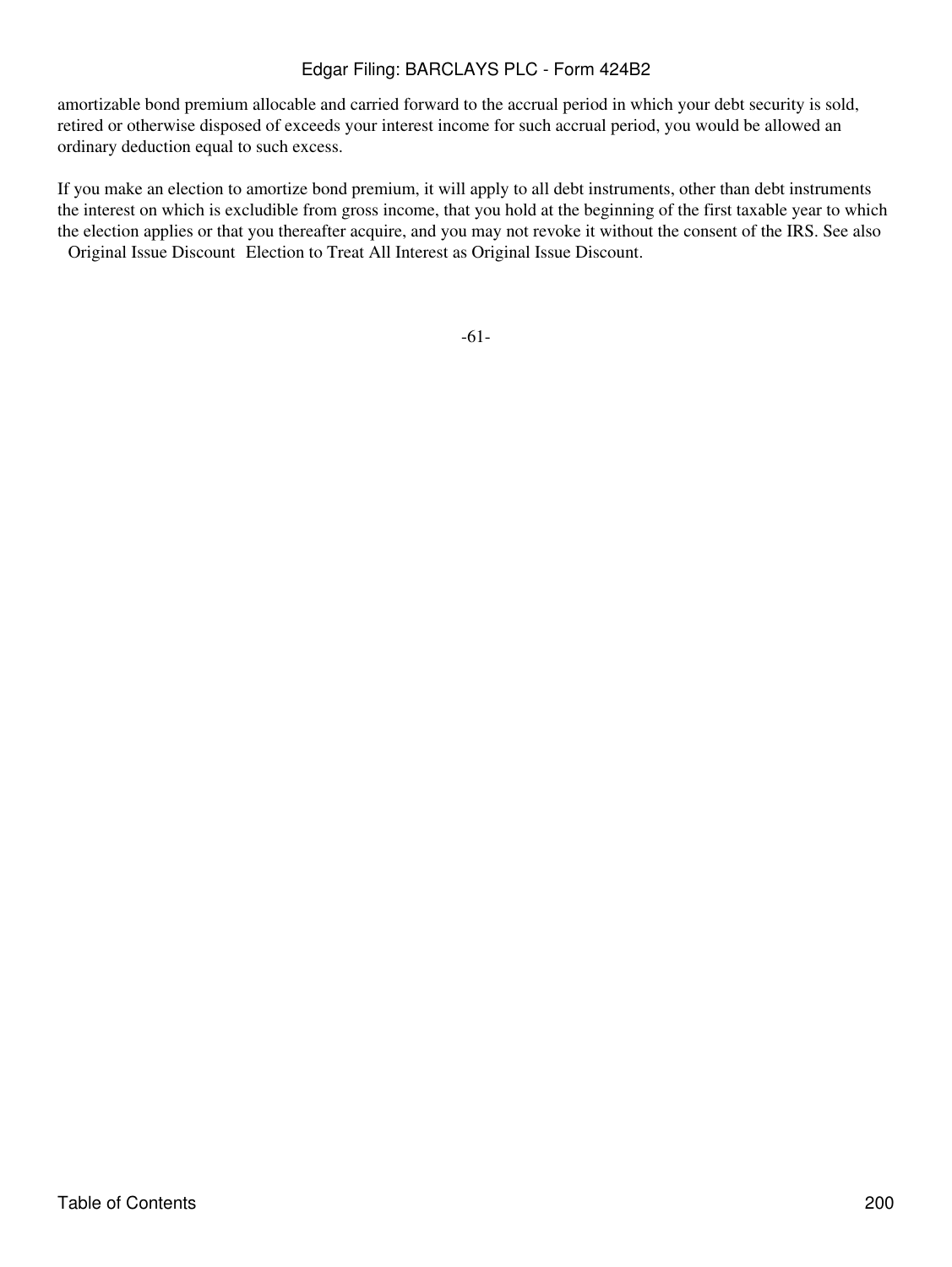amortizable bond premium allocable and carried forward to the accrual period in which your debt security is sold, retired or otherwise disposed of exceeds your interest income for such accrual period, you would be allowed an ordinary deduction equal to such excess.

If you make an election to amortize bond premium, it will apply to all debt instruments, other than debt instruments the interest on which is excludible from gross income, that you hold at the beginning of the first taxable year to which the election applies or that you thereafter acquire, and you may not revoke it without the consent of the IRS. See also Original Issue Discount Election to Treat All Interest as Original Issue Discount.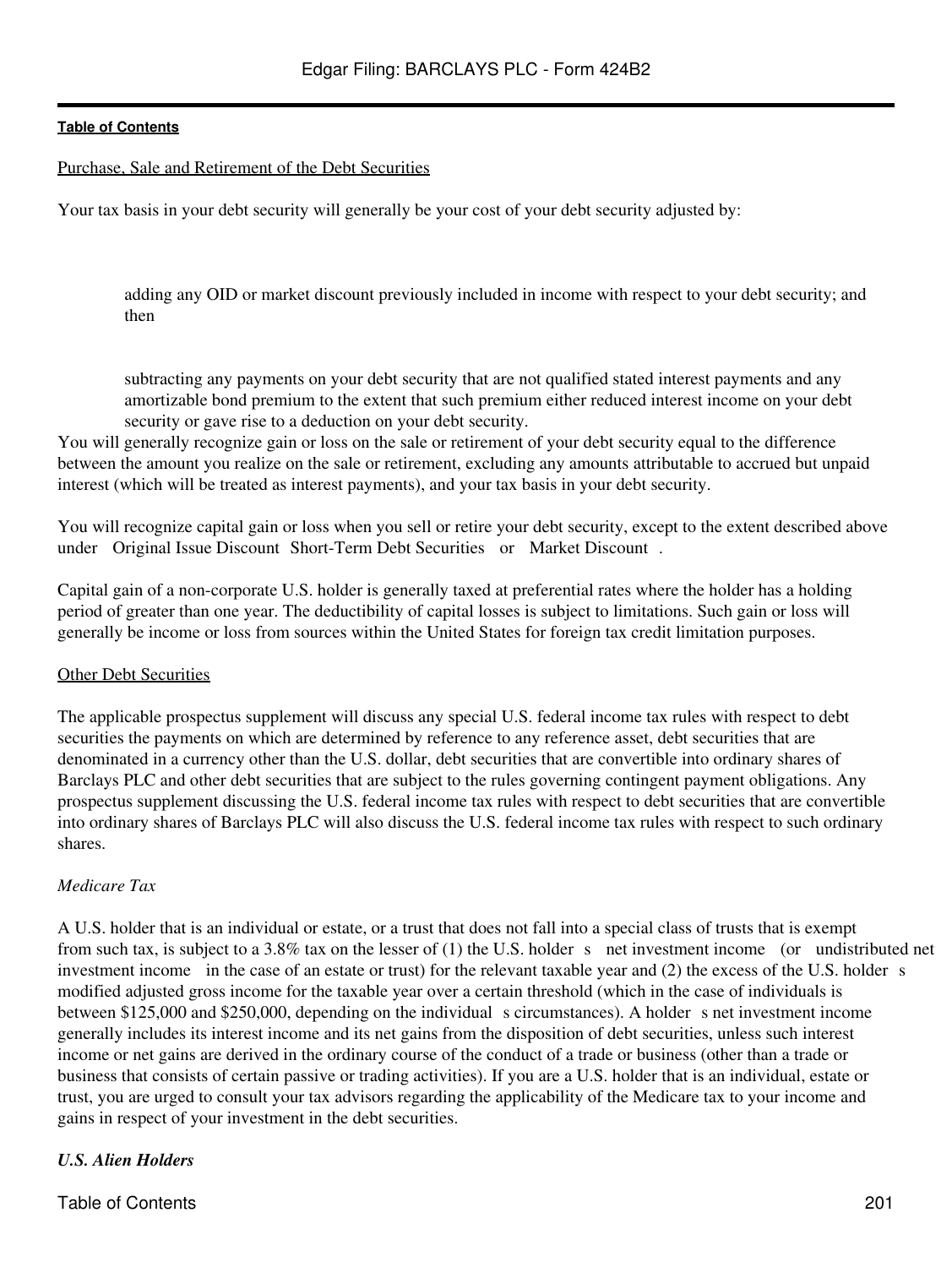Purchase, Sale and Retirement of the Debt Securities

Your tax basis in your debt security will generally be your cost of your debt security adjusted by:

- adding any OID or market discount previously included in income with respect to your debt security; and then
- subtracting any payments on your debt security that are not qualified stated interest payments and any amortizable bond premium to the extent that such premium either reduced interest income on your debt security or gave rise to a deduction on your debt security.

You will generally recognize gain or loss on the sale or retirement of your debt security equal to the difference between the amount you realize on the sale or retirement, excluding any amounts attributable to accrued but unpaid interest (which will be treated as interest payments), and your tax basis in your debt security.

You will recognize capital gain or loss when you sell or retire your debt security, except to the extent described above under Original Issue Discount Short-Term Debt Securities or Market Discount .

Capital gain of a non-corporate U.S. holder is generally taxed at preferential rates where the holder has a holding period of greater than one year. The deductibility of capital losses is subject to limitations. Such gain or loss will generally be income or loss from sources within the United States for foreign tax credit limitation purposes.

Other Debt Securities

The applicable prospectus supplement will discuss any special U.S. federal income tax rules with respect to debt securities the payments on which are determined by reference to any reference asset, debt securities that are denominated in a currency other than the U.S. dollar, debt securities that are convertible into ordinary shares of Barclays PLC and other debt securities that are subject to the rules governing contingent payment obligations. Any prospectus supplement discussing the U.S. federal income tax rules with respect to debt securities that are convertible into ordinary shares of Barclays PLC will also discuss the U.S. federal income tax rules with respect to such ordinary shares.

*Medicare Tax*

A U.S. holder that is an individual or estate, or a trust that does not fall into a special class of trusts that is exempt from such tax, is subject to a 3.8% tax on the lesser of (1) the U.S. holder s net investment income (or undistributed net investment income in the case of an estate or trust) for the relevant taxable year and (2) the excess of the U.S. holder s modified adjusted gross income for the taxable year over a certain threshold (which in the case of individuals is between $125,000 and $250,000, depending on the individual s circumstances). A holder s net investment income generally includes its interest income and its net gains from the disposition of debt securities, unless such interest income or net gains are derived in the ordinary course of the conduct of a trade or business (other than a trade or business that consists of certain passive or trading activities). If you are a U.S. holder that is an individual, estate or trust, you are urged to consult your tax advisors regarding the applicability of the Medicare tax to your income and gains in respect of your investment in the debt securities.

***U.S. Alien Holders***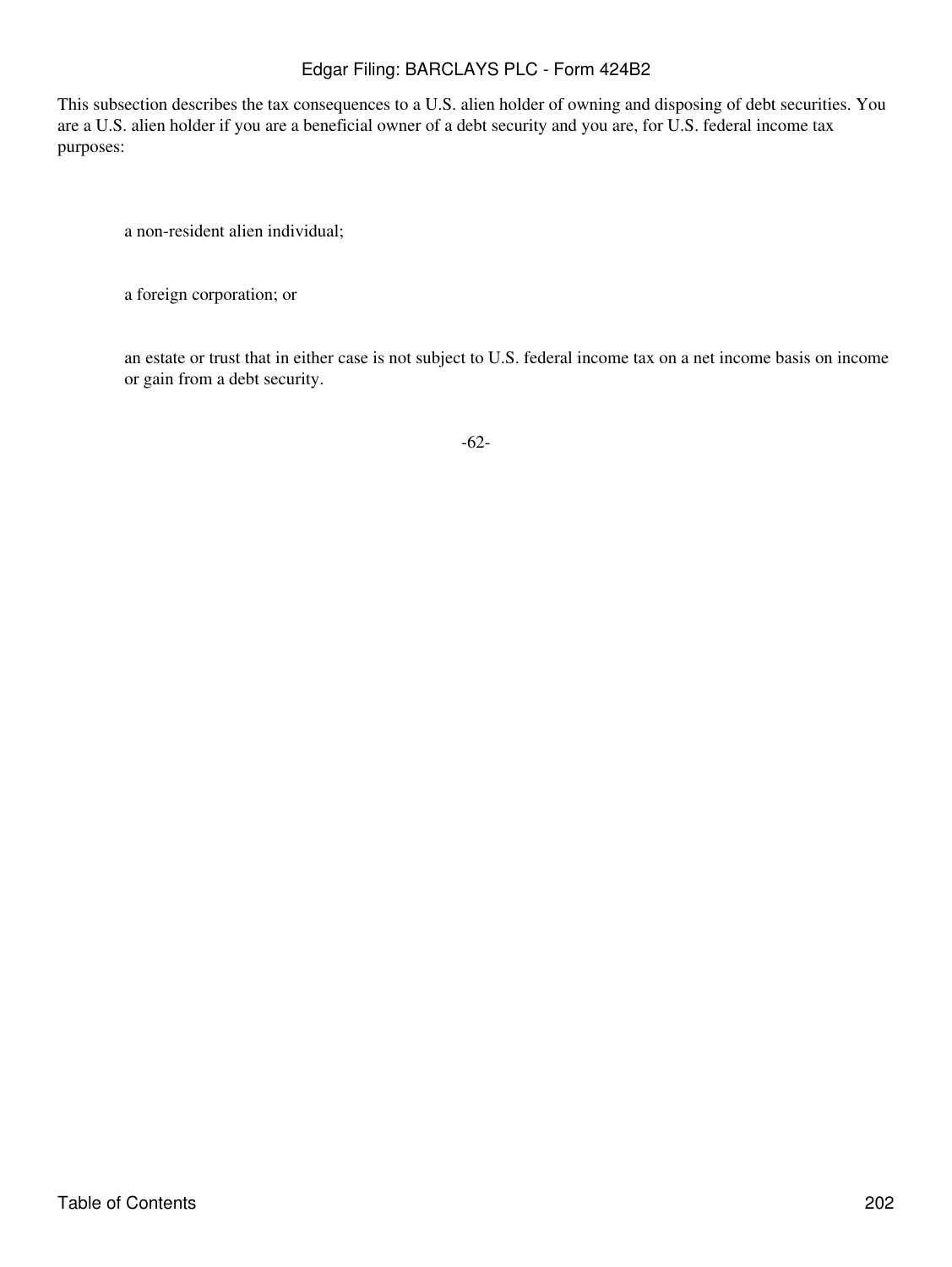This subsection describes the tax consequences to a U.S. alien holder of owning and disposing of debt securities. You are a U.S. alien holder if you are a beneficial owner of a debt security and you are, for U.S. federal income tax purposes:

- a non-resident alien individual;
- a foreign corporation; or
- an estate or trust that in either case is not subject to U.S. federal income tax on a net income basis on income or gain from a debt security.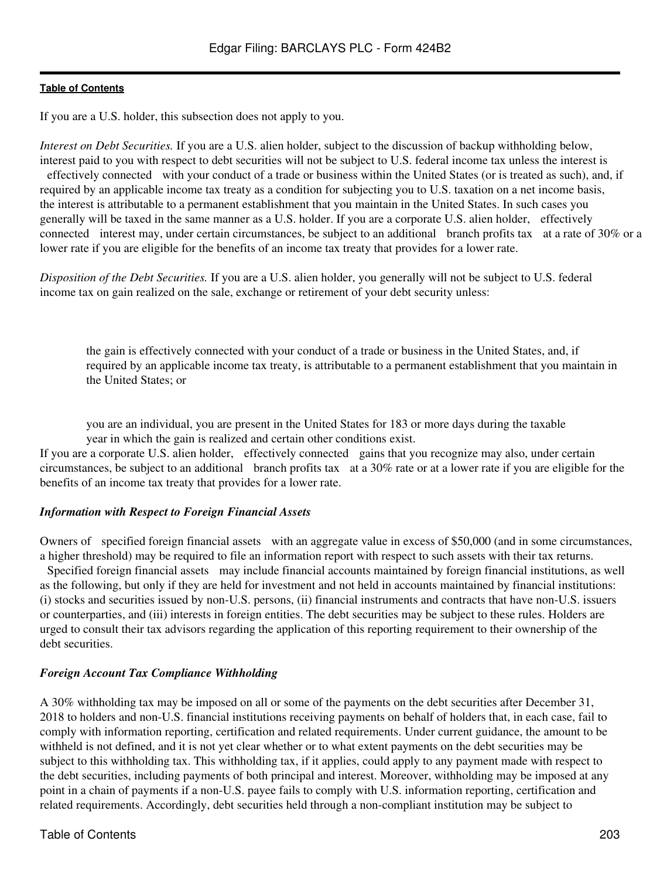If you are a U.S. holder, this subsection does not apply to you.

*Interest on Debt Securities.* If you are a U.S. alien holder, subject to the discussion of backup withholding below, interest paid to you with respect to debt securities will not be subject to U.S. federal income tax unless the interest is "effectively connected" with your conduct of a trade or business within the United States (or is treated as such), and, if required by an applicable income tax treaty as a condition for subjecting you to U.S. taxation on a net income basis, the interest is attributable to a permanent establishment that you maintain in the United States. In such cases you generally will be taxed in the same manner as a U.S. holder. If you are a corporate U.S. alien holder, "effectively connected" interest may, under certain circumstances, be subject to an additional "branch profits tax" at a rate of 30% or a lower rate if you are eligible for the benefits of an income tax treaty that provides for a lower rate.

*Disposition of the Debt Securities.* If you are a U.S. alien holder, you generally will not be subject to U.S. federal income tax on gain realized on the sale, exchange or retirement of your debt security unless:

- the gain is effectively connected with your conduct of a trade or business in the United States, and, if required by an applicable income tax treaty, is attributable to a permanent establishment that you maintain in the United States; or

- you are an individual, you are present in the United States for 183 or more days during the taxable year in which the gain is realized and certain other conditions exist.

If you are a corporate U.S. alien holder, "effectively connected" gains that you recognize may also, under certain circumstances, be subject to an additional "branch profits tax" at a 30% rate or at a lower rate if you are eligible for the benefits of an income tax treaty that provides for a lower rate.

***Information with Respect to Foreign Financial Assets***

Owners of "specified foreign financial assets" with an aggregate value in excess of $50,000 (and in some circumstances, a higher threshold) may be required to file an information report with respect to such assets with their tax returns. "Specified foreign financial assets" may include financial accounts maintained by foreign financial institutions, as well as the following, but only if they are held for investment and not held in accounts maintained by financial institutions: (i) stocks and securities issued by non-U.S. persons, (ii) financial instruments and contracts that have non-U.S. issuers or counterparties, and (iii) interests in foreign entities. The debt securities may be subject to these rules. Holders are urged to consult their tax advisors regarding the application of this reporting requirement to their ownership of the debt securities.

***Foreign Account Tax Compliance Withholding***

A 30% withholding tax may be imposed on all or some of the payments on the debt securities after December 31, 2018 to holders and non-U.S. financial institutions receiving payments on behalf of holders that, in each case, fail to comply with information reporting, certification and related requirements. Under current guidance, the amount to be withheld is not defined, and it is not yet clear whether or to what extent payments on the debt securities may be subject to this withholding tax. This withholding tax, if it applies, could apply to any payment made with respect to the debt securities, including payments of both principal and interest. Moreover, withholding may be imposed at any point in a chain of payments if a non-U.S. payee fails to comply with U.S. information reporting, certification and related requirements. Accordingly, debt securities held through a non-compliant institution may be subject to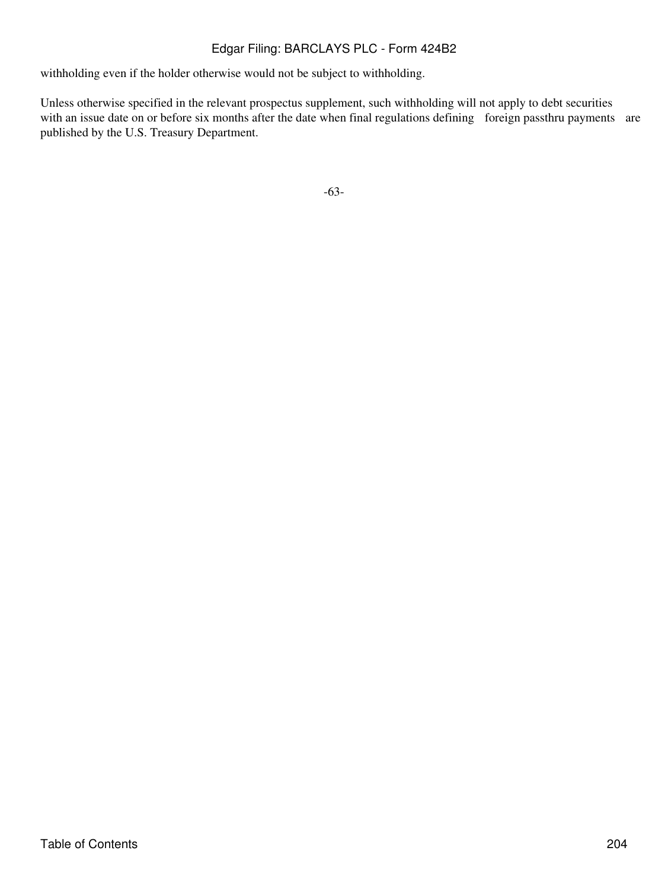withholding even if the holder otherwise would not be subject to withholding.

Unless otherwise specified in the relevant prospectus supplement, such withholding will not apply to debt securities with an issue date on or before six months after the date when final regulations defining "foreign passthru payments" are published by the U.S. Treasury Department.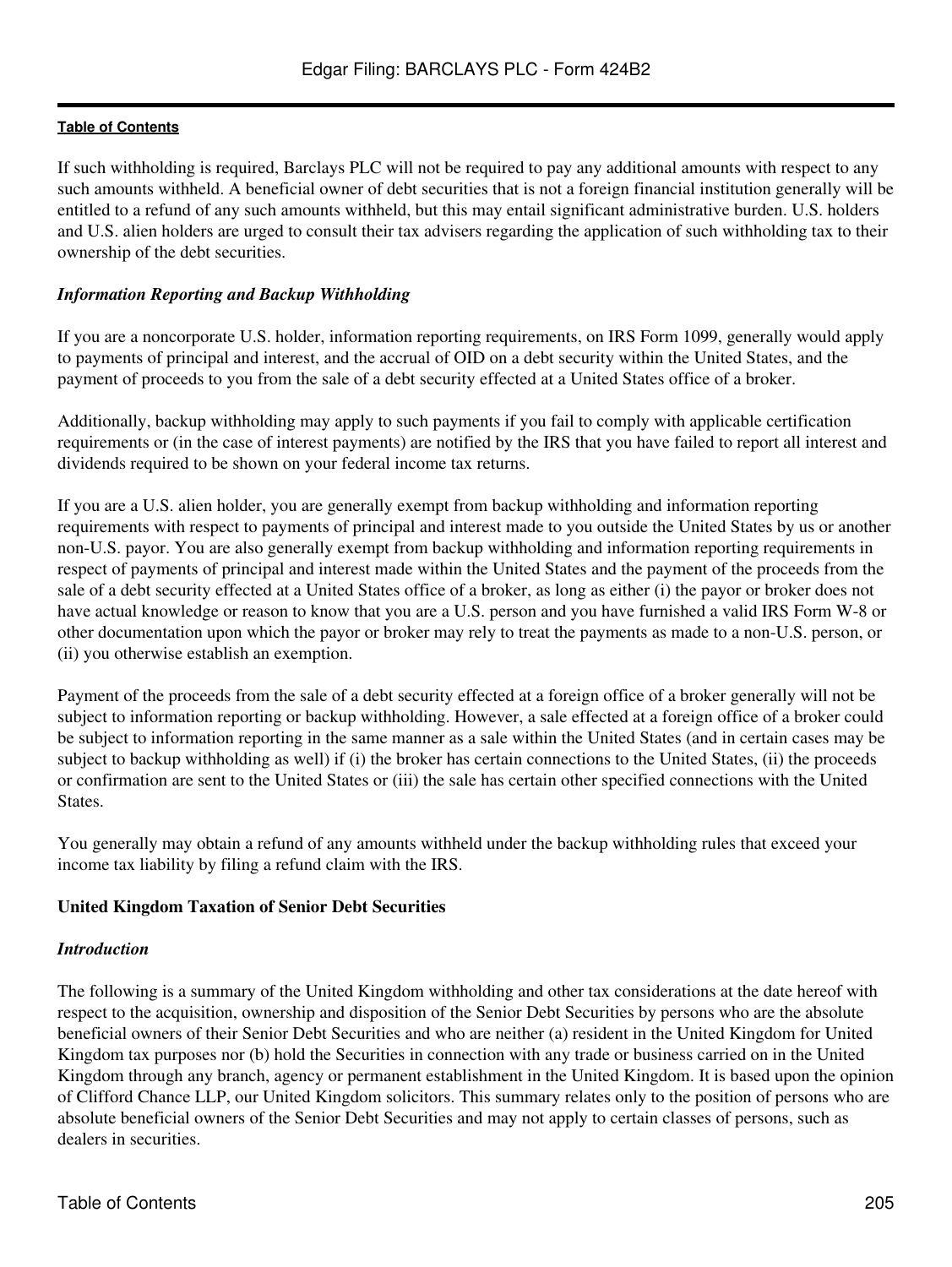If such withholding is required, Barclays PLC will not be required to pay any additional amounts with respect to any such amounts withheld. A beneficial owner of debt securities that is not a foreign financial institution generally will be entitled to a refund of any such amounts withheld, but this may entail significant administrative burden. U.S. holders and U.S. alien holders are urged to consult their tax advisers regarding the application of such withholding tax to their ownership of the debt securities.

### *Information Reporting and Backup Withholding*

If you are a noncorporate U.S. holder, information reporting requirements, on IRS Form 1099, generally would apply to payments of principal and interest, and the accrual of OID on a debt security within the United States, and the payment of proceeds to you from the sale of a debt security effected at a United States office of a broker.

Additionally, backup withholding may apply to such payments if you fail to comply with applicable certification requirements or (in the case of interest payments) are notified by the IRS that you have failed to report all interest and dividends required to be shown on your federal income tax returns.

If you are a U.S. alien holder, you are generally exempt from backup withholding and information reporting requirements with respect to payments of principal and interest made to you outside the United States by us or another non-U.S. payor. You are also generally exempt from backup withholding and information reporting requirements in respect of payments of principal and interest made within the United States and the payment of the proceeds from the sale of a debt security effected at a United States office of a broker, as long as either (i) the payor or broker does not have actual knowledge or reason to know that you are a U.S. person and you have furnished a valid IRS Form W-8 or other documentation upon which the payor or broker may rely to treat the payments as made to a non-U.S. person, or (ii) you otherwise establish an exemption.

Payment of the proceeds from the sale of a debt security effected at a foreign office of a broker generally will not be subject to information reporting or backup withholding. However, a sale effected at a foreign office of a broker could be subject to information reporting in the same manner as a sale within the United States (and in certain cases may be subject to backup withholding as well) if (i) the broker has certain connections to the United States, (ii) the proceeds or confirmation are sent to the United States or (iii) the sale has certain other specified connections with the United States.

You generally may obtain a refund of any amounts withheld under the backup withholding rules that exceed your income tax liability by filing a refund claim with the IRS.

## United Kingdom Taxation of Senior Debt Securities

### *Introduction*

The following is a summary of the United Kingdom withholding and other tax considerations at the date hereof with respect to the acquisition, ownership and disposition of the Senior Debt Securities by persons who are the absolute beneficial owners of their Senior Debt Securities and who are neither (a) resident in the United Kingdom for United Kingdom tax purposes nor (b) hold the Securities in connection with any trade or business carried on in the United Kingdom through any branch, agency or permanent establishment in the United Kingdom. It is based upon the opinion of Clifford Chance LLP, our United Kingdom solicitors. This summary relates only to the position of persons who are absolute beneficial owners of the Senior Debt Securities and may not apply to certain classes of persons, such as dealers in securities.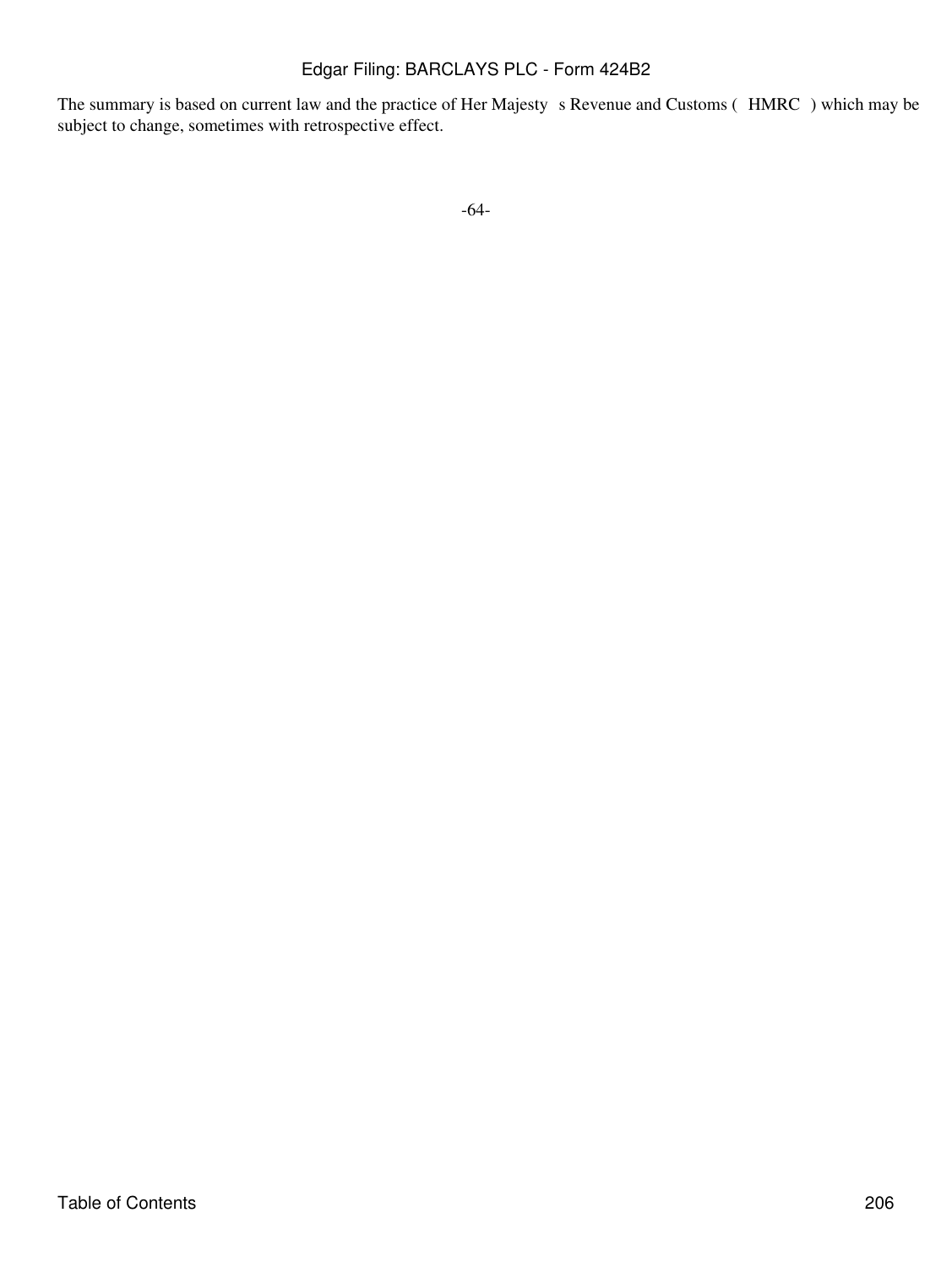The summary is based on current law and the practice of Her Majesty s Revenue and Customs ( HMRC ) which may be subject to change, sometimes with retrospective effect.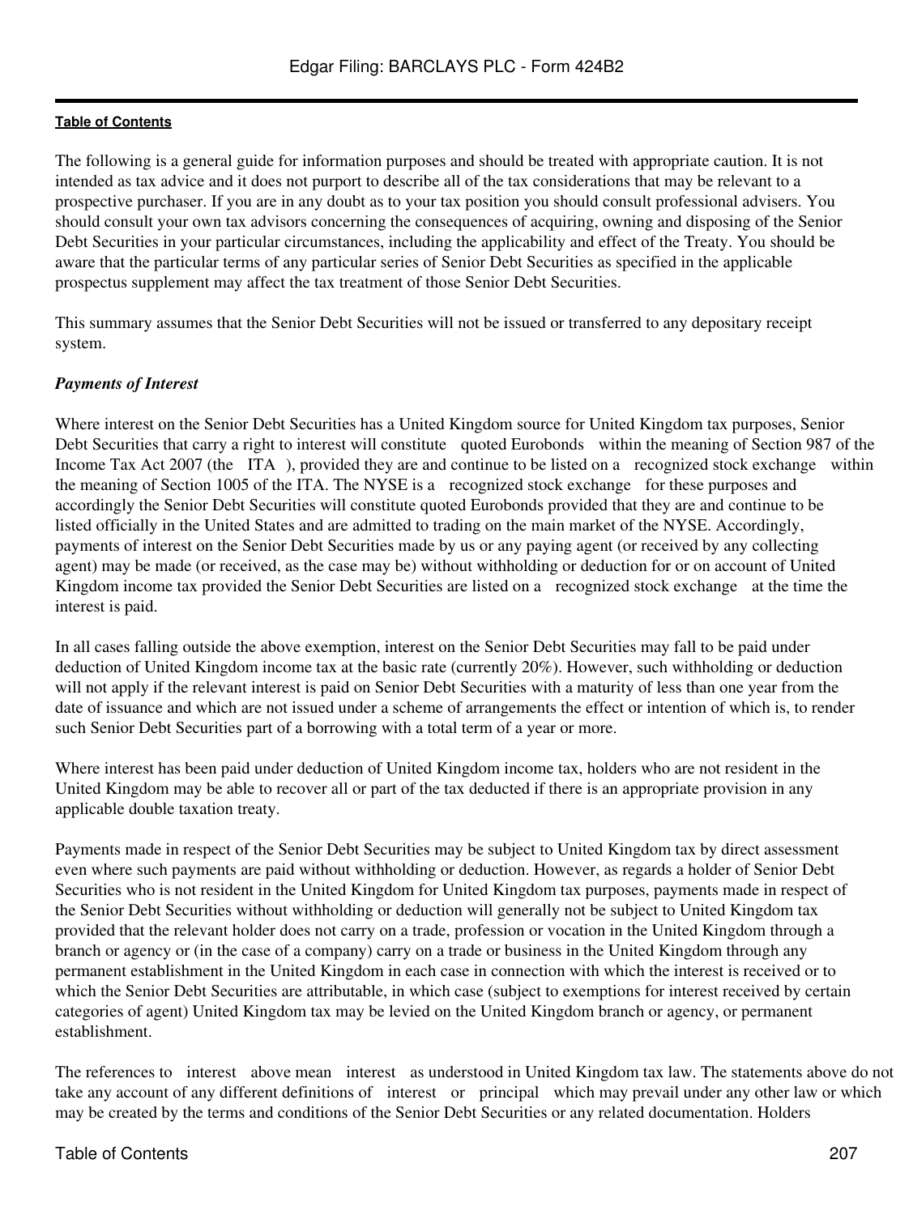The following is a general guide for information purposes and should be treated with appropriate caution. It is not intended as tax advice and it does not purport to describe all of the tax considerations that may be relevant to a prospective purchaser. If you are in any doubt as to your tax position you should consult professional advisers. You should consult your own tax advisors concerning the consequences of acquiring, owning and disposing of the Senior Debt Securities in your particular circumstances, including the applicability and effect of the Treaty. You should be aware that the particular terms of any particular series of Senior Debt Securities as specified in the applicable prospectus supplement may affect the tax treatment of those Senior Debt Securities.

This summary assumes that the Senior Debt Securities will not be issued or transferred to any depositary receipt system.

***Payments of Interest***

Where interest on the Senior Debt Securities has a United Kingdom source for United Kingdom tax purposes, Senior Debt Securities that carry a right to interest will constitute "quoted Eurobonds" within the meaning of Section 987 of the Income Tax Act 2007 (the "ITA"), provided they are and continue to be listed on a "recognized stock exchange" within the meaning of Section 1005 of the ITA. The NYSE is a "recognized stock exchange" for these purposes and accordingly the Senior Debt Securities will constitute quoted Eurobonds provided that they are and continue to be listed officially in the United States and are admitted to trading on the main market of the NYSE. Accordingly, payments of interest on the Senior Debt Securities made by us or any paying agent (or received by any collecting agent) may be made (or received, as the case may be) without withholding or deduction for or on account of United Kingdom income tax provided the Senior Debt Securities are listed on a "recognized stock exchange" at the time the interest is paid.

In all cases falling outside the above exemption, interest on the Senior Debt Securities may fall to be paid under deduction of United Kingdom income tax at the basic rate (currently 20%). However, such withholding or deduction will not apply if the relevant interest is paid on Senior Debt Securities with a maturity of less than one year from the date of issuance and which are not issued under a scheme of arrangements the effect or intention of which is, to render such Senior Debt Securities part of a borrowing with a total term of a year or more.

Where interest has been paid under deduction of United Kingdom income tax, holders who are not resident in the United Kingdom may be able to recover all or part of the tax deducted if there is an appropriate provision in any applicable double taxation treaty.

Payments made in respect of the Senior Debt Securities may be subject to United Kingdom tax by direct assessment even where such payments are paid without withholding or deduction. However, as regards a holder of Senior Debt Securities who is not resident in the United Kingdom for United Kingdom tax purposes, payments made in respect of the Senior Debt Securities without withholding or deduction will generally not be subject to United Kingdom tax provided that the relevant holder does not carry on a trade, profession or vocation in the United Kingdom through a branch or agency or (in the case of a company) carry on a trade or business in the United Kingdom through any permanent establishment in the United Kingdom in each case in connection with which the interest is received or to which the Senior Debt Securities are attributable, in which case (subject to exemptions for interest received by certain categories of agent) United Kingdom tax may be levied on the United Kingdom branch or agency, or permanent establishment.

The references to "interest" above mean "interest" as understood in United Kingdom tax law. The statements above do not take any account of any different definitions of "interest" or "principal" which may prevail under any other law or which may be created by the terms and conditions of the Senior Debt Securities or any related documentation. Holders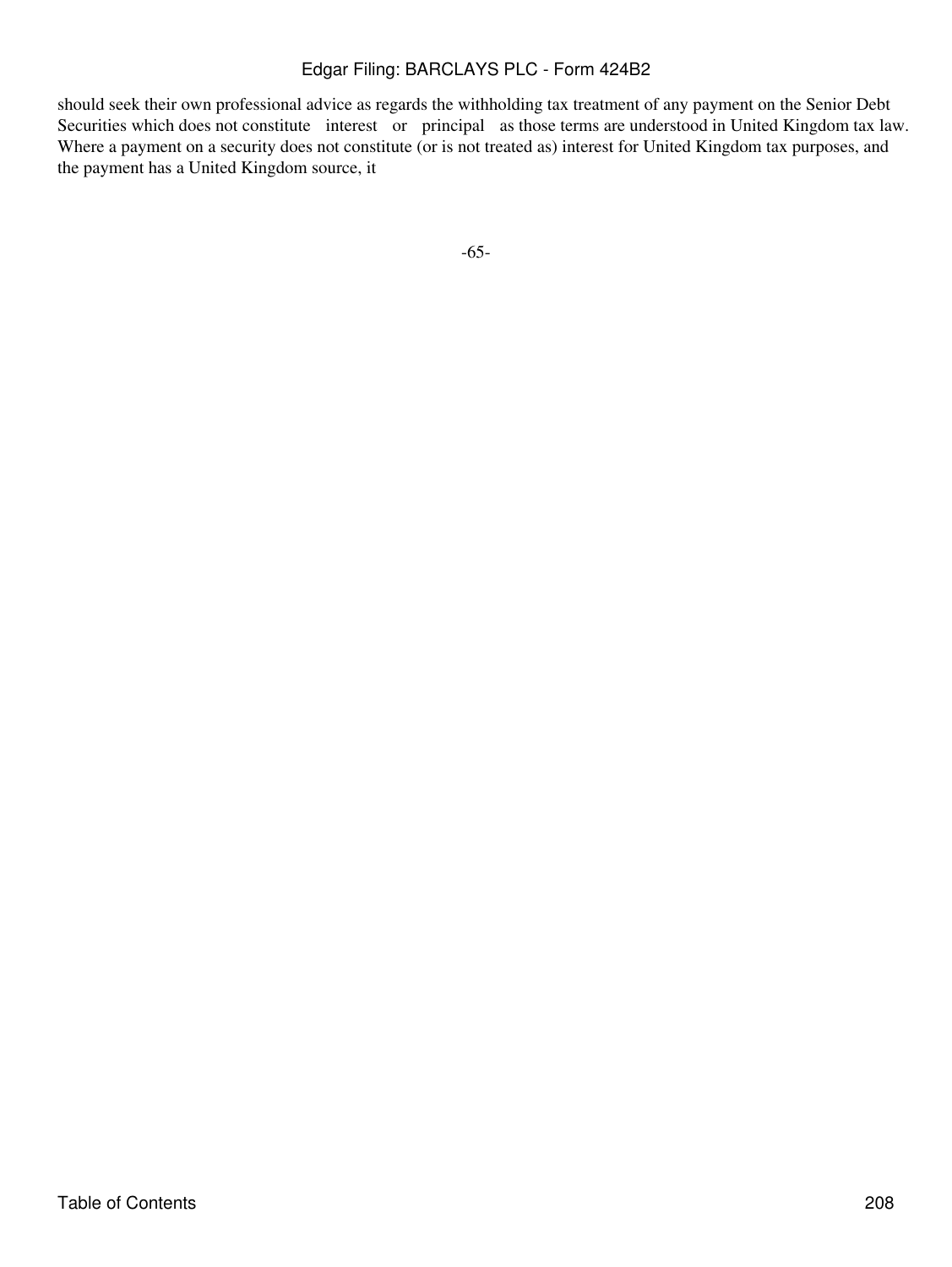should seek their own professional advice as regards the withholding tax treatment of any payment on the Senior Debt Securities which does not constitute "interest" or "principal" as those terms are understood in United Kingdom tax law. Where a payment on a security does not constitute (or is not treated as) interest for United Kingdom tax purposes, and the payment has a United Kingdom source, it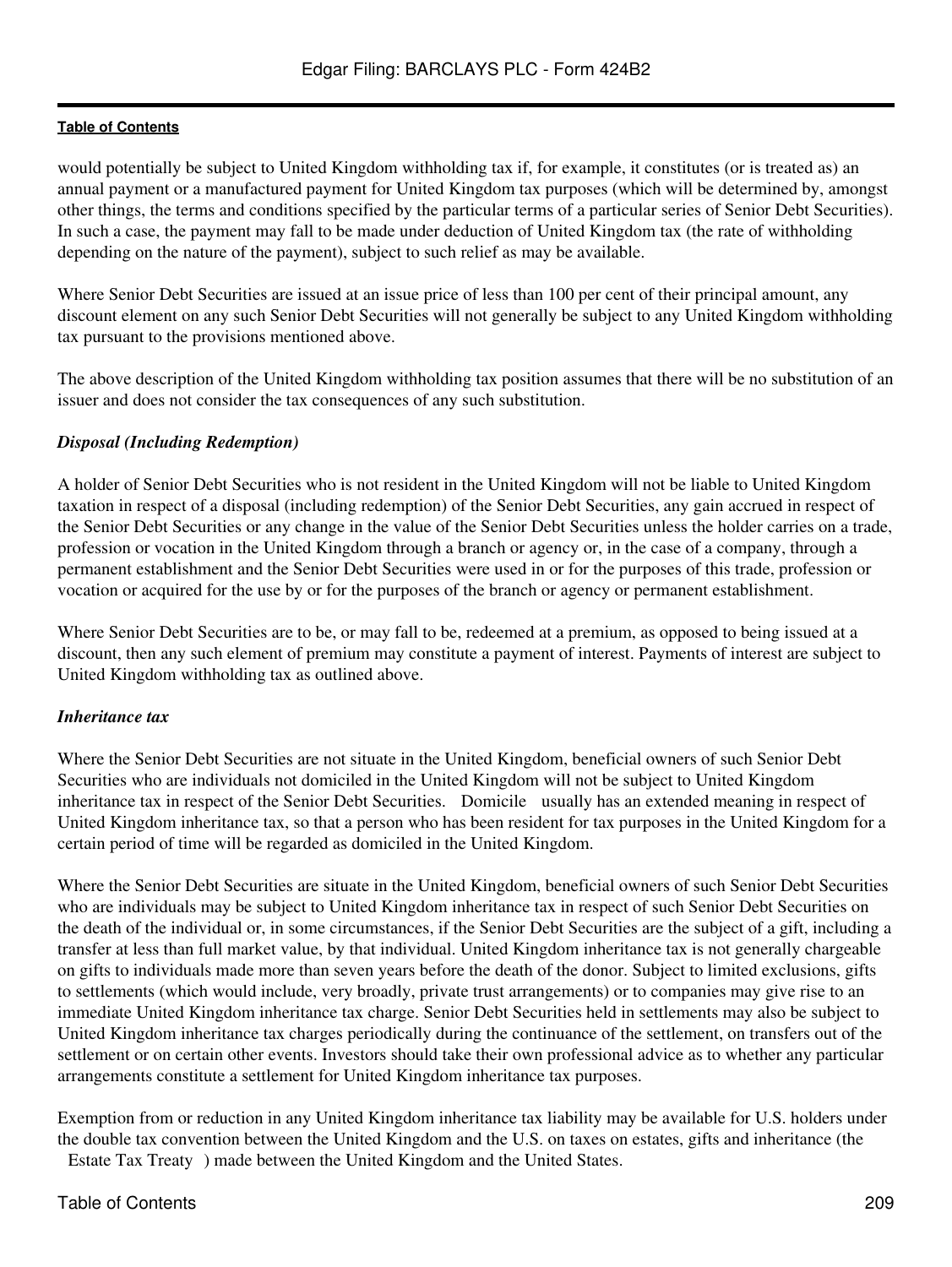would potentially be subject to United Kingdom withholding tax if, for example, it constitutes (or is treated as) an annual payment or a manufactured payment for United Kingdom tax purposes (which will be determined by, amongst other things, the terms and conditions specified by the particular terms of a particular series of Senior Debt Securities). In such a case, the payment may fall to be made under deduction of United Kingdom tax (the rate of withholding depending on the nature of the payment), subject to such relief as may be available.

Where Senior Debt Securities are issued at an issue price of less than 100 per cent of their principal amount, any discount element on any such Senior Debt Securities will not generally be subject to any United Kingdom withholding tax pursuant to the provisions mentioned above.

The above description of the United Kingdom withholding tax position assumes that there will be no substitution of an issuer and does not consider the tax consequences of any such substitution.

***Disposal (Including Redemption)***

A holder of Senior Debt Securities who is not resident in the United Kingdom will not be liable to United Kingdom taxation in respect of a disposal (including redemption) of the Senior Debt Securities, any gain accrued in respect of the Senior Debt Securities or any change in the value of the Senior Debt Securities unless the holder carries on a trade, profession or vocation in the United Kingdom through a branch or agency or, in the case of a company, through a permanent establishment and the Senior Debt Securities were used in or for the purposes of this trade, profession or vocation or acquired for the use by or for the purposes of the branch or agency or permanent establishment.

Where Senior Debt Securities are to be, or may fall to be, redeemed at a premium, as opposed to being issued at a discount, then any such element of premium may constitute a payment of interest. Payments of interest are subject to United Kingdom withholding tax as outlined above.

***Inheritance tax***

Where the Senior Debt Securities are not situate in the United Kingdom, beneficial owners of such Senior Debt Securities who are individuals not domiciled in the United Kingdom will not be subject to United Kingdom inheritance tax in respect of the Senior Debt Securities. "Domicile" usually has an extended meaning in respect of United Kingdom inheritance tax, so that a person who has been resident for tax purposes in the United Kingdom for a certain period of time will be regarded as domiciled in the United Kingdom.

Where the Senior Debt Securities are situate in the United Kingdom, beneficial owners of such Senior Debt Securities who are individuals may be subject to United Kingdom inheritance tax in respect of such Senior Debt Securities on the death of the individual or, in some circumstances, if the Senior Debt Securities are the subject of a gift, including a transfer at less than full market value, by that individual. United Kingdom inheritance tax is not generally chargeable on gifts to individuals made more than seven years before the death of the donor. Subject to limited exclusions, gifts to settlements (which would include, very broadly, private trust arrangements) or to companies may give rise to an immediate United Kingdom inheritance tax charge. Senior Debt Securities held in settlements may also be subject to United Kingdom inheritance tax charges periodically during the continuance of the settlement, on transfers out of the settlement or on certain other events. Investors should take their own professional advice as to whether any particular arrangements constitute a settlement for United Kingdom inheritance tax purposes.

Exemption from or reduction in any United Kingdom inheritance tax liability may be available for U.S. holders under the double tax convention between the United Kingdom and the U.S. on taxes on estates, gifts and inheritance (the "Estate Tax Treaty") made between the United Kingdom and the United States.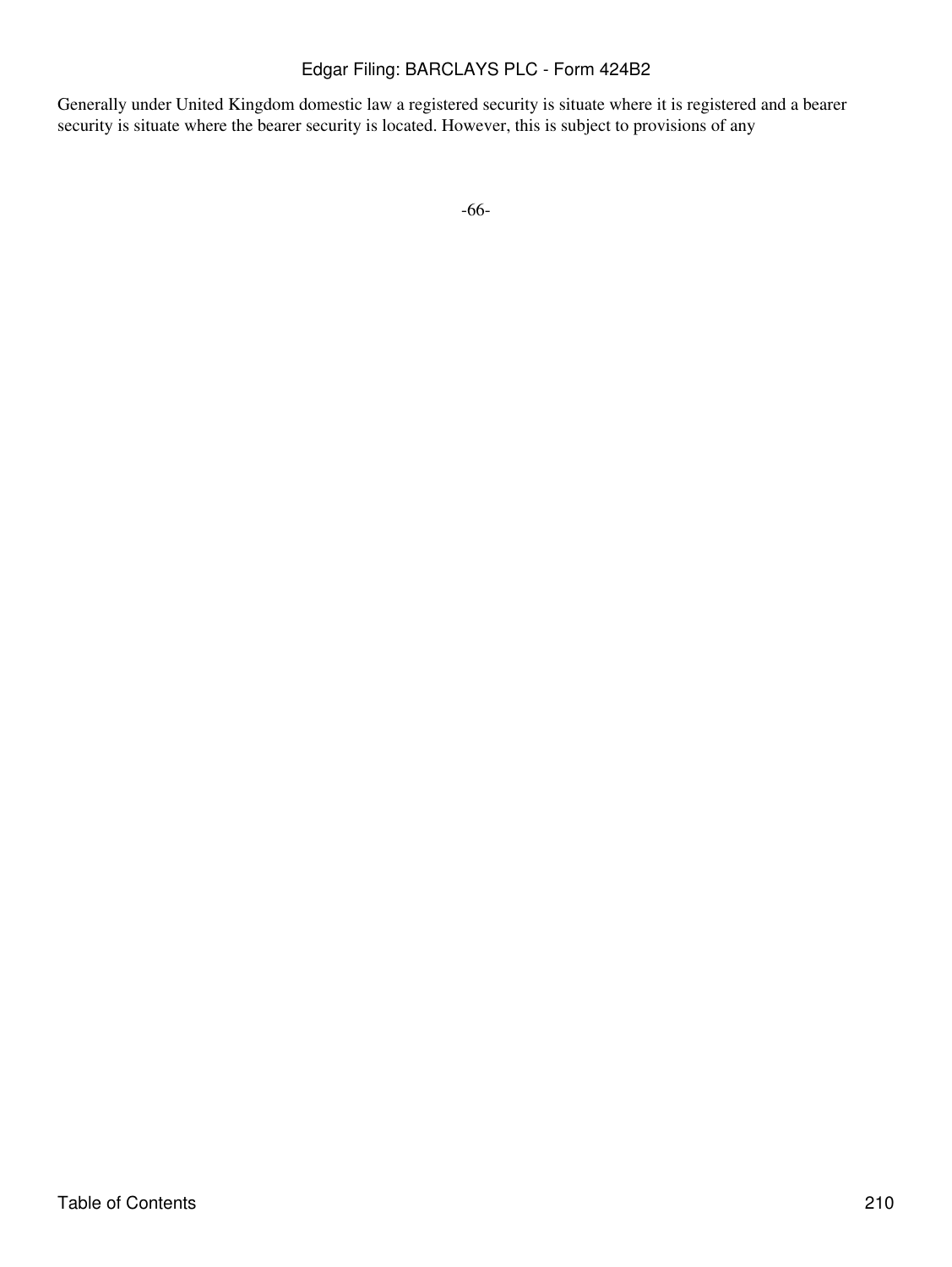Generally under United Kingdom domestic law a registered security is situate where it is registered and a bearer security is situate where the bearer security is located. However, this is subject to provisions of any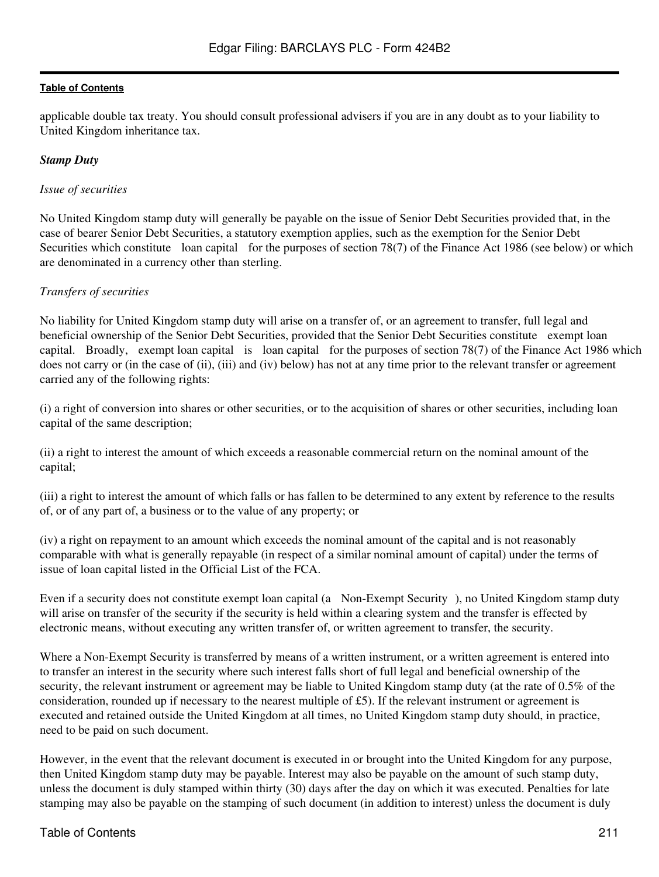applicable double tax treaty. You should consult professional advisers if you are in any doubt as to your liability to United Kingdom inheritance tax.

***Stamp Duty***

*Issue of securities*

No United Kingdom stamp duty will generally be payable on the issue of Senior Debt Securities provided that, in the case of bearer Senior Debt Securities, a statutory exemption applies, such as the exemption for the Senior Debt Securities which constitute loan capital for the purposes of section 78(7) of the Finance Act 1986 (see below) or which are denominated in a currency other than sterling.

*Transfers of securities*

No liability for United Kingdom stamp duty will arise on a transfer of, or an agreement to transfer, full legal and beneficial ownership of the Senior Debt Securities, provided that the Senior Debt Securities constitute exempt loan capital. Broadly, exempt loan capital is loan capital for the purposes of section 78(7) of the Finance Act 1986 which does not carry or (in the case of (ii), (iii) and (iv) below) has not at any time prior to the relevant transfer or agreement carried any of the following rights:

(i) a right of conversion into shares or other securities, or to the acquisition of shares or other securities, including loan capital of the same description;

(ii) a right to interest the amount of which exceeds a reasonable commercial return on the nominal amount of the capital;

(iii) a right to interest the amount of which falls or has fallen to be determined to any extent by reference to the results of, or of any part of, a business or to the value of any property; or

(iv) a right on repayment to an amount which exceeds the nominal amount of the capital and is not reasonably comparable with what is generally repayable (in respect of a similar nominal amount of capital) under the terms of issue of loan capital listed in the Official List of the FCA.

Even if a security does not constitute exempt loan capital (a Non-Exempt Security ), no United Kingdom stamp duty will arise on transfer of the security if the security is held within a clearing system and the transfer is effected by electronic means, without executing any written transfer of, or written agreement to transfer, the security.

Where a Non-Exempt Security is transferred by means of a written instrument, or a written agreement is entered into to transfer an interest in the security where such interest falls short of full legal and beneficial ownership of the security, the relevant instrument or agreement may be liable to United Kingdom stamp duty (at the rate of 0.5% of the consideration, rounded up if necessary to the nearest multiple of £5). If the relevant instrument or agreement is executed and retained outside the United Kingdom at all times, no United Kingdom stamp duty should, in practice, need to be paid on such document.

However, in the event that the relevant document is executed in or brought into the United Kingdom for any purpose, then United Kingdom stamp duty may be payable. Interest may also be payable on the amount of such stamp duty, unless the document is duly stamped within thirty (30) days after the day on which it was executed. Penalties for late stamping may also be payable on the stamping of such document (in addition to interest) unless the document is duly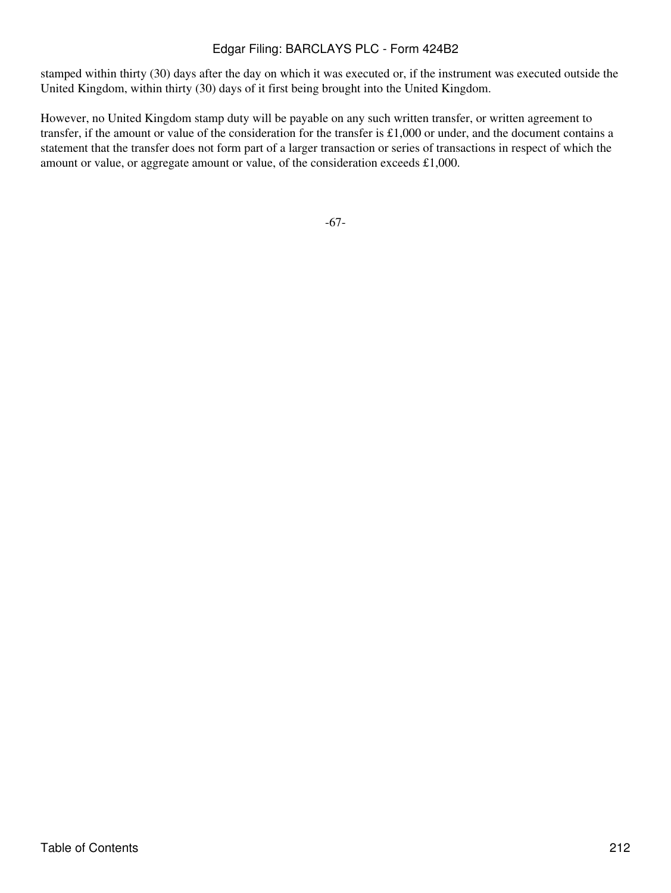stamped within thirty (30) days after the day on which it was executed or, if the instrument was executed outside the United Kingdom, within thirty (30) days of it first being brought into the United Kingdom.

However, no United Kingdom stamp duty will be payable on any such written transfer, or written agreement to transfer, if the amount or value of the consideration for the transfer is £1,000 or under, and the document contains a statement that the transfer does not form part of a larger transaction or series of transactions in respect of which the amount or value, or aggregate amount or value, of the consideration exceeds £1,000.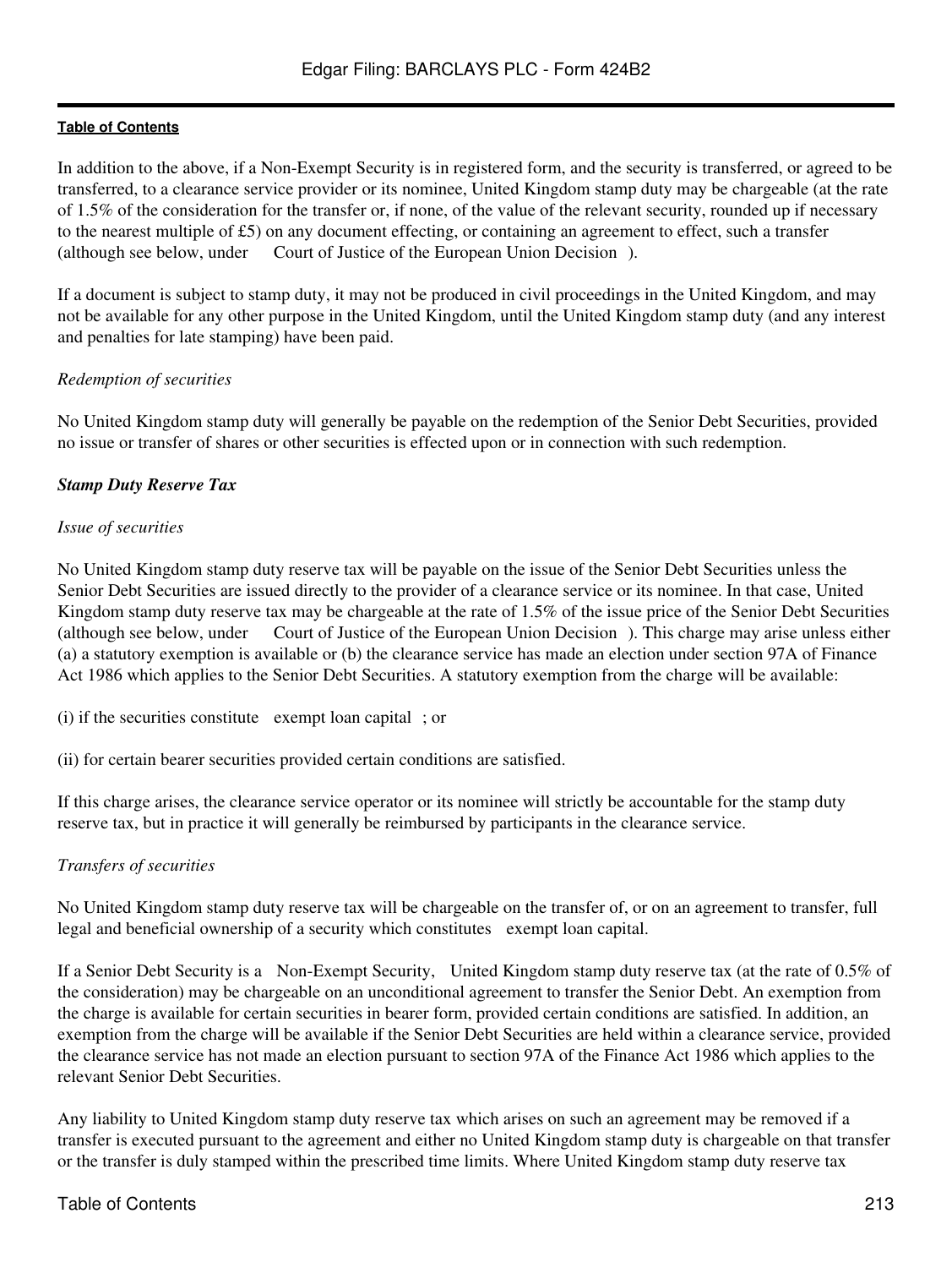In addition to the above, if a Non-Exempt Security is in registered form, and the security is transferred, or agreed to be transferred, to a clearance service provider or its nominee, United Kingdom stamp duty may be chargeable (at the rate of 1.5% of the consideration for the transfer or, if none, of the value of the relevant security, rounded up if necessary to the nearest multiple of £5) on any document effecting, or containing an agreement to effect, such a transfer (although see below, under Court of Justice of the European Union Decision ).

If a document is subject to stamp duty, it may not be produced in civil proceedings in the United Kingdom, and may not be available for any other purpose in the United Kingdom, until the United Kingdom stamp duty (and any interest and penalties for late stamping) have been paid.

*Redemption of securities*

No United Kingdom stamp duty will generally be payable on the redemption of the Senior Debt Securities, provided no issue or transfer of shares or other securities is effected upon or in connection with such redemption.

***Stamp Duty Reserve Tax***

*Issue of securities*

No United Kingdom stamp duty reserve tax will be payable on the issue of the Senior Debt Securities unless the Senior Debt Securities are issued directly to the provider of a clearance service or its nominee. In that case, United Kingdom stamp duty reserve tax may be chargeable at the rate of 1.5% of the issue price of the Senior Debt Securities (although see below, under Court of Justice of the European Union Decision ). This charge may arise unless either (a) a statutory exemption is available or (b) the clearance service has made an election under section 97A of Finance Act 1986 which applies to the Senior Debt Securities. A statutory exemption from the charge will be available:

(i) if the securities constitute exempt loan capital ; or

(ii) for certain bearer securities provided certain conditions are satisfied.

If this charge arises, the clearance service operator or its nominee will strictly be accountable for the stamp duty reserve tax, but in practice it will generally be reimbursed by participants in the clearance service.

*Transfers of securities*

No United Kingdom stamp duty reserve tax will be chargeable on the transfer of, or on an agreement to transfer, full legal and beneficial ownership of a security which constitutes exempt loan capital.

If a Senior Debt Security is a Non-Exempt Security, United Kingdom stamp duty reserve tax (at the rate of 0.5% of the consideration) may be chargeable on an unconditional agreement to transfer the Senior Debt. An exemption from the charge is available for certain securities in bearer form, provided certain conditions are satisfied. In addition, an exemption from the charge will be available if the Senior Debt Securities are held within a clearance service, provided the clearance service has not made an election pursuant to section 97A of the Finance Act 1986 which applies to the relevant Senior Debt Securities.

Any liability to United Kingdom stamp duty reserve tax which arises on such an agreement may be removed if a transfer is executed pursuant to the agreement and either no United Kingdom stamp duty is chargeable on that transfer or the transfer is duly stamped within the prescribed time limits. Where United Kingdom stamp duty reserve tax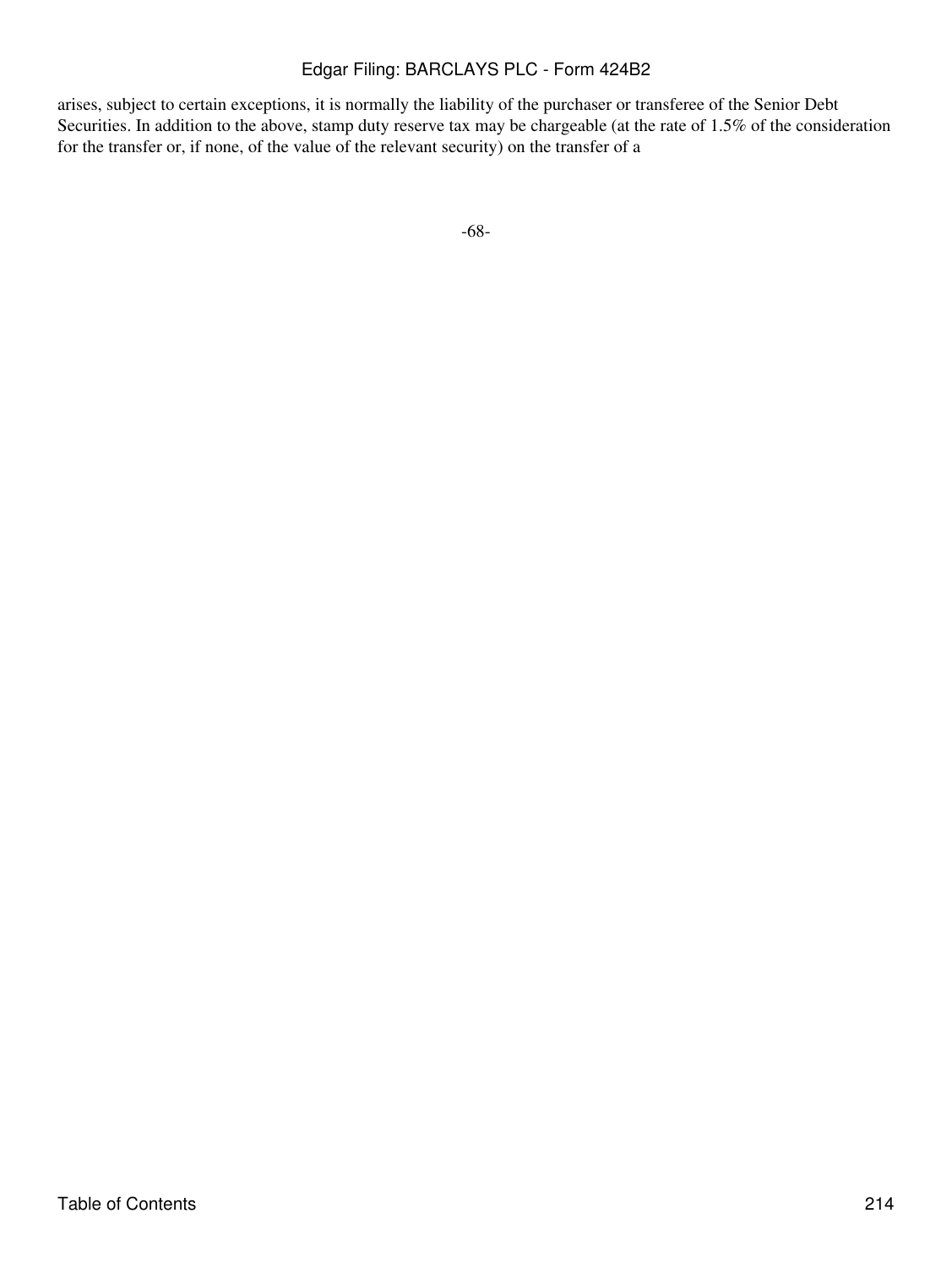arises, subject to certain exceptions, it is normally the liability of the purchaser or transferee of the Senior Debt Securities. In addition to the above, stamp duty reserve tax may be chargeable (at the rate of 1.5% of the consideration for the transfer or, if none, of the value of the relevant security) on the transfer of a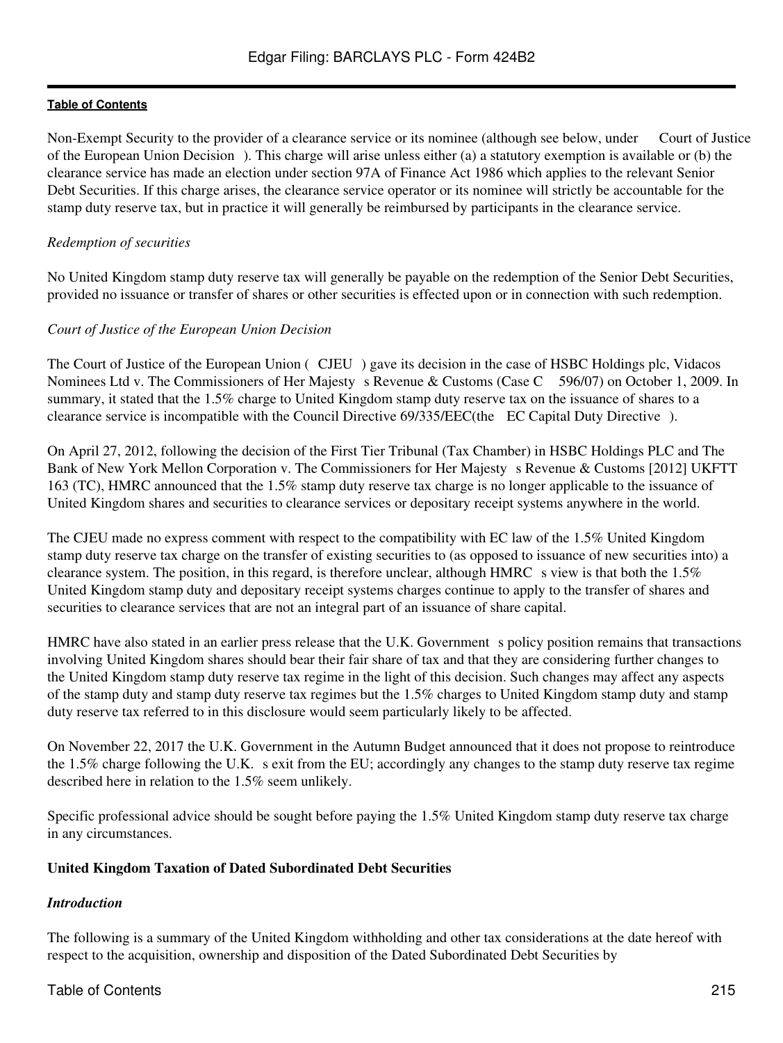Non-Exempt Security to the provider of a clearance service or its nominee (although see below, under Court of Justice of the European Union Decision ). This charge will arise unless either (a) a statutory exemption is available or (b) the clearance service has made an election under section 97A of Finance Act 1986 which applies to the relevant Senior Debt Securities. If this charge arises, the clearance service operator or its nominee will strictly be accountable for the stamp duty reserve tax, but in practice it will generally be reimbursed by participants in the clearance service.

*Redemption of securities*

No United Kingdom stamp duty reserve tax will generally be payable on the redemption of the Senior Debt Securities, provided no issuance or transfer of shares or other securities is effected upon or in connection with such redemption.

*Court of Justice of the European Union Decision*

The Court of Justice of the European Union ( CJEU ) gave its decision in the case of HSBC Holdings plc, Vidacos Nominees Ltd v. The Commissioners of Her Majesty s Revenue & Customs (Case C 596/07) on October 1, 2009. In summary, it stated that the 1.5% charge to United Kingdom stamp duty reserve tax on the issuance of shares to a clearance service is incompatible with the Council Directive 69/335/EEC(the EC Capital Duty Directive ).

On April 27, 2012, following the decision of the First Tier Tribunal (Tax Chamber) in HSBC Holdings PLC and The Bank of New York Mellon Corporation v. The Commissioners for Her Majesty s Revenue & Customs [2012] UKFTT 163 (TC), HMRC announced that the 1.5% stamp duty reserve tax charge is no longer applicable to the issuance of United Kingdom shares and securities to clearance services or depositary receipt systems anywhere in the world.

The CJEU made no express comment with respect to the compatibility with EC law of the 1.5% United Kingdom stamp duty reserve tax charge on the transfer of existing securities to (as opposed to issuance of new securities into) a clearance system. The position, in this regard, is therefore unclear, although HMRC s view is that both the 1.5% United Kingdom stamp duty and depositary receipt systems charges continue to apply to the transfer of shares and securities to clearance services that are not an integral part of an issuance of share capital.

HMRC have also stated in an earlier press release that the U.K. Government s policy position remains that transactions involving United Kingdom shares should bear their fair share of tax and that they are considering further changes to the United Kingdom stamp duty reserve tax regime in the light of this decision. Such changes may affect any aspects of the stamp duty and stamp duty reserve tax regimes but the 1.5% charges to United Kingdom stamp duty and stamp duty reserve tax referred to in this disclosure would seem particularly likely to be affected.

On November 22, 2017 the U.K. Government in the Autumn Budget announced that it does not propose to reintroduce the 1.5% charge following the U.K. s exit from the EU; accordingly any changes to the stamp duty reserve tax regime described here in relation to the 1.5% seem unlikely.

Specific professional advice should be sought before paying the 1.5% United Kingdom stamp duty reserve tax charge in any circumstances.

**United Kingdom Taxation of Dated Subordinated Debt Securities**

***Introduction***

The following is a summary of the United Kingdom withholding and other tax considerations at the date hereof with respect to the acquisition, ownership and disposition of the Dated Subordinated Debt Securities by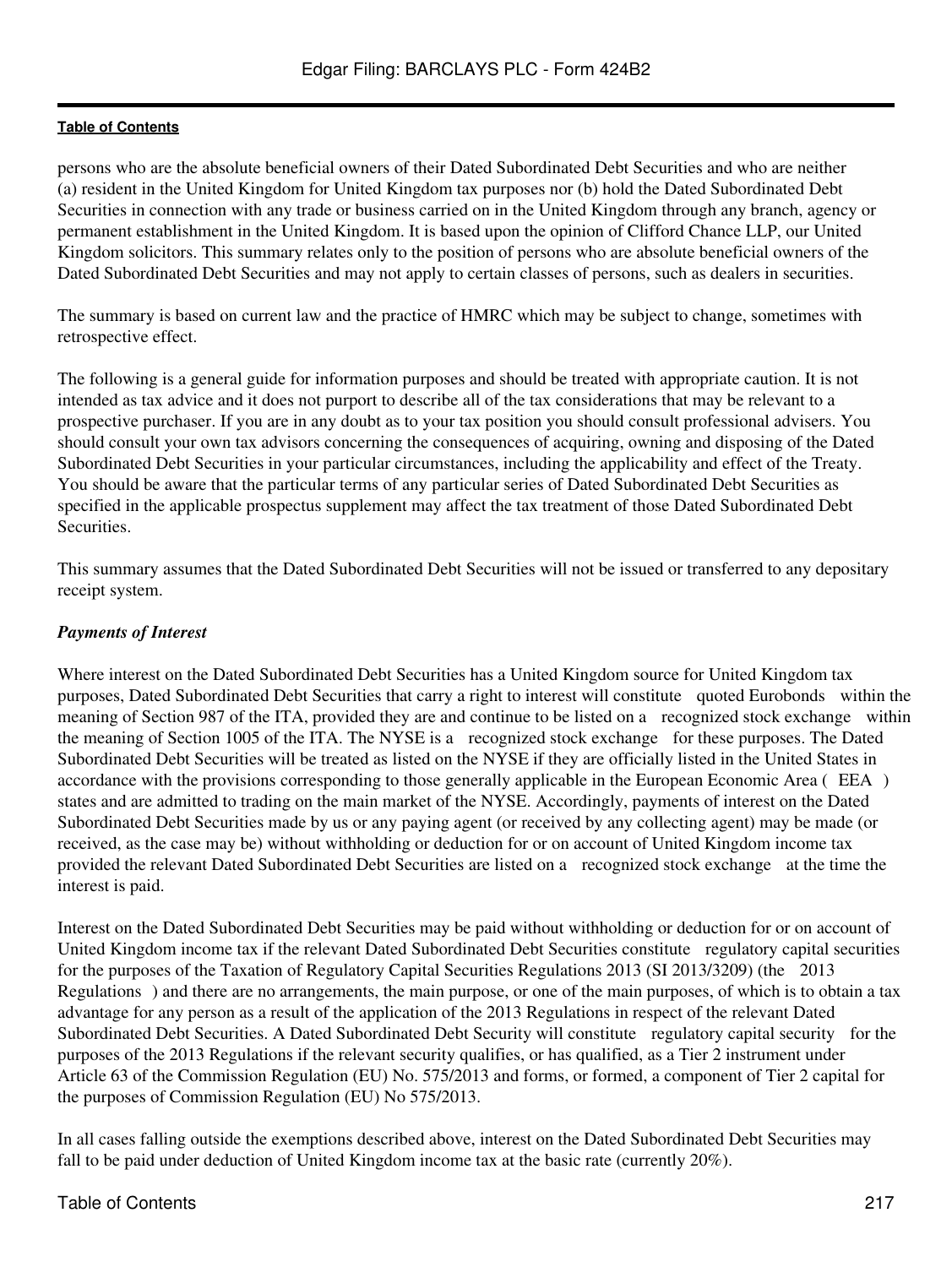persons who are the absolute beneficial owners of their Dated Subordinated Debt Securities and who are neither (a) resident in the United Kingdom for United Kingdom tax purposes nor (b) hold the Dated Subordinated Debt Securities in connection with any trade or business carried on in the United Kingdom through any branch, agency or permanent establishment in the United Kingdom. It is based upon the opinion of Clifford Chance LLP, our United Kingdom solicitors. This summary relates only to the position of persons who are absolute beneficial owners of the Dated Subordinated Debt Securities and may not apply to certain classes of persons, such as dealers in securities.

The summary is based on current law and the practice of HMRC which may be subject to change, sometimes with retrospective effect.

The following is a general guide for information purposes and should be treated with appropriate caution. It is not intended as tax advice and it does not purport to describe all of the tax considerations that may be relevant to a prospective purchaser. If you are in any doubt as to your tax position you should consult professional advisers. You should consult your own tax advisors concerning the consequences of acquiring, owning and disposing of the Dated Subordinated Debt Securities in your particular circumstances, including the applicability and effect of the Treaty. You should be aware that the particular terms of any particular series of Dated Subordinated Debt Securities as specified in the applicable prospectus supplement may affect the tax treatment of those Dated Subordinated Debt Securities.

This summary assumes that the Dated Subordinated Debt Securities will not be issued or transferred to any depositary receipt system.

***Payments of Interest***

Where interest on the Dated Subordinated Debt Securities has a United Kingdom source for United Kingdom tax purposes, Dated Subordinated Debt Securities that carry a right to interest will constitute "quoted Eurobonds" within the meaning of Section 987 of the ITA, provided they are and continue to be listed on a "recognized stock exchange" within the meaning of Section 1005 of the ITA. The NYSE is a "recognized stock exchange" for these purposes. The Dated Subordinated Debt Securities will be treated as listed on the NYSE if they are officially listed in the United States in accordance with the provisions corresponding to those generally applicable in the European Economic Area ("EEA") states and are admitted to trading on the main market of the NYSE. Accordingly, payments of interest on the Dated Subordinated Debt Securities made by us or any paying agent (or received by any collecting agent) may be made (or received, as the case may be) without withholding or deduction for or on account of United Kingdom income tax provided the relevant Dated Subordinated Debt Securities are listed on a "recognized stock exchange" at the time the interest is paid.

Interest on the Dated Subordinated Debt Securities may be paid without withholding or deduction for or on account of United Kingdom income tax if the relevant Dated Subordinated Debt Securities constitute "regulatory capital securities" for the purposes of the Taxation of Regulatory Capital Securities Regulations 2013 (SI 2013/3209) (the "2013 Regulations") and there are no arrangements, the main purpose, or one of the main purposes, of which is to obtain a tax advantage for any person as a result of the application of the 2013 Regulations in respect of the relevant Dated Subordinated Debt Securities. A Dated Subordinated Debt Security will constitute "regulatory capital security" for the purposes of the 2013 Regulations if the relevant security qualifies, or has qualified, as a Tier 2 instrument under Article 63 of the Commission Regulation (EU) No. 575/2013 and forms, or formed, a component of Tier 2 capital for the purposes of Commission Regulation (EU) No 575/2013.

In all cases falling outside the exemptions described above, interest on the Dated Subordinated Debt Securities may fall to be paid under deduction of United Kingdom income tax at the basic rate (currently 20%).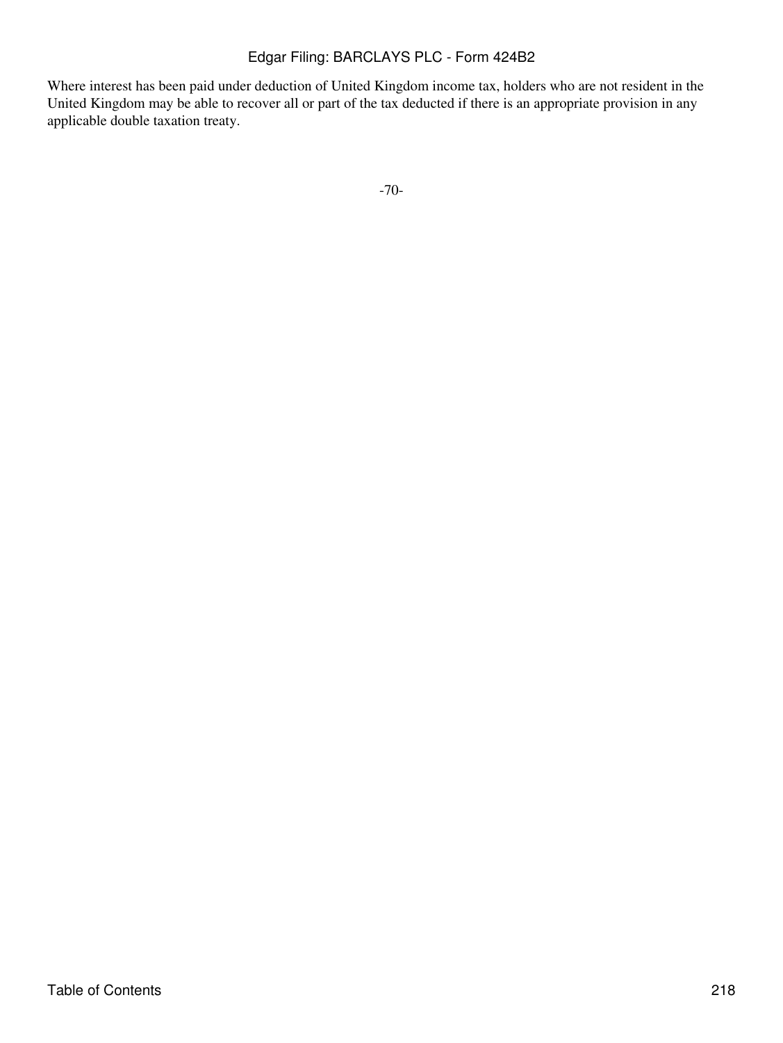Where interest has been paid under deduction of United Kingdom income tax, holders who are not resident in the United Kingdom may be able to recover all or part of the tax deducted if there is an appropriate provision in any applicable double taxation treaty.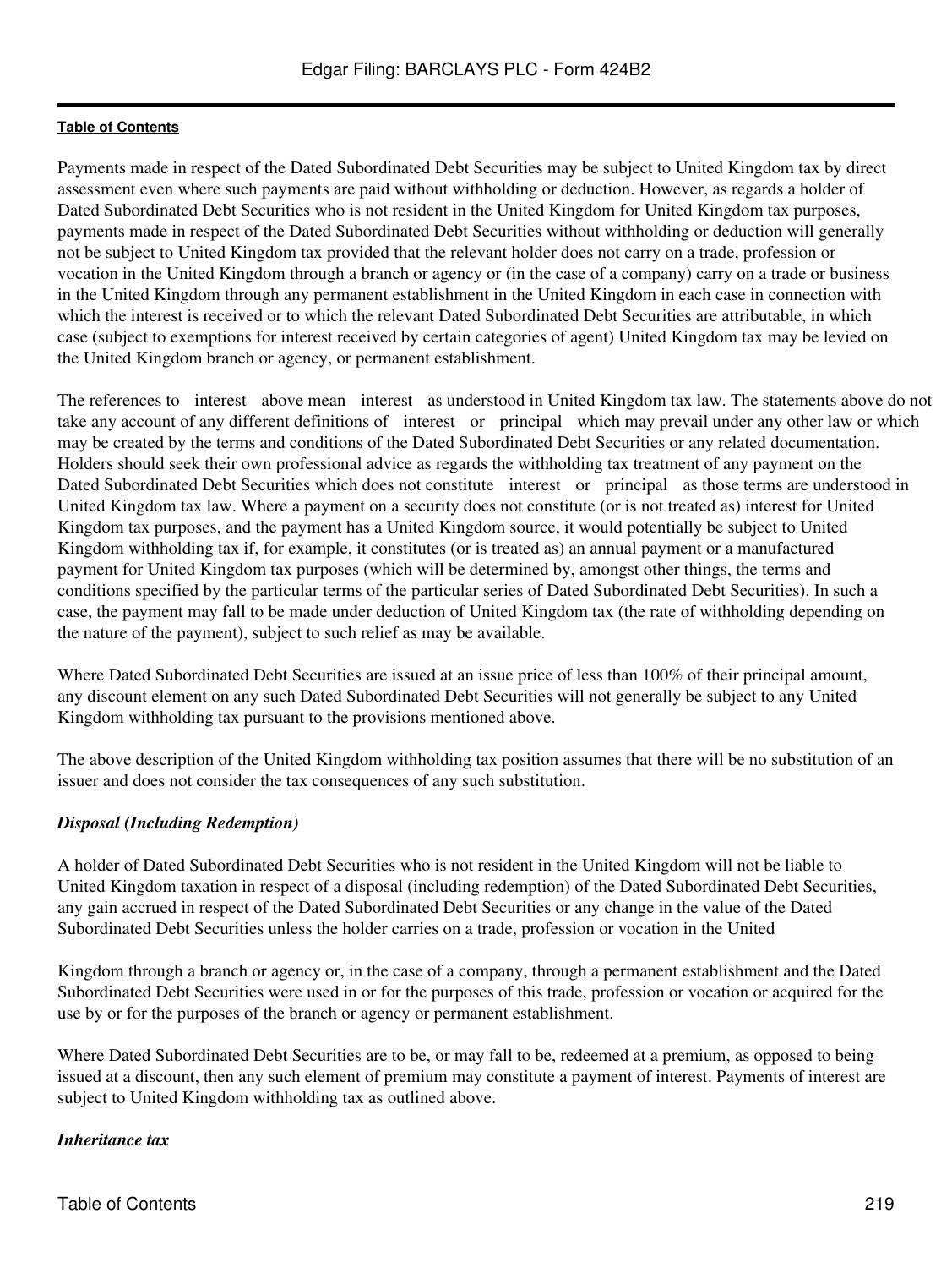Payments made in respect of the Dated Subordinated Debt Securities may be subject to United Kingdom tax by direct assessment even where such payments are paid without withholding or deduction. However, as regards a holder of Dated Subordinated Debt Securities who is not resident in the United Kingdom for United Kingdom tax purposes, payments made in respect of the Dated Subordinated Debt Securities without withholding or deduction will generally not be subject to United Kingdom tax provided that the relevant holder does not carry on a trade, profession or vocation in the United Kingdom through a branch or agency or (in the case of a company) carry on a trade or business in the United Kingdom through any permanent establishment in the United Kingdom in each case in connection with which the interest is received or to which the relevant Dated Subordinated Debt Securities are attributable, in which case (subject to exemptions for interest received by certain categories of agent) United Kingdom tax may be levied on the United Kingdom branch or agency, or permanent establishment.

The references to "interest" above mean "interest" as understood in United Kingdom tax law. The statements above do not take any account of any different definitions of "interest" or "principal" which may prevail under any other law or which may be created by the terms and conditions of the Dated Subordinated Debt Securities or any related documentation. Holders should seek their own professional advice as regards the withholding tax treatment of any payment on the Dated Subordinated Debt Securities which does not constitute "interest" or "principal" as those terms are understood in United Kingdom tax law. Where a payment on a security does not constitute (or is not treated as) interest for United Kingdom tax purposes, and the payment has a United Kingdom source, it would potentially be subject to United Kingdom withholding tax if, for example, it constitutes (or is treated as) an annual payment or a manufactured payment for United Kingdom tax purposes (which will be determined by, amongst other things, the terms and conditions specified by the particular terms of the particular series of Dated Subordinated Debt Securities). In such a case, the payment may fall to be made under deduction of United Kingdom tax (the rate of withholding depending on the nature of the payment), subject to such relief as may be available.

Where Dated Subordinated Debt Securities are issued at an issue price of less than 100% of their principal amount, any discount element on any such Dated Subordinated Debt Securities will not generally be subject to any United Kingdom withholding tax pursuant to the provisions mentioned above.

The above description of the United Kingdom withholding tax position assumes that there will be no substitution of an issuer and does not consider the tax consequences of any such substitution.

***Disposal (Including Redemption)***

A holder of Dated Subordinated Debt Securities who is not resident in the United Kingdom will not be liable to United Kingdom taxation in respect of a disposal (including redemption) of the Dated Subordinated Debt Securities, any gain accrued in respect of the Dated Subordinated Debt Securities or any change in the value of the Dated Subordinated Debt Securities unless the holder carries on a trade, profession or vocation in the United Kingdom through a branch or agency or, in the case of a company, through a permanent establishment and the Dated Subordinated Debt Securities were used in or for the purposes of this trade, profession or vocation or acquired for the use by or for the purposes of the branch or agency or permanent establishment.

Where Dated Subordinated Debt Securities are to be, or may fall to be, redeemed at a premium, as opposed to being issued at a discount, then any such element of premium may constitute a payment of interest. Payments of interest are subject to United Kingdom withholding tax as outlined above.

***Inheritance tax***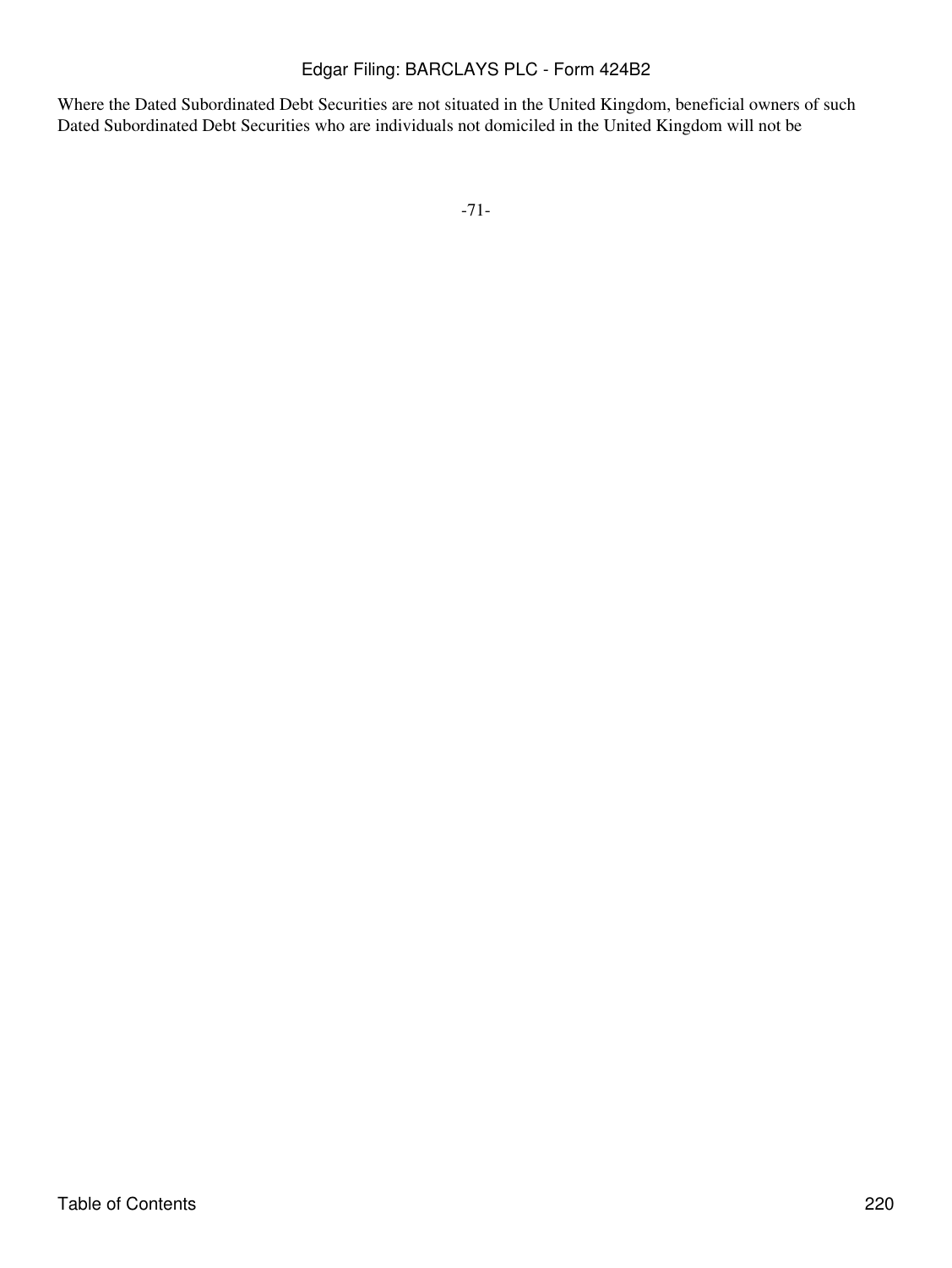Where the Dated Subordinated Debt Securities are not situated in the United Kingdom, beneficial owners of such Dated Subordinated Debt Securities who are individuals not domiciled in the United Kingdom will not be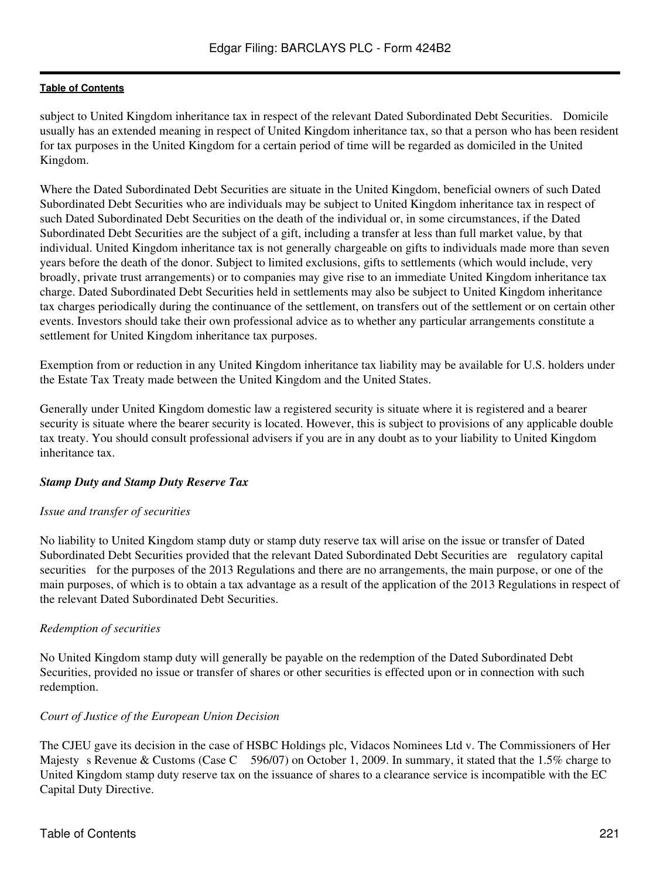subject to United Kingdom inheritance tax in respect of the relevant Dated Subordinated Debt Securities. Domicile usually has an extended meaning in respect of United Kingdom inheritance tax, so that a person who has been resident for tax purposes in the United Kingdom for a certain period of time will be regarded as domiciled in the United Kingdom.

Where the Dated Subordinated Debt Securities are situate in the United Kingdom, beneficial owners of such Dated Subordinated Debt Securities who are individuals may be subject to United Kingdom inheritance tax in respect of such Dated Subordinated Debt Securities on the death of the individual or, in some circumstances, if the Dated Subordinated Debt Securities are the subject of a gift, including a transfer at less than full market value, by that individual. United Kingdom inheritance tax is not generally chargeable on gifts to individuals made more than seven years before the death of the donor. Subject to limited exclusions, gifts to settlements (which would include, very broadly, private trust arrangements) or to companies may give rise to an immediate United Kingdom inheritance tax charge. Dated Subordinated Debt Securities held in settlements may also be subject to United Kingdom inheritance tax charges periodically during the continuance of the settlement, on transfers out of the settlement or on certain other events. Investors should take their own professional advice as to whether any particular arrangements constitute a settlement for United Kingdom inheritance tax purposes.

Exemption from or reduction in any United Kingdom inheritance tax liability may be available for U.S. holders under the Estate Tax Treaty made between the United Kingdom and the United States.

Generally under United Kingdom domestic law a registered security is situate where it is registered and a bearer security is situate where the bearer security is located. However, this is subject to provisions of any applicable double tax treaty. You should consult professional advisers if you are in any doubt as to your liability to United Kingdom inheritance tax.

***Stamp Duty and Stamp Duty Reserve Tax***

*Issue and transfer of securities*

No liability to United Kingdom stamp duty or stamp duty reserve tax will arise on the issue or transfer of Dated Subordinated Debt Securities provided that the relevant Dated Subordinated Debt Securities are regulatory capital securities for the purposes of the 2013 Regulations and there are no arrangements, the main purpose, or one of the main purposes, of which is to obtain a tax advantage as a result of the application of the 2013 Regulations in respect of the relevant Dated Subordinated Debt Securities.

*Redemption of securities*

No United Kingdom stamp duty will generally be payable on the redemption of the Dated Subordinated Debt Securities, provided no issue or transfer of shares or other securities is effected upon or in connection with such redemption.

*Court of Justice of the European Union Decision*

The CJEU gave its decision in the case of HSBC Holdings plc, Vidacos Nominees Ltd v. The Commissioners of Her Majesty s Revenue & Customs (Case C 596/07) on October 1, 2009. In summary, it stated that the 1.5% charge to United Kingdom stamp duty reserve tax on the issuance of shares to a clearance service is incompatible with the EC Capital Duty Directive.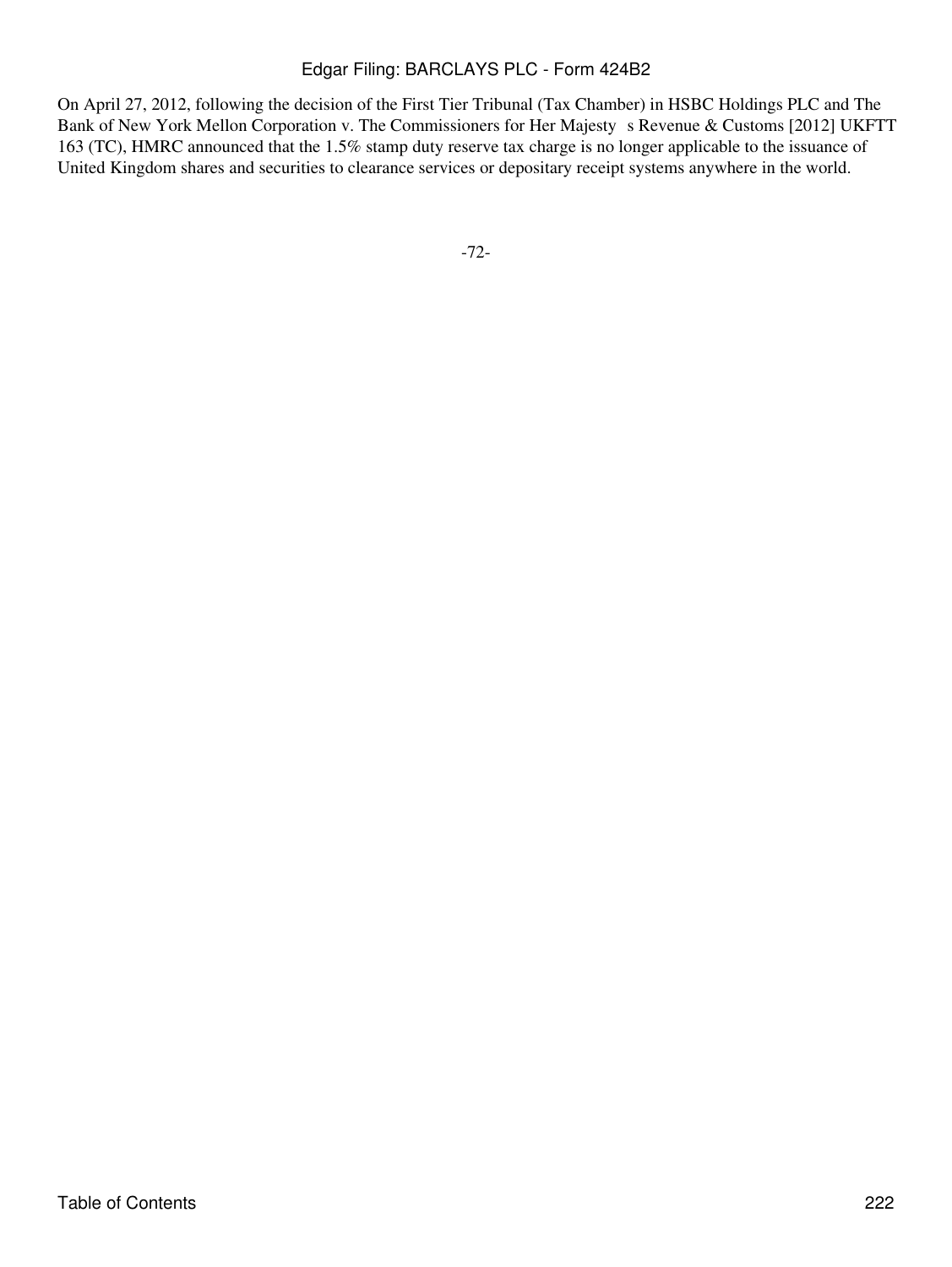On April 27, 2012, following the decision of the First Tier Tribunal (Tax Chamber) in HSBC Holdings PLC and The Bank of New York Mellon Corporation v. The Commissioners for Her Majesty s Revenue & Customs [2012] UKFTT 163 (TC), HMRC announced that the 1.5% stamp duty reserve tax charge is no longer applicable to the issuance of United Kingdom shares and securities to clearance services or depositary receipt systems anywhere in the world.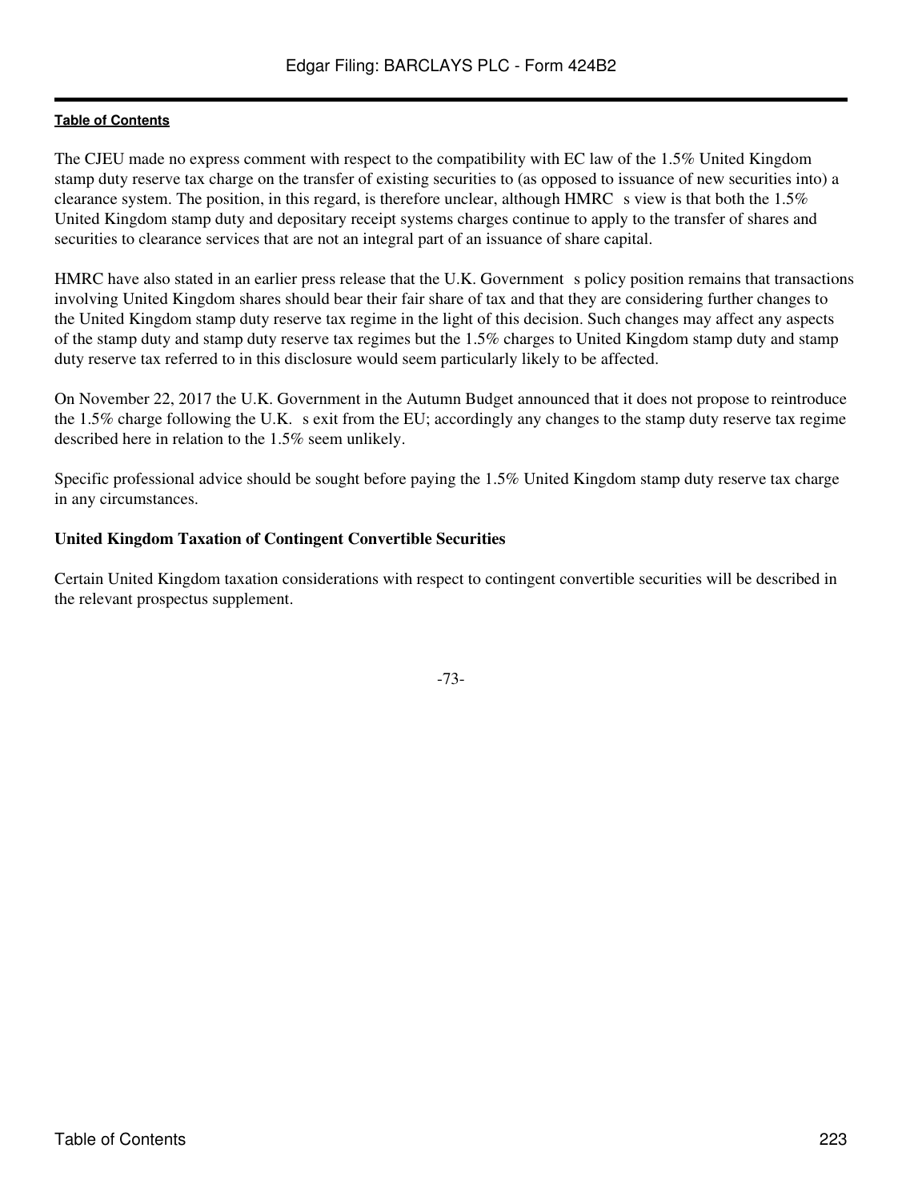The CJEU made no express comment with respect to the compatibility with EC law of the 1.5% United Kingdom stamp duty reserve tax charge on the transfer of existing securities to (as opposed to issuance of new securities into) a clearance system. The position, in this regard, is therefore unclear, although HMRC s view is that both the 1.5% United Kingdom stamp duty and depositary receipt systems charges continue to apply to the transfer of shares and securities to clearance services that are not an integral part of an issuance of share capital.

HMRC have also stated in an earlier press release that the U.K. Government s policy position remains that transactions involving United Kingdom shares should bear their fair share of tax and that they are considering further changes to the United Kingdom stamp duty reserve tax regime in the light of this decision. Such changes may affect any aspects of the stamp duty and stamp duty reserve tax regimes but the 1.5% charges to United Kingdom stamp duty and stamp duty reserve tax referred to in this disclosure would seem particularly likely to be affected.

On November 22, 2017 the U.K. Government in the Autumn Budget announced that it does not propose to reintroduce the 1.5% charge following the U.K. s exit from the EU; accordingly any changes to the stamp duty reserve tax regime described here in relation to the 1.5% seem unlikely.

Specific professional advice should be sought before paying the 1.5% United Kingdom stamp duty reserve tax charge in any circumstances.

**United Kingdom Taxation of Contingent Convertible Securities**

Certain United Kingdom taxation considerations with respect to contingent convertible securities will be described in the relevant prospectus supplement.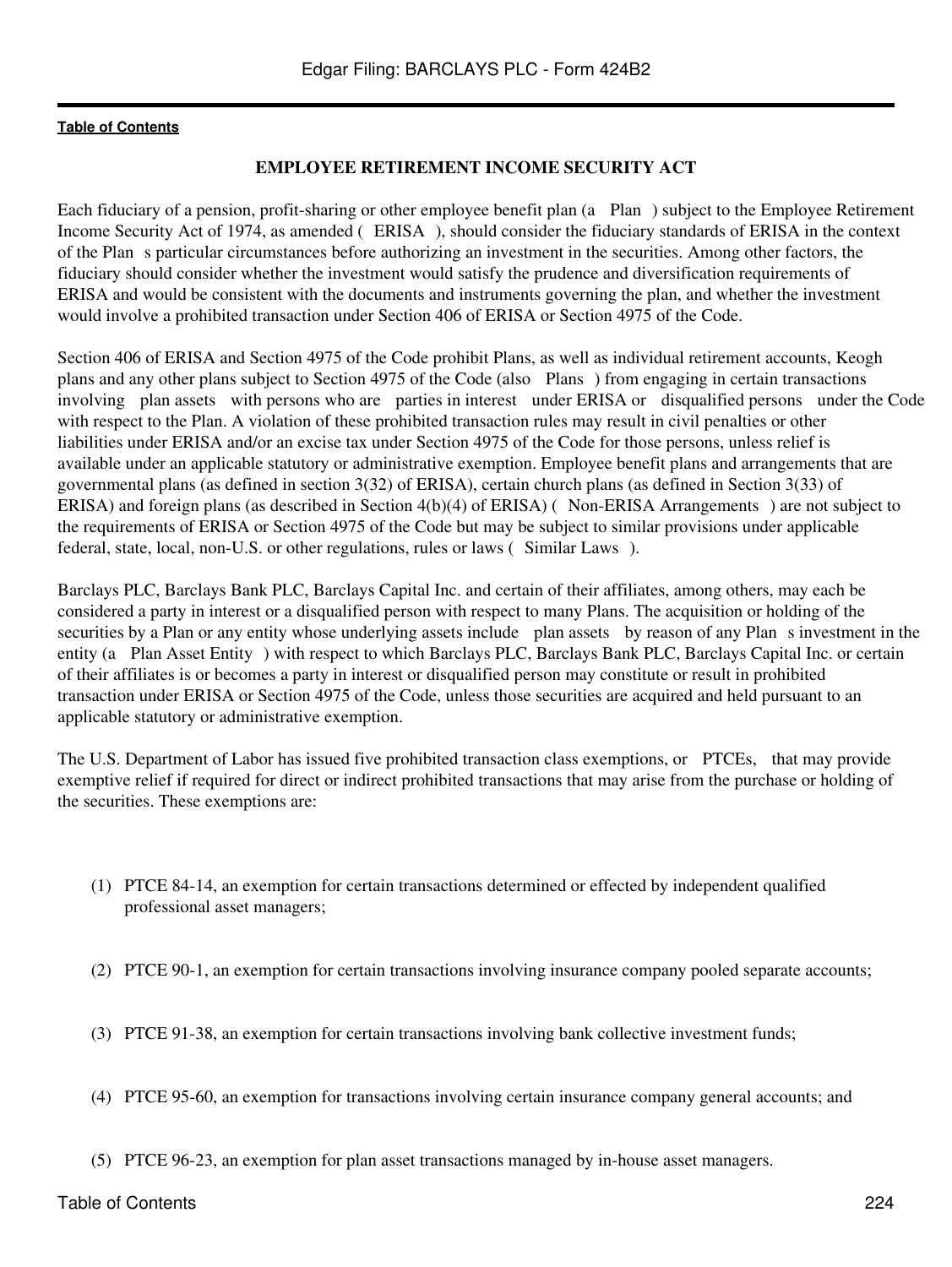## EMPLOYEE RETIREMENT INCOME SECURITY ACT

Each fiduciary of a pension, profit-sharing or other employee benefit plan (a Plan ) subject to the Employee Retirement Income Security Act of 1974, as amended ( ERISA ), should consider the fiduciary standards of ERISA in the context of the Plan s particular circumstances before authorizing an investment in the securities. Among other factors, the fiduciary should consider whether the investment would satisfy the prudence and diversification requirements of ERISA and would be consistent with the documents and instruments governing the plan, and whether the investment would involve a prohibited transaction under Section 406 of ERISA or Section 4975 of the Code.

Section 406 of ERISA and Section 4975 of the Code prohibit Plans, as well as individual retirement accounts, Keogh plans and any other plans subject to Section 4975 of the Code (also Plans ) from engaging in certain transactions involving plan assets with persons who are parties in interest under ERISA or disqualified persons under the Code with respect to the Plan. A violation of these prohibited transaction rules may result in civil penalties or other liabilities under ERISA and/or an excise tax under Section 4975 of the Code for those persons, unless relief is available under an applicable statutory or administrative exemption. Employee benefit plans and arrangements that are governmental plans (as defined in section 3(32) of ERISA), certain church plans (as defined in Section 3(33) of ERISA) and foreign plans (as described in Section 4(b)(4) of ERISA) ( Non-ERISA Arrangements ) are not subject to the requirements of ERISA or Section 4975 of the Code but may be subject to similar provisions under applicable federal, state, local, non-U.S. or other regulations, rules or laws ( Similar Laws ).

Barclays PLC, Barclays Bank PLC, Barclays Capital Inc. and certain of their affiliates, among others, may each be considered a party in interest or a disqualified person with respect to many Plans. The acquisition or holding of the securities by a Plan or any entity whose underlying assets include plan assets by reason of any Plan s investment in the entity (a Plan Asset Entity ) with respect to which Barclays PLC, Barclays Bank PLC, Barclays Capital Inc. or certain of their affiliates is or becomes a party in interest or disqualified person may constitute or result in prohibited transaction under ERISA or Section 4975 of the Code, unless those securities are acquired and held pursuant to an applicable statutory or administrative exemption.

The U.S. Department of Labor has issued five prohibited transaction class exemptions, or PTCEs, that may provide exemptive relief if required for direct or indirect prohibited transactions that may arise from the purchase or holding of the securities. These exemptions are:

(1) PTCE 84-14, an exemption for certain transactions determined or effected by independent qualified professional asset managers;

(2) PTCE 90-1, an exemption for certain transactions involving insurance company pooled separate accounts;

(3) PTCE 91-38, an exemption for certain transactions involving bank collective investment funds;

(4) PTCE 95-60, an exemption for transactions involving certain insurance company general accounts; and

(5) PTCE 96-23, an exemption for plan asset transactions managed by in-house asset managers.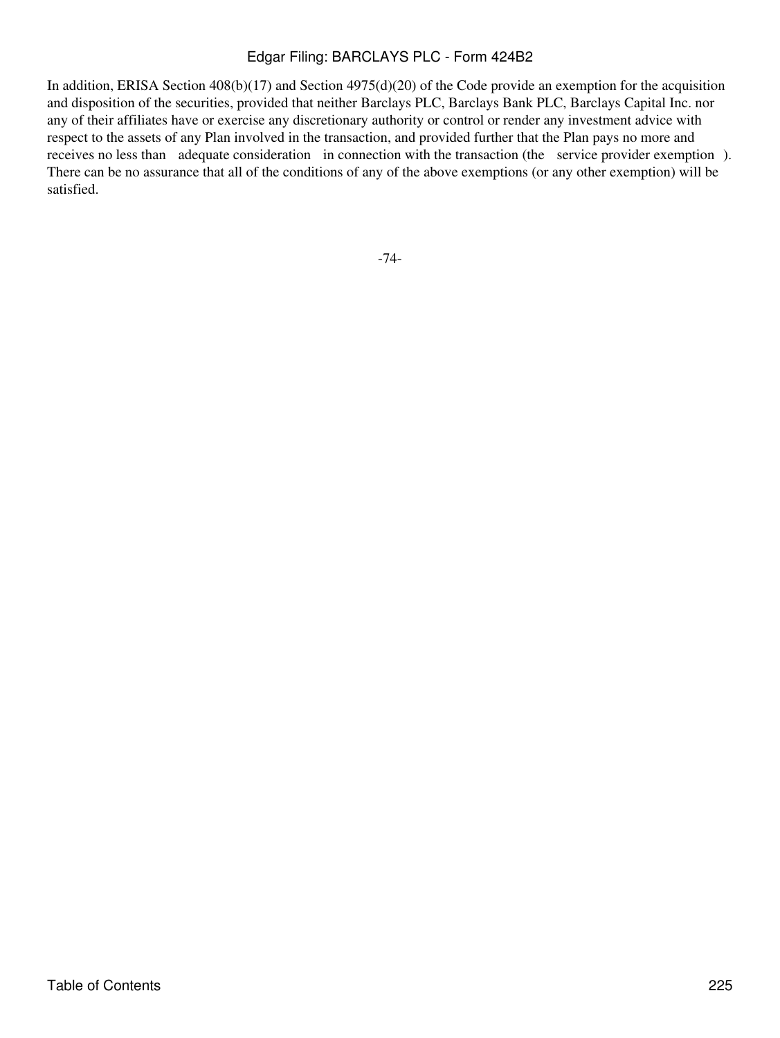In addition, ERISA Section 408(b)(17) and Section 4975(d)(20) of the Code provide an exemption for the acquisition and disposition of the securities, provided that neither Barclays PLC, Barclays Bank PLC, Barclays Capital Inc. nor any of their affiliates have or exercise any discretionary authority or control or render any investment advice with respect to the assets of any Plan involved in the transaction, and provided further that the Plan pays no more and receives no less than adequate consideration in connection with the transaction (the service provider exemption). There can be no assurance that all of the conditions of any of the above exemptions (or any other exemption) will be satisfied.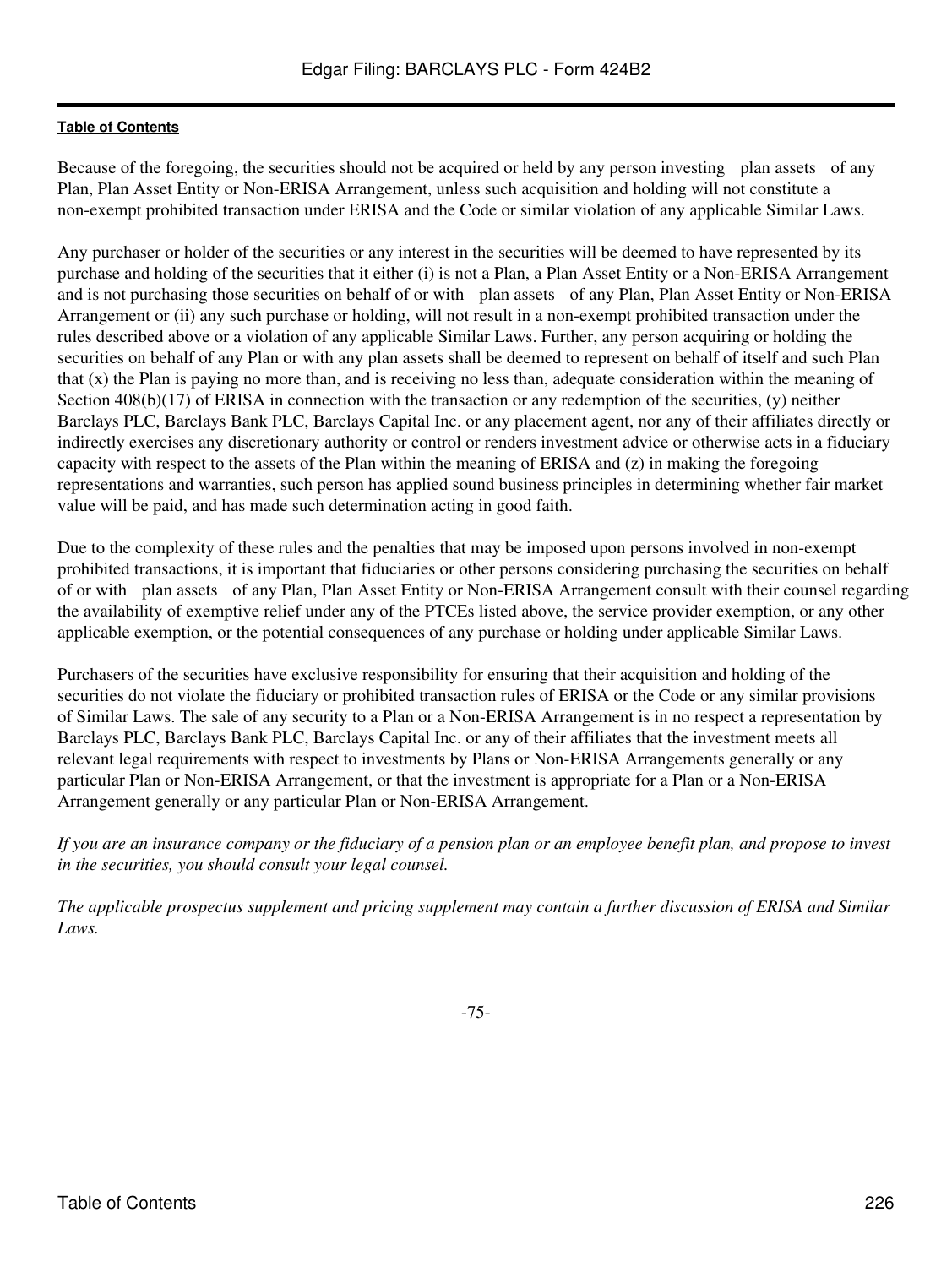Because of the foregoing, the securities should not be acquired or held by any person investing "plan assets" of any Plan, Plan Asset Entity or Non-ERISA Arrangement, unless such acquisition and holding will not constitute a non-exempt prohibited transaction under ERISA and the Code or similar violation of any applicable Similar Laws.

Any purchaser or holder of the securities or any interest in the securities will be deemed to have represented by its purchase and holding of the securities that it either (i) is not a Plan, a Plan Asset Entity or a Non-ERISA Arrangement and is not purchasing those securities on behalf of or with "plan assets" of any Plan, Plan Asset Entity or Non-ERISA Arrangement or (ii) any such purchase or holding, will not result in a non-exempt prohibited transaction under the rules described above or a violation of any applicable Similar Laws. Further, any person acquiring or holding the securities on behalf of any Plan or with any plan assets shall be deemed to represent on behalf of itself and such Plan that (x) the Plan is paying no more than, and is receiving no less than, adequate consideration within the meaning of Section 408(b)(17) of ERISA in connection with the transaction or any redemption of the securities, (y) neither Barclays PLC, Barclays Bank PLC, Barclays Capital Inc. or any placement agent, nor any of their affiliates directly or indirectly exercises any discretionary authority or control or renders investment advice or otherwise acts in a fiduciary capacity with respect to the assets of the Plan within the meaning of ERISA and (z) in making the foregoing representations and warranties, such person has applied sound business principles in determining whether fair market value will be paid, and has made such determination acting in good faith.

Due to the complexity of these rules and the penalties that may be imposed upon persons involved in non-exempt prohibited transactions, it is important that fiduciaries or other persons considering purchasing the securities on behalf of or with "plan assets" of any Plan, Plan Asset Entity or Non-ERISA Arrangement consult with their counsel regarding the availability of exemptive relief under any of the PTCEs listed above, the service provider exemption, or any other applicable exemption, or the potential consequences of any purchase or holding under applicable Similar Laws.

Purchasers of the securities have exclusive responsibility for ensuring that their acquisition and holding of the securities do not violate the fiduciary or prohibited transaction rules of ERISA or the Code or any similar provisions of Similar Laws. The sale of any security to a Plan or a Non-ERISA Arrangement is in no respect a representation by Barclays PLC, Barclays Bank PLC, Barclays Capital Inc. or any of their affiliates that the investment meets all relevant legal requirements with respect to investments by Plans or Non-ERISA Arrangements generally or any particular Plan or Non-ERISA Arrangement, or that the investment is appropriate for a Plan or a Non-ERISA Arrangement generally or any particular Plan or Non-ERISA Arrangement.

*If you are an insurance company or the fiduciary of a pension plan or an employee benefit plan, and propose to invest in the securities, you should consult your legal counsel.*

*The applicable prospectus supplement and pricing supplement may contain a further discussion of ERISA and Similar Laws.*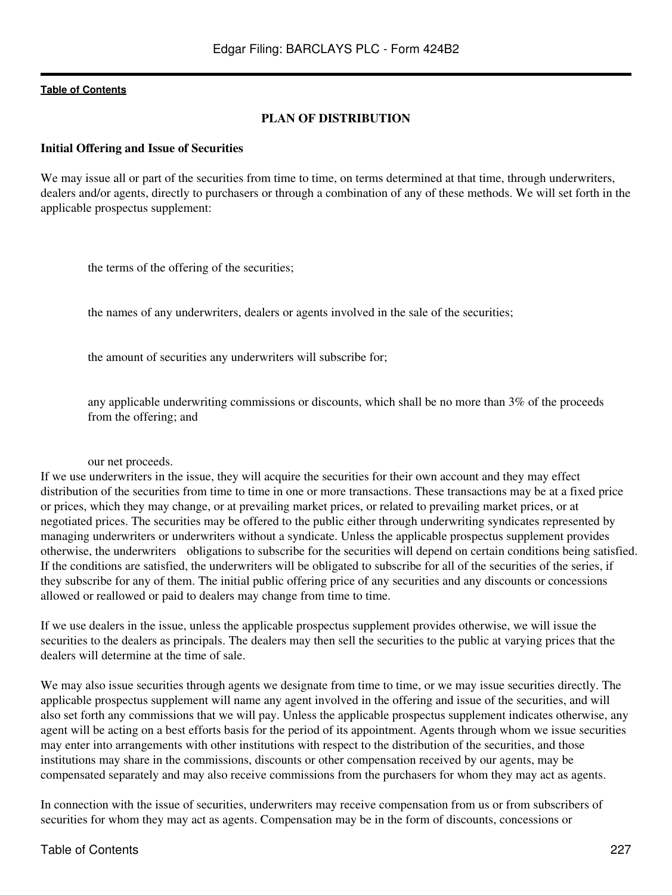## PLAN OF DISTRIBUTION

### Initial Offering and Issue of Securities

We may issue all or part of the securities from time to time, on terms determined at that time, through underwriters, dealers and/or agents, directly to purchasers or through a combination of any of these methods. We will set forth in the applicable prospectus supplement:

- the terms of the offering of the securities;
- the names of any underwriters, dealers or agents involved in the sale of the securities;
- the amount of securities any underwriters will subscribe for;
- any applicable underwriting commissions or discounts, which shall be no more than 3% of the proceeds from the offering; and
- our net proceeds.

If we use underwriters in the issue, they will acquire the securities for their own account and they may effect distribution of the securities from time to time in one or more transactions. These transactions may be at a fixed price or prices, which they may change, or at prevailing market prices, or related to prevailing market prices, or at negotiated prices. The securities may be offered to the public either through underwriting syndicates represented by managing underwriters or underwriters without a syndicate. Unless the applicable prospectus supplement provides otherwise, the underwriters obligations to subscribe for the securities will depend on certain conditions being satisfied. If the conditions are satisfied, the underwriters will be obligated to subscribe for all of the securities of the series, if they subscribe for any of them. The initial public offering price of any securities and any discounts or concessions allowed or reallowed or paid to dealers may change from time to time.

If we use dealers in the issue, unless the applicable prospectus supplement provides otherwise, we will issue the securities to the dealers as principals. The dealers may then sell the securities to the public at varying prices that the dealers will determine at the time of sale.

We may also issue securities through agents we designate from time to time, or we may issue securities directly. The applicable prospectus supplement will name any agent involved in the offering and issue of the securities, and will also set forth any commissions that we will pay. Unless the applicable prospectus supplement indicates otherwise, any agent will be acting on a best efforts basis for the period of its appointment. Agents through whom we issue securities may enter into arrangements with other institutions with respect to the distribution of the securities, and those institutions may share in the commissions, discounts or other compensation received by our agents, may be compensated separately and may also receive commissions from the purchasers for whom they may act as agents.

In connection with the issue of securities, underwriters may receive compensation from us or from subscribers of securities for whom they may act as agents. Compensation may be in the form of discounts, concessions or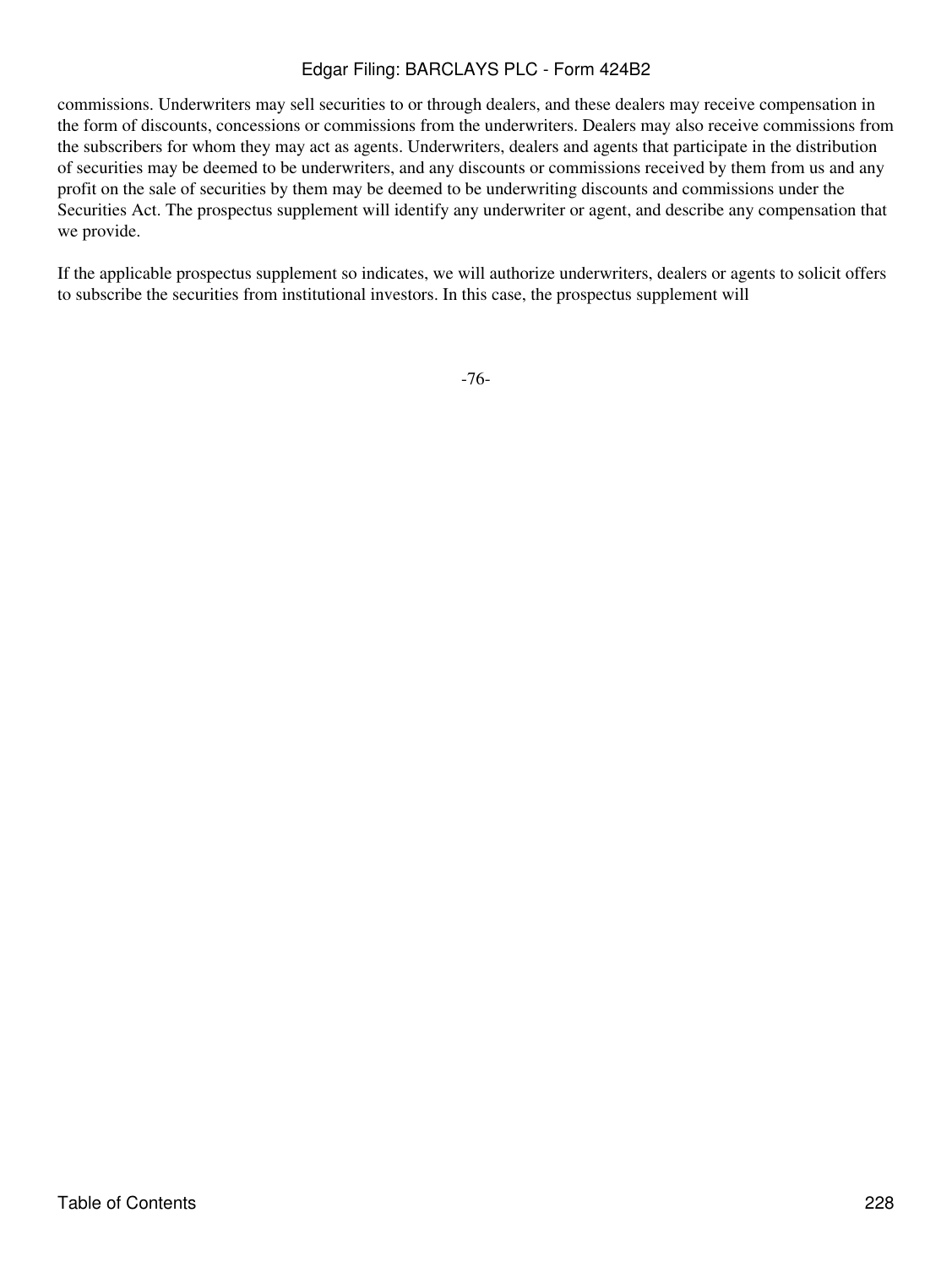commissions. Underwriters may sell securities to or through dealers, and these dealers may receive compensation in the form of discounts, concessions or commissions from the underwriters. Dealers may also receive commissions from the subscribers for whom they may act as agents. Underwriters, dealers and agents that participate in the distribution of securities may be deemed to be underwriters, and any discounts or commissions received by them from us and any profit on the sale of securities by them may be deemed to be underwriting discounts and commissions under the Securities Act. The prospectus supplement will identify any underwriter or agent, and describe any compensation that we provide.

If the applicable prospectus supplement so indicates, we will authorize underwriters, dealers or agents to solicit offers to subscribe the securities from institutional investors. In this case, the prospectus supplement will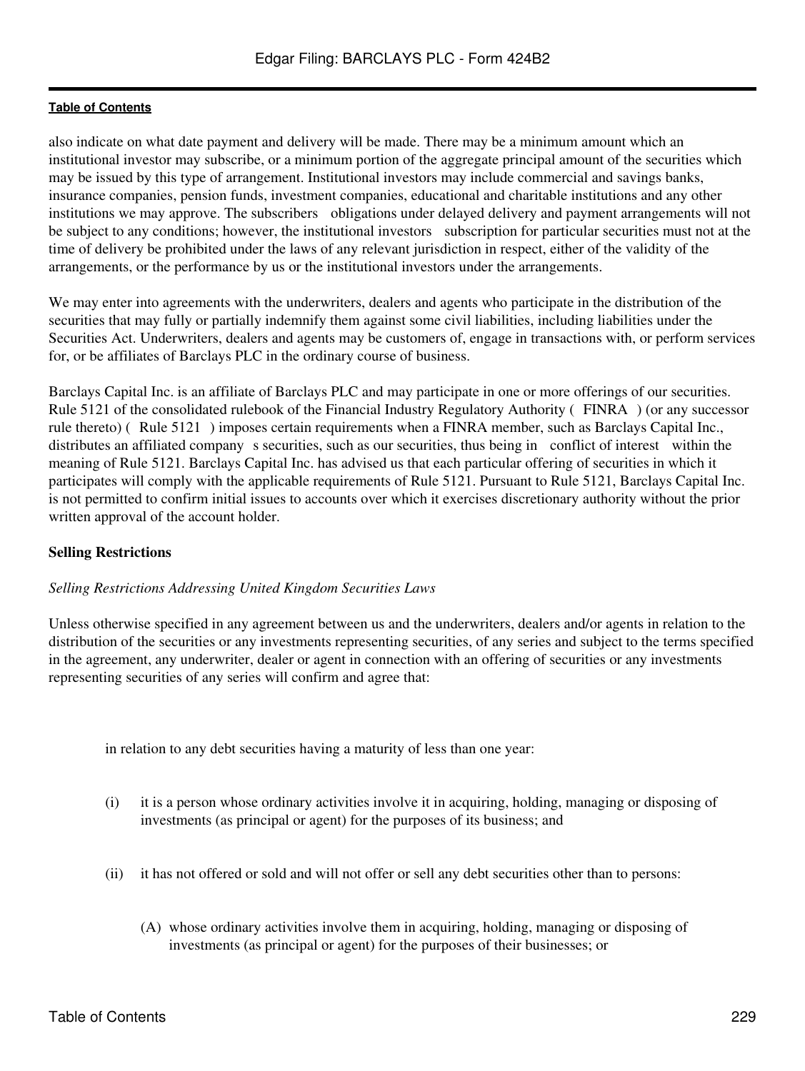also indicate on what date payment and delivery will be made. There may be a minimum amount which an institutional investor may subscribe, or a minimum portion of the aggregate principal amount of the securities which may be issued by this type of arrangement. Institutional investors may include commercial and savings banks, insurance companies, pension funds, investment companies, educational and charitable institutions and any other institutions we may approve. The subscribers obligations under delayed delivery and payment arrangements will not be subject to any conditions; however, the institutional investors subscription for particular securities must not at the time of delivery be prohibited under the laws of any relevant jurisdiction in respect, either of the validity of the arrangements, or the performance by us or the institutional investors under the arrangements.

We may enter into agreements with the underwriters, dealers and agents who participate in the distribution of the securities that may fully or partially indemnify them against some civil liabilities, including liabilities under the Securities Act. Underwriters, dealers and agents may be customers of, engage in transactions with, or perform services for, or be affiliates of Barclays PLC in the ordinary course of business.

Barclays Capital Inc. is an affiliate of Barclays PLC and may participate in one or more offerings of our securities. Rule 5121 of the consolidated rulebook of the Financial Industry Regulatory Authority ( FINRA ) (or any successor rule thereto) ( Rule 5121 ) imposes certain requirements when a FINRA member, such as Barclays Capital Inc., distributes an affiliated company s securities, such as our securities, thus being in conflict of interest within the meaning of Rule 5121. Barclays Capital Inc. has advised us that each particular offering of securities in which it participates will comply with the applicable requirements of Rule 5121. Pursuant to Rule 5121, Barclays Capital Inc. is not permitted to confirm initial issues to accounts over which it exercises discretionary authority without the prior written approval of the account holder.

**Selling Restrictions**

*Selling Restrictions Addressing United Kingdom Securities Laws*

Unless otherwise specified in any agreement between us and the underwriters, dealers and/or agents in relation to the distribution of the securities or any investments representing securities, of any series and subject to the terms specified in the agreement, any underwriter, dealer or agent in connection with an offering of securities or any investments representing securities of any series will confirm and agree that:

in relation to any debt securities having a maturity of less than one year:

(i) it is a person whose ordinary activities involve it in acquiring, holding, managing or disposing of investments (as principal or agent) for the purposes of its business; and

(ii) it has not offered or sold and will not offer or sell any debt securities other than to persons:

(A) whose ordinary activities involve them in acquiring, holding, managing or disposing of investments (as principal or agent) for the purposes of their businesses; or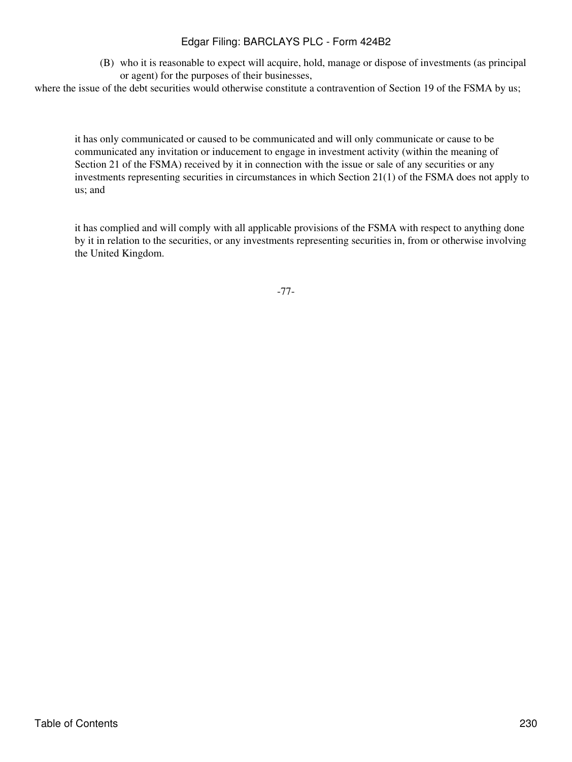(B) who it is reasonable to expect will acquire, hold, manage or dispose of investments (as principal or agent) for the purposes of their businesses,

where the issue of the debt securities would otherwise constitute a contravention of Section 19 of the FSMA by us;

it has only communicated or caused to be communicated and will only communicate or cause to be communicated any invitation or inducement to engage in investment activity (within the meaning of Section 21 of the FSMA) received by it in connection with the issue or sale of any securities or any investments representing securities in circumstances in which Section 21(1) of the FSMA does not apply to us; and

it has complied and will comply with all applicable provisions of the FSMA with respect to anything done by it in relation to the securities, or any investments representing securities in, from or otherwise involving the United Kingdom.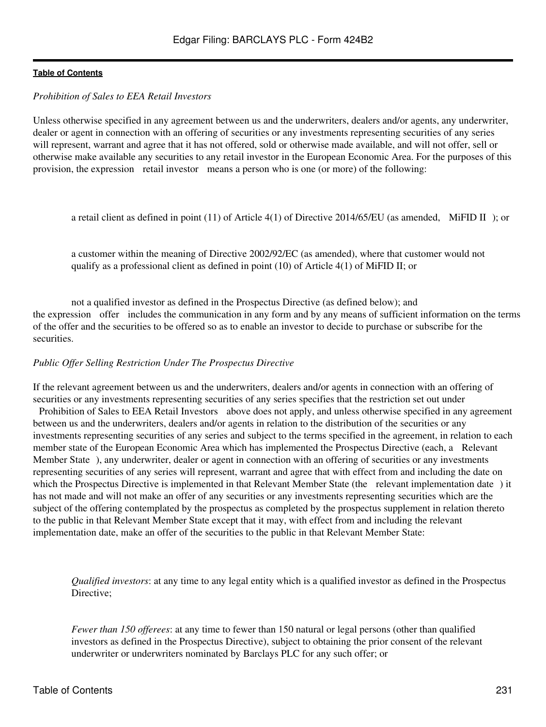*Prohibition of Sales to EEA Retail Investors*

Unless otherwise specified in any agreement between us and the underwriters, dealers and/or agents, any underwriter, dealer or agent in connection with an offering of securities or any investments representing securities of any series will represent, warrant and agree that it has not offered, sold or otherwise made available, and will not offer, sell or otherwise make available any securities to any retail investor in the European Economic Area. For the purposes of this provision, the expression retail investor means a person who is one (or more) of the following:

- a retail client as defined in point (11) of Article 4(1) of Directive 2014/65/EU (as amended, MiFID II ); or

- a customer within the meaning of Directive 2002/92/EC (as amended), where that customer would not qualify as a professional client as defined in point (10) of Article 4(1) of MiFID II; or

- not a qualified investor as defined in the Prospectus Directive (as defined below); and

the expression offer includes the communication in any form and by any means of sufficient information on the terms of the offer and the securities to be offered so as to enable an investor to decide to purchase or subscribe for the securities.

*Public Offer Selling Restriction Under The Prospectus Directive*

If the relevant agreement between us and the underwriters, dealers and/or agents in connection with an offering of securities or any investments representing securities of any series specifies that the restriction set out under Prohibition of Sales to EEA Retail Investors above does not apply, and unless otherwise specified in any agreement between us and the underwriters, dealers and/or agents in relation to the distribution of the securities or any investments representing securities of any series and subject to the terms specified in the agreement, in relation to each member state of the European Economic Area which has implemented the Prospectus Directive (each, a Relevant Member State ), any underwriter, dealer or agent in connection with an offering of securities or any investments representing securities of any series will represent, warrant and agree that with effect from and including the date on which the Prospectus Directive is implemented in that Relevant Member State (the relevant implementation date ) it has not made and will not make an offer of any securities or any investments representing securities which are the subject of the offering contemplated by the prospectus as completed by the prospectus supplement in relation thereto to the public in that Relevant Member State except that it may, with effect from and including the relevant implementation date, make an offer of the securities to the public in that Relevant Member State:

- *Qualified investors*: at any time to any legal entity which is a qualified investor as defined in the Prospectus Directive;

- *Fewer than 150 offerees*: at any time to fewer than 150 natural or legal persons (other than qualified investors as defined in the Prospectus Directive), subject to obtaining the prior consent of the relevant underwriter or underwriters nominated by Barclays PLC for any such offer; or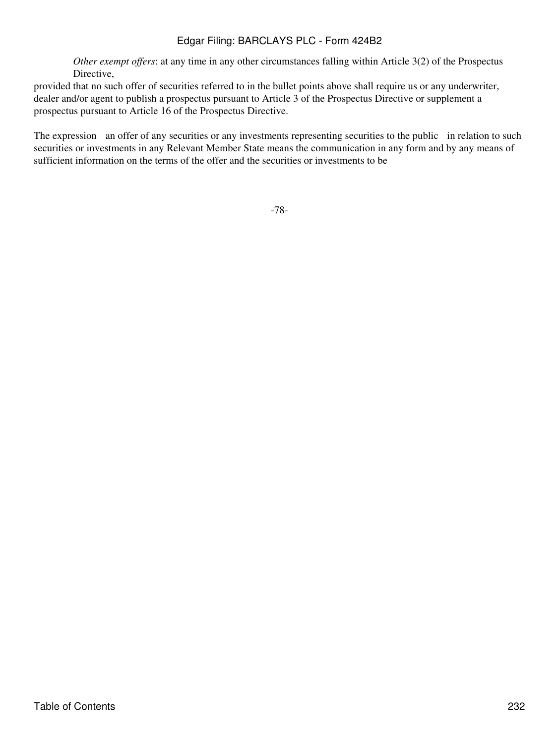*Other exempt offers*: at any time in any other circumstances falling within Article 3(2) of the Prospectus Directive,

provided that no such offer of securities referred to in the bullet points above shall require us or any underwriter, dealer and/or agent to publish a prospectus pursuant to Article 3 of the Prospectus Directive or supplement a prospectus pursuant to Article 16 of the Prospectus Directive.

The expression an offer of any securities or any investments representing securities to the public in relation to such securities or investments in any Relevant Member State means the communication in any form and by any means of sufficient information on the terms of the offer and the securities or investments to be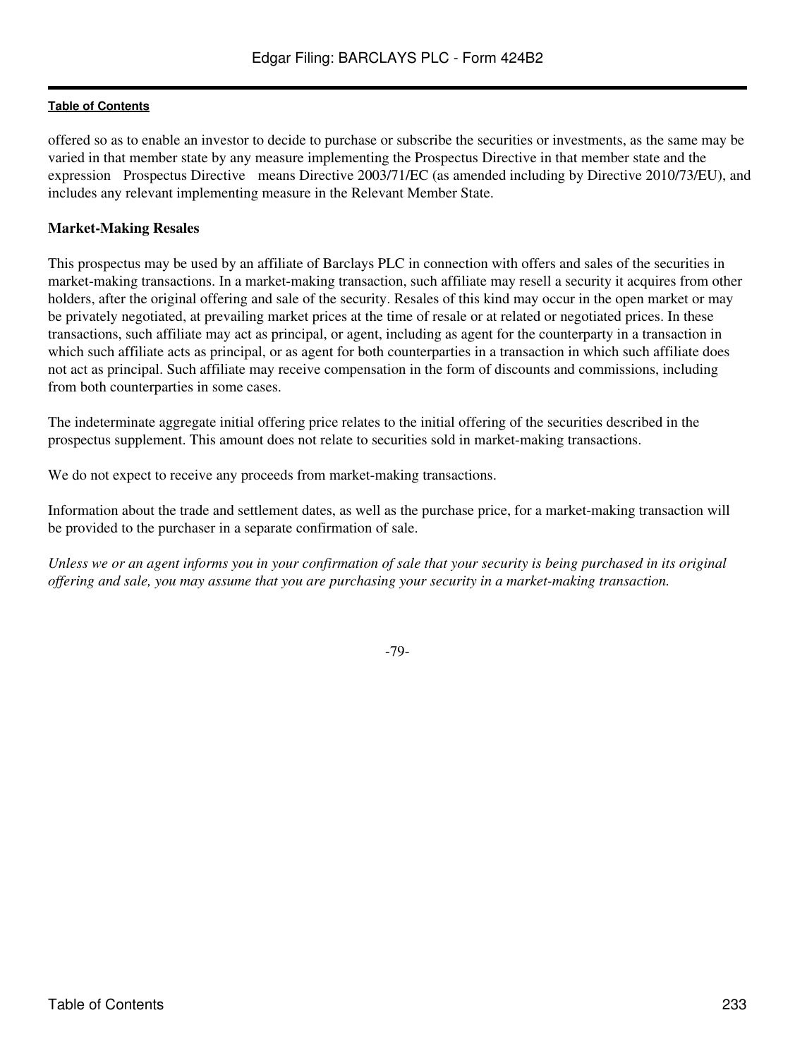offered so as to enable an investor to decide to purchase or subscribe the securities or investments, as the same may be varied in that member state by any measure implementing the Prospectus Directive in that member state and the expression Prospectus Directive means Directive 2003/71/EC (as amended including by Directive 2010/73/EU), and includes any relevant implementing measure in the Relevant Member State.

**Market-Making Resales**

This prospectus may be used by an affiliate of Barclays PLC in connection with offers and sales of the securities in market-making transactions. In a market-making transaction, such affiliate may resell a security it acquires from other holders, after the original offering and sale of the security. Resales of this kind may occur in the open market or may be privately negotiated, at prevailing market prices at the time of resale or at related or negotiated prices. In these transactions, such affiliate may act as principal, or agent, including as agent for the counterparty in a transaction in which such affiliate acts as principal, or as agent for both counterparties in a transaction in which such affiliate does not act as principal. Such affiliate may receive compensation in the form of discounts and commissions, including from both counterparties in some cases.

The indeterminate aggregate initial offering price relates to the initial offering of the securities described in the prospectus supplement. This amount does not relate to securities sold in market-making transactions.

We do not expect to receive any proceeds from market-making transactions.

Information about the trade and settlement dates, as well as the purchase price, for a market-making transaction will be provided to the purchaser in a separate confirmation of sale.

*Unless we or an agent informs you in your confirmation of sale that your security is being purchased in its original offering and sale, you may assume that you are purchasing your security in a market-making transaction.*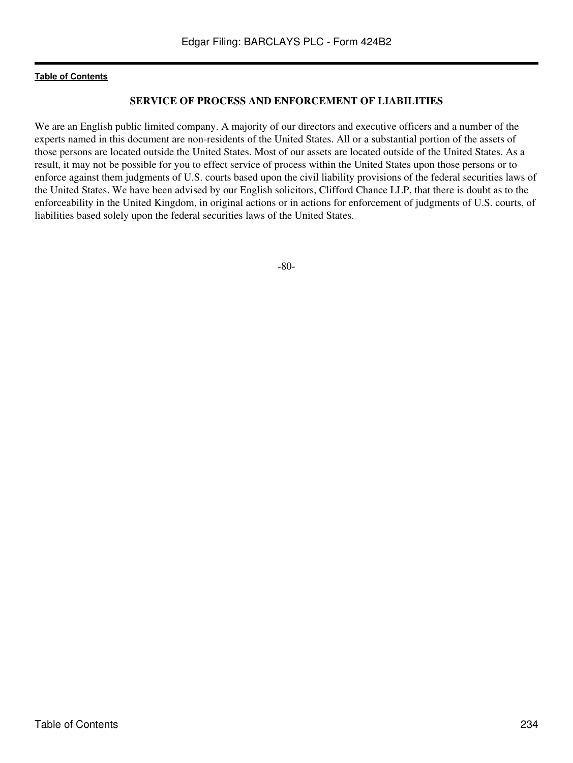## SERVICE OF PROCESS AND ENFORCEMENT OF LIABILITIES

We are an English public limited company. A majority of our directors and executive officers and a number of the experts named in this document are non-residents of the United States. All or a substantial portion of the assets of those persons are located outside the United States. Most of our assets are located outside of the United States. As a result, it may not be possible for you to effect service of process within the United States upon those persons or to enforce against them judgments of U.S. courts based upon the civil liability provisions of the federal securities laws of the United States. We have been advised by our English solicitors, Clifford Chance LLP, that there is doubt as to the enforceability in the United Kingdom, in original actions or in actions for enforcement of judgments of U.S. courts, of liabilities based solely upon the federal securities laws of the United States.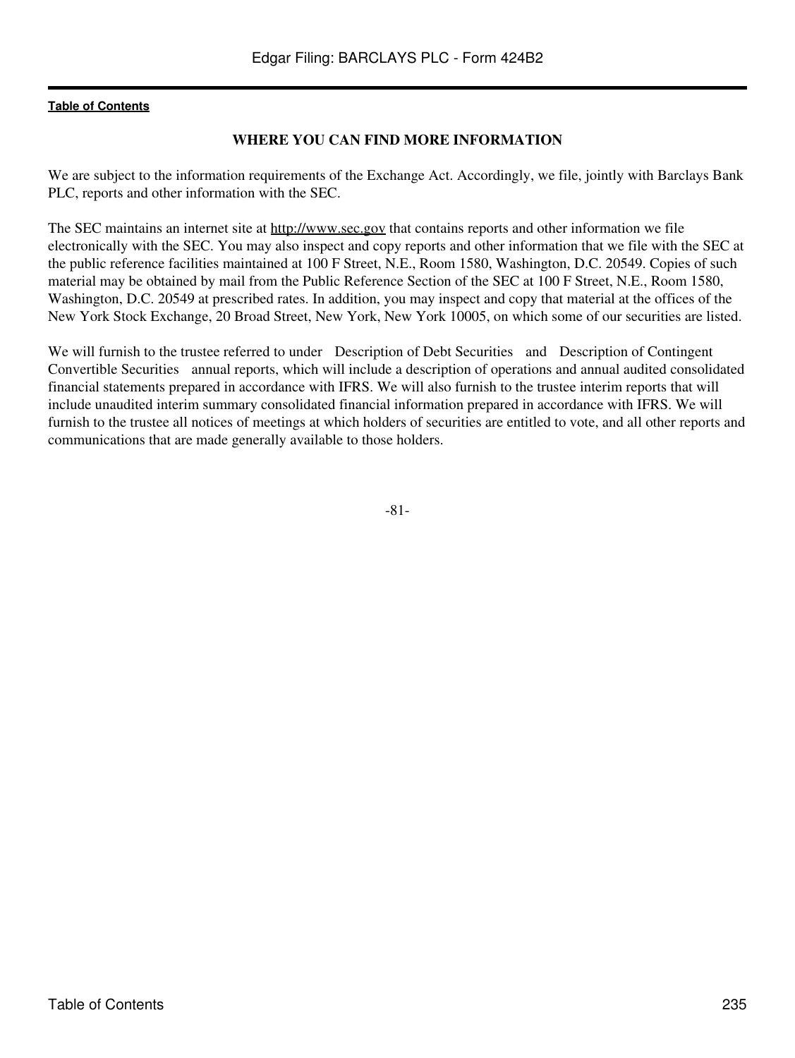## WHERE YOU CAN FIND MORE INFORMATION

We are subject to the information requirements of the Exchange Act. Accordingly, we file, jointly with Barclays Bank PLC, reports and other information with the SEC.

The SEC maintains an internet site at http://www.sec.gov that contains reports and other information we file electronically with the SEC. You may also inspect and copy reports and other information that we file with the SEC at the public reference facilities maintained at 100 F Street, N.E., Room 1580, Washington, D.C. 20549. Copies of such material may be obtained by mail from the Public Reference Section of the SEC at 100 F Street, N.E., Room 1580, Washington, D.C. 20549 at prescribed rates. In addition, you may inspect and copy that material at the offices of the New York Stock Exchange, 20 Broad Street, New York, New York 10005, on which some of our securities are listed.

We will furnish to the trustee referred to under Description of Debt Securities and Description of Contingent Convertible Securities annual reports, which will include a description of operations and annual audited consolidated financial statements prepared in accordance with IFRS. We will also furnish to the trustee interim reports that will include unaudited interim summary consolidated financial information prepared in accordance with IFRS. We will furnish to the trustee all notices of meetings at which holders of securities are entitled to vote, and all other reports and communications that are made generally available to those holders.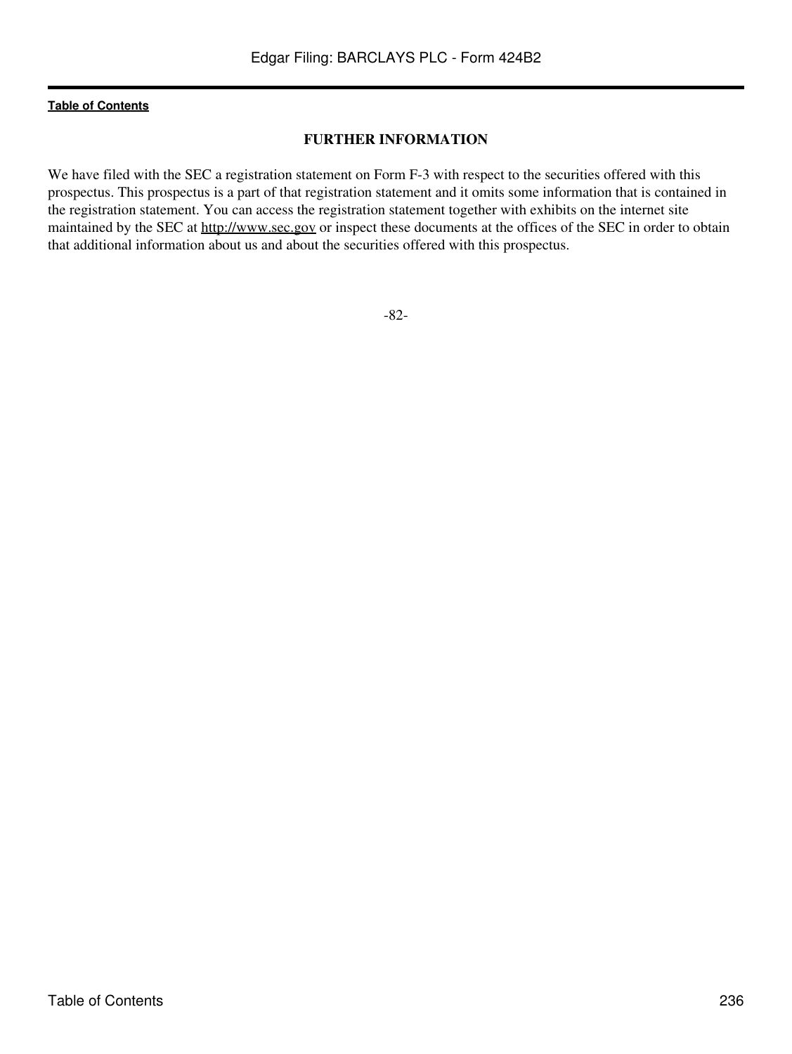## FURTHER INFORMATION

We have filed with the SEC a registration statement on Form F-3 with respect to the securities offered with this prospectus. This prospectus is a part of that registration statement and it omits some information that is contained in the registration statement. You can access the registration statement together with exhibits on the internet site maintained by the SEC at http://www.sec.gov or inspect these documents at the offices of the SEC in order to obtain that additional information about us and about the securities offered with this prospectus.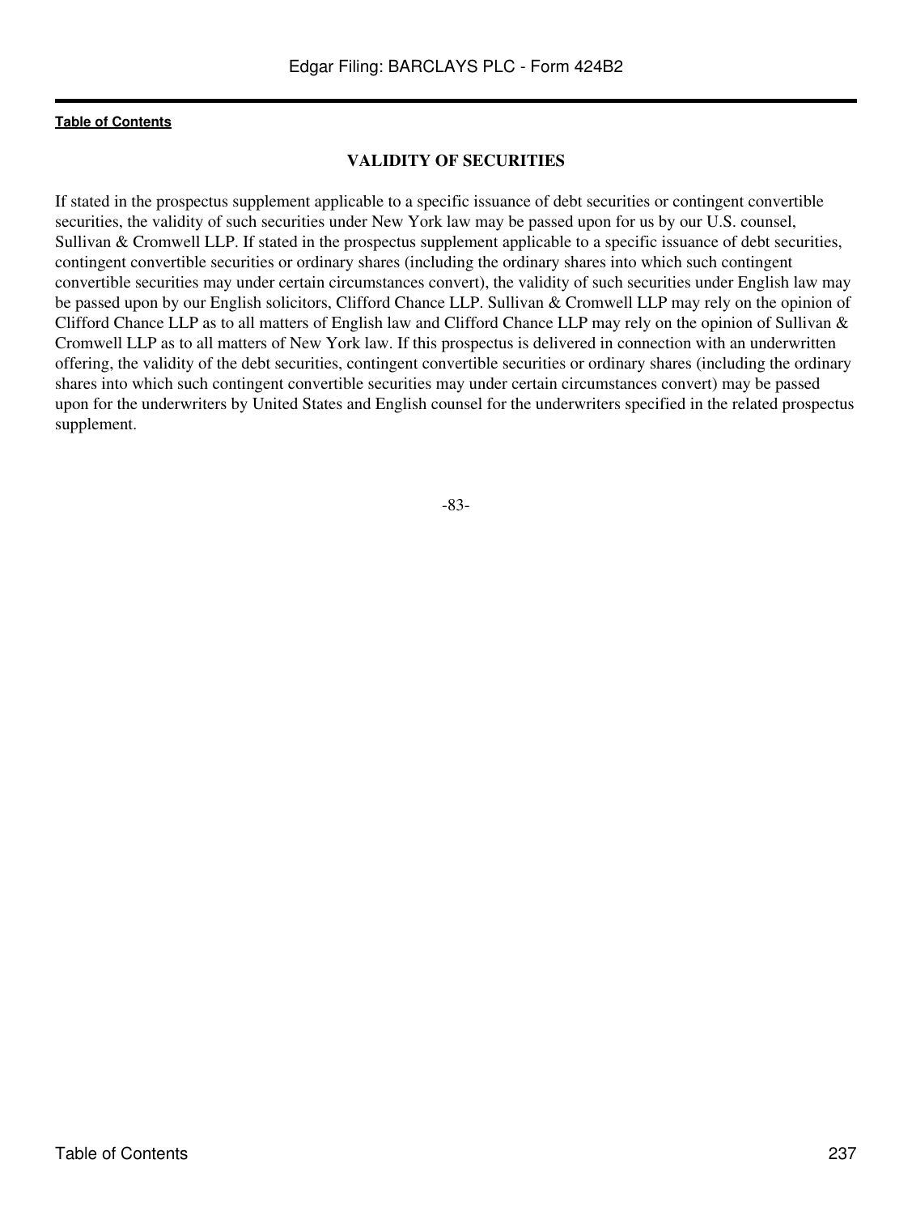## VALIDITY OF SECURITIES

If stated in the prospectus supplement applicable to a specific issuance of debt securities or contingent convertible securities, the validity of such securities under New York law may be passed upon for us by our U.S. counsel, Sullivan & Cromwell LLP. If stated in the prospectus supplement applicable to a specific issuance of debt securities, contingent convertible securities or ordinary shares (including the ordinary shares into which such contingent convertible securities may under certain circumstances convert), the validity of such securities under English law may be passed upon by our English solicitors, Clifford Chance LLP. Sullivan & Cromwell LLP may rely on the opinion of Clifford Chance LLP as to all matters of English law and Clifford Chance LLP may rely on the opinion of Sullivan & Cromwell LLP as to all matters of New York law. If this prospectus is delivered in connection with an underwritten offering, the validity of the debt securities, contingent convertible securities or ordinary shares (including the ordinary shares into which such contingent convertible securities may under certain circumstances convert) may be passed upon for the underwriters by United States and English counsel for the underwriters specified in the related prospectus supplement.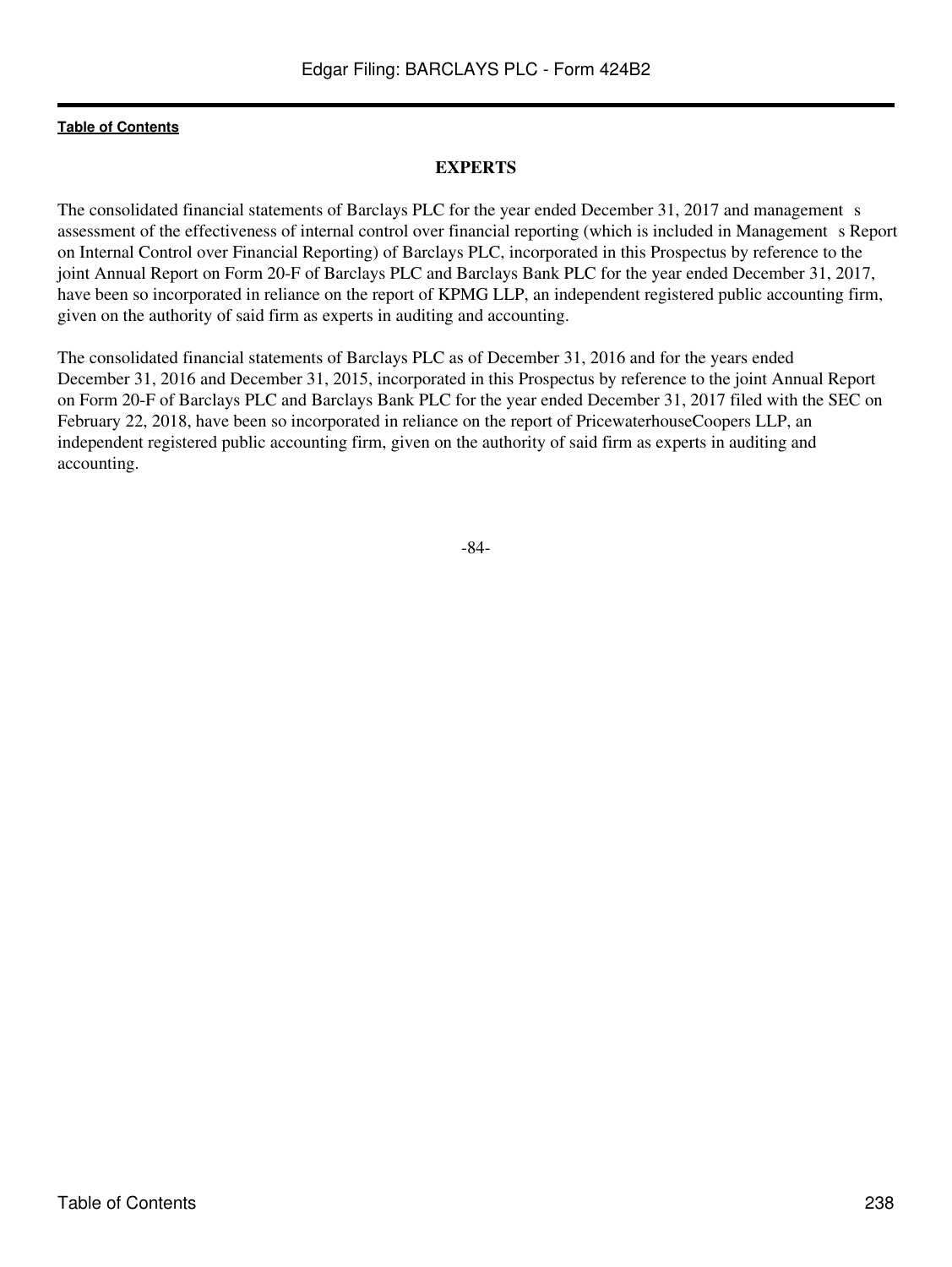## EXPERTS

The consolidated financial statements of Barclays PLC for the year ended December 31, 2017 and management s assessment of the effectiveness of internal control over financial reporting (which is included in Management s Report on Internal Control over Financial Reporting) of Barclays PLC, incorporated in this Prospectus by reference to the joint Annual Report on Form 20-F of Barclays PLC and Barclays Bank PLC for the year ended December 31, 2017, have been so incorporated in reliance on the report of KPMG LLP, an independent registered public accounting firm, given on the authority of said firm as experts in auditing and accounting.

The consolidated financial statements of Barclays PLC as of December 31, 2016 and for the years ended December 31, 2016 and December 31, 2015, incorporated in this Prospectus by reference to the joint Annual Report on Form 20-F of Barclays PLC and Barclays Bank PLC for the year ended December 31, 2017 filed with the SEC on February 22, 2018, have been so incorporated in reliance on the report of PricewaterhouseCoopers LLP, an independent registered public accounting firm, given on the authority of said firm as experts in auditing and accounting.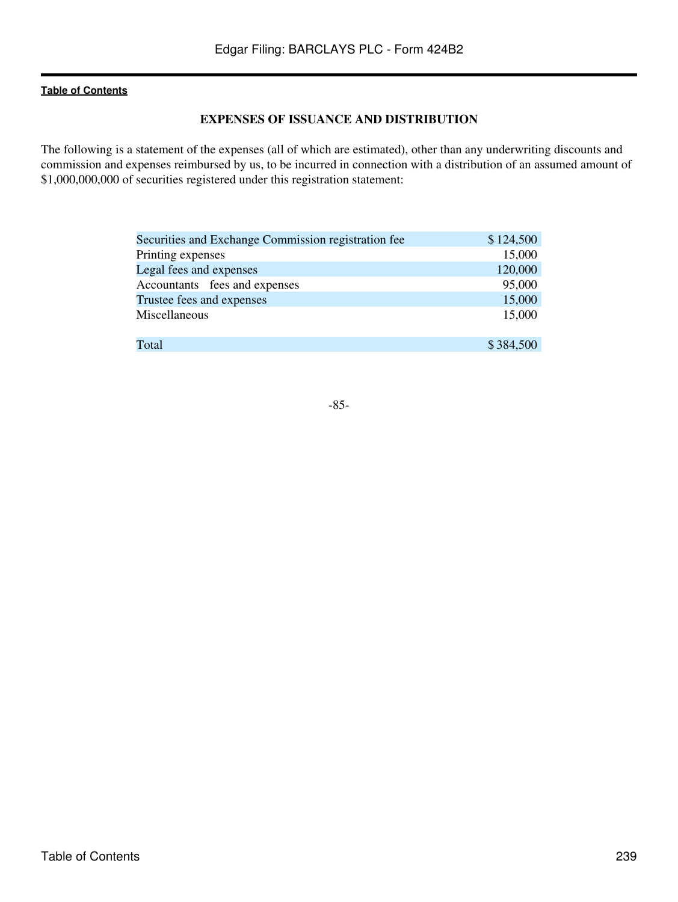## EXPENSES OF ISSUANCE AND DISTRIBUTION

The following is a statement of the expenses (all of which are estimated), other than any underwriting discounts and commission and expenses reimbursed by us, to be incurred in connection with a distribution of an assumed amount of $1,000,000,000 of securities registered under this registration statement:

| | |
|---|---|
| Securities and Exchange Commission registration fee | $ 124,500 |
| Printing expenses | 15,000 |
| Legal fees and expenses | 120,000 |
| Accountants fees and expenses | 95,000 |
| Trustee fees and expenses | 15,000 |
| Miscellaneous | 15,000 |
| Total | $ 384,500 |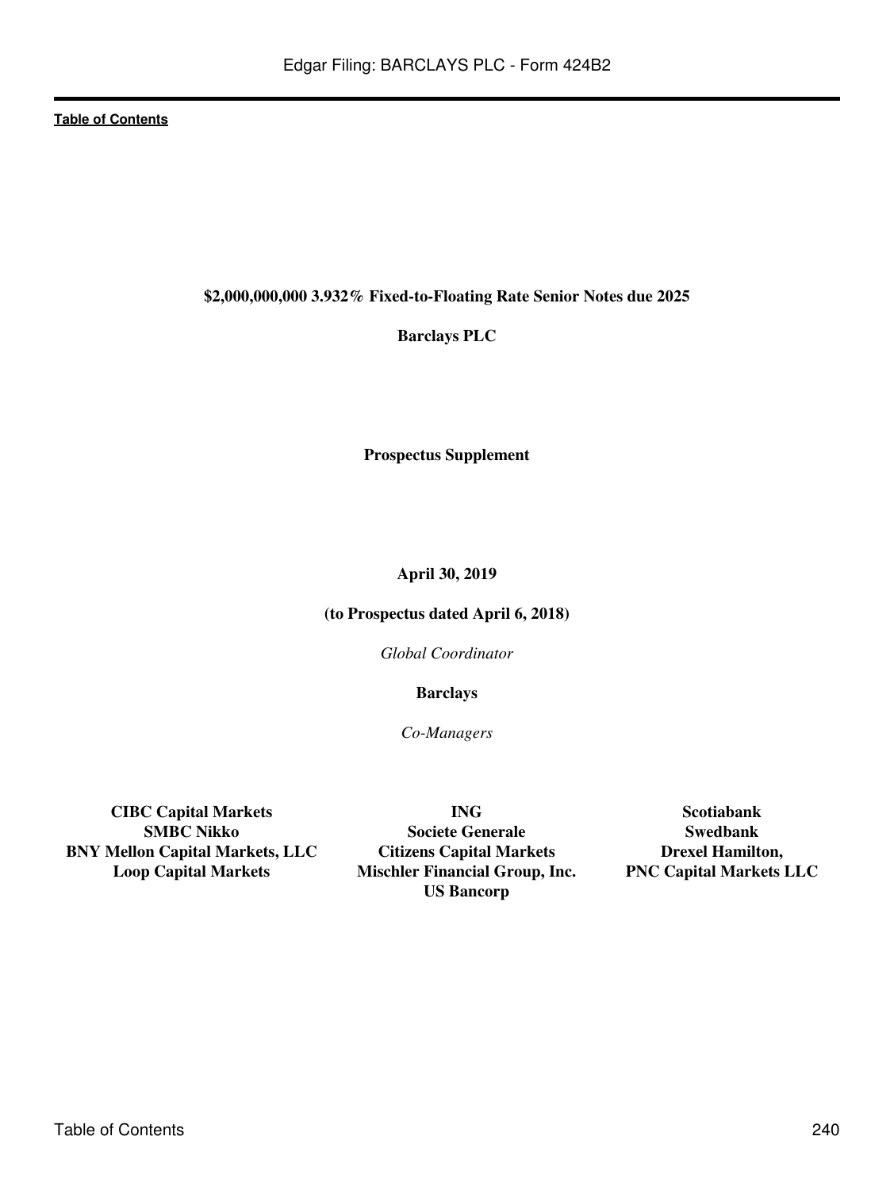**$2,000,000,000 3.932% Fixed-to-Floating Rate Senior Notes due 2025**

**Barclays PLC**

**Prospectus Supplement**

**April 30, 2019**

**(to Prospectus dated April 6, 2018)**

*Global Coordinator*

**Barclays**

*Co-Managers*

**CIBC Capital Markets**
**SMBC Nikko**
**BNY Mellon Capital Markets, LLC**
**Loop Capital Markets**
**ING**
**Societe Generale**
**Citizens Capital Markets**
**Mischler Financial Group, Inc.**
**US Bancorp**
**Scotiabank**
**Swedbank**
**Drexel Hamilton,**
**PNC Capital Markets LLC**